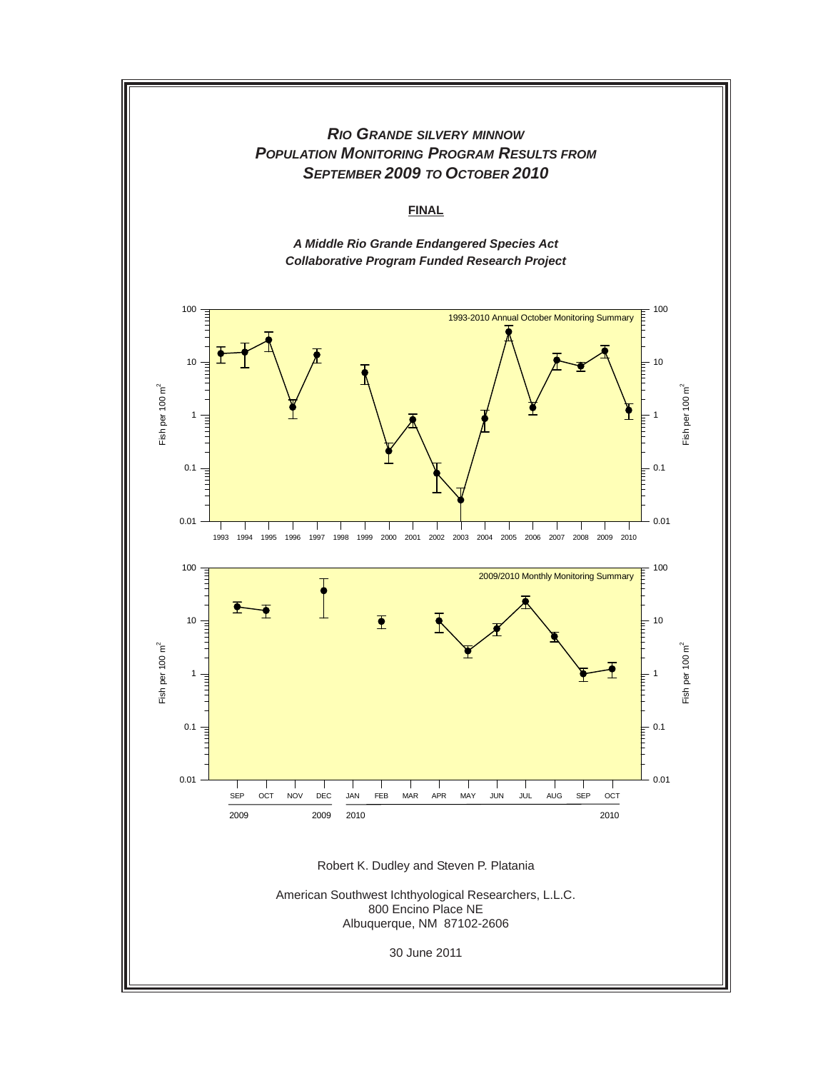# *RIO GRANDE SILVERY MINNOW*
# *POPULATION MONITORING PROGRAM RESULTS FROM SEPTEMBER 2009 TO OCTOBER 2010*

**FINAL**

***A Middle Rio Grande Endangered Species Act Collaborative Program Funded Research Project***

Robert K. Dudley and Steven P. Platania

American Southwest Ichthyological Researchers, L.L.C.
800 Encino Place NE
Albuquerque, NM 87102-2606

30 June 2011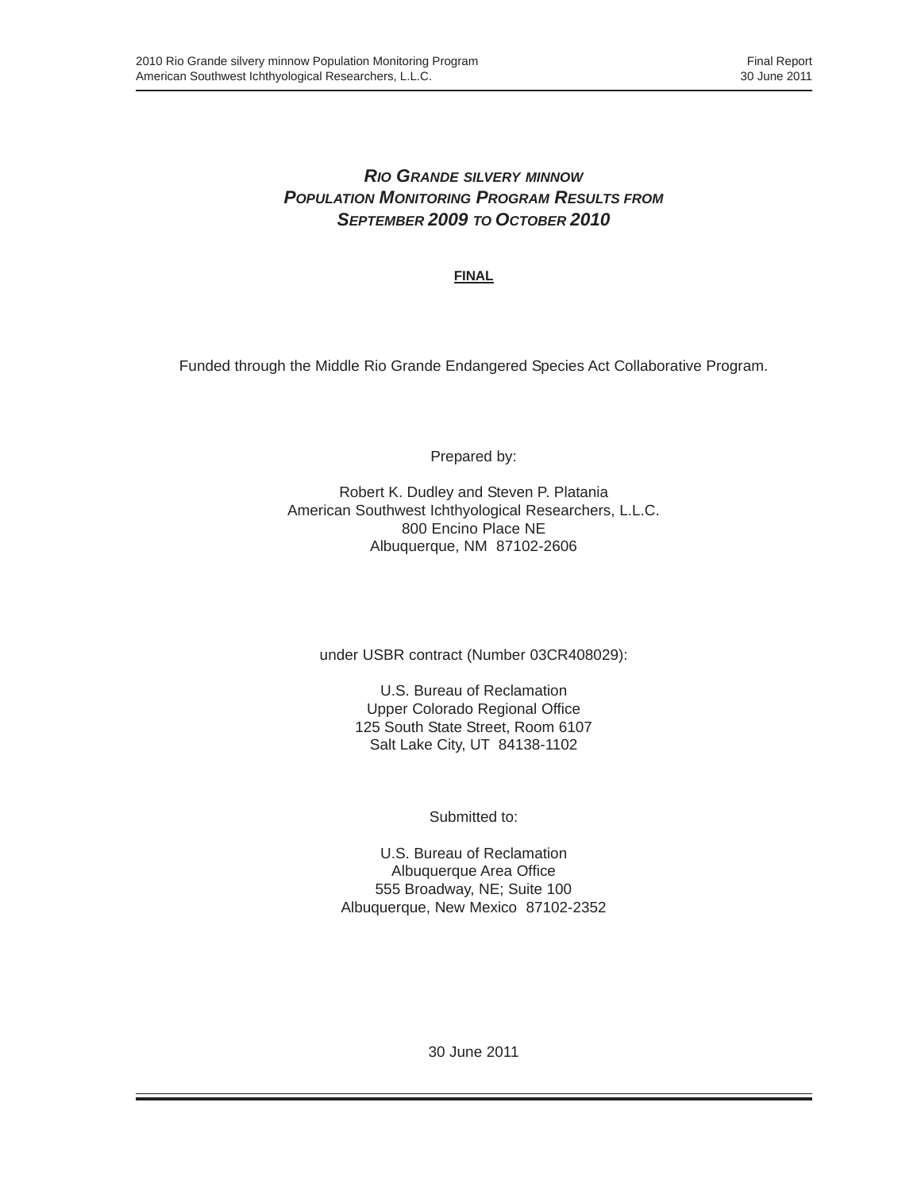# *Rio Grande silvery minnow* Population Monitoring Program Results from September 2009 to October 2010

**FINAL**

Funded through the Middle Rio Grande Endangered Species Act Collaborative Program.

Prepared by:

Robert K. Dudley and Steven P. Platania
American Southwest Ichthyological Researchers, L.L.C.
800 Encino Place NE
Albuquerque, NM 87102-2606

under USBR contract (Number 03CR408029):

U.S. Bureau of Reclamation
Upper Colorado Regional Office
125 South State Street, Room 6107
Salt Lake City, UT 84138-1102

Submitted to:

U.S. Bureau of Reclamation
Albuquerque Area Office
555 Broadway, NE; Suite 100
Albuquerque, New Mexico 87102-2352

30 June 2011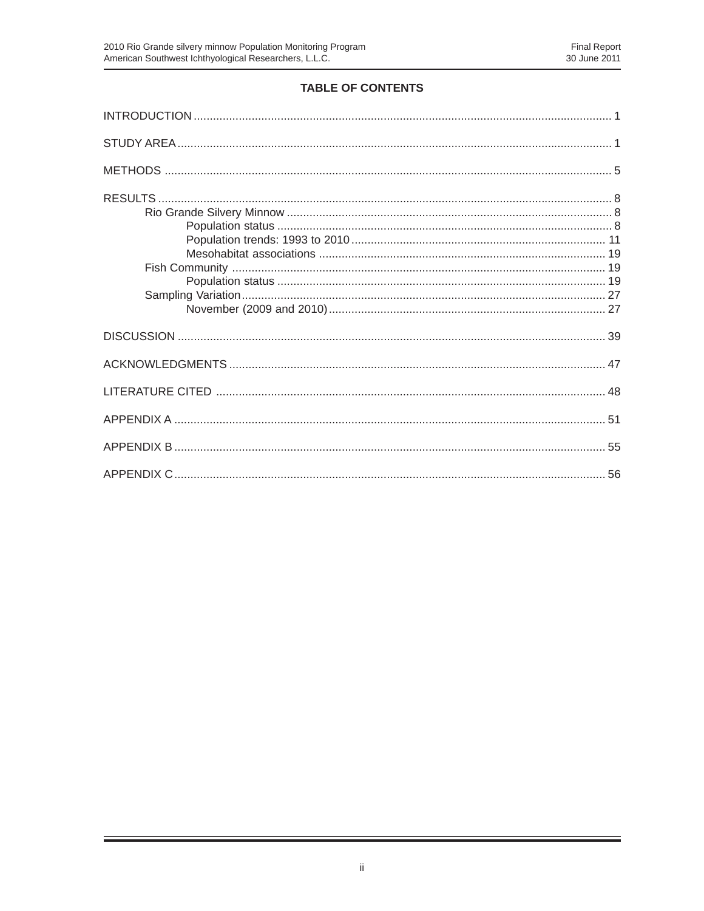# TABLE OF CONTENTS

INTRODUCTION ..................................................................................................................................... 1

STUDY AREA ........................................................................................................................................ 1

METHODS ............................................................................................................................................. 5

RESULTS ............................................................................................................................................... 8
- Rio Grande Silvery Minnow ................................................................................................... 8
  - Population status ...................................................................................................... 8
  - Population trends: 1993 to 2010 ............................................................................. 11
  - Mesohabitat associations ........................................................................................ 19
- Fish Community ...................................................................................................................... 19
  - Population status ..................................................................................................... 19
- Sampling Variation ................................................................................................................ 27
  - November (2009 and 2010) ..................................................................................... 27

DISCUSSION ....................................................................................................................................... 39

ACKNOWLEDGMENTS ....................................................................................................................... 47

LITERATURE CITED ........................................................................................................................... 48

APPENDIX A ........................................................................................................................................ 51

APPENDIX B ........................................................................................................................................ 55

APPENDIX C ........................................................................................................................................ 56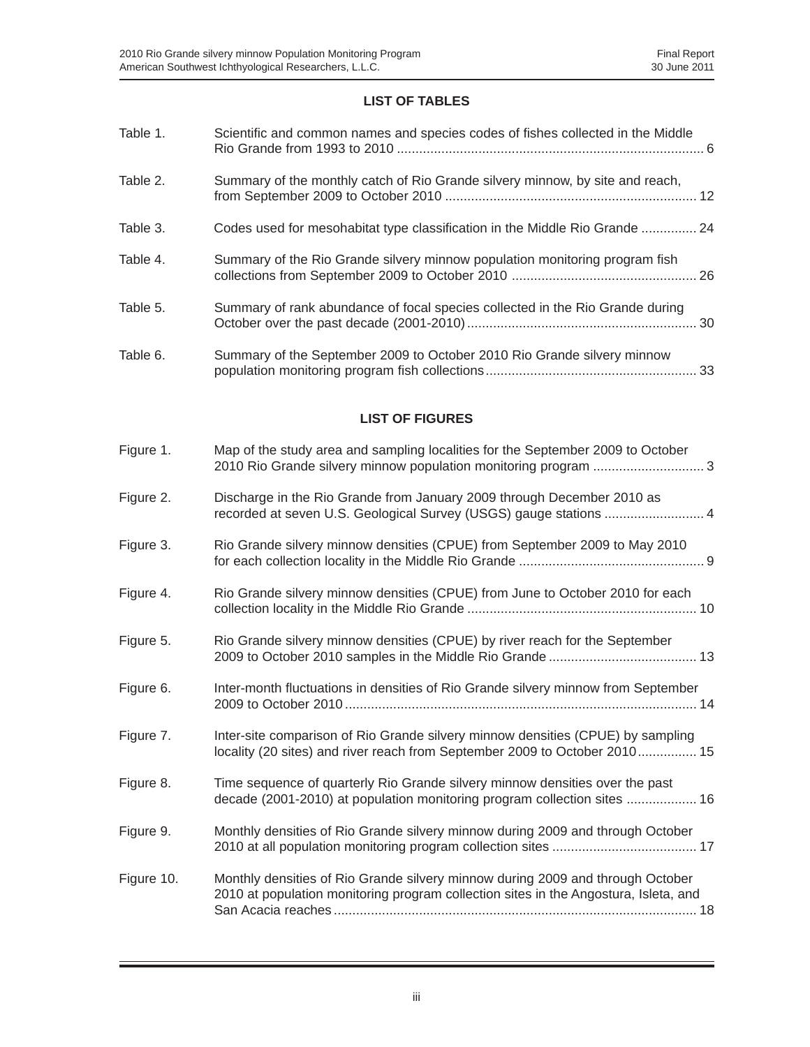## LIST OF TABLES

| | | |
|---|---|---|
| Table 1. | Scientific and common names and species codes of fishes collected in the Middle Rio Grande from 1993 to 2010 | 6 |
| Table 2. | Summary of the monthly catch of Rio Grande silvery minnow, by site and reach, from September 2009 to October 2010 | 12 |
| Table 3. | Codes used for mesohabitat type classification in the Middle Rio Grande | 24 |
| Table 4. | Summary of the Rio Grande silvery minnow population monitoring program fish collections from September 2009 to October 2010 | 26 |
| Table 5. | Summary of rank abundance of focal species collected in the Rio Grande during October over the past decade (2001-2010) | 30 |
| Table 6. | Summary of the September 2009 to October 2010 Rio Grande silvery minnow population monitoring program fish collections | 33 |

## LIST OF FIGURES

| | | |
|---|---|---|
| Figure 1. | Map of the study area and sampling localities for the September 2009 to October 2010 Rio Grande silvery minnow population monitoring program | 3 |
| Figure 2. | Discharge in the Rio Grande from January 2009 through December 2010 as recorded at seven U.S. Geological Survey (USGS) gauge stations | 4 |
| Figure 3. | Rio Grande silvery minnow densities (CPUE) from September 2009 to May 2010 for each collection locality in the Middle Rio Grande | 9 |
| Figure 4. | Rio Grande silvery minnow densities (CPUE) from June to October 2010 for each collection locality in the Middle Rio Grande | 10 |
| Figure 5. | Rio Grande silvery minnow densities (CPUE) by river reach for the September 2009 to October 2010 samples in the Middle Rio Grande | 13 |
| Figure 6. | Inter-month fluctuations in densities of Rio Grande silvery minnow from September 2009 to October 2010 | 14 |
| Figure 7. | Inter-site comparison of Rio Grande silvery minnow densities (CPUE) by sampling locality (20 sites) and river reach from September 2009 to October 2010 | 15 |
| Figure 8. | Time sequence of quarterly Rio Grande silvery minnow densities over the past decade (2001-2010) at population monitoring program collection sites | 16 |
| Figure 9. | Monthly densities of Rio Grande silvery minnow during 2009 and through October 2010 at all population monitoring program collection sites | 17 |
| Figure 10. | Monthly densities of Rio Grande silvery minnow during 2009 and through October 2010 at population monitoring program collection sites in the Angostura, Isleta, and San Acacia reaches | 18 |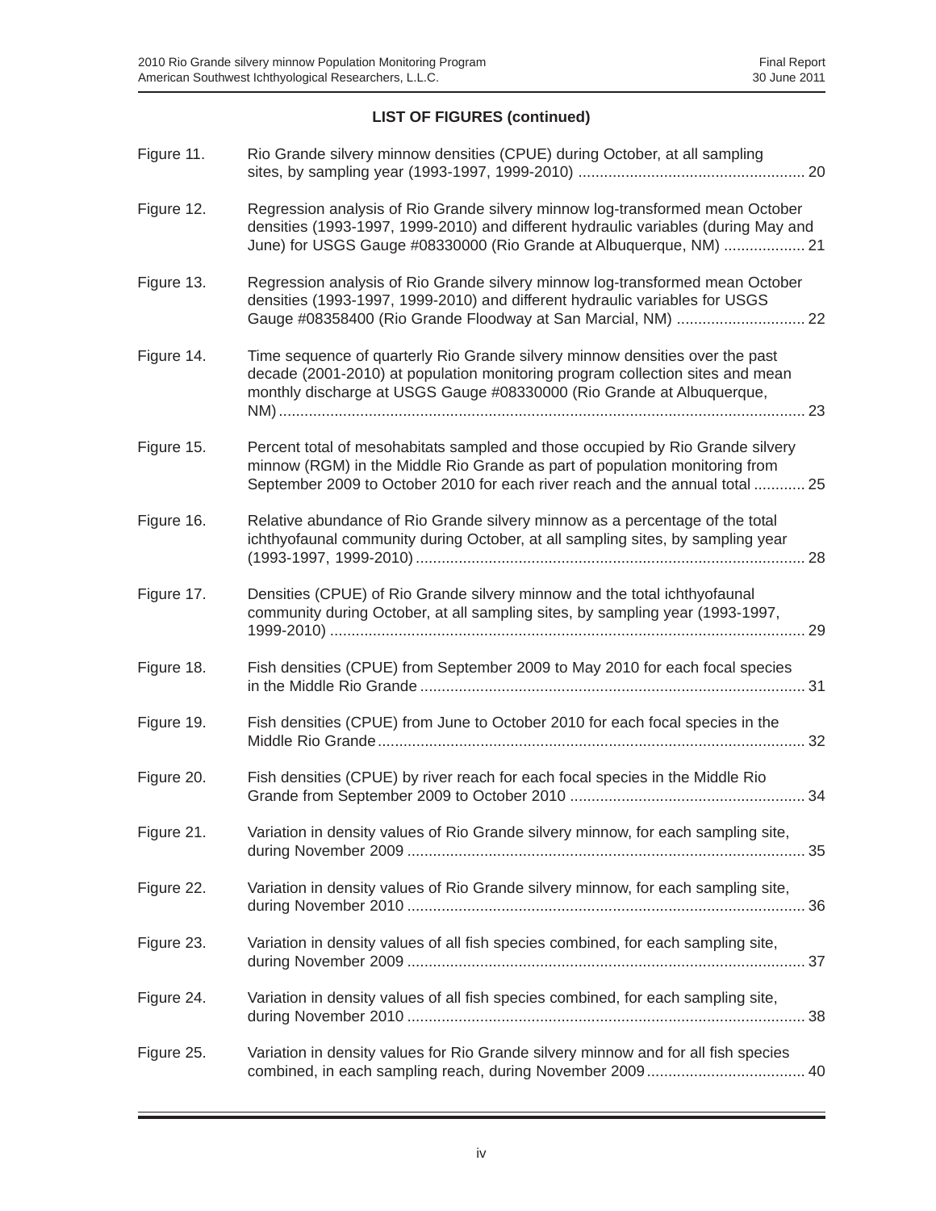**LIST OF FIGURES (continued)**

| | | |
|---|---|---|
| Figure 11. | Rio Grande silvery minnow densities (CPUE) during October, at all sampling sites, by sampling year (1993-1997, 1999-2010) | 20 |
| Figure 12. | Regression analysis of Rio Grande silvery minnow log-transformed mean October densities (1993-1997, 1999-2010) and different hydraulic variables (during May and June) for USGS Gauge #08330000 (Rio Grande at Albuquerque, NM) | 21 |
| Figure 13. | Regression analysis of Rio Grande silvery minnow log-transformed mean October densities (1993-1997, 1999-2010) and different hydraulic variables for USGS Gauge #08358400 (Rio Grande Floodway at San Marcial, NM) | 22 |
| Figure 14. | Time sequence of quarterly Rio Grande silvery minnow densities over the past decade (2001-2010) at population monitoring program collection sites and mean monthly discharge at USGS Gauge #08330000 (Rio Grande at Albuquerque, NM) | 23 |
| Figure 15. | Percent total of mesohabitats sampled and those occupied by Rio Grande silvery minnow (RGM) in the Middle Rio Grande as part of population monitoring from September 2009 to October 2010 for each river reach and the annual total | 25 |
| Figure 16. | Relative abundance of Rio Grande silvery minnow as a percentage of the total ichthyofaunal community during October, at all sampling sites, by sampling year (1993-1997, 1999-2010) | 28 |
| Figure 17. | Densities (CPUE) of Rio Grande silvery minnow and the total ichthyofaunal community during October, at all sampling sites, by sampling year (1993-1997, 1999-2010) | 29 |
| Figure 18. | Fish densities (CPUE) from September 2009 to May 2010 for each focal species in the Middle Rio Grande | 31 |
| Figure 19. | Fish densities (CPUE) from June to October 2010 for each focal species in the Middle Rio Grande | 32 |
| Figure 20. | Fish densities (CPUE) by river reach for each focal species in the Middle Rio Grande from September 2009 to October 2010 | 34 |
| Figure 21. | Variation in density values of Rio Grande silvery minnow, for each sampling site, during November 2009 | 35 |
| Figure 22. | Variation in density values of Rio Grande silvery minnow, for each sampling site, during November 2010 | 36 |
| Figure 23. | Variation in density values of all fish species combined, for each sampling site, during November 2009 | 37 |
| Figure 24. | Variation in density values of all fish species combined, for each sampling site, during November 2010 | 38 |
| Figure 25. | Variation in density values for Rio Grande silvery minnow and for all fish species combined, in each sampling reach, during November 2009 | 40 |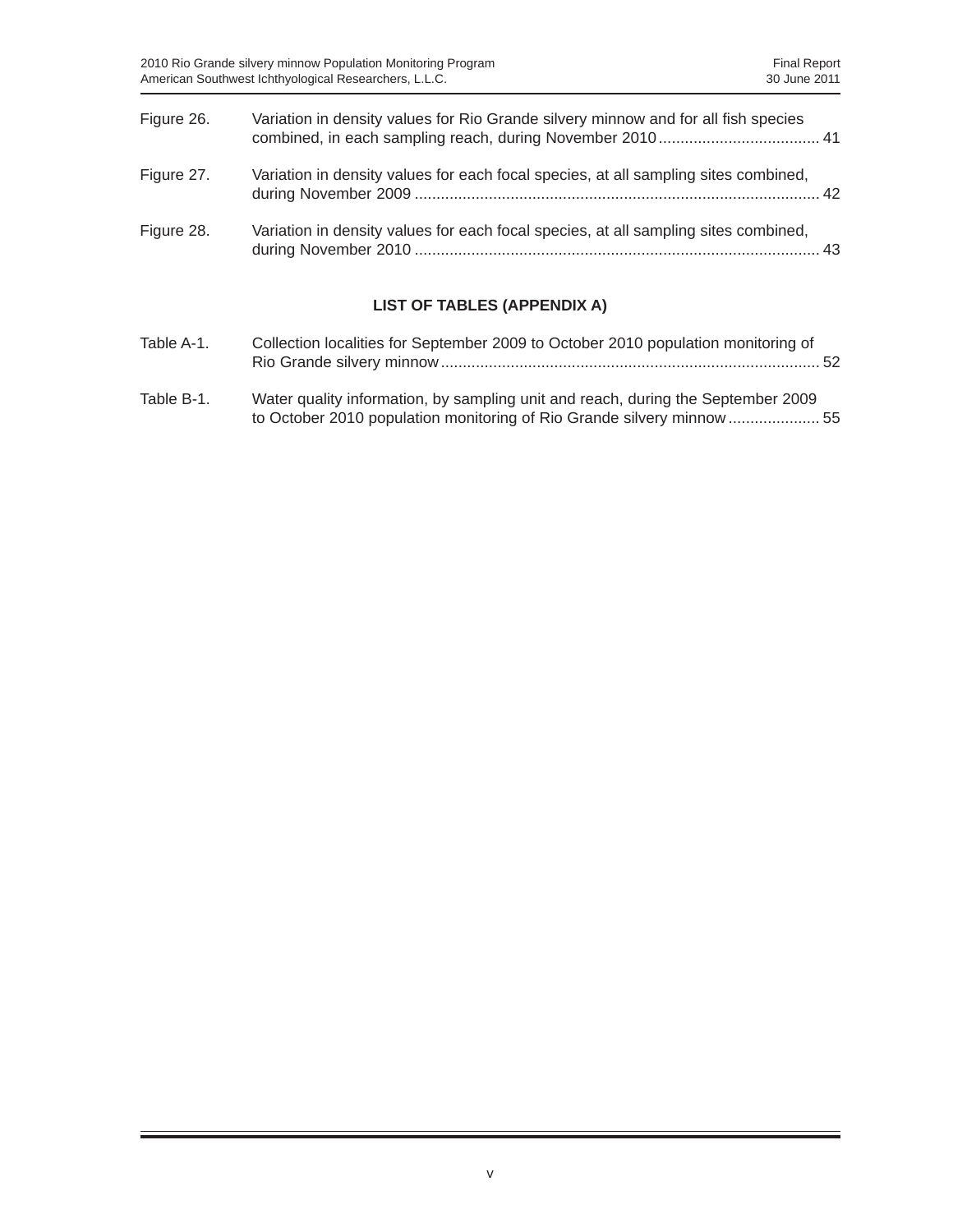Figure 26. Variation in density values for Rio Grande silvery minnow and for all fish species combined, in each sampling reach, during November 2010 ..................................... 41

Figure 27. Variation in density values for each focal species, at all sampling sites combined, during November 2009 ............................................................................................ 42

Figure 28. Variation in density values for each focal species, at all sampling sites combined, during November 2010 ............................................................................................ 43

## LIST OF TABLES (APPENDIX A)

Table A-1. Collection localities for September 2009 to October 2010 population monitoring of Rio Grande silvery minnow ....................................................................................... 52

Table B-1. Water quality information, by sampling unit and reach, during the September 2009 to October 2010 population monitoring of Rio Grande silvery minnow ..................... 55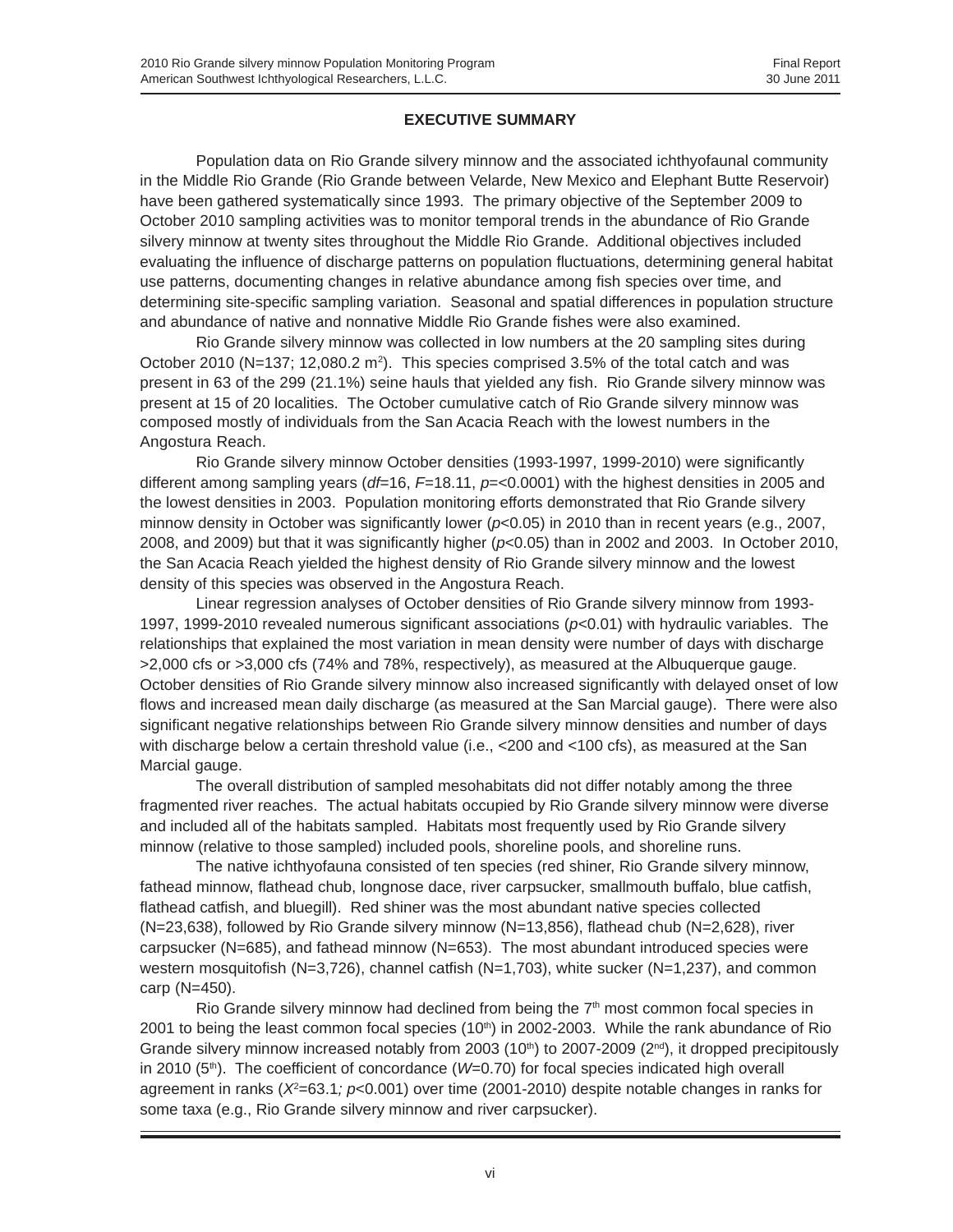## EXECUTIVE SUMMARY

Population data on Rio Grande silvery minnow and the associated ichthyofaunal community in the Middle Rio Grande (Rio Grande between Velarde, New Mexico and Elephant Butte Reservoir) have been gathered systematically since 1993. The primary objective of the September 2009 to October 2010 sampling activities was to monitor temporal trends in the abundance of Rio Grande silvery minnow at twenty sites throughout the Middle Rio Grande. Additional objectives included evaluating the influence of discharge patterns on population fluctuations, determining general habitat use patterns, documenting changes in relative abundance among fish species over time, and determining site-specific sampling variation. Seasonal and spatial differences in population structure and abundance of native and nonnative Middle Rio Grande fishes were also examined.

Rio Grande silvery minnow was collected in low numbers at the 20 sampling sites during October 2010 (N=137; 12,080.2 $m^2$). This species comprised 3.5% of the total catch and was present in 63 of the 299 (21.1%) seine hauls that yielded any fish. Rio Grande silvery minnow was present at 15 of 20 localities. The October cumulative catch of Rio Grande silvery minnow was composed mostly of individuals from the San Acacia Reach with the lowest numbers in the Angostura Reach.

Rio Grande silvery minnow October densities (1993-1997, 1999-2010) were significantly different among sampling years ($df$=16, $F$=18.11, $p$=<0.0001) with the highest densities in 2005 and the lowest densities in 2003. Population monitoring efforts demonstrated that Rio Grande silvery minnow density in October was significantly lower ($p$<0.05) in 2010 than in recent years (e.g., 2007, 2008, and 2009) but that it was significantly higher ($p$<0.05) than in 2002 and 2003. In October 2010, the San Acacia Reach yielded the highest density of Rio Grande silvery minnow and the lowest density of this species was observed in the Angostura Reach.

Linear regression analyses of October densities of Rio Grande silvery minnow from 1993-1997, 1999-2010 revealed numerous significant associations ($p$<0.01) with hydraulic variables. The relationships that explained the most variation in mean density were number of days with discharge >2,000 cfs or >3,000 cfs (74% and 78%, respectively), as measured at the Albuquerque gauge. October densities of Rio Grande silvery minnow also increased significantly with delayed onset of low flows and increased mean daily discharge (as measured at the San Marcial gauge). There were also significant negative relationships between Rio Grande silvery minnow densities and number of days with discharge below a certain threshold value (i.e., <200 and <100 cfs), as measured at the San Marcial gauge.

The overall distribution of sampled mesohabitats did not differ notably among the three fragmented river reaches. The actual habitats occupied by Rio Grande silvery minnow were diverse and included all of the habitats sampled. Habitats most frequently used by Rio Grande silvery minnow (relative to those sampled) included pools, shoreline pools, and shoreline runs.

The native ichthyofauna consisted of ten species (red shiner, Rio Grande silvery minnow, fathead minnow, flathead chub, longnose dace, river carpsucker, smallmouth buffalo, blue catfish, flathead catfish, and bluegill). Red shiner was the most abundant native species collected (N=23,638), followed by Rio Grande silvery minnow (N=13,856), flathead chub (N=2,628), river carpsucker (N=685), and fathead minnow (N=653). The most abundant introduced species were western mosquitofish (N=3,726), channel catfish (N=1,703), white sucker (N=1,237), and common carp (N=450).

Rio Grande silvery minnow had declined from being the 7th most common focal species in 2001 to being the least common focal species (10th) in 2002-2003. While the rank abundance of Rio Grande silvery minnow increased notably from 2003 (10th) to 2007-2009 (2nd), it dropped precipitously in 2010 (5th). The coefficient of concordance ($W$=0.70) for focal species indicated high overall agreement in ranks ($X^2$=63.1; $p$<0.001) over time (2001-2010) despite notable changes in ranks for some taxa (e.g., Rio Grande silvery minnow and river carpsucker).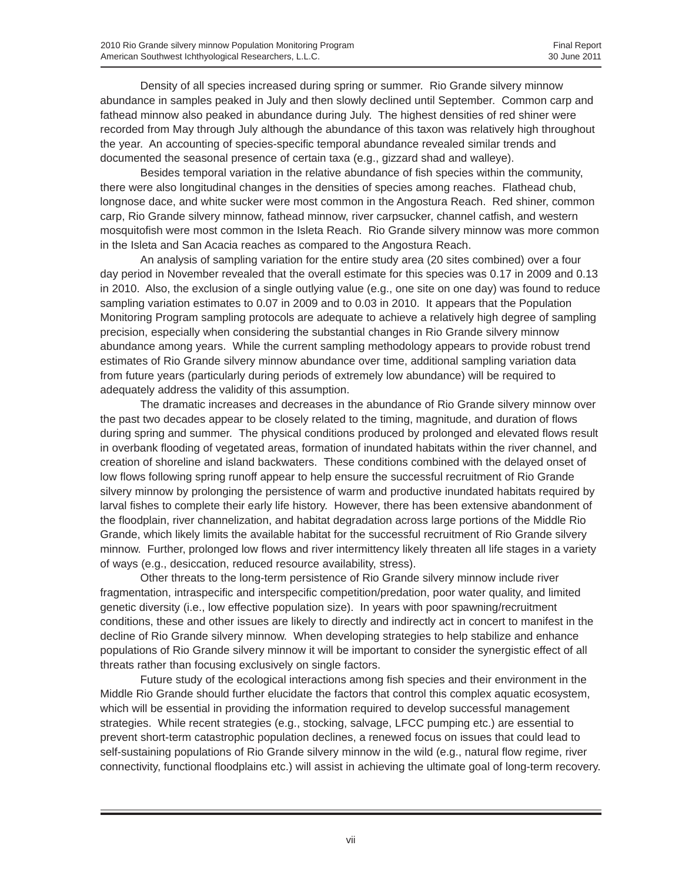Density of all species increased during spring or summer. Rio Grande silvery minnow abundance in samples peaked in July and then slowly declined until September. Common carp and fathead minnow also peaked in abundance during July. The highest densities of red shiner were recorded from May through July although the abundance of this taxon was relatively high throughout the year. An accounting of species-specific temporal abundance revealed similar trends and documented the seasonal presence of certain taxa (e.g., gizzard shad and walleye).

Besides temporal variation in the relative abundance of fish species within the community, there were also longitudinal changes in the densities of species among reaches. Flathead chub, longnose dace, and white sucker were most common in the Angostura Reach. Red shiner, common carp, Rio Grande silvery minnow, fathead minnow, river carpsucker, channel catfish, and western mosquitofish were most common in the Isleta Reach. Rio Grande silvery minnow was more common in the Isleta and San Acacia reaches as compared to the Angostura Reach.

An analysis of sampling variation for the entire study area (20 sites combined) over a four day period in November revealed that the overall estimate for this species was 0.17 in 2009 and 0.13 in 2010. Also, the exclusion of a single outlying value (e.g., one site on one day) was found to reduce sampling variation estimates to 0.07 in 2009 and to 0.03 in 2010. It appears that the Population Monitoring Program sampling protocols are adequate to achieve a relatively high degree of sampling precision, especially when considering the substantial changes in Rio Grande silvery minnow abundance among years. While the current sampling methodology appears to provide robust trend estimates of Rio Grande silvery minnow abundance over time, additional sampling variation data from future years (particularly during periods of extremely low abundance) will be required to adequately address the validity of this assumption.

The dramatic increases and decreases in the abundance of Rio Grande silvery minnow over the past two decades appear to be closely related to the timing, magnitude, and duration of flows during spring and summer. The physical conditions produced by prolonged and elevated flows result in overbank flooding of vegetated areas, formation of inundated habitats within the river channel, and creation of shoreline and island backwaters. These conditions combined with the delayed onset of low flows following spring runoff appear to help ensure the successful recruitment of Rio Grande silvery minnow by prolonging the persistence of warm and productive inundated habitats required by larval fishes to complete their early life history. However, there has been extensive abandonment of the floodplain, river channelization, and habitat degradation across large portions of the Middle Rio Grande, which likely limits the available habitat for the successful recruitment of Rio Grande silvery minnow. Further, prolonged low flows and river intermittency likely threaten all life stages in a variety of ways (e.g., desiccation, reduced resource availability, stress).

Other threats to the long-term persistence of Rio Grande silvery minnow include river fragmentation, intraspecific and interspecific competition/predation, poor water quality, and limited genetic diversity (i.e., low effective population size). In years with poor spawning/recruitment conditions, these and other issues are likely to directly and indirectly act in concert to manifest in the decline of Rio Grande silvery minnow. When developing strategies to help stabilize and enhance populations of Rio Grande silvery minnow it will be important to consider the synergistic effect of all threats rather than focusing exclusively on single factors.

Future study of the ecological interactions among fish species and their environment in the Middle Rio Grande should further elucidate the factors that control this complex aquatic ecosystem, which will be essential in providing the information required to develop successful management strategies. While recent strategies (e.g., stocking, salvage, LFCC pumping etc.) are essential to prevent short-term catastrophic population declines, a renewed focus on issues that could lead to self-sustaining populations of Rio Grande silvery minnow in the wild (e.g., natural flow regime, river connectivity, functional floodplains etc.) will assist in achieving the ultimate goal of long-term recovery.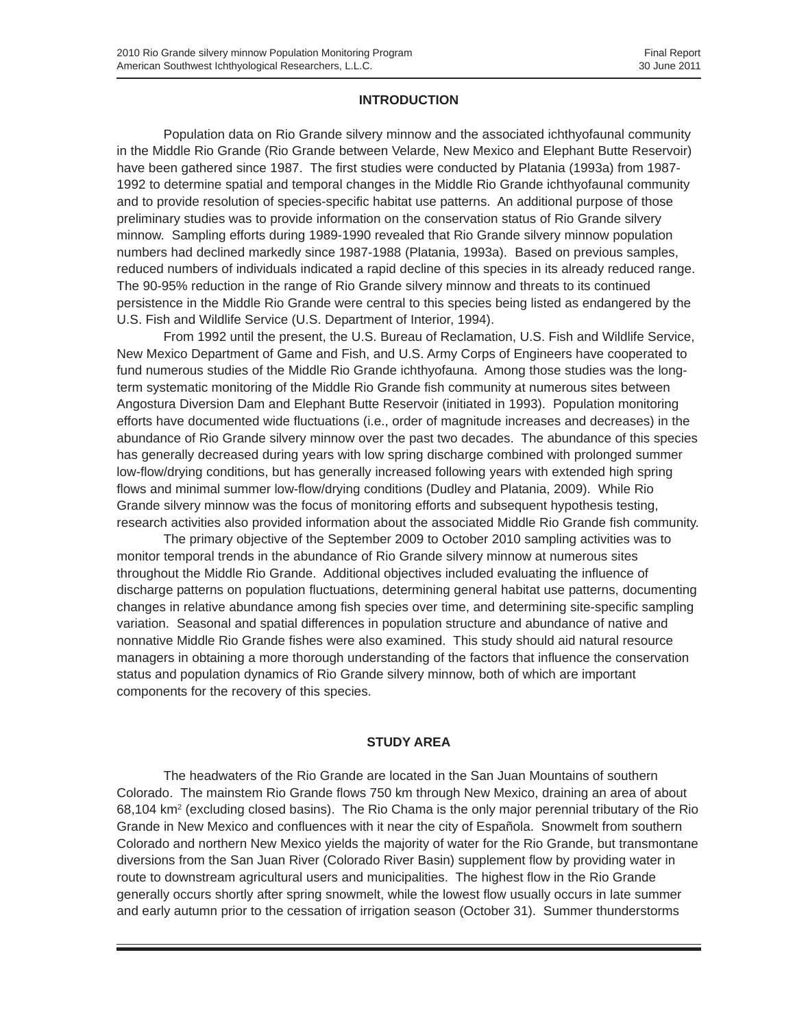## INTRODUCTION

Population data on Rio Grande silvery minnow and the associated ichthyofaunal community in the Middle Rio Grande (Rio Grande between Velarde, New Mexico and Elephant Butte Reservoir) have been gathered since 1987. The first studies were conducted by Platania (1993a) from 1987-1992 to determine spatial and temporal changes in the Middle Rio Grande ichthyofaunal community and to provide resolution of species-specific habitat use patterns. An additional purpose of those preliminary studies was to provide information on the conservation status of Rio Grande silvery minnow. Sampling efforts during 1989-1990 revealed that Rio Grande silvery minnow population numbers had declined markedly since 1987-1988 (Platania, 1993a). Based on previous samples, reduced numbers of individuals indicated a rapid decline of this species in its already reduced range. The 90-95% reduction in the range of Rio Grande silvery minnow and threats to its continued persistence in the Middle Rio Grande were central to this species being listed as endangered by the U.S. Fish and Wildlife Service (U.S. Department of Interior, 1994).

From 1992 until the present, the U.S. Bureau of Reclamation, U.S. Fish and Wildlife Service, New Mexico Department of Game and Fish, and U.S. Army Corps of Engineers have cooperated to fund numerous studies of the Middle Rio Grande ichthyofauna. Among those studies was the long-term systematic monitoring of the Middle Rio Grande fish community at numerous sites between Angostura Diversion Dam and Elephant Butte Reservoir (initiated in 1993). Population monitoring efforts have documented wide fluctuations (i.e., order of magnitude increases and decreases) in the abundance of Rio Grande silvery minnow over the past two decades. The abundance of this species has generally decreased during years with low spring discharge combined with prolonged summer low-flow/drying conditions, but has generally increased following years with extended high spring flows and minimal summer low-flow/drying conditions (Dudley and Platania, 2009). While Rio Grande silvery minnow was the focus of monitoring efforts and subsequent hypothesis testing, research activities also provided information about the associated Middle Rio Grande fish community.

The primary objective of the September 2009 to October 2010 sampling activities was to monitor temporal trends in the abundance of Rio Grande silvery minnow at numerous sites throughout the Middle Rio Grande. Additional objectives included evaluating the influence of discharge patterns on population fluctuations, determining general habitat use patterns, documenting changes in relative abundance among fish species over time, and determining site-specific sampling variation. Seasonal and spatial differences in population structure and abundance of native and nonnative Middle Rio Grande fishes were also examined. This study should aid natural resource managers in obtaining a more thorough understanding of the factors that influence the conservation status and population dynamics of Rio Grande silvery minnow, both of which are important components for the recovery of this species.

## STUDY AREA

The headwaters of the Rio Grande are located in the San Juan Mountains of southern Colorado. The mainstem Rio Grande flows 750 km through New Mexico, draining an area of about 68,104 km$^2$ (excluding closed basins). The Rio Chama is the only major perennial tributary of the Rio Grande in New Mexico and confluences with it near the city of Española. Snowmelt from southern Colorado and northern New Mexico yields the majority of water for the Rio Grande, but transmontane diversions from the San Juan River (Colorado River Basin) supplement flow by providing water in route to downstream agricultural users and municipalities. The highest flow in the Rio Grande generally occurs shortly after spring snowmelt, while the lowest flow usually occurs in late summer and early autumn prior to the cessation of irrigation season (October 31). Summer thunderstorms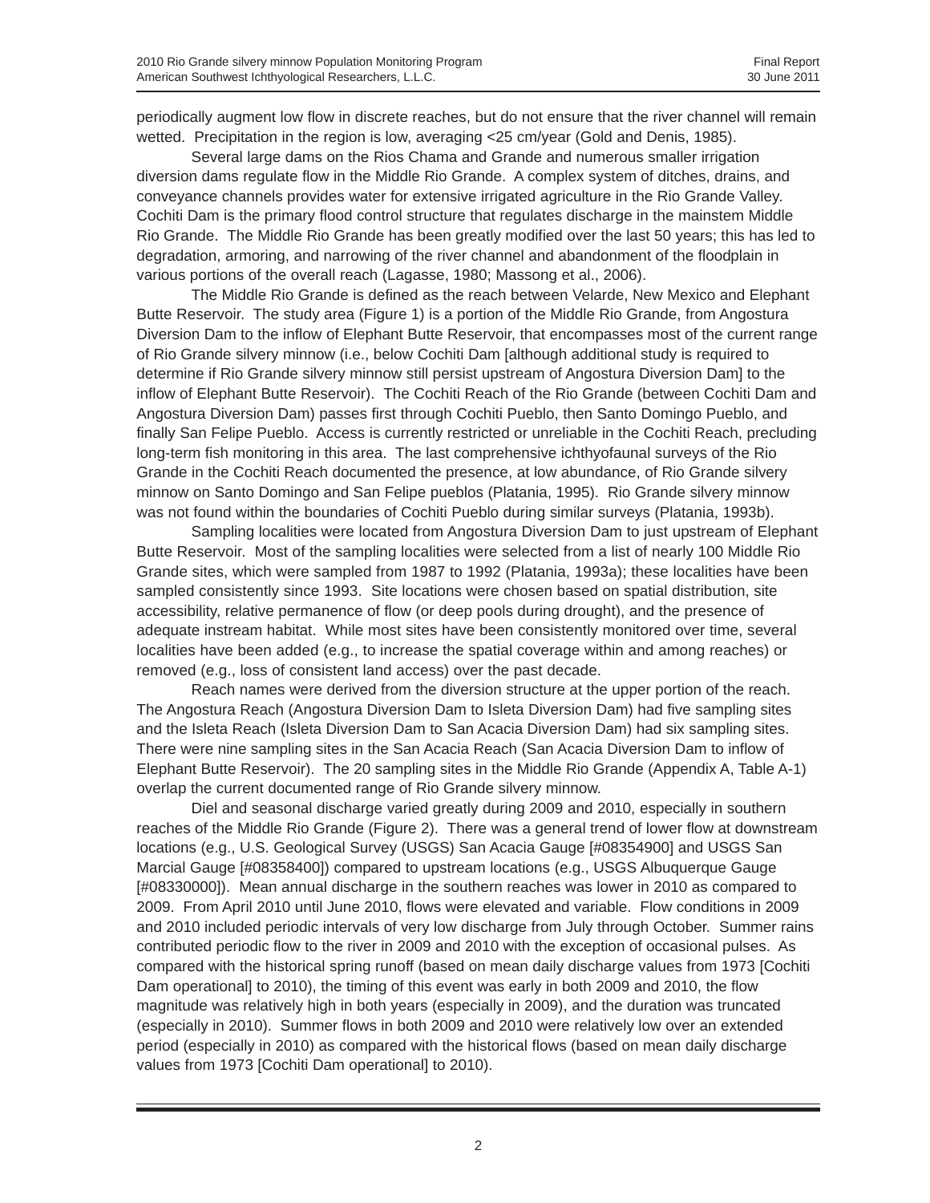periodically augment low flow in discrete reaches, but do not ensure that the river channel will remain wetted. Precipitation in the region is low, averaging <25 cm/year (Gold and Denis, 1985).

Several large dams on the Rios Chama and Grande and numerous smaller irrigation diversion dams regulate flow in the Middle Rio Grande. A complex system of ditches, drains, and conveyance channels provides water for extensive irrigated agriculture in the Rio Grande Valley. Cochiti Dam is the primary flood control structure that regulates discharge in the mainstem Middle Rio Grande. The Middle Rio Grande has been greatly modified over the last 50 years; this has led to degradation, armoring, and narrowing of the river channel and abandonment of the floodplain in various portions of the overall reach (Lagasse, 1980; Massong et al., 2006).

The Middle Rio Grande is defined as the reach between Velarde, New Mexico and Elephant Butte Reservoir. The study area (Figure 1) is a portion of the Middle Rio Grande, from Angostura Diversion Dam to the inflow of Elephant Butte Reservoir, that encompasses most of the current range of Rio Grande silvery minnow (i.e., below Cochiti Dam [although additional study is required to determine if Rio Grande silvery minnow still persist upstream of Angostura Diversion Dam] to the inflow of Elephant Butte Reservoir). The Cochiti Reach of the Rio Grande (between Cochiti Dam and Angostura Diversion Dam) passes first through Cochiti Pueblo, then Santo Domingo Pueblo, and finally San Felipe Pueblo. Access is currently restricted or unreliable in the Cochiti Reach, precluding long-term fish monitoring in this area. The last comprehensive ichthyofaunal surveys of the Rio Grande in the Cochiti Reach documented the presence, at low abundance, of Rio Grande silvery minnow on Santo Domingo and San Felipe pueblos (Platania, 1995). Rio Grande silvery minnow was not found within the boundaries of Cochiti Pueblo during similar surveys (Platania, 1993b).

Sampling localities were located from Angostura Diversion Dam to just upstream of Elephant Butte Reservoir. Most of the sampling localities were selected from a list of nearly 100 Middle Rio Grande sites, which were sampled from 1987 to 1992 (Platania, 1993a); these localities have been sampled consistently since 1993. Site locations were chosen based on spatial distribution, site accessibility, relative permanence of flow (or deep pools during drought), and the presence of adequate instream habitat. While most sites have been consistently monitored over time, several localities have been added (e.g., to increase the spatial coverage within and among reaches) or removed (e.g., loss of consistent land access) over the past decade.

Reach names were derived from the diversion structure at the upper portion of the reach. The Angostura Reach (Angostura Diversion Dam to Isleta Diversion Dam) had five sampling sites and the Isleta Reach (Isleta Diversion Dam to San Acacia Diversion Dam) had six sampling sites. There were nine sampling sites in the San Acacia Reach (San Acacia Diversion Dam to inflow of Elephant Butte Reservoir). The 20 sampling sites in the Middle Rio Grande (Appendix A, Table A-1) overlap the current documented range of Rio Grande silvery minnow.

Diel and seasonal discharge varied greatly during 2009 and 2010, especially in southern reaches of the Middle Rio Grande (Figure 2). There was a general trend of lower flow at downstream locations (e.g., U.S. Geological Survey (USGS) San Acacia Gauge [#08354900] and USGS San Marcial Gauge [#08358400]) compared to upstream locations (e.g., USGS Albuquerque Gauge [#08330000]). Mean annual discharge in the southern reaches was lower in 2010 as compared to 2009. From April 2010 until June 2010, flows were elevated and variable. Flow conditions in 2009 and 2010 included periodic intervals of very low discharge from July through October. Summer rains contributed periodic flow to the river in 2009 and 2010 with the exception of occasional pulses. As compared with the historical spring runoff (based on mean daily discharge values from 1973 [Cochiti Dam operational] to 2010), the timing of this event was early in both 2009 and 2010, the flow magnitude was relatively high in both years (especially in 2009), and the duration was truncated (especially in 2010). Summer flows in both 2009 and 2010 were relatively low over an extended period (especially in 2010) as compared with the historical flows (based on mean daily discharge values from 1973 [Cochiti Dam operational] to 2010).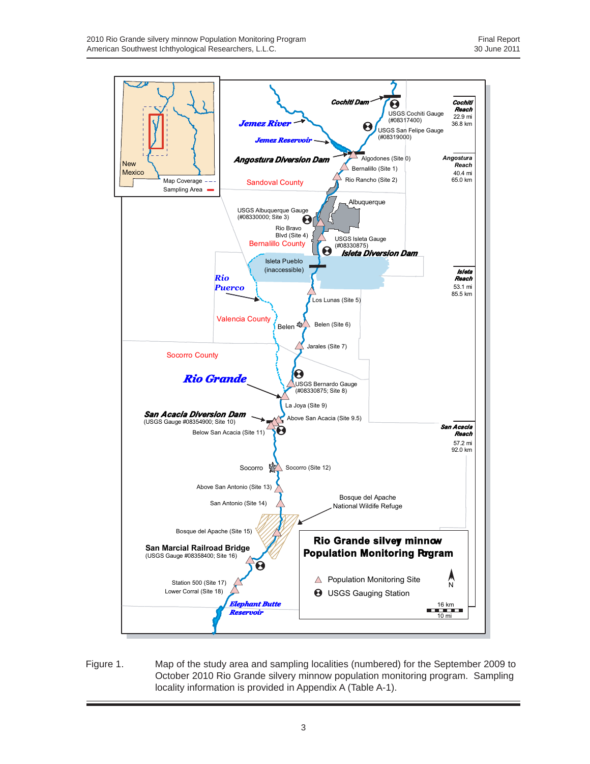Figure 1. Map of the study area and sampling localities (numbered) for the September 2009 to October 2010 Rio Grande silvery minnow population monitoring program. Sampling locality information is provided in Appendix A (Table A-1).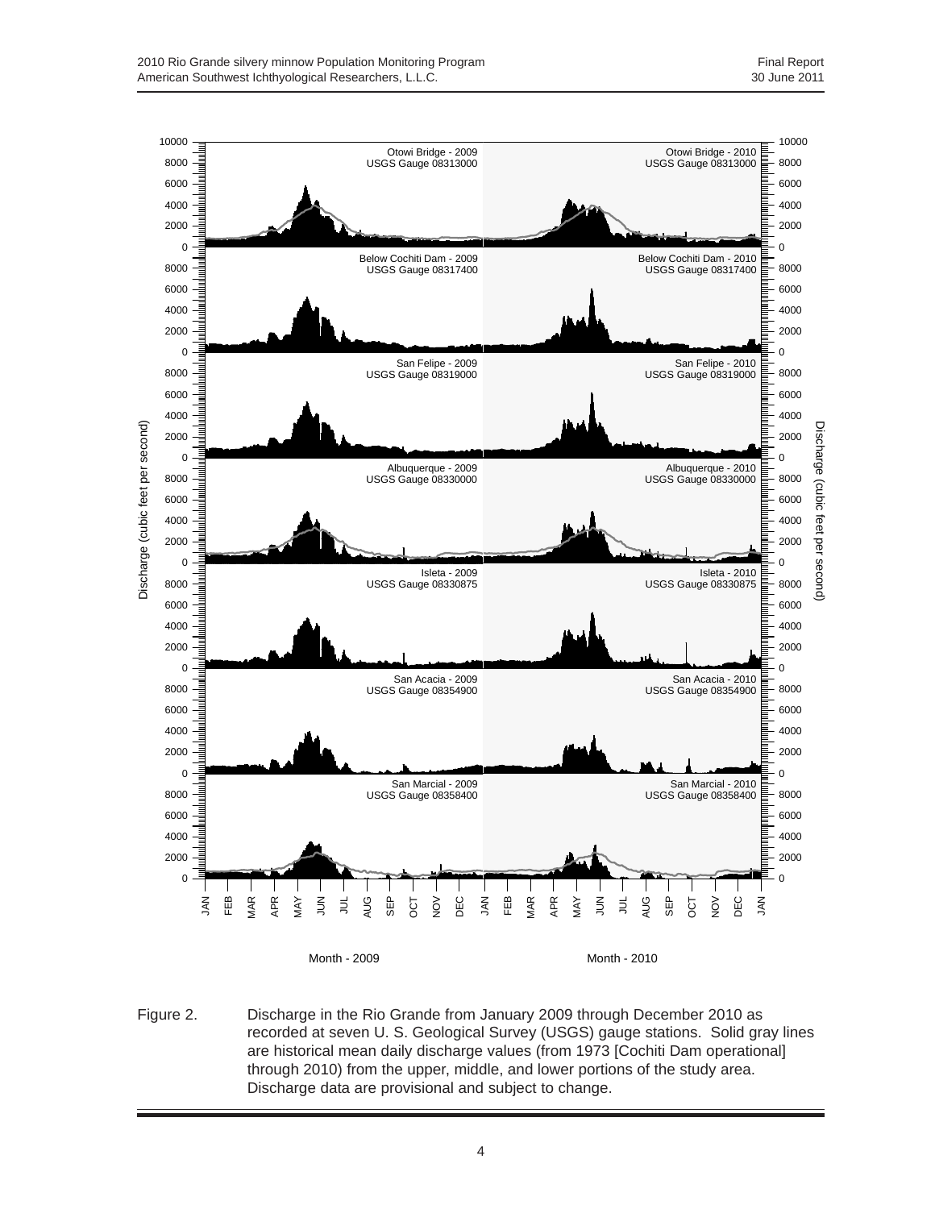Figure 2. Discharge in the Rio Grande from January 2009 through December 2010 as recorded at seven U. S. Geological Survey (USGS) gauge stations. Solid gray lines are historical mean daily discharge values (from 1973 [Cochiti Dam operational] through 2010) from the upper, middle, and lower portions of the study area. Discharge data are provisional and subject to change.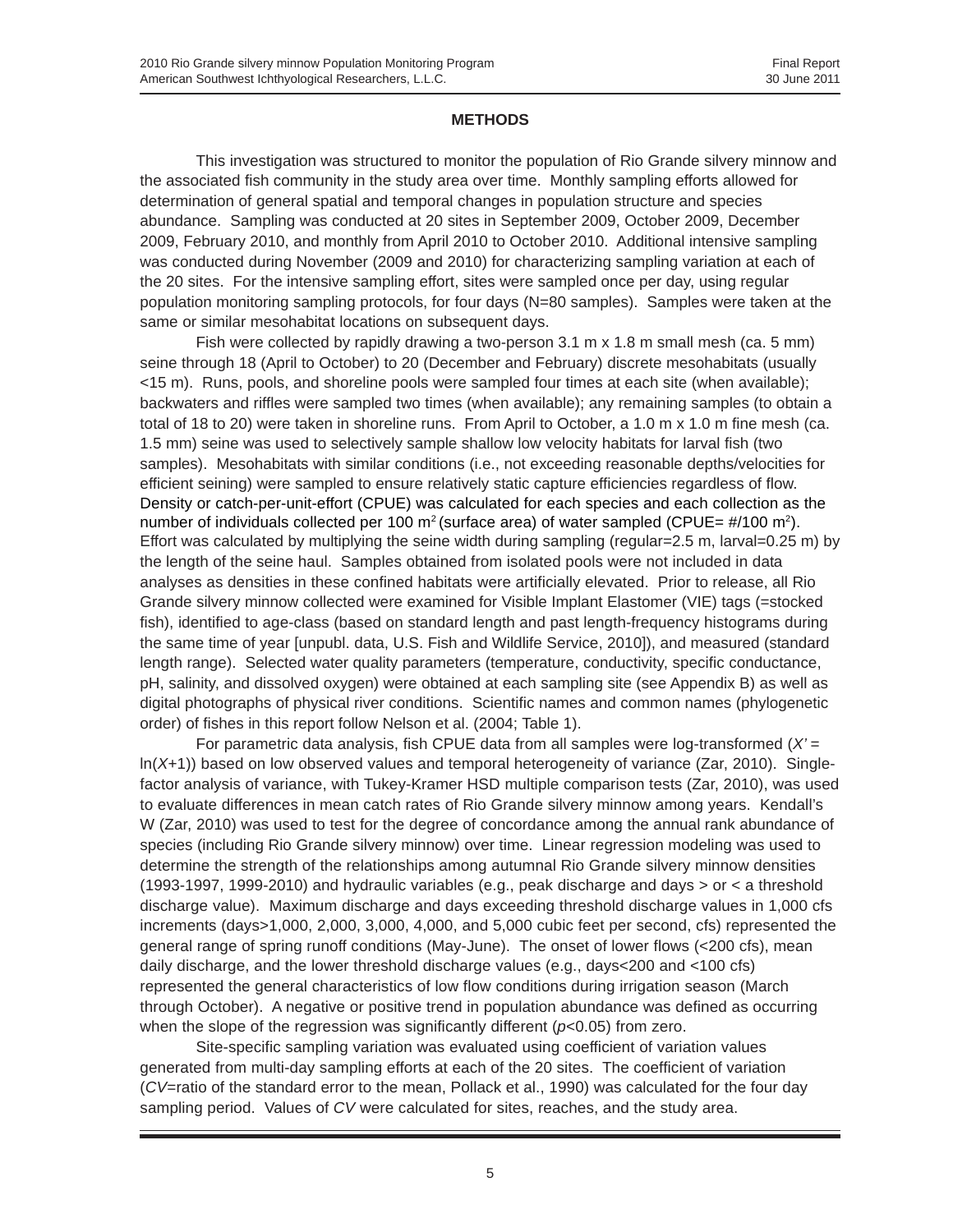## METHODS

This investigation was structured to monitor the population of Rio Grande silvery minnow and the associated fish community in the study area over time. Monthly sampling efforts allowed for determination of general spatial and temporal changes in population structure and species abundance. Sampling was conducted at 20 sites in September 2009, October 2009, December 2009, February 2010, and monthly from April 2010 to October 2010. Additional intensive sampling was conducted during November (2009 and 2010) for characterizing sampling variation at each of the 20 sites. For the intensive sampling effort, sites were sampled once per day, using regular population monitoring sampling protocols, for four days (N=80 samples). Samples were taken at the same or similar mesohabitat locations on subsequent days.

Fish were collected by rapidly drawing a two-person 3.1 m x 1.8 m small mesh (ca. 5 mm) seine through 18 (April to October) to 20 (December and February) discrete mesohabitats (usually <15 m). Runs, pools, and shoreline pools were sampled four times at each site (when available); backwaters and riffles were sampled two times (when available); any remaining samples (to obtain a total of 18 to 20) were taken in shoreline runs. From April to October, a 1.0 m x 1.0 m fine mesh (ca. 1.5 mm) seine was used to selectively sample shallow low velocity habitats for larval fish (two samples). Mesohabitats with similar conditions (i.e., not exceeding reasonable depths/velocities for efficient seining) were sampled to ensure relatively static capture efficiencies regardless of flow. Density or catch-per-unit-effort (CPUE) was calculated for each species and each collection as the number of individuals collected per 100 $m^2$ (surface area) of water sampled (CPUE= #/100 $m^2$). Effort was calculated by multiplying the seine width during sampling (regular=2.5 m, larval=0.25 m) by the length of the seine haul. Samples obtained from isolated pools were not included in data analyses as densities in these confined habitats were artificially elevated. Prior to release, all Rio Grande silvery minnow collected were examined for Visible Implant Elastomer (VIE) tags (=stocked fish), identified to age-class (based on standard length and past length-frequency histograms during the same time of year [unpubl. data, U.S. Fish and Wildlife Service, 2010]), and measured (standard length range). Selected water quality parameters (temperature, conductivity, specific conductance, pH, salinity, and dissolved oxygen) were obtained at each sampling site (see Appendix B) as well as digital photographs of physical river conditions. Scientific names and common names (phylogenetic order) of fishes in this report follow Nelson et al. (2004; Table 1).

For parametric data analysis, fish CPUE data from all samples were log-transformed ($X' = \ln(X+1)$) based on low observed values and temporal heterogeneity of variance (Zar, 2010). Single-factor analysis of variance, with Tukey-Kramer HSD multiple comparison tests (Zar, 2010), was used to evaluate differences in mean catch rates of Rio Grande silvery minnow among years. Kendall's W (Zar, 2010) was used to test for the degree of concordance among the annual rank abundance of species (including Rio Grande silvery minnow) over time. Linear regression modeling was used to determine the strength of the relationships among autumnal Rio Grande silvery minnow densities (1993-1997, 1999-2010) and hydraulic variables (e.g., peak discharge and days > or < a threshold discharge value). Maximum discharge and days exceeding threshold discharge values in 1,000 cfs increments (days>1,000, 2,000, 3,000, 4,000, and 5,000 cubic feet per second, cfs) represented the general range of spring runoff conditions (May-June). The onset of lower flows (<200 cfs), mean daily discharge, and the lower threshold discharge values (e.g., days<200 and <100 cfs) represented the general characteristics of low flow conditions during irrigation season (March through October). A negative or positive trend in population abundance was defined as occurring when the slope of the regression was significantly different ($p<0.05$) from zero.

Site-specific sampling variation was evaluated using coefficient of variation values generated from multi-day sampling efforts at each of the 20 sites. The coefficient of variation (*CV*=ratio of the standard error to the mean, Pollack et al., 1990) was calculated for the four day sampling period. Values of *CV* were calculated for sites, reaches, and the study area.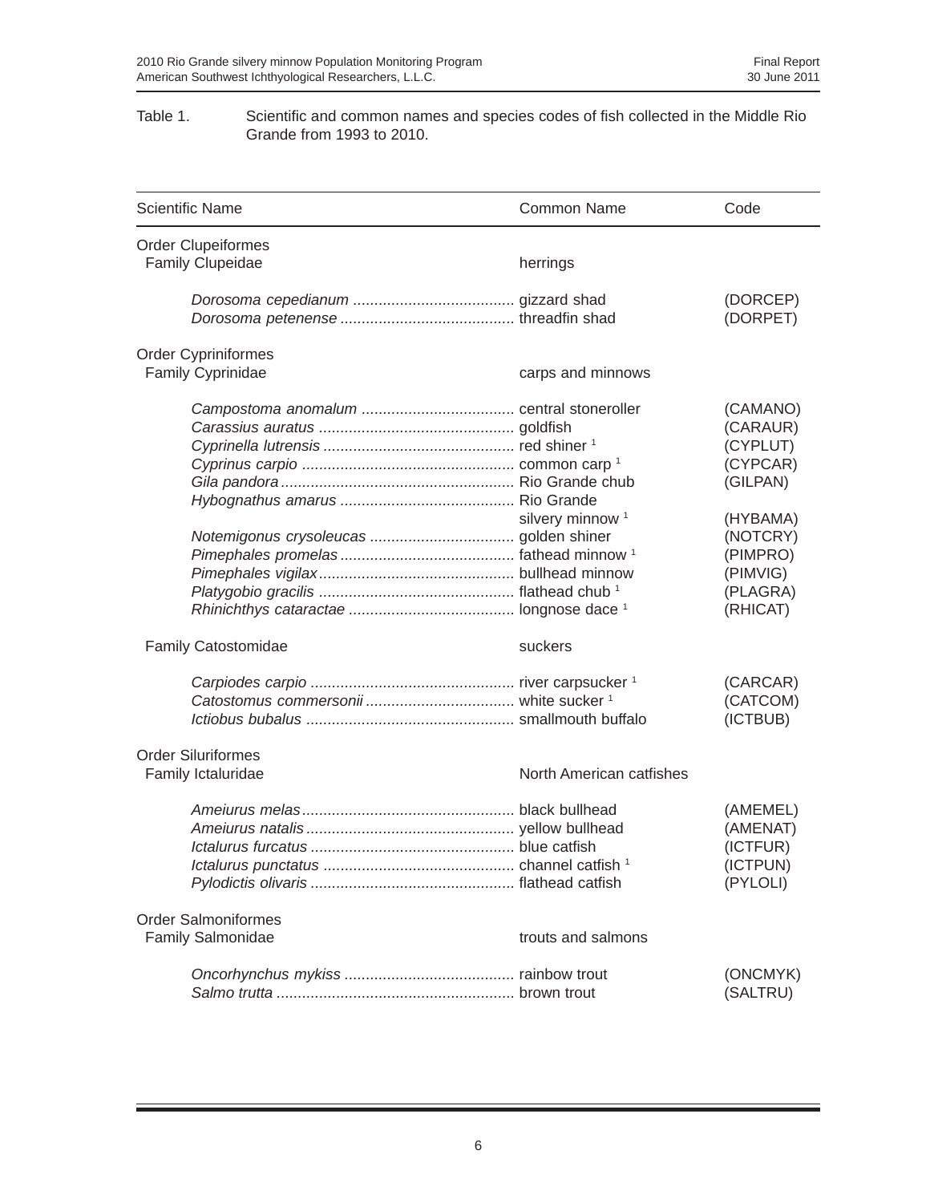Table 1. Scientific and common names and species codes of fish collected in the Middle Rio Grande from 1993 to 2010.

| Scientific Name | Common Name | Code |
|---|---|---|
| Order Clupeiformes | | |
| Family Clupeidae | herrings | |
| *Dorosoma cepedianum* | gizzard shad | (DORCEP) |
| *Dorosoma petenense* | threadfin shad | (DORPET) |
| Order Cypriniformes | | |
| Family Cyprinidae | carps and minnows | |
| *Campostoma anomalum* | central stoneroller | (CAMANO) |
| *Carassius auratus* | goldfish | (CARAUR) |
| *Cyprinella lutrensis* | red shiner [1] | (CYPLUT) |
| *Cyprinus carpio* | common carp [1] | (CYPCAR) |
| *Gila pandora* | Rio Grande chub | (GILPAN) |
| *Hybognathus amarus* | Rio Grande silvery minnow [1] | (HYBAMA) |
| *Notemigonus crysoleucas* | golden shiner | (NOTCRY) |
| *Pimephales promelas* | fathead minnow [1] | (PIMPRO) |
| *Pimephales vigilax* | bullhead minnow | (PIMVIG) |
| *Platygobio gracilis* | flathead chub [1] | (PLAGRA) |
| *Rhinichthys cataractae* | longnose dace [1] | (RHICAT) |
| Family Catostomidae | suckers | |
| *Carpiodes carpio* | river carpsucker [1] | (CARCAR) |
| *Catostomus commersonii* | white sucker [1] | (CATCOM) |
| *Ictiobus bubalus* | smallmouth buffalo | (ICTBUB) |
| Order Siluriformes | | |
| Family Ictaluridae | North American catfishes | |
| *Ameiurus melas* | black bullhead | (AMEMEL) |
| *Ameiurus natalis* | yellow bullhead | (AMENAT) |
| *Ictalurus furcatus* | blue catfish | (ICTFUR) |
| *Ictalurus punctatus* | channel catfish [1] | (ICTPUN) |
| *Pylodictis olivaris* | flathead catfish | (PYLOLI) |
| Order Salmoniformes | | |
| Family Salmonidae | trouts and salmons | |
| *Oncorhynchus mykiss* | rainbow trout | (ONCMYK) |
| *Salmo trutta* | brown trout | (SALTRU) |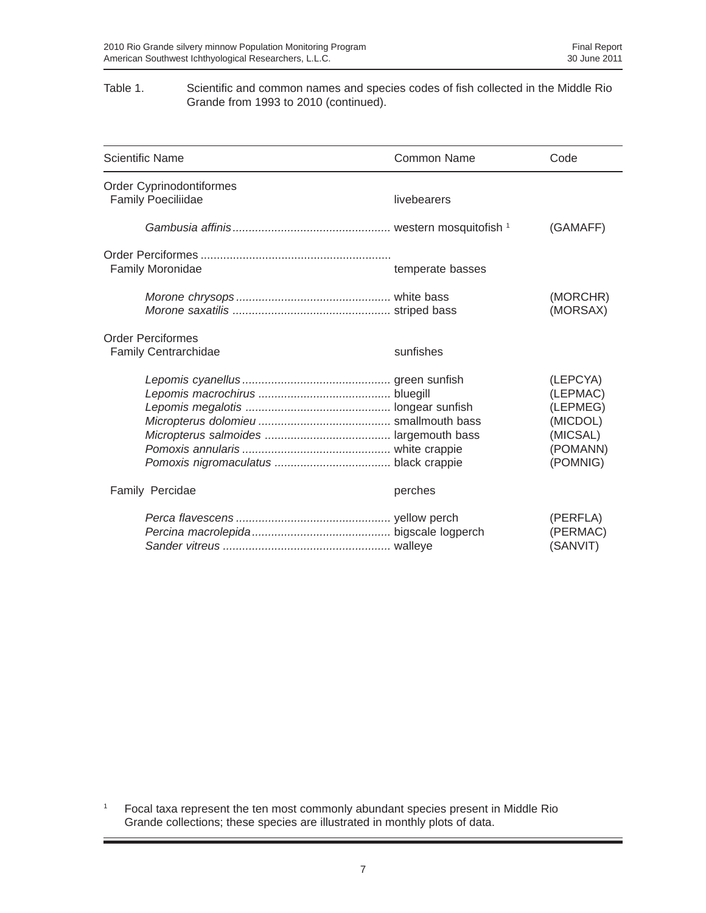Table 1. Scientific and common names and species codes of fish collected in the Middle Rio Grande from 1993 to 2010 (continued).

| Scientific Name | Common Name | Code |
|---|---|---|
| Order Cyprinodontiformes | | |
| Family Poeciliidae | livebearers | |
| *Gambusia affinis* | western mosquitofish [1] | (GAMAFF) |
| Order Perciformes | | |
| Family Moronidae | temperate basses | |
| *Morone chrysops* | white bass | (MORCHR) |
| *Morone saxatilis* | striped bass | (MORSAX) |
| Order Perciformes | | |
| Family Centrarchidae | sunfishes | |
| *Lepomis cyanellus* | green sunfish | (LEPCYA) |
| *Lepomis macrochirus* | bluegill | (LEPMAC) |
| *Lepomis megalotis* | longear sunfish | (LEPMEG) |
| *Micropterus dolomieu* | smallmouth bass | (MICDOL) |
| *Micropterus salmoides* | largemouth bass | (MICSAL) |
| *Pomoxis annularis* | white crappie | (POMANN) |
| *Pomoxis nigromaculatus* | black crappie | (POMNIG) |
| Family Percidae | perches | |
| *Perca flavescens* | yellow perch | (PERFLA) |
| *Percina macrolepida* | bigscale logperch | (PERMAC) |
| *Sander vitreus* | walleye | (SANVIT) |

[1] Focal taxa represent the ten most commonly abundant species present in Middle Rio Grande collections; these species are illustrated in monthly plots of data.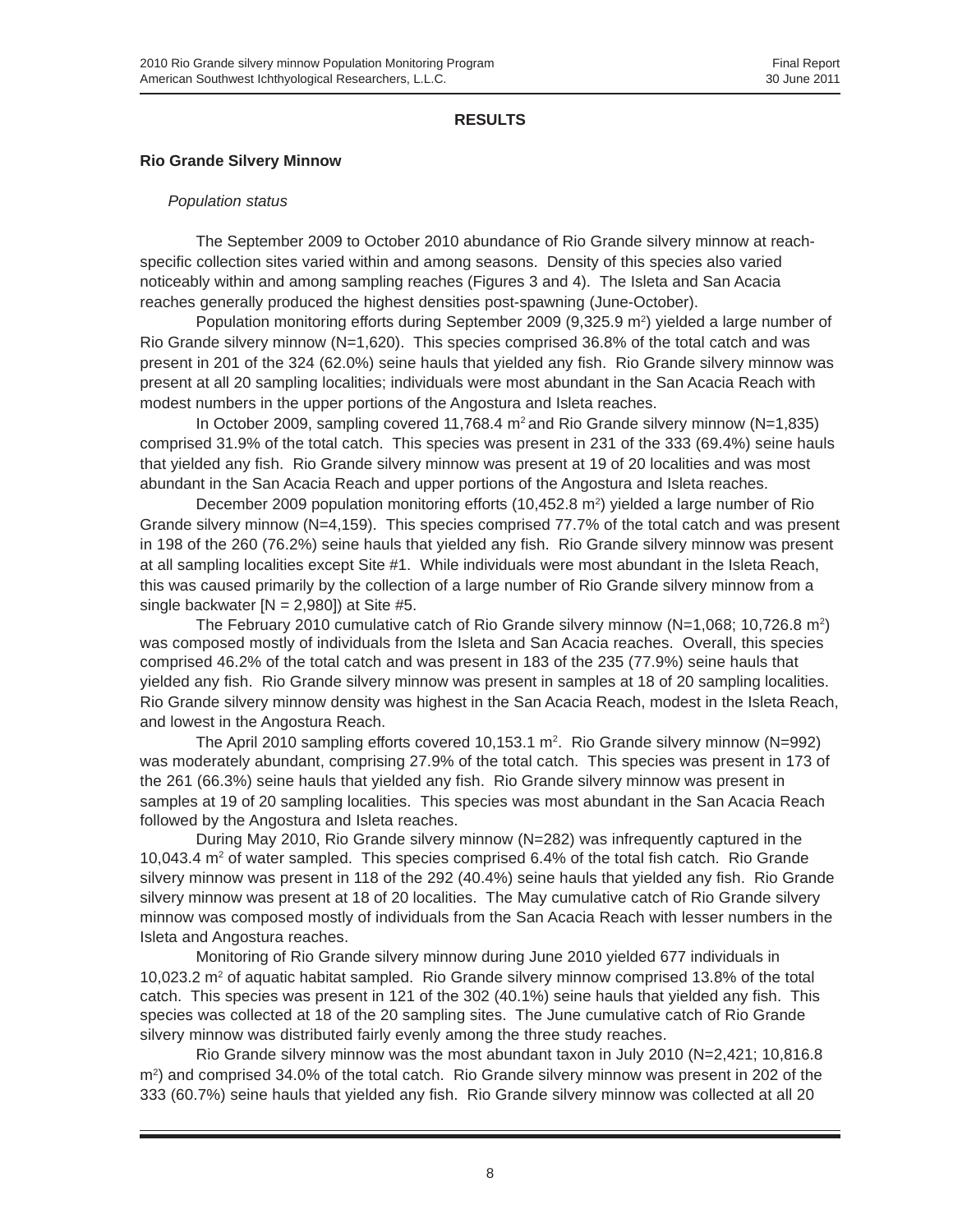## RESULTS

### Rio Grande Silvery Minnow

*Population status*

The September 2009 to October 2010 abundance of Rio Grande silvery minnow at reach-specific collection sites varied within and among seasons. Density of this species also varied noticeably within and among sampling reaches (Figures 3 and 4). The Isleta and San Acacia reaches generally produced the highest densities post-spawning (June-October).

Population monitoring efforts during September 2009 (9,325.9 $m^2$) yielded a large number of Rio Grande silvery minnow (N=1,620). This species comprised 36.8% of the total catch and was present in 201 of the 324 (62.0%) seine hauls that yielded any fish. Rio Grande silvery minnow was present at all 20 sampling localities; individuals were most abundant in the San Acacia Reach with modest numbers in the upper portions of the Angostura and Isleta reaches.

In October 2009, sampling covered 11,768.4 $m^2$ and Rio Grande silvery minnow (N=1,835) comprised 31.9% of the total catch. This species was present in 231 of the 333 (69.4%) seine hauls that yielded any fish. Rio Grande silvery minnow was present at 19 of 20 localities and was most abundant in the San Acacia Reach and upper portions of the Angostura and Isleta reaches.

December 2009 population monitoring efforts (10,452.8 $m^2$) yielded a large number of Rio Grande silvery minnow (N=4,159). This species comprised 77.7% of the total catch and was present in 198 of the 260 (76.2%) seine hauls that yielded any fish. Rio Grande silvery minnow was present at all sampling localities except Site #1. While individuals were most abundant in the Isleta Reach, this was caused primarily by the collection of a large number of Rio Grande silvery minnow from a single backwater [N = 2,980]) at Site #5.

The February 2010 cumulative catch of Rio Grande silvery minnow (N=1,068; 10,726.8 $m^2$) was composed mostly of individuals from the Isleta and San Acacia reaches. Overall, this species comprised 46.2% of the total catch and was present in 183 of the 235 (77.9%) seine hauls that yielded any fish. Rio Grande silvery minnow was present in samples at 18 of 20 sampling localities. Rio Grande silvery minnow density was highest in the San Acacia Reach, modest in the Isleta Reach, and lowest in the Angostura Reach.

The April 2010 sampling efforts covered 10,153.1 $m^2$. Rio Grande silvery minnow (N=992) was moderately abundant, comprising 27.9% of the total catch. This species was present in 173 of the 261 (66.3%) seine hauls that yielded any fish. Rio Grande silvery minnow was present in samples at 19 of 20 sampling localities. This species was most abundant in the San Acacia Reach followed by the Angostura and Isleta reaches.

During May 2010, Rio Grande silvery minnow (N=282) was infrequently captured in the 10,043.4 $m^2$ of water sampled. This species comprised 6.4% of the total fish catch. Rio Grande silvery minnow was present in 118 of the 292 (40.4%) seine hauls that yielded any fish. Rio Grande silvery minnow was present at 18 of 20 localities. The May cumulative catch of Rio Grande silvery minnow was composed mostly of individuals from the San Acacia Reach with lesser numbers in the Isleta and Angostura reaches.

Monitoring of Rio Grande silvery minnow during June 2010 yielded 677 individuals in 10,023.2 $m^2$ of aquatic habitat sampled. Rio Grande silvery minnow comprised 13.8% of the total catch. This species was present in 121 of the 302 (40.1%) seine hauls that yielded any fish. This species was collected at 18 of the 20 sampling sites. The June cumulative catch of Rio Grande silvery minnow was distributed fairly evenly among the three study reaches.

Rio Grande silvery minnow was the most abundant taxon in July 2010 (N=2,421; 10,816.8 $m^2$) and comprised 34.0% of the total catch. Rio Grande silvery minnow was present in 202 of the 333 (60.7%) seine hauls that yielded any fish. Rio Grande silvery minnow was collected at all 20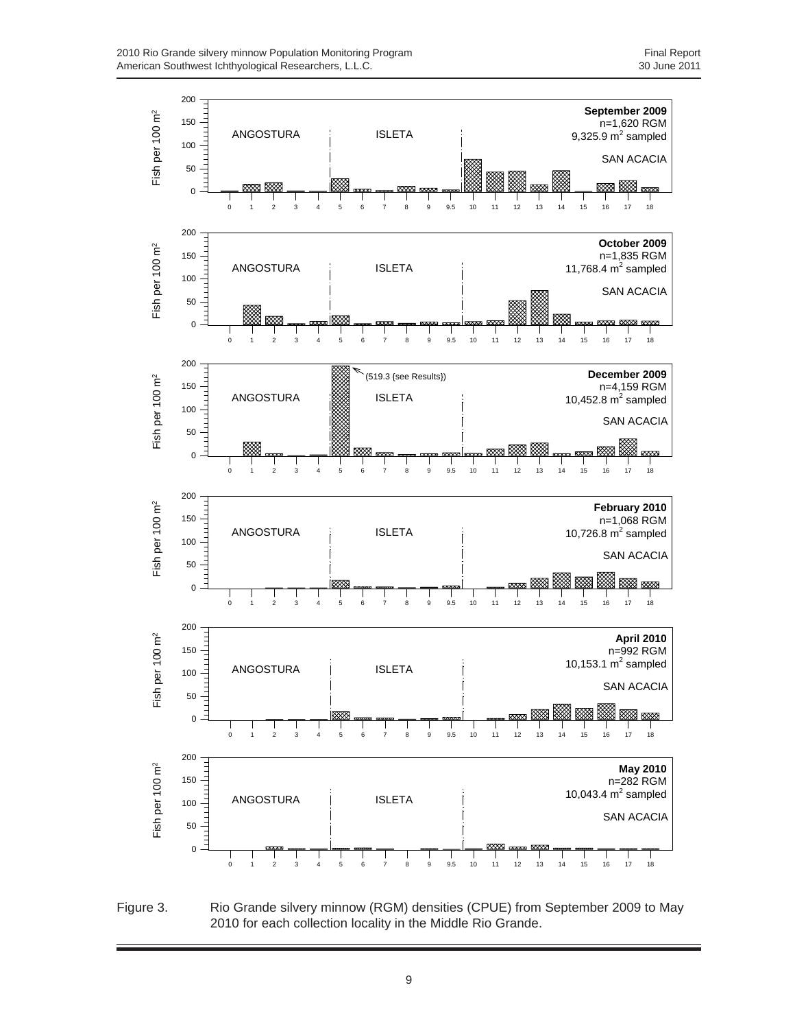Figure 3. Rio Grande silvery minnow (RGM) densities (CPUE) from September 2009 to May 2010 for each collection locality in the Middle Rio Grande.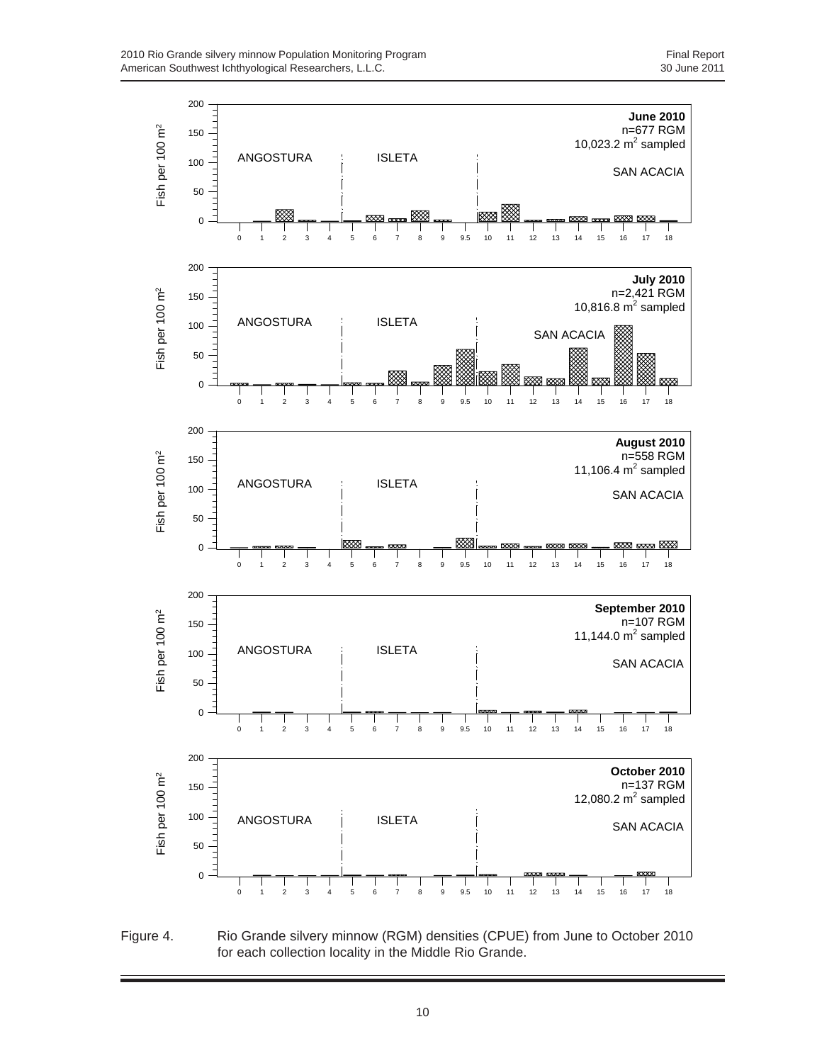Figure 4. Rio Grande silvery minnow (RGM) densities (CPUE) from June to October 2010 for each collection locality in the Middle Rio Grande.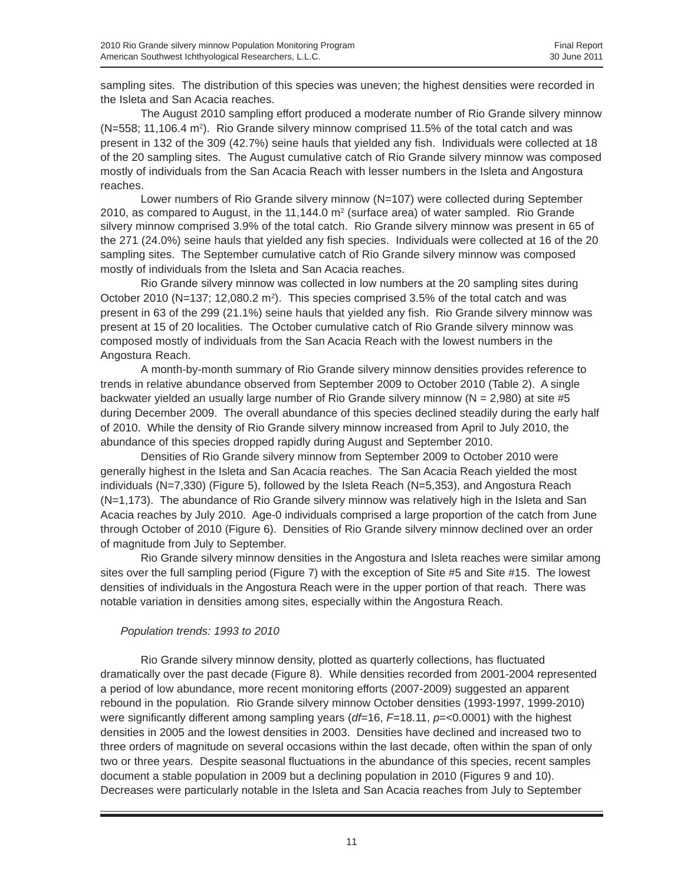sampling sites. The distribution of this species was uneven; the highest densities were recorded in the Isleta and San Acacia reaches.

The August 2010 sampling effort produced a moderate number of Rio Grande silvery minnow (N=558; 11,106.4 $m^2$). Rio Grande silvery minnow comprised 11.5% of the total catch and was present in 132 of the 309 (42.7%) seine hauls that yielded any fish. Individuals were collected at 18 of the 20 sampling sites. The August cumulative catch of Rio Grande silvery minnow was composed mostly of individuals from the San Acacia Reach with lesser numbers in the Isleta and Angostura reaches.

Lower numbers of Rio Grande silvery minnow (N=107) were collected during September 2010, as compared to August, in the 11,144.0 $m^2$ (surface area) of water sampled. Rio Grande silvery minnow comprised 3.9% of the total catch. Rio Grande silvery minnow was present in 65 of the 271 (24.0%) seine hauls that yielded any fish species. Individuals were collected at 16 of the 20 sampling sites. The September cumulative catch of Rio Grande silvery minnow was composed mostly of individuals from the Isleta and San Acacia reaches.

Rio Grande silvery minnow was collected in low numbers at the 20 sampling sites during October 2010 (N=137; 12,080.2 $m^2$). This species comprised 3.5% of the total catch and was present in 63 of the 299 (21.1%) seine hauls that yielded any fish. Rio Grande silvery minnow was present at 15 of 20 localities. The October cumulative catch of Rio Grande silvery minnow was composed mostly of individuals from the San Acacia Reach with the lowest numbers in the Angostura Reach.

A month-by-month summary of Rio Grande silvery minnow densities provides reference to trends in relative abundance observed from September 2009 to October 2010 (Table 2). A single backwater yielded an usually large number of Rio Grande silvery minnow (N = 2,980) at site #5 during December 2009. The overall abundance of this species declined steadily during the early half of 2010. While the density of Rio Grande silvery minnow increased from April to July 2010, the abundance of this species dropped rapidly during August and September 2010.

Densities of Rio Grande silvery minnow from September 2009 to October 2010 were generally highest in the Isleta and San Acacia reaches. The San Acacia Reach yielded the most individuals (N=7,330) (Figure 5), followed by the Isleta Reach (N=5,353), and Angostura Reach (N=1,173). The abundance of Rio Grande silvery minnow was relatively high in the Isleta and San Acacia reaches by July 2010. Age-0 individuals comprised a large proportion of the catch from June through October of 2010 (Figure 6). Densities of Rio Grande silvery minnow declined over an order of magnitude from July to September.

Rio Grande silvery minnow densities in the Angostura and Isleta reaches were similar among sites over the full sampling period (Figure 7) with the exception of Site #5 and Site #15. The lowest densities of individuals in the Angostura Reach were in the upper portion of that reach. There was notable variation in densities among sites, especially within the Angostura Reach.

*Population trends: 1993 to 2010*

Rio Grande silvery minnow density, plotted as quarterly collections, has fluctuated dramatically over the past decade (Figure 8). While densities recorded from 2001-2004 represented a period of low abundance, more recent monitoring efforts (2007-2009) suggested an apparent rebound in the population. Rio Grande silvery minnow October densities (1993-1997, 1999-2010) were significantly different among sampling years ($df$=16, $F$=18.11, $p$=<0.0001) with the highest densities in 2005 and the lowest densities in 2003. Densities have declined and increased two to three orders of magnitude on several occasions within the last decade, often within the span of only two or three years. Despite seasonal fluctuations in the abundance of this species, recent samples document a stable population in 2009 but a declining population in 2010 (Figures 9 and 10). Decreases were particularly notable in the Isleta and San Acacia reaches from July to September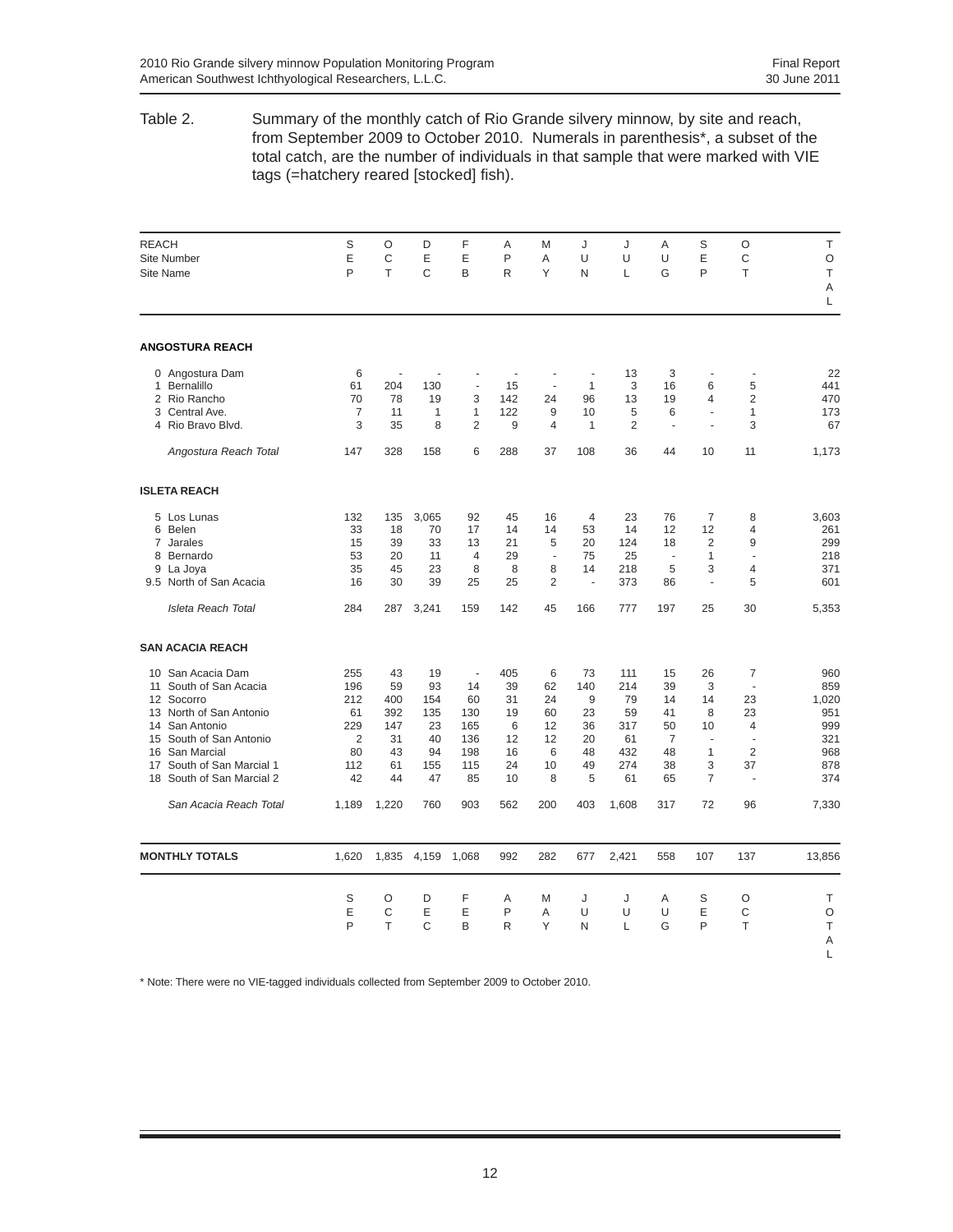Table 2. Summary of the monthly catch of Rio Grande silvery minnow, by site and reach, from September 2009 to October 2010. Numerals in parenthesis*, a subset of the total catch, are the number of individuals in that sample that were marked with VIE tags (=hatchery reared [stocked] fish).

| REACH<br>Site Number<br>Site Name | SEP | OCT | DEC | FEB | APR | MAY | JUN | JUL | AUG | SEP | OCT | TOTAL |
|---|---|---|---|---|---|---|---|---|---|---|---|---|
| **ANGOSTURA REACH** | | | | | | | | | | | | |
| 0 Angostura Dam | 6 | - | - | - | - | - | - | 13 | 3 | - | - | 22 |
| 1 Bernalillo | 61 | 204 | 130 | - | 15 | - | 1 | 3 | 16 | 6 | 5 | 441 |
| 2 Rio Rancho | 70 | 78 | 19 | 3 | 142 | 24 | 96 | 13 | 19 | 4 | 2 | 470 |
| 3 Central Ave. | 7 | 11 | 1 | 1 | 122 | 9 | 10 | 5 | 6 | - | 1 | 173 |
| 4 Rio Bravo Blvd. | 3 | 35 | 8 | 2 | 9 | 4 | 1 | 2 | - | - | 3 | 67 |
| *Angostura Reach Total* | 147 | 328 | 158 | 6 | 288 | 37 | 108 | 36 | 44 | 10 | 11 | 1,173 |
| **ISLETA REACH** | | | | | | | | | | | | |
| 5 Los Lunas | 132 | 135 | 3,065 | 92 | 45 | 16 | 4 | 23 | 76 | 7 | 8 | 3,603 |
| 6 Belen | 33 | 18 | 70 | 17 | 14 | 14 | 53 | 14 | 12 | 12 | 4 | 261 |
| 7 Jarales | 15 | 39 | 33 | 13 | 21 | 5 | 20 | 124 | 18 | 2 | 9 | 299 |
| 8 Bernardo | 53 | 20 | 11 | 4 | 29 | - | 75 | 25 | - | 1 | - | 218 |
| 9 La Joya | 35 | 45 | 23 | 8 | 8 | 8 | 14 | 218 | 5 | 3 | 4 | 371 |
| 9.5 North of San Acacia | 16 | 30 | 39 | 25 | 25 | 2 | - | 373 | 86 | - | 5 | 601 |
| *Isleta Reach Total* | 284 | 287 | 3,241 | 159 | 142 | 45 | 166 | 777 | 197 | 25 | 30 | 5,353 |
| **SAN ACACIA REACH** | | | | | | | | | | | | |
| 10 San Acacia Dam | 255 | 43 | 19 | - | 405 | 6 | 73 | 111 | 15 | 26 | 7 | 960 |
| 11 South of San Acacia | 196 | 59 | 93 | 14 | 39 | 62 | 140 | 214 | 39 | 3 | - | 859 |
| 12 Socorro | 212 | 400 | 154 | 60 | 31 | 24 | 9 | 79 | 14 | 14 | 23 | 1,020 |
| 13 North of San Antonio | 61 | 392 | 135 | 130 | 19 | 60 | 23 | 59 | 41 | 8 | 23 | 951 |
| 14 San Antonio | 229 | 147 | 23 | 165 | 6 | 12 | 36 | 317 | 50 | 10 | 4 | 999 |
| 15 South of San Antonio | 2 | 31 | 40 | 136 | 12 | 12 | 20 | 61 | 7 | - | - | 321 |
| 16 San Marcial | 80 | 43 | 94 | 198 | 16 | 6 | 48 | 432 | 48 | 1 | 2 | 968 |
| 17 South of San Marcial 1 | 112 | 61 | 155 | 115 | 24 | 10 | 49 | 274 | 38 | 3 | 37 | 878 |
| 18 South of San Marcial 2 | 42 | 44 | 47 | 85 | 10 | 8 | 5 | 61 | 65 | 7 | - | 374 |
| *San Acacia Reach Total* | 1,189 | 1,220 | 760 | 903 | 562 | 200 | 403 | 1,608 | 317 | 72 | 96 | 7,330 |
| **MONTHLY TOTALS** | 1,620 | 1,835 | 4,159 | 1,068 | 992 | 282 | 677 | 2,421 | 558 | 107 | 137 | 13,856 |
| | SEP | OCT | DEC | FEB | APR | MAY | JUN | JUL | AUG | SEP | OCT | TOTAL |

* Note: There were no VIE-tagged individuals collected from September 2009 to October 2010.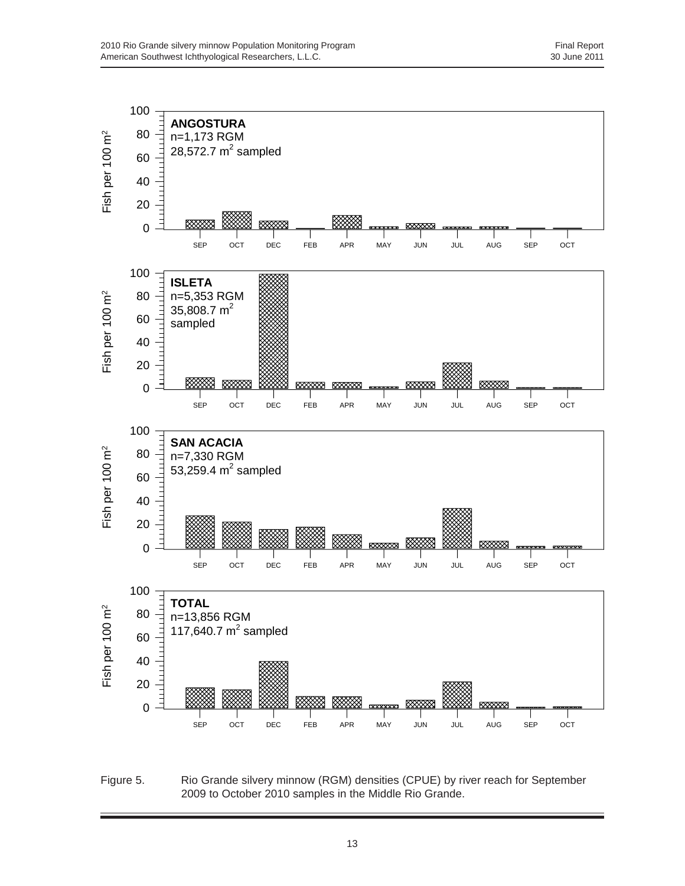Figure 5. Rio Grande silvery minnow (RGM) densities (CPUE) by river reach for September 2009 to October 2010 samples in the Middle Rio Grande.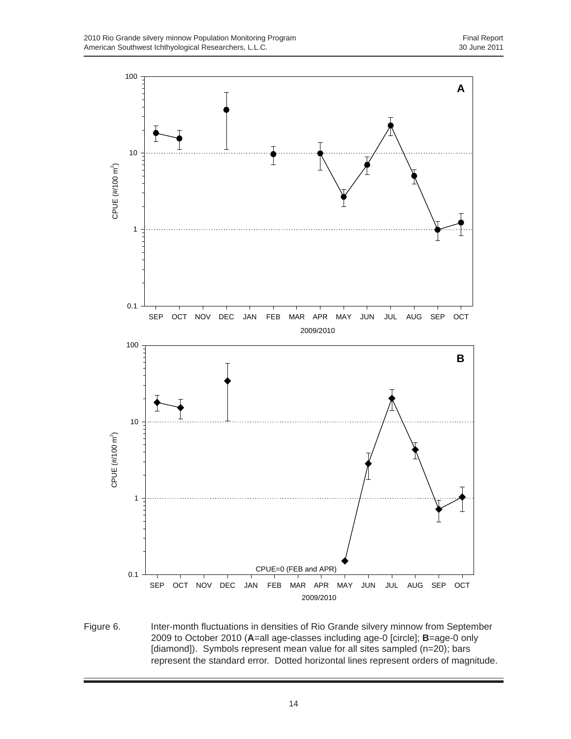Figure 6. Inter-month fluctuations in densities of Rio Grande silvery minnow from September 2009 to October 2010 (**A**=all age-classes including age-0 [circle]; **B**=age-0 only [diamond]). Symbols represent mean value for all sites sampled (n=20); bars represent the standard error. Dotted horizontal lines represent orders of magnitude.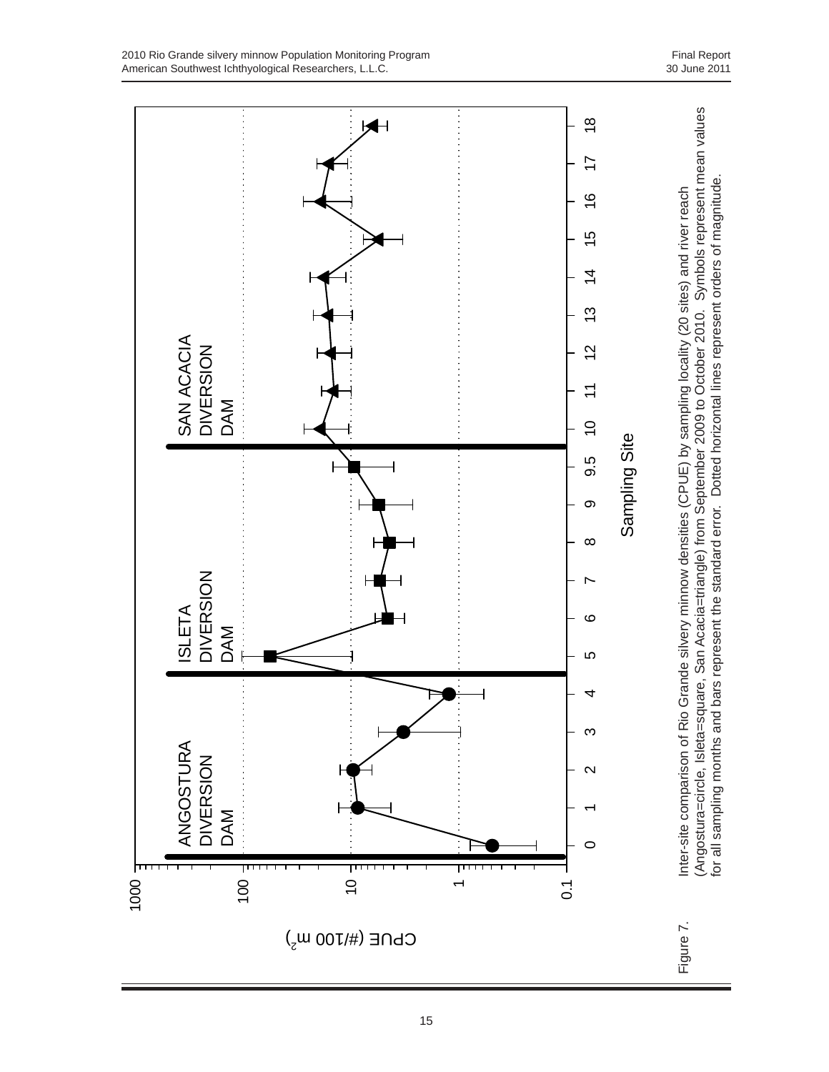Figure 7. Inter-site comparison of Rio Grande silvery minnow densities (CPUE) by sampling locality (20 sites) and river reach (Angostura=circle, Isleta=square, San Acacia=triangle) from September 2009 to October 2010. Symbols represent mean values for all sampling months and bars represent the standard error. Dotted horizontal lines represent orders of magnitude.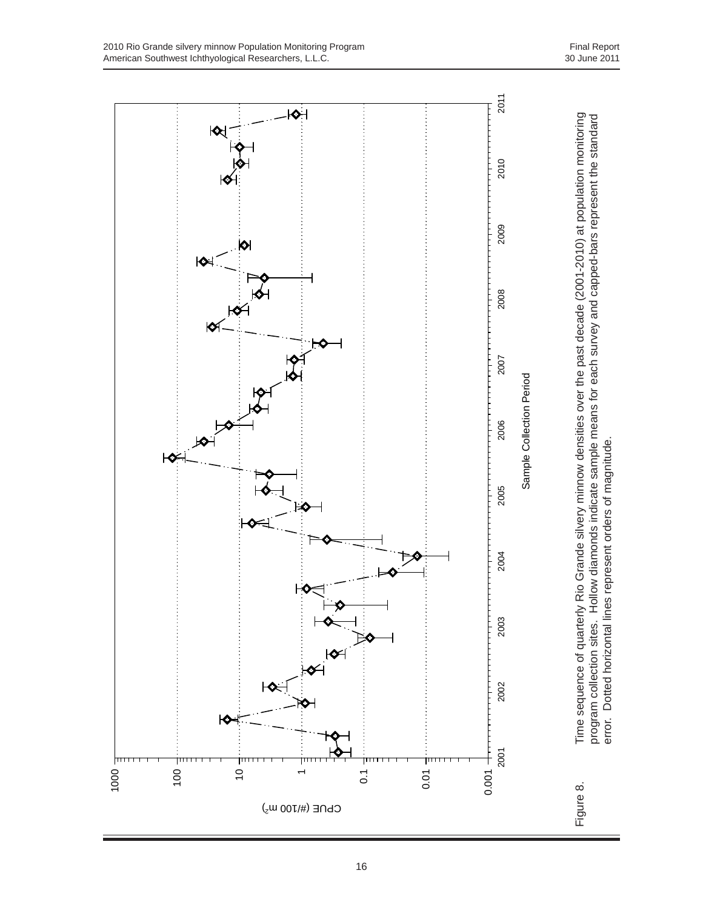Figure 8. Time sequence of quarterly Rio Grande silvery minnow densities over the past decade (2001-2010) at population monitoring program collection sites. Hollow diamonds indicate sample means for each survey and capped-bars represent the standard error. Dotted horizontal lines represent orders of magnitude.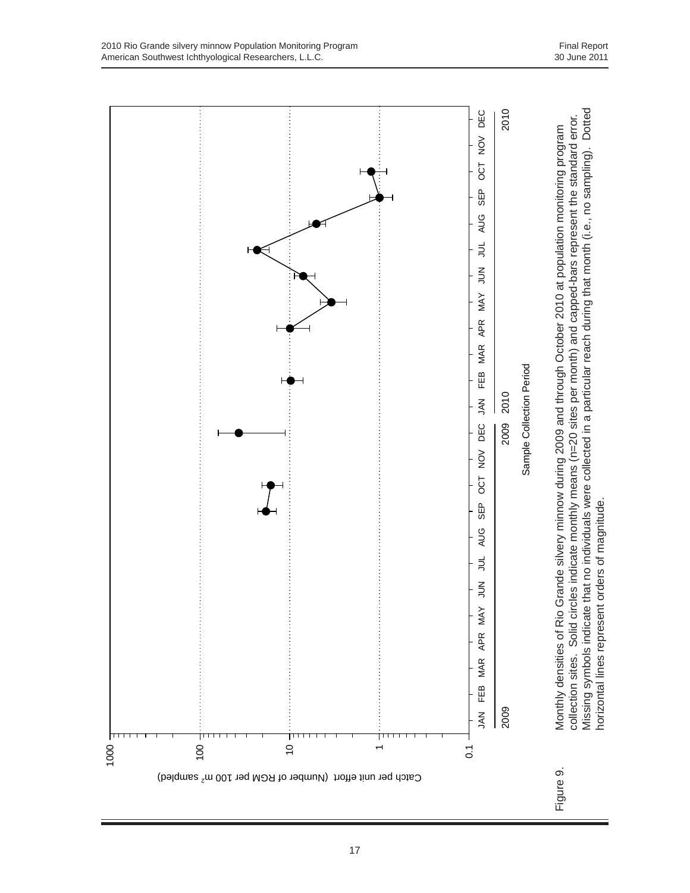Figure 9. Monthly densities of Rio Grande silvery minnow during 2009 and through October 2010 at population monitoring program collection sites. Solid circles indicate monthly means (n=20 sites per month) and capped-bars represent the standard error. Missing symbols indicate that no individuals were collected in a particular reach during that month (i.e., no sampling). Dotted horizontal lines represent orders of magnitude.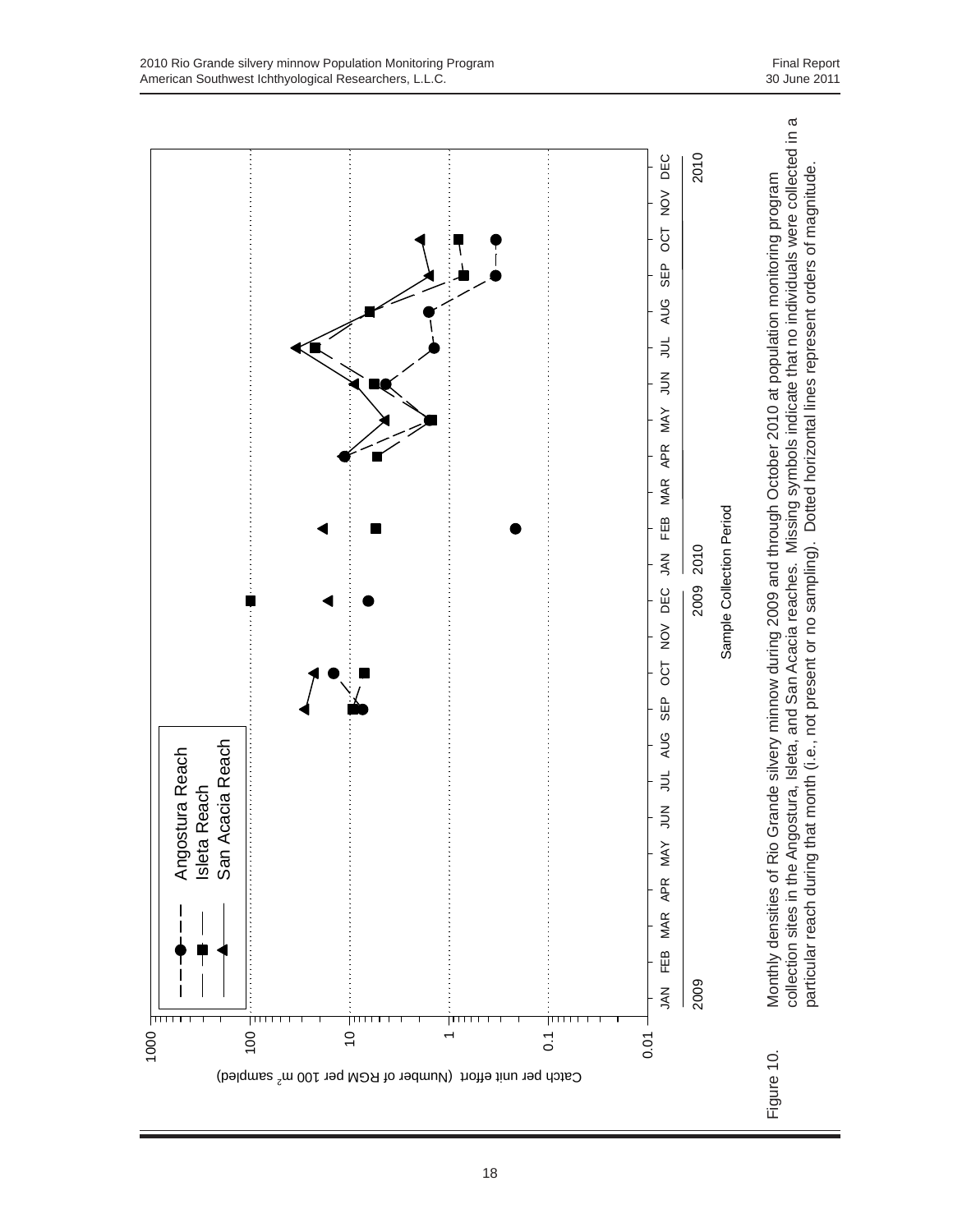Figure 10. Monthly densities of Rio Grande silvery minnow during 2009 and through October 2010 at population monitoring program collection sites in the Angostura, Isleta, and San Acacia reaches. Missing symbols indicate that no individuals were collected in a particular reach during that month (i.e., not present or no sampling). Dotted horizontal lines represent orders of magnitude.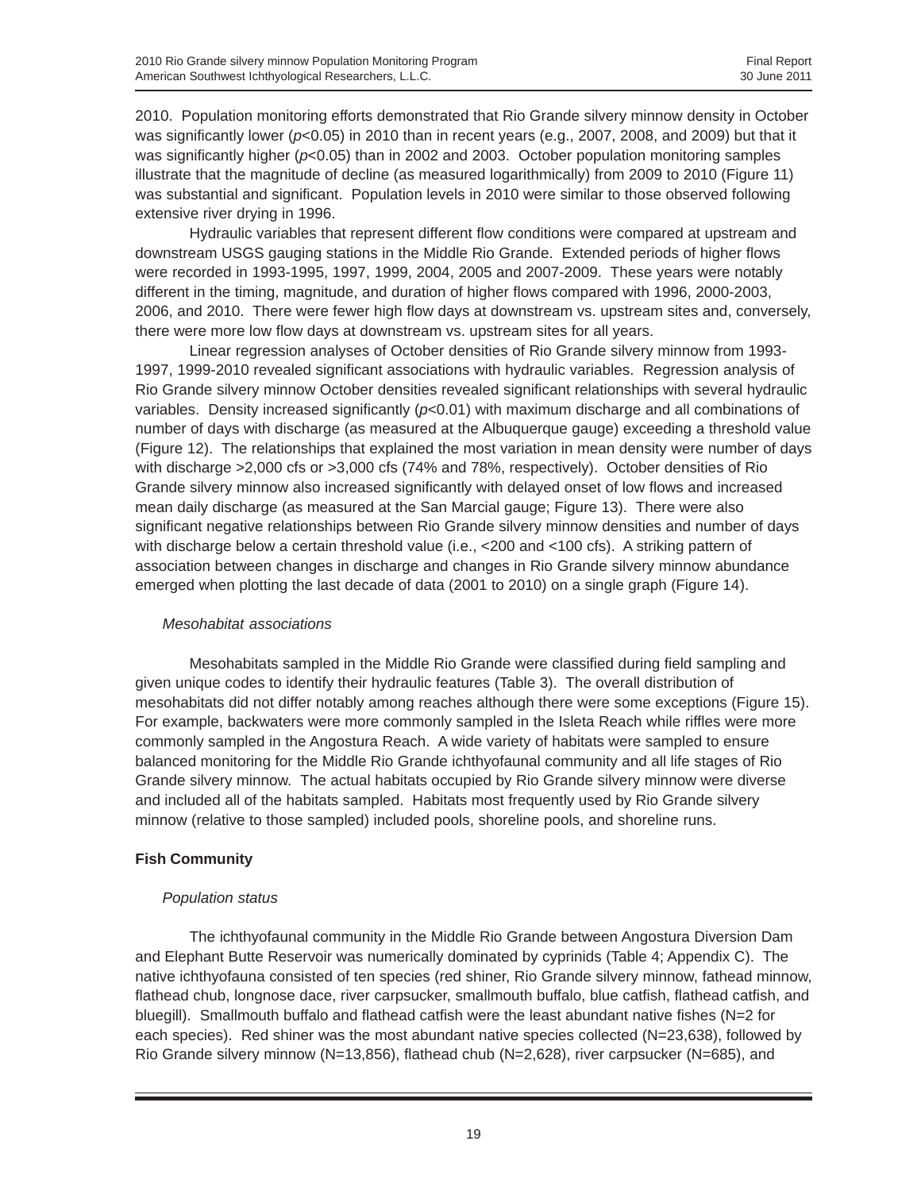2010. Population monitoring efforts demonstrated that Rio Grande silvery minnow density in October was significantly lower ($p<0.05$) in 2010 than in recent years (e.g., 2007, 2008, and 2009) but that it was significantly higher ($p<0.05$) than in 2002 and 2003. October population monitoring samples illustrate that the magnitude of decline (as measured logarithmically) from 2009 to 2010 (Figure 11) was substantial and significant. Population levels in 2010 were similar to those observed following extensive river drying in 1996.

Hydraulic variables that represent different flow conditions were compared at upstream and downstream USGS gauging stations in the Middle Rio Grande. Extended periods of higher flows were recorded in 1993-1995, 1997, 1999, 2004, 2005 and 2007-2009. These years were notably different in the timing, magnitude, and duration of higher flows compared with 1996, 2000-2003, 2006, and 2010. There were fewer high flow days at downstream vs. upstream sites and, conversely, there were more low flow days at downstream vs. upstream sites for all years.

Linear regression analyses of October densities of Rio Grande silvery minnow from 1993-1997, 1999-2010 revealed significant associations with hydraulic variables. Regression analysis of Rio Grande silvery minnow October densities revealed significant relationships with several hydraulic variables. Density increased significantly ($p<0.01$) with maximum discharge and all combinations of number of days with discharge (as measured at the Albuquerque gauge) exceeding a threshold value (Figure 12). The relationships that explained the most variation in mean density were number of days with discharge >2,000 cfs or >3,000 cfs (74% and 78%, respectively). October densities of Rio Grande silvery minnow also increased significantly with delayed onset of low flows and increased mean daily discharge (as measured at the San Marcial gauge; Figure 13). There were also significant negative relationships between Rio Grande silvery minnow densities and number of days with discharge below a certain threshold value (i.e., <200 and <100 cfs). A striking pattern of association between changes in discharge and changes in Rio Grande silvery minnow abundance emerged when plotting the last decade of data (2001 to 2010) on a single graph (Figure 14).

*Mesohabitat associations*

Mesohabitats sampled in the Middle Rio Grande were classified during field sampling and given unique codes to identify their hydraulic features (Table 3). The overall distribution of mesohabitats did not differ notably among reaches although there were some exceptions (Figure 15). For example, backwaters were more commonly sampled in the Isleta Reach while riffles were more commonly sampled in the Angostura Reach. A wide variety of habitats were sampled to ensure balanced monitoring for the Middle Rio Grande ichthyofaunal community and all life stages of Rio Grande silvery minnow. The actual habitats occupied by Rio Grande silvery minnow were diverse and included all of the habitats sampled. Habitats most frequently used by Rio Grande silvery minnow (relative to those sampled) included pools, shoreline pools, and shoreline runs.

**Fish Community**

*Population status*

The ichthyofaunal community in the Middle Rio Grande between Angostura Diversion Dam and Elephant Butte Reservoir was numerically dominated by cyprinids (Table 4; Appendix C). The native ichthyofauna consisted of ten species (red shiner, Rio Grande silvery minnow, fathead minnow, flathead chub, longnose dace, river carpsucker, smallmouth buffalo, blue catfish, flathead catfish, and bluegill). Smallmouth buffalo and flathead catfish were the least abundant native fishes (N=2 for each species). Red shiner was the most abundant native species collected (N=23,638), followed by Rio Grande silvery minnow (N=13,856), flathead chub (N=2,628), river carpsucker (N=685), and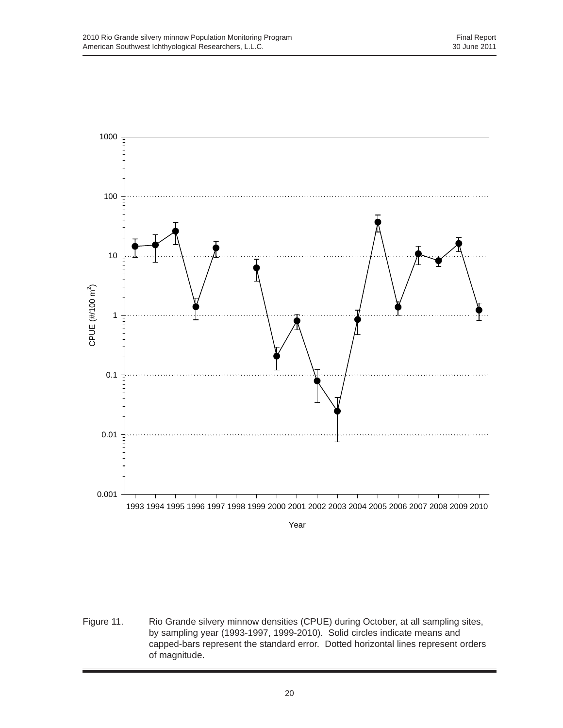Figure 11. Rio Grande silvery minnow densities (CPUE) during October, at all sampling sites, by sampling year (1993-1997, 1999-2010). Solid circles indicate means and capped-bars represent the standard error. Dotted horizontal lines represent orders of magnitude.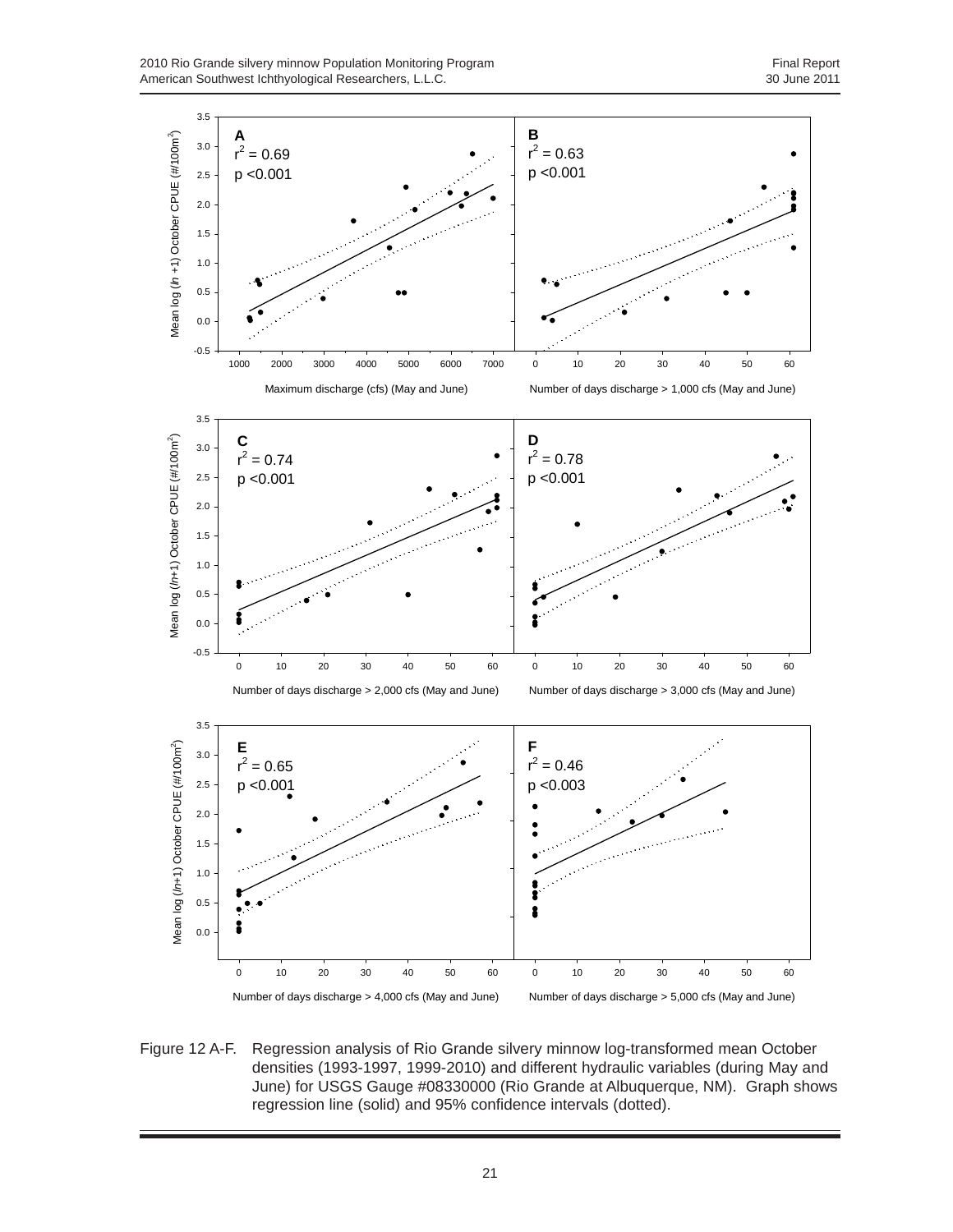Figure 12 A-F. Regression analysis of Rio Grande silvery minnow log-transformed mean October densities (1993-1997, 1999-2010) and different hydraulic variables (during May and June) for USGS Gauge #08330000 (Rio Grande at Albuquerque, NM). Graph shows regression line (solid) and 95% confidence intervals (dotted).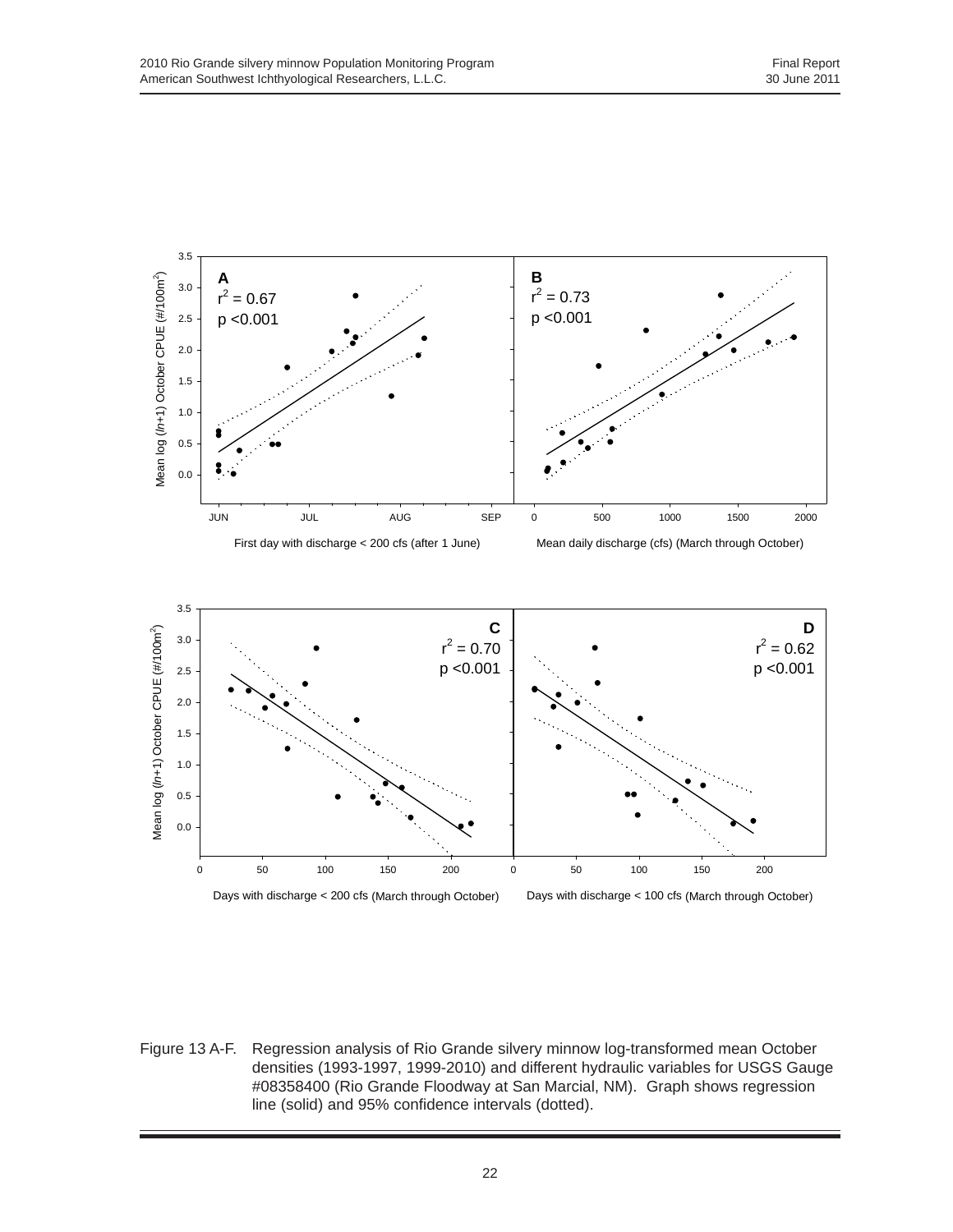A
$r^2 = 0.67$
$p < 0.001$

B
$r^2 = 0.73$
$p < 0.001$

Mean log (*ln*+1) October CPUE (#/100m²)

First day with discharge < 200 cfs (after 1 June)

Mean daily discharge (cfs) (March through October)

C
$r^2 = 0.70$
$p < 0.001$

D
$r^2 = 0.62$
$p < 0.001$

Mean log (*ln*+1) October CPUE (#/100m²)

Days with discharge < 200 cfs (March through October)

Days with discharge < 100 cfs (March through October)

Figure 13 A-F. Regression analysis of Rio Grande silvery minnow log-transformed mean October densities (1993-1997, 1999-2010) and different hydraulic variables for USGS Gauge #08358400 (Rio Grande Floodway at San Marcial, NM). Graph shows regression line (solid) and 95% confidence intervals (dotted).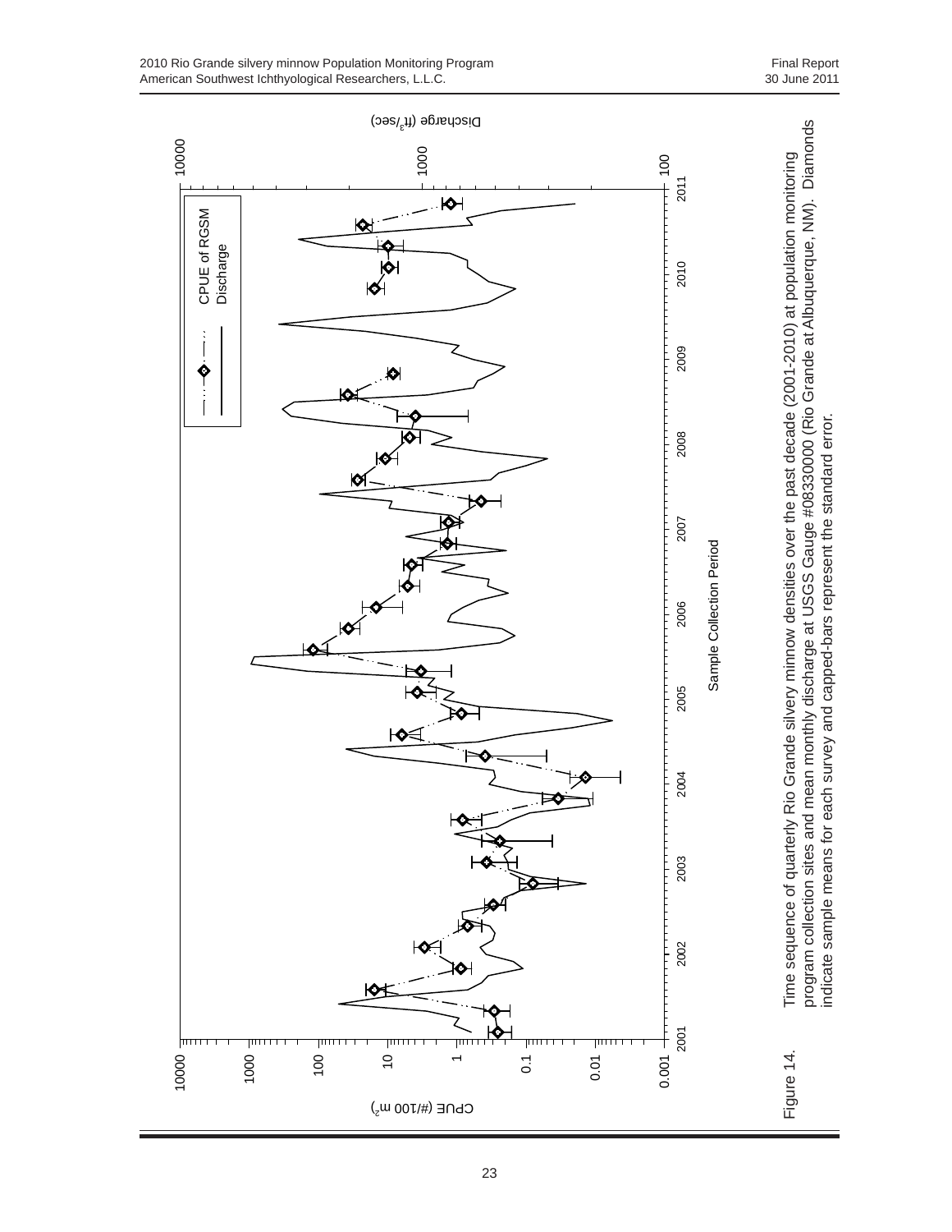Figure 14. Time sequence of quarterly Rio Grande silvery minnow densities over the past decade (2001-2010) at population monitoring program collection sites and mean monthly discharge at USGS Gauge #08330000 (Rio Grande at Albuquerque, NM). Diamonds indicate sample means for each survey and capped-bars represent the standard error.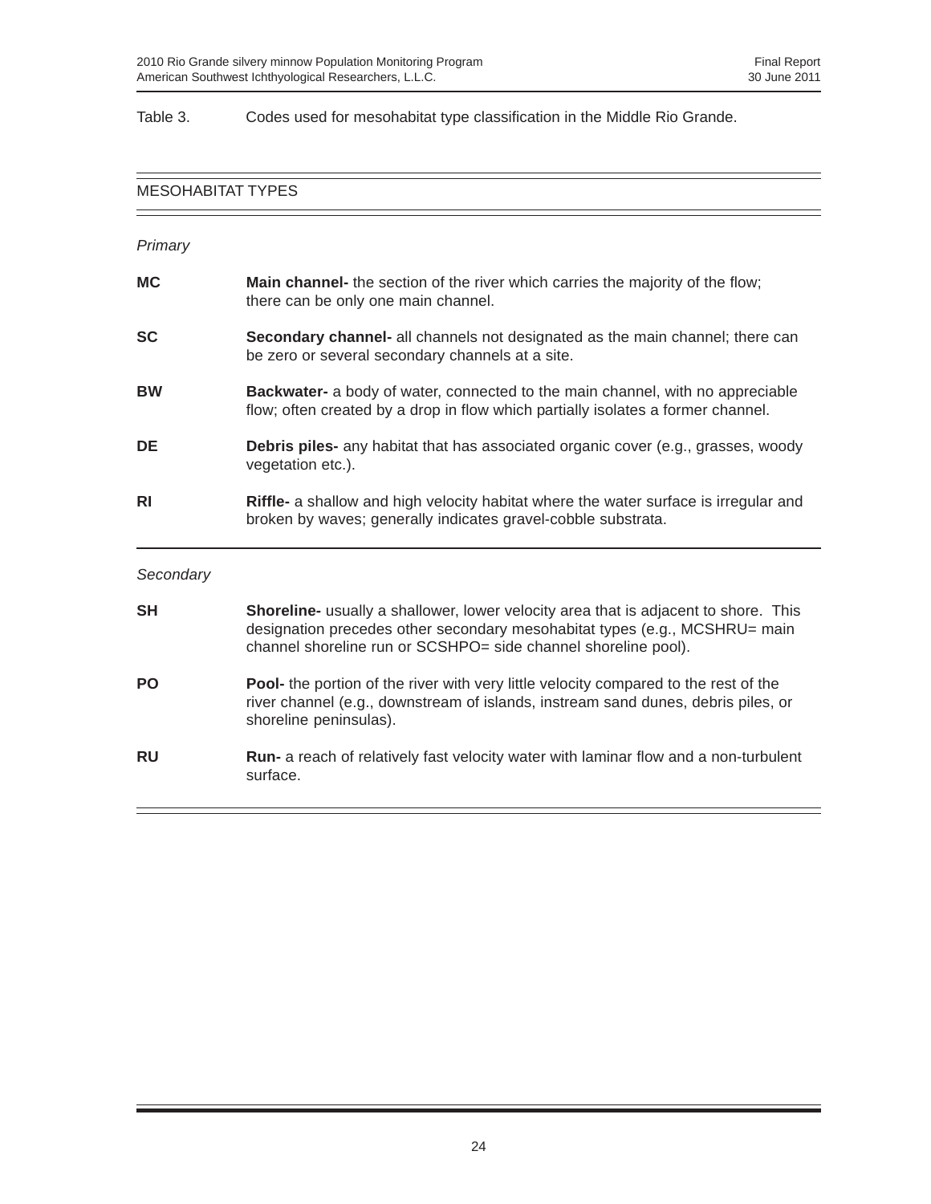Table 3. Codes used for mesohabitat type classification in the Middle Rio Grande.

| MESOHABITAT TYPES | |
|---|---|
| *Primary* | |
| **MC** | **Main channel-** the section of the river which carries the majority of the flow; there can be only one main channel. |
| **SC** | **Secondary channel-** all channels not designated as the main channel; there can be zero or several secondary channels at a site. |
| **BW** | **Backwater-** a body of water, connected to the main channel, with no appreciable flow; often created by a drop in flow which partially isolates a former channel. |
| **DE** | **Debris piles-** any habitat that has associated organic cover (e.g., grasses, woody vegetation etc.). |
| **RI** | **Riffle-** a shallow and high velocity habitat where the water surface is irregular and broken by waves; generally indicates gravel-cobble substrata. |
| *Secondary* | |
| **SH** | **Shoreline-** usually a shallower, lower velocity area that is adjacent to shore. This designation precedes other secondary mesohabitat types (e.g., MCSHRU= main channel shoreline run or SCSHPO= side channel shoreline pool). |
| **PO** | **Pool-** the portion of the river with very little velocity compared to the rest of the river channel (e.g., downstream of islands, instream sand dunes, debris piles, or shoreline peninsulas). |
| **RU** | **Run-** a reach of relatively fast velocity water with laminar flow and a non-turbulent surface. |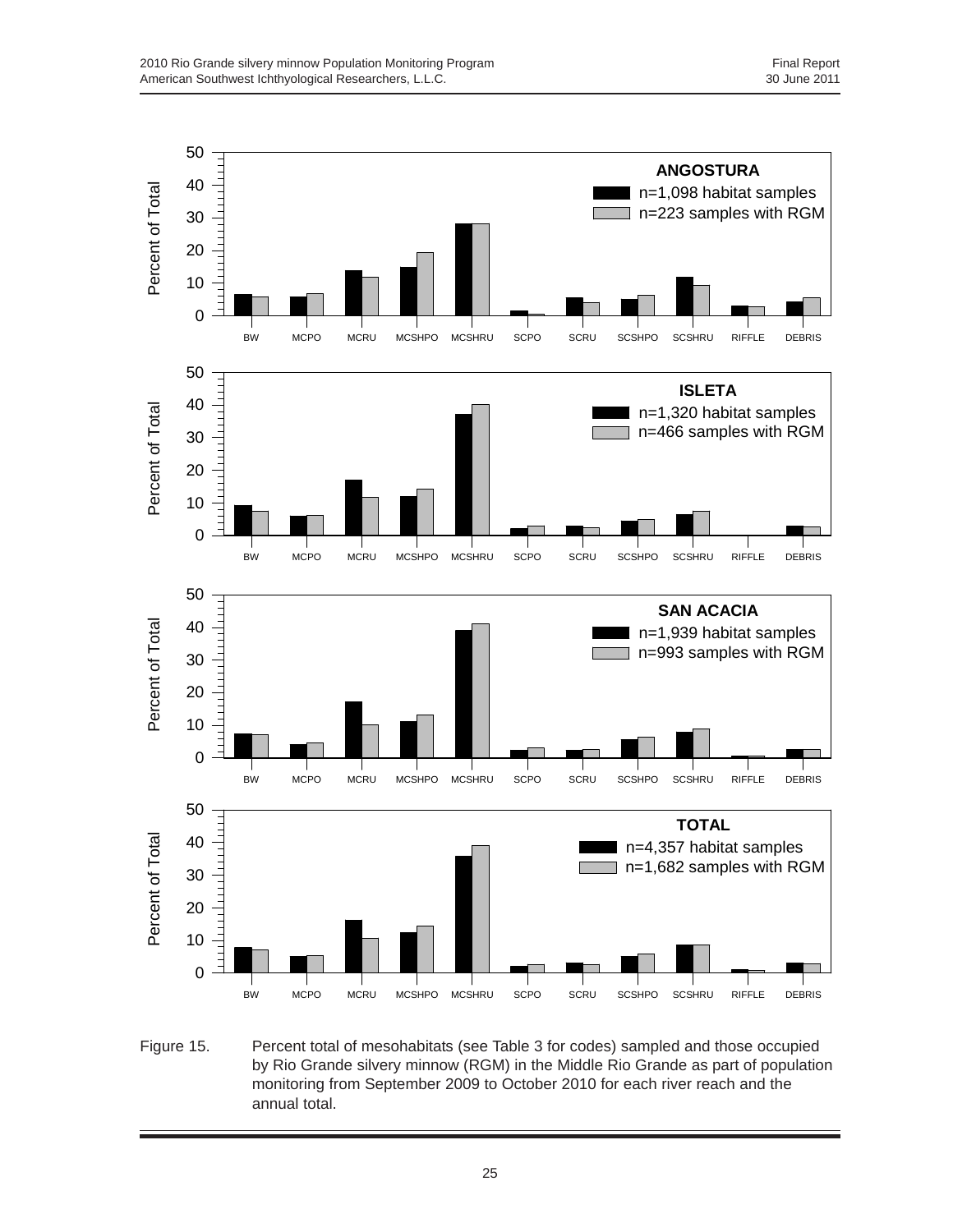Figure 15. Percent total of mesohabitats (see Table 3 for codes) sampled and those occupied by Rio Grande silvery minnow (RGM) in the Middle Rio Grande as part of population monitoring from September 2009 to October 2010 for each river reach and the annual total.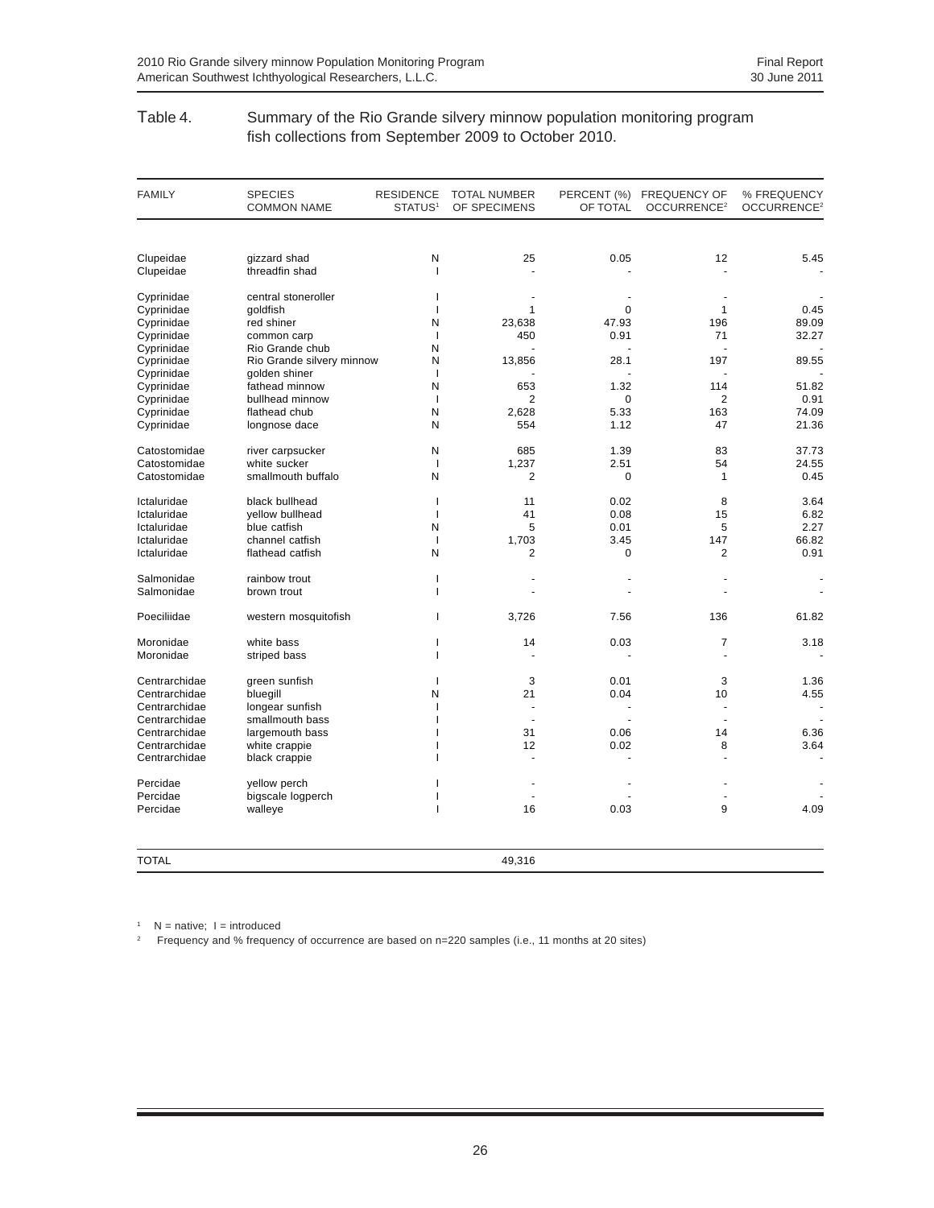Table 4. Summary of the Rio Grande silvery minnow population monitoring program fish collections from September 2009 to October 2010.

| FAMILY | SPECIES COMMON NAME | RESIDENCE STATUS[1] | TOTAL NUMBER OF SPECIMENS | PERCENT (%) OF TOTAL | FREQUENCY OF OCCURRENCE[2] | % FREQUENCY OCCURRENCE[2] |
|---|---|---|---|---|---|---|
| Clupeidae | gizzard shad | N | 25 | 0.05 | 12 | 5.45 |
| Clupeidae | threadfin shad | I | - | - | - | - |
| Cyprinidae | central stoneroller | I | - | - | - | - |
| Cyprinidae | goldfish | I | 1 | 0 | 1 | 0.45 |
| Cyprinidae | red shiner | N | 23,638 | 47.93 | 196 | 89.09 |
| Cyprinidae | common carp | I | 450 | 0.91 | 71 | 32.27 |
| Cyprinidae | Rio Grande chub | N | - | - | - | - |
| Cyprinidae | Rio Grande silvery minnow | N | 13,856 | 28.1 | 197 | 89.55 |
| Cyprinidae | golden shiner | I | - | - | - | - |
| Cyprinidae | fathead minnow | N | 653 | 1.32 | 114 | 51.82 |
| Cyprinidae | bullhead minnow | I | 2 | 0 | 2 | 0.91 |
| Cyprinidae | flathead chub | N | 2,628 | 5.33 | 163 | 74.09 |
| Cyprinidae | longnose dace | N | 554 | 1.12 | 47 | 21.36 |
| Catostomidae | river carpsucker | N | 685 | 1.39 | 83 | 37.73 |
| Catostomidae | white sucker | I | 1,237 | 2.51 | 54 | 24.55 |
| Catostomidae | smallmouth buffalo | N | 2 | 0 | 1 | 0.45 |
| Ictaluridae | black bullhead | I | 11 | 0.02 | 8 | 3.64 |
| Ictaluridae | yellow bullhead | I | 41 | 0.08 | 15 | 6.82 |
| Ictaluridae | blue catfish | N | 5 | 0.01 | 5 | 2.27 |
| Ictaluridae | channel catfish | I | 1,703 | 3.45 | 147 | 66.82 |
| Ictaluridae | flathead catfish | N | 2 | 0 | 2 | 0.91 |
| Salmonidae | rainbow trout | I | - | - | - | - |
| Salmonidae | brown trout | I | - | - | - | - |
| Poeciliidae | western mosquitofish | I | 3,726 | 7.56 | 136 | 61.82 |
| Moronidae | white bass | I | 14 | 0.03 | 7 | 3.18 |
| Moronidae | striped bass | I | - | - | - | - |
| Centrarchidae | green sunfish | I | 3 | 0.01 | 3 | 1.36 |
| Centrarchidae | bluegill | N | 21 | 0.04 | 10 | 4.55 |
| Centrarchidae | longear sunfish | I | - | - | - | - |
| Centrarchidae | smallmouth bass | I | - | - | - | - |
| Centrarchidae | largemouth bass | I | 31 | 0.06 | 14 | 6.36 |
| Centrarchidae | white crappie | I | 12 | 0.02 | 8 | 3.64 |
| Centrarchidae | black crappie | I | - | - | - | - |
| Percidae | yellow perch | I | - | - | - | - |
| Percidae | bigscale logperch | I | - | - | - | - |
| Percidae | walleye | I | 16 | 0.03 | 9 | 4.09 |
| TOTAL | | | 49,316 | | | |

[1] N = native; I = introduced

[2] Frequency and % frequency of occurrence are based on n=220 samples (i.e., 11 months at 20 sites)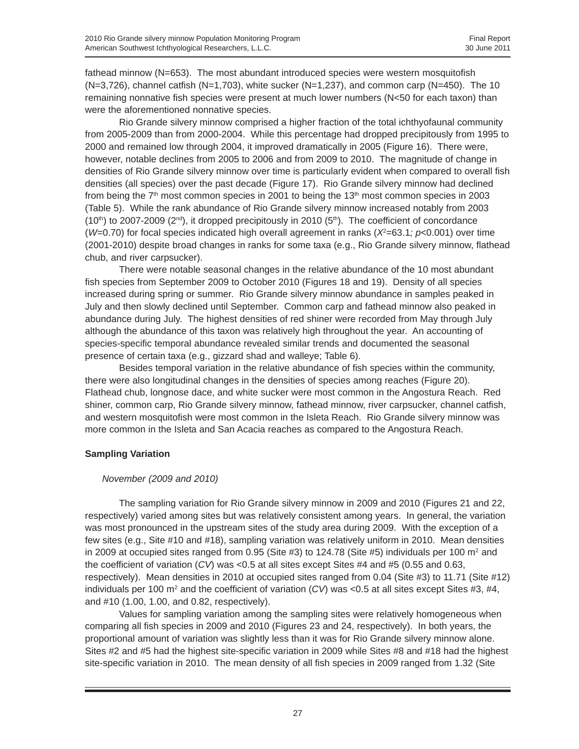fathead minnow (N=653). The most abundant introduced species were western mosquitofish (N=3,726), channel catfish (N=1,703), white sucker (N=1,237), and common carp (N=450). The 10 remaining nonnative fish species were present at much lower numbers (N<50 for each taxon) than were the aforementioned nonnative species.

Rio Grande silvery minnow comprised a higher fraction of the total ichthyofaunal community from 2005-2009 than from 2000-2004. While this percentage had dropped precipitously from 1995 to 2000 and remained low through 2004, it improved dramatically in 2005 (Figure 16). There were, however, notable declines from 2005 to 2006 and from 2009 to 2010. The magnitude of change in densities of Rio Grande silvery minnow over time is particularly evident when compared to overall fish densities (all species) over the past decade (Figure 17). Rio Grande silvery minnow had declined from being the 7th most common species in 2001 to being the 13th most common species in 2003 (Table 5). While the rank abundance of Rio Grande silvery minnow increased notably from 2003 (10th) to 2007-2009 (2nd), it dropped precipitously in 2010 (5th). The coefficient of concordance ($W$=0.70) for focal species indicated high overall agreement in ranks ($X^2$=63.1; $p$<0.001) over time (2001-2010) despite broad changes in ranks for some taxa (e.g., Rio Grande silvery minnow, flathead chub, and river carpsucker).

There were notable seasonal changes in the relative abundance of the 10 most abundant fish species from September 2009 to October 2010 (Figures 18 and 19). Density of all species increased during spring or summer. Rio Grande silvery minnow abundance in samples peaked in July and then slowly declined until September. Common carp and fathead minnow also peaked in abundance during July. The highest densities of red shiner were recorded from May through July although the abundance of this taxon was relatively high throughout the year. An accounting of species-specific temporal abundance revealed similar trends and documented the seasonal presence of certain taxa (e.g., gizzard shad and walleye; Table 6).

Besides temporal variation in the relative abundance of fish species within the community, there were also longitudinal changes in the densities of species among reaches (Figure 20). Flathead chub, longnose dace, and white sucker were most common in the Angostura Reach. Red shiner, common carp, Rio Grande silvery minnow, fathead minnow, river carpsucker, channel catfish, and western mosquitofish were most common in the Isleta Reach. Rio Grande silvery minnow was more common in the Isleta and San Acacia reaches as compared to the Angostura Reach.

## Sampling Variation

### *November (2009 and 2010)*

The sampling variation for Rio Grande silvery minnow in 2009 and 2010 (Figures 21 and 22, respectively) varied among sites but was relatively consistent among years. In general, the variation was most pronounced in the upstream sites of the study area during 2009. With the exception of a few sites (e.g., Site #10 and #18), sampling variation was relatively uniform in 2010. Mean densities in 2009 at occupied sites ranged from 0.95 (Site #3) to 124.78 (Site #5) individuals per 100 m$^2$ and the coefficient of variation ($CV$) was <0.5 at all sites except Sites #4 and #5 (0.55 and 0.63, respectively). Mean densities in 2010 at occupied sites ranged from 0.04 (Site #3) to 11.71 (Site #12) individuals per 100 m$^2$ and the coefficient of variation ($CV$) was <0.5 at all sites except Sites #3, #4, and #10 (1.00, 1.00, and 0.82, respectively).

Values for sampling variation among the sampling sites were relatively homogeneous when comparing all fish species in 2009 and 2010 (Figures 23 and 24, respectively). In both years, the proportional amount of variation was slightly less than it was for Rio Grande silvery minnow alone. Sites #2 and #5 had the highest site-specific variation in 2009 while Sites #8 and #18 had the highest site-specific variation in 2010. The mean density of all fish species in 2009 ranged from 1.32 (Site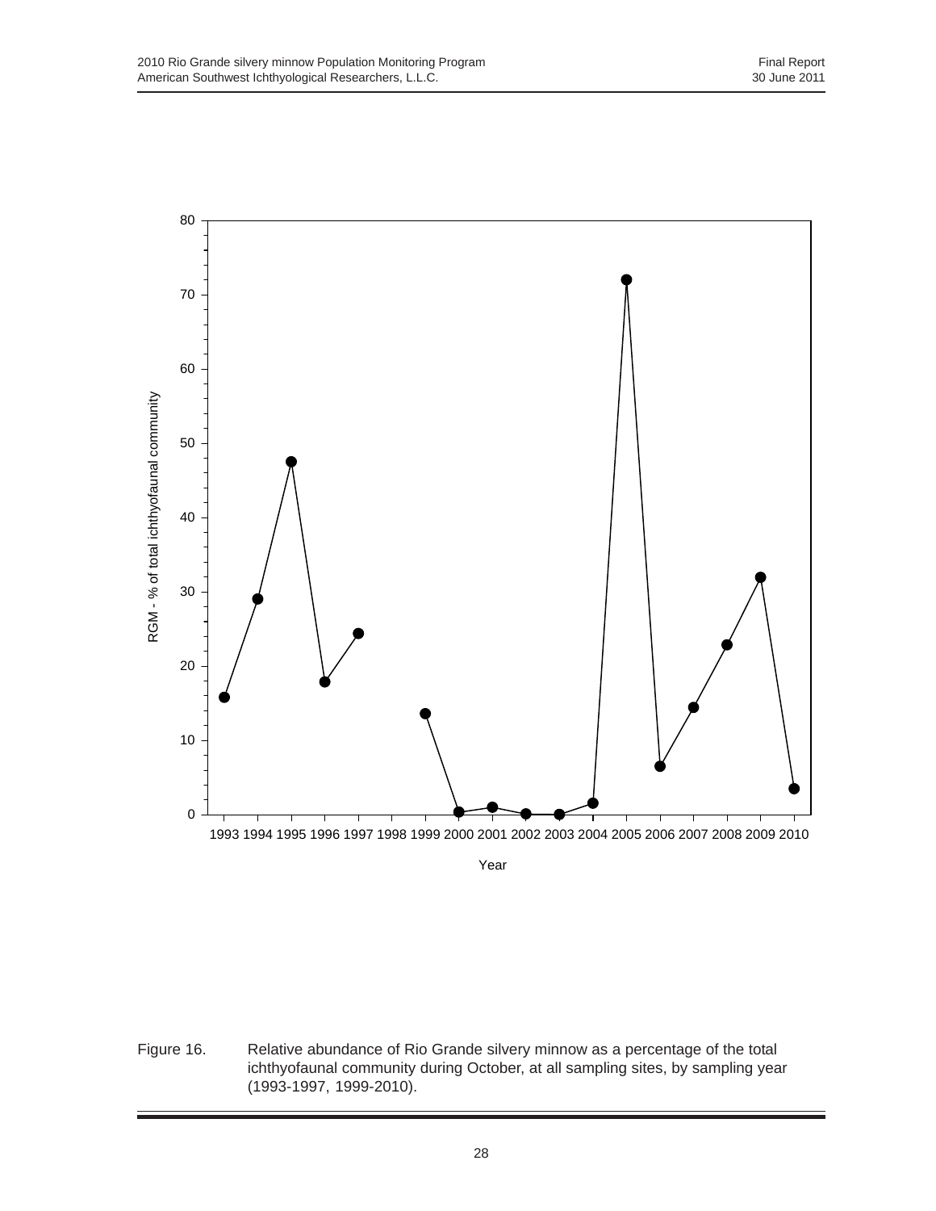Figure 16. Relative abundance of Rio Grande silvery minnow as a percentage of the total ichthyofaunal community during October, at all sampling sites, by sampling year (1993-1997, 1999-2010).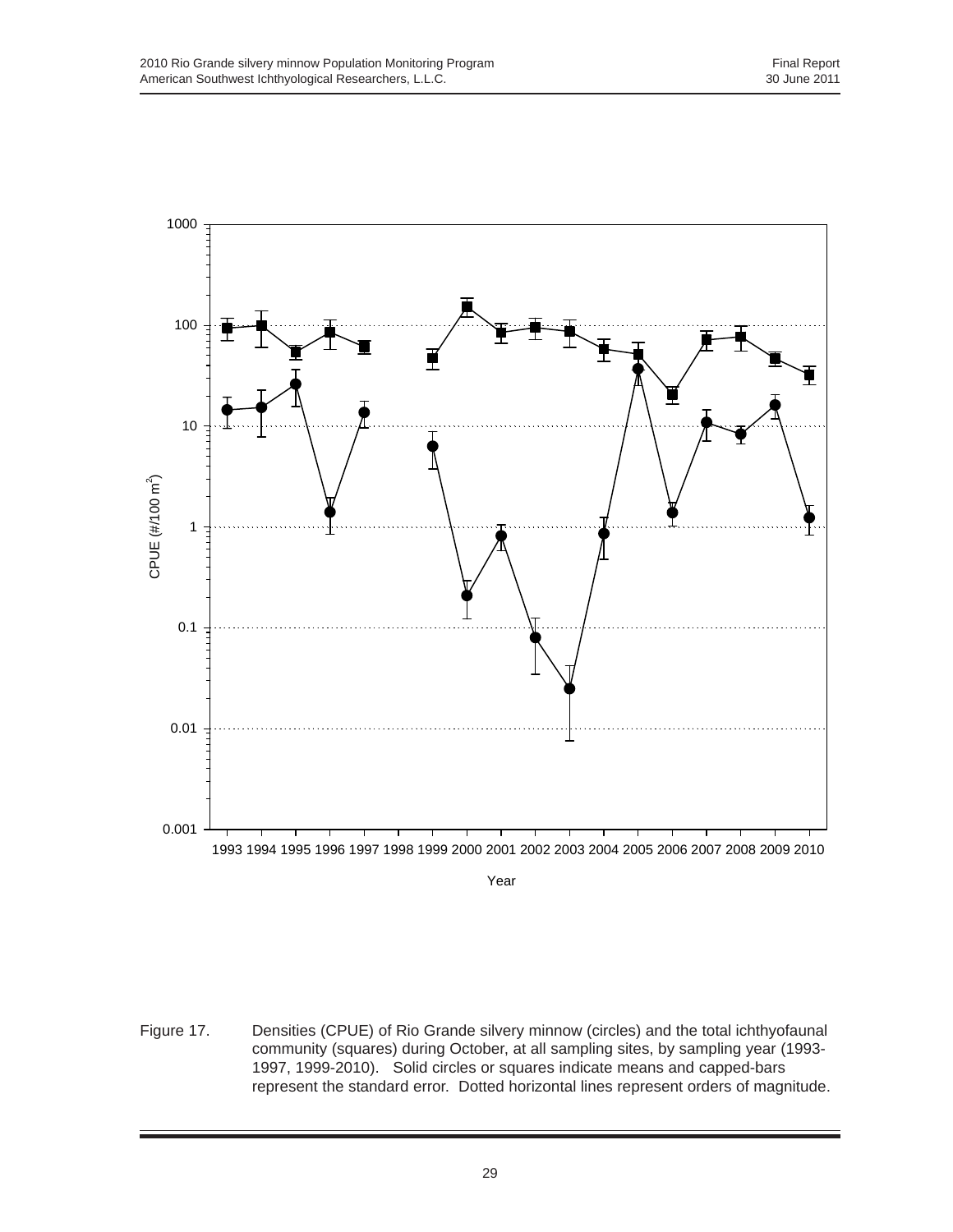Figure 17. Densities (CPUE) of Rio Grande silvery minnow (circles) and the total ichthyofaunal community (squares) during October, at all sampling sites, by sampling year (1993-1997, 1999-2010). Solid circles or squares indicate means and capped-bars represent the standard error. Dotted horizontal lines represent orders of magnitude.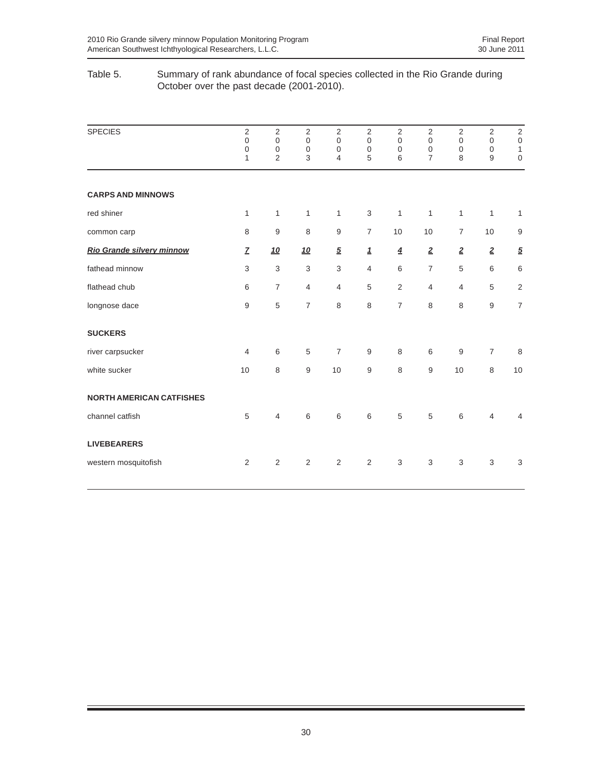Table 5. Summary of rank abundance of focal species collected in the Rio Grande during October over the past decade (2001-2010).

| SPECIES | 2001 | 2002 | 2003 | 2004 | 2005 | 2006 | 2007 | 2008 | 2009 | 2010 |
|---|---|---|---|---|---|---|---|---|---|---|
| **CARPS AND MINNOWS** | | | | | | | | | | |
| red shiner | 1 | 1 | 1 | 1 | 3 | 1 | 1 | 1 | 1 | 1 |
| common carp | 8 | 9 | 8 | 9 | 7 | 10 | 10 | 7 | 10 | 9 |
| ***Rio Grande silvery minnow*** | ***7*** | ***10*** | ***10*** | ***5*** | ***1*** | ***4*** | ***2*** | ***2*** | ***2*** | ***5*** |
| fathead minnow | 3 | 3 | 3 | 3 | 4 | 6 | 7 | 5 | 6 | 6 |
| flathead chub | 6 | 7 | 4 | 4 | 5 | 2 | 4 | 4 | 5 | 2 |
| longnose dace | 9 | 5 | 7 | 8 | 8 | 7 | 8 | 8 | 9 | 7 |
| **SUCKERS** | | | | | | | | | | |
| river carpsucker | 4 | 6 | 5 | 7 | 9 | 8 | 6 | 9 | 7 | 8 |
| white sucker | 10 | 8 | 9 | 10 | 9 | 8 | 9 | 10 | 8 | 10 |
| **NORTH AMERICAN CATFISHES** | | | | | | | | | | |
| channel catfish | 5 | 4 | 6 | 6 | 6 | 5 | 5 | 6 | 4 | 4 |
| **LIVEBEARERS** | | | | | | | | | | |
| western mosquitofish | 2 | 2 | 2 | 2 | 2 | 3 | 3 | 3 | 3 | 3 |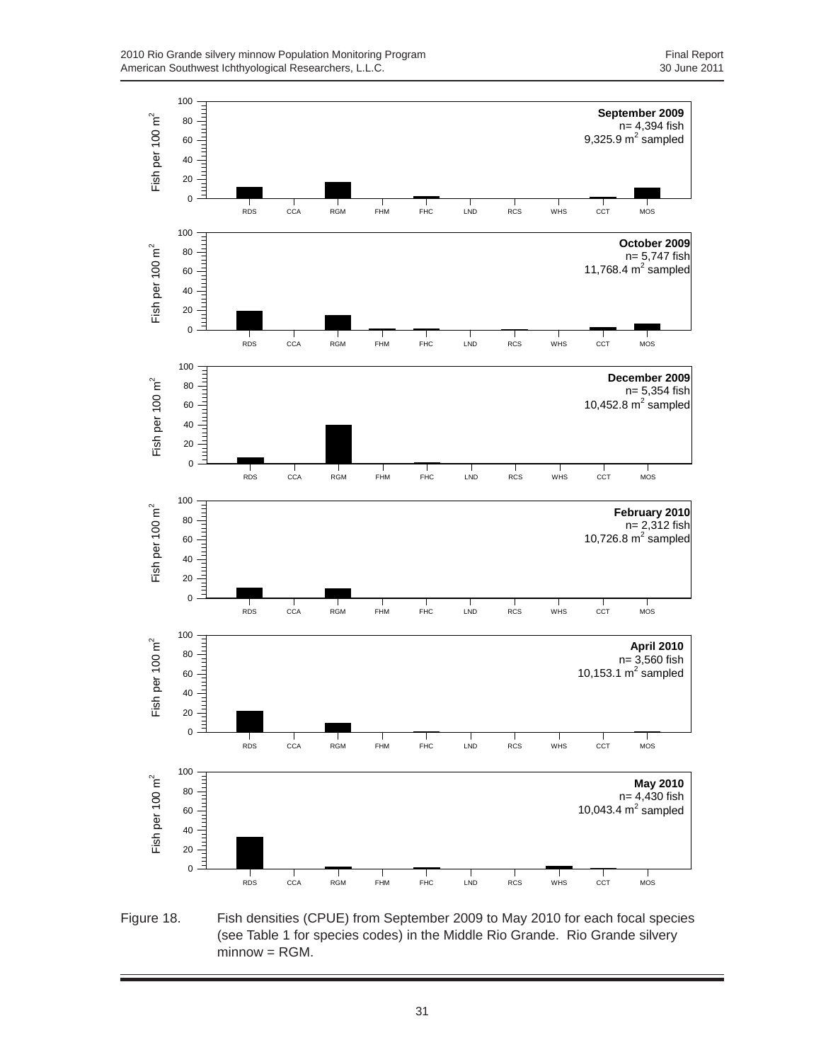Figure 18. Fish densities (CPUE) from September 2009 to May 2010 for each focal species (see Table 1 for species codes) in the Middle Rio Grande. Rio Grande silvery minnow = RGM.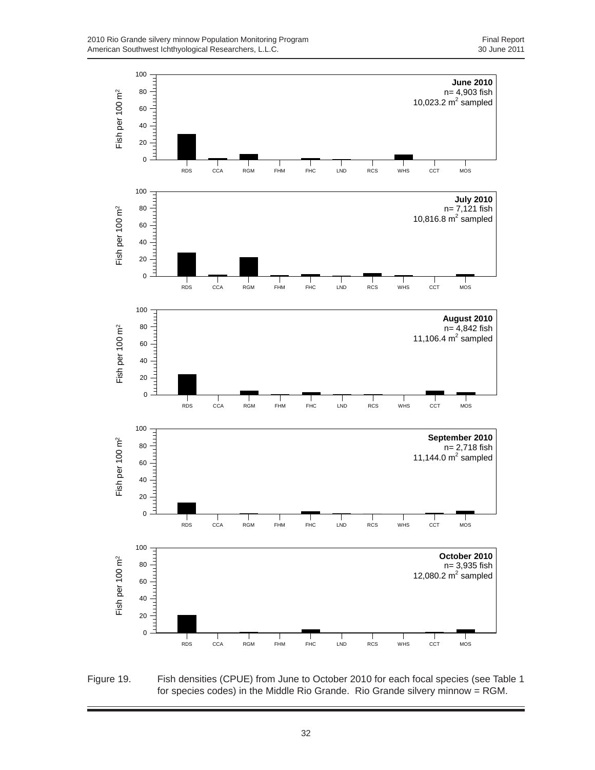June 2010
n= 4,903 fish
10,023.2 $m^2$ sampled

July 2010
n= 7,121 fish
10,816.8 $m^2$ sampled

August 2010
n= 4,842 fish
11,106.4 $m^2$ sampled

September 2010
n= 2,718 fish
11,144.0 $m^2$ sampled

October 2010
n= 3,935 fish
12,080.2 $m^2$ sampled

Figure 19. Fish densities (CPUE) from June to October 2010 for each focal species (see Table 1 for species codes) in the Middle Rio Grande. Rio Grande silvery minnow = RGM.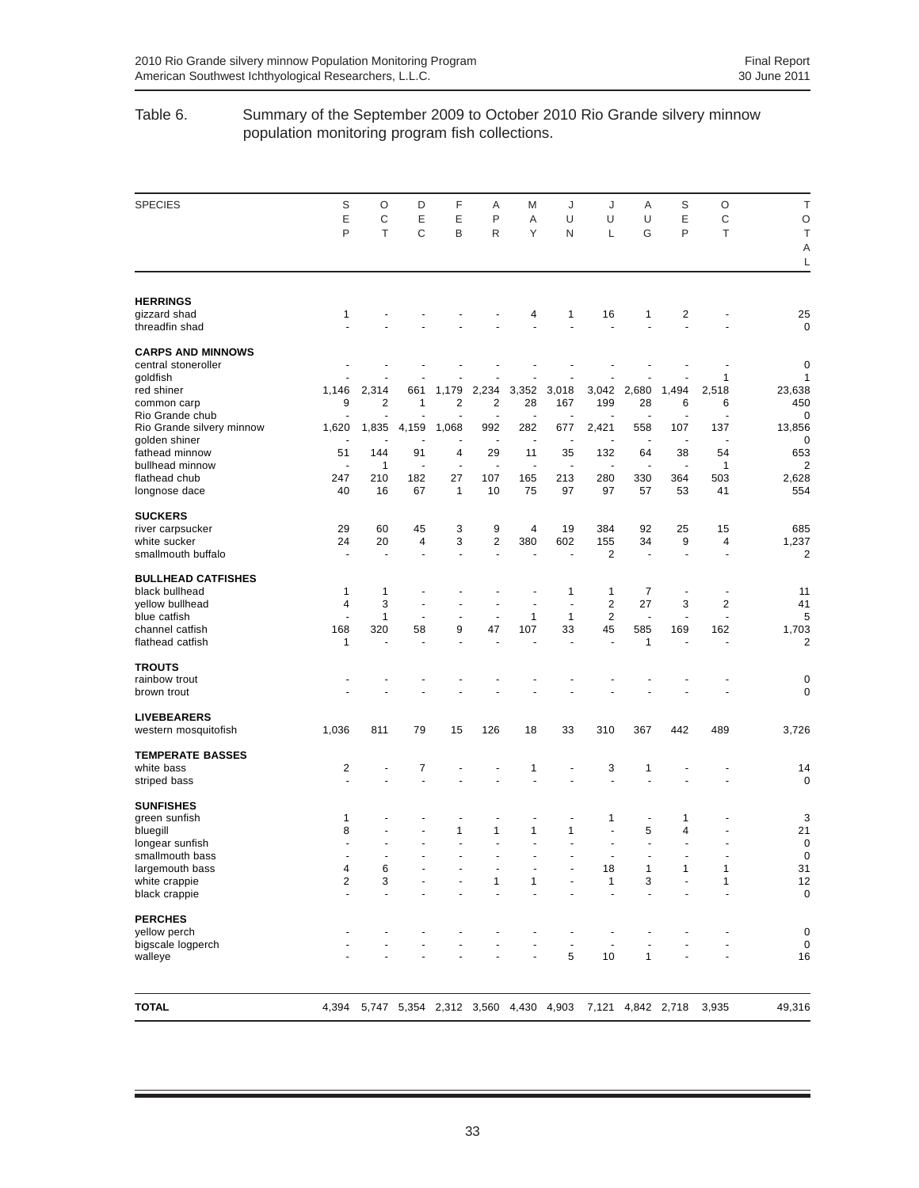Table 6. Summary of the September 2009 to October 2010 Rio Grande silvery minnow population monitoring program fish collections.

| SPECIES | SEP | OCT | DEC | FEB | APR | MAY | JUN | JUL | AUG | SEP | OCT | TOTAL |
|---|---|---|---|---|---|---|---|---|---|---|---|---|
| **HERRINGS** | | | | | | | | | | | | |
| gizzard shad | 1 | - | - | - | - | 4 | 1 | 16 | 1 | 2 | - | 25 |
| threadfin shad | - | - | - | - | - | - | - | - | - | - | - | 0 |
| **CARPS AND MINNOWS** | | | | | | | | | | | | |
| central stoneroller | - | - | - | - | - | - | - | - | - | - | - | 0 |
| goldfish | - | - | - | - | - | - | - | - | - | - | 1 | 1 |
| red shiner | 1,146 | 2,314 | 661 | 1,179 | 2,234 | 3,352 | 3,018 | 3,042 | 2,680 | 1,494 | 2,518 | 23,638 |
| common carp | 9 | 2 | 1 | 2 | 2 | 28 | 167 | 199 | 28 | 6 | 6 | 450 |
| Rio Grande chub | - | - | - | - | - | - | - | - | - | - | - | 0 |
| Rio Grande silvery minnow | 1,620 | 1,835 | 4,159 | 1,068 | 992 | 282 | 677 | 2,421 | 558 | 107 | 137 | 13,856 |
| golden shiner | - | - | - | - | - | - | - | - | - | - | - | 0 |
| fathead minnow | 51 | 144 | 91 | 4 | 29 | 11 | 35 | 132 | 64 | 38 | 54 | 653 |
| bullhead minnow | - | 1 | - | - | - | - | - | - | - | - | 1 | 2 |
| flathead chub | 247 | 210 | 182 | 27 | 107 | 165 | 213 | 280 | 330 | 364 | 503 | 2,628 |
| longnose dace | 40 | 16 | 67 | 1 | 10 | 75 | 97 | 97 | 57 | 53 | 41 | 554 |
| **SUCKERS** | | | | | | | | | | | | |
| river carpsucker | 29 | 60 | 45 | 3 | 9 | 4 | 19 | 384 | 92 | 25 | 15 | 685 |
| white sucker | 24 | 20 | 4 | 3 | 2 | 380 | 602 | 155 | 34 | 9 | 4 | 1,237 |
| smallmouth buffalo | - | - | - | - | - | - | - | 2 | - | - | - | 2 |
| **BULLHEAD CATFISHES** | | | | | | | | | | | | |
| black bullhead | 1 | 1 | - | - | - | - | 1 | 1 | 7 | - | - | 11 |
| yellow bullhead | 4 | 3 | - | - | - | - | - | 2 | 27 | 3 | 2 | 41 |
| blue catfish | - | 1 | - | - | - | 1 | 1 | 2 | - | - | - | 5 |
| channel catfish | 168 | 320 | 58 | 9 | 47 | 107 | 33 | 45 | 585 | 169 | 162 | 1,703 |
| flathead catfish | 1 | - | - | - | - | - | - | - | 1 | - | - | 2 |
| **TROUTS** | | | | | | | | | | | | |
| rainbow trout | - | - | - | - | - | - | - | - | - | - | - | 0 |
| brown trout | - | - | - | - | - | - | - | - | - | - | - | 0 |
| **LIVEBEARERS** | | | | | | | | | | | | |
| western mosquitofish | 1,036 | 811 | 79 | 15 | 126 | 18 | 33 | 310 | 367 | 442 | 489 | 3,726 |
| **TEMPERATE BASSES** | | | | | | | | | | | | |
| white bass | 2 | - | 7 | - | - | 1 | - | 3 | 1 | - | - | 14 |
| striped bass | - | - | - | - | - | - | - | - | - | - | - | 0 |
| **SUNFISHES** | | | | | | | | | | | | |
| green sunfish | 1 | - | - | - | - | - | - | 1 | - | 1 | - | 3 |
| bluegill | 8 | - | - | 1 | 1 | 1 | 1 | - | 5 | 4 | - | 21 |
| longear sunfish | - | - | - | - | - | - | - | - | - | - | - | 0 |
| smallmouth bass | - | - | - | - | - | - | - | - | - | - | - | 0 |
| largemouth bass | 4 | 6 | - | - | - | - | - | 18 | 1 | 1 | 1 | 31 |
| white crappie | 2 | 3 | - | - | 1 | 1 | - | 1 | 3 | - | 1 | 12 |
| black crappie | - | - | - | - | - | - | - | - | - | - | - | 0 |
| **PERCHES** | | | | | | | | | | | | |
| yellow perch | - | - | - | - | - | - | - | - | - | - | - | 0 |
| bigscale logperch | - | - | - | - | - | - | - | - | - | - | - | 0 |
| walleye | - | - | - | - | - | - | 5 | 10 | 1 | - | - | 16 |
| **TOTAL** | 4,394 | 5,747 | 5,354 | 2,312 | 3,560 | 4,430 | 4,903 | 7,121 | 4,842 | 2,718 | 3,935 | 49,316 |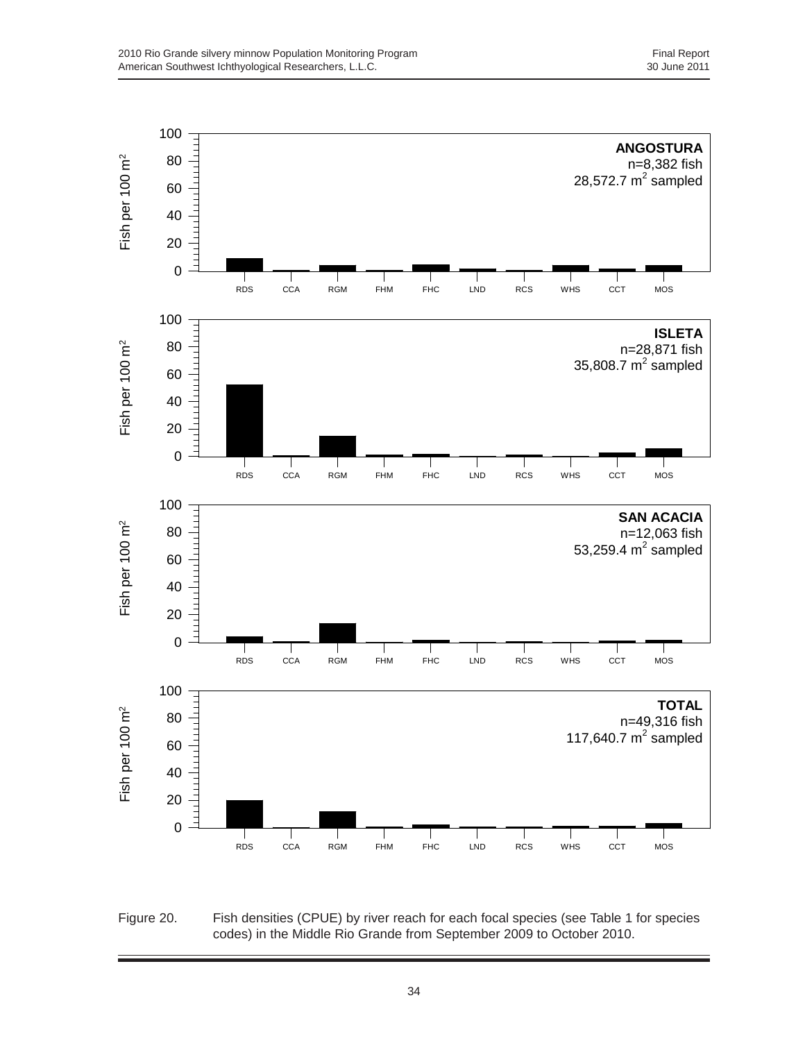Figure 20. Fish densities (CPUE) by river reach for each focal species (see Table 1 for species codes) in the Middle Rio Grande from September 2009 to October 2010.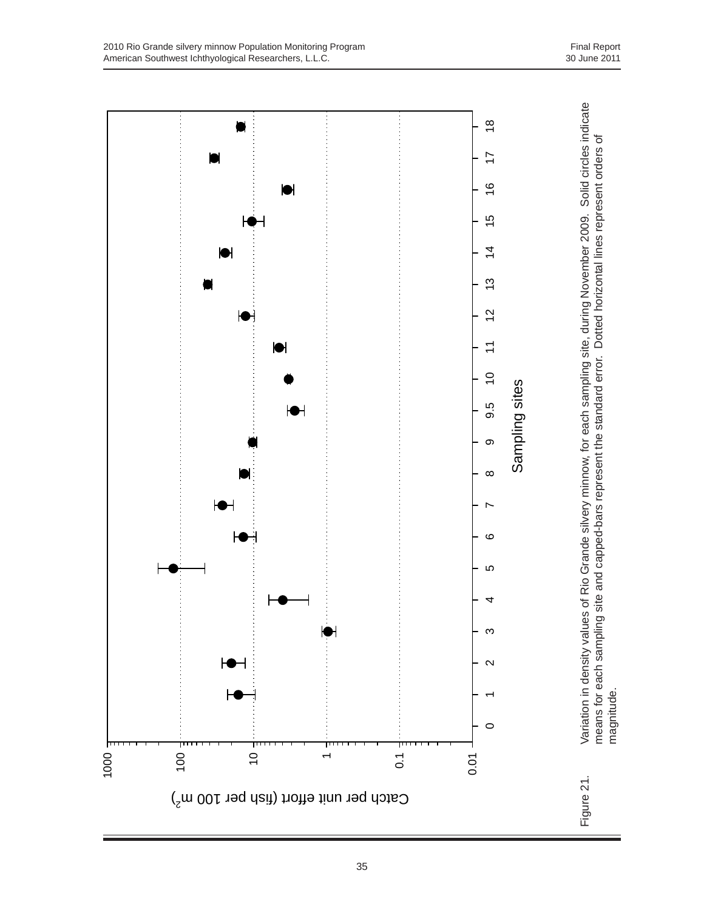Figure 21. Variation in density values of Rio Grande silvery minnow, for each sampling site, during November 2009. Solid circles indicate means for each sampling site and capped-bars represent the standard error. Dotted horizontal lines represent orders of magnitude.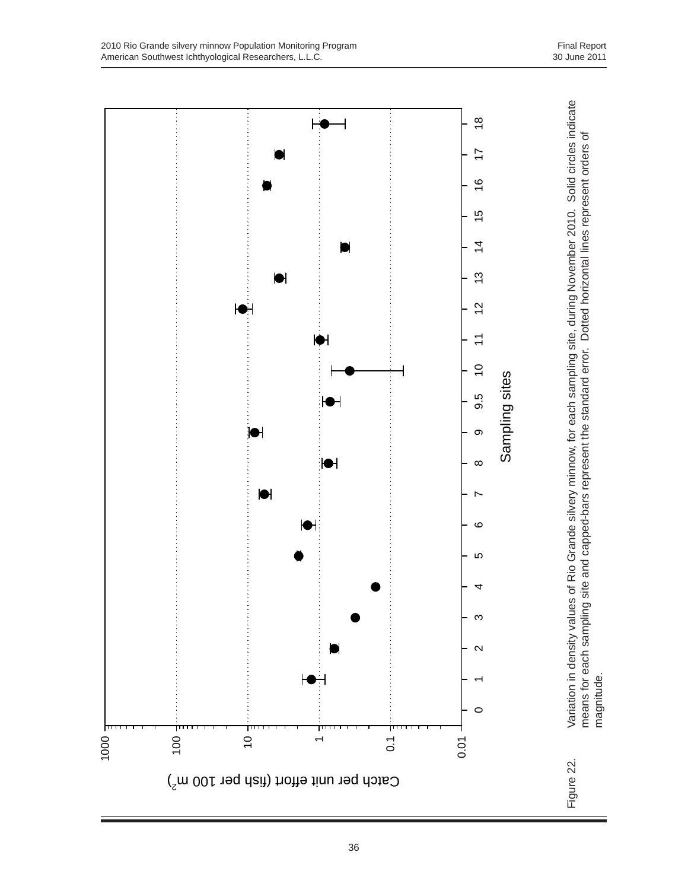Figure 22. Variation in density values of Rio Grande silvery minnow, for each sampling site, during November 2010. Solid circles indicate means for each sampling site and capped-bars represent the standard error. Dotted horizontal lines represent orders of magnitude.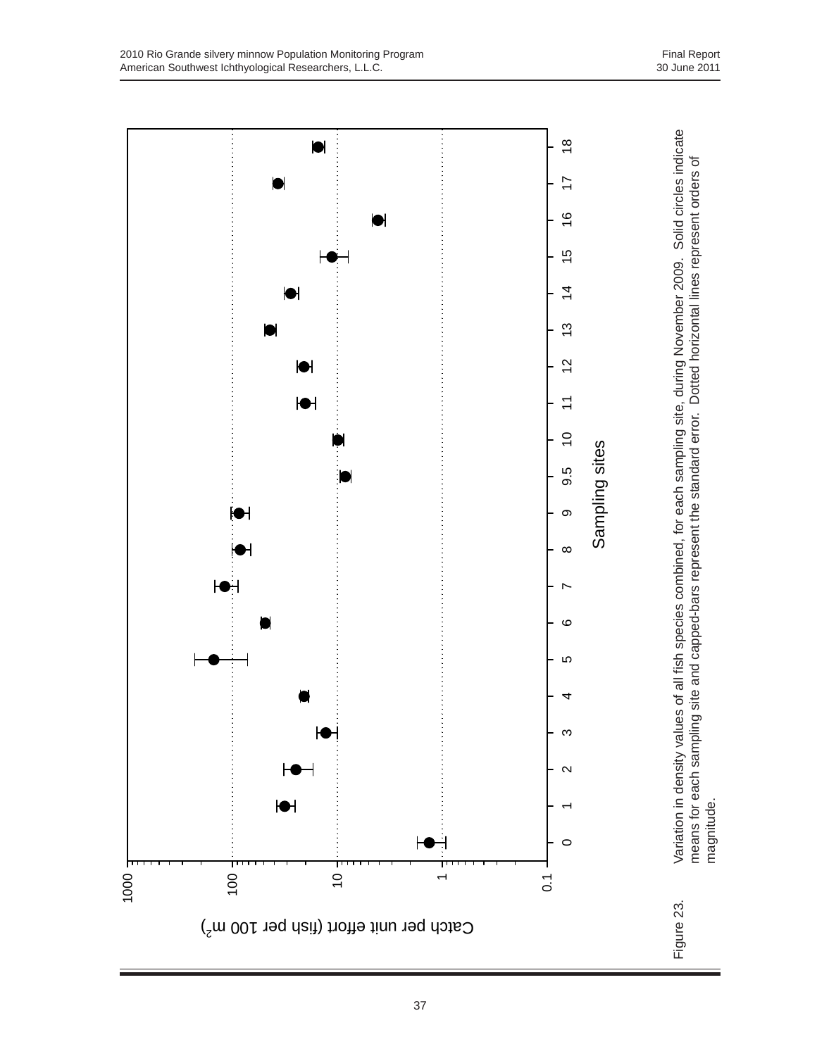Figure 23. Variation in density values of all fish species combined, for each sampling site, during November 2009. Solid circles indicate means for each sampling site and capped-bars represent the standard error. Dotted horizontal lines represent orders of magnitude.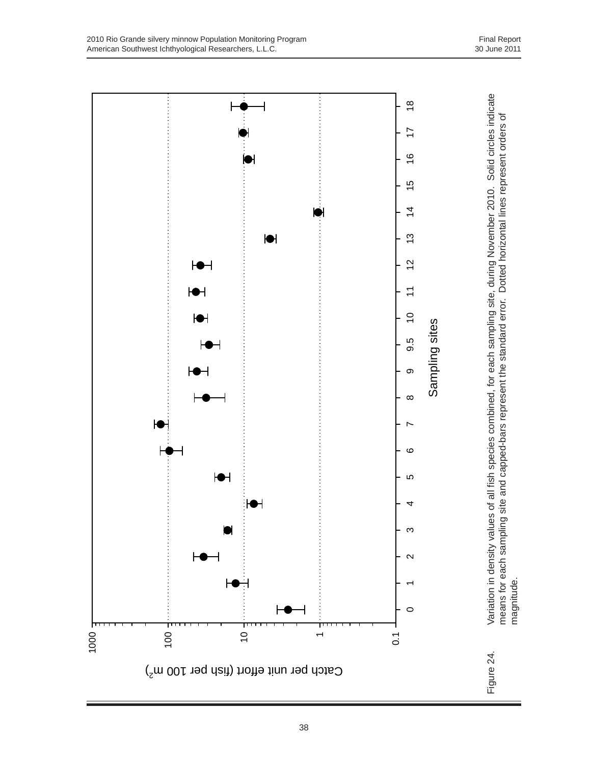Catch per unit effort (fish per 100 $m^2$)

1000

100

10

1

0.1

0 1 2 3 4 5 6 7 8 9 9.5 10 11 12 13 14 15 16 17 18

Sampling sites

Figure 24. Variation in density values of all fish species combined, for each sampling site, during November 2010. Solid circles indicate means for each sampling site and capped-bars represent the standard error. Dotted horizontal lines represent orders of magnitude.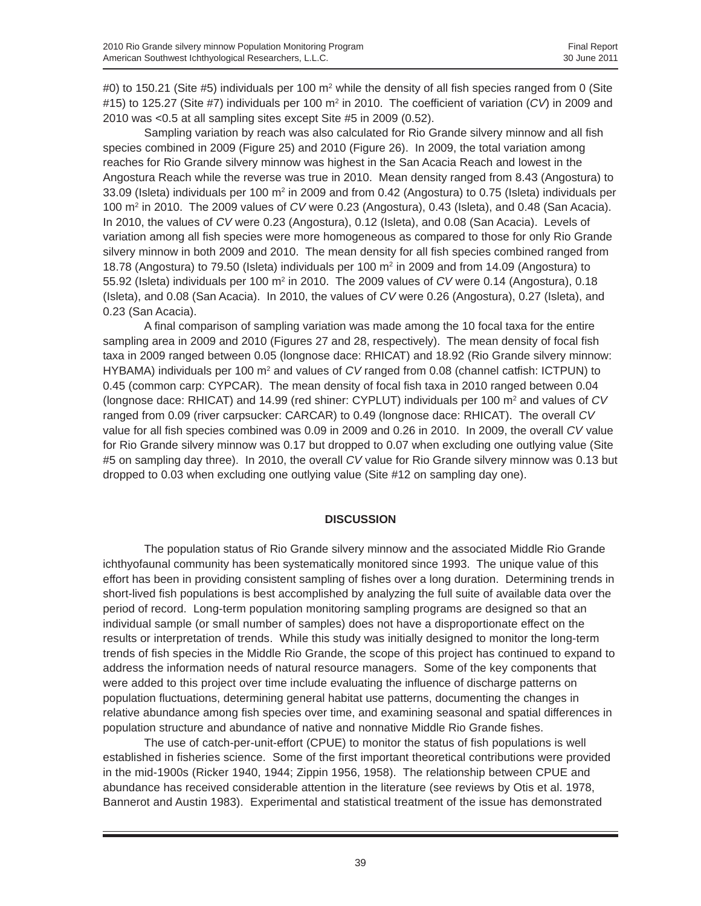#0) to 150.21 (Site #5) individuals per 100 $m^2$ while the density of all fish species ranged from 0 (Site #15) to 125.27 (Site #7) individuals per 100 $m^2$ in 2010. The coefficient of variation (*CV*) in 2009 and 2010 was <0.5 at all sampling sites except Site #5 in 2009 (0.52).

Sampling variation by reach was also calculated for Rio Grande silvery minnow and all fish species combined in 2009 (Figure 25) and 2010 (Figure 26). In 2009, the total variation among reaches for Rio Grande silvery minnow was highest in the San Acacia Reach and lowest in the Angostura Reach while the reverse was true in 2010. Mean density ranged from 8.43 (Angostura) to 33.09 (Isleta) individuals per 100 $m^2$ in 2009 and from 0.42 (Angostura) to 0.75 (Isleta) individuals per 100 $m^2$ in 2010. The 2009 values of *CV* were 0.23 (Angostura), 0.43 (Isleta), and 0.48 (San Acacia). In 2010, the values of *CV* were 0.23 (Angostura), 0.12 (Isleta), and 0.08 (San Acacia). Levels of variation among all fish species were more homogeneous as compared to those for only Rio Grande silvery minnow in both 2009 and 2010. The mean density for all fish species combined ranged from 18.78 (Angostura) to 79.50 (Isleta) individuals per 100 $m^2$ in 2009 and from 14.09 (Angostura) to 55.92 (Isleta) individuals per 100 $m^2$ in 2010. The 2009 values of *CV* were 0.14 (Angostura), 0.18 (Isleta), and 0.08 (San Acacia). In 2010, the values of *CV* were 0.26 (Angostura), 0.27 (Isleta), and 0.23 (San Acacia).

A final comparison of sampling variation was made among the 10 focal taxa for the entire sampling area in 2009 and 2010 (Figures 27 and 28, respectively). The mean density of focal fish taxa in 2009 ranged between 0.05 (longnose dace: RHICAT) and 18.92 (Rio Grande silvery minnow: HYBAMA) individuals per 100 $m^2$ and values of *CV* ranged from 0.08 (channel catfish: ICTPUN) to 0.45 (common carp: CYPCAR). The mean density of focal fish taxa in 2010 ranged between 0.04 (longnose dace: RHICAT) and 14.99 (red shiner: CYPLUT) individuals per 100 $m^2$ and values of *CV* ranged from 0.09 (river carpsucker: CARCAR) to 0.49 (longnose dace: RHICAT). The overall *CV* value for all fish species combined was 0.09 in 2009 and 0.26 in 2010. In 2009, the overall *CV* value for Rio Grande silvery minnow was 0.17 but dropped to 0.07 when excluding one outlying value (Site #5 on sampling day three). In 2010, the overall *CV* value for Rio Grande silvery minnow was 0.13 but dropped to 0.03 when excluding one outlying value (Site #12 on sampling day one).

## DISCUSSION

The population status of Rio Grande silvery minnow and the associated Middle Rio Grande ichthyofaunal community has been systematically monitored since 1993. The unique value of this effort has been in providing consistent sampling of fishes over a long duration. Determining trends in short-lived fish populations is best accomplished by analyzing the full suite of available data over the period of record. Long-term population monitoring sampling programs are designed so that an individual sample (or small number of samples) does not have a disproportionate effect on the results or interpretation of trends. While this study was initially designed to monitor the long-term trends of fish species in the Middle Rio Grande, the scope of this project has continued to expand to address the information needs of natural resource managers. Some of the key components that were added to this project over time include evaluating the influence of discharge patterns on population fluctuations, determining general habitat use patterns, documenting the changes in relative abundance among fish species over time, and examining seasonal and spatial differences in population structure and abundance of native and nonnative Middle Rio Grande fishes.

The use of catch-per-unit-effort (CPUE) to monitor the status of fish populations is well established in fisheries science. Some of the first important theoretical contributions were provided in the mid-1900s (Ricker 1940, 1944; Zippin 1956, 1958). The relationship between CPUE and abundance has received considerable attention in the literature (see reviews by Otis et al. 1978, Bannerot and Austin 1983). Experimental and statistical treatment of the issue has demonstrated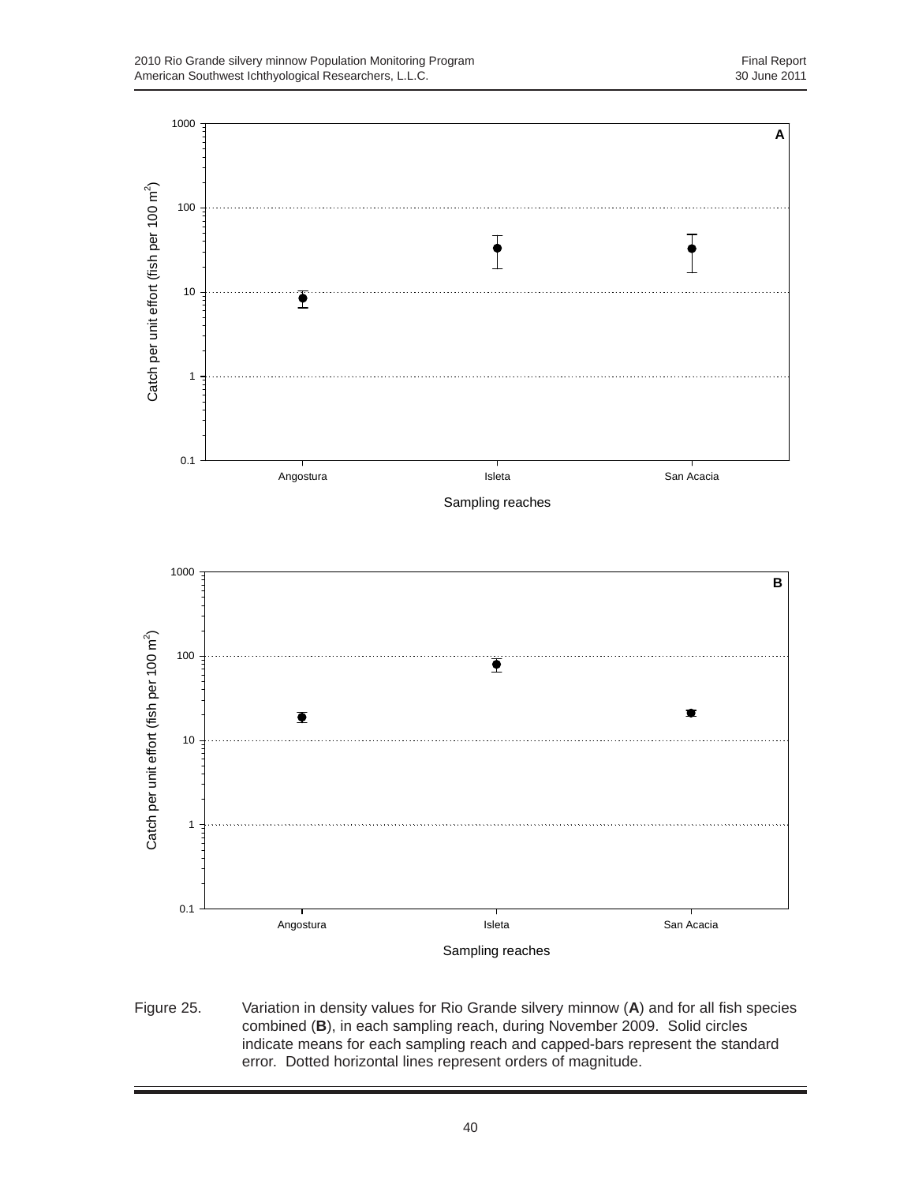Figure 25. Variation in density values for Rio Grande silvery minnow (**A**) and for all fish species combined (**B**), in each sampling reach, during November 2009. Solid circles indicate means for each sampling reach and capped-bars represent the standard error. Dotted horizontal lines represent orders of magnitude.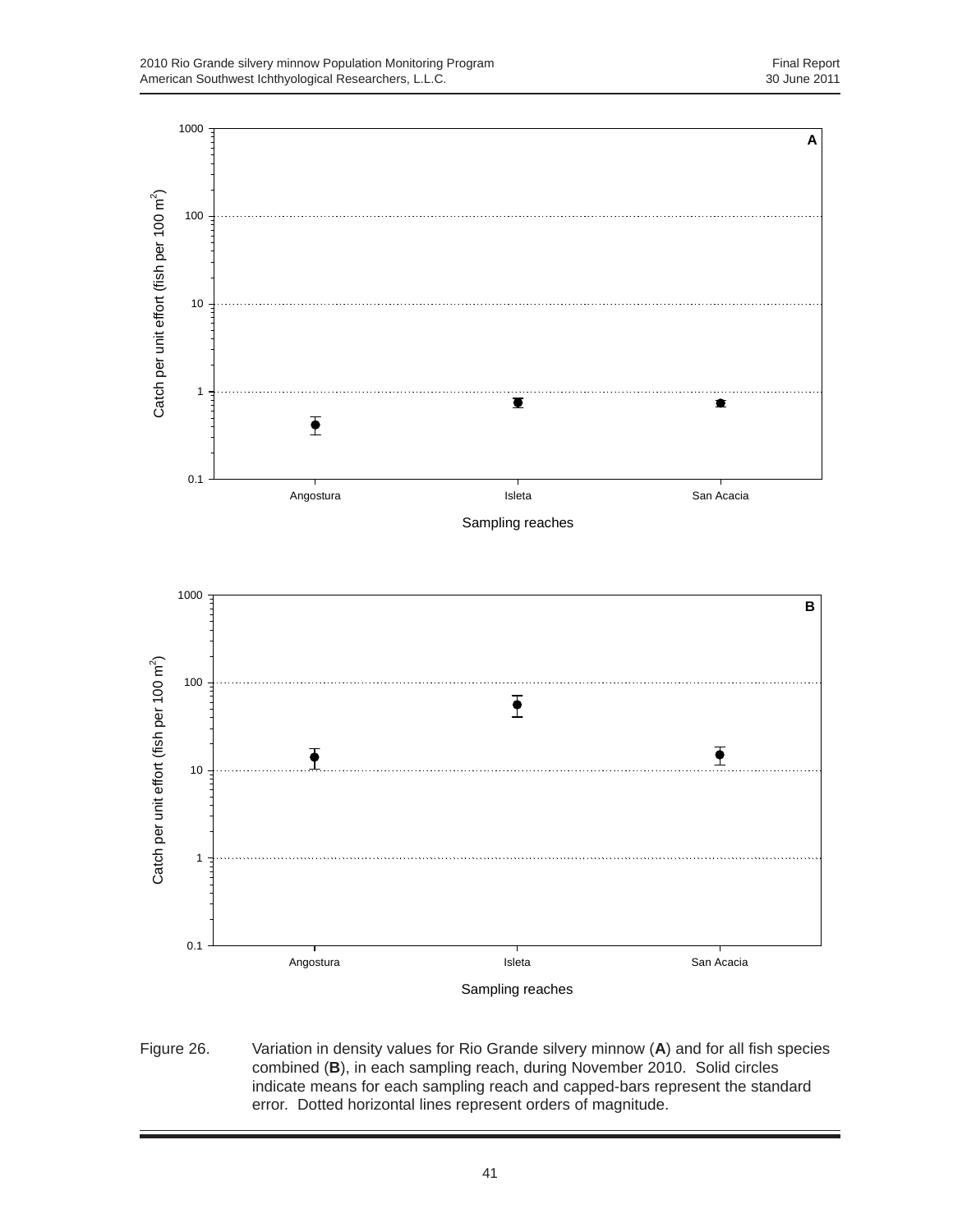Figure 26. Variation in density values for Rio Grande silvery minnow (**A**) and for all fish species combined (**B**), in each sampling reach, during November 2010. Solid circles indicate means for each sampling reach and capped-bars represent the standard error. Dotted horizontal lines represent orders of magnitude.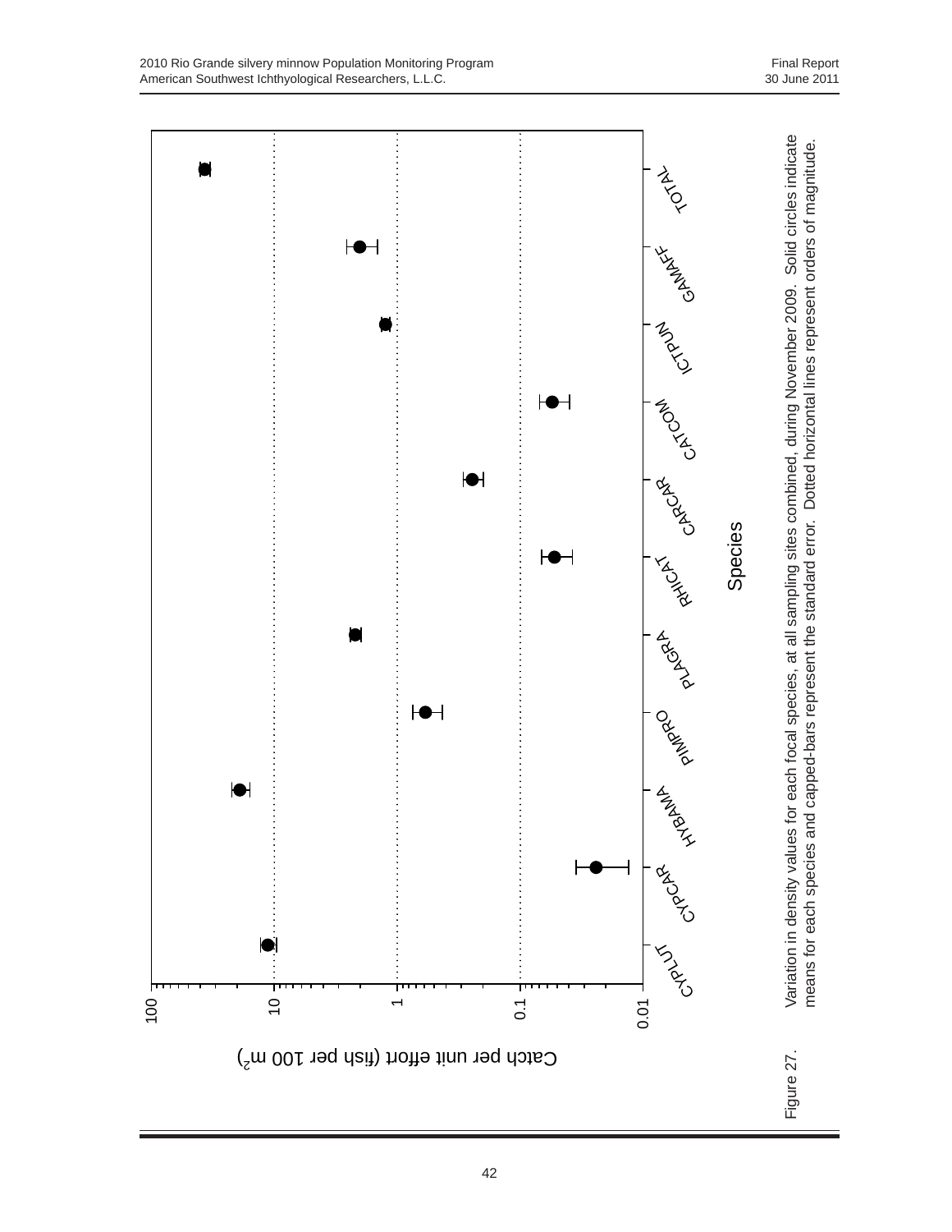Figure 27. Variation in density values for each focal species, at all sampling sites combined, during November 2009. Solid circles indicate means for each species and capped-bars represent the standard error. Dotted horizontal lines represent orders of magnitude.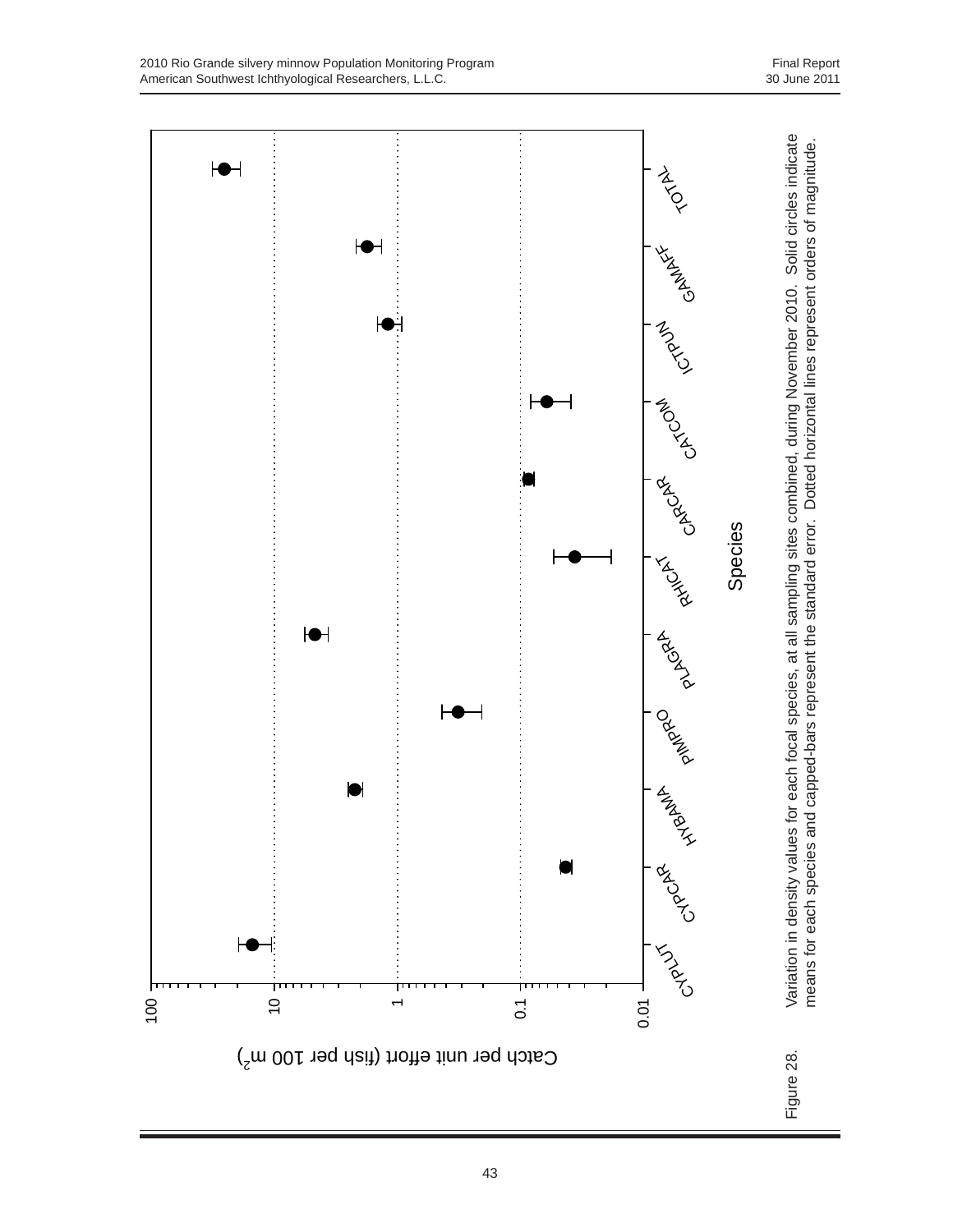Catch per unit effort (fish per 100 $m^2$)

Species

CYPLUT, CYPCAR, HYBAMA, PIMPRO, PLAGRA, RHICAT, CARCAR, CATCOM, ICTPUN, GAMAFF, TOTAL

Figure 28. Variation in density values for each focal species, at all sampling sites combined, during November 2010. Solid circles indicate means for each species and capped-bars represent the standard error. Dotted horizontal lines represent orders of magnitude.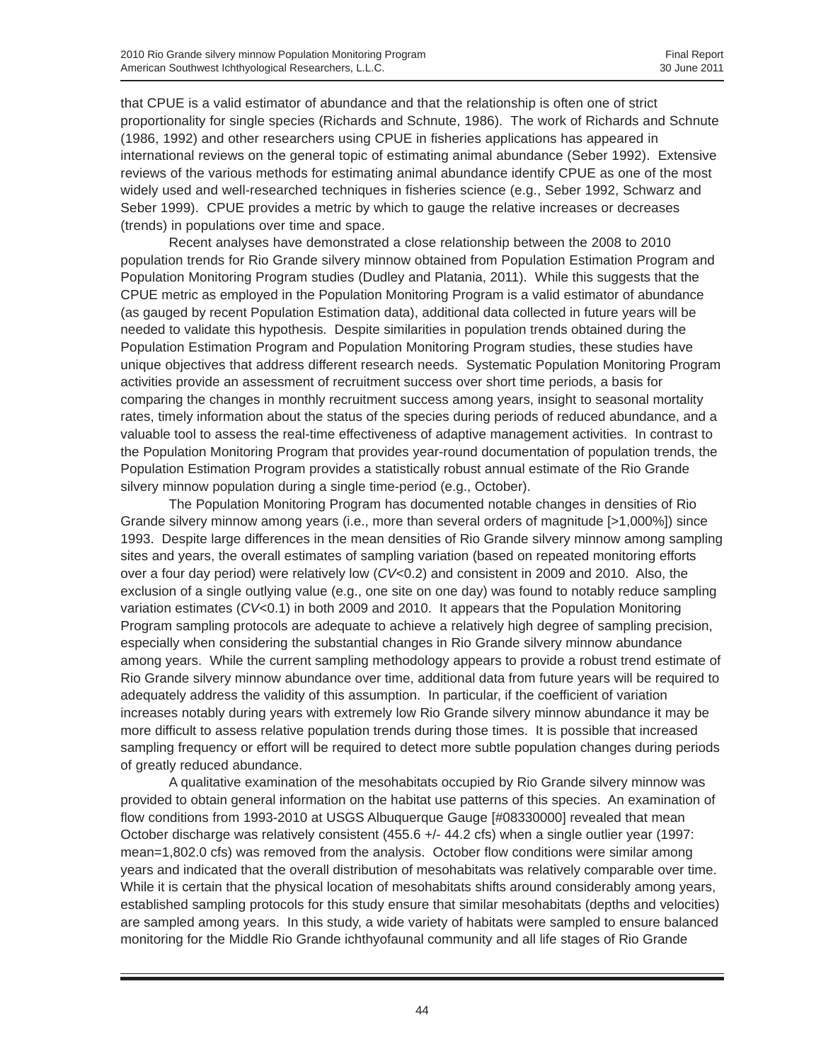that CPUE is a valid estimator of abundance and that the relationship is often one of strict proportionality for single species (Richards and Schnute, 1986). The work of Richards and Schnute (1986, 1992) and other researchers using CPUE in fisheries applications has appeared in international reviews on the general topic of estimating animal abundance (Seber 1992). Extensive reviews of the various methods for estimating animal abundance identify CPUE as one of the most widely used and well-researched techniques in fisheries science (e.g., Seber 1992, Schwarz and Seber 1999). CPUE provides a metric by which to gauge the relative increases or decreases (trends) in populations over time and space.

Recent analyses have demonstrated a close relationship between the 2008 to 2010 population trends for Rio Grande silvery minnow obtained from Population Estimation Program and Population Monitoring Program studies (Dudley and Platania, 2011). While this suggests that the CPUE metric as employed in the Population Monitoring Program is a valid estimator of abundance (as gauged by recent Population Estimation data), additional data collected in future years will be needed to validate this hypothesis. Despite similarities in population trends obtained during the Population Estimation Program and Population Monitoring Program studies, these studies have unique objectives that address different research needs. Systematic Population Monitoring Program activities provide an assessment of recruitment success over short time periods, a basis for comparing the changes in monthly recruitment success among years, insight to seasonal mortality rates, timely information about the status of the species during periods of reduced abundance, and a valuable tool to assess the real-time effectiveness of adaptive management activities. In contrast to the Population Monitoring Program that provides year-round documentation of population trends, the Population Estimation Program provides a statistically robust annual estimate of the Rio Grande silvery minnow population during a single time-period (e.g., October).

The Population Monitoring Program has documented notable changes in densities of Rio Grande silvery minnow among years (i.e., more than several orders of magnitude [>1,000%]) since 1993. Despite large differences in the mean densities of Rio Grande silvery minnow among sampling sites and years, the overall estimates of sampling variation (based on repeated monitoring efforts over a four day period) were relatively low ($CV$<0.2) and consistent in 2009 and 2010. Also, the exclusion of a single outlying value (e.g., one site on one day) was found to notably reduce sampling variation estimates ($CV$<0.1) in both 2009 and 2010. It appears that the Population Monitoring Program sampling protocols are adequate to achieve a relatively high degree of sampling precision, especially when considering the substantial changes in Rio Grande silvery minnow abundance among years. While the current sampling methodology appears to provide a robust trend estimate of Rio Grande silvery minnow abundance over time, additional data from future years will be required to adequately address the validity of this assumption. In particular, if the coefficient of variation increases notably during years with extremely low Rio Grande silvery minnow abundance it may be more difficult to assess relative population trends during those times. It is possible that increased sampling frequency or effort will be required to detect more subtle population changes during periods of greatly reduced abundance.

A qualitative examination of the mesohabitats occupied by Rio Grande silvery minnow was provided to obtain general information on the habitat use patterns of this species. An examination of flow conditions from 1993-2010 at USGS Albuquerque Gauge [#08330000] revealed that mean October discharge was relatively consistent (455.6 +/- 44.2 cfs) when a single outlier year (1997: mean=1,802.0 cfs) was removed from the analysis. October flow conditions were similar among years and indicated that the overall distribution of mesohabitats was relatively comparable over time. While it is certain that the physical location of mesohabitats shifts around considerably among years, established sampling protocols for this study ensure that similar mesohabitats (depths and velocities) are sampled among years. In this study, a wide variety of habitats were sampled to ensure balanced monitoring for the Middle Rio Grande ichthyofaunal community and all life stages of Rio Grande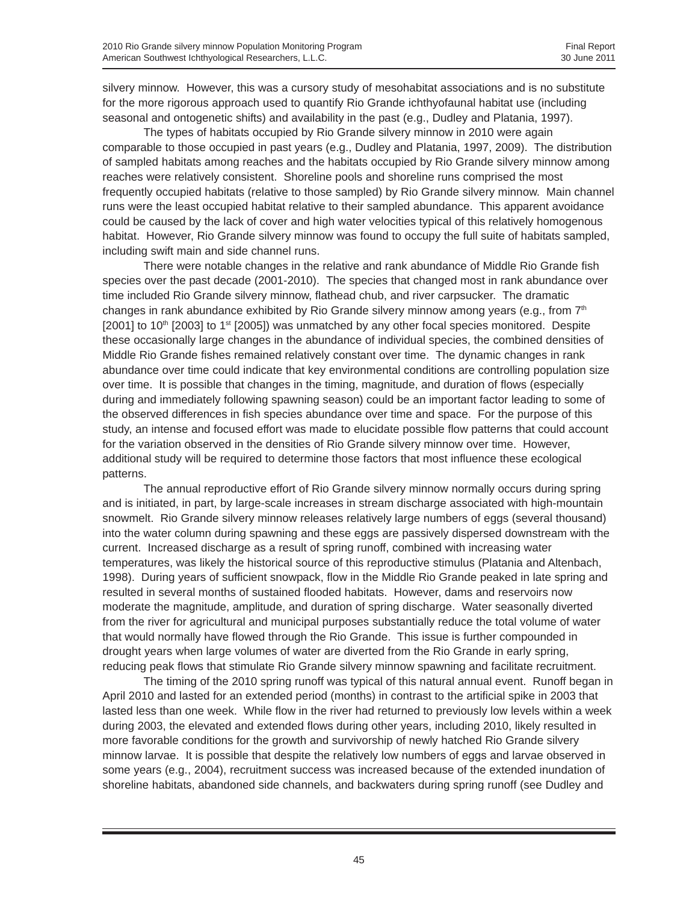silvery minnow. However, this was a cursory study of mesohabitat associations and is no substitute for the more rigorous approach used to quantify Rio Grande ichthyofaunal habitat use (including seasonal and ontogenetic shifts) and availability in the past (e.g., Dudley and Platania, 1997).

The types of habitats occupied by Rio Grande silvery minnow in 2010 were again comparable to those occupied in past years (e.g., Dudley and Platania, 1997, 2009). The distribution of sampled habitats among reaches and the habitats occupied by Rio Grande silvery minnow among reaches were relatively consistent. Shoreline pools and shoreline runs comprised the most frequently occupied habitats (relative to those sampled) by Rio Grande silvery minnow. Main channel runs were the least occupied habitat relative to their sampled abundance. This apparent avoidance could be caused by the lack of cover and high water velocities typical of this relatively homogenous habitat. However, Rio Grande silvery minnow was found to occupy the full suite of habitats sampled, including swift main and side channel runs.

There were notable changes in the relative and rank abundance of Middle Rio Grande fish species over the past decade (2001-2010). The species that changed most in rank abundance over time included Rio Grande silvery minnow, flathead chub, and river carpsucker. The dramatic changes in rank abundance exhibited by Rio Grande silvery minnow among years (e.g., from 7th [2001] to 10th [2003] to 1st [2005]) was unmatched by any other focal species monitored. Despite these occasionally large changes in the abundance of individual species, the combined densities of Middle Rio Grande fishes remained relatively constant over time. The dynamic changes in rank abundance over time could indicate that key environmental conditions are controlling population size over time. It is possible that changes in the timing, magnitude, and duration of flows (especially during and immediately following spawning season) could be an important factor leading to some of the observed differences in fish species abundance over time and space. For the purpose of this study, an intense and focused effort was made to elucidate possible flow patterns that could account for the variation observed in the densities of Rio Grande silvery minnow over time. However, additional study will be required to determine those factors that most influence these ecological patterns.

The annual reproductive effort of Rio Grande silvery minnow normally occurs during spring and is initiated, in part, by large-scale increases in stream discharge associated with high-mountain snowmelt. Rio Grande silvery minnow releases relatively large numbers of eggs (several thousand) into the water column during spawning and these eggs are passively dispersed downstream with the current. Increased discharge as a result of spring runoff, combined with increasing water temperatures, was likely the historical source of this reproductive stimulus (Platania and Altenbach, 1998). During years of sufficient snowpack, flow in the Middle Rio Grande peaked in late spring and resulted in several months of sustained flooded habitats. However, dams and reservoirs now moderate the magnitude, amplitude, and duration of spring discharge. Water seasonally diverted from the river for agricultural and municipal purposes substantially reduce the total volume of water that would normally have flowed through the Rio Grande. This issue is further compounded in drought years when large volumes of water are diverted from the Rio Grande in early spring, reducing peak flows that stimulate Rio Grande silvery minnow spawning and facilitate recruitment.

The timing of the 2010 spring runoff was typical of this natural annual event. Runoff began in April 2010 and lasted for an extended period (months) in contrast to the artificial spike in 2003 that lasted less than one week. While flow in the river had returned to previously low levels within a week during 2003, the elevated and extended flows during other years, including 2010, likely resulted in more favorable conditions for the growth and survivorship of newly hatched Rio Grande silvery minnow larvae. It is possible that despite the relatively low numbers of eggs and larvae observed in some years (e.g., 2004), recruitment success was increased because of the extended inundation of shoreline habitats, abandoned side channels, and backwaters during spring runoff (see Dudley and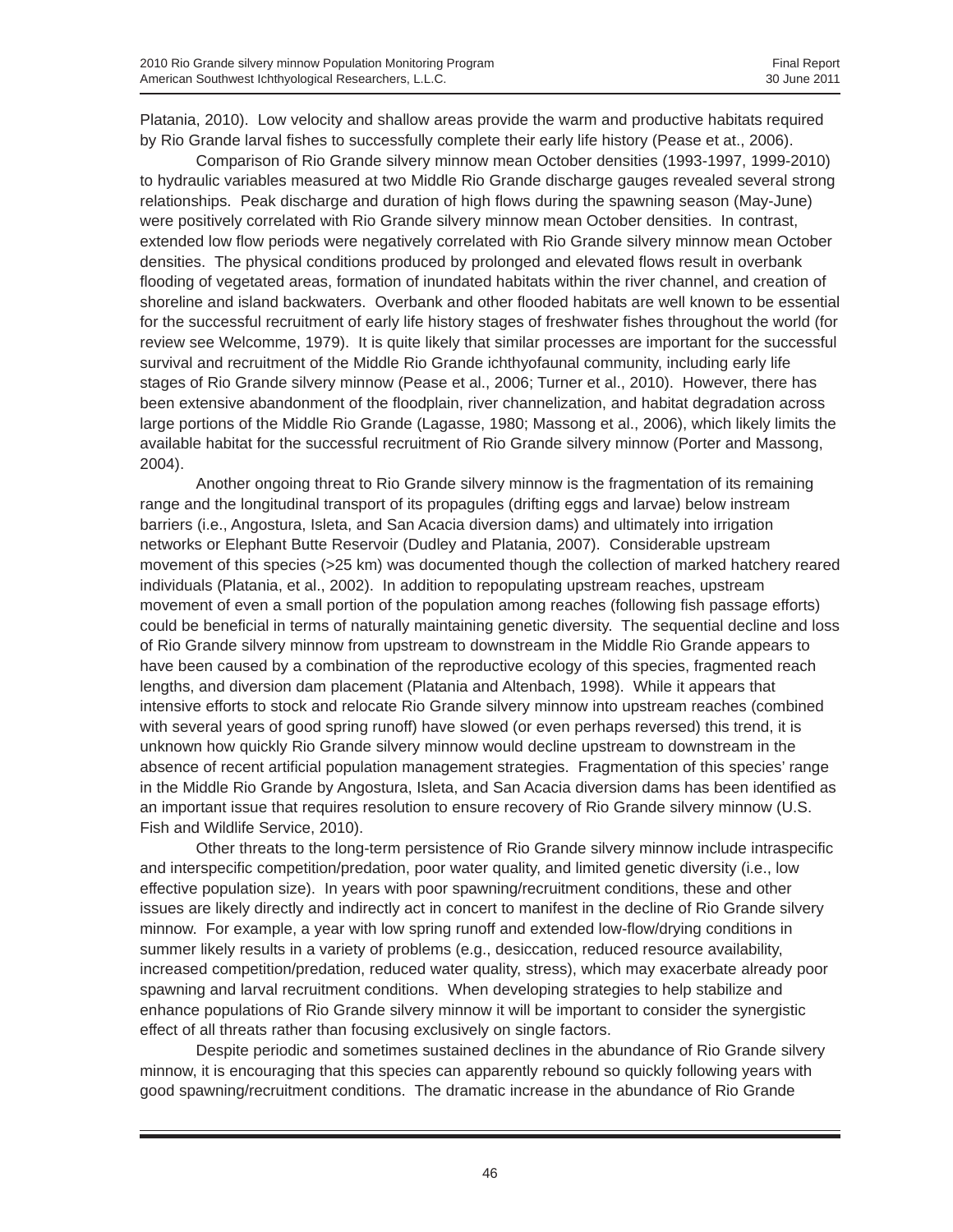Platania, 2010). Low velocity and shallow areas provide the warm and productive habitats required by Rio Grande larval fishes to successfully complete their early life history (Pease et at., 2006).

Comparison of Rio Grande silvery minnow mean October densities (1993-1997, 1999-2010) to hydraulic variables measured at two Middle Rio Grande discharge gauges revealed several strong relationships. Peak discharge and duration of high flows during the spawning season (May-June) were positively correlated with Rio Grande silvery minnow mean October densities. In contrast, extended low flow periods were negatively correlated with Rio Grande silvery minnow mean October densities. The physical conditions produced by prolonged and elevated flows result in overbank flooding of vegetated areas, formation of inundated habitats within the river channel, and creation of shoreline and island backwaters. Overbank and other flooded habitats are well known to be essential for the successful recruitment of early life history stages of freshwater fishes throughout the world (for review see Welcomme, 1979). It is quite likely that similar processes are important for the successful survival and recruitment of the Middle Rio Grande ichthyofaunal community, including early life stages of Rio Grande silvery minnow (Pease et al., 2006; Turner et al., 2010). However, there has been extensive abandonment of the floodplain, river channelization, and habitat degradation across large portions of the Middle Rio Grande (Lagasse, 1980; Massong et al., 2006), which likely limits the available habitat for the successful recruitment of Rio Grande silvery minnow (Porter and Massong, 2004).

Another ongoing threat to Rio Grande silvery minnow is the fragmentation of its remaining range and the longitudinal transport of its propagules (drifting eggs and larvae) below instream barriers (i.e., Angostura, Isleta, and San Acacia diversion dams) and ultimately into irrigation networks or Elephant Butte Reservoir (Dudley and Platania, 2007). Considerable upstream movement of this species (>25 km) was documented though the collection of marked hatchery reared individuals (Platania, et al., 2002). In addition to repopulating upstream reaches, upstream movement of even a small portion of the population among reaches (following fish passage efforts) could be beneficial in terms of naturally maintaining genetic diversity. The sequential decline and loss of Rio Grande silvery minnow from upstream to downstream in the Middle Rio Grande appears to have been caused by a combination of the reproductive ecology of this species, fragmented reach lengths, and diversion dam placement (Platania and Altenbach, 1998). While it appears that intensive efforts to stock and relocate Rio Grande silvery minnow into upstream reaches (combined with several years of good spring runoff) have slowed (or even perhaps reversed) this trend, it is unknown how quickly Rio Grande silvery minnow would decline upstream to downstream in the absence of recent artificial population management strategies. Fragmentation of this species' range in the Middle Rio Grande by Angostura, Isleta, and San Acacia diversion dams has been identified as an important issue that requires resolution to ensure recovery of Rio Grande silvery minnow (U.S. Fish and Wildlife Service, 2010).

Other threats to the long-term persistence of Rio Grande silvery minnow include intraspecific and interspecific competition/predation, poor water quality, and limited genetic diversity (i.e., low effective population size). In years with poor spawning/recruitment conditions, these and other issues are likely directly and indirectly act in concert to manifest in the decline of Rio Grande silvery minnow. For example, a year with low spring runoff and extended low-flow/drying conditions in summer likely results in a variety of problems (e.g., desiccation, reduced resource availability, increased competition/predation, reduced water quality, stress), which may exacerbate already poor spawning and larval recruitment conditions. When developing strategies to help stabilize and enhance populations of Rio Grande silvery minnow it will be important to consider the synergistic effect of all threats rather than focusing exclusively on single factors.

Despite periodic and sometimes sustained declines in the abundance of Rio Grande silvery minnow, it is encouraging that this species can apparently rebound so quickly following years with good spawning/recruitment conditions. The dramatic increase in the abundance of Rio Grande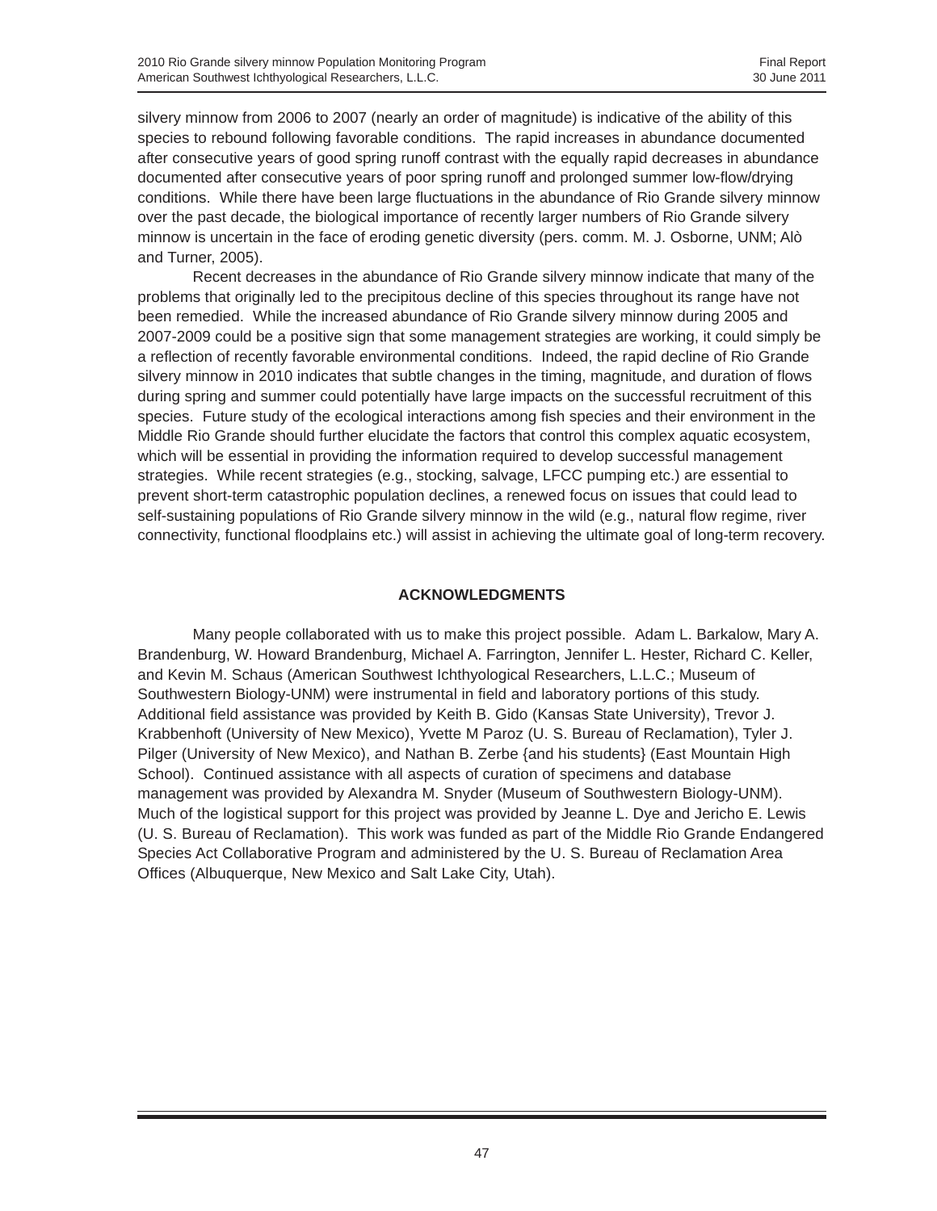silvery minnow from 2006 to 2007 (nearly an order of magnitude) is indicative of the ability of this species to rebound following favorable conditions. The rapid increases in abundance documented after consecutive years of good spring runoff contrast with the equally rapid decreases in abundance documented after consecutive years of poor spring runoff and prolonged summer low-flow/drying conditions. While there have been large fluctuations in the abundance of Rio Grande silvery minnow over the past decade, the biological importance of recently larger numbers of Rio Grande silvery minnow is uncertain in the face of eroding genetic diversity (pers. comm. M. J. Osborne, UNM; Alò and Turner, 2005).

Recent decreases in the abundance of Rio Grande silvery minnow indicate that many of the problems that originally led to the precipitous decline of this species throughout its range have not been remedied. While the increased abundance of Rio Grande silvery minnow during 2005 and 2007-2009 could be a positive sign that some management strategies are working, it could simply be a reflection of recently favorable environmental conditions. Indeed, the rapid decline of Rio Grande silvery minnow in 2010 indicates that subtle changes in the timing, magnitude, and duration of flows during spring and summer could potentially have large impacts on the successful recruitment of this species. Future study of the ecological interactions among fish species and their environment in the Middle Rio Grande should further elucidate the factors that control this complex aquatic ecosystem, which will be essential in providing the information required to develop successful management strategies. While recent strategies (e.g., stocking, salvage, LFCC pumping etc.) are essential to prevent short-term catastrophic population declines, a renewed focus on issues that could lead to self-sustaining populations of Rio Grande silvery minnow in the wild (e.g., natural flow regime, river connectivity, functional floodplains etc.) will assist in achieving the ultimate goal of long-term recovery.

## ACKNOWLEDGMENTS

Many people collaborated with us to make this project possible. Adam L. Barkalow, Mary A. Brandenburg, W. Howard Brandenburg, Michael A. Farrington, Jennifer L. Hester, Richard C. Keller, and Kevin M. Schaus (American Southwest Ichthyological Researchers, L.L.C.; Museum of Southwestern Biology-UNM) were instrumental in field and laboratory portions of this study. Additional field assistance was provided by Keith B. Gido (Kansas State University), Trevor J. Krabbenhoft (University of New Mexico), Yvette M Paroz (U. S. Bureau of Reclamation), Tyler J. Pilger (University of New Mexico), and Nathan B. Zerbe {and his students} (East Mountain High School). Continued assistance with all aspects of curation of specimens and database management was provided by Alexandra M. Snyder (Museum of Southwestern Biology-UNM). Much of the logistical support for this project was provided by Jeanne L. Dye and Jericho E. Lewis (U. S. Bureau of Reclamation). This work was funded as part of the Middle Rio Grande Endangered Species Act Collaborative Program and administered by the U. S. Bureau of Reclamation Area Offices (Albuquerque, New Mexico and Salt Lake City, Utah).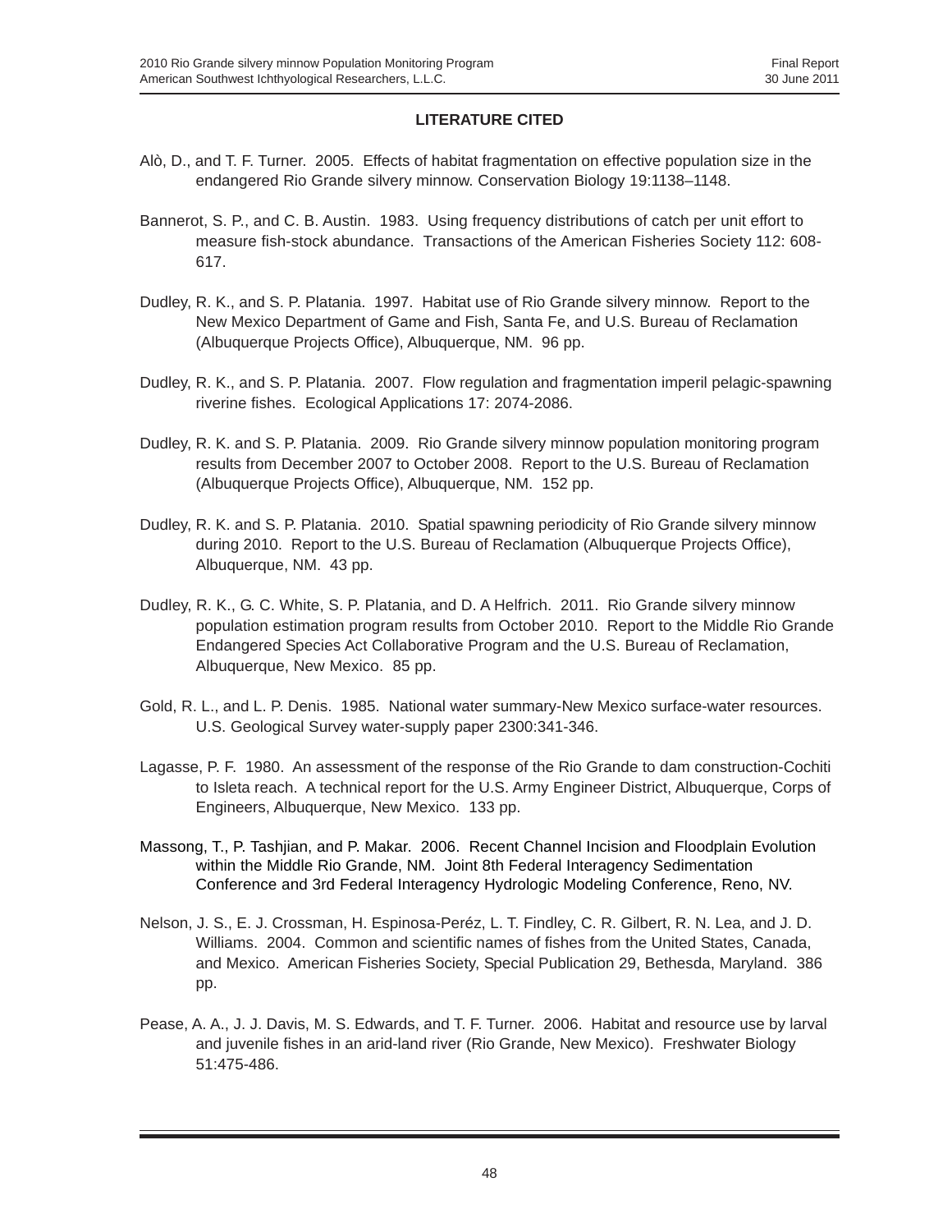## LITERATURE CITED

Alò, D., and T. F. Turner. 2005. Effects of habitat fragmentation on effective population size in the endangered Rio Grande silvery minnow. Conservation Biology 19:1138–1148.

Bannerot, S. P., and C. B. Austin. 1983. Using frequency distributions of catch per unit effort to measure fish-stock abundance. Transactions of the American Fisheries Society 112: 608-617.

Dudley, R. K., and S. P. Platania. 1997. Habitat use of Rio Grande silvery minnow. Report to the New Mexico Department of Game and Fish, Santa Fe, and U.S. Bureau of Reclamation (Albuquerque Projects Office), Albuquerque, NM. 96 pp.

Dudley, R. K., and S. P. Platania. 2007. Flow regulation and fragmentation imperil pelagic-spawning riverine fishes. Ecological Applications 17: 2074-2086.

Dudley, R. K. and S. P. Platania. 2009. Rio Grande silvery minnow population monitoring program results from December 2007 to October 2008. Report to the U.S. Bureau of Reclamation (Albuquerque Projects Office), Albuquerque, NM. 152 pp.

Dudley, R. K. and S. P. Platania. 2010. Spatial spawning periodicity of Rio Grande silvery minnow during 2010. Report to the U.S. Bureau of Reclamation (Albuquerque Projects Office), Albuquerque, NM. 43 pp.

Dudley, R. K., G. C. White, S. P. Platania, and D. A Helfrich. 2011. Rio Grande silvery minnow population estimation program results from October 2010. Report to the Middle Rio Grande Endangered Species Act Collaborative Program and the U.S. Bureau of Reclamation, Albuquerque, New Mexico. 85 pp.

Gold, R. L., and L. P. Denis. 1985. National water summary-New Mexico surface-water resources. U.S. Geological Survey water-supply paper 2300:341-346.

Lagasse, P. F. 1980. An assessment of the response of the Rio Grande to dam construction-Cochiti to Isleta reach. A technical report for the U.S. Army Engineer District, Albuquerque, Corps of Engineers, Albuquerque, New Mexico. 133 pp.

Massong, T., P. Tashjian, and P. Makar. 2006. Recent Channel Incision and Floodplain Evolution within the Middle Rio Grande, NM. Joint 8th Federal Interagency Sedimentation Conference and 3rd Federal Interagency Hydrologic Modeling Conference, Reno, NV.

Nelson, J. S., E. J. Crossman, H. Espinosa-Peréz, L. T. Findley, C. R. Gilbert, R. N. Lea, and J. D. Williams. 2004. Common and scientific names of fishes from the United States, Canada, and Mexico. American Fisheries Society, Special Publication 29, Bethesda, Maryland. 386 pp.

Pease, A. A., J. J. Davis, M. S. Edwards, and T. F. Turner. 2006. Habitat and resource use by larval and juvenile fishes in an arid-land river (Rio Grande, New Mexico). Freshwater Biology 51:475-486.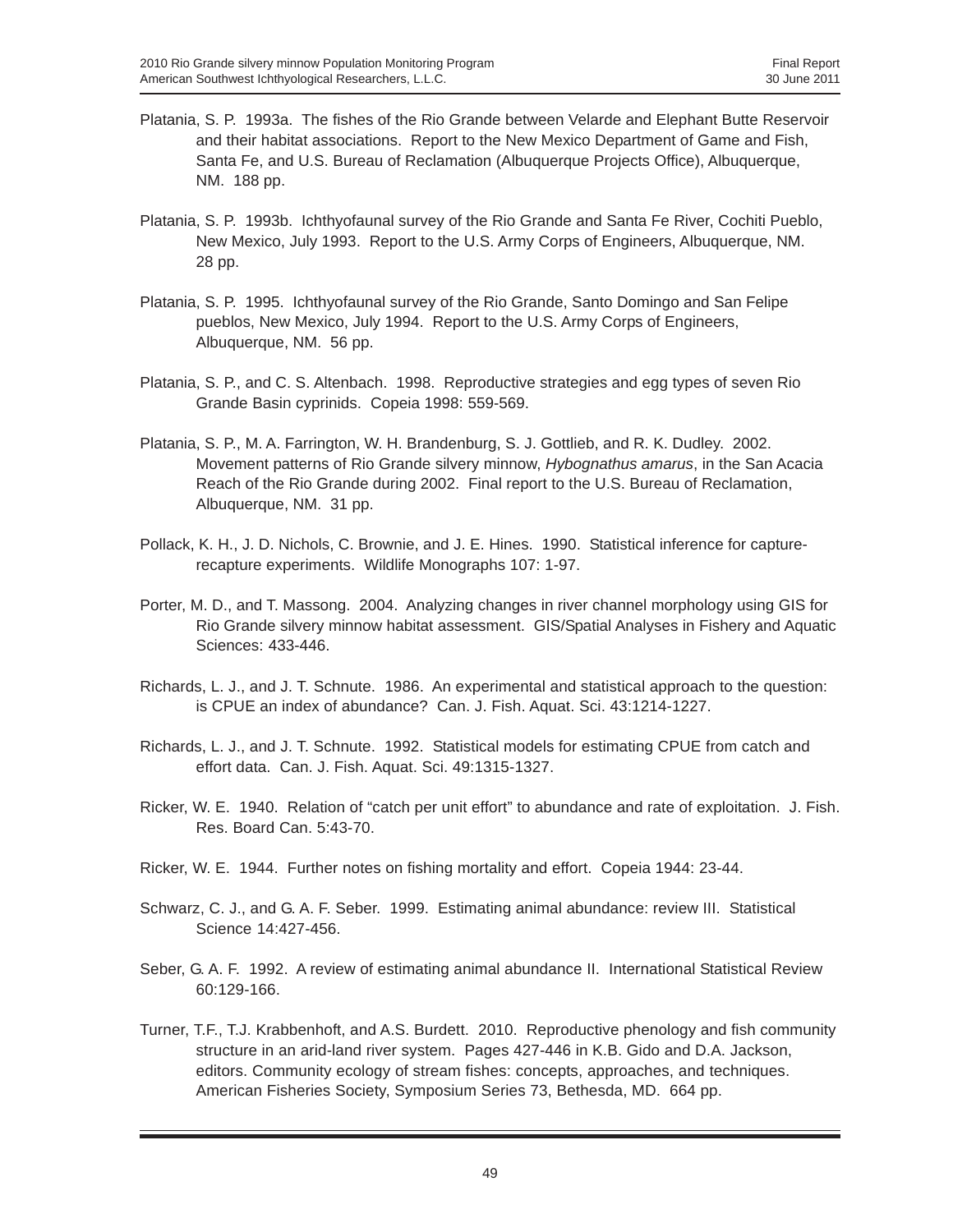Platania, S. P. 1993a. The fishes of the Rio Grande between Velarde and Elephant Butte Reservoir and their habitat associations. Report to the New Mexico Department of Game and Fish, Santa Fe, and U.S. Bureau of Reclamation (Albuquerque Projects Office), Albuquerque, NM. 188 pp.

Platania, S. P. 1993b. Ichthyofaunal survey of the Rio Grande and Santa Fe River, Cochiti Pueblo, New Mexico, July 1993. Report to the U.S. Army Corps of Engineers, Albuquerque, NM. 28 pp.

Platania, S. P. 1995. Ichthyofaunal survey of the Rio Grande, Santo Domingo and San Felipe pueblos, New Mexico, July 1994. Report to the U.S. Army Corps of Engineers, Albuquerque, NM. 56 pp.

Platania, S. P., and C. S. Altenbach. 1998. Reproductive strategies and egg types of seven Rio Grande Basin cyprinids. Copeia 1998: 559-569.

Platania, S. P., M. A. Farrington, W. H. Brandenburg, S. J. Gottlieb, and R. K. Dudley. 2002. Movement patterns of Rio Grande silvery minnow, *Hybognathus amarus*, in the San Acacia Reach of the Rio Grande during 2002. Final report to the U.S. Bureau of Reclamation, Albuquerque, NM. 31 pp.

Pollack, K. H., J. D. Nichols, C. Brownie, and J. E. Hines. 1990. Statistical inference for capture-recapture experiments. Wildlife Monographs 107: 1-97.

Porter, M. D., and T. Massong. 2004. Analyzing changes in river channel morphology using GIS for Rio Grande silvery minnow habitat assessment. GIS/Spatial Analyses in Fishery and Aquatic Sciences: 433-446.

Richards, L. J., and J. T. Schnute. 1986. An experimental and statistical approach to the question: is CPUE an index of abundance? Can. J. Fish. Aquat. Sci. 43:1214-1227.

Richards, L. J., and J. T. Schnute. 1992. Statistical models for estimating CPUE from catch and effort data. Can. J. Fish. Aquat. Sci. 49:1315-1327.

Ricker, W. E. 1940. Relation of "catch per unit effort" to abundance and rate of exploitation. J. Fish. Res. Board Can. 5:43-70.

Ricker, W. E. 1944. Further notes on fishing mortality and effort. Copeia 1944: 23-44.

Schwarz, C. J., and G. A. F. Seber. 1999. Estimating animal abundance: review III. Statistical Science 14:427-456.

Seber, G. A. F. 1992. A review of estimating animal abundance II. International Statistical Review 60:129-166.

Turner, T.F., T.J. Krabbenhoft, and A.S. Burdett. 2010. Reproductive phenology and fish community structure in an arid-land river system. Pages 427-446 in K.B. Gido and D.A. Jackson, editors. Community ecology of stream fishes: concepts, approaches, and techniques. American Fisheries Society, Symposium Series 73, Bethesda, MD. 664 pp.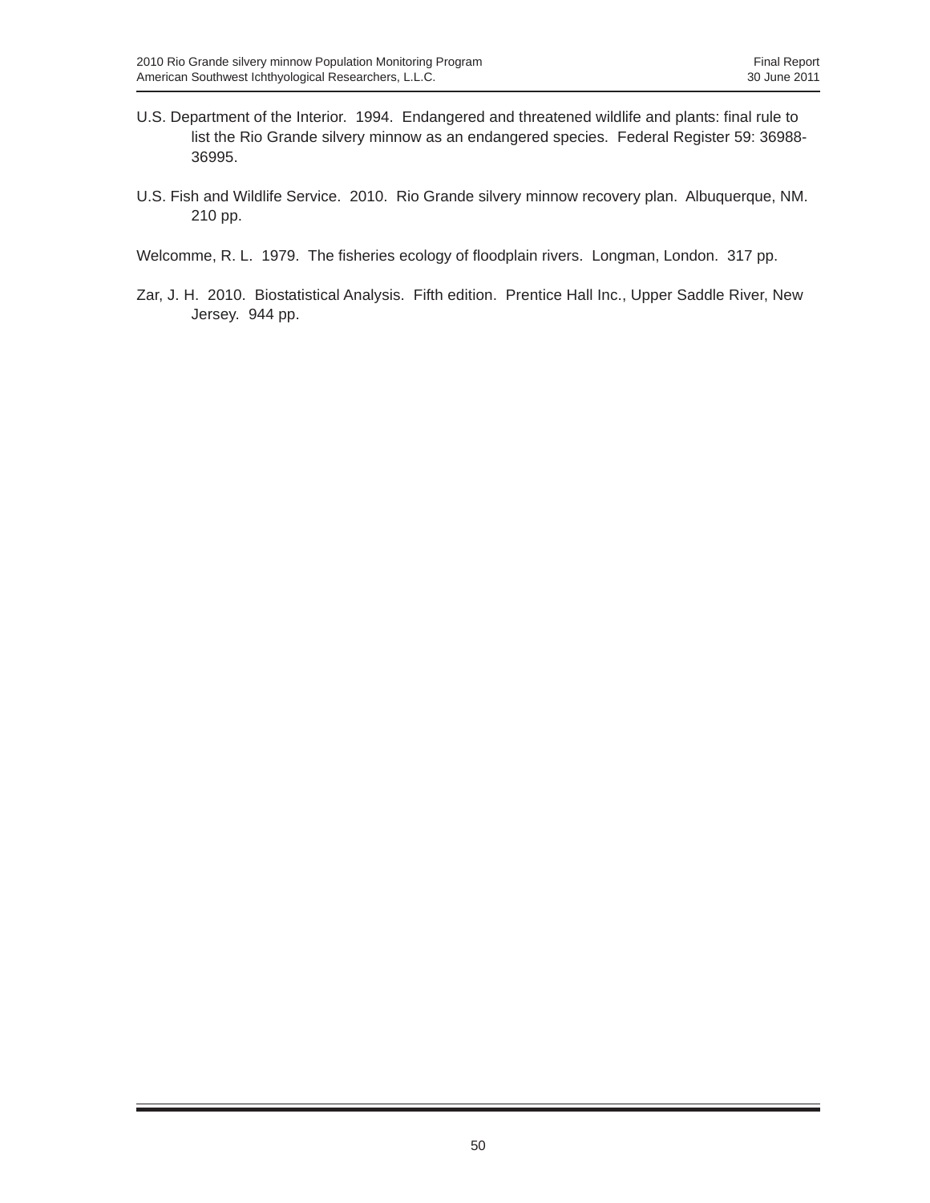U.S. Department of the Interior. 1994. Endangered and threatened wildlife and plants: final rule to list the Rio Grande silvery minnow as an endangered species. Federal Register 59: 36988-36995.

U.S. Fish and Wildlife Service. 2010. Rio Grande silvery minnow recovery plan. Albuquerque, NM. 210 pp.

Welcomme, R. L. 1979. The fisheries ecology of floodplain rivers. Longman, London. 317 pp.

Zar, J. H. 2010. Biostatistical Analysis. Fifth edition. Prentice Hall Inc., Upper Saddle River, New Jersey. 944 pp.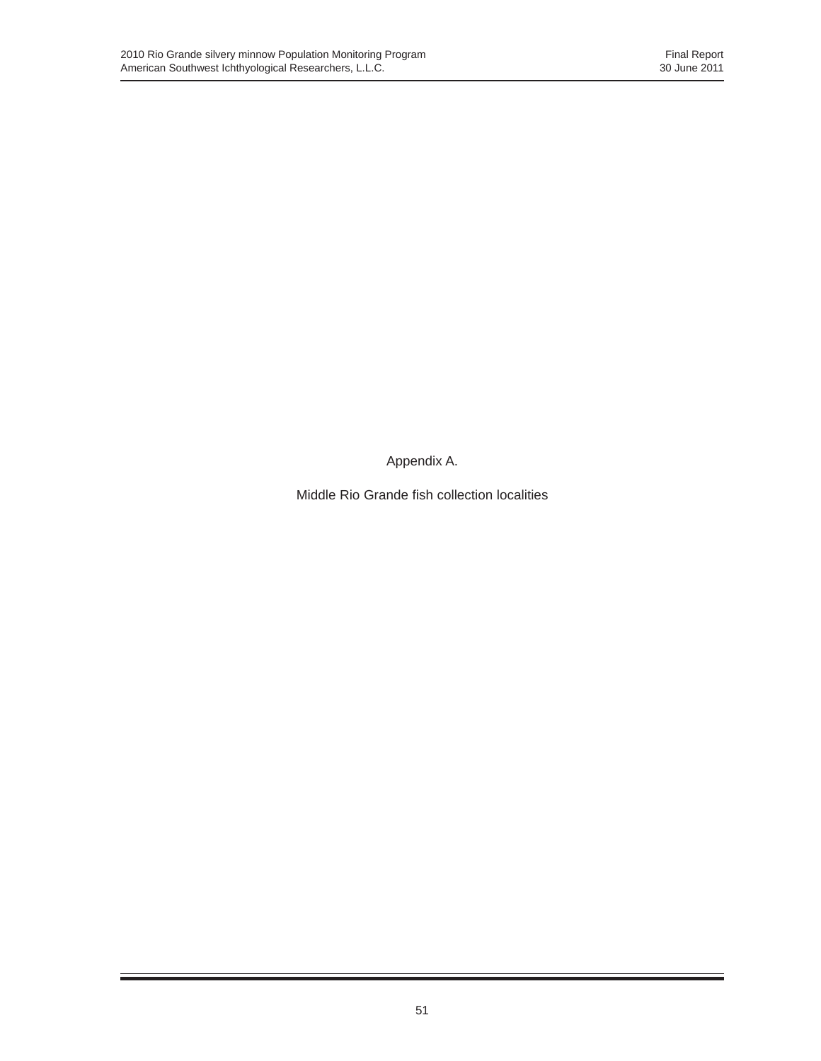Appendix A.

Middle Rio Grande fish collection localities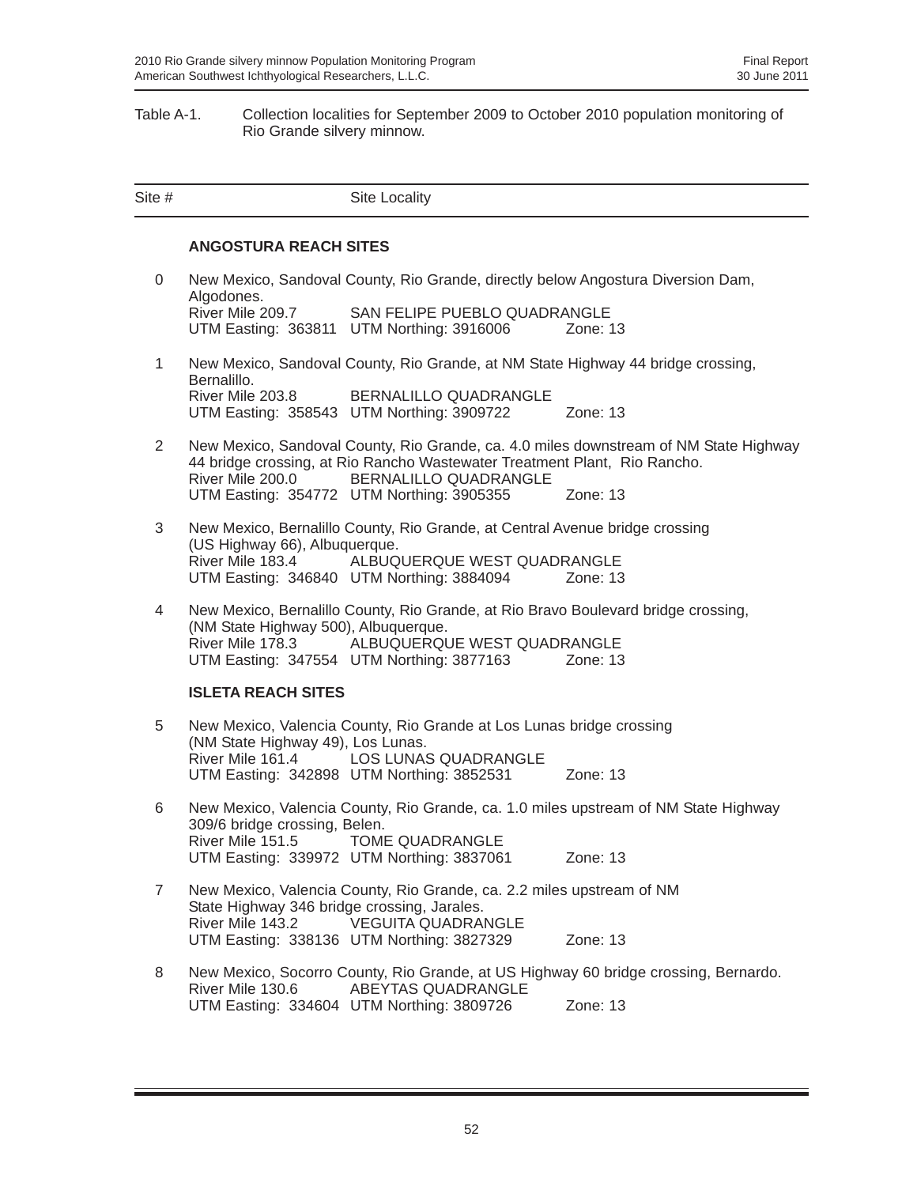Table A-1. Collection localities for September 2009 to October 2010 population monitoring of Rio Grande silvery minnow.

| Site # | Site Locality |
|---|---|

**ANGOSTURA REACH SITES**

0 New Mexico, Sandoval County, Rio Grande, directly below Angostura Diversion Dam, Algodones.
River Mile 209.7 SAN FELIPE PUEBLO QUADRANGLE
UTM Easting: 363811 UTM Northing: 3916006 Zone: 13

1 New Mexico, Sandoval County, Rio Grande, at NM State Highway 44 bridge crossing, Bernalillo.
River Mile 203.8 BERNALILLO QUADRANGLE
UTM Easting: 358543 UTM Northing: 3909722 Zone: 13

2 New Mexico, Sandoval County, Rio Grande, ca. 4.0 miles downstream of NM State Highway 44 bridge crossing, at Rio Rancho Wastewater Treatment Plant, Rio Rancho.
River Mile 200.0 BERNALILLO QUADRANGLE
UTM Easting: 354772 UTM Northing: 3905355 Zone: 13

3 New Mexico, Bernalillo County, Rio Grande, at Central Avenue bridge crossing (US Highway 66), Albuquerque.
River Mile 183.4 ALBUQUERQUE WEST QUADRANGLE
UTM Easting: 346840 UTM Northing: 3884094 Zone: 13

4 New Mexico, Bernalillo County, Rio Grande, at Rio Bravo Boulevard bridge crossing, (NM State Highway 500), Albuquerque.
River Mile 178.3 ALBUQUERQUE WEST QUADRANGLE
UTM Easting: 347554 UTM Northing: 3877163 Zone: 13

**ISLETA REACH SITES**

5 New Mexico, Valencia County, Rio Grande at Los Lunas bridge crossing (NM State Highway 49), Los Lunas.
River Mile 161.4 LOS LUNAS QUADRANGLE
UTM Easting: 342898 UTM Northing: 3852531 Zone: 13

6 New Mexico, Valencia County, Rio Grande, ca. 1.0 miles upstream of NM State Highway 309/6 bridge crossing, Belen.
River Mile 151.5 TOME QUADRANGLE
UTM Easting: 339972 UTM Northing: 3837061 Zone: 13

7 New Mexico, Valencia County, Rio Grande, ca. 2.2 miles upstream of NM State Highway 346 bridge crossing, Jarales.
River Mile 143.2 VEGUITA QUADRANGLE
UTM Easting: 338136 UTM Northing: 3827329 Zone: 13

8 New Mexico, Socorro County, Rio Grande, at US Highway 60 bridge crossing, Bernardo.
River Mile 130.6 ABEYTAS QUADRANGLE
UTM Easting: 334604 UTM Northing: 3809726 Zone: 13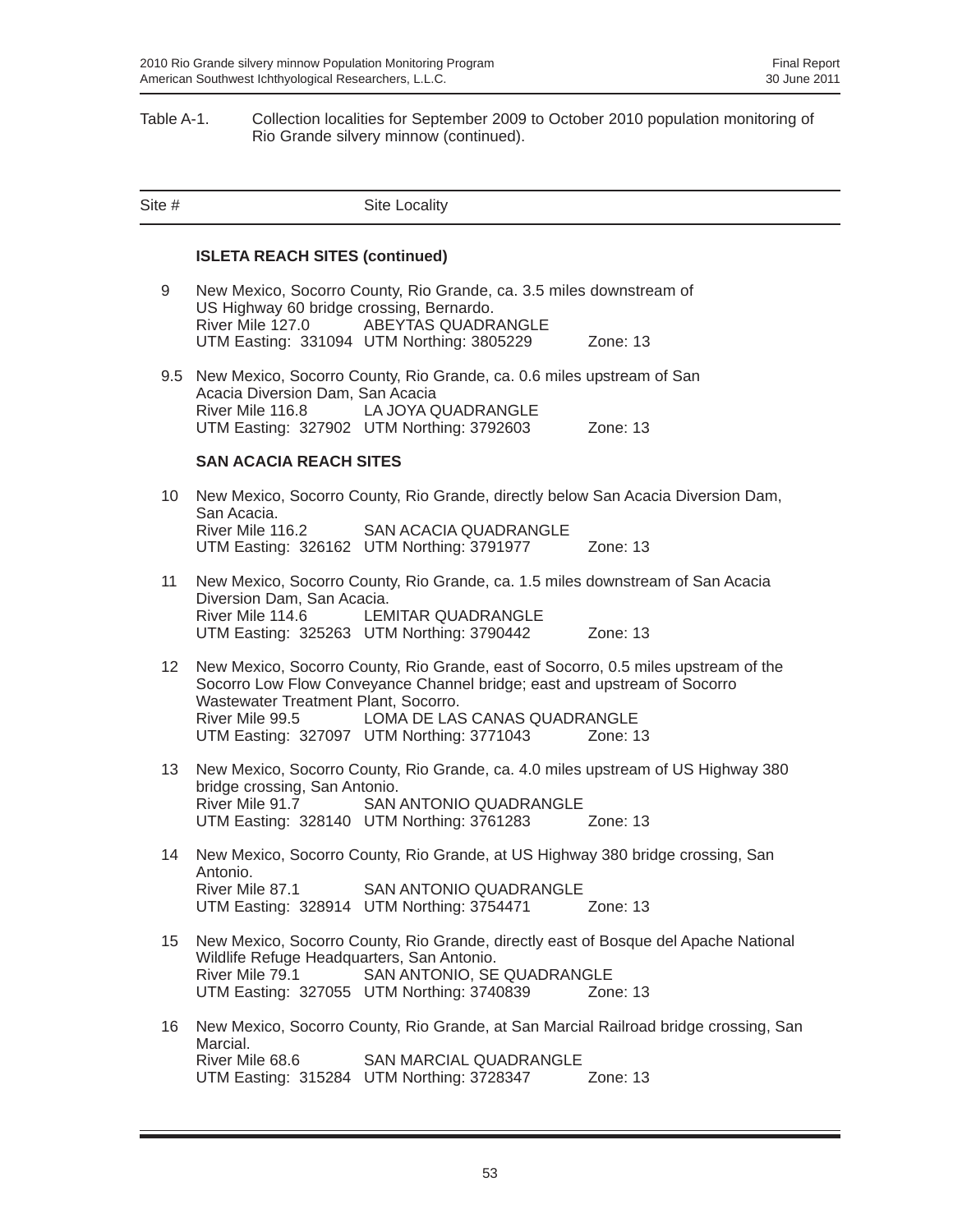Table A-1. Collection localities for September 2009 to October 2010 population monitoring of Rio Grande silvery minnow (continued).

| Site # | Site Locality |
|---|---|
| | **ISLETA REACH SITES (continued)** |
| 9 | New Mexico, Socorro County, Rio Grande, ca. 3.5 miles downstream of US Highway 60 bridge crossing, Bernardo.<br>River Mile 127.0 ABEYTAS QUADRANGLE<br>UTM Easting: 331094 UTM Northing: 3805229 Zone: 13 |
| 9.5 | New Mexico, Socorro County, Rio Grande, ca. 0.6 miles upstream of San Acacia Diversion Dam, San Acacia<br>River Mile 116.8 LA JOYA QUADRANGLE<br>UTM Easting: 327902 UTM Northing: 3792603 Zone: 13 |
| | **SAN ACACIA REACH SITES** |
| 10 | New Mexico, Socorro County, Rio Grande, directly below San Acacia Diversion Dam, San Acacia.<br>River Mile 116.2 SAN ACACIA QUADRANGLE<br>UTM Easting: 326162 UTM Northing: 3791977 Zone: 13 |
| 11 | New Mexico, Socorro County, Rio Grande, ca. 1.5 miles downstream of San Acacia Diversion Dam, San Acacia.<br>River Mile 114.6 LEMITAR QUADRANGLE<br>UTM Easting: 325263 UTM Northing: 3790442 Zone: 13 |
| 12 | New Mexico, Socorro County, Rio Grande, east of Socorro, 0.5 miles upstream of the Socorro Low Flow Conveyance Channel bridge; east and upstream of Socorro Wastewater Treatment Plant, Socorro.<br>River Mile 99.5 LOMA DE LAS CANAS QUADRANGLE<br>UTM Easting: 327097 UTM Northing: 3771043 Zone: 13 |
| 13 | New Mexico, Socorro County, Rio Grande, ca. 4.0 miles upstream of US Highway 380 bridge crossing, San Antonio.<br>River Mile 91.7 SAN ANTONIO QUADRANGLE<br>UTM Easting: 328140 UTM Northing: 3761283 Zone: 13 |
| 14 | New Mexico, Socorro County, Rio Grande, at US Highway 380 bridge crossing, San Antonio.<br>River Mile 87.1 SAN ANTONIO QUADRANGLE<br>UTM Easting: 328914 UTM Northing: 3754471 Zone: 13 |
| 15 | New Mexico, Socorro County, Rio Grande, directly east of Bosque del Apache National Wildlife Refuge Headquarters, San Antonio.<br>River Mile 79.1 SAN ANTONIO, SE QUADRANGLE<br>UTM Easting: 327055 UTM Northing: 3740839 Zone: 13 |
| 16 | New Mexico, Socorro County, Rio Grande, at San Marcial Railroad bridge crossing, San Marcial.<br>River Mile 68.6 SAN MARCIAL QUADRANGLE<br>UTM Easting: 315284 UTM Northing: 3728347 Zone: 13 |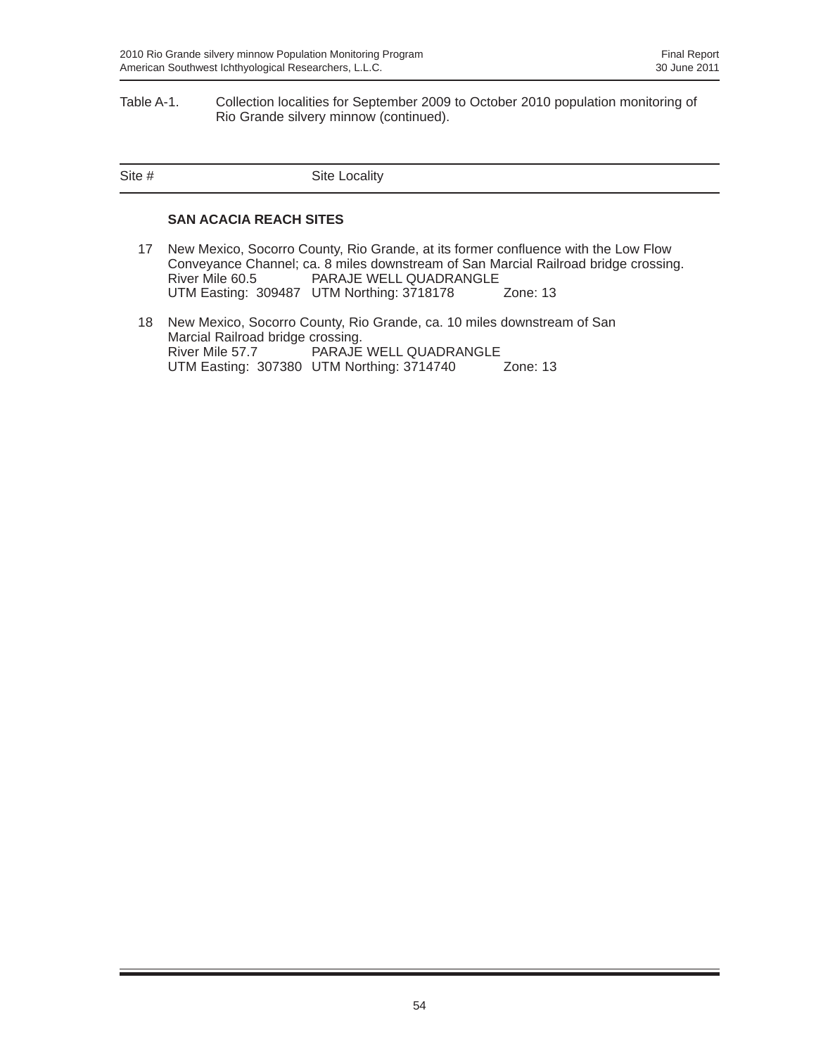Table A-1. Collection localities for September 2009 to October 2010 population monitoring of Rio Grande silvery minnow (continued).

| Site # | Site Locality |
|---|---|
| | **SAN ACACIA REACH SITES** |
| 17 | New Mexico, Socorro County, Rio Grande, at its former confluence with the Low Flow Conveyance Channel; ca. 8 miles downstream of San Marcial Railroad bridge crossing.<br>River Mile 60.5 PARAJE WELL QUADRANGLE<br>UTM Easting: 309487 UTM Northing: 3718178 Zone: 13 |
| 18 | New Mexico, Socorro County, Rio Grande, ca. 10 miles downstream of San Marcial Railroad bridge crossing.<br>River Mile 57.7 PARAJE WELL QUADRANGLE<br>UTM Easting: 307380 UTM Northing: 3714740 Zone: 13 |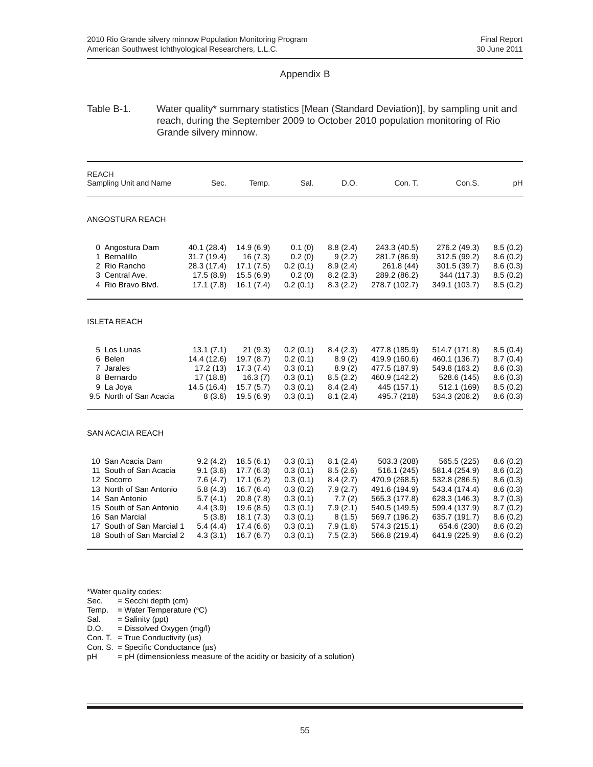# Appendix B

Table B-1. Water quality* summary statistics [Mean (Standard Deviation)], by sampling unit and reach, during the September 2009 to October 2010 population monitoring of Rio Grande silvery minnow.

| REACH<br>Sampling Unit and Name | Sec. | Temp. | Sal. | D.O. | Con. T. | Con.S. | pH |
|---|---|---|---|---|---|---|---|
| **ANGOSTURA REACH** | | | | | | | |
| 0 Angostura Dam | 40.1 (28.4) | 14.9 (6.9) | 0.1 (0) | 8.8 (2.4) | 243.3 (40.5) | 276.2 (49.3) | 8.5 (0.2) |
| 1 Bernalillo | 31.7 (19.4) | 16 (7.3) | 0.2 (0) | 9 (2.2) | 281.7 (86.9) | 312.5 (99.2) | 8.6 (0.2) |
| 2 Rio Rancho | 28.3 (17.4) | 17.1 (7.5) | 0.2 (0.1) | 8.9 (2.4) | 261.8 (44) | 301.5 (39.7) | 8.6 (0.3) |
| 3 Central Ave. | 17.5 (8.9) | 15.5 (6.9) | 0.2 (0) | 8.2 (2.3) | 289.2 (86.2) | 344 (117.3) | 8.5 (0.2) |
| 4 Rio Bravo Blvd. | 17.1 (7.8) | 16.1 (7.4) | 0.2 (0.1) | 8.3 (2.2) | 278.7 (102.7) | 349.1 (103.7) | 8.5 (0.2) |
| **ISLETA REACH** | | | | | | | |
| 5 Los Lunas | 13.1 (7.1) | 21 (9.3) | 0.2 (0.1) | 8.4 (2.3) | 477.8 (185.9) | 514.7 (171.8) | 8.5 (0.4) |
| 6 Belen | 14.4 (12.6) | 19.7 (8.7) | 0.2 (0.1) | 8.9 (2) | 419.9 (160.6) | 460.1 (136.7) | 8.7 (0.4) |
| 7 Jarales | 17.2 (13) | 17.3 (7.4) | 0.3 (0.1) | 8.9 (2) | 477.5 (187.9) | 549.8 (163.2) | 8.6 (0.3) |
| 8 Bernardo | 17 (18.8) | 16.3 (7) | 0.3 (0.1) | 8.5 (2.2) | 460.9 (142.2) | 528.6 (145) | 8.6 (0.3) |
| 9 La Joya | 14.5 (16.4) | 15.7 (5.7) | 0.3 (0.1) | 8.4 (2.4) | 445 (157.1) | 512.1 (169) | 8.5 (0.2) |
| 9.5 North of San Acacia | 8 (3.6) | 19.5 (6.9) | 0.3 (0.1) | 8.1 (2.4) | 495.7 (218) | 534.3 (208.2) | 8.6 (0.3) |
| **SAN ACACIA REACH** | | | | | | | |
| 10 San Acacia Dam | 9.2 (4.2) | 18.5 (6.1) | 0.3 (0.1) | 8.1 (2.4) | 503.3 (208) | 565.5 (225) | 8.6 (0.2) |
| 11 South of San Acacia | 9.1 (3.6) | 17.7 (6.3) | 0.3 (0.1) | 8.5 (2.6) | 516.1 (245) | 581.4 (254.9) | 8.6 (0.2) |
| 12 Socorro | 7.6 (4.7) | 17.1 (6.2) | 0.3 (0.1) | 8.4 (2.7) | 470.9 (268.5) | 532.8 (286.5) | 8.6 (0.3) |
| 13 North of San Antonio | 5.8 (4.3) | 16.7 (6.4) | 0.3 (0.2) | 7.9 (2.7) | 491.6 (194.9) | 543.4 (174.4) | 8.6 (0.3) |
| 14 San Antonio | 5.7 (4.1) | 20.8 (7.8) | 0.3 (0.1) | 7.7 (2) | 565.3 (177.8) | 628.3 (146.3) | 8.7 (0.3) |
| 15 South of San Antonio | 4.4 (3.9) | 19.6 (8.5) | 0.3 (0.1) | 7.9 (2.1) | 540.5 (149.5) | 599.4 (137.9) | 8.7 (0.2) |
| 16 San Marcial | 5 (3.8) | 18.1 (7.3) | 0.3 (0.1) | 8 (1.5) | 569.7 (196.2) | 635.7 (191.7) | 8.6 (0.2) |
| 17 South of San Marcial 1 | 5.4 (4.4) | 17.4 (6.6) | 0.3 (0.1) | 7.9 (1.6) | 574.3 (215.1) | 654.6 (230) | 8.6 (0.2) |
| 18 South of San Marcial 2 | 4.3 (3.1) | 16.7 (6.7) | 0.3 (0.1) | 7.5 (2.3) | 566.8 (219.4) | 641.9 (225.9) | 8.6 (0.2) |

*Water quality codes:
Sec. = Secchi depth (cm)
Temp. = Water Temperature (°C)
Sal. = Salinity (ppt)
D.O. = Dissolved Oxygen (mg/l)
Con. T. = True Conductivity (µs)
Con. S. = Specific Conductance (µs)
pH = pH (dimensionless measure of the acidity or basicity of a solution)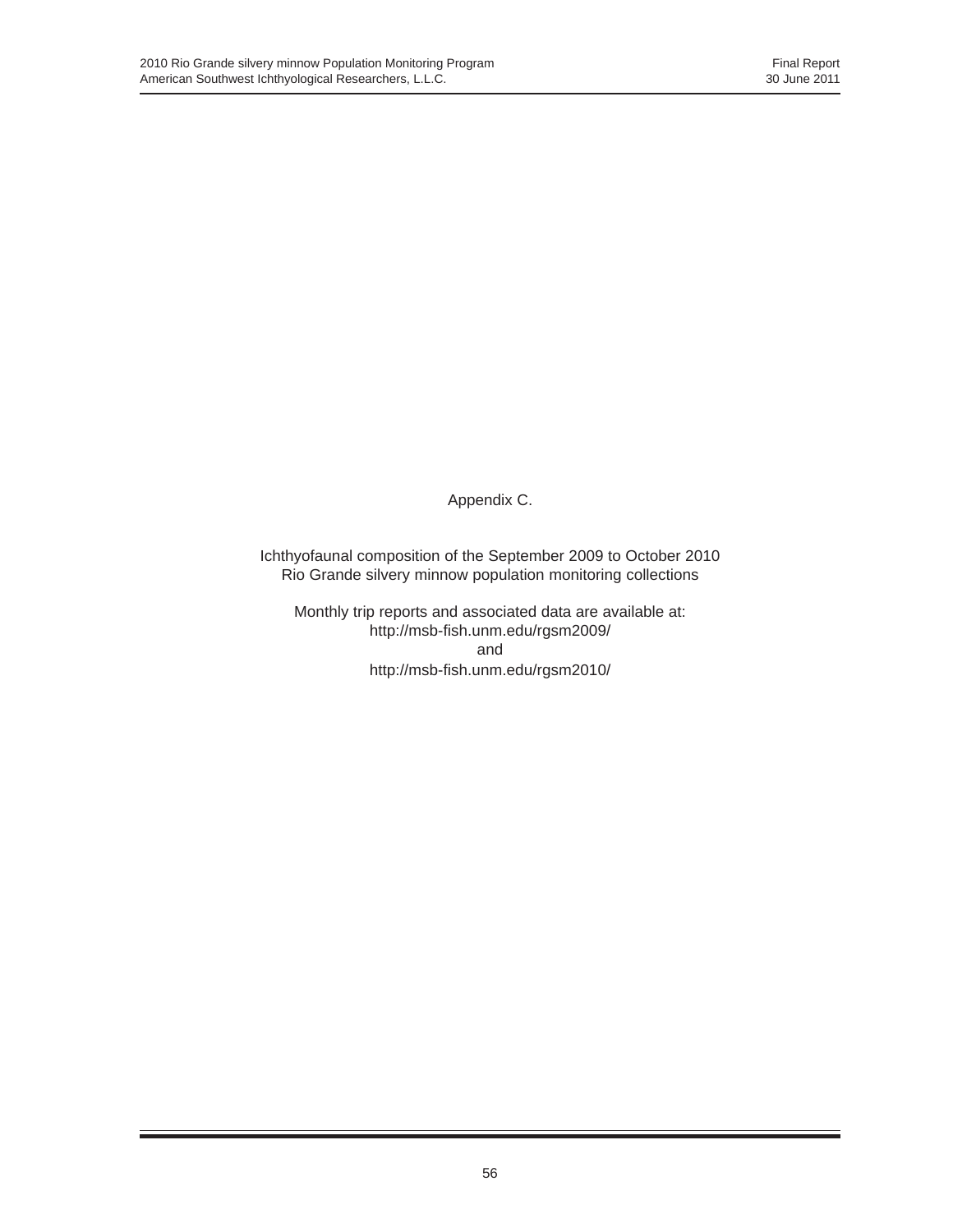# Appendix C.

Ichthyofaunal composition of the September 2009 to October 2010 Rio Grande silvery minnow population monitoring collections

Monthly trip reports and associated data are available at:
http://msb-fish.unm.edu/rgsm2009/
and
http://msb-fish.unm.edu/rgsm2010/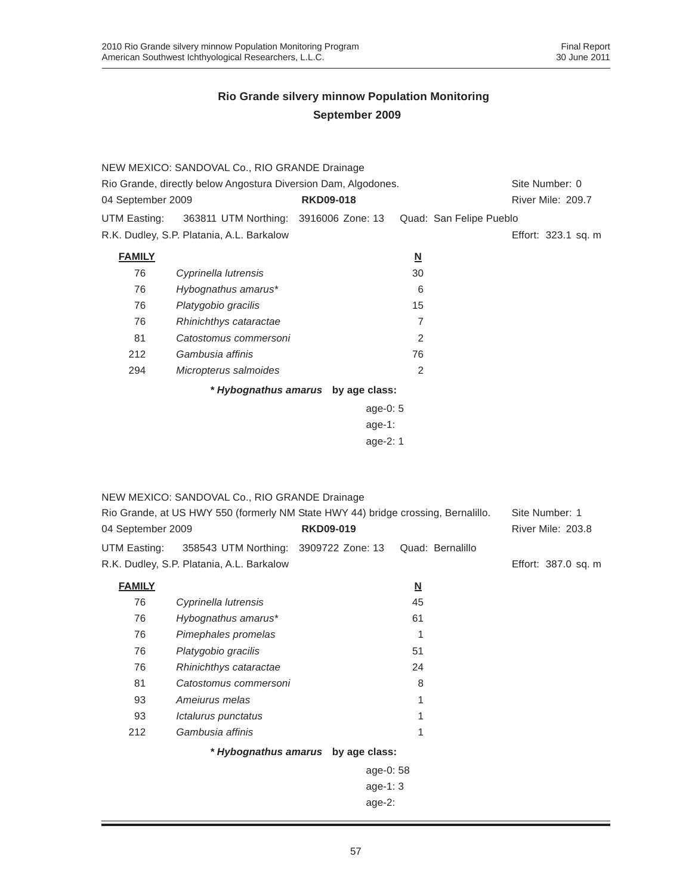## Rio Grande silvery minnow Population Monitoring
## September 2009

NEW MEXICO: SANDOVAL Co., RIO GRANDE Drainage
Rio Grande, directly below Angostura Diversion Dam, Algodones. Site Number: 0
04 September 2009 **RKD09-018** River Mile: 209.7
UTM Easting: 363811 UTM Northing: 3916006 Zone: 13 Quad: San Felipe Pueblo
R.K. Dudley, S.P. Platania, A.L. Barkalow Effort: 323.1 sq. m

| FAMILY | | N |
|---|---|---|
| 76 | *Cyprinella lutrensis* | 30 |
| 76 | *Hybognathus amarus** | 6 |
| 76 | *Platygobio gracilis* | 15 |
| 76 | *Rhinichthys cataractae* | 7 |
| 81 | *Catostomus commersoni* | 2 |
| 212 | *Gambusia affinis* | 76 |
| 294 | *Micropterus salmoides* | 2 |

***Hybognathus amarus* by age class:**

age-0: 5
age-1:
age-2: 1

NEW MEXICO: SANDOVAL Co., RIO GRANDE Drainage
Rio Grande, at US HWY 550 (formerly NM State HWY 44) bridge crossing, Bernalillo. Site Number: 1
04 September 2009 **RKD09-019** River Mile: 203.8
UTM Easting: 358543 UTM Northing: 3909722 Zone: 13 Quad: Bernalillo
R.K. Dudley, S.P. Platania, A.L. Barkalow Effort: 387.0 sq. m

| FAMILY | | N |
|---|---|---|
| 76 | *Cyprinella lutrensis* | 45 |
| 76 | *Hybognathus amarus** | 61 |
| 76 | *Pimephales promelas* | 1 |
| 76 | *Platygobio gracilis* | 51 |
| 76 | *Rhinichthys cataractae* | 24 |
| 81 | *Catostomus commersoni* | 8 |
| 93 | *Ameiurus melas* | 1 |
| 93 | *Ictalurus punctatus* | 1 |
| 212 | *Gambusia affinis* | 1 |

***Hybognathus amarus* by age class:**

age-0: 58
age-1: 3
age-2: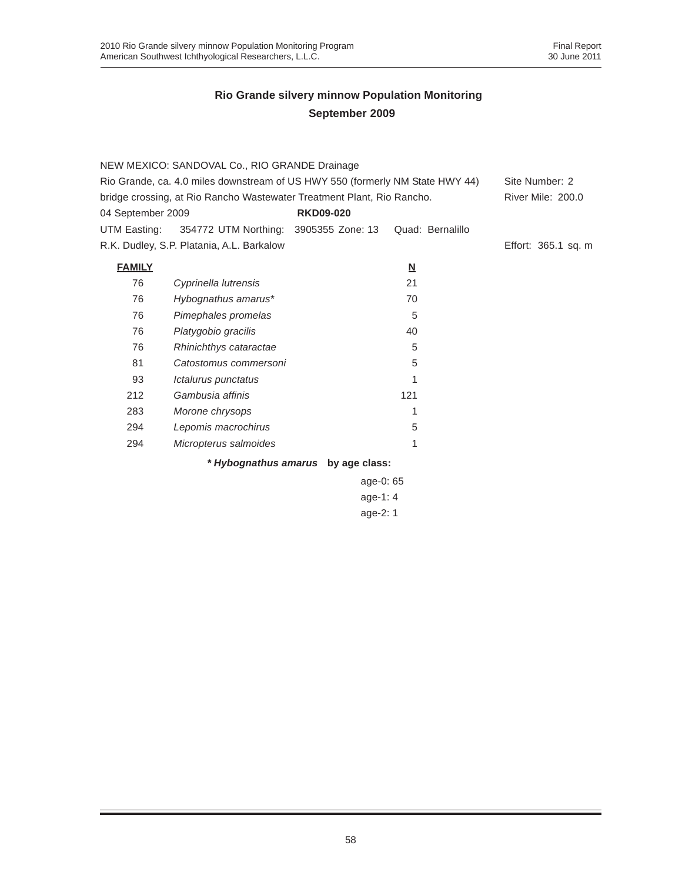## Rio Grande silvery minnow Population Monitoring
## September 2009

NEW MEXICO: SANDOVAL Co., RIO GRANDE Drainage
Rio Grande, ca. 4.0 miles downstream of US HWY 550 (formerly NM State HWY 44) bridge crossing, at Rio Rancho Wastewater Treatment Plant, Rio Rancho.
Site Number: 2
River Mile: 200.0
04 September 2009 **RKD09-020**
UTM Easting: 354772 UTM Northing: 3905355 Zone: 13 Quad: Bernalillo
R.K. Dudley, S.P. Platania, A.L. Barkalow
Effort: 365.1 sq. m

| **FAMILY** | | **N** |
|---|---|---|
| 76 | *Cyprinella lutrensis* | 21 |
| 76 | *Hybognathus amarus** | 70 |
| 76 | *Pimephales promelas* | 5 |
| 76 | *Platygobio gracilis* | 40 |
| 76 | *Rhinichthys cataractae* | 5 |
| 81 | *Catostomus commersoni* | 5 |
| 93 | *Ictalurus punctatus* | 1 |
| 212 | *Gambusia affinis* | 121 |
| 283 | *Morone chrysops* | 1 |
| 294 | *Lepomis macrochirus* | 5 |
| 294 | *Micropterus salmoides* | 1 |

**\* *Hybognathus amarus* by age class:**

age-0: 65
age-1: 4
age-2: 1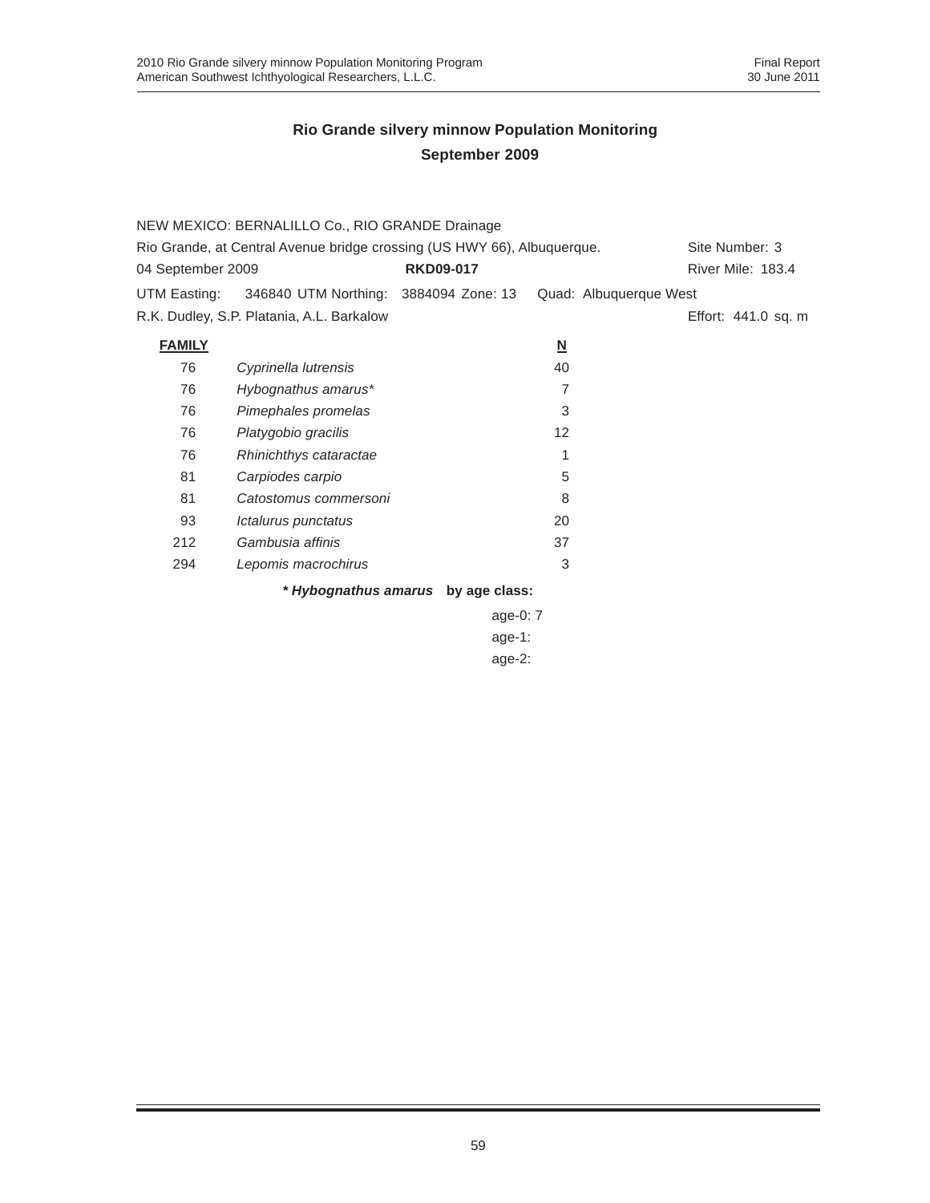**Rio Grande silvery minnow Population Monitoring**

**September 2009**

NEW MEXICO: BERNALILLO Co., RIO GRANDE Drainage

Rio Grande, at Central Avenue bridge crossing (US HWY 66), Albuquerque. Site Number: 3

04 September 2009 **RKD09-017** River Mile: 183.4

UTM Easting: 346840 UTM Northing: 3884094 Zone: 13 Quad: Albuquerque West

R.K. Dudley, S.P. Platania, A.L. Barkalow Effort: 441.0 sq. m

| **FAMILY** | | **N** |
|---|---|---|
| 76 | *Cyprinella lutrensis* | 40 |
| 76 | *Hybognathus amarus** | 7 |
| 76 | *Pimephales promelas* | 3 |
| 76 | *Platygobio gracilis* | 12 |
| 76 | *Rhinichthys cataractae* | 1 |
| 81 | *Carpiodes carpio* | 5 |
| 81 | *Catostomus commersoni* | 8 |
| 93 | *Ictalurus punctatus* | 20 |
| 212 | *Gambusia affinis* | 37 |
| 294 | *Lepomis macrochirus* | 3 |

**\* *Hybognathus amarus* by age class:**

age-0: 7

age-1:

age-2: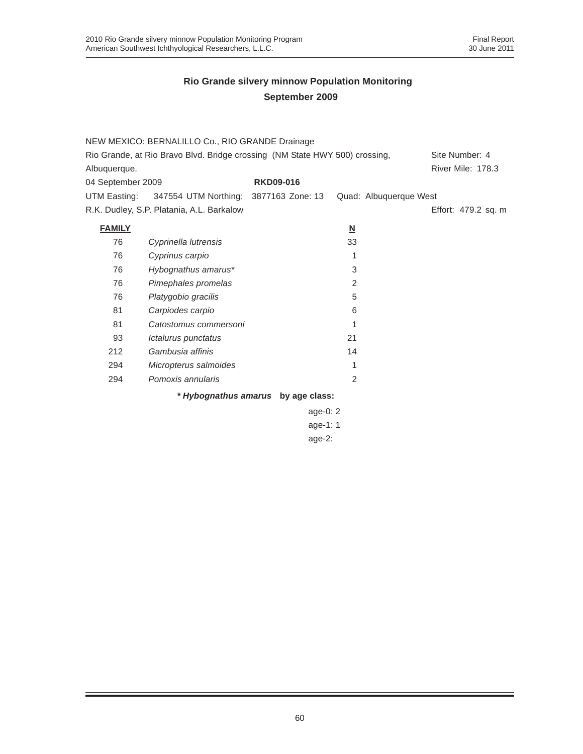## Rio Grande silvery minnow Population Monitoring
## September 2009

NEW MEXICO: BERNALILLO Co., RIO GRANDE Drainage

Rio Grande, at Rio Bravo Blvd. Bridge crossing (NM State HWY 500) crossing, Albuquerque.

Site Number: 4
River Mile: 178.3

04 September 2009 **RKD09-016**

UTM Easting: 347554 UTM Northing: 3877163 Zone: 13 Quad: Albuquerque West

R.K. Dudley, S.P. Platania, A.L. Barkalow

Effort: 479.2 sq. m

| FAMILY | | N |
|---|---|---|
| 76 | *Cyprinella lutrensis* | 33 |
| 76 | *Cyprinus carpio* | 1 |
| 76 | *Hybognathus amarus** | 3 |
| 76 | *Pimephales promelas* | 2 |
| 76 | *Platygobio gracilis* | 5 |
| 81 | *Carpiodes carpio* | 6 |
| 81 | *Catostomus commersoni* | 1 |
| 93 | *Ictalurus punctatus* | 21 |
| 212 | *Gambusia affinis* | 14 |
| 294 | *Micropterus salmoides* | 1 |
| 294 | *Pomoxis annularis* | 2 |

***Hybognathus amarus* by age class:**

age-0: 2
age-1: 1
age-2: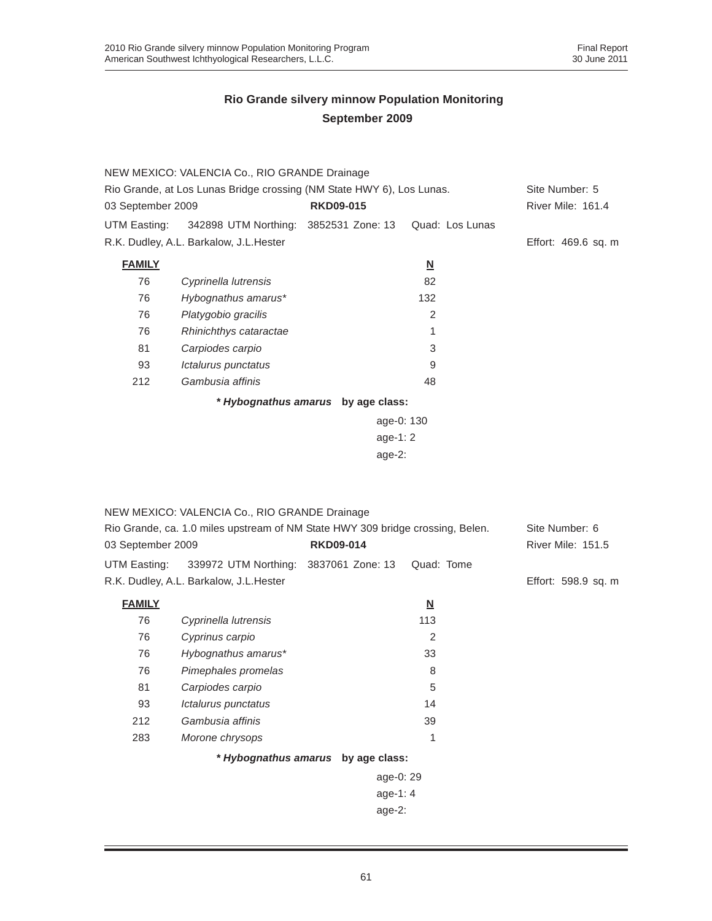## Rio Grande silvery minnow Population Monitoring
## September 2009

NEW MEXICO: VALENCIA Co., RIO GRANDE Drainage

Rio Grande, at Los Lunas Bridge crossing (NM State HWY 6), Los Lunas. Site Number: 5

03 September 2009 **RKD09-015** River Mile: 161.4

UTM Easting: 342898 UTM Northing: 3852531 Zone: 13 Quad: Los Lunas

R.K. Dudley, A.L. Barkalow, J.L.Hester Effort: 469.6 sq. m

| **FAMILY** | | **N** |
|---|---|---|
| 76 | *Cyprinella lutrensis* | 82 |
| 76 | *Hybognathus amarus** | 132 |
| 76 | *Platygobio gracilis* | 2 |
| 76 | *Rhinichthys cataractae* | 1 |
| 81 | *Carpiodes carpio* | 3 |
| 93 | *Ictalurus punctatus* | 9 |
| 212 | *Gambusia affinis* | 48 |

***Hybognathus amarus* by age class:**

age-0: 130
age-1: 2
age-2:

NEW MEXICO: VALENCIA Co., RIO GRANDE Drainage

Rio Grande, ca. 1.0 miles upstream of NM State HWY 309 bridge crossing, Belen. Site Number: 6

03 September 2009 **RKD09-014** River Mile: 151.5

UTM Easting: 339972 UTM Northing: 3837061 Zone: 13 Quad: Tome

R.K. Dudley, A.L. Barkalow, J.L.Hester Effort: 598.9 sq. m

| **FAMILY** | | **N** |
|---|---|---|
| 76 | *Cyprinella lutrensis* | 113 |
| 76 | *Cyprinus carpio* | 2 |
| 76 | *Hybognathus amarus** | 33 |
| 76 | *Pimephales promelas* | 8 |
| 81 | *Carpiodes carpio* | 5 |
| 93 | *Ictalurus punctatus* | 14 |
| 212 | *Gambusia affinis* | 39 |
| 283 | *Morone chrysops* | 1 |

***Hybognathus amarus* by age class:**

age-0: 29
age-1: 4
age-2: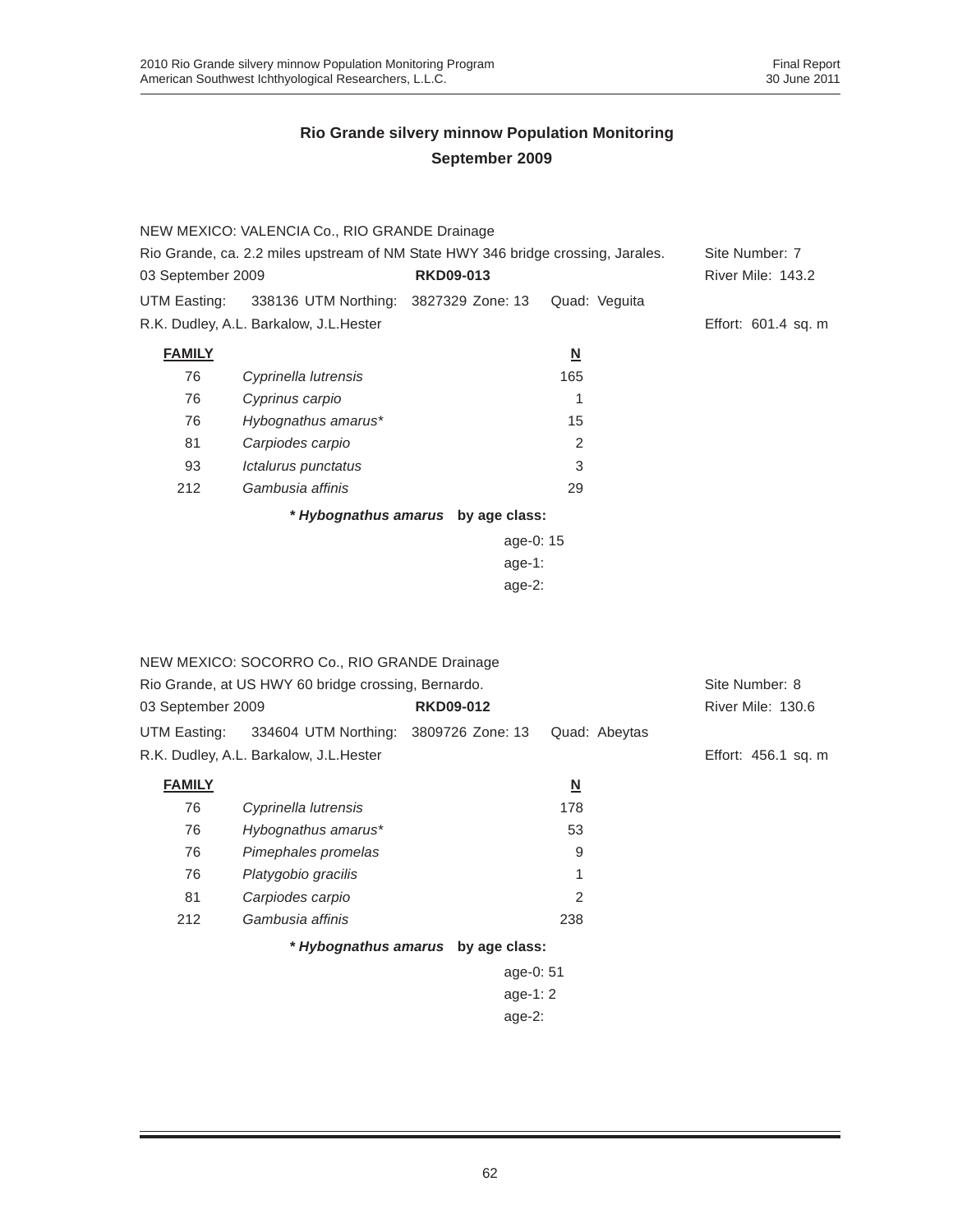## Rio Grande silvery minnow Population Monitoring
## September 2009

NEW MEXICO: VALENCIA Co., RIO GRANDE Drainage
Rio Grande, ca. 2.2 miles upstream of NM State HWY 346 bridge crossing, Jarales. Site Number: 7
03 September 2009 **RKD09-013** River Mile: 143.2
UTM Easting: 338136 UTM Northing: 3827329 Zone: 13 Quad: Veguita
R.K. Dudley, A.L. Barkalow, J.L.Hester Effort: 601.4 sq. m

| FAMILY | | N |
|---|---|---|
| 76 | *Cyprinella lutrensis* | 165 |
| 76 | *Cyprinus carpio* | 1 |
| 76 | *Hybognathus amarus** | 15 |
| 81 | *Carpiodes carpio* | 2 |
| 93 | *Ictalurus punctatus* | 3 |
| 212 | *Gambusia affinis* | 29 |

***Hybognathus amarus* by age class:**

age-0: 15
age-1:
age-2:

NEW MEXICO: SOCORRO Co., RIO GRANDE Drainage
Rio Grande, at US HWY 60 bridge crossing, Bernardo. Site Number: 8
03 September 2009 **RKD09-012** River Mile: 130.6
UTM Easting: 334604 UTM Northing: 3809726 Zone: 13 Quad: Abeytas
R.K. Dudley, A.L. Barkalow, J.L.Hester Effort: 456.1 sq. m

| FAMILY | | N |
|---|---|---|
| 76 | *Cyprinella lutrensis* | 178 |
| 76 | *Hybognathus amarus** | 53 |
| 76 | *Pimephales promelas* | 9 |
| 76 | *Platygobio gracilis* | 1 |
| 81 | *Carpiodes carpio* | 2 |
| 212 | *Gambusia affinis* | 238 |

***Hybognathus amarus* by age class:**

age-0: 51
age-1: 2
age-2: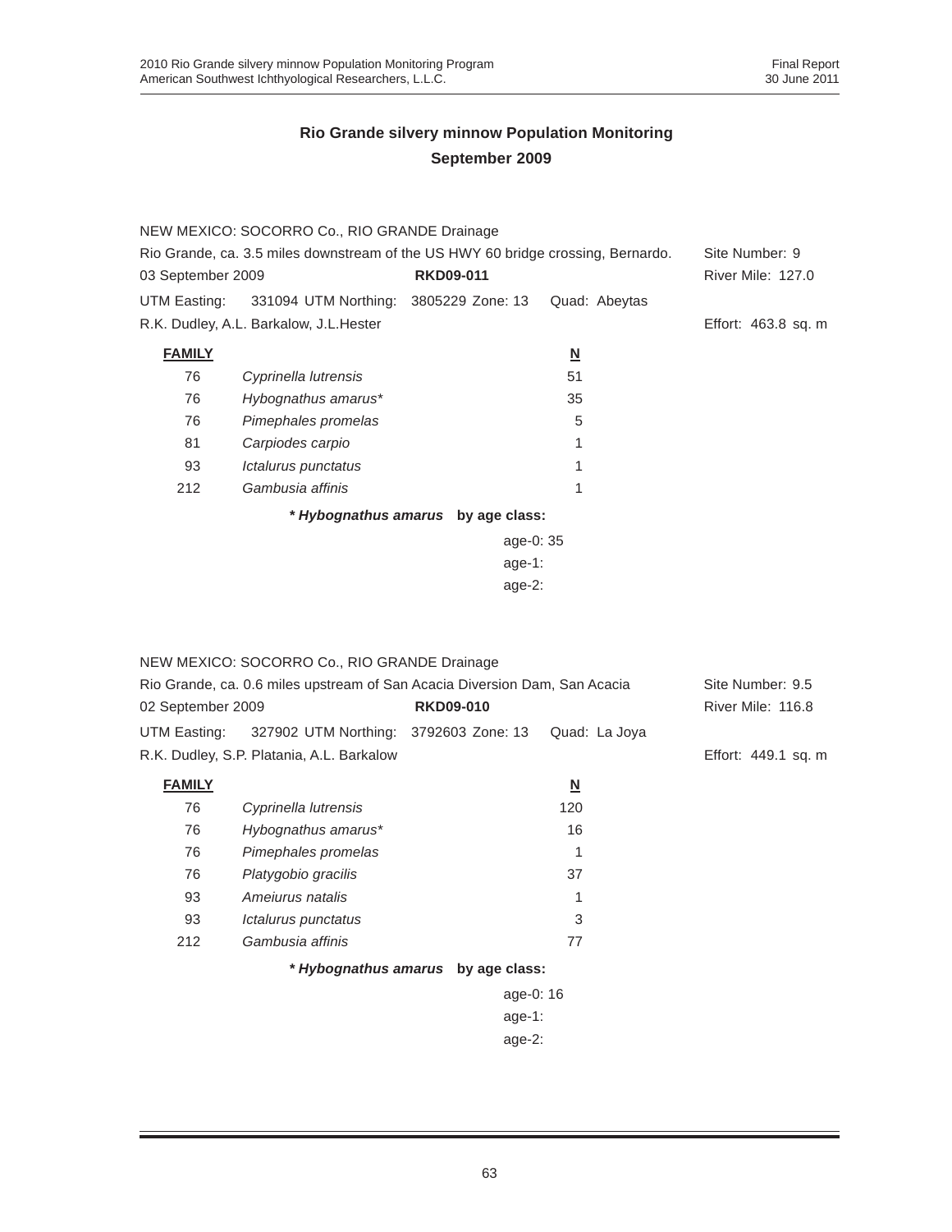## Rio Grande silvery minnow Population Monitoring
## September 2009

NEW MEXICO: SOCORRO Co., RIO GRANDE Drainage

Rio Grande, ca. 3.5 miles downstream of the US HWY 60 bridge crossing, Bernardo. Site Number: 9

03 September 2009 **RKD09-011** River Mile: 127.0

UTM Easting: 331094 UTM Northing: 3805229 Zone: 13 Quad: Abeytas

R.K. Dudley, A.L. Barkalow, J.L.Hester Effort: 463.8 sq. m

| FAMILY | | N |
|---|---|---|
| 76 | *Cyprinella lutrensis* | 51 |
| 76 | *Hybognathus amarus** | 35 |
| 76 | *Pimephales promelas* | 5 |
| 81 | *Carpiodes carpio* | 1 |
| 93 | *Ictalurus punctatus* | 1 |
| 212 | *Gambusia affinis* | 1 |

***Hybognathus amarus* by age class:**

age-0: 35
age-1:
age-2:

NEW MEXICO: SOCORRO Co., RIO GRANDE Drainage

Rio Grande, ca. 0.6 miles upstream of San Acacia Diversion Dam, San Acacia Site Number: 9.5

02 September 2009 **RKD09-010** River Mile: 116.8

UTM Easting: 327902 UTM Northing: 3792603 Zone: 13 Quad: La Joya

R.K. Dudley, S.P. Platania, A.L. Barkalow Effort: 449.1 sq. m

| FAMILY | | N |
|---|---|---|
| 76 | *Cyprinella lutrensis* | 120 |
| 76 | *Hybognathus amarus** | 16 |
| 76 | *Pimephales promelas* | 1 |
| 76 | *Platygobio gracilis* | 37 |
| 93 | *Ameiurus natalis* | 1 |
| 93 | *Ictalurus punctatus* | 3 |
| 212 | *Gambusia affinis* | 77 |

***Hybognathus amarus* by age class:**

age-0: 16
age-1:
age-2: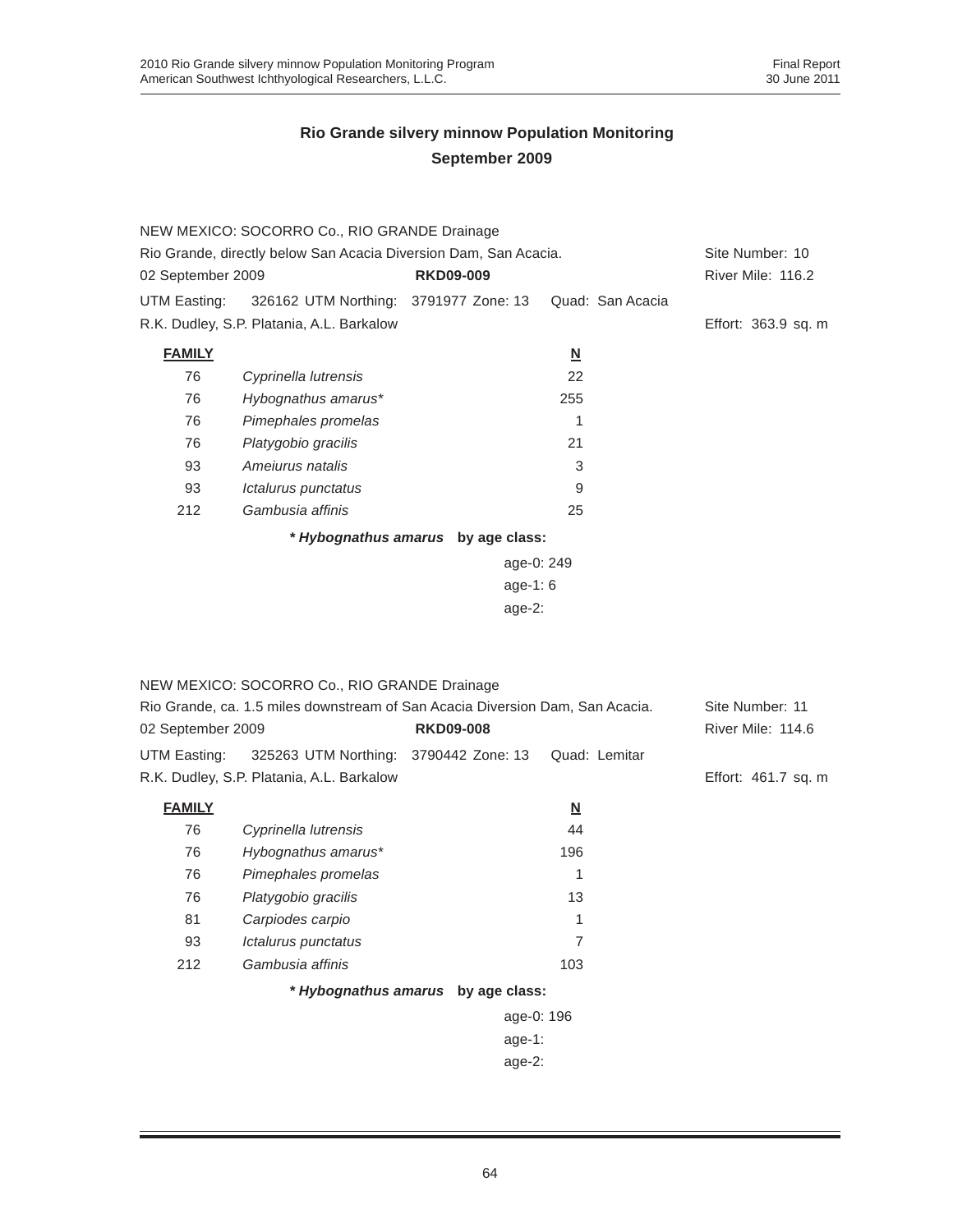## Rio Grande silvery minnow Population Monitoring
## September 2009

NEW MEXICO: SOCORRO Co., RIO GRANDE Drainage

Rio Grande, directly below San Acacia Diversion Dam, San Acacia. — Site Number: 10

02 September 2009 — **RKD09-009** — River Mile: 116.2

UTM Easting: 326162 UTM Northing: 3791977 Zone: 13 Quad: San Acacia

R.K. Dudley, S.P. Platania, A.L. Barkalow — Effort: 363.9 sq. m

| **FAMILY** | | **N** |
|---|---|---|
| 76 | *Cyprinella lutrensis* | 22 |
| 76 | *Hybognathus amarus** | 255 |
| 76 | *Pimephales promelas* | 1 |
| 76 | *Platygobio gracilis* | 21 |
| 93 | *Ameiurus natalis* | 3 |
| 93 | *Ictalurus punctatus* | 9 |
| 212 | *Gambusia affinis* | 25 |

***Hybognathus amarus* by age class:**

age-0: 249
age-1: 6
age-2:

NEW MEXICO: SOCORRO Co., RIO GRANDE Drainage

Rio Grande, ca. 1.5 miles downstream of San Acacia Diversion Dam, San Acacia. — Site Number: 11

02 September 2009 — **RKD09-008** — River Mile: 114.6

UTM Easting: 325263 UTM Northing: 3790442 Zone: 13 Quad: Lemitar

R.K. Dudley, S.P. Platania, A.L. Barkalow — Effort: 461.7 sq. m

| **FAMILY** | | **N** |
|---|---|---|
| 76 | *Cyprinella lutrensis* | 44 |
| 76 | *Hybognathus amarus** | 196 |
| 76 | *Pimephales promelas* | 1 |
| 76 | *Platygobio gracilis* | 13 |
| 81 | *Carpiodes carpio* | 1 |
| 93 | *Ictalurus punctatus* | 7 |
| 212 | *Gambusia affinis* | 103 |

***Hybognathus amarus* by age class:**

age-0: 196
age-1:
age-2: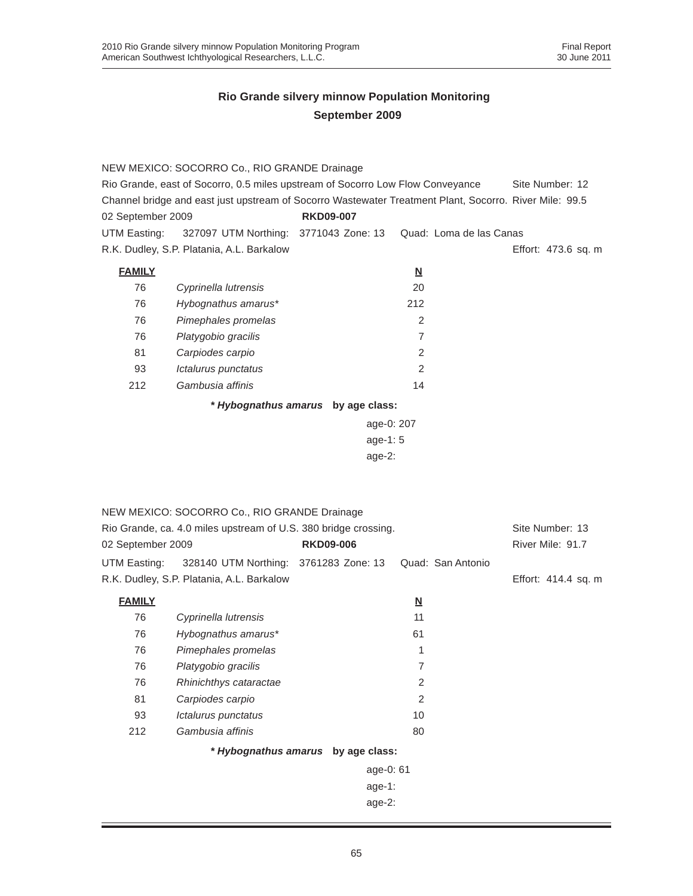## Rio Grande silvery minnow Population Monitoring
## September 2009

NEW MEXICO: SOCORRO Co., RIO GRANDE Drainage
Rio Grande, east of Socorro, 0.5 miles upstream of Socorro Low Flow Conveyance Channel bridge and east just upstream of Socorro Wastewater Treatment Plant, Socorro. Site Number: 12
River Mile: 99.5
02 September 2009 **RKD09-007**
UTM Easting: 327097 UTM Northing: 3771043 Zone: 13 Quad: Loma de las Canas
R.K. Dudley, S.P. Platania, A.L. Barkalow Effort: 473.6 sq. m

| **FAMILY** | | **N** |
|---|---|---|
| 76 | *Cyprinella lutrensis* | 20 |
| 76 | *Hybognathus amarus** | 212 |
| 76 | *Pimephales promelas* | 2 |
| 76 | *Platygobio gracilis* | 7 |
| 81 | *Carpiodes carpio* | 2 |
| 93 | *Ictalurus punctatus* | 2 |
| 212 | *Gambusia affinis* | 14 |

**\* *Hybognathus amarus* by age class:**

age-0: 207
age-1: 5
age-2:

NEW MEXICO: SOCORRO Co., RIO GRANDE Drainage
Rio Grande, ca. 4.0 miles upstream of U.S. 380 bridge crossing. Site Number: 13
02 September 2009 **RKD09-006** River Mile: 91.7
UTM Easting: 328140 UTM Northing: 3761283 Zone: 13 Quad: San Antonio
R.K. Dudley, S.P. Platania, A.L. Barkalow Effort: 414.4 sq. m

| **FAMILY** | | **N** |
|---|---|---|
| 76 | *Cyprinella lutrensis* | 11 |
| 76 | *Hybognathus amarus** | 61 |
| 76 | *Pimephales promelas* | 1 |
| 76 | *Platygobio gracilis* | 7 |
| 76 | *Rhinichthys cataractae* | 2 |
| 81 | *Carpiodes carpio* | 2 |
| 93 | *Ictalurus punctatus* | 10 |
| 212 | *Gambusia affinis* | 80 |

**\* *Hybognathus amarus* by age class:**

age-0: 61
age-1:
age-2: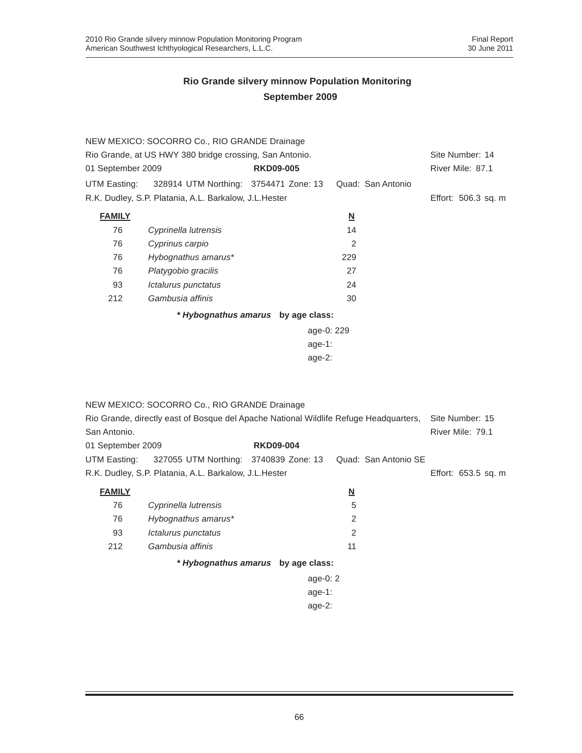## Rio Grande silvery minnow Population Monitoring
## September 2009

NEW MEXICO: SOCORRO Co., RIO GRANDE Drainage
Rio Grande, at US HWY 380 bridge crossing, San Antonio. Site Number: 14
01 September 2009 **RKD09-005** River Mile: 87.1
UTM Easting: 328914 UTM Northing: 3754471 Zone: 13 Quad: San Antonio
R.K. Dudley, S.P. Platania, A.L. Barkalow, J.L.Hester Effort: 506.3 sq. m

| FAMILY | | N |
|---|---|---|
| 76 | *Cyprinella lutrensis* | 14 |
| 76 | *Cyprinus carpio* | 2 |
| 76 | *Hybognathus amarus** | 229 |
| 76 | *Platygobio gracilis* | 27 |
| 93 | *Ictalurus punctatus* | 24 |
| 212 | *Gambusia affinis* | 30 |

***Hybognathus amarus* by age class:**

age-0: 229
age-1:
age-2:

NEW MEXICO: SOCORRO Co., RIO GRANDE Drainage
Rio Grande, directly east of Bosque del Apache National Wildlife Refuge Headquarters, San Antonio. Site Number: 15
River Mile: 79.1
01 September 2009 **RKD09-004**
UTM Easting: 327055 UTM Northing: 3740839 Zone: 13 Quad: San Antonio SE
R.K. Dudley, S.P. Platania, A.L. Barkalow, J.L.Hester Effort: 653.5 sq. m

| FAMILY | | N |
|---|---|---|
| 76 | *Cyprinella lutrensis* | 5 |
| 76 | *Hybognathus amarus** | 2 |
| 93 | *Ictalurus punctatus* | 2 |
| 212 | *Gambusia affinis* | 11 |

***Hybognathus amarus* by age class:**

age-0: 2
age-1:
age-2: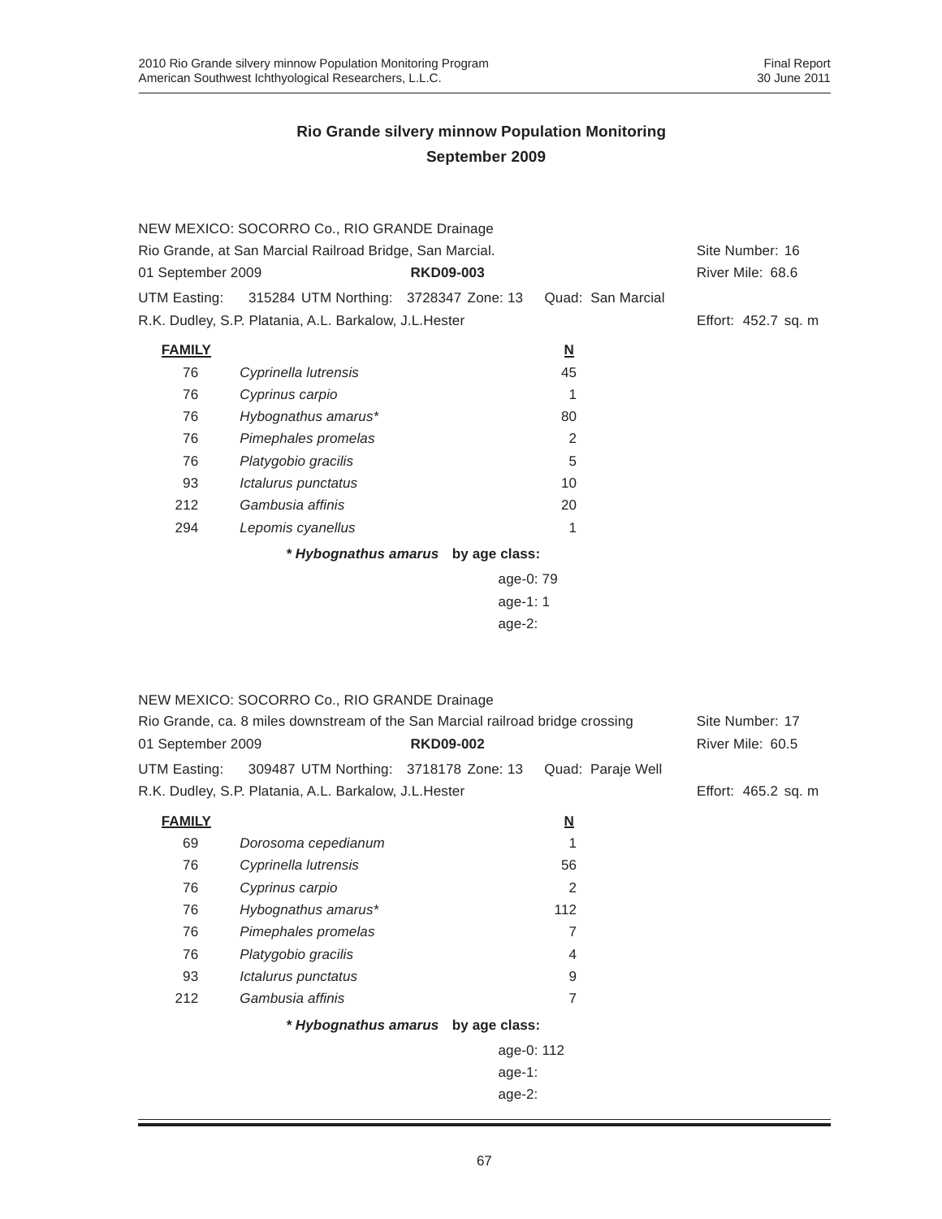## Rio Grande silvery minnow Population Monitoring
## September 2009

NEW MEXICO: SOCORRO Co., RIO GRANDE Drainage
Rio Grande, at San Marcial Railroad Bridge, San Marcial. Site Number: 16
01 September 2009 **RKD09-003** River Mile: 68.6
UTM Easting: 315284 UTM Northing: 3728347 Zone: 13 Quad: San Marcial
R.K. Dudley, S.P. Platania, A.L. Barkalow, J.L.Hester Effort: 452.7 sq. m

| **FAMILY** | | **N** |
|---|---|---|
| 76 | *Cyprinella lutrensis* | 45 |
| 76 | *Cyprinus carpio* | 1 |
| 76 | *Hybognathus amarus** | 80 |
| 76 | *Pimephales promelas* | 2 |
| 76 | *Platygobio gracilis* | 5 |
| 93 | *Ictalurus punctatus* | 10 |
| 212 | *Gambusia affinis* | 20 |
| 294 | *Lepomis cyanellus* | 1 |

**\* *Hybognathus amarus* by age class:**

age-0: 79
age-1: 1
age-2:

NEW MEXICO: SOCORRO Co., RIO GRANDE Drainage
Rio Grande, ca. 8 miles downstream of the San Marcial railroad bridge crossing Site Number: 17
01 September 2009 **RKD09-002** River Mile: 60.5
UTM Easting: 309487 UTM Northing: 3718178 Zone: 13 Quad: Paraje Well
R.K. Dudley, S.P. Platania, A.L. Barkalow, J.L.Hester Effort: 465.2 sq. m

| **FAMILY** | | **N** |
|---|---|---|
| 69 | *Dorosoma cepedianum* | 1 |
| 76 | *Cyprinella lutrensis* | 56 |
| 76 | *Cyprinus carpio* | 2 |
| 76 | *Hybognathus amarus** | 112 |
| 76 | *Pimephales promelas* | 7 |
| 76 | *Platygobio gracilis* | 4 |
| 93 | *Ictalurus punctatus* | 9 |
| 212 | *Gambusia affinis* | 7 |

**\* *Hybognathus amarus* by age class:**

age-0: 112
age-1:
age-2: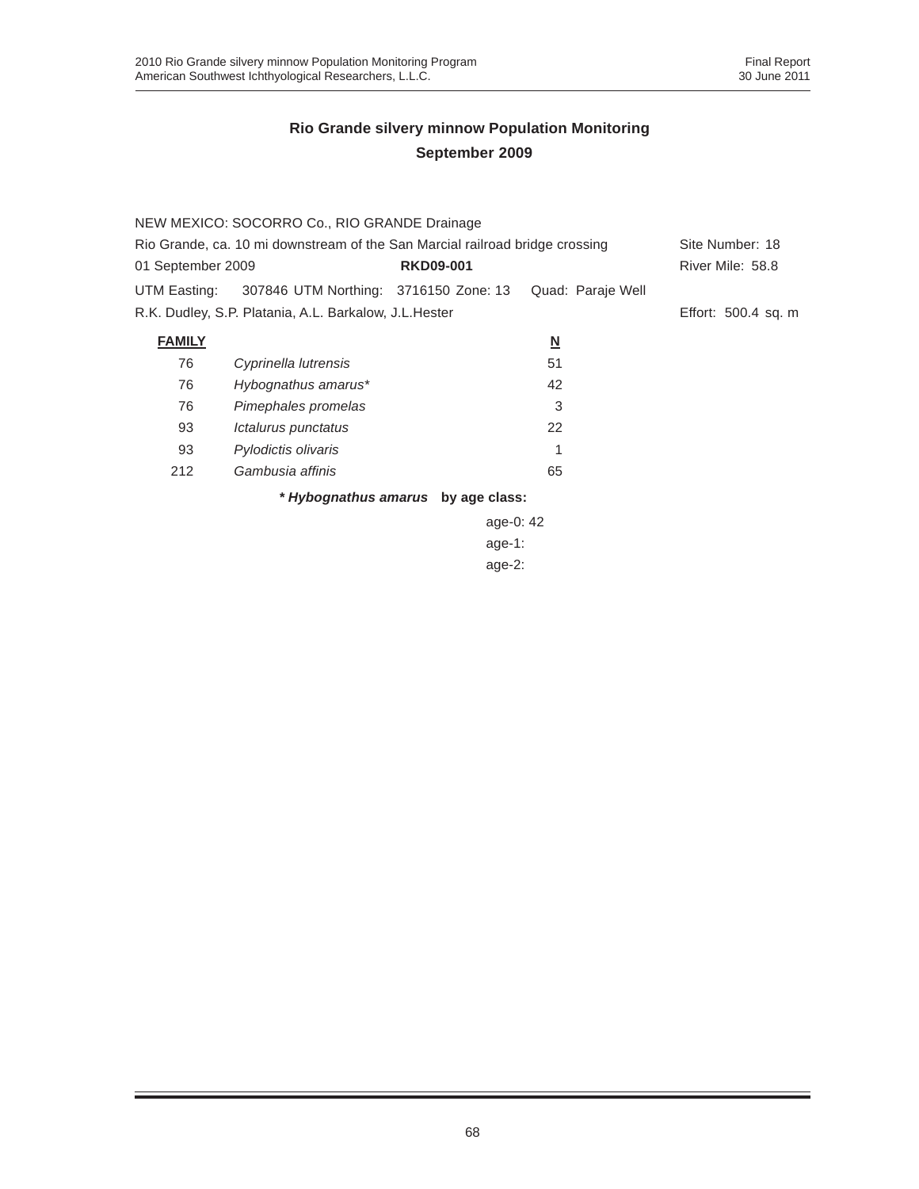## Rio Grande silvery minnow Population Monitoring
## September 2009

NEW MEXICO: SOCORRO Co., RIO GRANDE Drainage

Rio Grande, ca. 10 mi downstream of the San Marcial railroad bridge crossing — Site Number: 18

01 September 2009 — **RKD09-001** — River Mile: 58.8

UTM Easting: 307846 UTM Northing: 3716150 Zone: 13 Quad: Paraje Well

R.K. Dudley, S.P. Platania, A.L. Barkalow, J.L.Hester — Effort: 500.4 sq. m

| **FAMILY** | | **N** |
|---|---|---|
| 76 | *Cyprinella lutrensis* | 51 |
| 76 | *Hybognathus amarus** | 42 |
| 76 | *Pimephales promelas* | 3 |
| 93 | *Ictalurus punctatus* | 22 |
| 93 | *Pylodictis olivaris* | 1 |
| 212 | *Gambusia affinis* | 65 |

***Hybognathus amarus* by age class:**

age-0: 42
age-1:
age-2: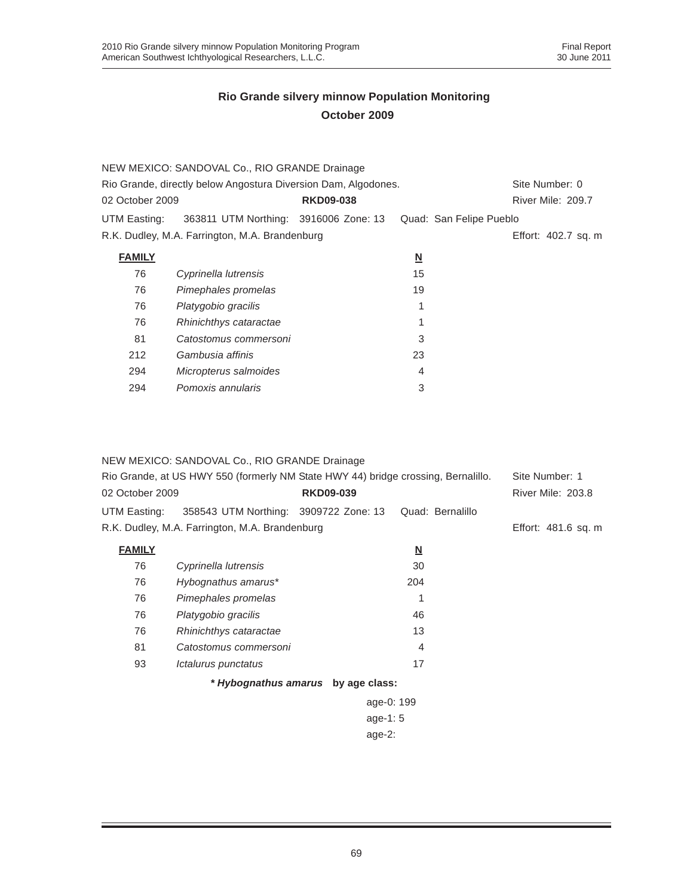## Rio Grande silvery minnow Population Monitoring
## October 2009

NEW MEXICO: SANDOVAL Co., RIO GRANDE Drainage

Rio Grande, directly below Angostura Diversion Dam, Algodones. Site Number: 0

02 October 2009 **RKD09-038** River Mile: 209.7

UTM Easting: 363811 UTM Northing: 3916006 Zone: 13 Quad: San Felipe Pueblo

R.K. Dudley, M.A. Farrington, M.A. Brandenburg Effort: 402.7 sq. m

| FAMILY | | N |
|---|---|---|
| 76 | *Cyprinella lutrensis* | 15 |
| 76 | *Pimephales promelas* | 19 |
| 76 | *Platygobio gracilis* | 1 |
| 76 | *Rhinichthys cataractae* | 1 |
| 81 | *Catostomus commersoni* | 3 |
| 212 | *Gambusia affinis* | 23 |
| 294 | *Micropterus salmoides* | 4 |
| 294 | *Pomoxis annularis* | 3 |

NEW MEXICO: SANDOVAL Co., RIO GRANDE Drainage

Rio Grande, at US HWY 550 (formerly NM State HWY 44) bridge crossing, Bernalillo. Site Number: 1

02 October 2009 **RKD09-039** River Mile: 203.8

UTM Easting: 358543 UTM Northing: 3909722 Zone: 13 Quad: Bernalillo

R.K. Dudley, M.A. Farrington, M.A. Brandenburg Effort: 481.6 sq. m

| FAMILY | | N |
|---|---|---|
| 76 | *Cyprinella lutrensis* | 30 |
| 76 | *Hybognathus amarus** | 204 |
| 76 | *Pimephales promelas* | 1 |
| 76 | *Platygobio gracilis* | 46 |
| 76 | *Rhinichthys cataractae* | 13 |
| 81 | *Catostomus commersoni* | 4 |
| 93 | *Ictalurus punctatus* | 17 |

***Hybognathus amarus* by age class:**

age-0: 199
age-1: 5
age-2: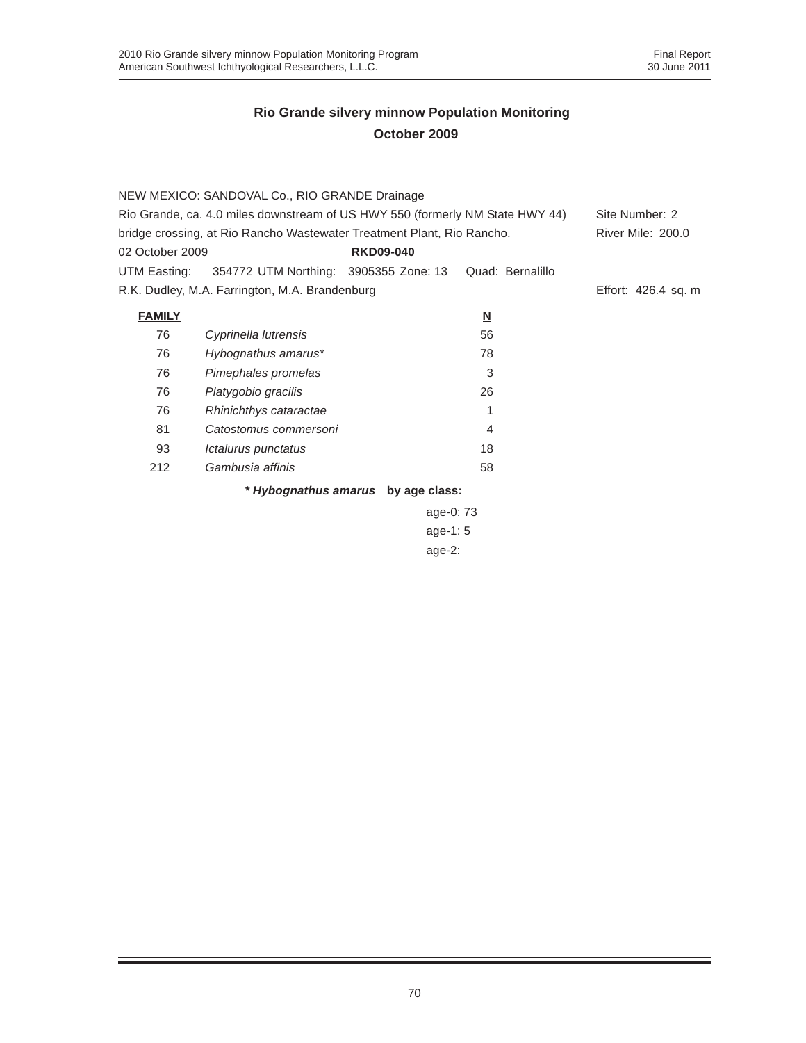## Rio Grande silvery minnow Population Monitoring
## October 2009

NEW MEXICO: SANDOVAL Co., RIO GRANDE Drainage

Rio Grande, ca. 4.0 miles downstream of US HWY 550 (formerly NM State HWY 44) bridge crossing, at Rio Rancho Wastewater Treatment Plant, Rio Rancho.

Site Number: 2
River Mile: 200.0

02 October 2009 **RKD09-040**

UTM Easting: 354772 UTM Northing: 3905355 Zone: 13 Quad: Bernalillo

R.K. Dudley, M.A. Farrington, M.A. Brandenburg

Effort: 426.4 sq. m

| FAMILY | | N |
|---|---|---|
| 76 | *Cyprinella lutrensis* | 56 |
| 76 | *Hybognathus amarus** | 78 |
| 76 | *Pimephales promelas* | 3 |
| 76 | *Platygobio gracilis* | 26 |
| 76 | *Rhinichthys cataractae* | 1 |
| 81 | *Catostomus commersoni* | 4 |
| 93 | *Ictalurus punctatus* | 18 |
| 212 | *Gambusia affinis* | 58 |

***Hybognathus amarus* by age class:**

age-0: 73
age-1: 5
age-2: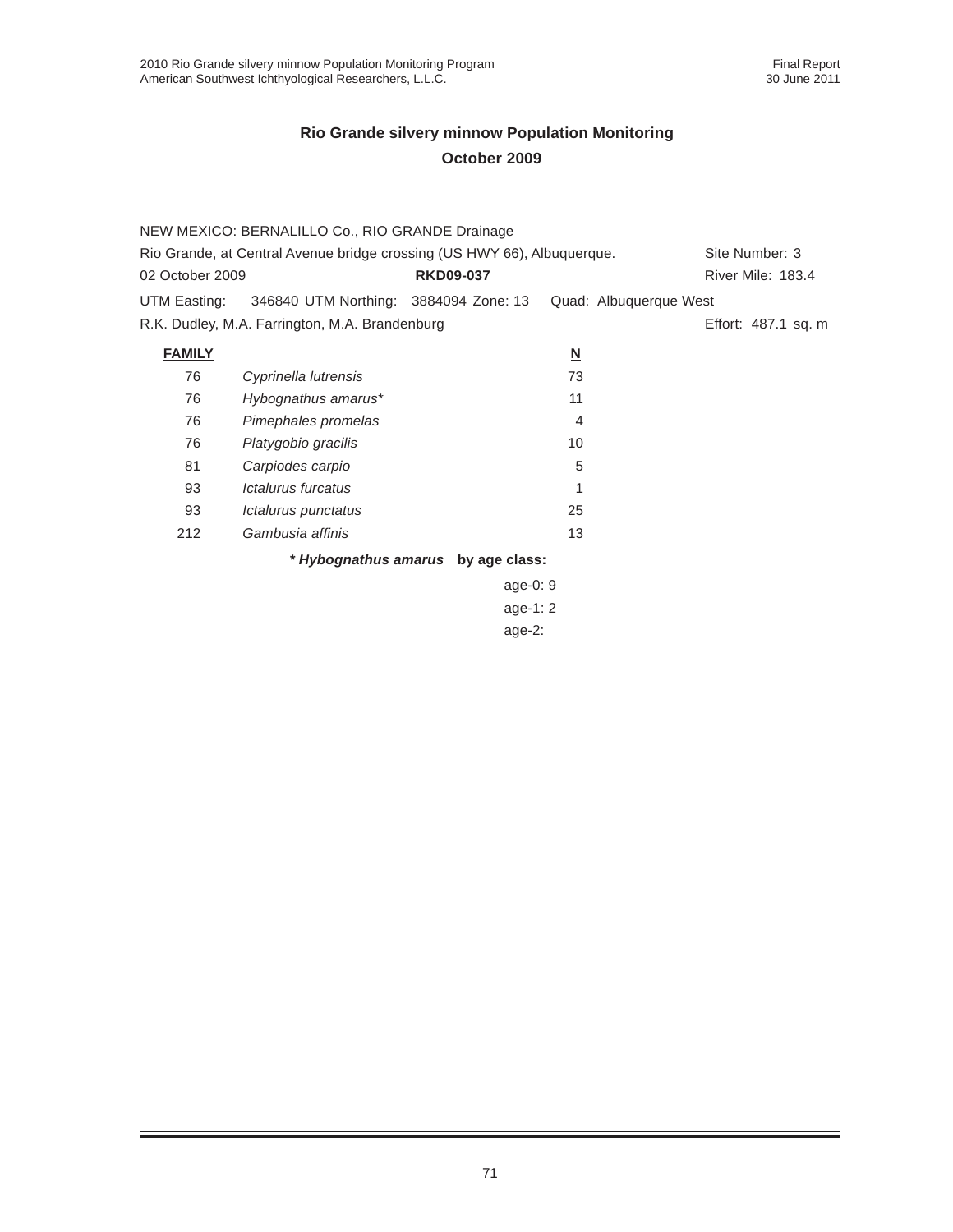## Rio Grande silvery minnow Population Monitoring
## October 2009

NEW MEXICO: BERNALILLO Co., RIO GRANDE Drainage

Rio Grande, at Central Avenue bridge crossing (US HWY 66), Albuquerque. Site Number: 3

02 October 2009 **RKD09-037** River Mile: 183.4

UTM Easting: 346840 UTM Northing: 3884094 Zone: 13 Quad: Albuquerque West

R.K. Dudley, M.A. Farrington, M.A. Brandenburg Effort: 487.1 sq. m

| FAMILY | | N |
|---|---|---|
| 76 | *Cyprinella lutrensis* | 73 |
| 76 | *Hybognathus amarus** | 11 |
| 76 | *Pimephales promelas* | 4 |
| 76 | *Platygobio gracilis* | 10 |
| 81 | *Carpiodes carpio* | 5 |
| 93 | *Ictalurus furcatus* | 1 |
| 93 | *Ictalurus punctatus* | 25 |
| 212 | *Gambusia affinis* | 13 |

***Hybognathus amarus* by age class:**

age-0: 9
age-1: 2
age-2: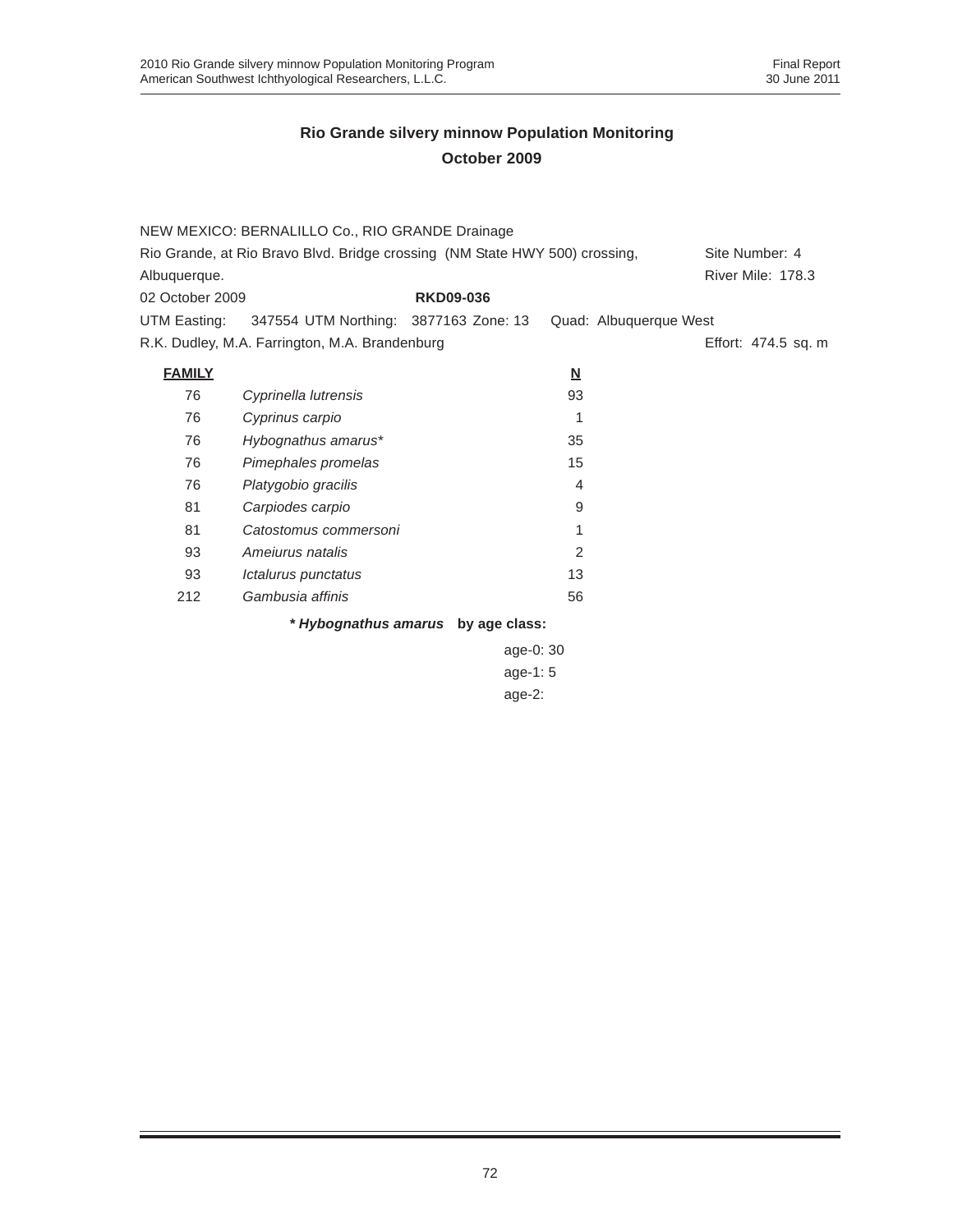## Rio Grande silvery minnow Population Monitoring
## October 2009

NEW MEXICO: BERNALILLO Co., RIO GRANDE Drainage

Rio Grande, at Rio Bravo Blvd. Bridge crossing (NM State HWY 500) crossing, Albuquerque. — Site Number: 4 — River Mile: 178.3

02 October 2009 — **RKD09-036**

UTM Easting: 347554 UTM Northing: 3877163 Zone: 13 Quad: Albuquerque West

R.K. Dudley, M.A. Farrington, M.A. Brandenburg — Effort: 474.5 sq. m

| FAMILY | | N |
|---|---|---|
| 76 | *Cyprinella lutrensis* | 93 |
| 76 | *Cyprinus carpio* | 1 |
| 76 | *Hybognathus amarus** | 35 |
| 76 | *Pimephales promelas* | 15 |
| 76 | *Platygobio gracilis* | 4 |
| 81 | *Carpiodes carpio* | 9 |
| 81 | *Catostomus commersoni* | 1 |
| 93 | *Ameiurus natalis* | 2 |
| 93 | *Ictalurus punctatus* | 13 |
| 212 | *Gambusia affinis* | 56 |

***Hybognathus amarus* by age class:**

age-0: 30
age-1: 5
age-2: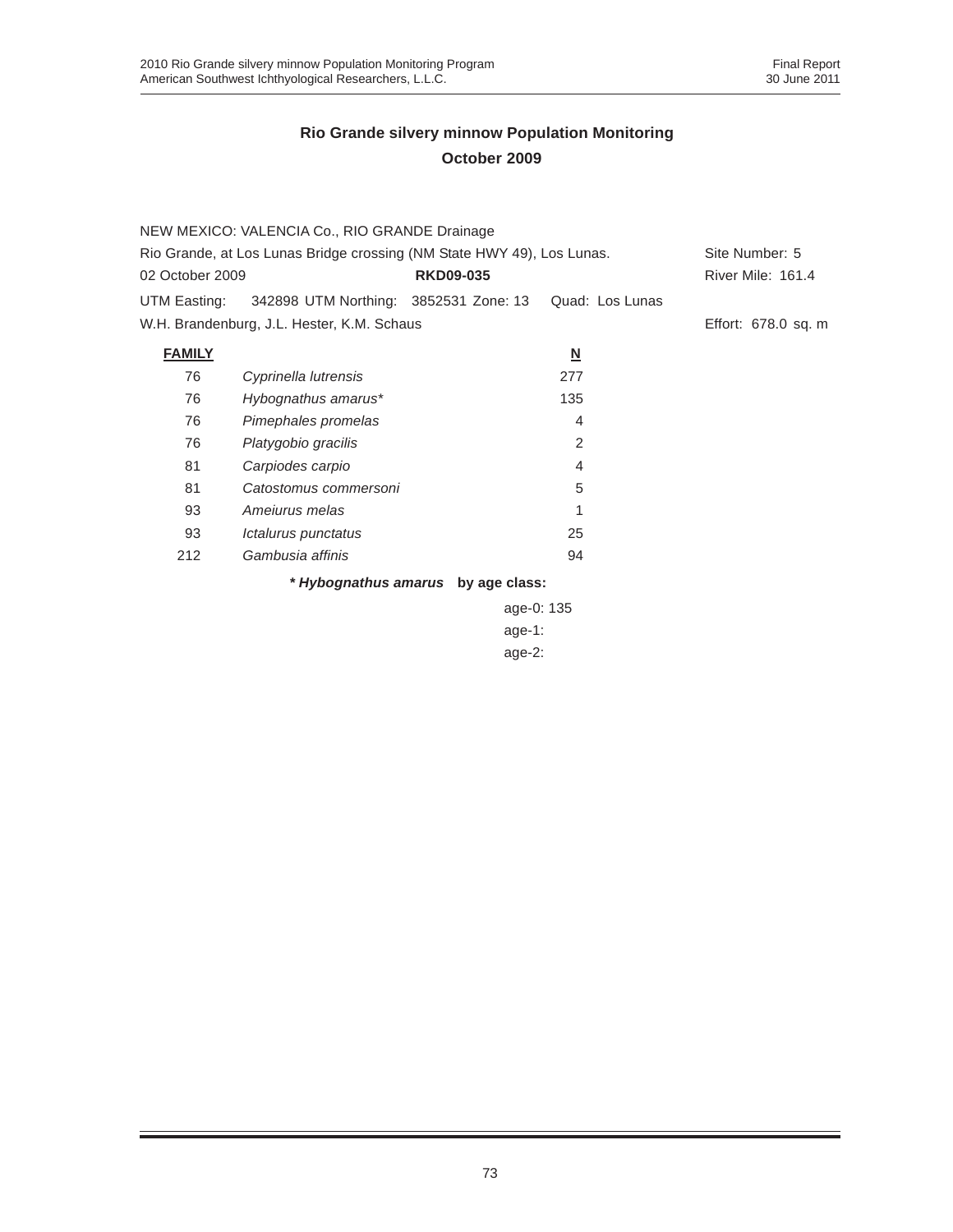## Rio Grande silvery minnow Population Monitoring
## October 2009

NEW MEXICO: VALENCIA Co., RIO GRANDE Drainage

Rio Grande, at Los Lunas Bridge crossing (NM State HWY 49), Los Lunas. Site Number: 5

02 October 2009 **RKD09-035** River Mile: 161.4

UTM Easting: 342898 UTM Northing: 3852531 Zone: 13 Quad: Los Lunas

W.H. Brandenburg, J.L. Hester, K.M. Schaus Effort: 678.0 sq. m

| FAMILY | | N |
|---|---|---|
| 76 | *Cyprinella lutrensis* | 277 |
| 76 | *Hybognathus amarus** | 135 |
| 76 | *Pimephales promelas* | 4 |
| 76 | *Platygobio gracilis* | 2 |
| 81 | *Carpiodes carpio* | 4 |
| 81 | *Catostomus commersoni* | 5 |
| 93 | *Ameiurus melas* | 1 |
| 93 | *Ictalurus punctatus* | 25 |
| 212 | *Gambusia affinis* | 94 |

***Hybognathus amarus* by age class:**

age-0: 135
age-1:
age-2: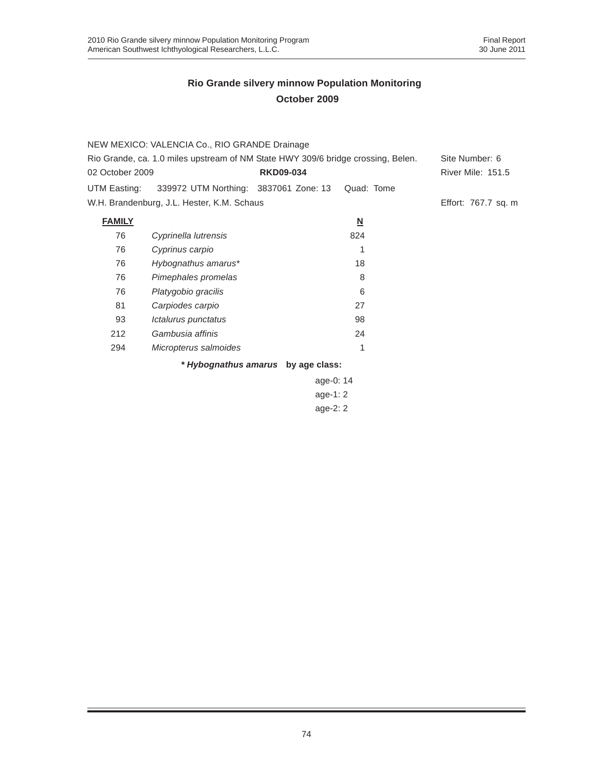## Rio Grande silvery minnow Population Monitoring
## October 2009

NEW MEXICO: VALENCIA Co., RIO GRANDE Drainage

Rio Grande, ca. 1.0 miles upstream of NM State HWY 309/6 bridge crossing, Belen. Site Number: 6

02 October 2009 **RKD09-034** River Mile: 151.5

UTM Easting: 339972 UTM Northing: 3837061 Zone: 13 Quad: Tome

W.H. Brandenburg, J.L. Hester, K.M. Schaus Effort: 767.7 sq. m

| FAMILY | | N |
|---|---|---|
| 76 | *Cyprinella lutrensis* | 824 |
| 76 | *Cyprinus carpio* | 1 |
| 76 | *Hybognathus amarus** | 18 |
| 76 | *Pimephales promelas* | 8 |
| 76 | *Platygobio gracilis* | 6 |
| 81 | *Carpiodes carpio* | 27 |
| 93 | *Ictalurus punctatus* | 98 |
| 212 | *Gambusia affinis* | 24 |
| 294 | *Micropterus salmoides* | 1 |

**\* *Hybognathus amarus* by age class:**

age-0: 14
age-1: 2
age-2: 2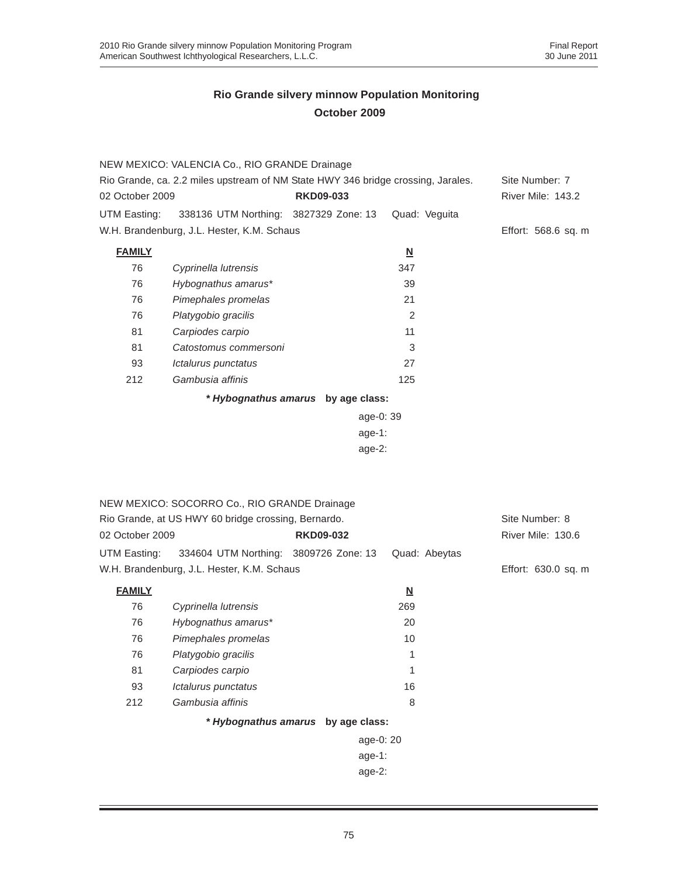## Rio Grande silvery minnow Population Monitoring
## October 2009

NEW MEXICO: VALENCIA Co., RIO GRANDE Drainage
Rio Grande, ca. 2.2 miles upstream of NM State HWY 346 bridge crossing, Jarales. Site Number: 7
02 October 2009 **RKD09-033** River Mile: 143.2
UTM Easting: 338136 UTM Northing: 3827329 Zone: 13 Quad: Veguita
W.H. Brandenburg, J.L. Hester, K.M. Schaus Effort: 568.6 sq. m

| **FAMILY** | | **N** |
|---|---|---|
| 76 | *Cyprinella lutrensis* | 347 |
| 76 | *Hybognathus amarus** | 39 |
| 76 | *Pimephales promelas* | 21 |
| 76 | *Platygobio gracilis* | 2 |
| 81 | *Carpiodes carpio* | 11 |
| 81 | *Catostomus commersoni* | 3 |
| 93 | *Ictalurus punctatus* | 27 |
| 212 | *Gambusia affinis* | 125 |

*** Hybognathus amarus* by age class:**

age-0: 39
age-1:
age-2:

NEW MEXICO: SOCORRO Co., RIO GRANDE Drainage
Rio Grande, at US HWY 60 bridge crossing, Bernardo. Site Number: 8
02 October 2009 **RKD09-032** River Mile: 130.6
UTM Easting: 334604 UTM Northing: 3809726 Zone: 13 Quad: Abeytas
W.H. Brandenburg, J.L. Hester, K.M. Schaus Effort: 630.0 sq. m

| **FAMILY** | | **N** |
|---|---|---|
| 76 | *Cyprinella lutrensis* | 269 |
| 76 | *Hybognathus amarus** | 20 |
| 76 | *Pimephales promelas* | 10 |
| 76 | *Platygobio gracilis* | 1 |
| 81 | *Carpiodes carpio* | 1 |
| 93 | *Ictalurus punctatus* | 16 |
| 212 | *Gambusia affinis* | 8 |

*** Hybognathus amarus* by age class:**

age-0: 20
age-1:
age-2: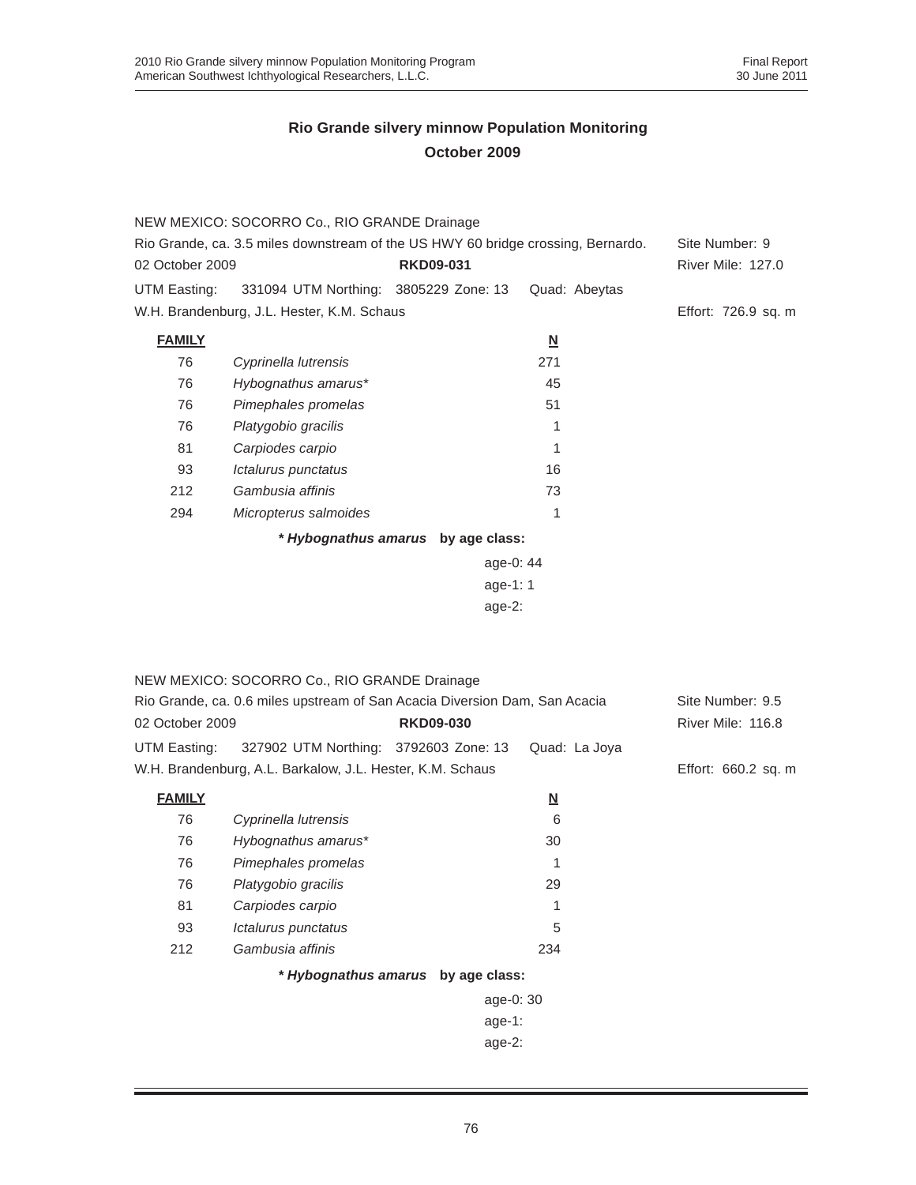# Rio Grande silvery minnow Population Monitoring
## October 2009

NEW MEXICO: SOCORRO Co., RIO GRANDE Drainage

Rio Grande, ca. 3.5 miles downstream of the US HWY 60 bridge crossing, Bernardo. Site Number: 9

02 October 2009 **RKD09-031** River Mile: 127.0

UTM Easting: 331094 UTM Northing: 3805229 Zone: 13 Quad: Abeytas

W.H. Brandenburg, J.L. Hester, K.M. Schaus Effort: 726.9 sq. m

| **FAMILY** | | **N** |
|---|---|---|
| 76 | *Cyprinella lutrensis* | 271 |
| 76 | *Hybognathus amarus** | 45 |
| 76 | *Pimephales promelas* | 51 |
| 76 | *Platygobio gracilis* | 1 |
| 81 | *Carpiodes carpio* | 1 |
| 93 | *Ictalurus punctatus* | 16 |
| 212 | *Gambusia affinis* | 73 |
| 294 | *Micropterus salmoides* | 1 |

***Hybognathus amarus* by age class:**

age-0: 44
age-1: 1
age-2:

NEW MEXICO: SOCORRO Co., RIO GRANDE Drainage

Rio Grande, ca. 0.6 miles upstream of San Acacia Diversion Dam, San Acacia Site Number: 9.5

02 October 2009 **RKD09-030** River Mile: 116.8

UTM Easting: 327902 UTM Northing: 3792603 Zone: 13 Quad: La Joya

W.H. Brandenburg, A.L. Barkalow, J.L. Hester, K.M. Schaus Effort: 660.2 sq. m

| **FAMILY** | | **N** |
|---|---|---|
| 76 | *Cyprinella lutrensis* | 6 |
| 76 | *Hybognathus amarus** | 30 |
| 76 | *Pimephales promelas* | 1 |
| 76 | *Platygobio gracilis* | 29 |
| 81 | *Carpiodes carpio* | 1 |
| 93 | *Ictalurus punctatus* | 5 |
| 212 | *Gambusia affinis* | 234 |

***Hybognathus amarus* by age class:**

age-0: 30
age-1:
age-2: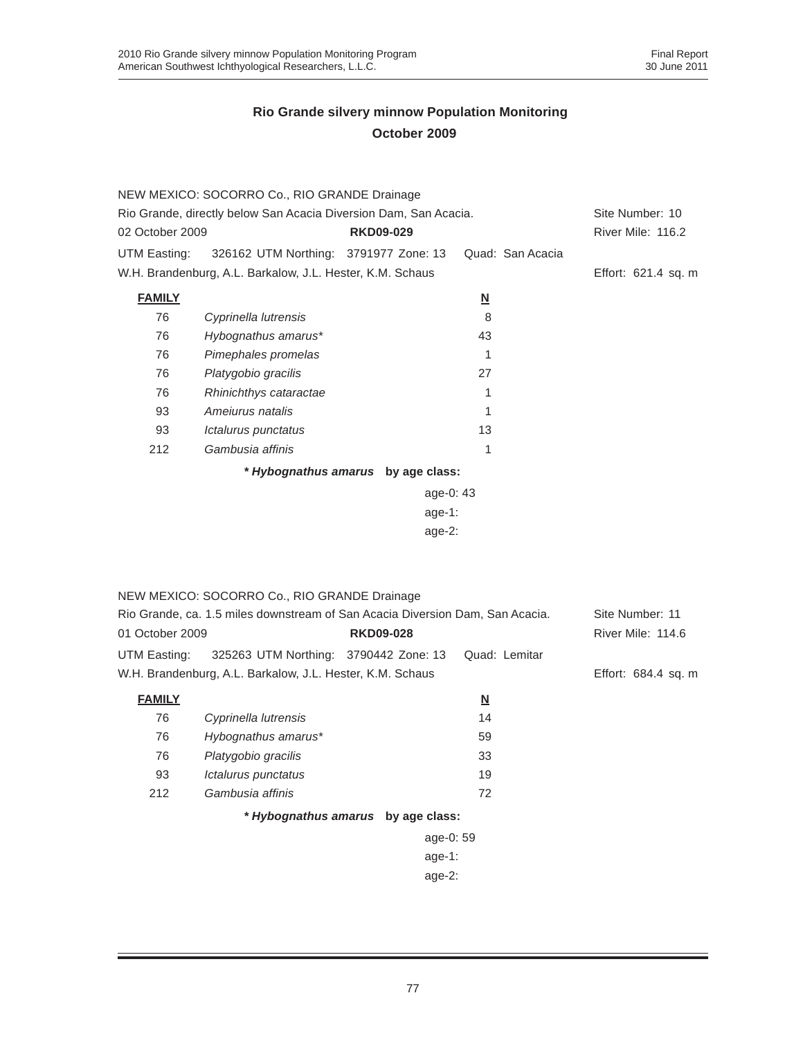## Rio Grande silvery minnow Population Monitoring
## October 2009

NEW MEXICO: SOCORRO Co., RIO GRANDE Drainage
Rio Grande, directly below San Acacia Diversion Dam, San Acacia. Site Number: 10
02 October 2009 **RKD09-029** River Mile: 116.2
UTM Easting: 326162 UTM Northing: 3791977 Zone: 13 Quad: San Acacia
W.H. Brandenburg, A.L. Barkalow, J.L. Hester, K.M. Schaus Effort: 621.4 sq. m

| FAMILY | | N |
|---|---|---|
| 76 | *Cyprinella lutrensis* | 8 |
| 76 | *Hybognathus amarus** | 43 |
| 76 | *Pimephales promelas* | 1 |
| 76 | *Platygobio gracilis* | 27 |
| 76 | *Rhinichthys cataractae* | 1 |
| 93 | *Ameiurus natalis* | 1 |
| 93 | *Ictalurus punctatus* | 13 |
| 212 | *Gambusia affinis* | 1 |

***Hybognathus amarus* by age class:**

age-0: 43
age-1:
age-2:

NEW MEXICO: SOCORRO Co., RIO GRANDE Drainage
Rio Grande, ca. 1.5 miles downstream of San Acacia Diversion Dam, San Acacia. Site Number: 11
01 October 2009 **RKD09-028** River Mile: 114.6
UTM Easting: 325263 UTM Northing: 3790442 Zone: 13 Quad: Lemitar
W.H. Brandenburg, A.L. Barkalow, J.L. Hester, K.M. Schaus Effort: 684.4 sq. m

| FAMILY | | N |
|---|---|---|
| 76 | *Cyprinella lutrensis* | 14 |
| 76 | *Hybognathus amarus** | 59 |
| 76 | *Platygobio gracilis* | 33 |
| 93 | *Ictalurus punctatus* | 19 |
| 212 | *Gambusia affinis* | 72 |

***Hybognathus amarus* by age class:**

age-0: 59
age-1:
age-2: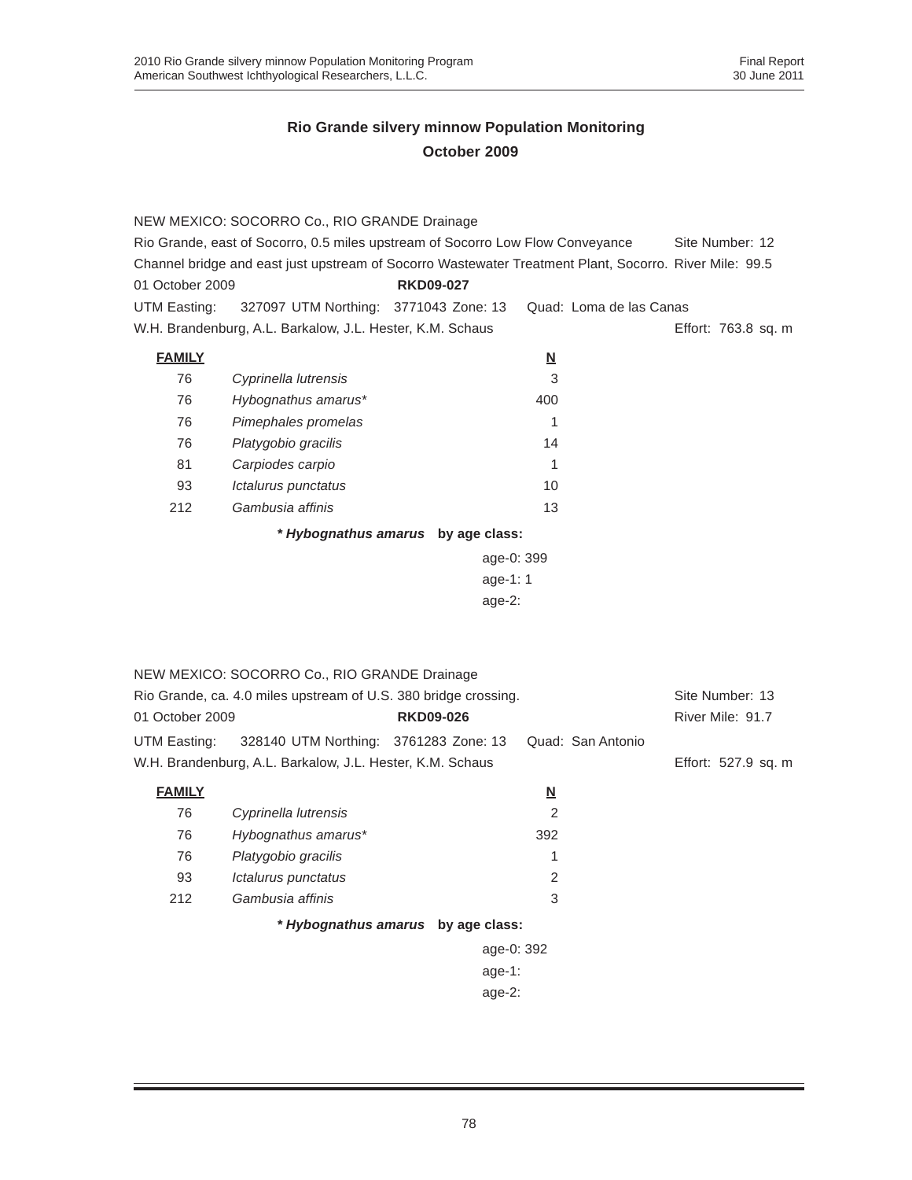## Rio Grande silvery minnow Population Monitoring
## October 2009

NEW MEXICO: SOCORRO Co., RIO GRANDE Drainage
Rio Grande, east of Socorro, 0.5 miles upstream of Socorro Low Flow Conveyance Channel bridge and east just upstream of Socorro Wastewater Treatment Plant, Socorro. Site Number: 12 River Mile: 99.5
01 October 2009 **RKD09-027**
UTM Easting: 327097 UTM Northing: 3771043 Zone: 13 Quad: Loma de las Canas
W.H. Brandenburg, A.L. Barkalow, J.L. Hester, K.M. Schaus Effort: 763.8 sq. m

| FAMILY | | N |
|---|---|---|
| 76 | *Cyprinella lutrensis* | 3 |
| 76 | *Hybognathus amarus** | 400 |
| 76 | *Pimephales promelas* | 1 |
| 76 | *Platygobio gracilis* | 14 |
| 81 | *Carpiodes carpio* | 1 |
| 93 | *Ictalurus punctatus* | 10 |
| 212 | *Gambusia affinis* | 13 |

***Hybognathus amarus* by age class:**

age-0: 399
age-1: 1
age-2:

NEW MEXICO: SOCORRO Co., RIO GRANDE Drainage
Rio Grande, ca. 4.0 miles upstream of U.S. 380 bridge crossing. Site Number: 13
01 October 2009 **RKD09-026** River Mile: 91.7
UTM Easting: 328140 UTM Northing: 3761283 Zone: 13 Quad: San Antonio
W.H. Brandenburg, A.L. Barkalow, J.L. Hester, K.M. Schaus Effort: 527.9 sq. m

| FAMILY | | N |
|---|---|---|
| 76 | *Cyprinella lutrensis* | 2 |
| 76 | *Hybognathus amarus** | 392 |
| 76 | *Platygobio gracilis* | 1 |
| 93 | *Ictalurus punctatus* | 2 |
| 212 | *Gambusia affinis* | 3 |

***Hybognathus amarus* by age class:**

age-0: 392
age-1:
age-2: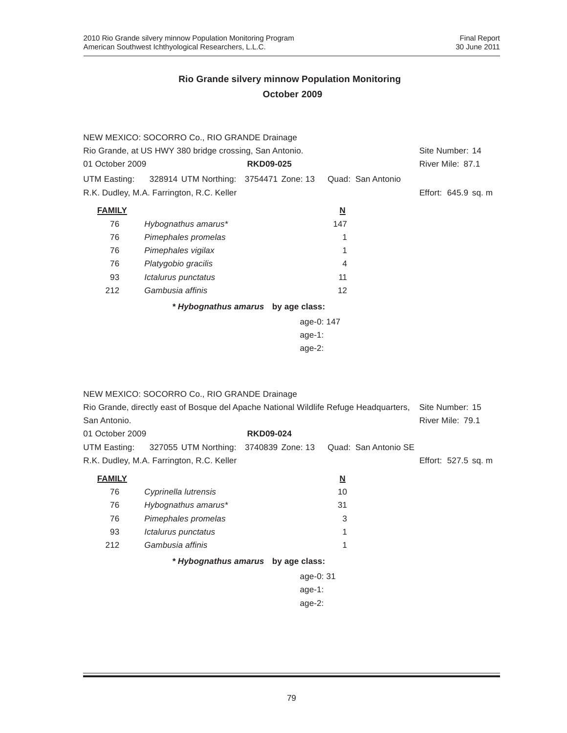## Rio Grande silvery minnow Population Monitoring
## October 2009

NEW MEXICO: SOCORRO Co., RIO GRANDE Drainage
Rio Grande, at US HWY 380 bridge crossing, San Antonio. Site Number: 14
01 October 2009 **RKD09-025** River Mile: 87.1
UTM Easting: 328914 UTM Northing: 3754471 Zone: 13 Quad: San Antonio
R.K. Dudley, M.A. Farrington, R.C. Keller Effort: 645.9 sq. m

| **FAMILY** | | **N** |
|---|---|---|
| 76 | *Hybognathus amarus** | 147 |
| 76 | *Pimephales promelas* | 1 |
| 76 | *Pimephales vigilax* | 1 |
| 76 | *Platygobio gracilis* | 4 |
| 93 | *Ictalurus punctatus* | 11 |
| 212 | *Gambusia affinis* | 12 |

***Hybognathus amarus* by age class:**

age-0: 147
age-1:
age-2:

NEW MEXICO: SOCORRO Co., RIO GRANDE Drainage
Rio Grande, directly east of Bosque del Apache National Wildlife Refuge Headquarters, San Antonio. Site Number: 15
River Mile: 79.1
01 October 2009 **RKD09-024**
UTM Easting: 327055 UTM Northing: 3740839 Zone: 13 Quad: San Antonio SE
R.K. Dudley, M.A. Farrington, R.C. Keller Effort: 527.5 sq. m

| **FAMILY** | | **N** |
|---|---|---|
| 76 | *Cyprinella lutrensis* | 10 |
| 76 | *Hybognathus amarus** | 31 |
| 76 | *Pimephales promelas* | 3 |
| 93 | *Ictalurus punctatus* | 1 |
| 212 | *Gambusia affinis* | 1 |

***Hybognathus amarus* by age class:**

age-0: 31
age-1:
age-2: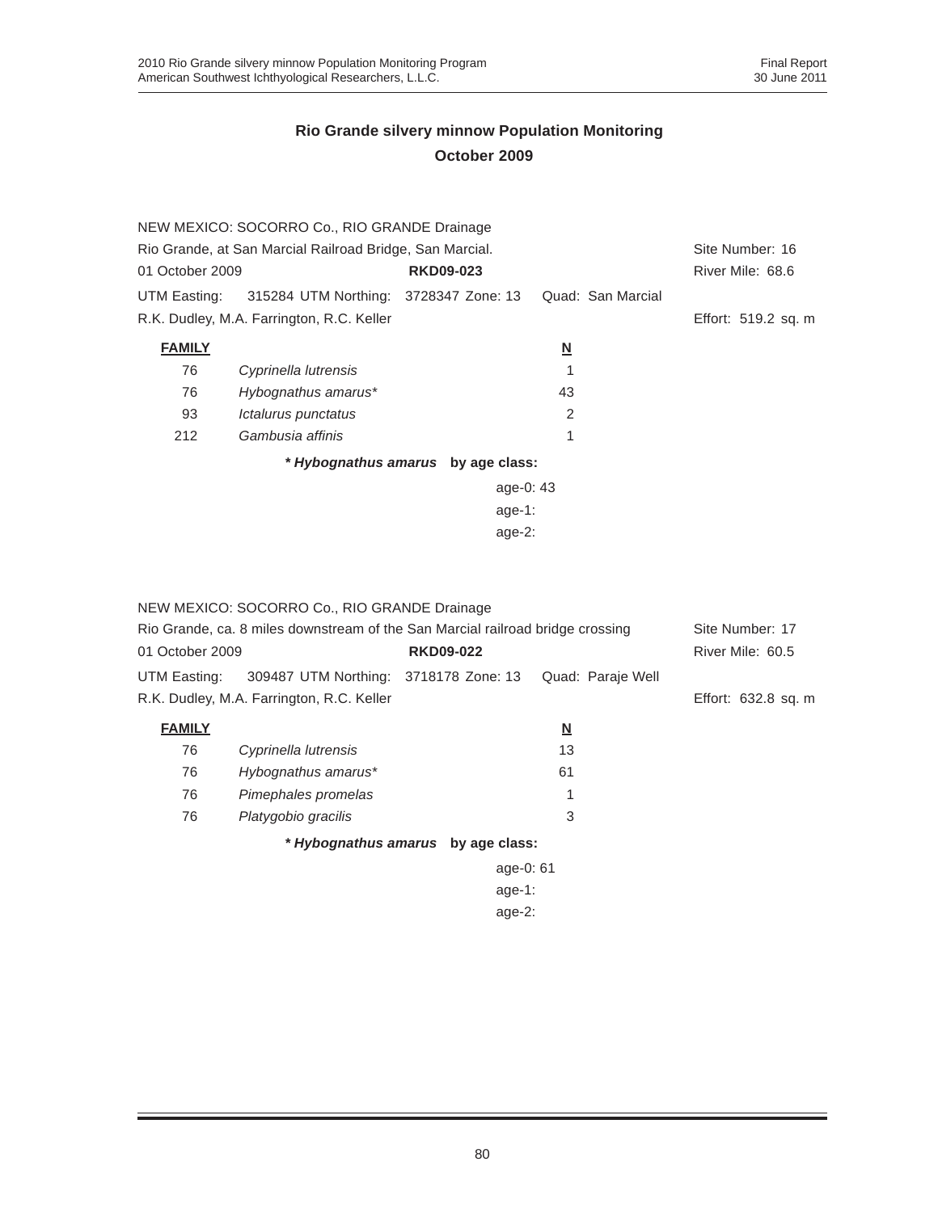## Rio Grande silvery minnow Population Monitoring
## October 2009

NEW MEXICO: SOCORRO Co., RIO GRANDE Drainage

Rio Grande, at San Marcial Railroad Bridge, San Marcial. Site Number: 16

01 October 2009 **RKD09-023** River Mile: 68.6

UTM Easting: 315284 UTM Northing: 3728347 Zone: 13 Quad: San Marcial

R.K. Dudley, M.A. Farrington, R.C. Keller Effort: 519.2 sq. m

| **FAMILY** | | **N** |
|---|---|---|
| 76 | *Cyprinella lutrensis* | 1 |
| 76 | *Hybognathus amarus** | 43 |
| 93 | *Ictalurus punctatus* | 2 |
| 212 | *Gambusia affinis* | 1 |

***Hybognathus amarus* by age class:**

age-0: 43
age-1:
age-2:

NEW MEXICO: SOCORRO Co., RIO GRANDE Drainage

Rio Grande, ca. 8 miles downstream of the San Marcial railroad bridge crossing Site Number: 17

01 October 2009 **RKD09-022** River Mile: 60.5

UTM Easting: 309487 UTM Northing: 3718178 Zone: 13 Quad: Paraje Well

R.K. Dudley, M.A. Farrington, R.C. Keller Effort: 632.8 sq. m

| **FAMILY** | | **N** |
|---|---|---|
| 76 | *Cyprinella lutrensis* | 13 |
| 76 | *Hybognathus amarus** | 61 |
| 76 | *Pimephales promelas* | 1 |
| 76 | *Platygobio gracilis* | 3 |

***Hybognathus amarus* by age class:**

age-0: 61
age-1:
age-2: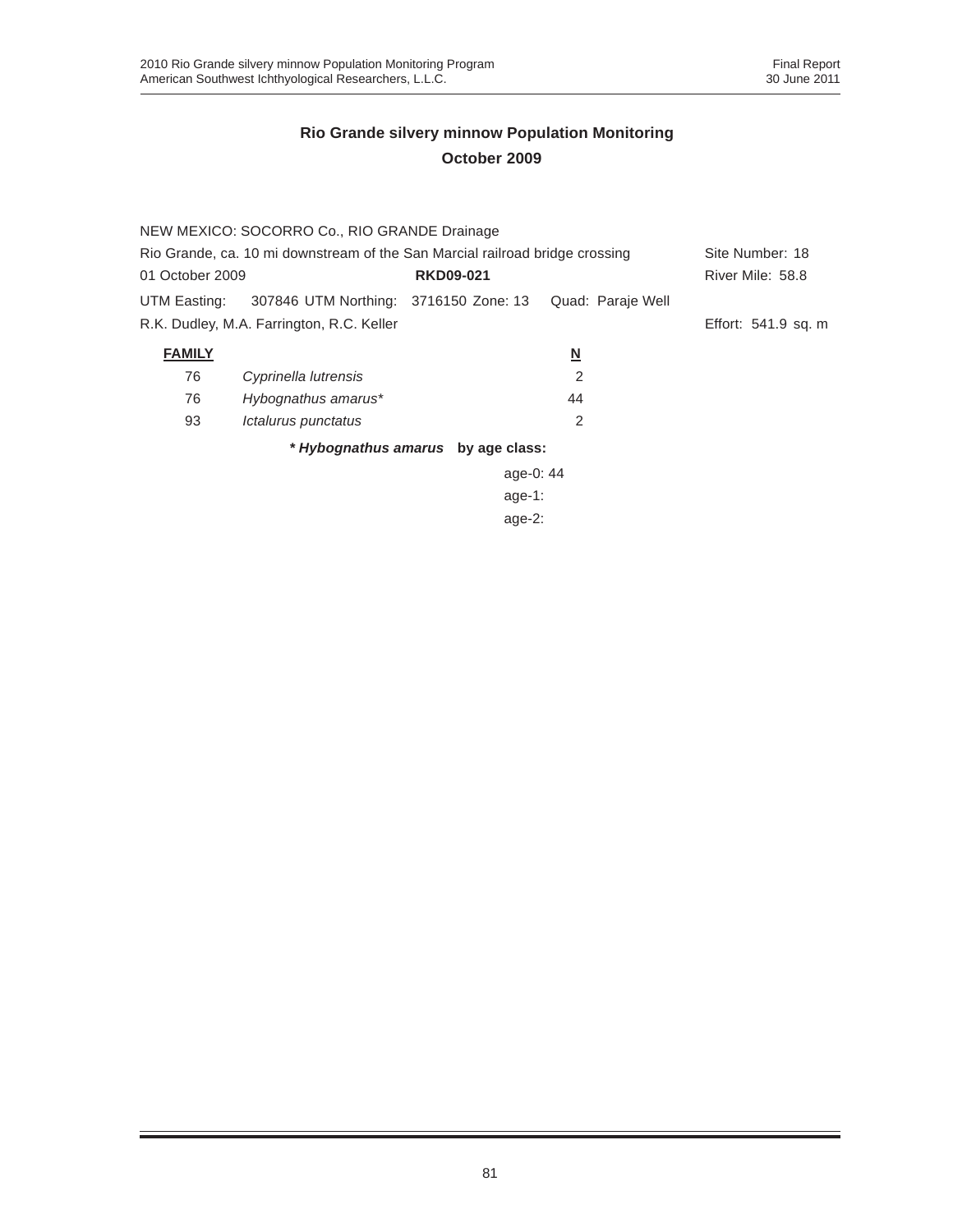## Rio Grande silvery minnow Population Monitoring
## October 2009

NEW MEXICO: SOCORRO Co., RIO GRANDE Drainage

Rio Grande, ca. 10 mi downstream of the San Marcial railroad bridge crossing — Site Number: 18

01 October 2009 — **RKD09-021** — River Mile: 58.8

UTM Easting: 307846 UTM Northing: 3716150 Zone: 13 Quad: Paraje Well

R.K. Dudley, M.A. Farrington, R.C. Keller — Effort: 541.9 sq. m

| **FAMILY** | | **N** |
|---|---|---|
| 76 | *Cyprinella lutrensis* | 2 |
| 76 | *Hybognathus amarus** | 44 |
| 93 | *Ictalurus punctatus* | 2 |

***Hybognathus amarus* by age class:**

age-0: 44
age-1:
age-2: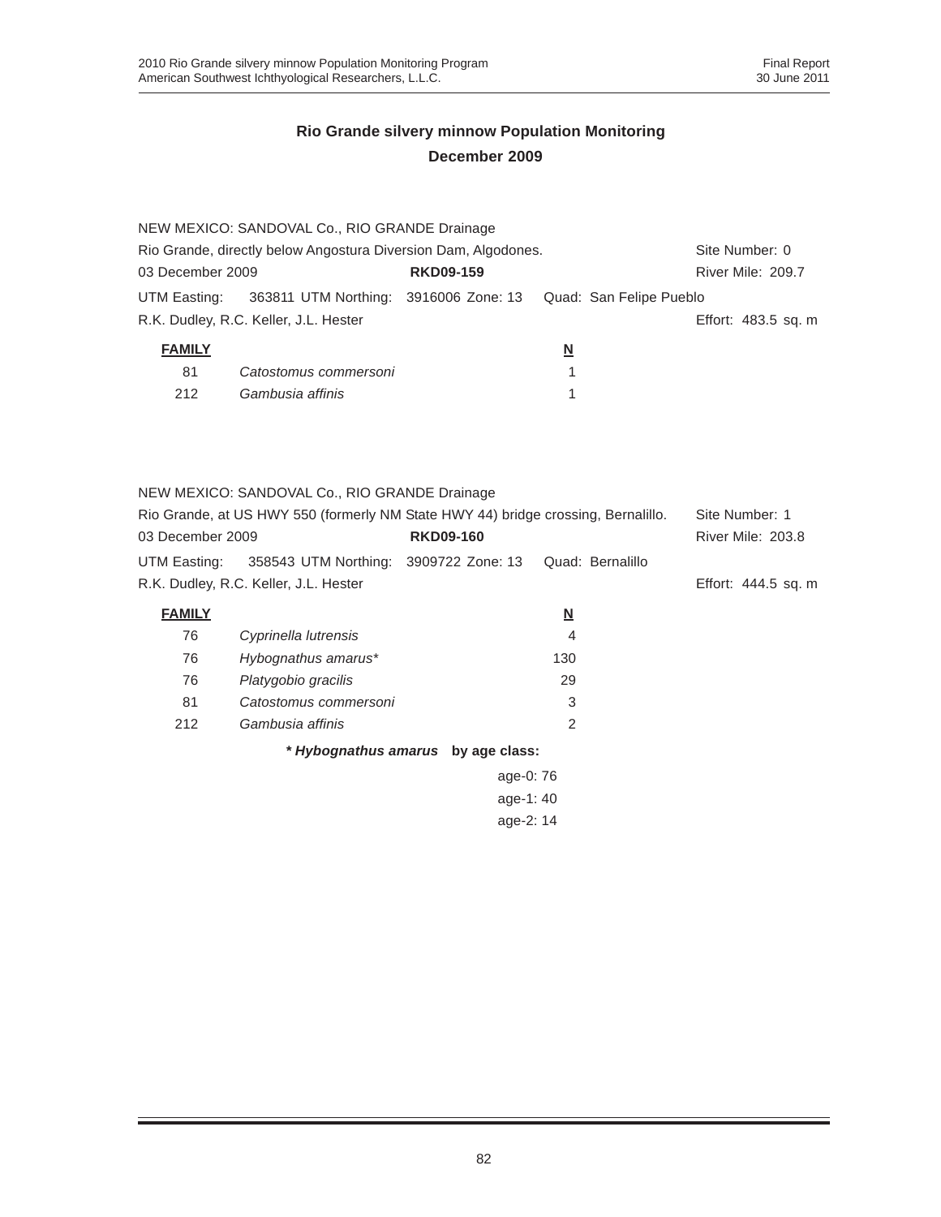## Rio Grande silvery minnow Population Monitoring
## December 2009

NEW MEXICO: SANDOVAL Co., RIO GRANDE Drainage
Rio Grande, directly below Angostura Diversion Dam, Algodones. Site Number: 0
03 December 2009 **RKD09-159** River Mile: 209.7
UTM Easting: 363811 UTM Northing: 3916006 Zone: 13 Quad: San Felipe Pueblo
R.K. Dudley, R.C. Keller, J.L. Hester Effort: 483.5 sq. m

| FAMILY | | N |
|---|---|---|
| 81 | *Catostomus commersoni* | 1 |
| 212 | *Gambusia affinis* | 1 |

NEW MEXICO: SANDOVAL Co., RIO GRANDE Drainage
Rio Grande, at US HWY 550 (formerly NM State HWY 44) bridge crossing, Bernalillo. Site Number: 1
03 December 2009 **RKD09-160** River Mile: 203.8
UTM Easting: 358543 UTM Northing: 3909722 Zone: 13 Quad: Bernalillo
R.K. Dudley, R.C. Keller, J.L. Hester Effort: 444.5 sq. m

| FAMILY | | N |
|---|---|---|
| 76 | *Cyprinella lutrensis* | 4 |
| 76 | *Hybognathus amarus** | 130 |
| 76 | *Platygobio gracilis* | 29 |
| 81 | *Catostomus commersoni* | 3 |
| 212 | *Gambusia affinis* | 2 |

***Hybognathus amarus* by age class:**

age-0: 76
age-1: 40
age-2: 14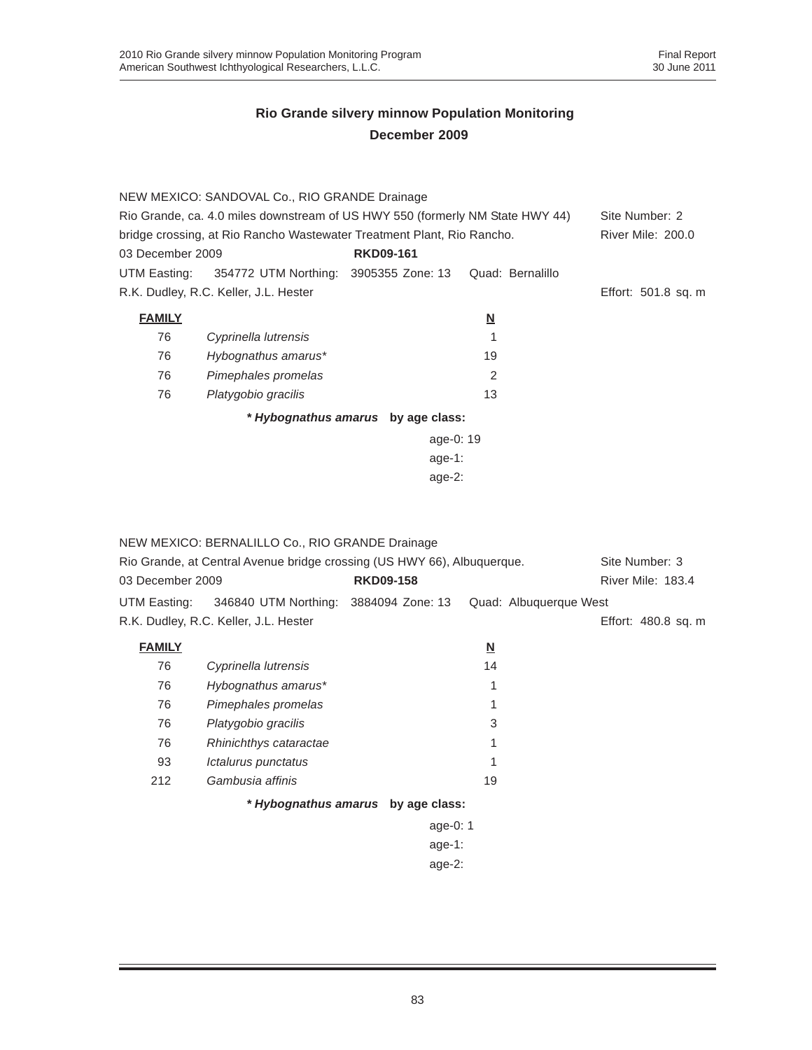## Rio Grande silvery minnow Population Monitoring
## December 2009

NEW MEXICO: SANDOVAL Co., RIO GRANDE Drainage
Rio Grande, ca. 4.0 miles downstream of US HWY 550 (formerly NM State HWY 44) bridge crossing, at Rio Rancho Wastewater Treatment Plant, Rio Rancho.
Site Number: 2
River Mile: 200.0
03 December 2009 **RKD09-161**
UTM Easting: 354772 UTM Northing: 3905355 Zone: 13 Quad: Bernalillo
R.K. Dudley, R.C. Keller, J.L. Hester
Effort: 501.8 sq. m

| FAMILY | | N |
|---|---|---|
| 76 | *Cyprinella lutrensis* | 1 |
| 76 | *Hybognathus amarus** | 19 |
| 76 | *Pimephales promelas* | 2 |
| 76 | *Platygobio gracilis* | 13 |

***Hybognathus amarus* by age class:**

age-0: 19
age-1:
age-2:

NEW MEXICO: BERNALILLO Co., RIO GRANDE Drainage
Rio Grande, at Central Avenue bridge crossing (US HWY 66), Albuquerque.
Site Number: 3
River Mile: 183.4
03 December 2009 **RKD09-158**
UTM Easting: 346840 UTM Northing: 3884094 Zone: 13 Quad: Albuquerque West
R.K. Dudley, R.C. Keller, J.L. Hester
Effort: 480.8 sq. m

| FAMILY | | N |
|---|---|---|
| 76 | *Cyprinella lutrensis* | 14 |
| 76 | *Hybognathus amarus** | 1 |
| 76 | *Pimephales promelas* | 1 |
| 76 | *Platygobio gracilis* | 3 |
| 76 | *Rhinichthys cataractae* | 1 |
| 93 | *Ictalurus punctatus* | 1 |
| 212 | *Gambusia affinis* | 19 |

***Hybognathus amarus* by age class:**

age-0: 1
age-1:
age-2: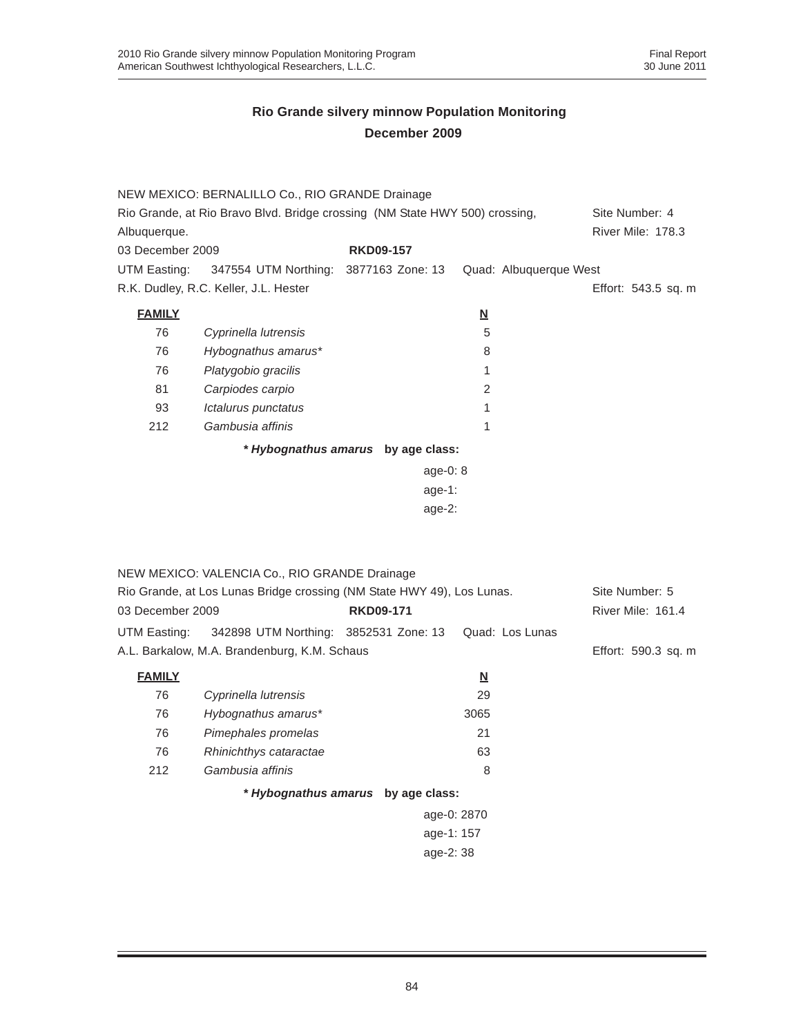## Rio Grande silvery minnow Population Monitoring
## December 2009

NEW MEXICO: BERNALILLO Co., RIO GRANDE Drainage
Rio Grande, at Rio Bravo Blvd. Bridge crossing (NM State HWY 500) crossing, Albuquerque. — Site Number: 4, River Mile: 178.3
03 December 2009 — **RKD09-157**
UTM Easting: 347554 UTM Northing: 3877163 Zone: 13 Quad: Albuquerque West
R.K. Dudley, R.C. Keller, J.L. Hester — Effort: 543.5 sq. m

| FAMILY | | N |
|---|---|---|
| 76 | *Cyprinella lutrensis* | 5 |
| 76 | *Hybognathus amarus** | 8 |
| 76 | *Platygobio gracilis* | 1 |
| 81 | *Carpiodes carpio* | 2 |
| 93 | *Ictalurus punctatus* | 1 |
| 212 | *Gambusia affinis* | 1 |

***Hybognathus amarus* by age class:**

age-0: 8
age-1:
age-2:

NEW MEXICO: VALENCIA Co., RIO GRANDE Drainage
Rio Grande, at Los Lunas Bridge crossing (NM State HWY 49), Los Lunas. — Site Number: 5
03 December 2009 — **RKD09-171** — River Mile: 161.4
UTM Easting: 342898 UTM Northing: 3852531 Zone: 13 Quad: Los Lunas
A.L. Barkalow, M.A. Brandenburg, K.M. Schaus — Effort: 590.3 sq. m

| FAMILY | | N |
|---|---|---|
| 76 | *Cyprinella lutrensis* | 29 |
| 76 | *Hybognathus amarus** | 3065 |
| 76 | *Pimephales promelas* | 21 |
| 76 | *Rhinichthys cataractae* | 63 |
| 212 | *Gambusia affinis* | 8 |

***Hybognathus amarus* by age class:**

age-0: 2870
age-1: 157
age-2: 38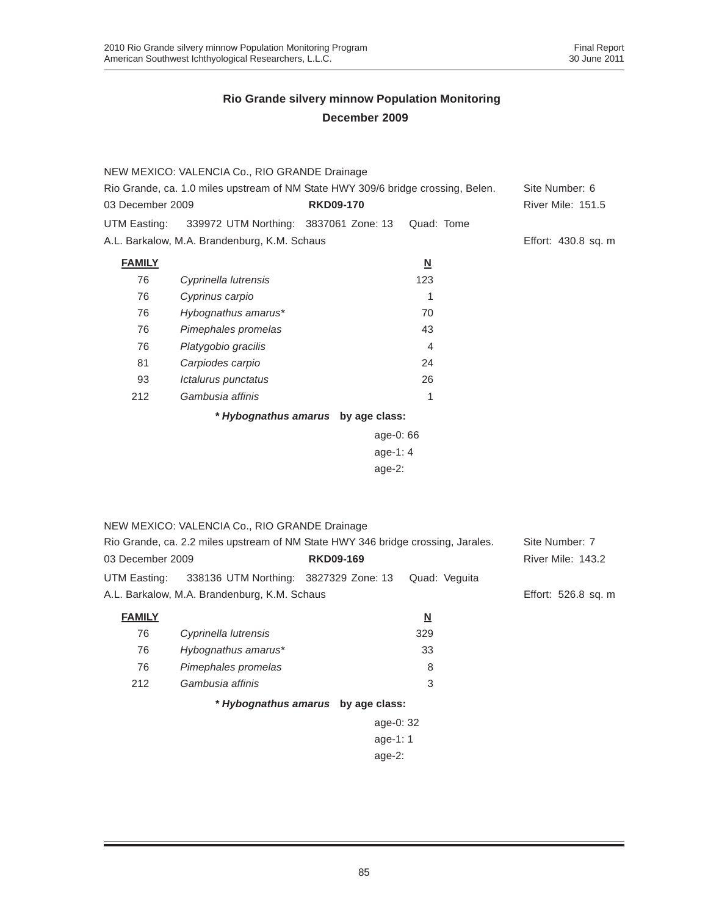## Rio Grande silvery minnow Population Monitoring
## December 2009

NEW MEXICO: VALENCIA Co., RIO GRANDE Drainage
Rio Grande, ca. 1.0 miles upstream of NM State HWY 309/6 bridge crossing, Belen. Site Number: 6
03 December 2009 **RKD09-170** River Mile: 151.5
UTM Easting: 339972 UTM Northing: 3837061 Zone: 13 Quad: Tome
A.L. Barkalow, M.A. Brandenburg, K.M. Schaus Effort: 430.8 sq. m

| FAMILY | | N |
|---|---|---|
| 76 | *Cyprinella lutrensis* | 123 |
| 76 | *Cyprinus carpio* | 1 |
| 76 | *Hybognathus amarus** | 70 |
| 76 | *Pimephales promelas* | 43 |
| 76 | *Platygobio gracilis* | 4 |
| 81 | *Carpiodes carpio* | 24 |
| 93 | *Ictalurus punctatus* | 26 |
| 212 | *Gambusia affinis* | 1 |

***Hybognathus amarus* by age class:**

age-0: 66
age-1: 4
age-2:

NEW MEXICO: VALENCIA Co., RIO GRANDE Drainage
Rio Grande, ca. 2.2 miles upstream of NM State HWY 346 bridge crossing, Jarales. Site Number: 7
03 December 2009 **RKD09-169** River Mile: 143.2
UTM Easting: 338136 UTM Northing: 3827329 Zone: 13 Quad: Veguita
A.L. Barkalow, M.A. Brandenburg, K.M. Schaus Effort: 526.8 sq. m

| FAMILY | | N |
|---|---|---|
| 76 | *Cyprinella lutrensis* | 329 |
| 76 | *Hybognathus amarus** | 33 |
| 76 | *Pimephales promelas* | 8 |
| 212 | *Gambusia affinis* | 3 |

***Hybognathus amarus* by age class:**

age-0: 32
age-1: 1
age-2: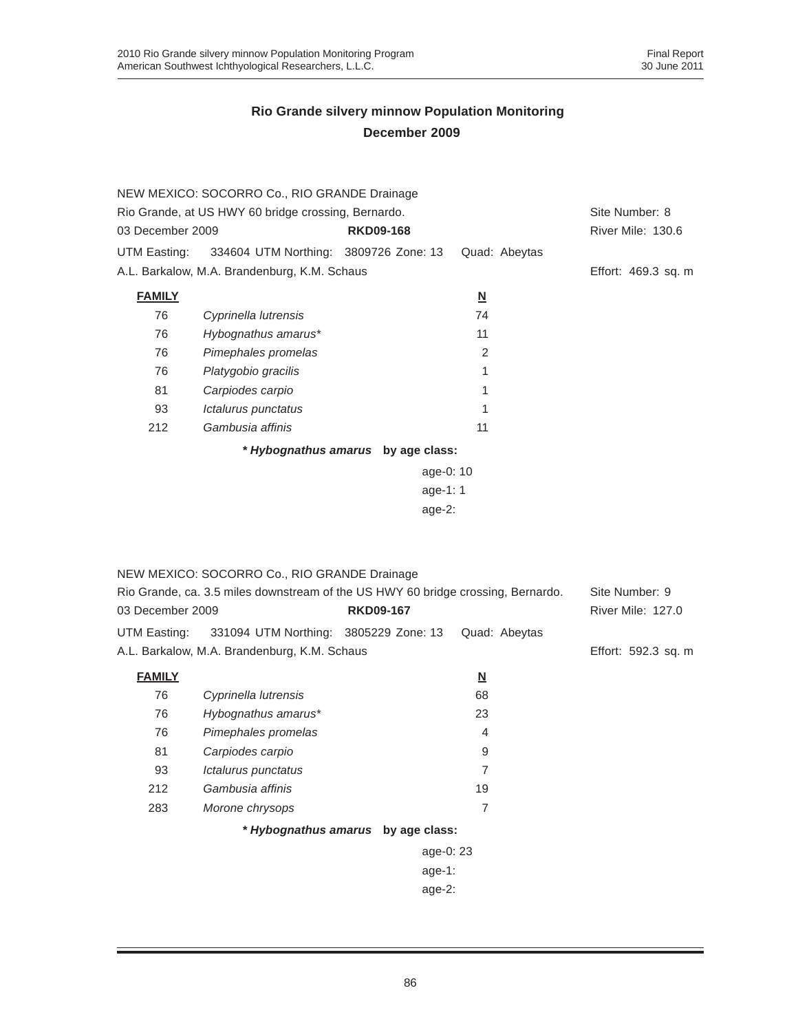## Rio Grande silvery minnow Population Monitoring
## December 2009

NEW MEXICO: SOCORRO Co., RIO GRANDE Drainage
Rio Grande, at US HWY 60 bridge crossing, Bernardo. Site Number: 8
03 December 2009 **RKD09-168** River Mile: 130.6
UTM Easting: 334604 UTM Northing: 3809726 Zone: 13 Quad: Abeytas
A.L. Barkalow, M.A. Brandenburg, K.M. Schaus Effort: 469.3 sq. m

| **FAMILY** | | **N** |
|---|---|---|
| 76 | *Cyprinella lutrensis* | 74 |
| 76 | *Hybognathus amarus** | 11 |
| 76 | *Pimephales promelas* | 2 |
| 76 | *Platygobio gracilis* | 1 |
| 81 | *Carpiodes carpio* | 1 |
| 93 | *Ictalurus punctatus* | 1 |
| 212 | *Gambusia affinis* | 11 |

***Hybognathus amarus* by age class:**

age-0: 10
age-1: 1
age-2:

NEW MEXICO: SOCORRO Co., RIO GRANDE Drainage
Rio Grande, ca. 3.5 miles downstream of the US HWY 60 bridge crossing, Bernardo. Site Number: 9
03 December 2009 **RKD09-167** River Mile: 127.0
UTM Easting: 331094 UTM Northing: 3805229 Zone: 13 Quad: Abeytas
A.L. Barkalow, M.A. Brandenburg, K.M. Schaus Effort: 592.3 sq. m

| **FAMILY** | | **N** |
|---|---|---|
| 76 | *Cyprinella lutrensis* | 68 |
| 76 | *Hybognathus amarus** | 23 |
| 76 | *Pimephales promelas* | 4 |
| 81 | *Carpiodes carpio* | 9 |
| 93 | *Ictalurus punctatus* | 7 |
| 212 | *Gambusia affinis* | 19 |
| 283 | *Morone chrysops* | 7 |

***Hybognathus amarus* by age class:**

age-0: 23
age-1:
age-2: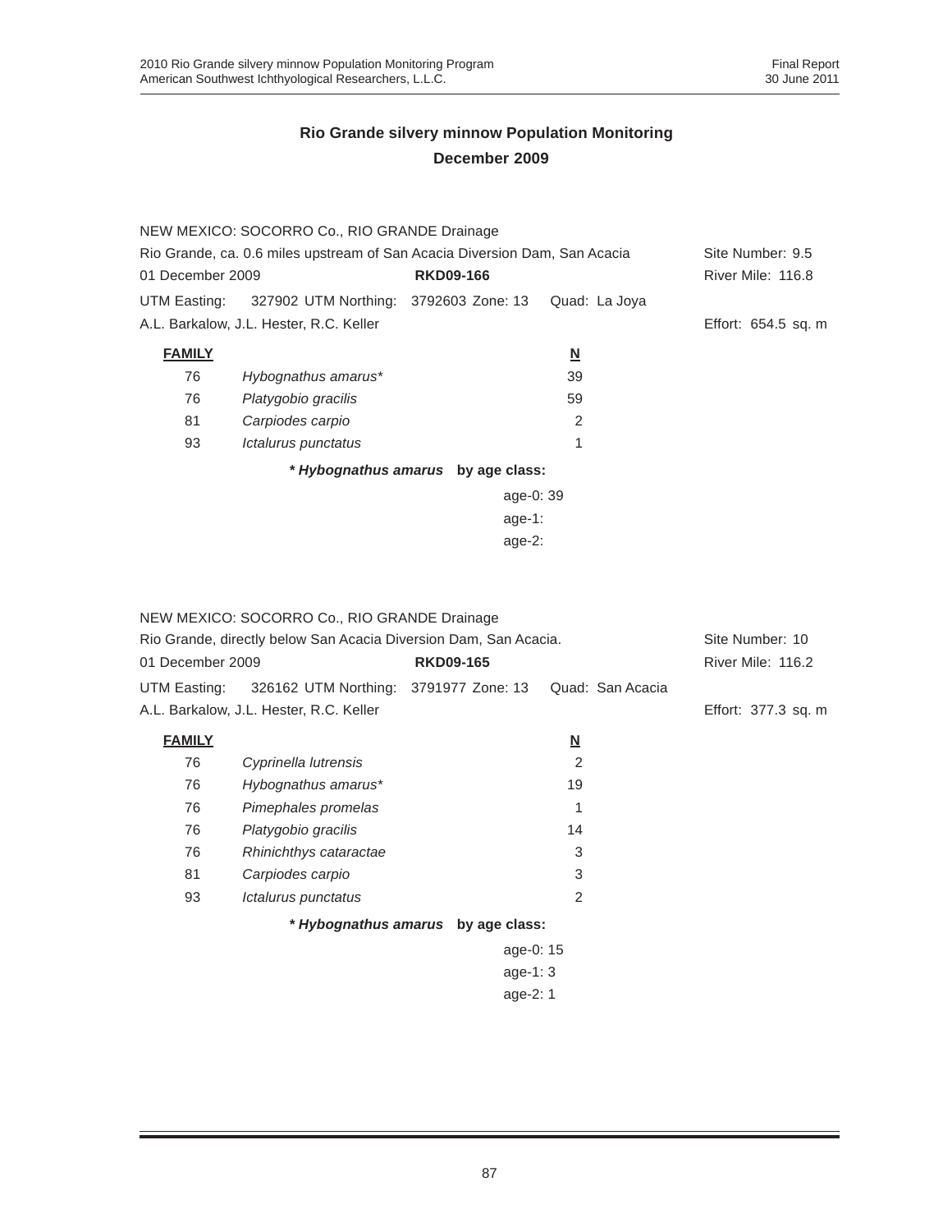## Rio Grande silvery minnow Population Monitoring
## December 2009

NEW MEXICO: SOCORRO Co., RIO GRANDE Drainage

Rio Grande, ca. 0.6 miles upstream of San Acacia Diversion Dam, San Acacia — Site Number: 9.5

01 December 2009 — **RKD09-166** — River Mile: 116.8

UTM Easting: 327902 UTM Northing: 3792603 Zone: 13 Quad: La Joya

A.L. Barkalow, J.L. Hester, R.C. Keller — Effort: 654.5 sq. m

| FAMILY | | N |
|---|---|---|
| 76 | *Hybognathus amarus** | 39 |
| 76 | *Platygobio gracilis* | 59 |
| 81 | *Carpiodes carpio* | 2 |
| 93 | *Ictalurus punctatus* | 1 |

***Hybognathus amarus* by age class:**

age-0: 39
age-1:
age-2:

NEW MEXICO: SOCORRO Co., RIO GRANDE Drainage

Rio Grande, directly below San Acacia Diversion Dam, San Acacia. — Site Number: 10

01 December 2009 — **RKD09-165** — River Mile: 116.2

UTM Easting: 326162 UTM Northing: 3791977 Zone: 13 Quad: San Acacia

A.L. Barkalow, J.L. Hester, R.C. Keller — Effort: 377.3 sq. m

| FAMILY | | N |
|---|---|---|
| 76 | *Cyprinella lutrensis* | 2 |
| 76 | *Hybognathus amarus** | 19 |
| 76 | *Pimephales promelas* | 1 |
| 76 | *Platygobio gracilis* | 14 |
| 76 | *Rhinichthys cataractae* | 3 |
| 81 | *Carpiodes carpio* | 3 |
| 93 | *Ictalurus punctatus* | 2 |

***Hybognathus amarus* by age class:**

age-0: 15
age-1: 3
age-2: 1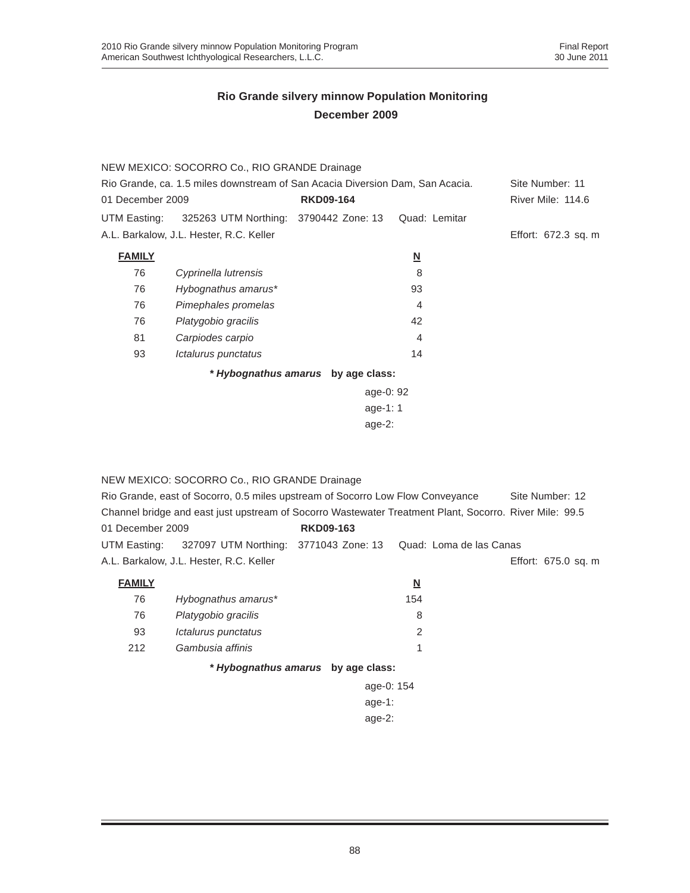## Rio Grande silvery minnow Population Monitoring
## December 2009

NEW MEXICO: SOCORRO Co., RIO GRANDE Drainage
Rio Grande, ca. 1.5 miles downstream of San Acacia Diversion Dam, San Acacia. Site Number: 11
01 December 2009 **RKD09-164** River Mile: 114.6
UTM Easting: 325263 UTM Northing: 3790442 Zone: 13 Quad: Lemitar
A.L. Barkalow, J.L. Hester, R.C. Keller Effort: 672.3 sq. m

| **FAMILY** | | **N** |
|---|---|---|
| 76 | *Cyprinella lutrensis* | 8 |
| 76 | *Hybognathus amarus** | 93 |
| 76 | *Pimephales promelas* | 4 |
| 76 | *Platygobio gracilis* | 42 |
| 81 | *Carpiodes carpio* | 4 |
| 93 | *Ictalurus punctatus* | 14 |

***Hybognathus amarus* by age class:**

age-0: 92
age-1: 1
age-2:

NEW MEXICO: SOCORRO Co., RIO GRANDE Drainage
Rio Grande, east of Socorro, 0.5 miles upstream of Socorro Low Flow Conveyance Site Number: 12
Channel bridge and east just upstream of Socorro Wastewater Treatment Plant, Socorro. River Mile: 99.5
01 December 2009 **RKD09-163**
UTM Easting: 327097 UTM Northing: 3771043 Zone: 13 Quad: Loma de las Canas
A.L. Barkalow, J.L. Hester, R.C. Keller Effort: 675.0 sq. m

| **FAMILY** | | **N** |
|---|---|---|
| 76 | *Hybognathus amarus** | 154 |
| 76 | *Platygobio gracilis* | 8 |
| 93 | *Ictalurus punctatus* | 2 |
| 212 | *Gambusia affinis* | 1 |

***Hybognathus amarus* by age class:**

age-0: 154
age-1:
age-2: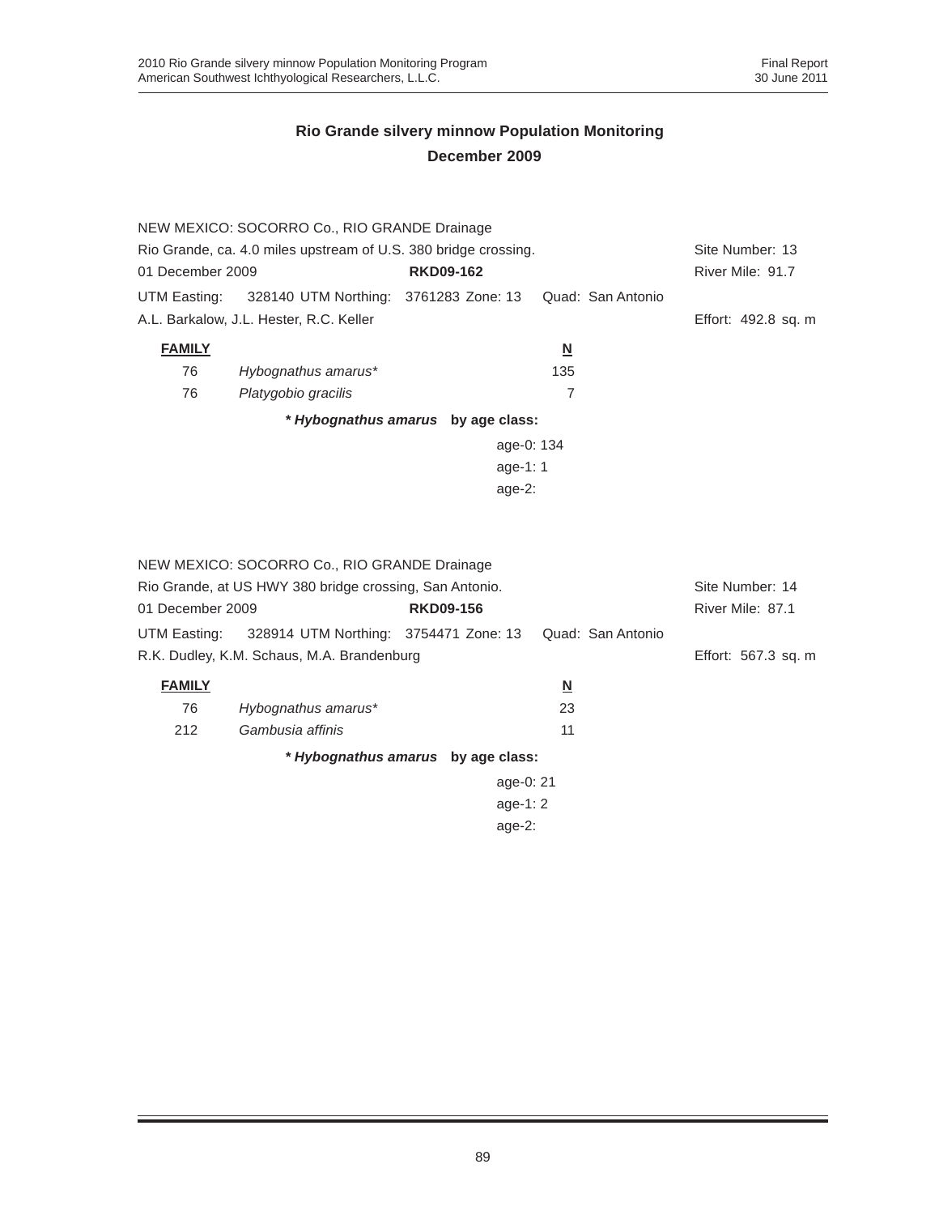## Rio Grande silvery minnow Population Monitoring
## December 2009

NEW MEXICO: SOCORRO Co., RIO GRANDE Drainage
Rio Grande, ca. 4.0 miles upstream of U.S. 380 bridge crossing. Site Number: 13
01 December 2009 **RKD09-162** River Mile: 91.7
UTM Easting: 328140 UTM Northing: 3761283 Zone: 13 Quad: San Antonio
A.L. Barkalow, J.L. Hester, R.C. Keller Effort: 492.8 sq. m

| FAMILY | | N |
|---|---|---|
| 76 | *Hybognathus amarus** | 135 |
| 76 | *Platygobio gracilis* | 7 |

***Hybognathus amarus* by age class:**

age-0: 134
age-1: 1
age-2:

NEW MEXICO: SOCORRO Co., RIO GRANDE Drainage
Rio Grande, at US HWY 380 bridge crossing, San Antonio. Site Number: 14
01 December 2009 **RKD09-156** River Mile: 87.1
UTM Easting: 328914 UTM Northing: 3754471 Zone: 13 Quad: San Antonio
R.K. Dudley, K.M. Schaus, M.A. Brandenburg Effort: 567.3 sq. m

| FAMILY | | N |
|---|---|---|
| 76 | *Hybognathus amarus** | 23 |
| 212 | *Gambusia affinis* | 11 |

***Hybognathus amarus* by age class:**

age-0: 21
age-1: 2
age-2: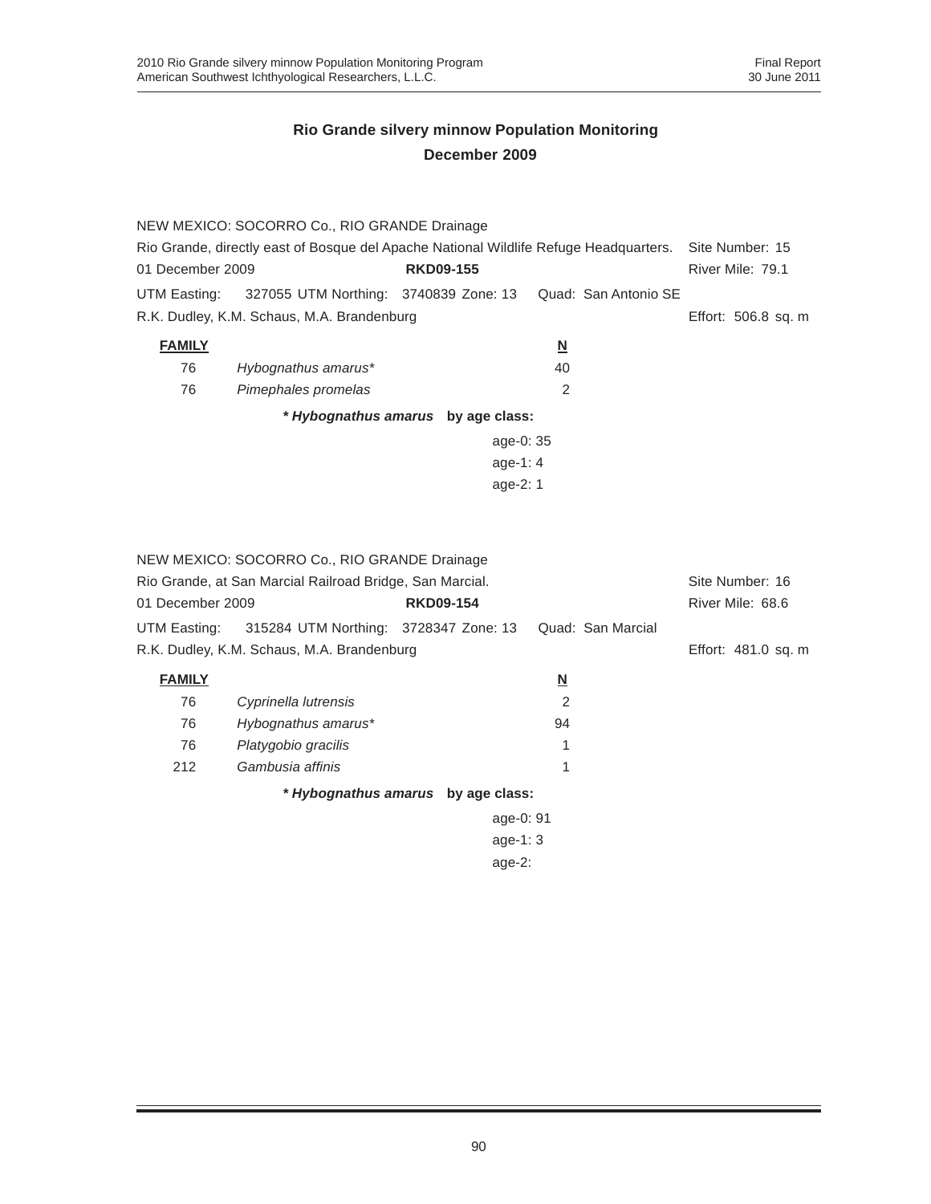# Rio Grande silvery minnow Population Monitoring
## December 2009

NEW MEXICO: SOCORRO Co., RIO GRANDE Drainage
Rio Grande, directly east of Bosque del Apache National Wildlife Refuge Headquarters. Site Number: 15
01 December 2009 **RKD09-155** River Mile: 79.1
UTM Easting: 327055 UTM Northing: 3740839 Zone: 13 Quad: San Antonio SE
R.K. Dudley, K.M. Schaus, M.A. Brandenburg Effort: 506.8 sq. m

| FAMILY | | N |
|---|---|---|
| 76 | *Hybognathus amarus** | 40 |
| 76 | *Pimephales promelas* | 2 |

***Hybognathus amarus* by age class:**

age-0: 35
age-1: 4
age-2: 1

NEW MEXICO: SOCORRO Co., RIO GRANDE Drainage
Rio Grande, at San Marcial Railroad Bridge, San Marcial. Site Number: 16
01 December 2009 **RKD09-154** River Mile: 68.6
UTM Easting: 315284 UTM Northing: 3728347 Zone: 13 Quad: San Marcial
R.K. Dudley, K.M. Schaus, M.A. Brandenburg Effort: 481.0 sq. m

| FAMILY | | N |
|---|---|---|
| 76 | *Cyprinella lutrensis* | 2 |
| 76 | *Hybognathus amarus** | 94 |
| 76 | *Platygobio gracilis* | 1 |
| 212 | *Gambusia affinis* | 1 |

***Hybognathus amarus* by age class:**

age-0: 91
age-1: 3
age-2: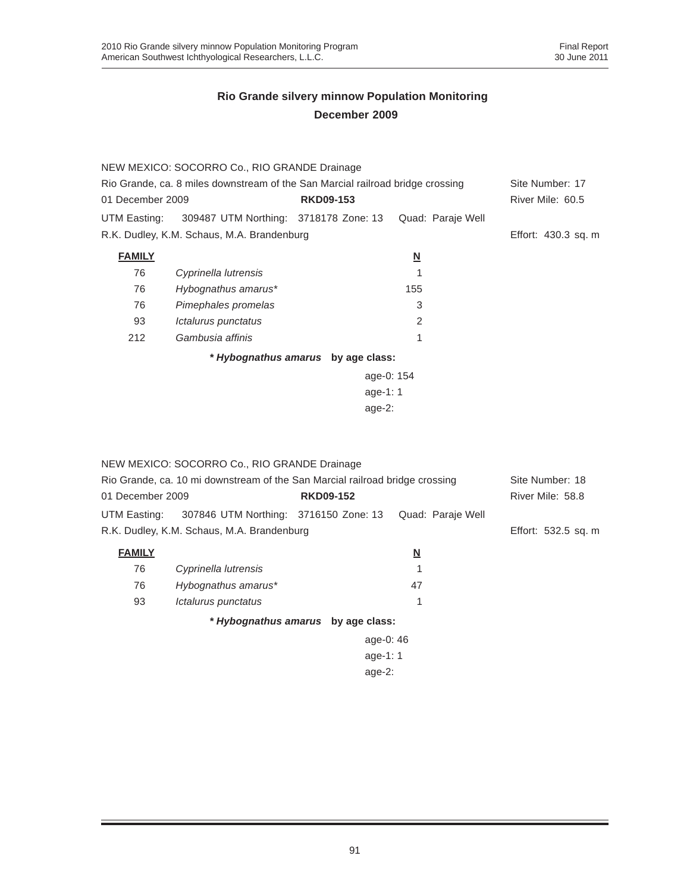## Rio Grande silvery minnow Population Monitoring
## December 2009

NEW MEXICO: SOCORRO Co., RIO GRANDE Drainage

Rio Grande, ca. 8 miles downstream of the San Marcial railroad bridge crossing — Site Number: 17

01 December 2009 — **RKD09-153** — River Mile: 60.5

UTM Easting: 309487 UTM Northing: 3718178 Zone: 13 Quad: Paraje Well

R.K. Dudley, K.M. Schaus, M.A. Brandenburg — Effort: 430.3 sq. m

| **FAMILY** | | **N** |
|---|---|---|
| 76 | *Cyprinella lutrensis* | 1 |
| 76 | *Hybognathus amarus** | 155 |
| 76 | *Pimephales promelas* | 3 |
| 93 | *Ictalurus punctatus* | 2 |
| 212 | *Gambusia affinis* | 1 |

***Hybognathus amarus* by age class:**

age-0: 154
age-1: 1
age-2:

NEW MEXICO: SOCORRO Co., RIO GRANDE Drainage

Rio Grande, ca. 10 mi downstream of the San Marcial railroad bridge crossing — Site Number: 18

01 December 2009 — **RKD09-152** — River Mile: 58.8

UTM Easting: 307846 UTM Northing: 3716150 Zone: 13 Quad: Paraje Well

R.K. Dudley, K.M. Schaus, M.A. Brandenburg — Effort: 532.5 sq. m

| **FAMILY** | | **N** |
|---|---|---|
| 76 | *Cyprinella lutrensis* | 1 |
| 76 | *Hybognathus amarus** | 47 |
| 93 | *Ictalurus punctatus* | 1 |

***Hybognathus amarus* by age class:**

age-0: 46
age-1: 1
age-2: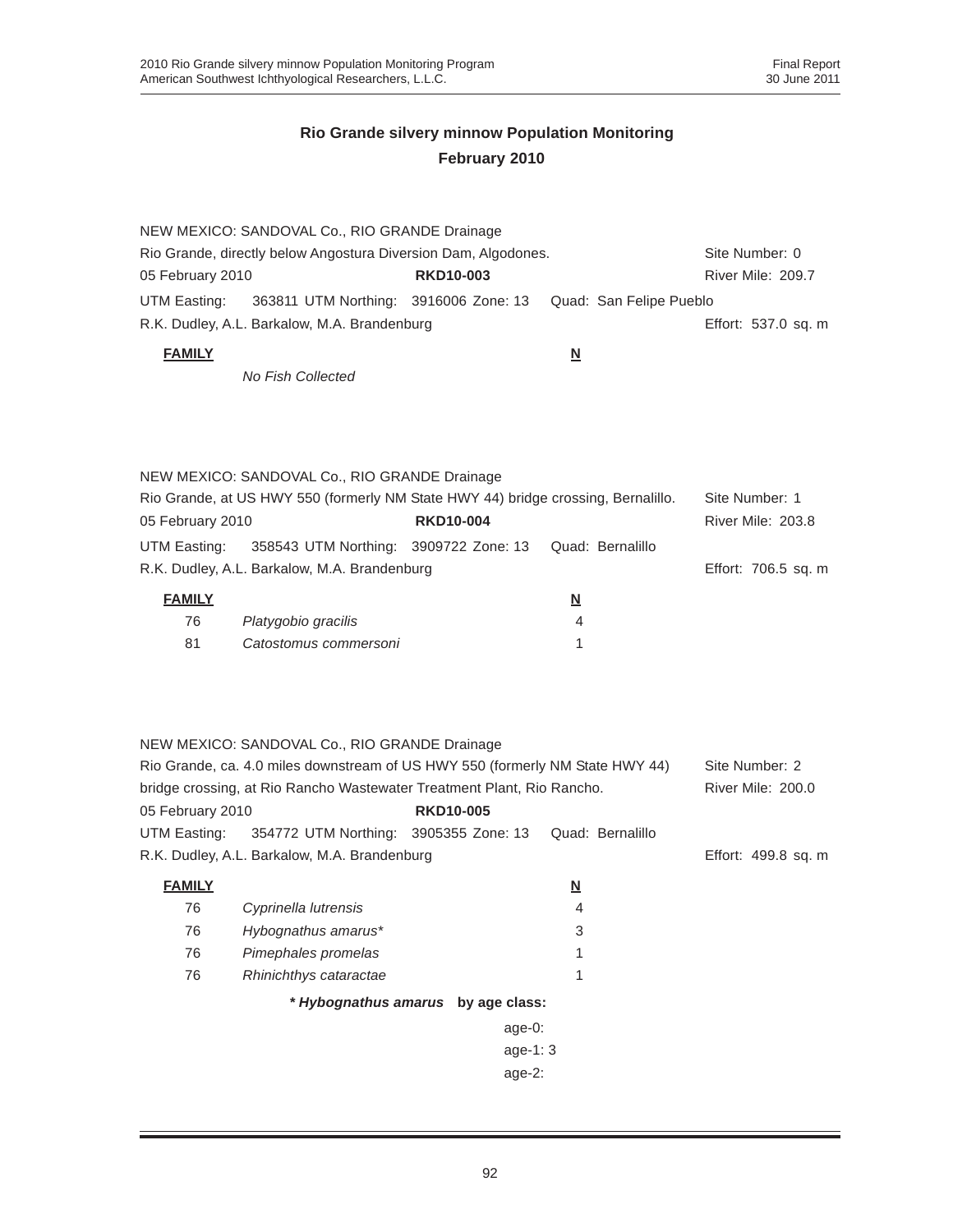## Rio Grande silvery minnow Population Monitoring
### February 2010

NEW MEXICO: SANDOVAL Co., RIO GRANDE Drainage
Rio Grande, directly below Angostura Diversion Dam, Algodones. Site Number: 0
05 February 2010 **RKD10-003** River Mile: 209.7
UTM Easting: 363811 UTM Northing: 3916006 Zone: 13 Quad: San Felipe Pueblo
R.K. Dudley, A.L. Barkalow, M.A. Brandenburg Effort: 537.0 sq. m

| **FAMILY** | | **N** |
|---|---|---|
| | *No Fish Collected* | |

NEW MEXICO: SANDOVAL Co., RIO GRANDE Drainage
Rio Grande, at US HWY 550 (formerly NM State HWY 44) bridge crossing, Bernalillo. Site Number: 1
05 February 2010 **RKD10-004** River Mile: 203.8
UTM Easting: 358543 UTM Northing: 3909722 Zone: 13 Quad: Bernalillo
R.K. Dudley, A.L. Barkalow, M.A. Brandenburg Effort: 706.5 sq. m

| **FAMILY** | | **N** |
|---|---|---|
| 76 | *Platygobio gracilis* | 4 |
| 81 | *Catostomus commersoni* | 1 |

NEW MEXICO: SANDOVAL Co., RIO GRANDE Drainage
Rio Grande, ca. 4.0 miles downstream of US HWY 550 (formerly NM State HWY 44) Site Number: 2
bridge crossing, at Rio Rancho Wastewater Treatment Plant, Rio Rancho. River Mile: 200.0
05 February 2010 **RKD10-005**
UTM Easting: 354772 UTM Northing: 3905355 Zone: 13 Quad: Bernalillo
R.K. Dudley, A.L. Barkalow, M.A. Brandenburg Effort: 499.8 sq. m

| **FAMILY** | | **N** |
|---|---|---|
| 76 | *Cyprinella lutrensis* | 4 |
| 76 | *Hybognathus amarus** | 3 |
| 76 | *Pimephales promelas* | 1 |
| 76 | *Rhinichthys cataractae* | 1 |

***Hybognathus amarus* by age class:**

age-0:
age-1: 3
age-2: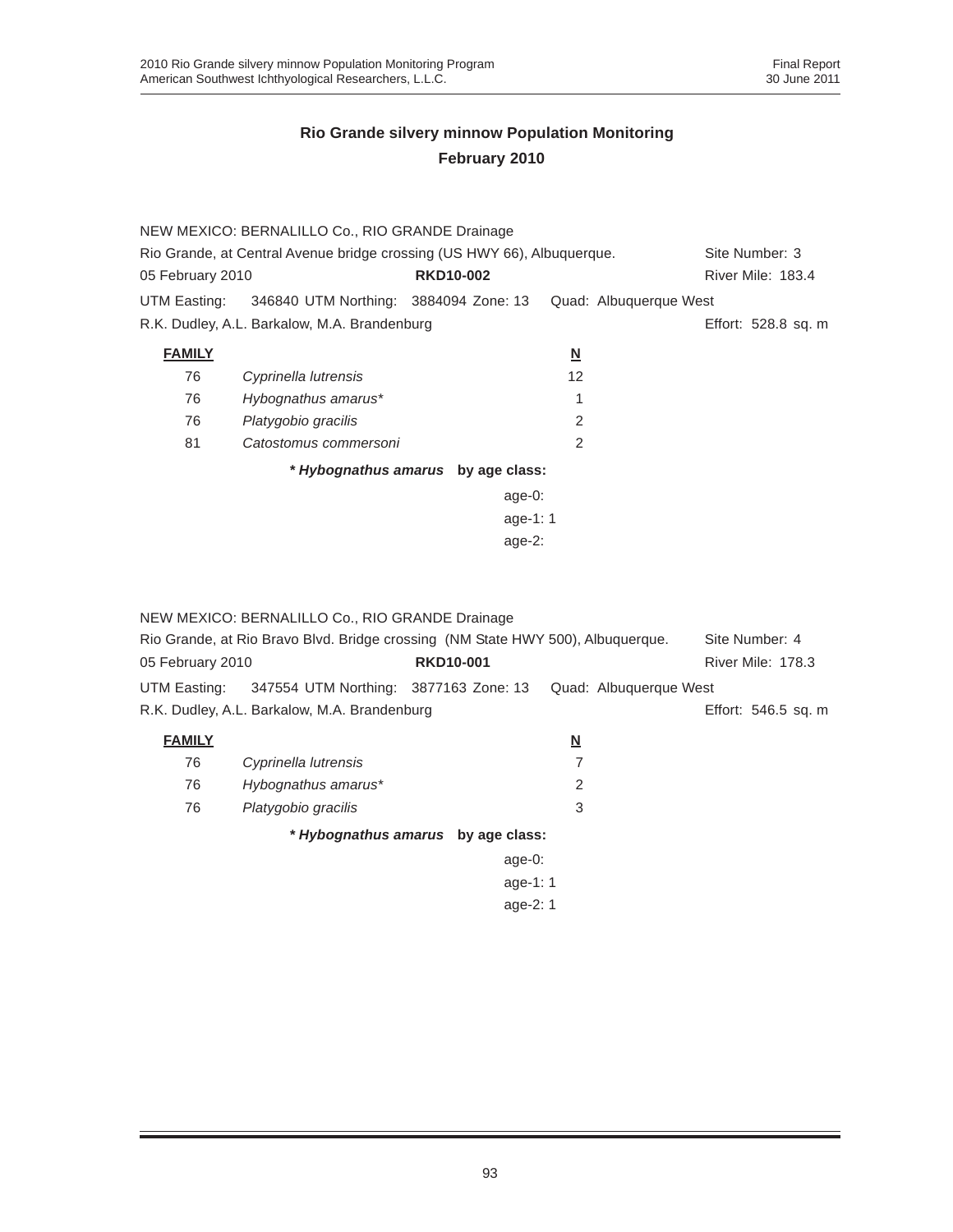## Rio Grande silvery minnow Population Monitoring
## February 2010

NEW MEXICO: BERNALILLO Co., RIO GRANDE Drainage
Rio Grande, at Central Avenue bridge crossing (US HWY 66), Albuquerque. Site Number: 3
05 February 2010 **RKD10-002** River Mile: 183.4
UTM Easting: 346840 UTM Northing: 3884094 Zone: 13 Quad: Albuquerque West
R.K. Dudley, A.L. Barkalow, M.A. Brandenburg Effort: 528.8 sq. m

| FAMILY | | N |
|---|---|---|
| 76 | *Cyprinella lutrensis* | 12 |
| 76 | *Hybognathus amarus** | 1 |
| 76 | *Platygobio gracilis* | 2 |
| 81 | *Catostomus commersoni* | 2 |

***Hybognathus amarus* by age class:**

age-0:
age-1: 1
age-2:

NEW MEXICO: BERNALILLO Co., RIO GRANDE Drainage
Rio Grande, at Rio Bravo Blvd. Bridge crossing (NM State HWY 500), Albuquerque. Site Number: 4
05 February 2010 **RKD10-001** River Mile: 178.3
UTM Easting: 347554 UTM Northing: 3877163 Zone: 13 Quad: Albuquerque West
R.K. Dudley, A.L. Barkalow, M.A. Brandenburg Effort: 546.5 sq. m

| FAMILY | | N |
|---|---|---|
| 76 | *Cyprinella lutrensis* | 7 |
| 76 | *Hybognathus amarus** | 2 |
| 76 | *Platygobio gracilis* | 3 |

***Hybognathus amarus* by age class:**

age-0:
age-1: 1
age-2: 1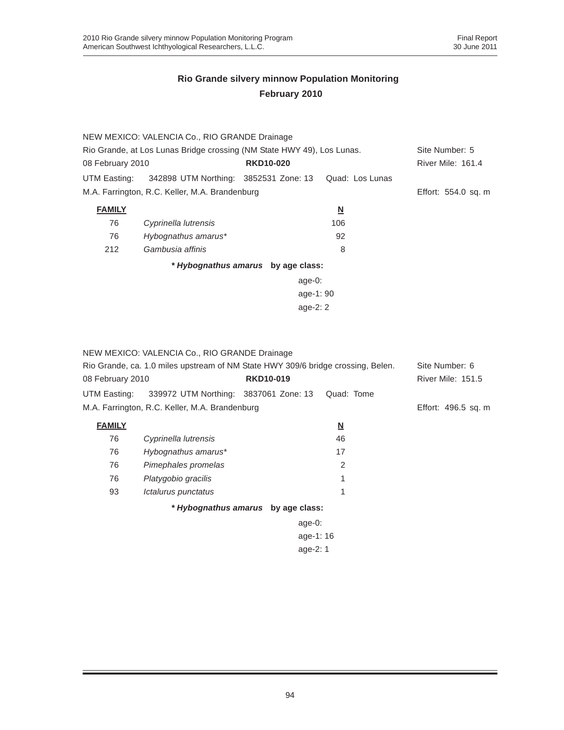## Rio Grande silvery minnow Population Monitoring
## February 2010

NEW MEXICO: VALENCIA Co., RIO GRANDE Drainage

Rio Grande, at Los Lunas Bridge crossing (NM State HWY 49), Los Lunas. Site Number: 5

08 February 2010 **RKD10-020** River Mile: 161.4

UTM Easting: 342898 UTM Northing: 3852531 Zone: 13 Quad: Los Lunas

M.A. Farrington, R.C. Keller, M.A. Brandenburg Effort: 554.0 sq. m

| **FAMILY** | | **N** |
|---|---|---|
| 76 | *Cyprinella lutrensis* | 106 |
| 76 | *Hybognathus amarus** | 92 |
| 212 | *Gambusia affinis* | 8 |

***Hybognathus amarus* by age class:**

age-0:
age-1: 90
age-2: 2

NEW MEXICO: VALENCIA Co., RIO GRANDE Drainage

Rio Grande, ca. 1.0 miles upstream of NM State HWY 309/6 bridge crossing, Belen. Site Number: 6

08 February 2010 **RKD10-019** River Mile: 151.5

UTM Easting: 339972 UTM Northing: 3837061 Zone: 13 Quad: Tome

M.A. Farrington, R.C. Keller, M.A. Brandenburg Effort: 496.5 sq. m

| **FAMILY** | | **N** |
|---|---|---|
| 76 | *Cyprinella lutrensis* | 46 |
| 76 | *Hybognathus amarus** | 17 |
| 76 | *Pimephales promelas* | 2 |
| 76 | *Platygobio gracilis* | 1 |
| 93 | *Ictalurus punctatus* | 1 |

***Hybognathus amarus* by age class:**

age-0:
age-1: 16
age-2: 1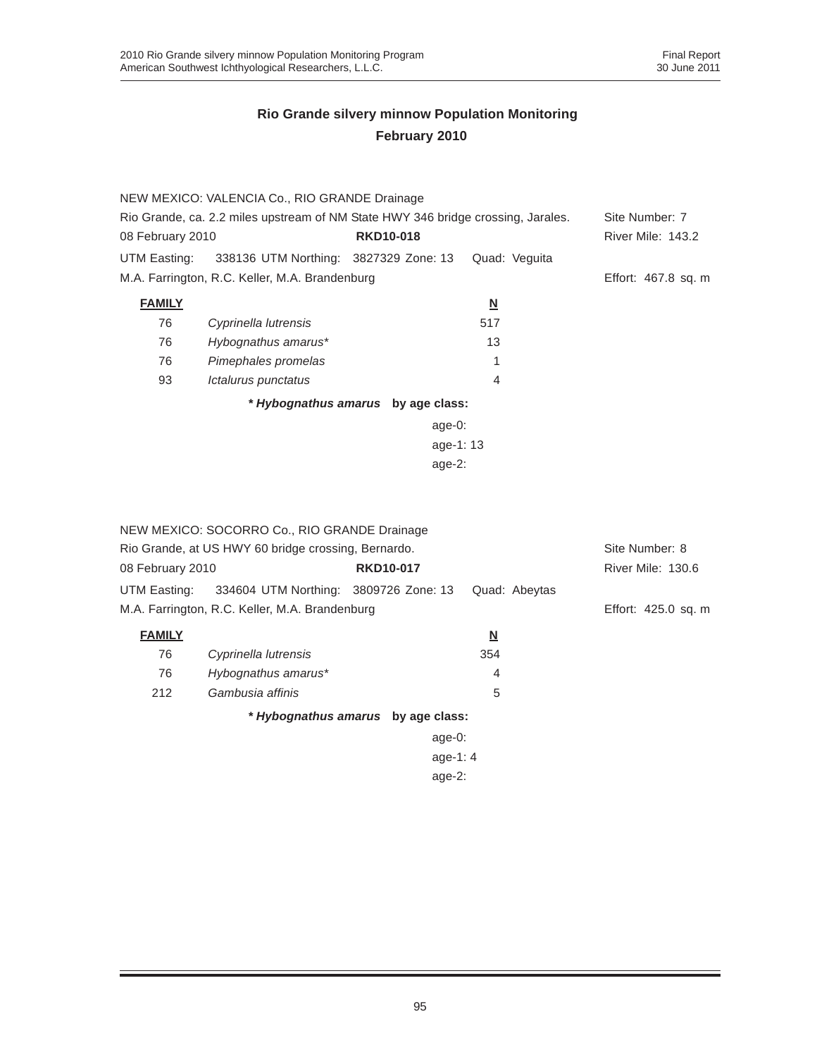## Rio Grande silvery minnow Population Monitoring
## February 2010

NEW MEXICO: VALENCIA Co., RIO GRANDE Drainage

Rio Grande, ca. 2.2 miles upstream of NM State HWY 346 bridge crossing, Jarales. Site Number: 7

08 February 2010 **RKD10-018** River Mile: 143.2

UTM Easting: 338136 UTM Northing: 3827329 Zone: 13 Quad: Veguita

M.A. Farrington, R.C. Keller, M.A. Brandenburg Effort: 467.8 sq. m

| **FAMILY** | | **N** |
|---|---|---|
| 76 | *Cyprinella lutrensis* | 517 |
| 76 | *Hybognathus amarus** | 13 |
| 76 | *Pimephales promelas* | 1 |
| 93 | *Ictalurus punctatus* | 4 |

***Hybognathus amarus* by age class:**

age-0:
age-1: 13
age-2:

NEW MEXICO: SOCORRO Co., RIO GRANDE Drainage

Rio Grande, at US HWY 60 bridge crossing, Bernardo. Site Number: 8

08 February 2010 **RKD10-017** River Mile: 130.6

UTM Easting: 334604 UTM Northing: 3809726 Zone: 13 Quad: Abeytas

M.A. Farrington, R.C. Keller, M.A. Brandenburg Effort: 425.0 sq. m

| **FAMILY** | | **N** |
|---|---|---|
| 76 | *Cyprinella lutrensis* | 354 |
| 76 | *Hybognathus amarus** | 4 |
| 212 | *Gambusia affinis* | 5 |

***Hybognathus amarus* by age class:**

age-0:
age-1: 4
age-2: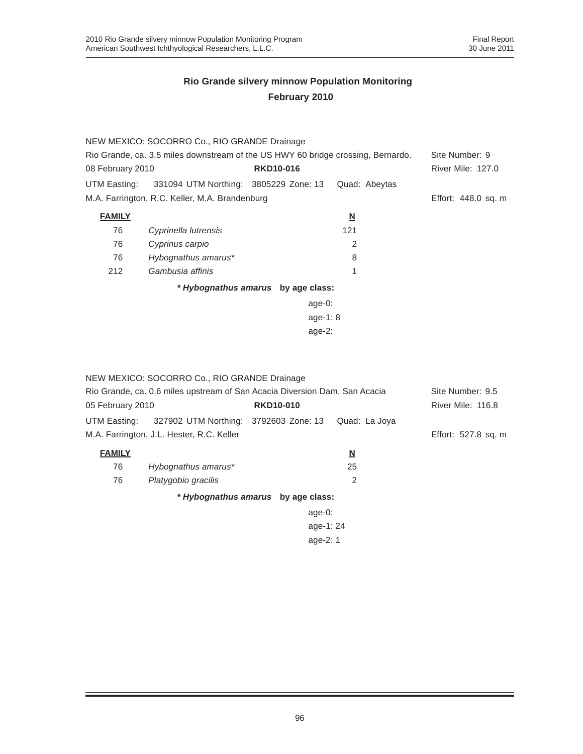## Rio Grande silvery minnow Population Monitoring
## February 2010

NEW MEXICO: SOCORRO Co., RIO GRANDE Drainage
Rio Grande, ca. 3.5 miles downstream of the US HWY 60 bridge crossing, Bernardo. Site Number: 9
08 February 2010 **RKD10-016** River Mile: 127.0
UTM Easting: 331094 UTM Northing: 3805229 Zone: 13 Quad: Abeytas
M.A. Farrington, R.C. Keller, M.A. Brandenburg Effort: 448.0 sq. m

| **FAMILY** | | **N** |
|---|---|---|
| 76 | *Cyprinella lutrensis* | 121 |
| 76 | *Cyprinus carpio* | 2 |
| 76 | *Hybognathus amarus** | 8 |
| 212 | *Gambusia affinis* | 1 |

***Hybognathus amarus* by age class:**

age-0:
age-1: 8
age-2:

NEW MEXICO: SOCORRO Co., RIO GRANDE Drainage
Rio Grande, ca. 0.6 miles upstream of San Acacia Diversion Dam, San Acacia Site Number: 9.5
05 February 2010 **RKD10-010** River Mile: 116.8
UTM Easting: 327902 UTM Northing: 3792603 Zone: 13 Quad: La Joya
M.A. Farrington, J.L. Hester, R.C. Keller Effort: 527.8 sq. m

| **FAMILY** | | **N** |
|---|---|---|
| 76 | *Hybognathus amarus** | 25 |
| 76 | *Platygobio gracilis* | 2 |

***Hybognathus amarus* by age class:**

age-0:
age-1: 24
age-2: 1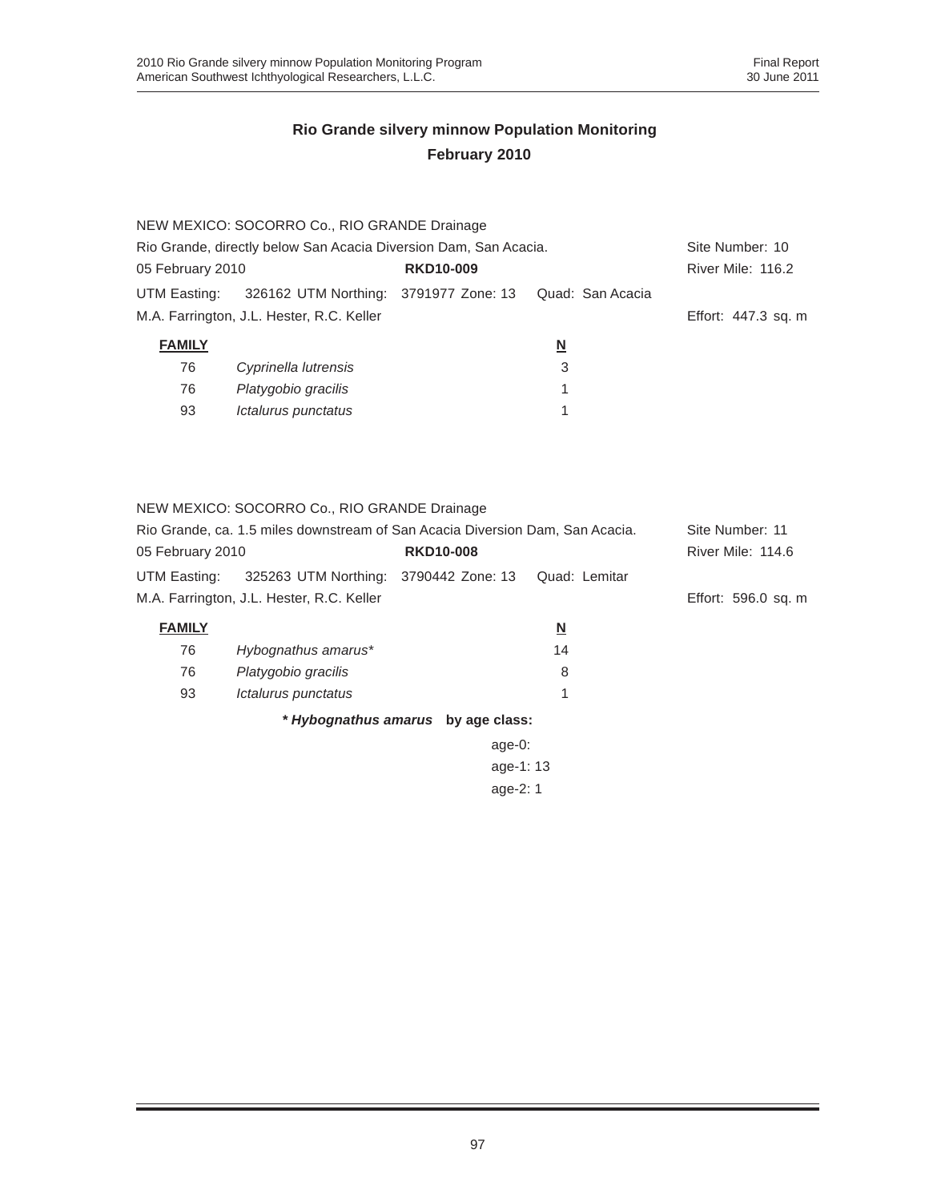## Rio Grande silvery minnow Population Monitoring
## February 2010

NEW MEXICO: SOCORRO Co., RIO GRANDE Drainage

Rio Grande, directly below San Acacia Diversion Dam, San Acacia. Site Number: 10

05 February 2010 **RKD10-009** River Mile: 116.2

UTM Easting: 326162 UTM Northing: 3791977 Zone: 13 Quad: San Acacia

M.A. Farrington, J.L. Hester, R.C. Keller Effort: 447.3 sq. m

| FAMILY | | N |
|---|---|---|
| 76 | *Cyprinella lutrensis* | 3 |
| 76 | *Platygobio gracilis* | 1 |
| 93 | *Ictalurus punctatus* | 1 |

NEW MEXICO: SOCORRO Co., RIO GRANDE Drainage

Rio Grande, ca. 1.5 miles downstream of San Acacia Diversion Dam, San Acacia. Site Number: 11

05 February 2010 **RKD10-008** River Mile: 114.6

UTM Easting: 325263 UTM Northing: 3790442 Zone: 13 Quad: Lemitar

M.A. Farrington, J.L. Hester, R.C. Keller Effort: 596.0 sq. m

| FAMILY | | N |
|---|---|---|
| 76 | *Hybognathus amarus** | 14 |
| 76 | *Platygobio gracilis* | 8 |
| 93 | *Ictalurus punctatus* | 1 |

**\* *Hybognathus amarus* by age class:**

age-0:
age-1: 13
age-2: 1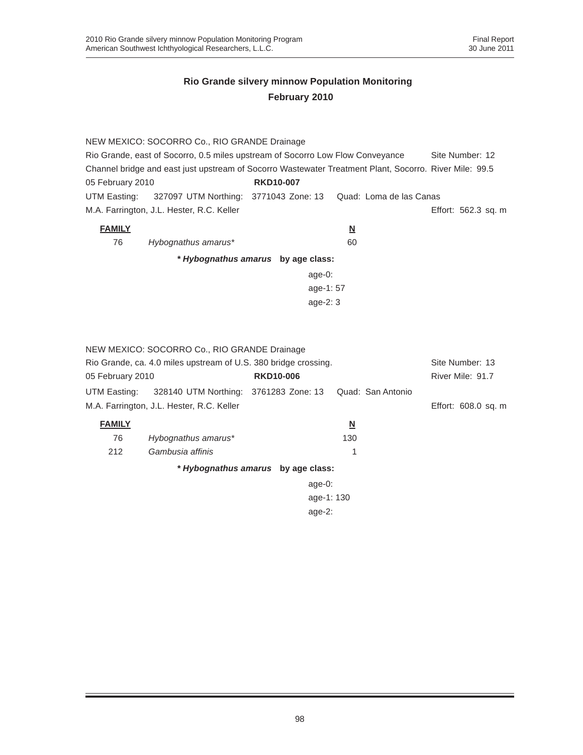## Rio Grande silvery minnow Population Monitoring
## February 2010

NEW MEXICO: SOCORRO Co., RIO GRANDE Drainage
Rio Grande, east of Socorro, 0.5 miles upstream of Socorro Low Flow Conveyance Channel bridge and east just upstream of Socorro Wastewater Treatment Plant, Socorro. Site Number: 12 River Mile: 99.5
05 February 2010 **RKD10-007**
UTM Easting: 327097 UTM Northing: 3771043 Zone: 13 Quad: Loma de las Canas
M.A. Farrington, J.L. Hester, R.C. Keller Effort: 562.3 sq. m

| FAMILY | | N |
|---|---|---|
| 76 | *Hybognathus amarus** | 60 |

***Hybognathus amarus* by age class:**
age-0:
age-1: 57
age-2: 3

NEW MEXICO: SOCORRO Co., RIO GRANDE Drainage
Rio Grande, ca. 4.0 miles upstream of U.S. 380 bridge crossing. Site Number: 13
05 February 2010 **RKD10-006** River Mile: 91.7
UTM Easting: 328140 UTM Northing: 3761283 Zone: 13 Quad: San Antonio
M.A. Farrington, J.L. Hester, R.C. Keller Effort: 608.0 sq. m

| FAMILY | | N |
|---|---|---|
| 76 | *Hybognathus amarus** | 130 |
| 212 | *Gambusia affinis* | 1 |

***Hybognathus amarus* by age class:**
age-0:
age-1: 130
age-2: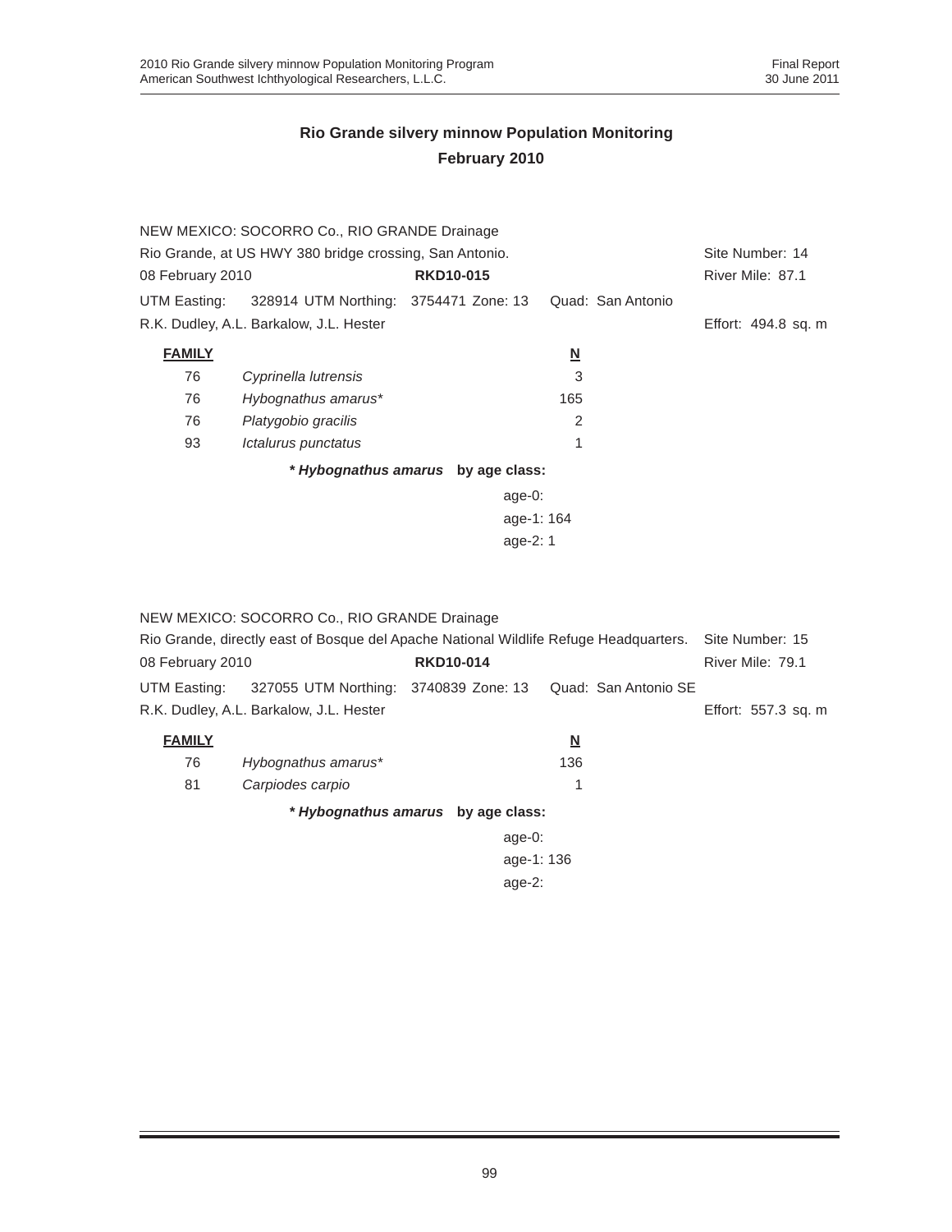## Rio Grande silvery minnow Population Monitoring
## February 2010

NEW MEXICO: SOCORRO Co., RIO GRANDE Drainage
Rio Grande, at US HWY 380 bridge crossing, San Antonio. Site Number: 14
08 February 2010 **RKD10-015** River Mile: 87.1
UTM Easting: 328914 UTM Northing: 3754471 Zone: 13 Quad: San Antonio
R.K. Dudley, A.L. Barkalow, J.L. Hester Effort: 494.8 sq. m

| FAMILY | | N |
|---|---|---|
| 76 | *Cyprinella lutrensis* | 3 |
| 76 | *Hybognathus amarus** | 165 |
| 76 | *Platygobio gracilis* | 2 |
| 93 | *Ictalurus punctatus* | 1 |

***Hybognathus amarus* by age class:**

age-0:
age-1: 164
age-2: 1

NEW MEXICO: SOCORRO Co., RIO GRANDE Drainage
Rio Grande, directly east of Bosque del Apache National Wildlife Refuge Headquarters. Site Number: 15
08 February 2010 **RKD10-014** River Mile: 79.1
UTM Easting: 327055 UTM Northing: 3740839 Zone: 13 Quad: San Antonio SE
R.K. Dudley, A.L. Barkalow, J.L. Hester Effort: 557.3 sq. m

| FAMILY | | N |
|---|---|---|
| 76 | *Hybognathus amarus** | 136 |
| 81 | *Carpiodes carpio* | 1 |

***Hybognathus amarus* by age class:**

age-0:
age-1: 136
age-2: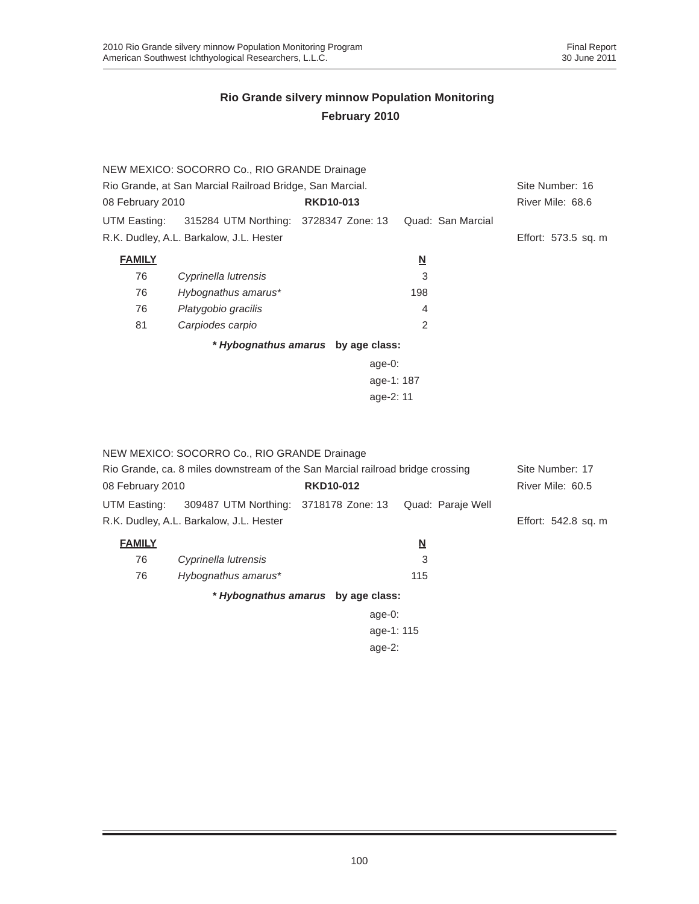## Rio Grande silvery minnow Population Monitoring
## February 2010

NEW MEXICO: SOCORRO Co., RIO GRANDE Drainage
Rio Grande, at San Marcial Railroad Bridge, San Marcial. — Site Number: 16
08 February 2010 — **RKD10-013** — River Mile: 68.6
UTM Easting: 315284 UTM Northing: 3728347 Zone: 13 Quad: San Marcial
R.K. Dudley, A.L. Barkalow, J.L. Hester — Effort: 573.5 sq. m

| FAMILY | | N |
|---|---|---|
| 76 | *Cyprinella lutrensis* | 3 |
| 76 | *Hybognathus amarus** | 198 |
| 76 | *Platygobio gracilis* | 4 |
| 81 | *Carpiodes carpio* | 2 |

***Hybognathus amarus* by age class:**

age-0:
age-1: 187
age-2: 11

NEW MEXICO: SOCORRO Co., RIO GRANDE Drainage
Rio Grande, ca. 8 miles downstream of the San Marcial railroad bridge crossing — Site Number: 17
08 February 2010 — **RKD10-012** — River Mile: 60.5
UTM Easting: 309487 UTM Northing: 3718178 Zone: 13 Quad: Paraje Well
R.K. Dudley, A.L. Barkalow, J.L. Hester — Effort: 542.8 sq. m

| FAMILY | | N |
|---|---|---|
| 76 | *Cyprinella lutrensis* | 3 |
| 76 | *Hybognathus amarus** | 115 |

***Hybognathus amarus* by age class:**

age-0:
age-1: 115
age-2: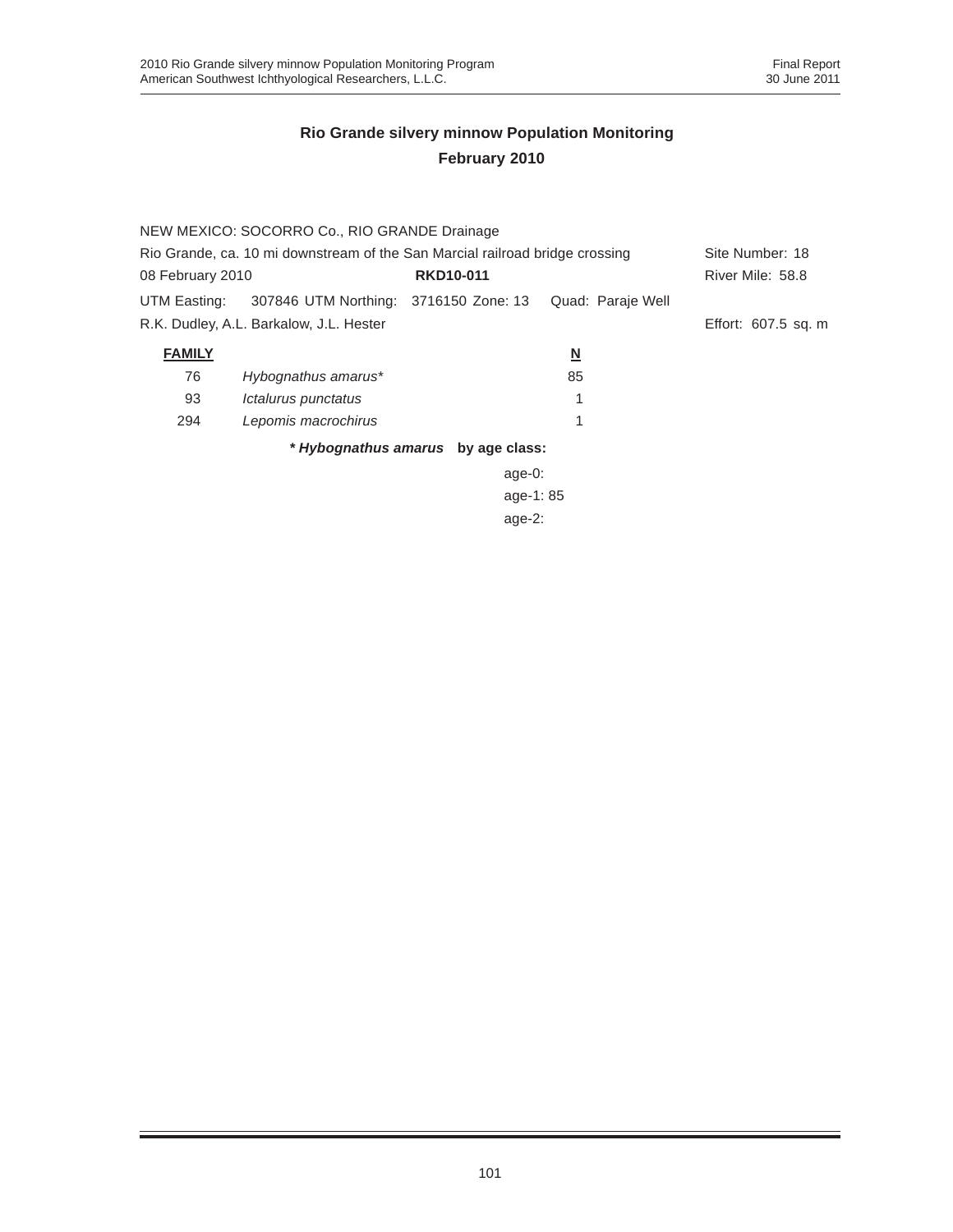## Rio Grande silvery minnow Population Monitoring
## February 2010

NEW MEXICO: SOCORRO Co., RIO GRANDE Drainage

Rio Grande, ca. 10 mi downstream of the San Marcial railroad bridge crossing — Site Number: 18

08 February 2010 — **RKD10-011** — River Mile: 58.8

UTM Easting: 307846 UTM Northing: 3716150 Zone: 13 Quad: Paraje Well

R.K. Dudley, A.L. Barkalow, J.L. Hester — Effort: 607.5 sq. m

| **FAMILY** | | **N** |
|---|---|---|
| 76 | *Hybognathus amarus** | 85 |
| 93 | *Ictalurus punctatus* | 1 |
| 294 | *Lepomis macrochirus* | 1 |

***Hybognathus amarus* by age class:**

age-0:
age-1: 85
age-2: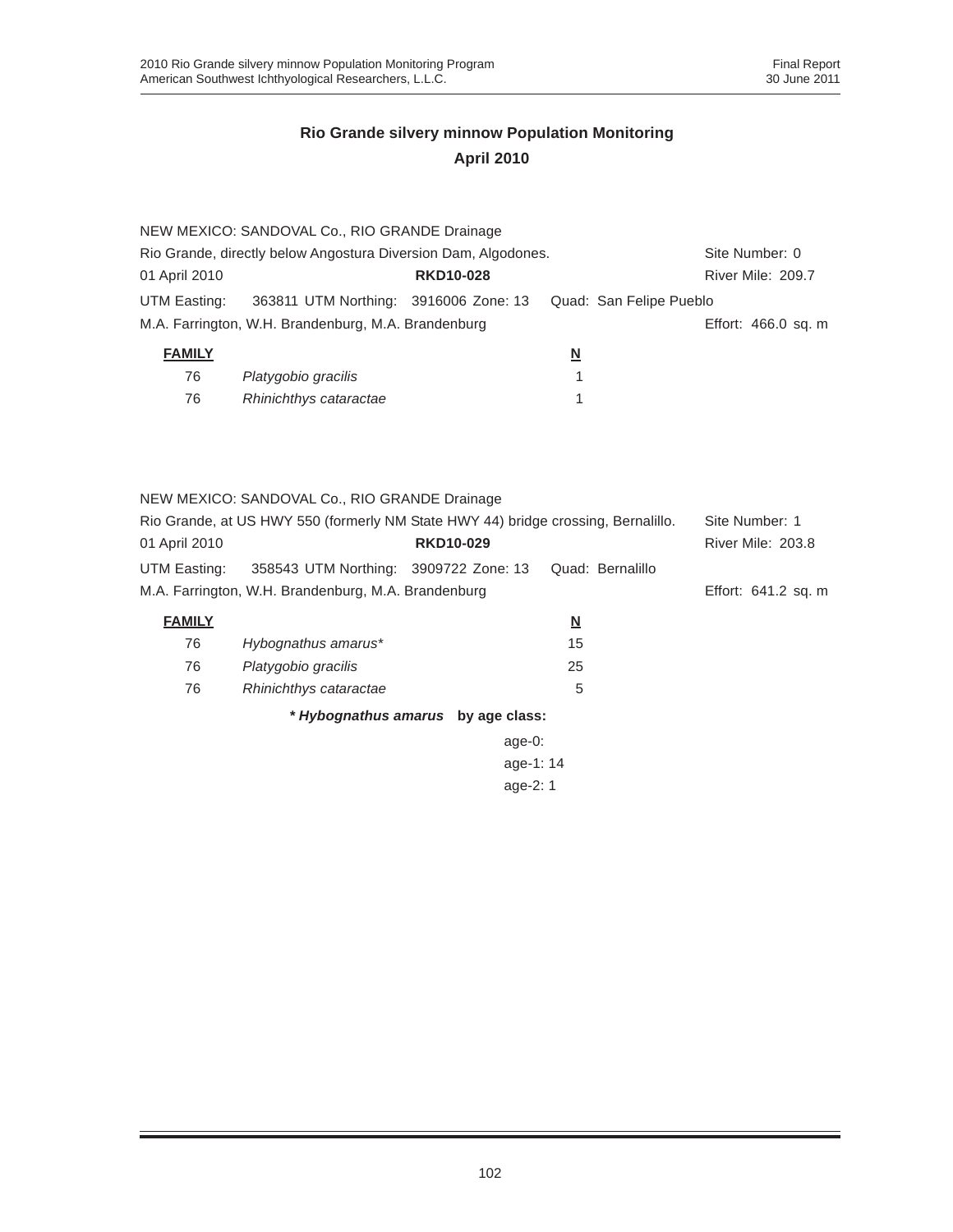## Rio Grande silvery minnow Population Monitoring
## April 2010

NEW MEXICO: SANDOVAL Co., RIO GRANDE Drainage
Rio Grande, directly below Angostura Diversion Dam, Algodones. Site Number: 0
01 April 2010 **RKD10-028** River Mile: 209.7
UTM Easting: 363811 UTM Northing: 3916006 Zone: 13 Quad: San Felipe Pueblo
M.A. Farrington, W.H. Brandenburg, M.A. Brandenburg Effort: 466.0 sq. m

| **FAMILY** | | **N** |
|---|---|---|
| 76 | *Platygobio gracilis* | 1 |
| 76 | *Rhinichthys cataractae* | 1 |

NEW MEXICO: SANDOVAL Co., RIO GRANDE Drainage
Rio Grande, at US HWY 550 (formerly NM State HWY 44) bridge crossing, Bernalillo. Site Number: 1
01 April 2010 **RKD10-029** River Mile: 203.8
UTM Easting: 358543 UTM Northing: 3909722 Zone: 13 Quad: Bernalillo
M.A. Farrington, W.H. Brandenburg, M.A. Brandenburg Effort: 641.2 sq. m

| **FAMILY** | | **N** |
|---|---|---|
| 76 | *Hybognathus amarus** | 15 |
| 76 | *Platygobio gracilis* | 25 |
| 76 | *Rhinichthys cataractae* | 5 |

***Hybognathus amarus* by age class:**

age-0:
age-1: 14
age-2: 1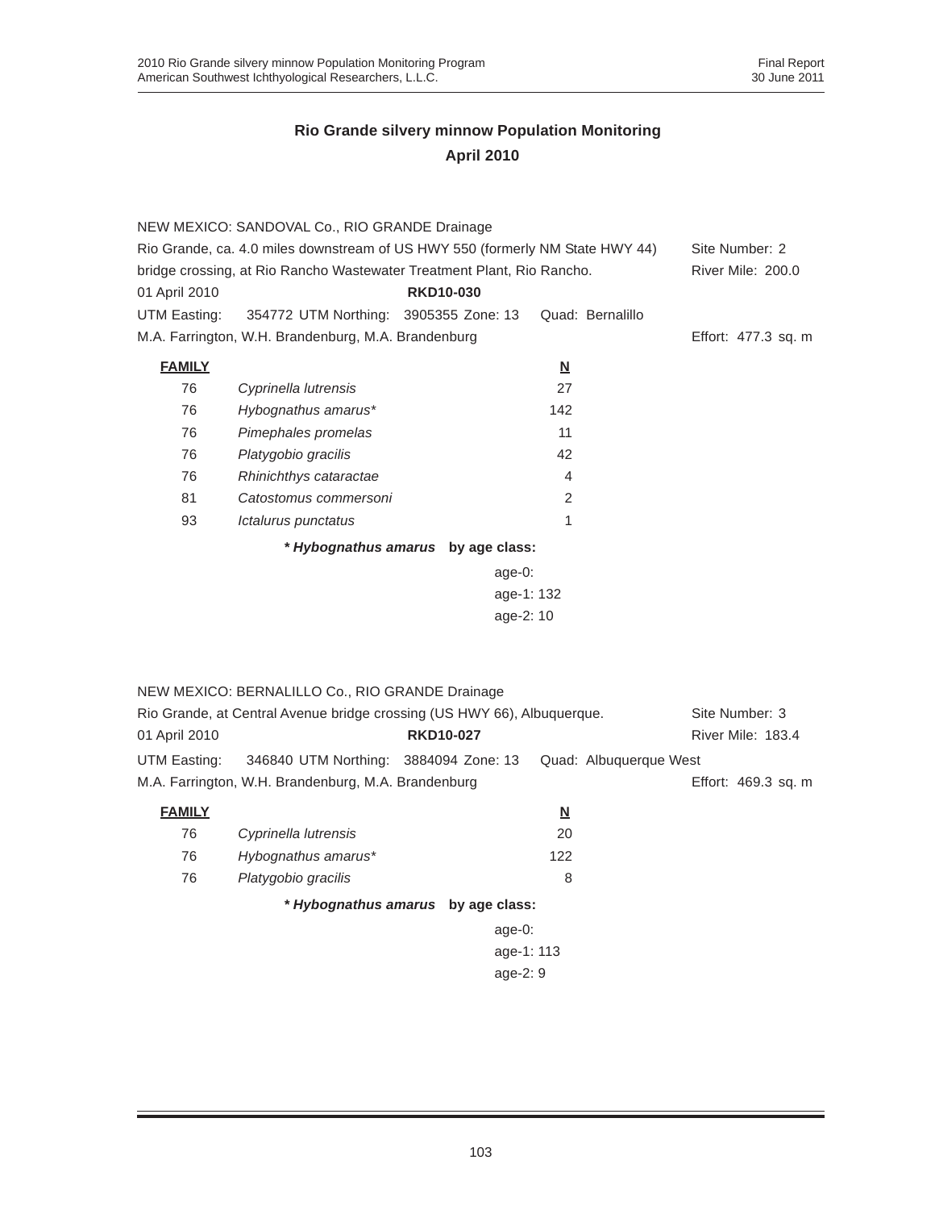# Rio Grande silvery minnow Population Monitoring
## April 2010

NEW MEXICO: SANDOVAL Co., RIO GRANDE Drainage
Rio Grande, ca. 4.0 miles downstream of US HWY 550 (formerly NM State HWY 44) bridge crossing, at Rio Rancho Wastewater Treatment Plant, Rio Rancho. Site Number: 2
River Mile: 200.0
01 April 2010 **RKD10-030**
UTM Easting: 354772 UTM Northing: 3905355 Zone: 13 Quad: Bernalillo
M.A. Farrington, W.H. Brandenburg, M.A. Brandenburg Effort: 477.3 sq. m

| FAMILY | | N |
|---|---|---|
| 76 | *Cyprinella lutrensis* | 27 |
| 76 | *Hybognathus amarus** | 142 |
| 76 | *Pimephales promelas* | 11 |
| 76 | *Platygobio gracilis* | 42 |
| 76 | *Rhinichthys cataractae* | 4 |
| 81 | *Catostomus commersoni* | 2 |
| 93 | *Ictalurus punctatus* | 1 |

***Hybognathus amarus* by age class:**

age-0:
age-1: 132
age-2: 10

NEW MEXICO: BERNALILLO Co., RIO GRANDE Drainage
Rio Grande, at Central Avenue bridge crossing (US HWY 66), Albuquerque. Site Number: 3
01 April 2010 **RKD10-027** River Mile: 183.4
UTM Easting: 346840 UTM Northing: 3884094 Zone: 13 Quad: Albuquerque West
M.A. Farrington, W.H. Brandenburg, M.A. Brandenburg Effort: 469.3 sq. m

| FAMILY | | N |
|---|---|---|
| 76 | *Cyprinella lutrensis* | 20 |
| 76 | *Hybognathus amarus** | 122 |
| 76 | *Platygobio gracilis* | 8 |

***Hybognathus amarus* by age class:**

age-0:
age-1: 113
age-2: 9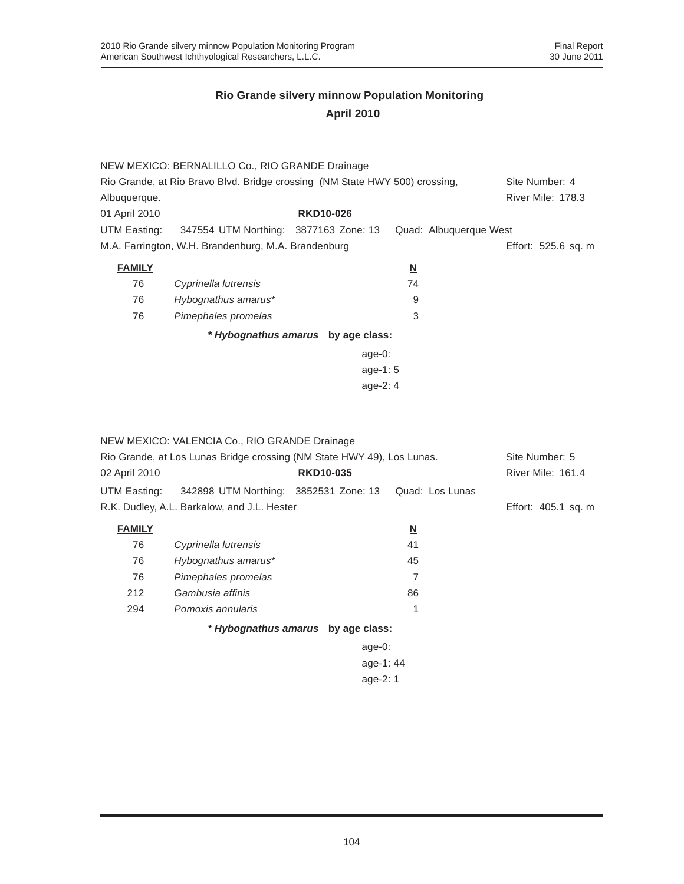## Rio Grande silvery minnow Population Monitoring
## April 2010

NEW MEXICO: BERNALILLO Co., RIO GRANDE Drainage
Rio Grande, at Rio Bravo Blvd. Bridge crossing (NM State HWY 500) crossing, Albuquerque. — Site Number: 4 — River Mile: 178.3
01 April 2010 — **RKD10-026**
UTM Easting: 347554 UTM Northing: 3877163 Zone: 13 Quad: Albuquerque West
M.A. Farrington, W.H. Brandenburg, M.A. Brandenburg — Effort: 525.6 sq. m

| FAMILY | | N |
|---|---|---|
| 76 | *Cyprinella lutrensis* | 74 |
| 76 | *Hybognathus amarus** | 9 |
| 76 | *Pimephales promelas* | 3 |

***Hybognathus amarus* by age class:**

age-0:
age-1: 5
age-2: 4

NEW MEXICO: VALENCIA Co., RIO GRANDE Drainage
Rio Grande, at Los Lunas Bridge crossing (NM State HWY 49), Los Lunas. — Site Number: 5
02 April 2010 — **RKD10-035** — River Mile: 161.4
UTM Easting: 342898 UTM Northing: 3852531 Zone: 13 Quad: Los Lunas
R.K. Dudley, A.L. Barkalow, and J.L. Hester — Effort: 405.1 sq. m

| FAMILY | | N |
|---|---|---|
| 76 | *Cyprinella lutrensis* | 41 |
| 76 | *Hybognathus amarus** | 45 |
| 76 | *Pimephales promelas* | 7 |
| 212 | *Gambusia affinis* | 86 |
| 294 | *Pomoxis annularis* | 1 |

***Hybognathus amarus* by age class:**

age-0:
age-1: 44
age-2: 1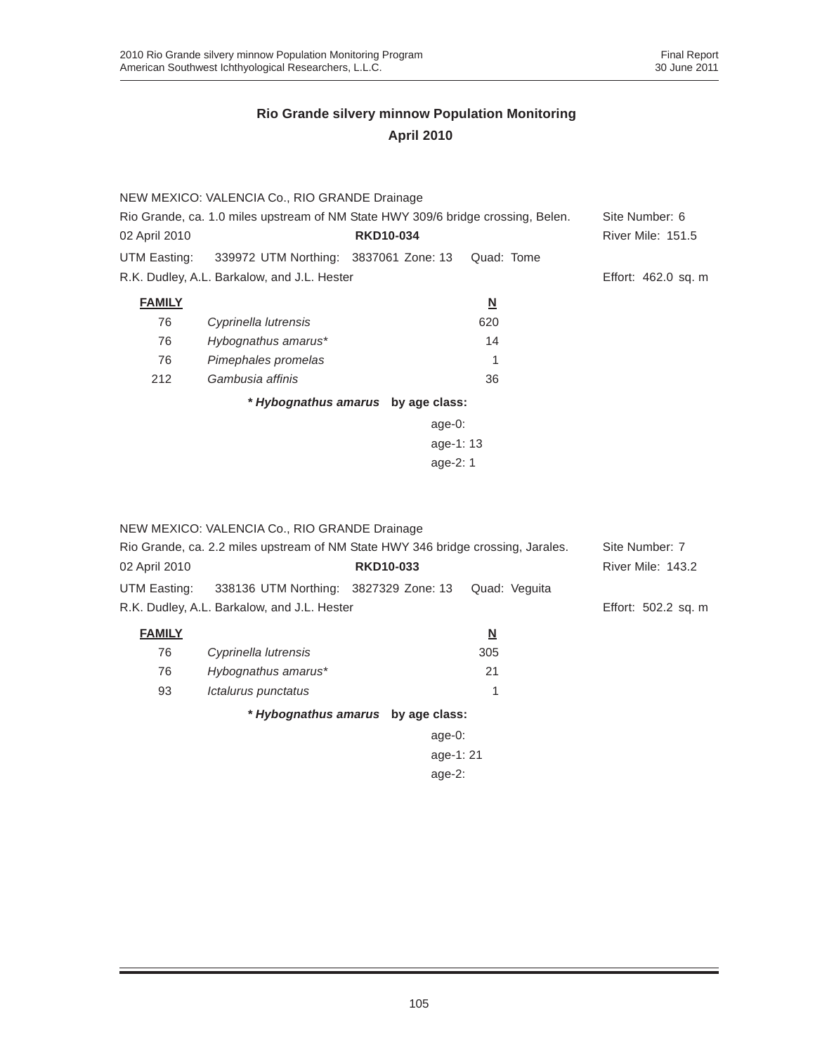# Rio Grande silvery minnow Population Monitoring
## April 2010

NEW MEXICO: VALENCIA Co., RIO GRANDE Drainage
Rio Grande, ca. 1.0 miles upstream of NM State HWY 309/6 bridge crossing, Belen. Site Number: 6
02 April 2010 **RKD10-034** River Mile: 151.5
UTM Easting: 339972 UTM Northing: 3837061 Zone: 13 Quad: Tome
R.K. Dudley, A.L. Barkalow, and J.L. Hester Effort: 462.0 sq. m

| FAMILY | | N |
|---|---|---|
| 76 | *Cyprinella lutrensis* | 620 |
| 76 | *Hybognathus amarus** | 14 |
| 76 | *Pimephales promelas* | 1 |
| 212 | *Gambusia affinis* | 36 |

***Hybognathus amarus* by age class:**

age-0:
age-1: 13
age-2: 1

NEW MEXICO: VALENCIA Co., RIO GRANDE Drainage
Rio Grande, ca. 2.2 miles upstream of NM State HWY 346 bridge crossing, Jarales. Site Number: 7
02 April 2010 **RKD10-033** River Mile: 143.2
UTM Easting: 338136 UTM Northing: 3827329 Zone: 13 Quad: Veguita
R.K. Dudley, A.L. Barkalow, and J.L. Hester Effort: 502.2 sq. m

| FAMILY | | N |
|---|---|---|
| 76 | *Cyprinella lutrensis* | 305 |
| 76 | *Hybognathus amarus** | 21 |
| 93 | *Ictalurus punctatus* | 1 |

***Hybognathus amarus* by age class:**

age-0:
age-1: 21
age-2: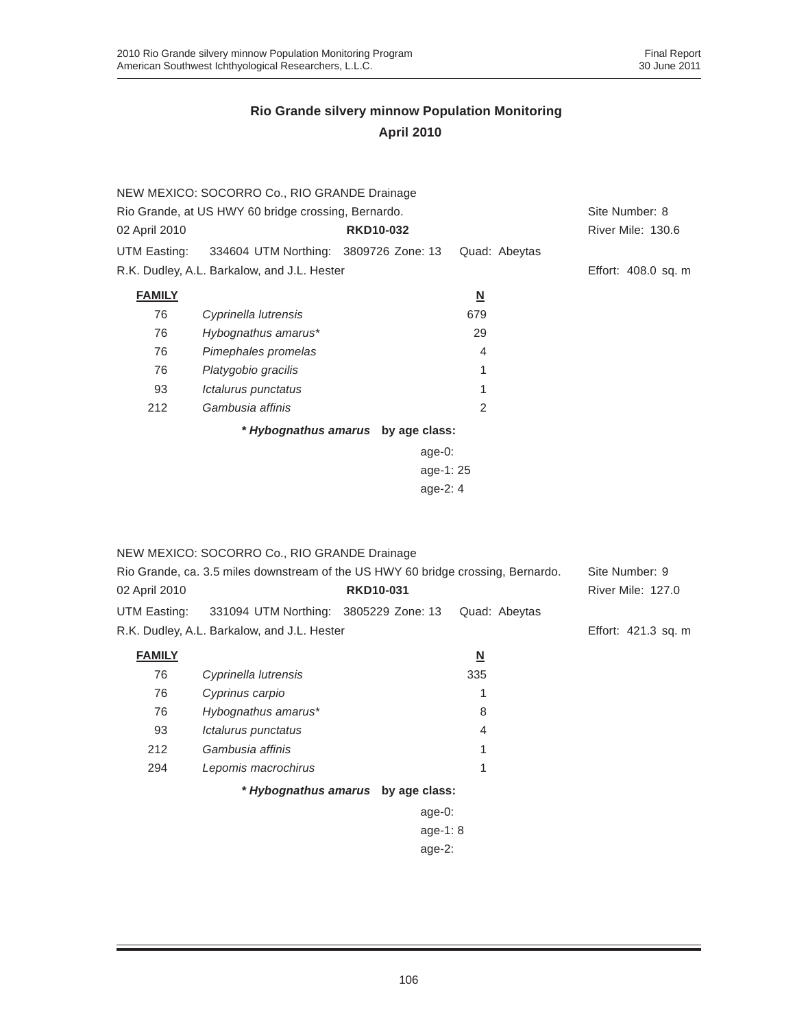## Rio Grande silvery minnow Population Monitoring

## April 2010

NEW MEXICO: SOCORRO Co., RIO GRANDE Drainage

Rio Grande, at US HWY 60 bridge crossing, Bernardo. Site Number: 8

02 April 2010 **RKD10-032** River Mile: 130.6

UTM Easting: 334604 UTM Northing: 3809726 Zone: 13 Quad: Abeytas

R.K. Dudley, A.L. Barkalow, and J.L. Hester Effort: 408.0 sq. m

| **FAMILY** | | **N** |
|---|---|---|
| 76 | *Cyprinella lutrensis* | 679 |
| 76 | *Hybognathus amarus** | 29 |
| 76 | *Pimephales promelas* | 4 |
| 76 | *Platygobio gracilis* | 1 |
| 93 | *Ictalurus punctatus* | 1 |
| 212 | *Gambusia affinis* | 2 |

***Hybognathus amarus*** **by age class:**

age-0:
age-1: 25
age-2: 4

NEW MEXICO: SOCORRO Co., RIO GRANDE Drainage

Rio Grande, ca. 3.5 miles downstream of the US HWY 60 bridge crossing, Bernardo. Site Number: 9

02 April 2010 **RKD10-031** River Mile: 127.0

UTM Easting: 331094 UTM Northing: 3805229 Zone: 13 Quad: Abeytas

R.K. Dudley, A.L. Barkalow, and J.L. Hester Effort: 421.3 sq. m

| **FAMILY** | | **N** |
|---|---|---|
| 76 | *Cyprinella lutrensis* | 335 |
| 76 | *Cyprinus carpio* | 1 |
| 76 | *Hybognathus amarus** | 8 |
| 93 | *Ictalurus punctatus* | 4 |
| 212 | *Gambusia affinis* | 1 |
| 294 | *Lepomis macrochirus* | 1 |

***Hybognathus amarus*** **by age class:**

age-0:
age-1: 8
age-2: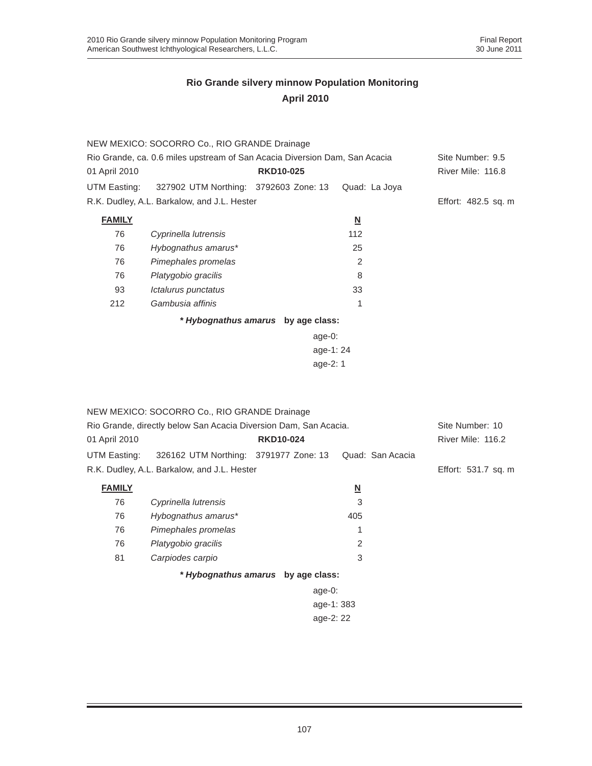## Rio Grande silvery minnow Population Monitoring
## April 2010

NEW MEXICO: SOCORRO Co., RIO GRANDE Drainage

Rio Grande, ca. 0.6 miles upstream of San Acacia Diversion Dam, San Acacia — Site Number: 9.5

01 April 2010 — **RKD10-025** — River Mile: 116.8

UTM Easting: 327902 UTM Northing: 3792603 Zone: 13 Quad: La Joya

R.K. Dudley, A.L. Barkalow, and J.L. Hester — Effort: 482.5 sq. m

| FAMILY | | N |
|---|---|---|
| 76 | *Cyprinella lutrensis* | 112 |
| 76 | *Hybognathus amarus** | 25 |
| 76 | *Pimephales promelas* | 2 |
| 76 | *Platygobio gracilis* | 8 |
| 93 | *Ictalurus punctatus* | 33 |
| 212 | *Gambusia affinis* | 1 |

***Hybognathus amarus* by age class:**

age-0:
age-1: 24
age-2: 1

NEW MEXICO: SOCORRO Co., RIO GRANDE Drainage

Rio Grande, directly below San Acacia Diversion Dam, San Acacia. — Site Number: 10

01 April 2010 — **RKD10-024** — River Mile: 116.2

UTM Easting: 326162 UTM Northing: 3791977 Zone: 13 Quad: San Acacia

R.K. Dudley, A.L. Barkalow, and J.L. Hester — Effort: 531.7 sq. m

| FAMILY | | N |
|---|---|---|
| 76 | *Cyprinella lutrensis* | 3 |
| 76 | *Hybognathus amarus** | 405 |
| 76 | *Pimephales promelas* | 1 |
| 76 | *Platygobio gracilis* | 2 |
| 81 | *Carpiodes carpio* | 3 |

***Hybognathus amarus* by age class:**

age-0:
age-1: 383
age-2: 22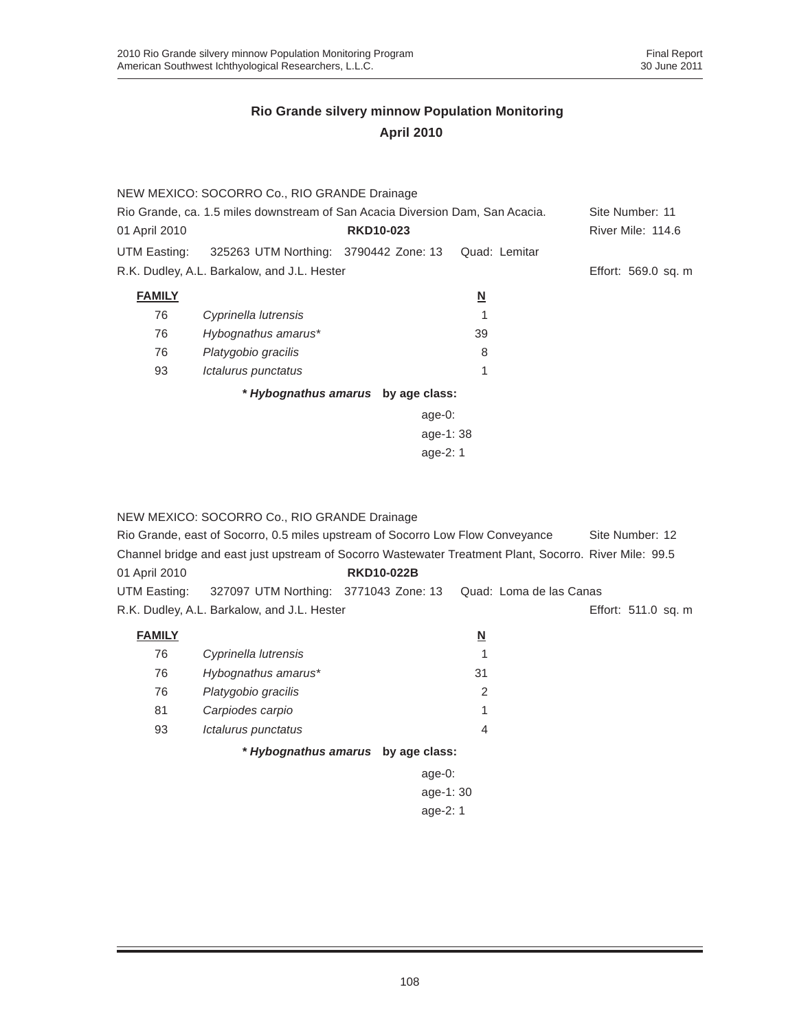# Rio Grande silvery minnow Population Monitoring
## April 2010

NEW MEXICO: SOCORRO Co., RIO GRANDE Drainage
Rio Grande, ca. 1.5 miles downstream of San Acacia Diversion Dam, San Acacia. Site Number: 11
01 April 2010 **RKD10-023** River Mile: 114.6
UTM Easting: 325263 UTM Northing: 3790442 Zone: 13 Quad: Lemitar
R.K. Dudley, A.L. Barkalow, and J.L. Hester Effort: 569.0 sq. m

| FAMILY | | N |
|---|---|---|
| 76 | *Cyprinella lutrensis* | 1 |
| 76 | *Hybognathus amarus** | 39 |
| 76 | *Platygobio gracilis* | 8 |
| 93 | *Ictalurus punctatus* | 1 |

***\* Hybognathus amarus* by age class:**

age-0:
age-1: 38
age-2: 1

NEW MEXICO: SOCORRO Co., RIO GRANDE Drainage
Rio Grande, east of Socorro, 0.5 miles upstream of Socorro Low Flow Conveyance Channel bridge and east just upstream of Socorro Wastewater Treatment Plant, Socorro. Site Number: 12 River Mile: 99.5
01 April 2010 **RKD10-022B**
UTM Easting: 327097 UTM Northing: 3771043 Zone: 13 Quad: Loma de las Canas
R.K. Dudley, A.L. Barkalow, and J.L. Hester Effort: 511.0 sq. m

| FAMILY | | N |
|---|---|---|
| 76 | *Cyprinella lutrensis* | 1 |
| 76 | *Hybognathus amarus** | 31 |
| 76 | *Platygobio gracilis* | 2 |
| 81 | *Carpiodes carpio* | 1 |
| 93 | *Ictalurus punctatus* | 4 |

***\* Hybognathus amarus* by age class:**

age-0:
age-1: 30
age-2: 1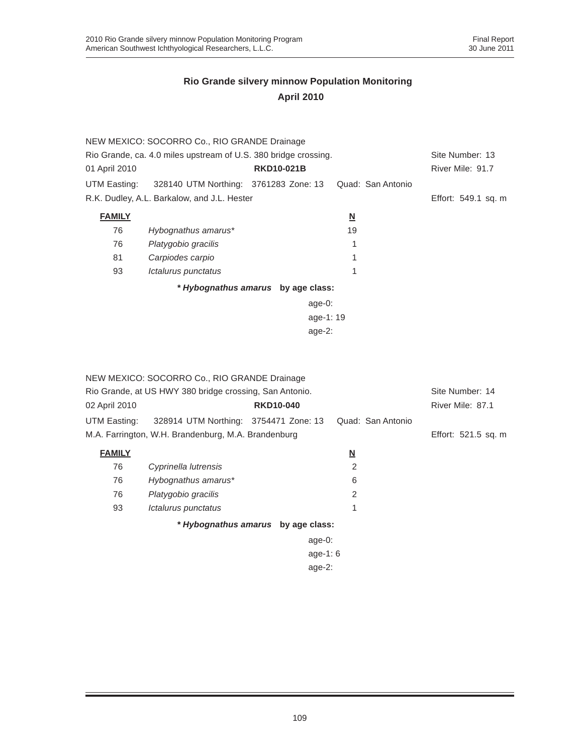## Rio Grande silvery minnow Population Monitoring
## April 2010

NEW MEXICO: SOCORRO Co., RIO GRANDE Drainage
Rio Grande, ca. 4.0 miles upstream of U.S. 380 bridge crossing. Site Number: 13
01 April 2010 **RKD10-021B** River Mile: 91.7
UTM Easting: 328140 UTM Northing: 3761283 Zone: 13 Quad: San Antonio
R.K. Dudley, A.L. Barkalow, and J.L. Hester Effort: 549.1 sq. m

| **FAMILY** | | **N** |
|---|---|---|
| 76 | *Hybognathus amarus\** | 19 |
| 76 | *Platygobio gracilis* | 1 |
| 81 | *Carpiodes carpio* | 1 |
| 93 | *Ictalurus punctatus* | 1 |

***Hybognathus amarus* by age class:**

age-0:
age-1: 19
age-2:

NEW MEXICO: SOCORRO Co., RIO GRANDE Drainage
Rio Grande, at US HWY 380 bridge crossing, San Antonio. Site Number: 14
02 April 2010 **RKD10-040** River Mile: 87.1
UTM Easting: 328914 UTM Northing: 3754471 Zone: 13 Quad: San Antonio
M.A. Farrington, W.H. Brandenburg, M.A. Brandenburg Effort: 521.5 sq. m

| **FAMILY** | | **N** |
|---|---|---|
| 76 | *Cyprinella lutrensis* | 2 |
| 76 | *Hybognathus amarus\** | 6 |
| 76 | *Platygobio gracilis* | 2 |
| 93 | *Ictalurus punctatus* | 1 |

***Hybognathus amarus* by age class:**

age-0:
age-1: 6
age-2: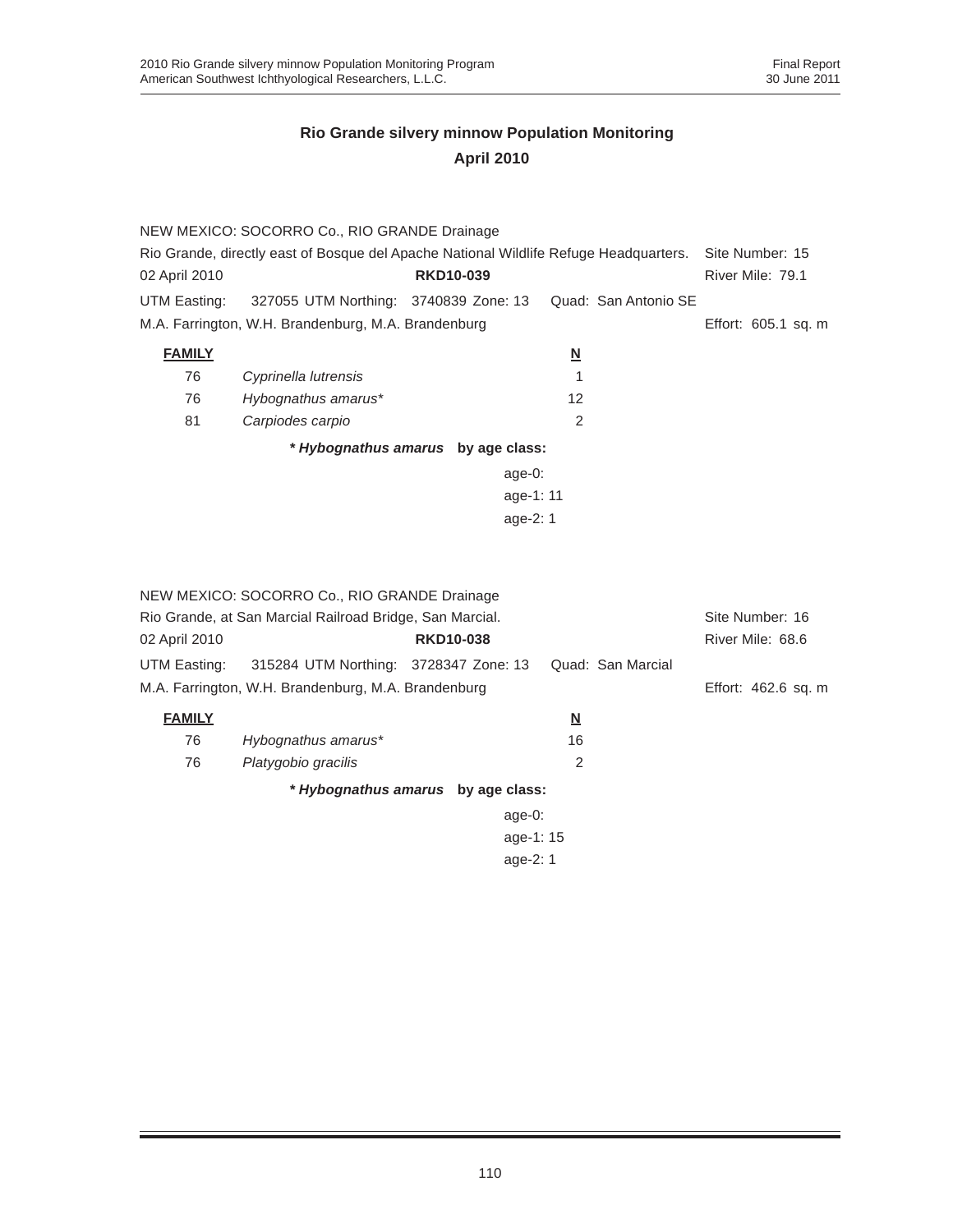## Rio Grande silvery minnow Population Monitoring
## April 2010

NEW MEXICO: SOCORRO Co., RIO GRANDE Drainage
Rio Grande, directly east of Bosque del Apache National Wildlife Refuge Headquarters. Site Number: 15
02 April 2010 **RKD10-039** River Mile: 79.1
UTM Easting: 327055 UTM Northing: 3740839 Zone: 13 Quad: San Antonio SE
M.A. Farrington, W.H. Brandenburg, M.A. Brandenburg Effort: 605.1 sq. m

| **FAMILY** | | **N** |
|---|---|---|
| 76 | *Cyprinella lutrensis* | 1 |
| 76 | *Hybognathus amarus** | 12 |
| 81 | *Carpiodes carpio* | 2 |

***Hybognathus amarus* by age class:**

age-0:
age-1: 11
age-2: 1

NEW MEXICO: SOCORRO Co., RIO GRANDE Drainage
Rio Grande, at San Marcial Railroad Bridge, San Marcial. Site Number: 16
02 April 2010 **RKD10-038** River Mile: 68.6
UTM Easting: 315284 UTM Northing: 3728347 Zone: 13 Quad: San Marcial
M.A. Farrington, W.H. Brandenburg, M.A. Brandenburg Effort: 462.6 sq. m

| **FAMILY** | | **N** |
|---|---|---|
| 76 | *Hybognathus amarus** | 16 |
| 76 | *Platygobio gracilis* | 2 |

***Hybognathus amarus* by age class:**

age-0:
age-1: 15
age-2: 1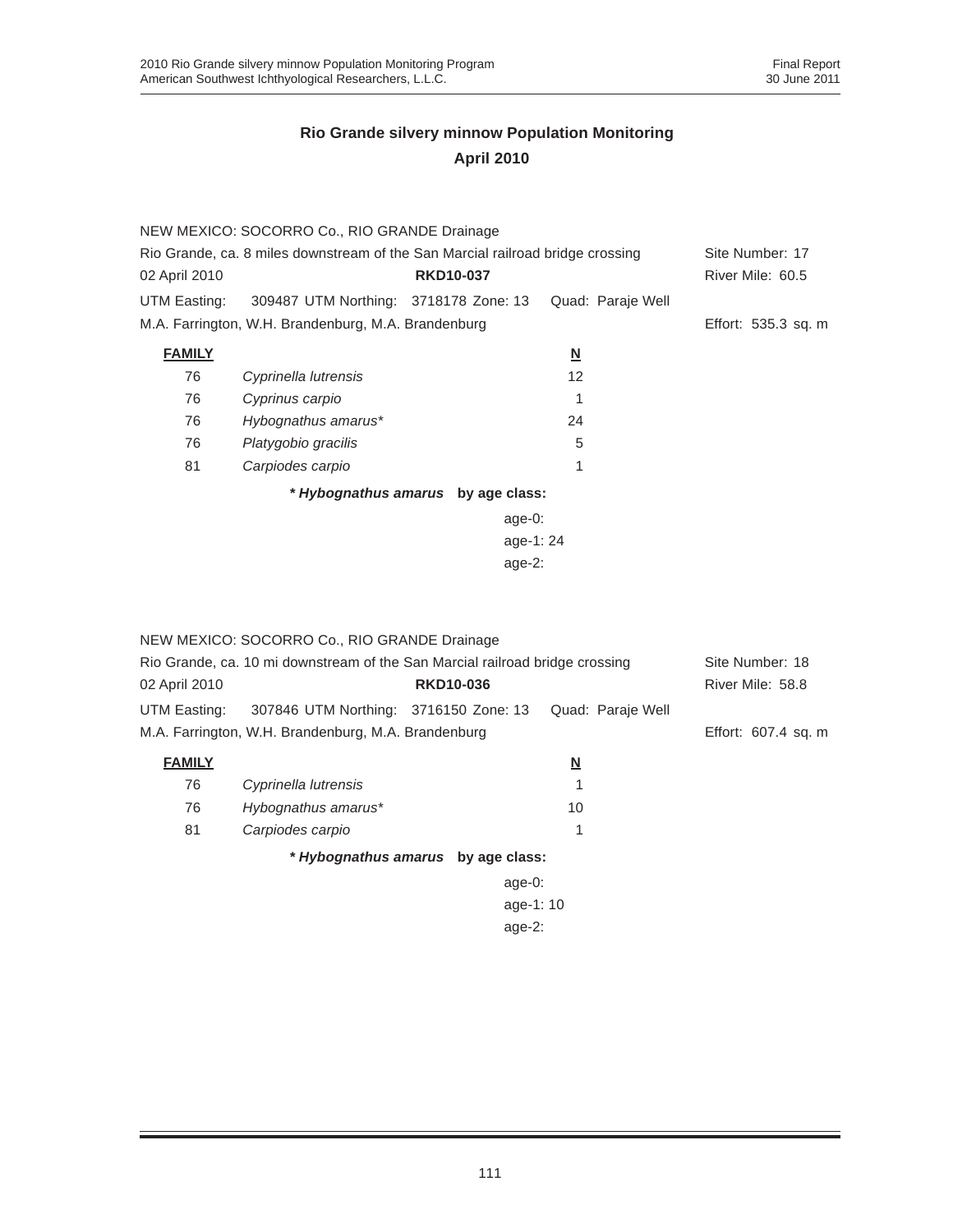## Rio Grande silvery minnow Population Monitoring
## April 2010

NEW MEXICO: SOCORRO Co., RIO GRANDE Drainage
Rio Grande, ca. 8 miles downstream of the San Marcial railroad bridge crossing — Site Number: 17
02 April 2010 — **RKD10-037** — River Mile: 60.5
UTM Easting: 309487 UTM Northing: 3718178 Zone: 13 Quad: Paraje Well
M.A. Farrington, W.H. Brandenburg, M.A. Brandenburg — Effort: 535.3 sq. m

| FAMILY | | N |
|---|---|---|
| 76 | *Cyprinella lutrensis* | 12 |
| 76 | *Cyprinus carpio* | 1 |
| 76 | *Hybognathus amarus** | 24 |
| 76 | *Platygobio gracilis* | 5 |
| 81 | *Carpiodes carpio* | 1 |

***Hybognathus amarus* by age class:**

age-0:
age-1: 24
age-2:

NEW MEXICO: SOCORRO Co., RIO GRANDE Drainage
Rio Grande, ca. 10 mi downstream of the San Marcial railroad bridge crossing — Site Number: 18
02 April 2010 — **RKD10-036** — River Mile: 58.8
UTM Easting: 307846 UTM Northing: 3716150 Zone: 13 Quad: Paraje Well
M.A. Farrington, W.H. Brandenburg, M.A. Brandenburg — Effort: 607.4 sq. m

| FAMILY | | N |
|---|---|---|
| 76 | *Cyprinella lutrensis* | 1 |
| 76 | *Hybognathus amarus** | 10 |
| 81 | *Carpiodes carpio* | 1 |

***Hybognathus amarus* by age class:**

age-0:
age-1: 10
age-2: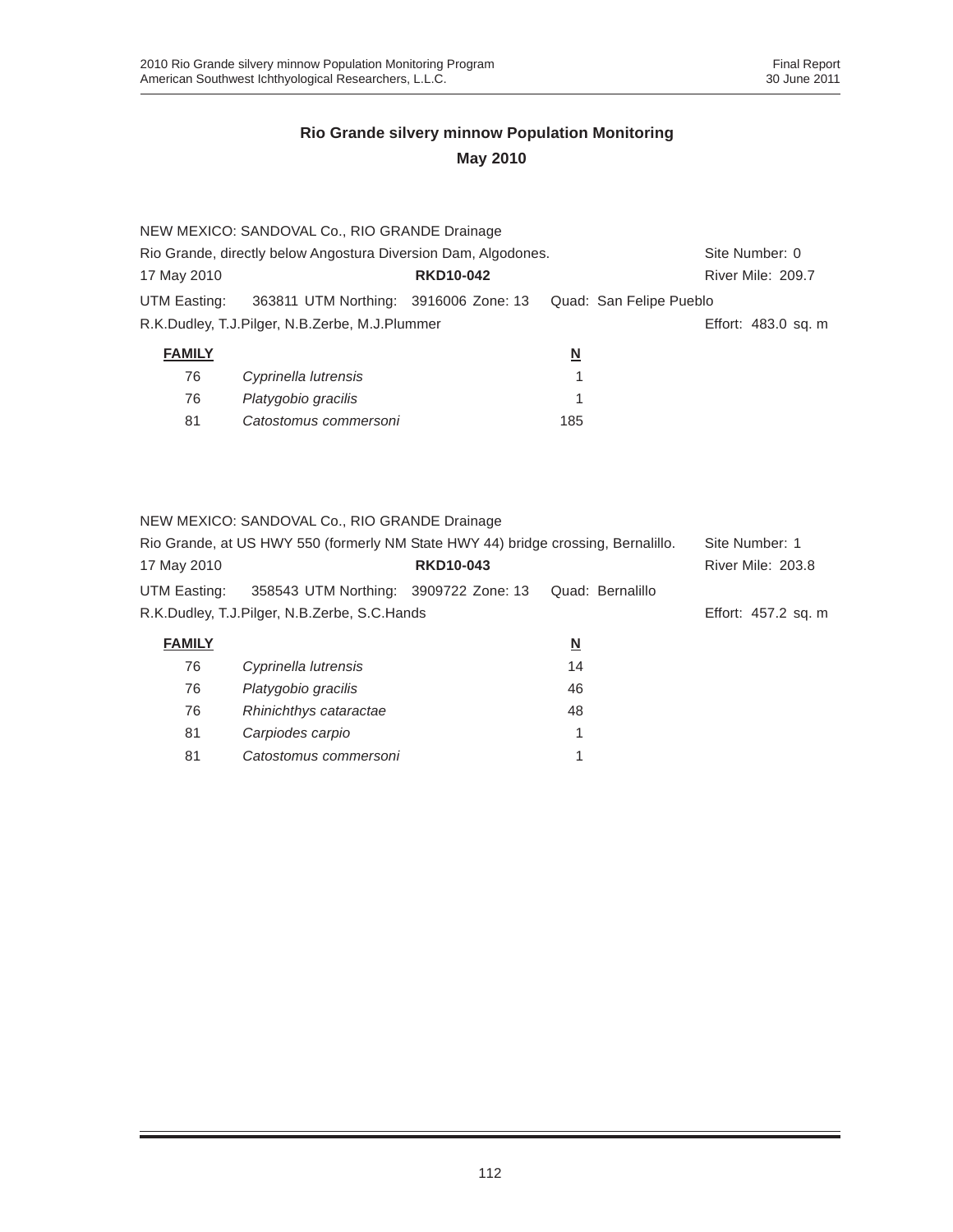## Rio Grande silvery minnow Population Monitoring

## May 2010

NEW MEXICO: SANDOVAL Co., RIO GRANDE Drainage
Rio Grande, directly below Angostura Diversion Dam, Algodones. Site Number: 0
17 May 2010 **RKD10-042** River Mile: 209.7
UTM Easting: 363811 UTM Northing: 3916006 Zone: 13 Quad: San Felipe Pueblo
R.K.Dudley, T.J.Pilger, N.B.Zerbe, M.J.Plummer Effort: 483.0 sq. m

| FAMILY | | N |
|---|---|---|
| 76 | *Cyprinella lutrensis* | 1 |
| 76 | *Platygobio gracilis* | 1 |
| 81 | *Catostomus commersoni* | 185 |

NEW MEXICO: SANDOVAL Co., RIO GRANDE Drainage
Rio Grande, at US HWY 550 (formerly NM State HWY 44) bridge crossing, Bernalillo. Site Number: 1
17 May 2010 **RKD10-043** River Mile: 203.8
UTM Easting: 358543 UTM Northing: 3909722 Zone: 13 Quad: Bernalillo
R.K.Dudley, T.J.Pilger, N.B.Zerbe, S.C.Hands Effort: 457.2 sq. m

| FAMILY | | N |
|---|---|---|
| 76 | *Cyprinella lutrensis* | 14 |
| 76 | *Platygobio gracilis* | 46 |
| 76 | *Rhinichthys cataractae* | 48 |
| 81 | *Carpiodes carpio* | 1 |
| 81 | *Catostomus commersoni* | 1 |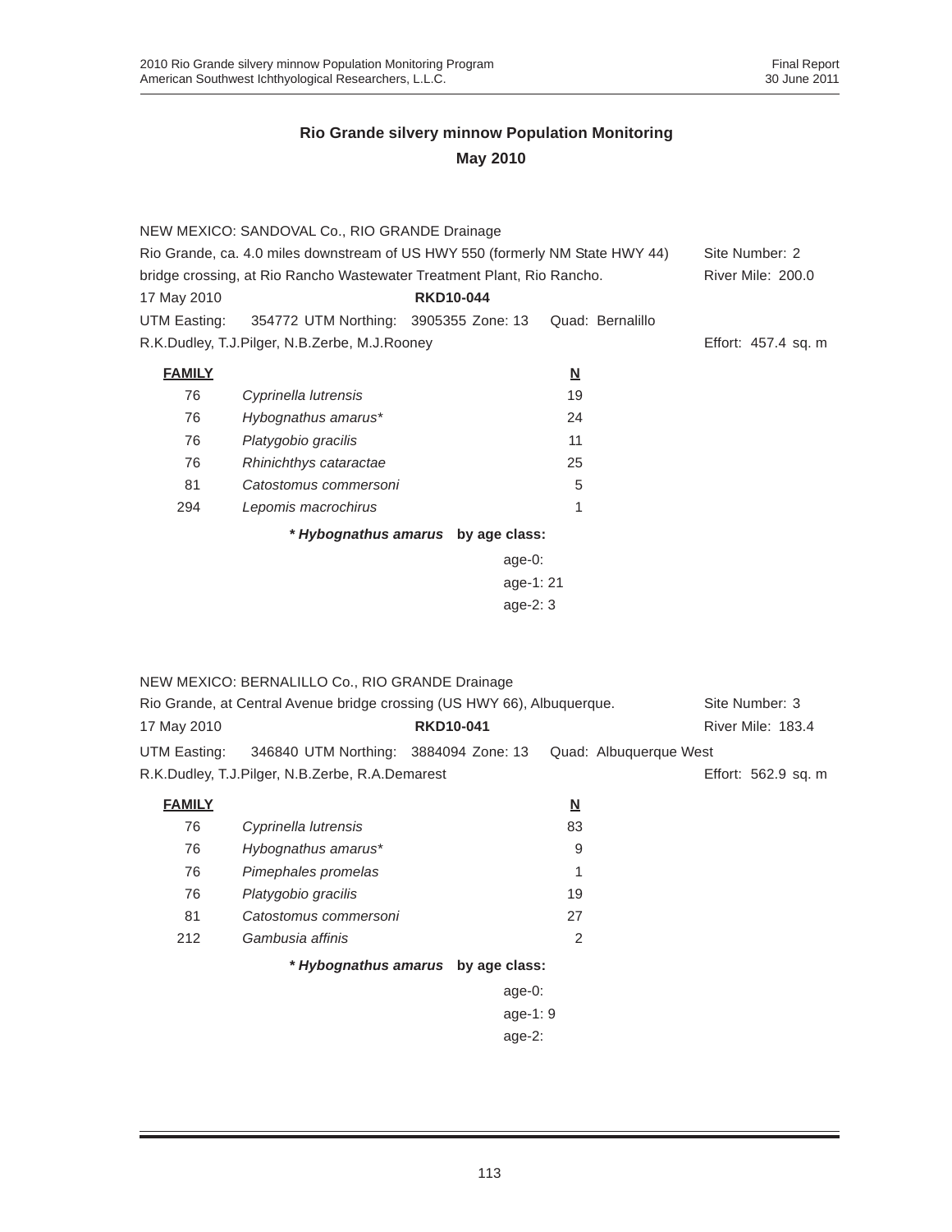# Rio Grande silvery minnow Population Monitoring

## May 2010

NEW MEXICO: SANDOVAL Co., RIO GRANDE Drainage

Rio Grande, ca. 4.0 miles downstream of US HWY 550 (formerly NM State HWY 44) bridge crossing, at Rio Rancho Wastewater Treatment Plant, Rio Rancho. — Site Number: 2 — River Mile: 200.0

17 May 2010 — **RKD10-044**

UTM Easting: 354772 UTM Northing: 3905355 Zone: 13 Quad: Bernalillo

R.K.Dudley, T.J.Pilger, N.B.Zerbe, M.J.Rooney — Effort: 457.4 sq. m

| **FAMILY** | | **N** |
|---|---|---|
| 76 | *Cyprinella lutrensis* | 19 |
| 76 | *Hybognathus amarus** | 24 |
| 76 | *Platygobio gracilis* | 11 |
| 76 | *Rhinichthys cataractae* | 25 |
| 81 | *Catostomus commersoni* | 5 |
| 294 | *Lepomis macrochirus* | 1 |

***Hybognathus amarus* by age class:**

age-0:
age-1: 21
age-2: 3

NEW MEXICO: BERNALILLO Co., RIO GRANDE Drainage

Rio Grande, at Central Avenue bridge crossing (US HWY 66), Albuquerque. — Site Number: 3 — River Mile: 183.4

17 May 2010 — **RKD10-041**

UTM Easting: 346840 UTM Northing: 3884094 Zone: 13 Quad: Albuquerque West

R.K.Dudley, T.J.Pilger, N.B.Zerbe, R.A.Demarest — Effort: 562.9 sq. m

| **FAMILY** | | **N** |
|---|---|---|
| 76 | *Cyprinella lutrensis* | 83 |
| 76 | *Hybognathus amarus** | 9 |
| 76 | *Pimephales promelas* | 1 |
| 76 | *Platygobio gracilis* | 19 |
| 81 | *Catostomus commersoni* | 27 |
| 212 | *Gambusia affinis* | 2 |

***Hybognathus amarus* by age class:**

age-0:
age-1: 9
age-2: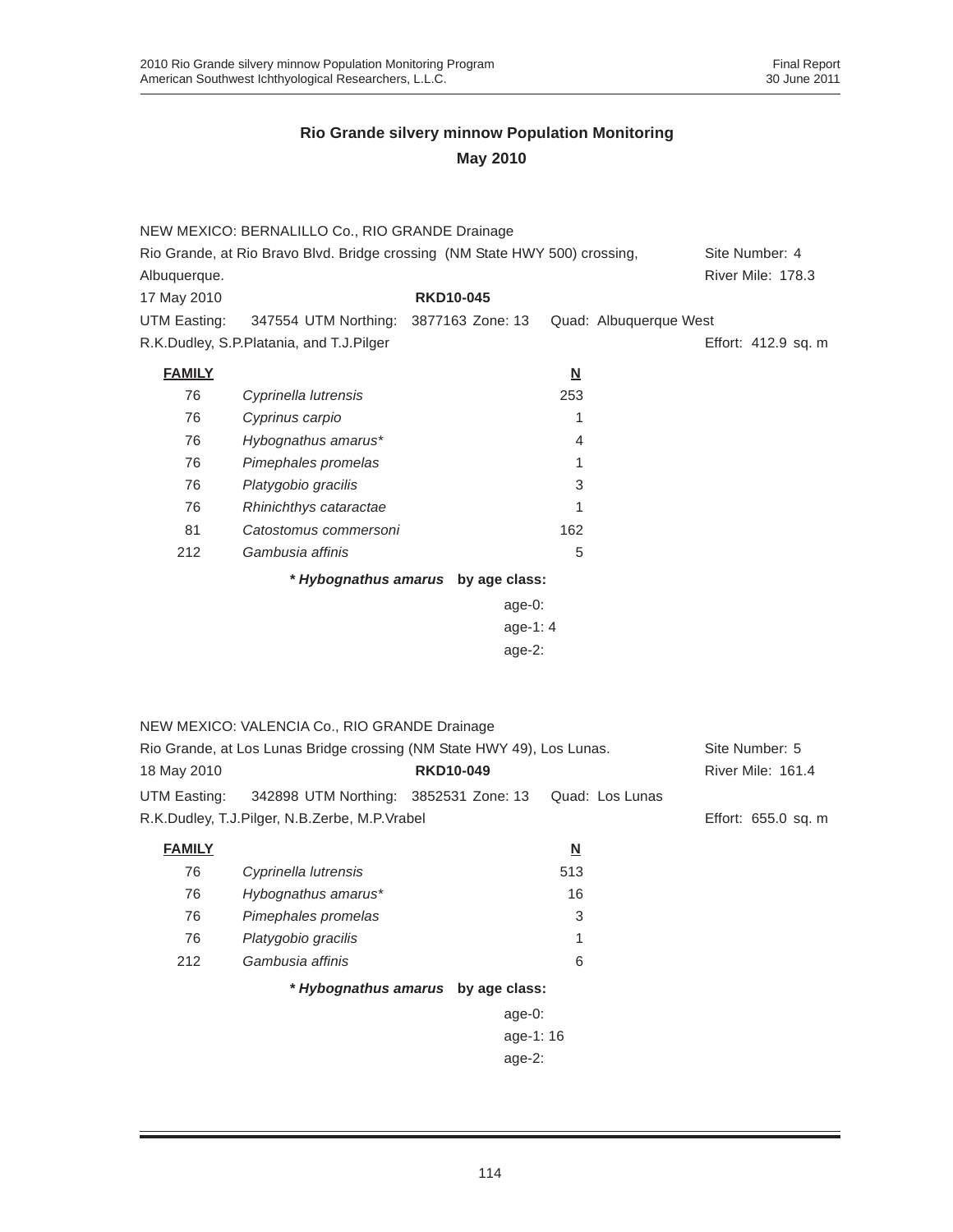# Rio Grande silvery minnow Population Monitoring
## May 2010

NEW MEXICO: BERNALILLO Co., RIO GRANDE Drainage
Rio Grande, at Rio Bravo Blvd. Bridge crossing (NM State HWY 500) crossing, Albuquerque. — Site Number: 4, River Mile: 178.3
17 May 2010 — **RKD10-045**
UTM Easting: 347554 UTM Northing: 3877163 Zone: 13 Quad: Albuquerque West
R.K.Dudley, S.P.Platania, and T.J.Pilger — Effort: 412.9 sq. m

| FAMILY | | N |
|---|---|---|
| 76 | *Cyprinella lutrensis* | 253 |
| 76 | *Cyprinus carpio* | 1 |
| 76 | *Hybognathus amarus** | 4 |
| 76 | *Pimephales promelas* | 1 |
| 76 | *Platygobio gracilis* | 3 |
| 76 | *Rhinichthys cataractae* | 1 |
| 81 | *Catostomus commersoni* | 162 |
| 212 | *Gambusia affinis* | 5 |

***Hybognathus amarus* by age class:**

age-0:
age-1: 4
age-2:

NEW MEXICO: VALENCIA Co., RIO GRANDE Drainage
Rio Grande, at Los Lunas Bridge crossing (NM State HWY 49), Los Lunas. — Site Number: 5
18 May 2010 — **RKD10-049** — River Mile: 161.4
UTM Easting: 342898 UTM Northing: 3852531 Zone: 13 Quad: Los Lunas
R.K.Dudley, T.J.Pilger, N.B.Zerbe, M.P.Vrabel — Effort: 655.0 sq. m

| FAMILY | | N |
|---|---|---|
| 76 | *Cyprinella lutrensis* | 513 |
| 76 | *Hybognathus amarus** | 16 |
| 76 | *Pimephales promelas* | 3 |
| 76 | *Platygobio gracilis* | 1 |
| 212 | *Gambusia affinis* | 6 |

***Hybognathus amarus* by age class:**

age-0:
age-1: 16
age-2: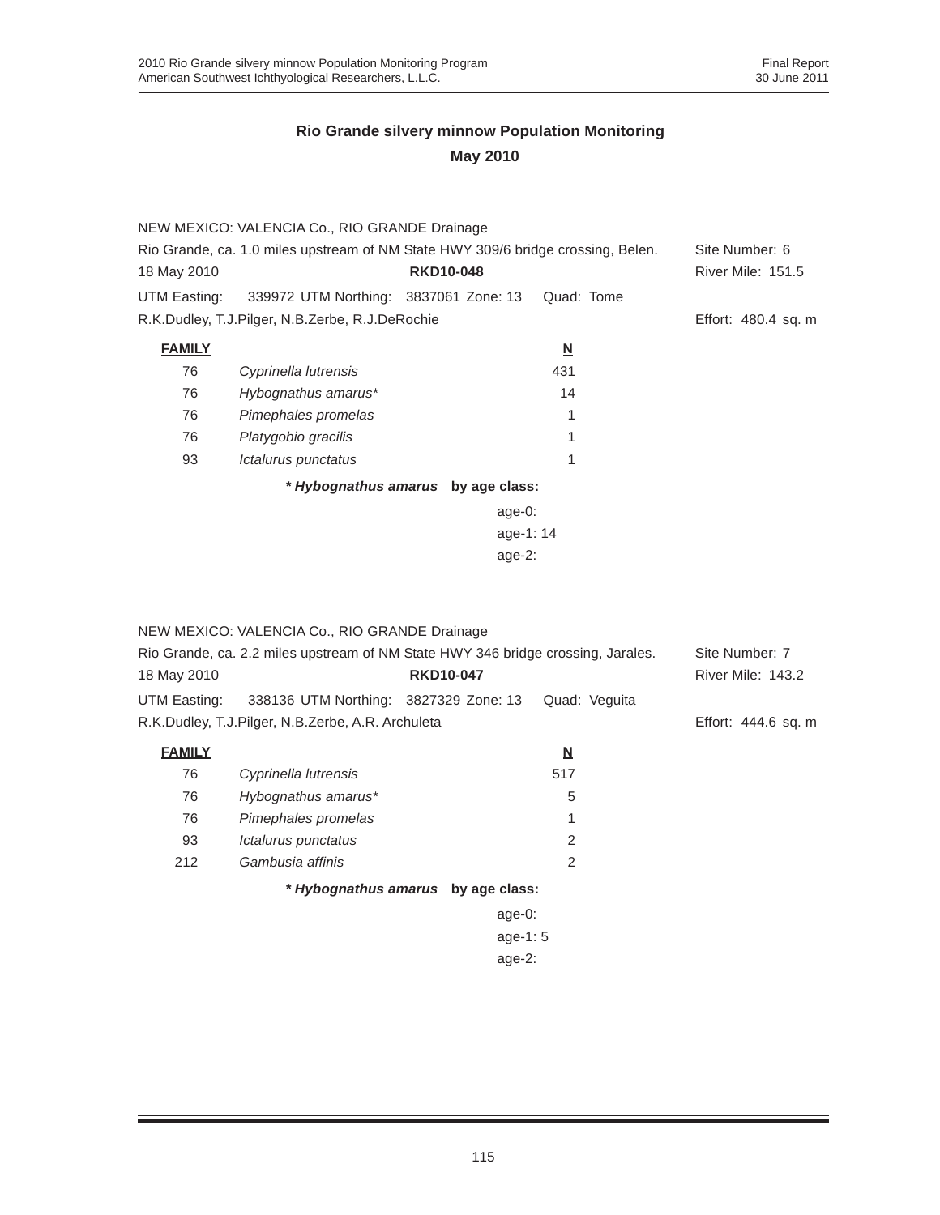## Rio Grande silvery minnow Population Monitoring

### May 2010

NEW MEXICO: VALENCIA Co., RIO GRANDE Drainage

Rio Grande, ca. 1.0 miles upstream of NM State HWY 309/6 bridge crossing, Belen. Site Number: 6

18 May 2010 **RKD10-048** River Mile: 151.5

UTM Easting: 339972 UTM Northing: 3837061 Zone: 13 Quad: Tome

R.K.Dudley, T.J.Pilger, N.B.Zerbe, R.J.DeRochie Effort: 480.4 sq. m

| FAMILY | | N |
|---|---|---|
| 76 | *Cyprinella lutrensis* | 431 |
| 76 | *Hybognathus amarus** | 14 |
| 76 | *Pimephales promelas* | 1 |
| 76 | *Platygobio gracilis* | 1 |
| 93 | *Ictalurus punctatus* | 1 |

***Hybognathus amarus* by age class:**

age-0:
age-1: 14
age-2:

NEW MEXICO: VALENCIA Co., RIO GRANDE Drainage

Rio Grande, ca. 2.2 miles upstream of NM State HWY 346 bridge crossing, Jarales. Site Number: 7

18 May 2010 **RKD10-047** River Mile: 143.2

UTM Easting: 338136 UTM Northing: 3827329 Zone: 13 Quad: Veguita

R.K.Dudley, T.J.Pilger, N.B.Zerbe, A.R. Archuleta Effort: 444.6 sq. m

| FAMILY | | N |
|---|---|---|
| 76 | *Cyprinella lutrensis* | 517 |
| 76 | *Hybognathus amarus** | 5 |
| 76 | *Pimephales promelas* | 1 |
| 93 | *Ictalurus punctatus* | 2 |
| 212 | *Gambusia affinis* | 2 |

***Hybognathus amarus* by age class:**

age-0:
age-1: 5
age-2: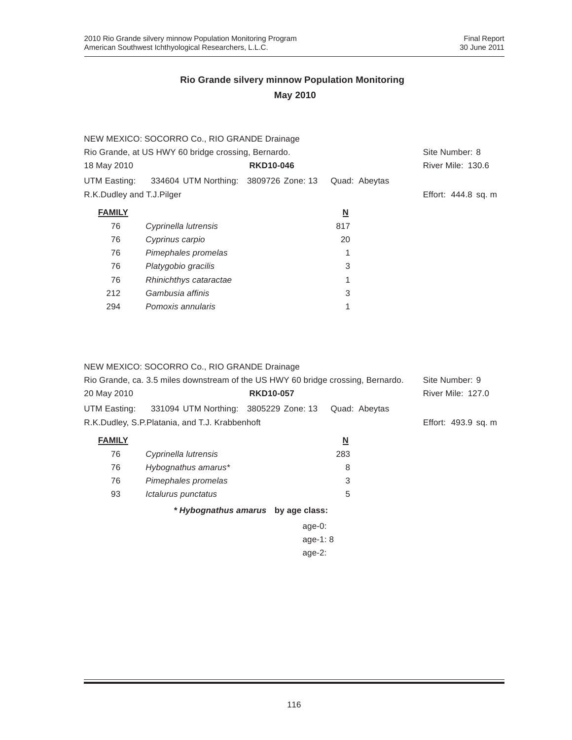## Rio Grande silvery minnow Population Monitoring

## May 2010

NEW MEXICO: SOCORRO Co., RIO GRANDE Drainage

Rio Grande, at US HWY 60 bridge crossing, Bernardo. Site Number: 8

18 May 2010 **RKD10-046** River Mile: 130.6

UTM Easting: 334604 UTM Northing: 3809726 Zone: 13 Quad: Abeytas

R.K.Dudley and T.J.Pilger Effort: 444.8 sq. m

| FAMILY | | N |
|---|---|---|
| 76 | *Cyprinella lutrensis* | 817 |
| 76 | *Cyprinus carpio* | 20 |
| 76 | *Pimephales promelas* | 1 |
| 76 | *Platygobio gracilis* | 3 |
| 76 | *Rhinichthys cataractae* | 1 |
| 212 | *Gambusia affinis* | 3 |
| 294 | *Pomoxis annularis* | 1 |

NEW MEXICO: SOCORRO Co., RIO GRANDE Drainage

Rio Grande, ca. 3.5 miles downstream of the US HWY 60 bridge crossing, Bernardo. Site Number: 9

20 May 2010 **RKD10-057** River Mile: 127.0

UTM Easting: 331094 UTM Northing: 3805229 Zone: 13 Quad: Abeytas

R.K.Dudley, S.P.Platania, and T.J. Krabbenhoft Effort: 493.9 sq. m

| FAMILY | | N |
|---|---|---|
| 76 | *Cyprinella lutrensis* | 283 |
| 76 | *Hybognathus amarus** | 8 |
| 76 | *Pimephales promelas* | 3 |
| 93 | *Ictalurus punctatus* | 5 |

***Hybognathus amarus* by age class:**

age-0:
age-1: 8
age-2: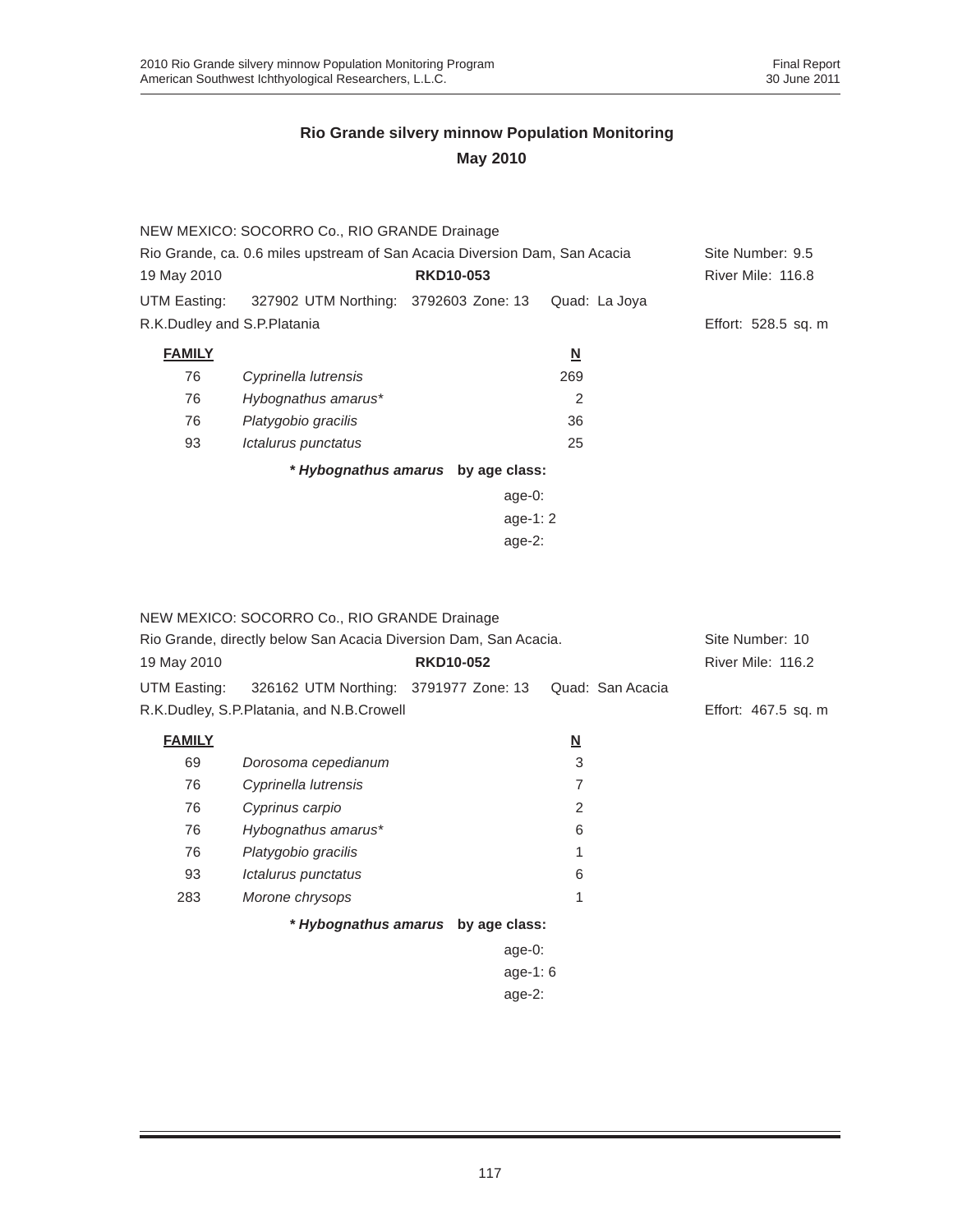## Rio Grande silvery minnow Population Monitoring
### May 2010

NEW MEXICO: SOCORRO Co., RIO GRANDE Drainage
Rio Grande, ca. 0.6 miles upstream of San Acacia Diversion Dam, San Acacia — Site Number: 9.5
19 May 2010 — **RKD10-053** — River Mile: 116.8
UTM Easting: 327902 UTM Northing: 3792603 Zone: 13 Quad: La Joya
R.K.Dudley and S.P.Platania — Effort: 528.5 sq. m

| **FAMILY** | | **N** |
|---|---|---|
| 76 | *Cyprinella lutrensis* | 269 |
| 76 | *Hybognathus amarus** | 2 |
| 76 | *Platygobio gracilis* | 36 |
| 93 | *Ictalurus punctatus* | 25 |

***Hybognathus amarus* by age class:**

age-0:
age-1: 2
age-2:

NEW MEXICO: SOCORRO Co., RIO GRANDE Drainage
Rio Grande, directly below San Acacia Diversion Dam, San Acacia. — Site Number: 10
19 May 2010 — **RKD10-052** — River Mile: 116.2
UTM Easting: 326162 UTM Northing: 3791977 Zone: 13 Quad: San Acacia
R.K.Dudley, S.P.Platania, and N.B.Crowell — Effort: 467.5 sq. m

| **FAMILY** | | **N** |
|---|---|---|
| 69 | *Dorosoma cepedianum* | 3 |
| 76 | *Cyprinella lutrensis* | 7 |
| 76 | *Cyprinus carpio* | 2 |
| 76 | *Hybognathus amarus** | 6 |
| 76 | *Platygobio gracilis* | 1 |
| 93 | *Ictalurus punctatus* | 6 |
| 283 | *Morone chrysops* | 1 |

***Hybognathus amarus* by age class:**

age-0:
age-1: 6
age-2: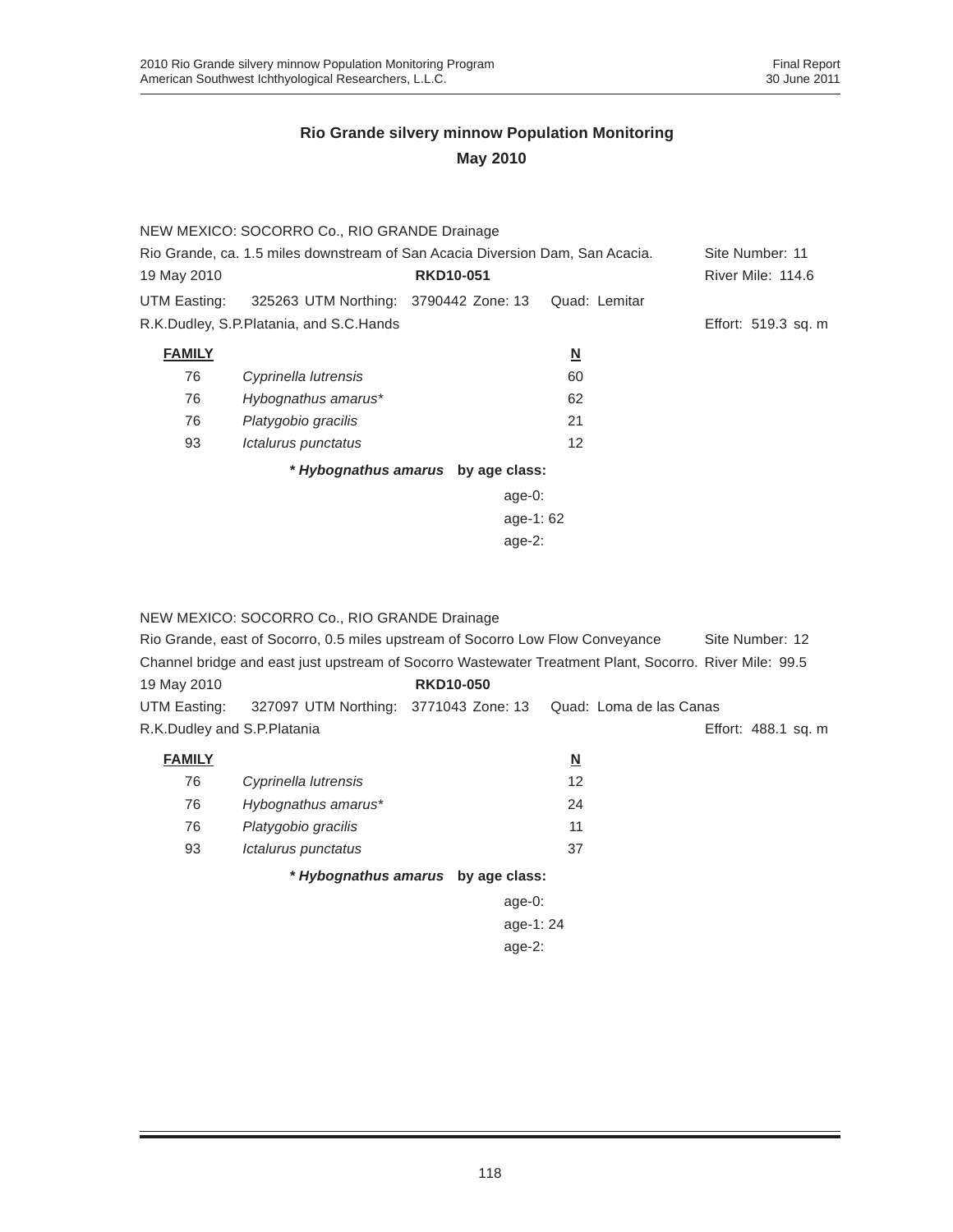# Rio Grande silvery minnow Population Monitoring

## May 2010

NEW MEXICO: SOCORRO Co., RIO GRANDE Drainage
Rio Grande, ca. 1.5 miles downstream of San Acacia Diversion Dam, San Acacia. Site Number: 11
19 May 2010 **RKD10-051** River Mile: 114.6
UTM Easting: 325263 UTM Northing: 3790442 Zone: 13 Quad: Lemitar
R.K.Dudley, S.P.Platania, and S.C.Hands Effort: 519.3 sq. m

| FAMILY | | N |
|---|---|---|
| 76 | *Cyprinella lutrensis* | 60 |
| 76 | *Hybognathus amarus** | 62 |
| 76 | *Platygobio gracilis* | 21 |
| 93 | *Ictalurus punctatus* | 12 |

***Hybognathus amarus* by age class:**

age-0:
age-1: 62
age-2:

NEW MEXICO: SOCORRO Co., RIO GRANDE Drainage
Rio Grande, east of Socorro, 0.5 miles upstream of Socorro Low Flow Conveyance Site Number: 12
Channel bridge and east just upstream of Socorro Wastewater Treatment Plant, Socorro. River Mile: 99.5
19 May 2010 **RKD10-050**
UTM Easting: 327097 UTM Northing: 3771043 Zone: 13 Quad: Loma de las Canas
R.K.Dudley and S.P.Platania Effort: 488.1 sq. m

| FAMILY | | N |
|---|---|---|
| 76 | *Cyprinella lutrensis* | 12 |
| 76 | *Hybognathus amarus** | 24 |
| 76 | *Platygobio gracilis* | 11 |
| 93 | *Ictalurus punctatus* | 37 |

***Hybognathus amarus* by age class:**

age-0:
age-1: 24
age-2: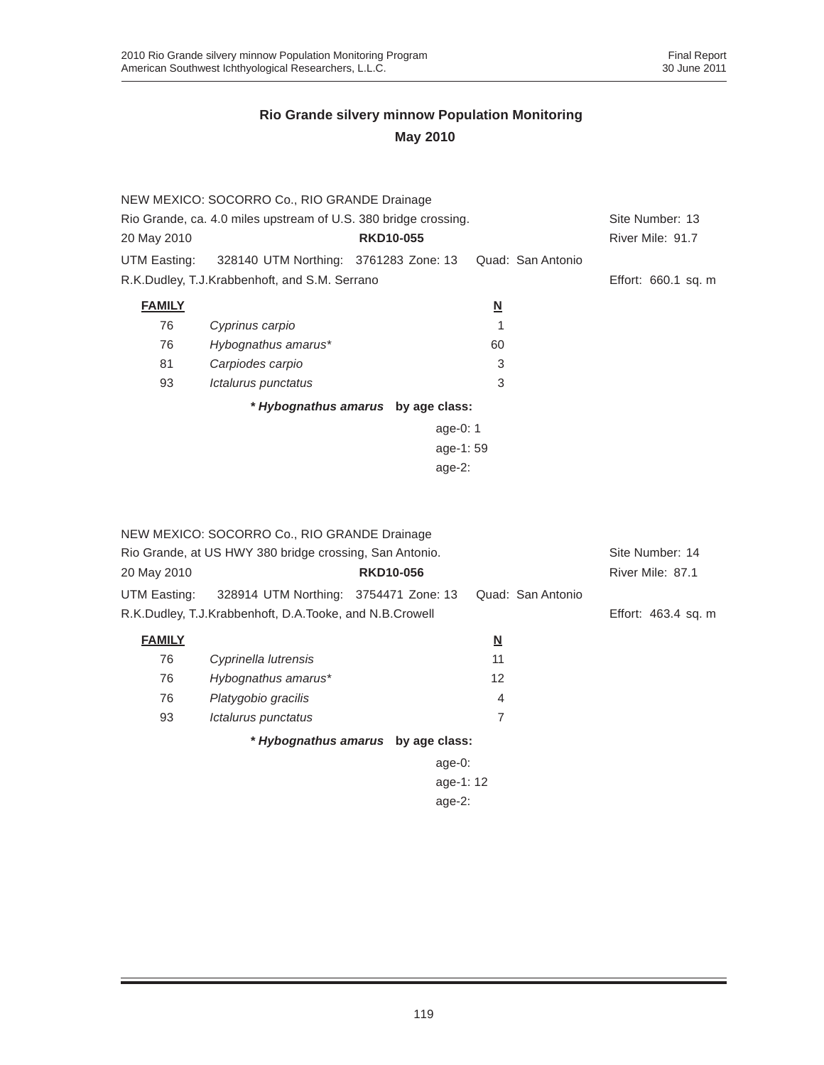## Rio Grande silvery minnow Population Monitoring

### May 2010

NEW MEXICO: SOCORRO Co., RIO GRANDE Drainage

Rio Grande, ca. 4.0 miles upstream of U.S. 380 bridge crossing. Site Number: 13

20 May 2010 **RKD10-055** River Mile: 91.7

UTM Easting: 328140 UTM Northing: 3761283 Zone: 13 Quad: San Antonio

R.K.Dudley, T.J.Krabbenhoft, and S.M. Serrano Effort: 660.1 sq. m

| FAMILY | | N |
|---|---|---|
| 76 | *Cyprinus carpio* | 1 |
| 76 | *Hybognathus amarus** | 60 |
| 81 | *Carpiodes carpio* | 3 |
| 93 | *Ictalurus punctatus* | 3 |

***Hybognathus amarus* by age class:**

age-0: 1
age-1: 59
age-2:

NEW MEXICO: SOCORRO Co., RIO GRANDE Drainage

Rio Grande, at US HWY 380 bridge crossing, San Antonio. Site Number: 14

20 May 2010 **RKD10-056** River Mile: 87.1

UTM Easting: 328914 UTM Northing: 3754471 Zone: 13 Quad: San Antonio

R.K.Dudley, T.J.Krabbenhoft, D.A.Tooke, and N.B.Crowell Effort: 463.4 sq. m

| FAMILY | | N |
|---|---|---|
| 76 | *Cyprinella lutrensis* | 11 |
| 76 | *Hybognathus amarus** | 12 |
| 76 | *Platygobio gracilis* | 4 |
| 93 | *Ictalurus punctatus* | 7 |

***Hybognathus amarus* by age class:**

age-0:
age-1: 12
age-2: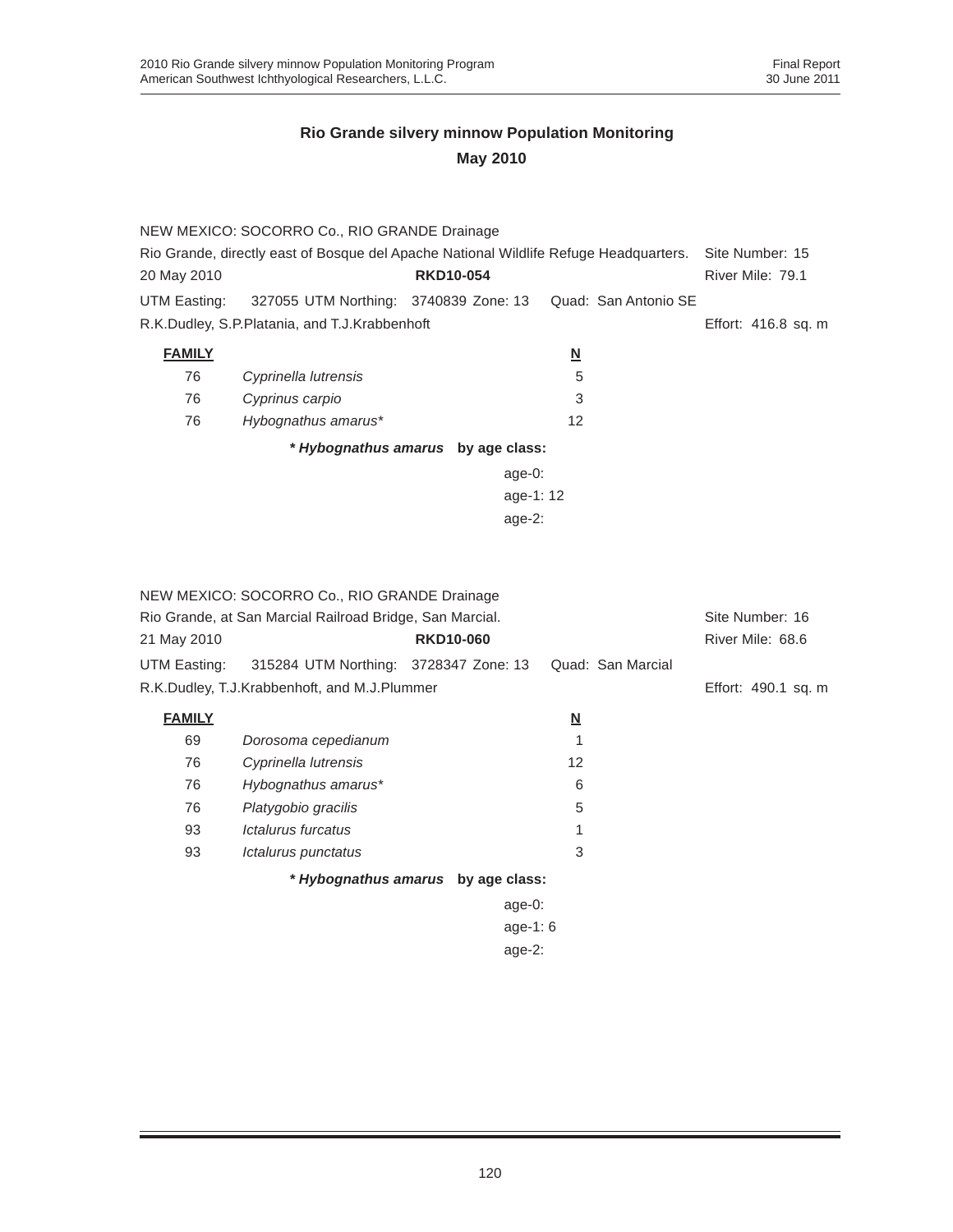## Rio Grande silvery minnow Population Monitoring

### May 2010

NEW MEXICO: SOCORRO Co., RIO GRANDE Drainage
Rio Grande, directly east of Bosque del Apache National Wildlife Refuge Headquarters. Site Number: 15
20 May 2010 **RKD10-054** River Mile: 79.1
UTM Easting: 327055 UTM Northing: 3740839 Zone: 13 Quad: San Antonio SE
R.K.Dudley, S.P.Platania, and T.J.Krabbenhoft Effort: 416.8 sq. m

| FAMILY | | N |
|---|---|---|
| 76 | *Cyprinella lutrensis* | 5 |
| 76 | *Cyprinus carpio* | 3 |
| 76 | *Hybognathus amarus** | 12 |

***Hybognathus amarus* by age class:**

age-0:
age-1: 12
age-2:

NEW MEXICO: SOCORRO Co., RIO GRANDE Drainage
Rio Grande, at San Marcial Railroad Bridge, San Marcial. Site Number: 16
21 May 2010 **RKD10-060** River Mile: 68.6
UTM Easting: 315284 UTM Northing: 3728347 Zone: 13 Quad: San Marcial
R.K.Dudley, T.J.Krabbenhoft, and M.J.Plummer Effort: 490.1 sq. m

| FAMILY | | N |
|---|---|---|
| 69 | *Dorosoma cepedianum* | 1 |
| 76 | *Cyprinella lutrensis* | 12 |
| 76 | *Hybognathus amarus** | 6 |
| 76 | *Platygobio gracilis* | 5 |
| 93 | *Ictalurus furcatus* | 1 |
| 93 | *Ictalurus punctatus* | 3 |

***Hybognathus amarus* by age class:**

age-0:
age-1: 6
age-2: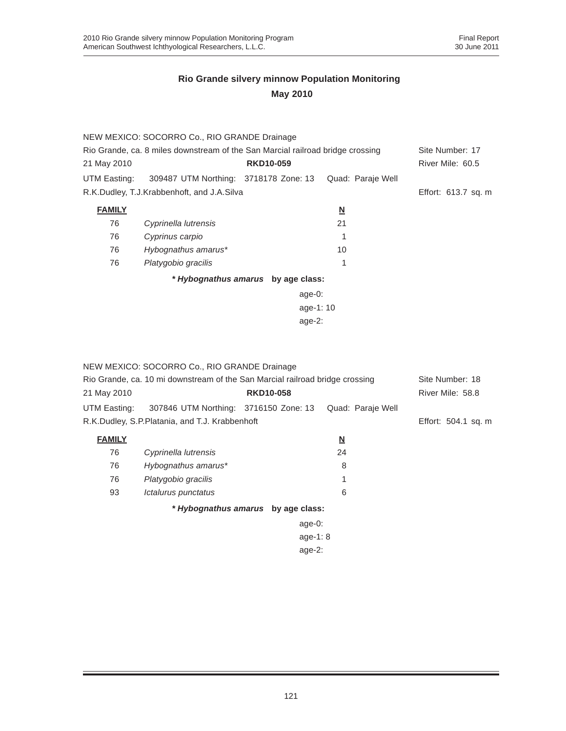## Rio Grande silvery minnow Population Monitoring

## May 2010

NEW MEXICO: SOCORRO Co., RIO GRANDE Drainage

Rio Grande, ca. 8 miles downstream of the San Marcial railroad bridge crossing — Site Number: 17

21 May 2010 — **RKD10-059** — River Mile: 60.5

UTM Easting: 309487 UTM Northing: 3718178 Zone: 13 Quad: Paraje Well

R.K.Dudley, T.J.Krabbenhoft, and J.A.Silva — Effort: 613.7 sq. m

| **FAMILY** | | **N** |
|---|---|---|
| 76 | *Cyprinella lutrensis* | 21 |
| 76 | *Cyprinus carpio* | 1 |
| 76 | *Hybognathus amarus** | 10 |
| 76 | *Platygobio gracilis* | 1 |

***Hybognathus amarus* by age class:**

age-0:
age-1: 10
age-2:

NEW MEXICO: SOCORRO Co., RIO GRANDE Drainage

Rio Grande, ca. 10 mi downstream of the San Marcial railroad bridge crossing — Site Number: 18

21 May 2010 — **RKD10-058** — River Mile: 58.8

UTM Easting: 307846 UTM Northing: 3716150 Zone: 13 Quad: Paraje Well

R.K.Dudley, S.P.Platania, and T.J. Krabbenhoft — Effort: 504.1 sq. m

| **FAMILY** | | **N** |
|---|---|---|
| 76 | *Cyprinella lutrensis* | 24 |
| 76 | *Hybognathus amarus** | 8 |
| 76 | *Platygobio gracilis* | 1 |
| 93 | *Ictalurus punctatus* | 6 |

***Hybognathus amarus* by age class:**

age-0:
age-1: 8
age-2: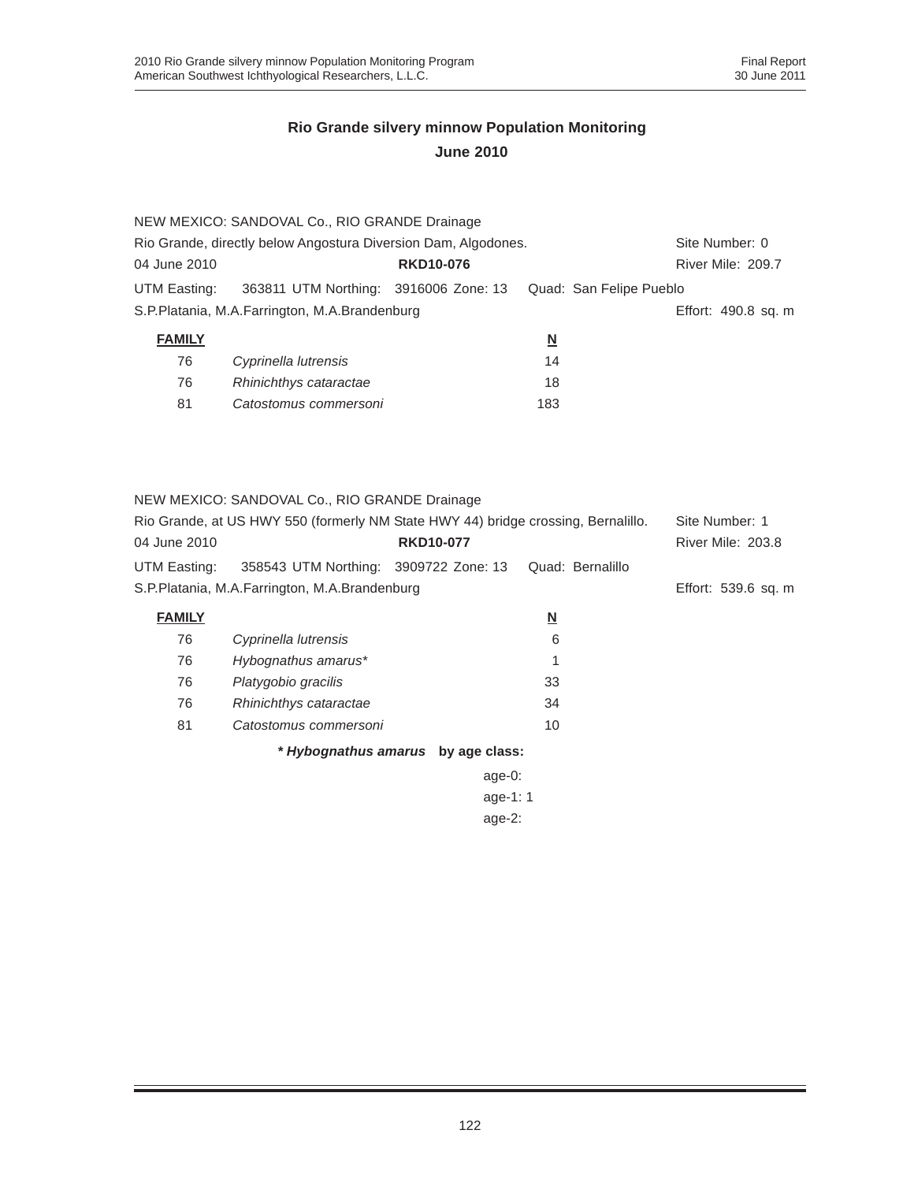## Rio Grande silvery minnow Population Monitoring
## June 2010

NEW MEXICO: SANDOVAL Co., RIO GRANDE Drainage

Rio Grande, directly below Angostura Diversion Dam, Algodones. Site Number: 0

04 June 2010 **RKD10-076** River Mile: 209.7

UTM Easting: 363811 UTM Northing: 3916006 Zone: 13 Quad: San Felipe Pueblo

S.P.Platania, M.A.Farrington, M.A.Brandenburg Effort: 490.8 sq. m

| FAMILY | | N |
|---|---|---|
| 76 | *Cyprinella lutrensis* | 14 |
| 76 | *Rhinichthys cataractae* | 18 |
| 81 | *Catostomus commersoni* | 183 |

NEW MEXICO: SANDOVAL Co., RIO GRANDE Drainage

Rio Grande, at US HWY 550 (formerly NM State HWY 44) bridge crossing, Bernalillo. Site Number: 1

04 June 2010 **RKD10-077** River Mile: 203.8

UTM Easting: 358543 UTM Northing: 3909722 Zone: 13 Quad: Bernalillo

S.P.Platania, M.A.Farrington, M.A.Brandenburg Effort: 539.6 sq. m

| FAMILY | | N |
|---|---|---|
| 76 | *Cyprinella lutrensis* | 6 |
| 76 | *Hybognathus amarus** | 1 |
| 76 | *Platygobio gracilis* | 33 |
| 76 | *Rhinichthys cataractae* | 34 |
| 81 | *Catostomus commersoni* | 10 |

***Hybognathus amarus* by age class:**

age-0:
age-1: 1
age-2: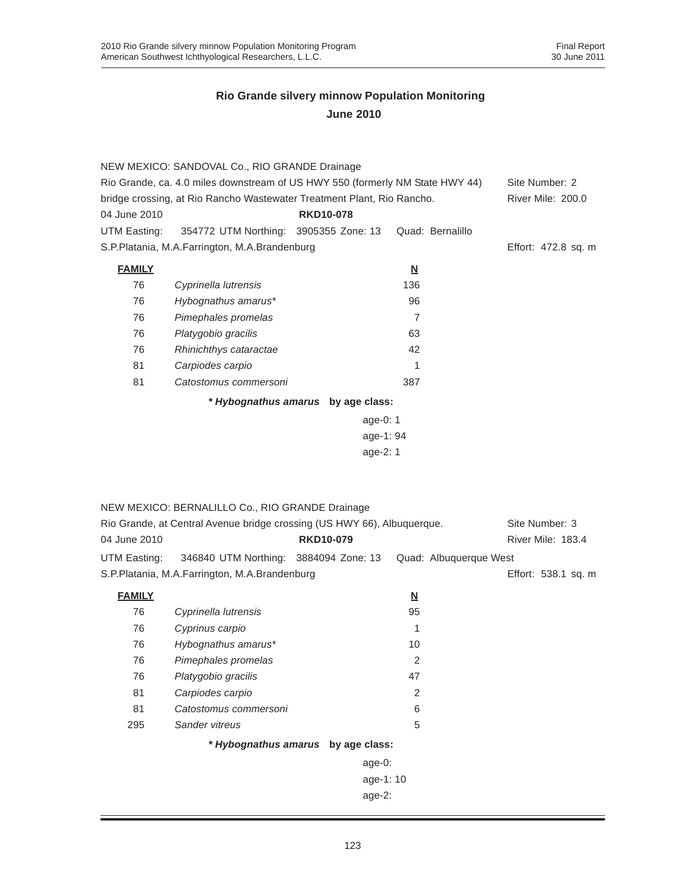# Rio Grande silvery minnow Population Monitoring

## June 2010

NEW MEXICO: SANDOVAL Co., RIO GRANDE Drainage
Rio Grande, ca. 4.0 miles downstream of US HWY 550 (formerly NM State HWY 44) bridge crossing, at Rio Rancho Wastewater Treatment Plant, Rio Rancho. Site Number: 2
River Mile: 200.0
04 June 2010 **RKD10-078**
UTM Easting: 354772 UTM Northing: 3905355 Zone: 13 Quad: Bernalillo
S.P.Platania, M.A.Farrington, M.A.Brandenburg Effort: 472.8 sq. m

| FAMILY | | N |
|---|---|---|
| 76 | *Cyprinella lutrensis* | 136 |
| 76 | *Hybognathus amarus** | 96 |
| 76 | *Pimephales promelas* | 7 |
| 76 | *Platygobio gracilis* | 63 |
| 76 | *Rhinichthys cataractae* | 42 |
| 81 | *Carpiodes carpio* | 1 |
| 81 | *Catostomus commersoni* | 387 |

**\* *Hybognathus amarus* by age class:**

age-0: 1
age-1: 94
age-2: 1

NEW MEXICO: BERNALILLO Co., RIO GRANDE Drainage
Rio Grande, at Central Avenue bridge crossing (US HWY 66), Albuquerque. Site Number: 3
04 June 2010 **RKD10-079** River Mile: 183.4
UTM Easting: 346840 UTM Northing: 3884094 Zone: 13 Quad: Albuquerque West
S.P.Platania, M.A.Farrington, M.A.Brandenburg Effort: 538.1 sq. m

| FAMILY | | N |
|---|---|---|
| 76 | *Cyprinella lutrensis* | 95 |
| 76 | *Cyprinus carpio* | 1 |
| 76 | *Hybognathus amarus** | 10 |
| 76 | *Pimephales promelas* | 2 |
| 76 | *Platygobio gracilis* | 47 |
| 81 | *Carpiodes carpio* | 2 |
| 81 | *Catostomus commersoni* | 6 |
| 295 | *Sander vitreus* | 5 |

**\* *Hybognathus amarus* by age class:**

age-0:
age-1: 10
age-2: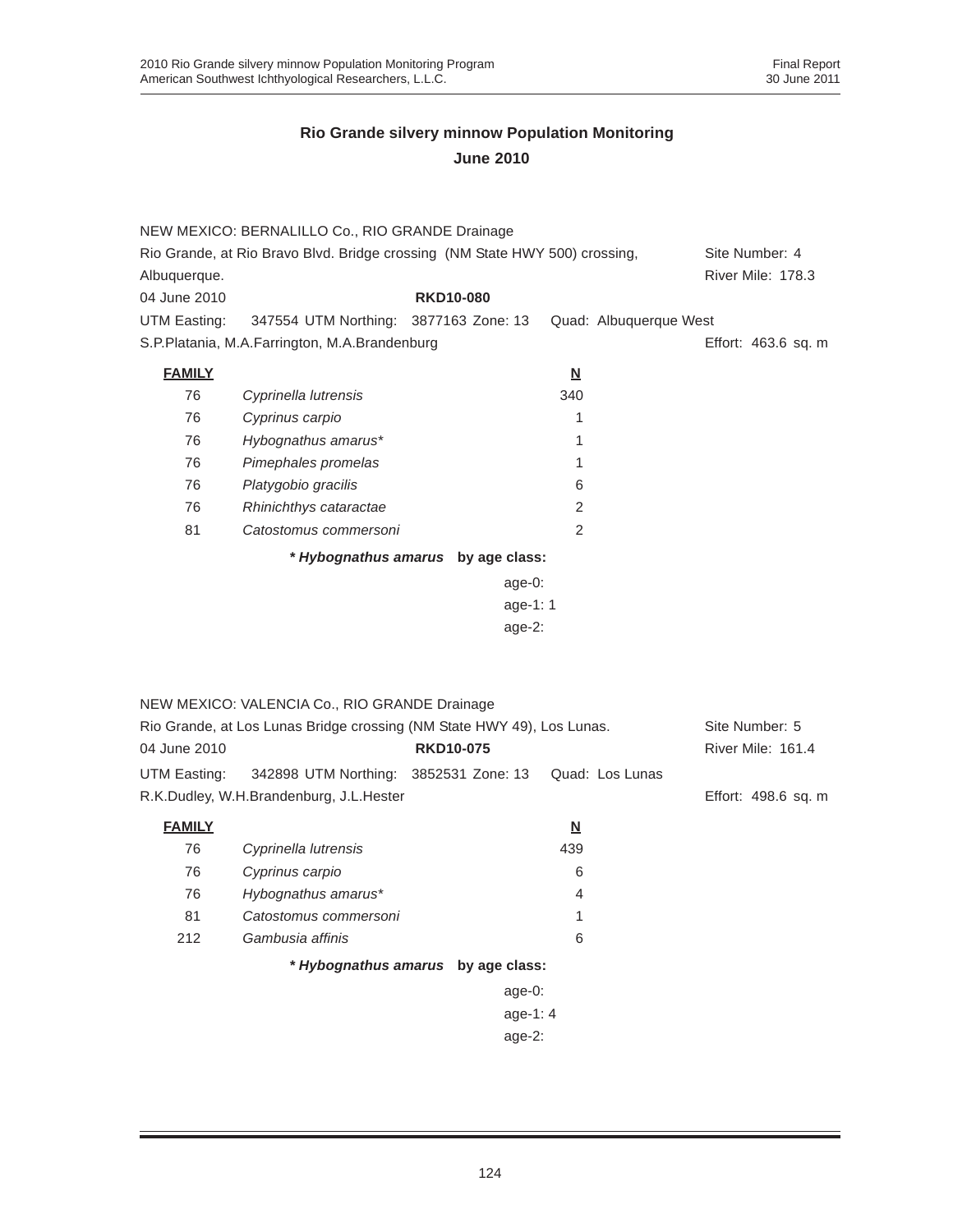## Rio Grande silvery minnow Population Monitoring

## June 2010

NEW MEXICO: BERNALILLO Co., RIO GRANDE Drainage
Rio Grande, at Rio Bravo Blvd. Bridge crossing (NM State HWY 500) crossing, Albuquerque. Site Number: 4
River Mile: 178.3
04 June 2010 **RKD10-080**
UTM Easting: 347554 UTM Northing: 3877163 Zone: 13 Quad: Albuquerque West
S.P.Platania, M.A.Farrington, M.A.Brandenburg Effort: 463.6 sq. m

| FAMILY | | N |
|---|---|---|
| 76 | *Cyprinella lutrensis* | 340 |
| 76 | *Cyprinus carpio* | 1 |
| 76 | *Hybognathus amarus** | 1 |
| 76 | *Pimephales promelas* | 1 |
| 76 | *Platygobio gracilis* | 6 |
| 76 | *Rhinichthys cataractae* | 2 |
| 81 | *Catostomus commersoni* | 2 |

***Hybognathus amarus* by age class:**

age-0:
age-1: 1
age-2:

NEW MEXICO: VALENCIA Co., RIO GRANDE Drainage
Rio Grande, at Los Lunas Bridge crossing (NM State HWY 49), Los Lunas. Site Number: 5
04 June 2010 **RKD10-075** River Mile: 161.4
UTM Easting: 342898 UTM Northing: 3852531 Zone: 13 Quad: Los Lunas
R.K.Dudley, W.H.Brandenburg, J.L.Hester Effort: 498.6 sq. m

| FAMILY | | N |
|---|---|---|
| 76 | *Cyprinella lutrensis* | 439 |
| 76 | *Cyprinus carpio* | 6 |
| 76 | *Hybognathus amarus** | 4 |
| 81 | *Catostomus commersoni* | 1 |
| 212 | *Gambusia affinis* | 6 |

***Hybognathus amarus* by age class:**

age-0:
age-1: 4
age-2: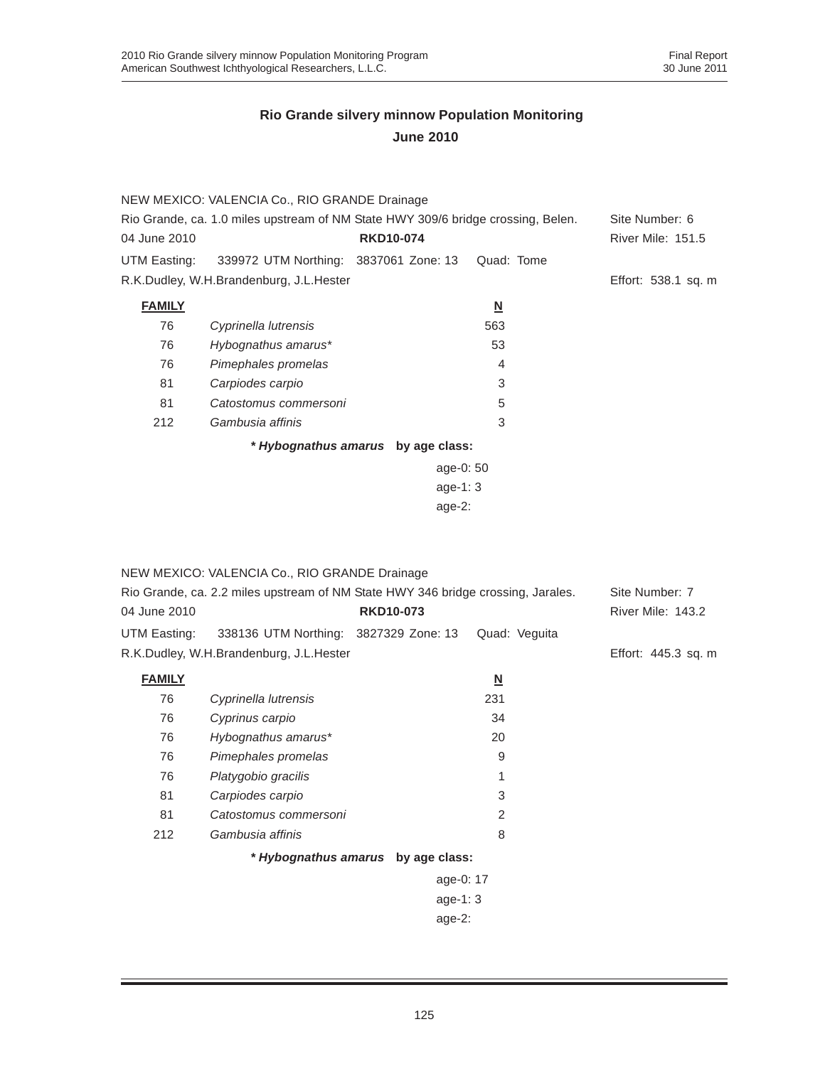## Rio Grande silvery minnow Population Monitoring
## June 2010

NEW MEXICO: VALENCIA Co., RIO GRANDE Drainage

Rio Grande, ca. 1.0 miles upstream of NM State HWY 309/6 bridge crossing, Belen. Site Number: 6

04 June 2010 **RKD10-074** River Mile: 151.5

UTM Easting: 339972 UTM Northing: 3837061 Zone: 13 Quad: Tome

R.K.Dudley, W.H.Brandenburg, J.L.Hester Effort: 538.1 sq. m

| **FAMILY** | | **N** |
|---|---|---|
| 76 | *Cyprinella lutrensis* | 563 |
| 76 | *Hybognathus amarus** | 53 |
| 76 | *Pimephales promelas* | 4 |
| 81 | *Carpiodes carpio* | 3 |
| 81 | *Catostomus commersoni* | 5 |
| 212 | *Gambusia affinis* | 3 |

**\* *Hybognathus amarus* by age class:**

age-0: 50
age-1: 3
age-2:

NEW MEXICO: VALENCIA Co., RIO GRANDE Drainage

Rio Grande, ca. 2.2 miles upstream of NM State HWY 346 bridge crossing, Jarales. Site Number: 7

04 June 2010 **RKD10-073** River Mile: 143.2

UTM Easting: 338136 UTM Northing: 3827329 Zone: 13 Quad: Veguita

R.K.Dudley, W.H.Brandenburg, J.L.Hester Effort: 445.3 sq. m

| **FAMILY** | | **N** |
|---|---|---|
| 76 | *Cyprinella lutrensis* | 231 |
| 76 | *Cyprinus carpio* | 34 |
| 76 | *Hybognathus amarus** | 20 |
| 76 | *Pimephales promelas* | 9 |
| 76 | *Platygobio gracilis* | 1 |
| 81 | *Carpiodes carpio* | 3 |
| 81 | *Catostomus commersoni* | 2 |
| 212 | *Gambusia affinis* | 8 |

**\* *Hybognathus amarus* by age class:**

age-0: 17
age-1: 3
age-2: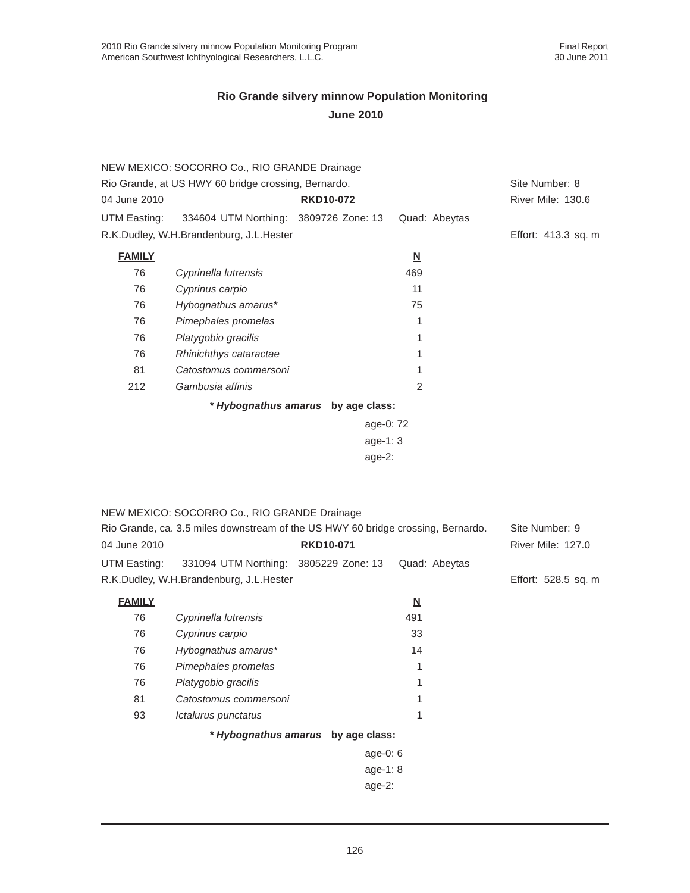## Rio Grande silvery minnow Population Monitoring
## June 2010

NEW MEXICO: SOCORRO Co., RIO GRANDE Drainage
Rio Grande, at US HWY 60 bridge crossing, Bernardo. Site Number: 8
04 June 2010 **RKD10-072** River Mile: 130.6
UTM Easting: 334604 UTM Northing: 3809726 Zone: 13 Quad: Abeytas
R.K.Dudley, W.H.Brandenburg, J.L.Hester Effort: 413.3 sq. m

| **FAMILY** | | **N** |
|---|---|---|
| 76 | *Cyprinella lutrensis* | 469 |
| 76 | *Cyprinus carpio* | 11 |
| 76 | *Hybognathus amarus** | 75 |
| 76 | *Pimephales promelas* | 1 |
| 76 | *Platygobio gracilis* | 1 |
| 76 | *Rhinichthys cataractae* | 1 |
| 81 | *Catostomus commersoni* | 1 |
| 212 | *Gambusia affinis* | 2 |

***Hybognathus amarus* by age class:**
age-0: 72
age-1: 3
age-2:

NEW MEXICO: SOCORRO Co., RIO GRANDE Drainage
Rio Grande, ca. 3.5 miles downstream of the US HWY 60 bridge crossing, Bernardo. Site Number: 9
04 June 2010 **RKD10-071** River Mile: 127.0
UTM Easting: 331094 UTM Northing: 3805229 Zone: 13 Quad: Abeytas
R.K.Dudley, W.H.Brandenburg, J.L.Hester Effort: 528.5 sq. m

| **FAMILY** | | **N** |
|---|---|---|
| 76 | *Cyprinella lutrensis* | 491 |
| 76 | *Cyprinus carpio* | 33 |
| 76 | *Hybognathus amarus** | 14 |
| 76 | *Pimephales promelas* | 1 |
| 76 | *Platygobio gracilis* | 1 |
| 81 | *Catostomus commersoni* | 1 |
| 93 | *Ictalurus punctatus* | 1 |

***Hybognathus amarus* by age class:**
age-0: 6
age-1: 8
age-2: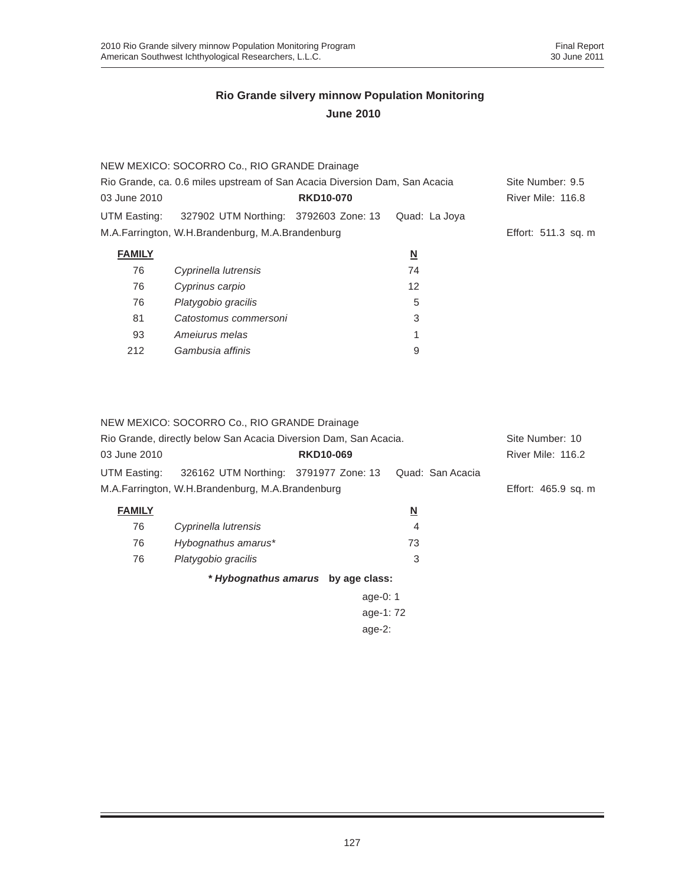## Rio Grande silvery minnow Population Monitoring
## June 2010

NEW MEXICO: SOCORRO Co., RIO GRANDE Drainage
Rio Grande, ca. 0.6 miles upstream of San Acacia Diversion Dam, San Acacia — Site Number: 9.5
03 June 2010 — **RKD10-070** — River Mile: 116.8
UTM Easting: 327902 UTM Northing: 3792603 Zone: 13 Quad: La Joya
M.A.Farrington, W.H.Brandenburg, M.A.Brandenburg — Effort: 511.3 sq. m

| **FAMILY** | | **N** |
|---|---|---|
| 76 | *Cyprinella lutrensis* | 74 |
| 76 | *Cyprinus carpio* | 12 |
| 76 | *Platygobio gracilis* | 5 |
| 81 | *Catostomus commersoni* | 3 |
| 93 | *Ameiurus melas* | 1 |
| 212 | *Gambusia affinis* | 9 |

NEW MEXICO: SOCORRO Co., RIO GRANDE Drainage
Rio Grande, directly below San Acacia Diversion Dam, San Acacia. — Site Number: 10
03 June 2010 — **RKD10-069** — River Mile: 116.2
UTM Easting: 326162 UTM Northing: 3791977 Zone: 13 Quad: San Acacia
M.A.Farrington, W.H.Brandenburg, M.A.Brandenburg — Effort: 465.9 sq. m

| **FAMILY** | | **N** |
|---|---|---|
| 76 | *Cyprinella lutrensis* | 4 |
| 76 | *Hybognathus amarus** | 73 |
| 76 | *Platygobio gracilis* | 3 |

***Hybognathus amarus* by age class:**

age-0: 1
age-1: 72
age-2: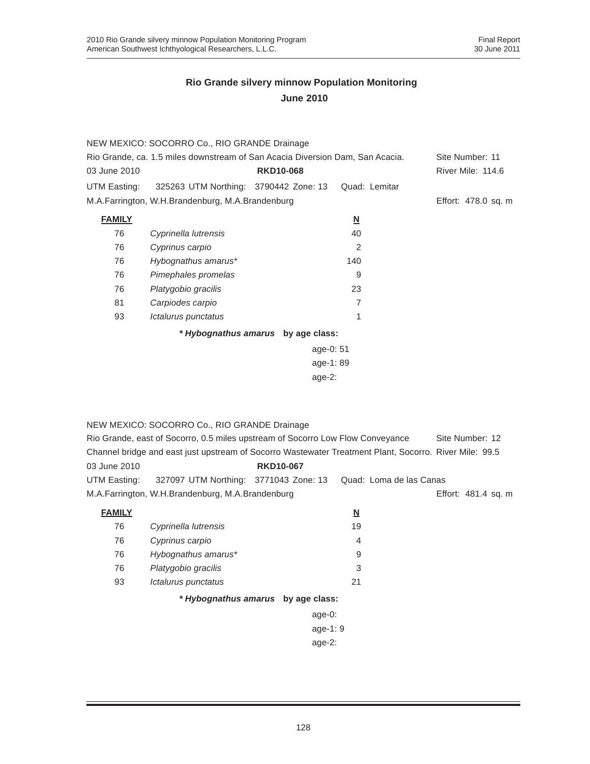## Rio Grande silvery minnow Population Monitoring
## June 2010

NEW MEXICO: SOCORRO Co., RIO GRANDE Drainage
Rio Grande, ca. 1.5 miles downstream of San Acacia Diversion Dam, San Acacia. Site Number: 11
03 June 2010 **RKD10-068** River Mile: 114.6
UTM Easting: 325263 UTM Northing: 3790442 Zone: 13 Quad: Lemitar
M.A.Farrington, W.H.Brandenburg, M.A.Brandenburg Effort: 478.0 sq. m

| FAMILY | | N |
|---|---|---|
| 76 | *Cyprinella lutrensis* | 40 |
| 76 | *Cyprinus carpio* | 2 |
| 76 | *Hybognathus amarus** | 140 |
| 76 | *Pimephales promelas* | 9 |
| 76 | *Platygobio gracilis* | 23 |
| 81 | *Carpiodes carpio* | 7 |
| 93 | *Ictalurus punctatus* | 1 |

***Hybognathus amarus* by age class:**

age-0: 51
age-1: 89
age-2:

NEW MEXICO: SOCORRO Co., RIO GRANDE Drainage
Rio Grande, east of Socorro, 0.5 miles upstream of Socorro Low Flow Conveyance Channel bridge and east just upstream of Socorro Wastewater Treatment Plant, Socorro. Site Number: 12
River Mile: 99.5
03 June 2010 **RKD10-067**
UTM Easting: 327097 UTM Northing: 3771043 Zone: 13 Quad: Loma de las Canas
M.A.Farrington, W.H.Brandenburg, M.A.Brandenburg Effort: 481.4 sq. m

| FAMILY | | N |
|---|---|---|
| 76 | *Cyprinella lutrensis* | 19 |
| 76 | *Cyprinus carpio* | 4 |
| 76 | *Hybognathus amarus** | 9 |
| 76 | *Platygobio gracilis* | 3 |
| 93 | *Ictalurus punctatus* | 21 |

***Hybognathus amarus* by age class:**

age-0:
age-1: 9
age-2: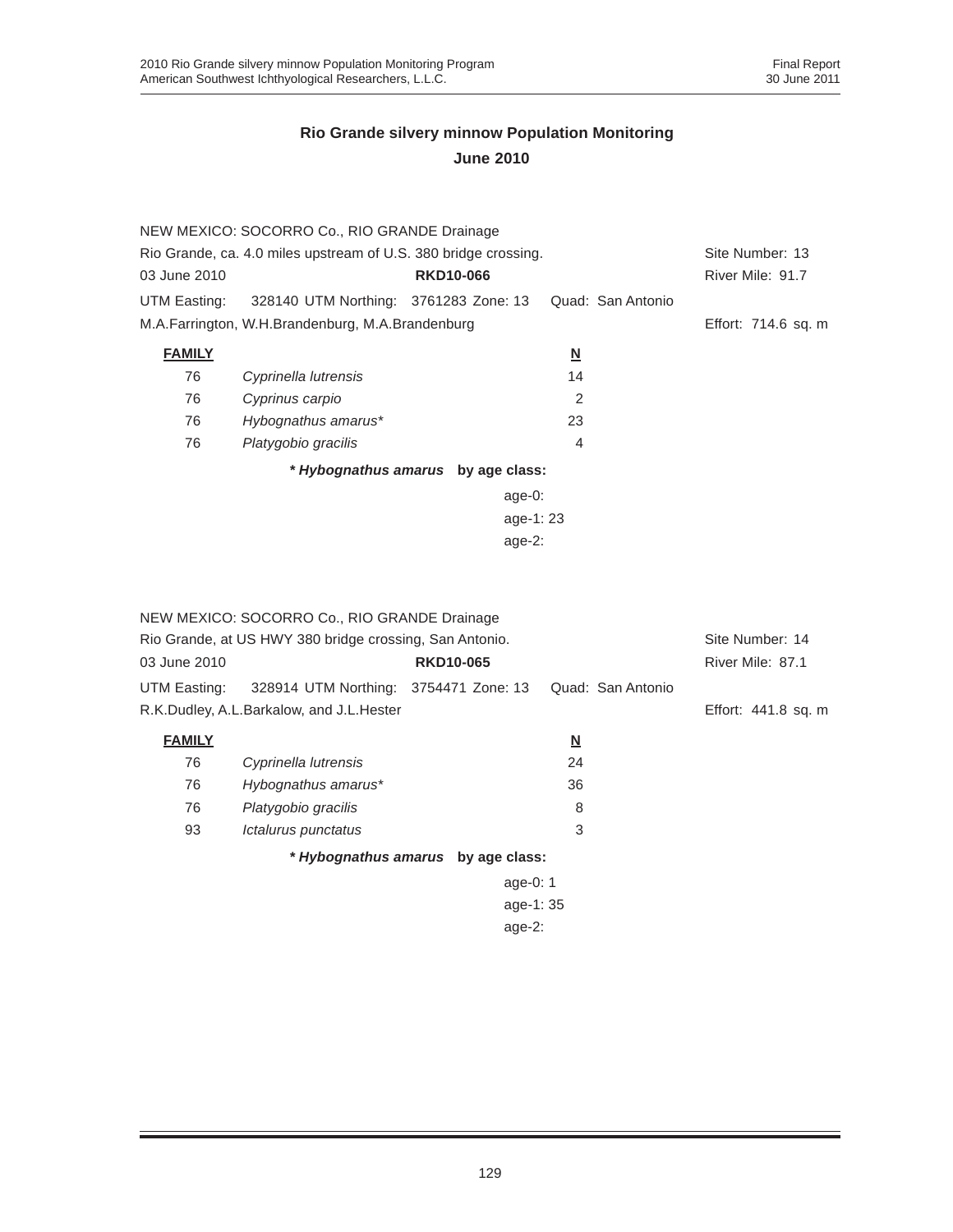## Rio Grande silvery minnow Population Monitoring
## June 2010

NEW MEXICO: SOCORRO Co., RIO GRANDE Drainage
Rio Grande, ca. 4.0 miles upstream of U.S. 380 bridge crossing. Site Number: 13
03 June 2010 **RKD10-066** River Mile: 91.7
UTM Easting: 328140 UTM Northing: 3761283 Zone: 13 Quad: San Antonio
M.A.Farrington, W.H.Brandenburg, M.A.Brandenburg Effort: 714.6 sq. m

| FAMILY | | N |
|---|---|---|
| 76 | *Cyprinella lutrensis* | 14 |
| 76 | *Cyprinus carpio* | 2 |
| 76 | *Hybognathus amarus** | 23 |
| 76 | *Platygobio gracilis* | 4 |

***Hybognathus amarus* by age class:**

age-0:
age-1: 23
age-2:

NEW MEXICO: SOCORRO Co., RIO GRANDE Drainage
Rio Grande, at US HWY 380 bridge crossing, San Antonio. Site Number: 14
03 June 2010 **RKD10-065** River Mile: 87.1
UTM Easting: 328914 UTM Northing: 3754471 Zone: 13 Quad: San Antonio
R.K.Dudley, A.L.Barkalow, and J.L.Hester Effort: 441.8 sq. m

| FAMILY | | N |
|---|---|---|
| 76 | *Cyprinella lutrensis* | 24 |
| 76 | *Hybognathus amarus** | 36 |
| 76 | *Platygobio gracilis* | 8 |
| 93 | *Ictalurus punctatus* | 3 |

***Hybognathus amarus* by age class:**

age-0: 1
age-1: 35
age-2: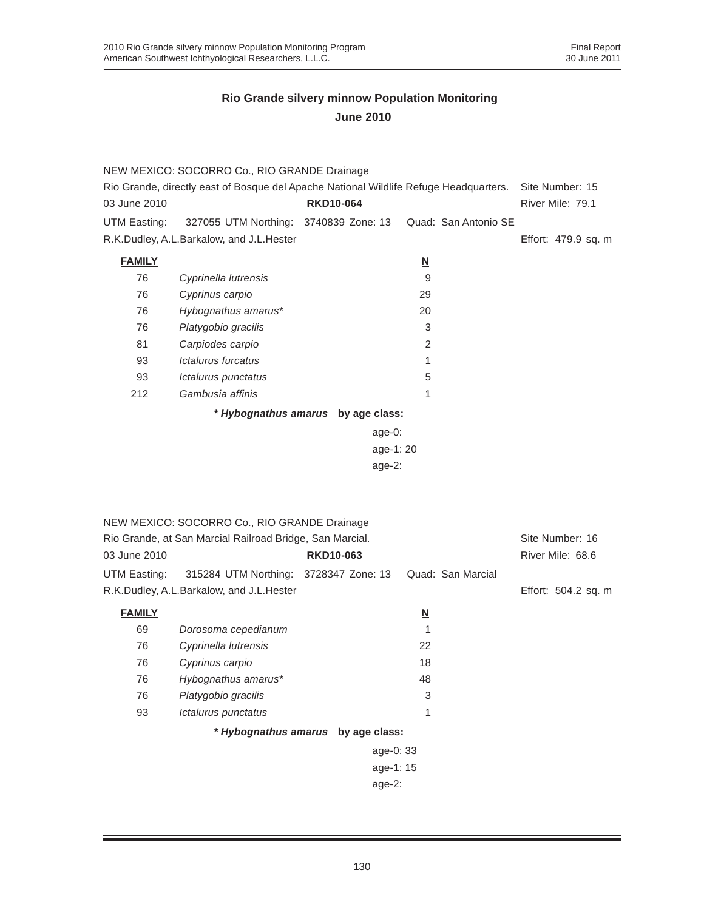## Rio Grande silvery minnow Population Monitoring

## June 2010

NEW MEXICO: SOCORRO Co., RIO GRANDE Drainage

Rio Grande, directly east of Bosque del Apache National Wildlife Refuge Headquarters. Site Number: 15

03 June 2010 **RKD10-064** River Mile: 79.1

UTM Easting: 327055 UTM Northing: 3740839 Zone: 13 Quad: San Antonio SE

R.K.Dudley, A.L.Barkalow, and J.L.Hester Effort: 479.9 sq. m

| **FAMILY** | | **N** |
|---|---|---|
| 76 | *Cyprinella lutrensis* | 9 |
| 76 | *Cyprinus carpio* | 29 |
| 76 | *Hybognathus amarus** | 20 |
| 76 | *Platygobio gracilis* | 3 |
| 81 | *Carpiodes carpio* | 2 |
| 93 | *Ictalurus furcatus* | 1 |
| 93 | *Ictalurus punctatus* | 5 |
| 212 | *Gambusia affinis* | 1 |

***Hybognathus amarus* by age class:**

age-0:
age-1: 20
age-2:

NEW MEXICO: SOCORRO Co., RIO GRANDE Drainage

Rio Grande, at San Marcial Railroad Bridge, San Marcial. Site Number: 16

03 June 2010 **RKD10-063** River Mile: 68.6

UTM Easting: 315284 UTM Northing: 3728347 Zone: 13 Quad: San Marcial

R.K.Dudley, A.L.Barkalow, and J.L.Hester Effort: 504.2 sq. m

| **FAMILY** | | **N** |
|---|---|---|
| 69 | *Dorosoma cepedianum* | 1 |
| 76 | *Cyprinella lutrensis* | 22 |
| 76 | *Cyprinus carpio* | 18 |
| 76 | *Hybognathus amarus** | 48 |
| 76 | *Platygobio gracilis* | 3 |
| 93 | *Ictalurus punctatus* | 1 |

***Hybognathus amarus* by age class:**

age-0: 33
age-1: 15
age-2: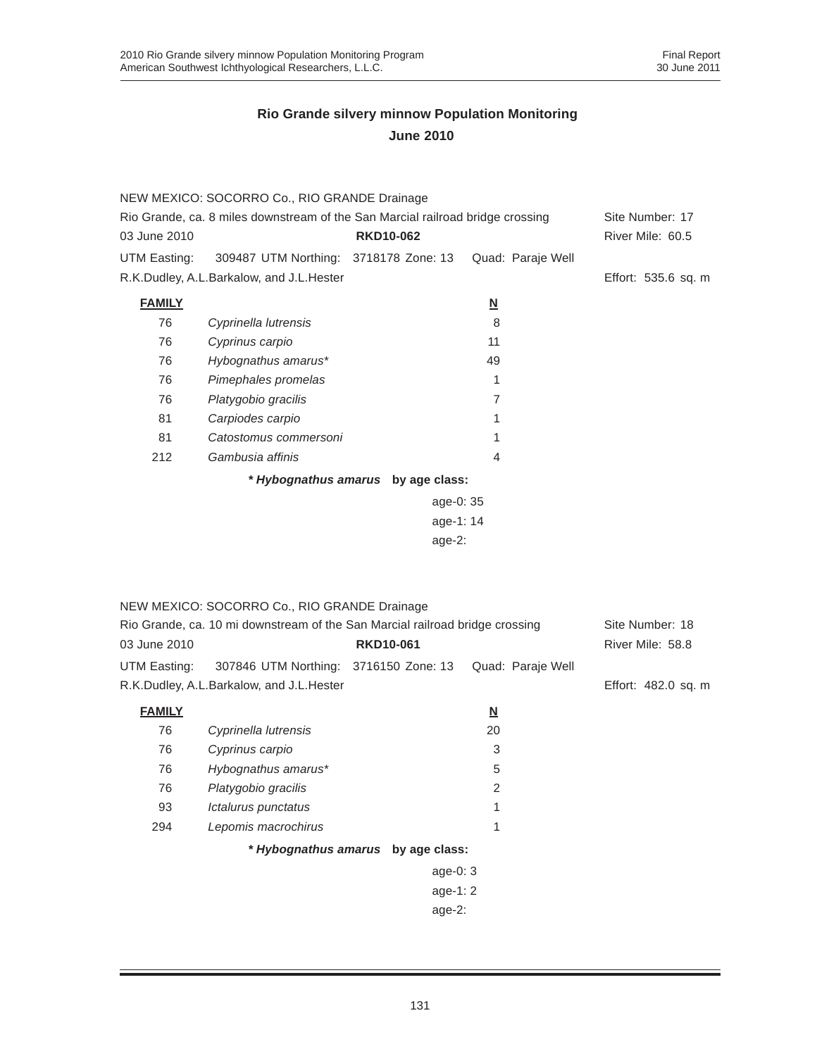# Rio Grande silvery minnow Population Monitoring
## June 2010

NEW MEXICO: SOCORRO Co., RIO GRANDE Drainage
Rio Grande, ca. 8 miles downstream of the San Marcial railroad bridge crossing — Site Number: 17
03 June 2010 — **RKD10-062** — River Mile: 60.5
UTM Easting: 309487 UTM Northing: 3718178 Zone: 13 Quad: Paraje Well
R.K.Dudley, A.L.Barkalow, and J.L.Hester — Effort: 535.6 sq. m

| FAMILY | | N |
|---|---|---|
| 76 | *Cyprinella lutrensis* | 8 |
| 76 | *Cyprinus carpio* | 11 |
| 76 | *Hybognathus amarus** | 49 |
| 76 | *Pimephales promelas* | 1 |
| 76 | *Platygobio gracilis* | 7 |
| 81 | *Carpiodes carpio* | 1 |
| 81 | *Catostomus commersoni* | 1 |
| 212 | *Gambusia affinis* | 4 |

**\* *Hybognathus amarus* by age class:**

age-0: 35
age-1: 14
age-2:

NEW MEXICO: SOCORRO Co., RIO GRANDE Drainage
Rio Grande, ca. 10 mi downstream of the San Marcial railroad bridge crossing — Site Number: 18
03 June 2010 — **RKD10-061** — River Mile: 58.8
UTM Easting: 307846 UTM Northing: 3716150 Zone: 13 Quad: Paraje Well
R.K.Dudley, A.L.Barkalow, and J.L.Hester — Effort: 482.0 sq. m

| FAMILY | | N |
|---|---|---|
| 76 | *Cyprinella lutrensis* | 20 |
| 76 | *Cyprinus carpio* | 3 |
| 76 | *Hybognathus amarus** | 5 |
| 76 | *Platygobio gracilis* | 2 |
| 93 | *Ictalurus punctatus* | 1 |
| 294 | *Lepomis macrochirus* | 1 |

**\* *Hybognathus amarus* by age class:**

age-0: 3
age-1: 2
age-2: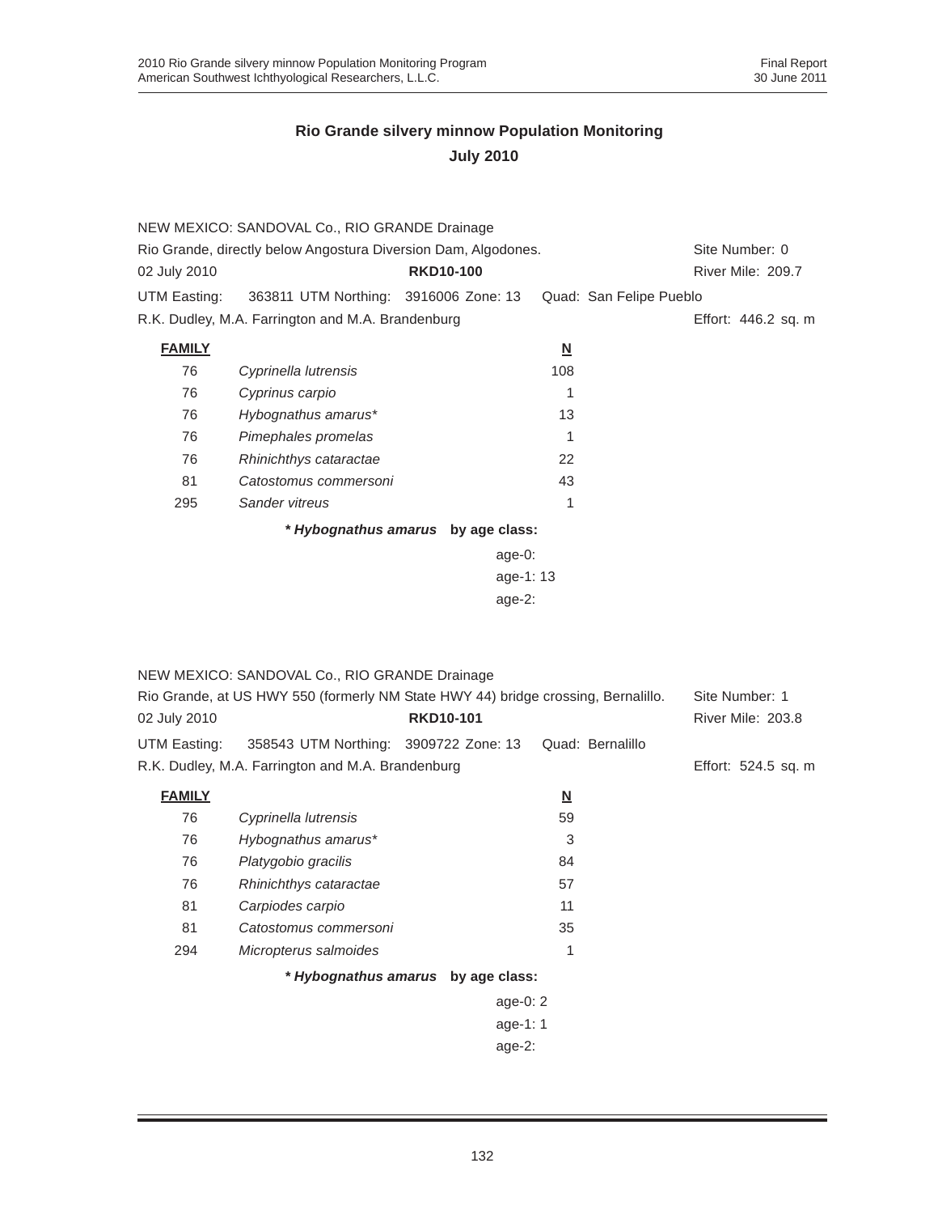## Rio Grande silvery minnow Population Monitoring
## July 2010

NEW MEXICO: SANDOVAL Co., RIO GRANDE Drainage

Rio Grande, directly below Angostura Diversion Dam, Algodones. Site Number: 0

02 July 2010 **RKD10-100** River Mile: 209.7

UTM Easting: 363811 UTM Northing: 3916006 Zone: 13 Quad: San Felipe Pueblo

R.K. Dudley, M.A. Farrington and M.A. Brandenburg Effort: 446.2 sq. m

| **FAMILY** | | **N** |
|---|---|---|
| 76 | *Cyprinella lutrensis* | 108 |
| 76 | *Cyprinus carpio* | 1 |
| 76 | *Hybognathus amarus** | 13 |
| 76 | *Pimephales promelas* | 1 |
| 76 | *Rhinichthys cataractae* | 22 |
| 81 | *Catostomus commersoni* | 43 |
| 295 | *Sander vitreus* | 1 |

***Hybognathus amarus* by age class:**

age-0:
age-1: 13
age-2:

NEW MEXICO: SANDOVAL Co., RIO GRANDE Drainage

Rio Grande, at US HWY 550 (formerly NM State HWY 44) bridge crossing, Bernalillo. Site Number: 1

02 July 2010 **RKD10-101** River Mile: 203.8

UTM Easting: 358543 UTM Northing: 3909722 Zone: 13 Quad: Bernalillo

R.K. Dudley, M.A. Farrington and M.A. Brandenburg Effort: 524.5 sq. m

| **FAMILY** | | **N** |
|---|---|---|
| 76 | *Cyprinella lutrensis* | 59 |
| 76 | *Hybognathus amarus** | 3 |
| 76 | *Platygobio gracilis* | 84 |
| 76 | *Rhinichthys cataractae* | 57 |
| 81 | *Carpiodes carpio* | 11 |
| 81 | *Catostomus commersoni* | 35 |
| 294 | *Micropterus salmoides* | 1 |

***Hybognathus amarus* by age class:**

age-0: 2
age-1: 1
age-2: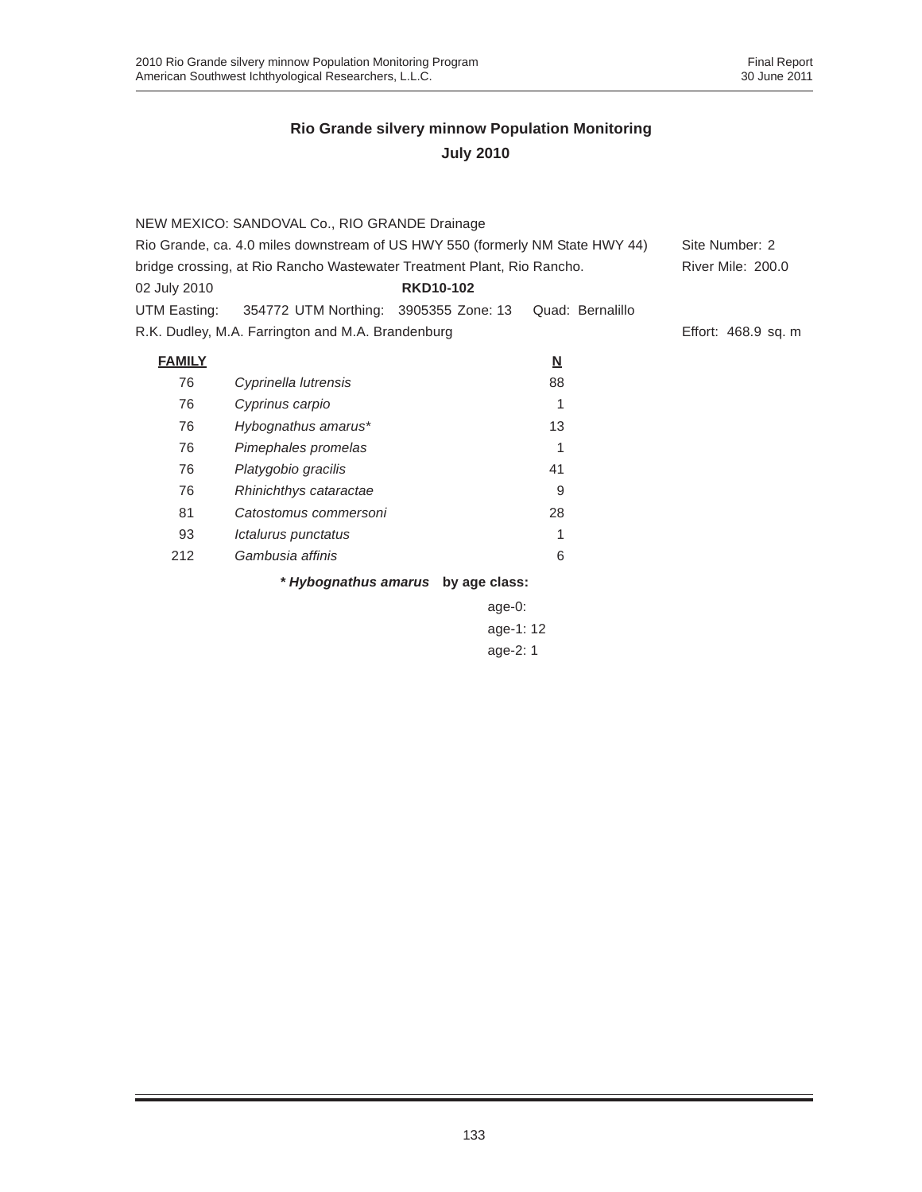## Rio Grande silvery minnow Population Monitoring

### July 2010

NEW MEXICO: SANDOVAL Co., RIO GRANDE Drainage

Rio Grande, ca. 4.0 miles downstream of US HWY 550 (formerly NM State HWY 44) bridge crossing, at Rio Rancho Wastewater Treatment Plant, Rio Rancho.

Site Number: 2

River Mile: 200.0

02 July 2010 **RKD10-102**

UTM Easting: 354772 UTM Northing: 3905355 Zone: 13 Quad: Bernalillo

R.K. Dudley, M.A. Farrington and M.A. Brandenburg

Effort: 468.9 sq. m

| **FAMILY** | | **N** |
|---|---|---|
| 76 | *Cyprinella lutrensis* | 88 |
| 76 | *Cyprinus carpio* | 1 |
| 76 | *Hybognathus amarus** | 13 |
| 76 | *Pimephales promelas* | 1 |
| 76 | *Platygobio gracilis* | 41 |
| 76 | *Rhinichthys cataractae* | 9 |
| 81 | *Catostomus commersoni* | 28 |
| 93 | *Ictalurus punctatus* | 1 |
| 212 | *Gambusia affinis* | 6 |

***Hybognathus amarus* by age class:**

age-0:

age-1: 12

age-2: 1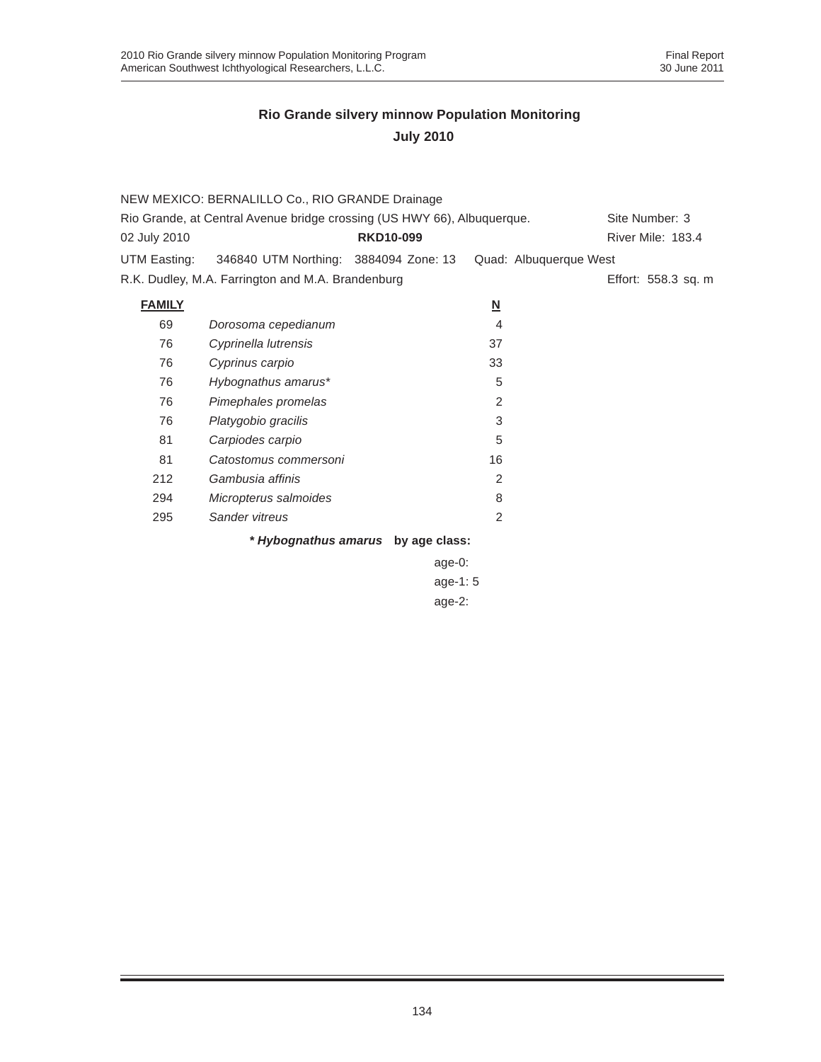## Rio Grande silvery minnow Population Monitoring

## July 2010

NEW MEXICO: BERNALILLO Co., RIO GRANDE Drainage

Rio Grande, at Central Avenue bridge crossing (US HWY 66), Albuquerque. Site Number: 3

02 July 2010 **RKD10-099** River Mile: 183.4

UTM Easting: 346840 UTM Northing: 3884094 Zone: 13 Quad: Albuquerque West

R.K. Dudley, M.A. Farrington and M.A. Brandenburg Effort: 558.3 sq. m

| **FAMILY** | | **N** |
|---|---|---|
| 69 | *Dorosoma cepedianum* | 4 |
| 76 | *Cyprinella lutrensis* | 37 |
| 76 | *Cyprinus carpio* | 33 |
| 76 | *Hybognathus amarus** | 5 |
| 76 | *Pimephales promelas* | 2 |
| 76 | *Platygobio gracilis* | 3 |
| 81 | *Carpiodes carpio* | 5 |
| 81 | *Catostomus commersoni* | 16 |
| 212 | *Gambusia affinis* | 2 |
| 294 | *Micropterus salmoides* | 8 |
| 295 | *Sander vitreus* | 2 |

**\* *Hybognathus amarus* by age class:**

age-0:

age-1: 5

age-2: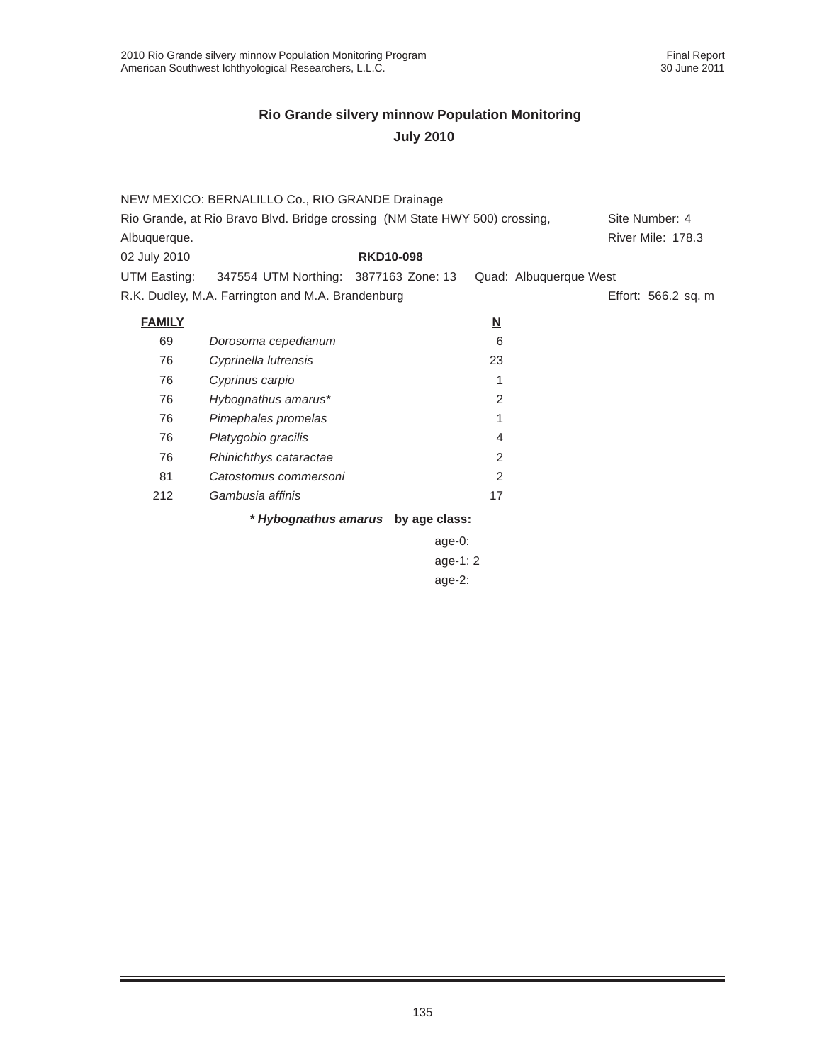## Rio Grande silvery minnow Population Monitoring

### July 2010

NEW MEXICO: BERNALILLO Co., RIO GRANDE Drainage

Rio Grande, at Rio Bravo Blvd. Bridge crossing (NM State HWY 500) crossing, Albuquerque. — Site Number: 4 — River Mile: 178.3

02 July 2010 — **RKD10-098**

UTM Easting: 347554 UTM Northing: 3877163 Zone: 13 Quad: Albuquerque West

R.K. Dudley, M.A. Farrington and M.A. Brandenburg — Effort: 566.2 sq. m

| FAMILY | | N |
|---|---|---|
| 69 | *Dorosoma cepedianum* | 6 |
| 76 | *Cyprinella lutrensis* | 23 |
| 76 | *Cyprinus carpio* | 1 |
| 76 | *Hybognathus amarus** | 2 |
| 76 | *Pimephales promelas* | 1 |
| 76 | *Platygobio gracilis* | 4 |
| 76 | *Rhinichthys cataractae* | 2 |
| 81 | *Catostomus commersoni* | 2 |
| 212 | *Gambusia affinis* | 17 |

***Hybognathus amarus* by age class:**

age-0:
age-1: 2
age-2: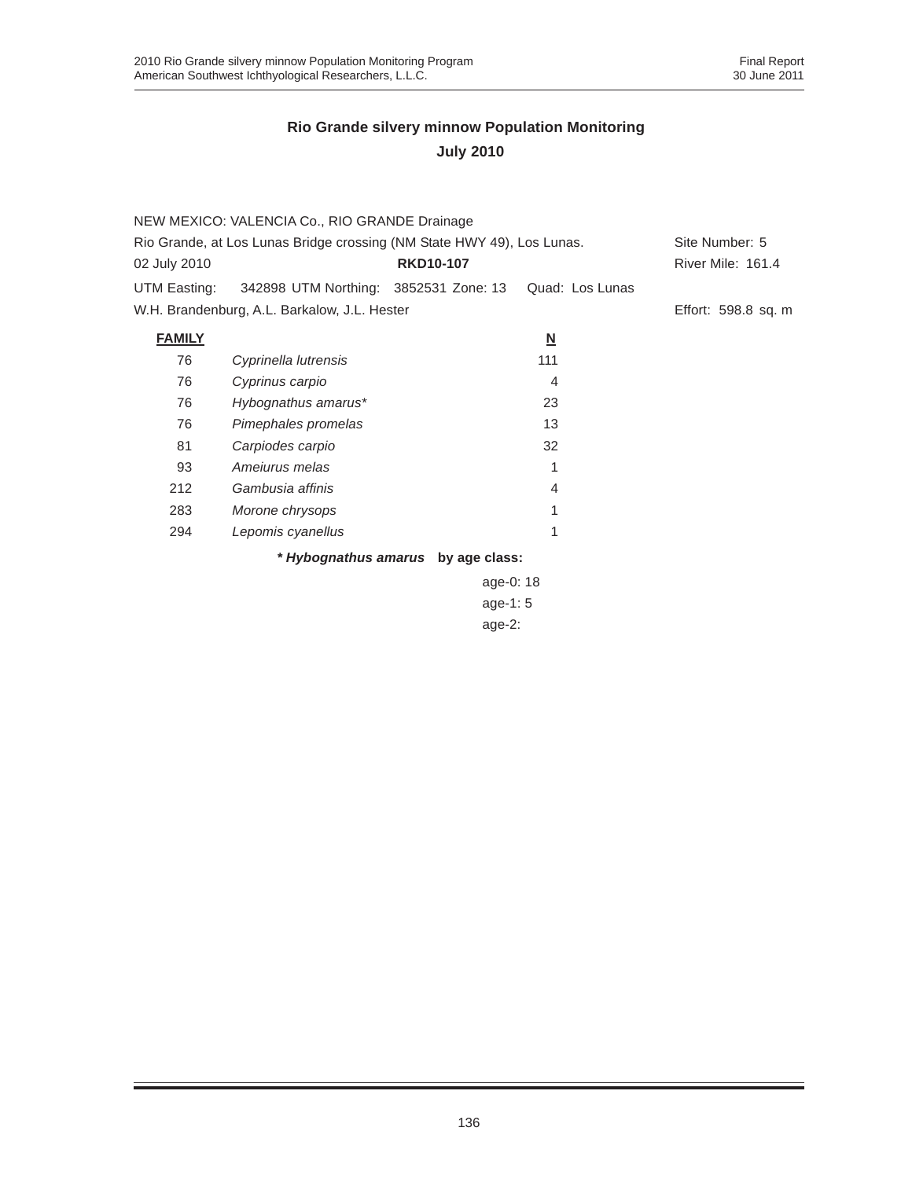## Rio Grande silvery minnow Population Monitoring

### July 2010

NEW MEXICO: VALENCIA Co., RIO GRANDE Drainage

Rio Grande, at Los Lunas Bridge crossing (NM State HWY 49), Los Lunas. Site Number: 5

02 July 2010 **RKD10-107** River Mile: 161.4

UTM Easting: 342898 UTM Northing: 3852531 Zone: 13 Quad: Los Lunas

W.H. Brandenburg, A.L. Barkalow, J.L. Hester Effort: 598.8 sq. m

| FAMILY | | N |
|---|---|---|
| 76 | *Cyprinella lutrensis* | 111 |
| 76 | *Cyprinus carpio* | 4 |
| 76 | *Hybognathus amarus** | 23 |
| 76 | *Pimephales promelas* | 13 |
| 81 | *Carpiodes carpio* | 32 |
| 93 | *Ameiurus melas* | 1 |
| 212 | *Gambusia affinis* | 4 |
| 283 | *Morone chrysops* | 1 |
| 294 | *Lepomis cyanellus* | 1 |

***Hybognathus amarus* by age class:**

age-0: 18
age-1: 5
age-2: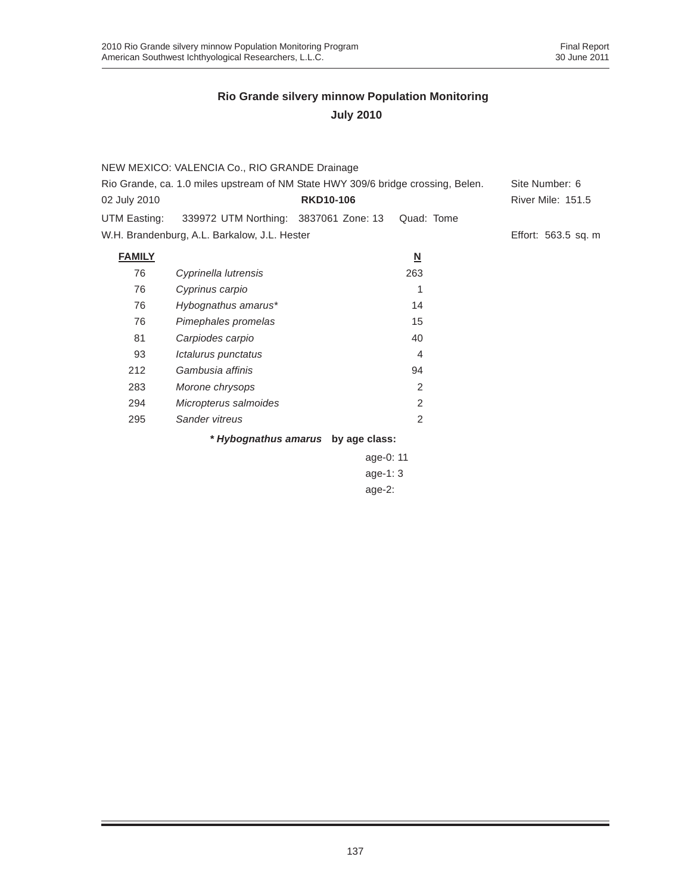## Rio Grande silvery minnow Population Monitoring

## July 2010

NEW MEXICO: VALENCIA Co., RIO GRANDE Drainage

Rio Grande, ca. 1.0 miles upstream of NM State HWY 309/6 bridge crossing, Belen. Site Number: 6

02 July 2010 **RKD10-106** River Mile: 151.5

UTM Easting: 339972 UTM Northing: 3837061 Zone: 13 Quad: Tome

W.H. Brandenburg, A.L. Barkalow, J.L. Hester Effort: 563.5 sq. m

| **FAMILY** | | **N** |
|---|---|---|
| 76 | *Cyprinella lutrensis* | 263 |
| 76 | *Cyprinus carpio* | 1 |
| 76 | *Hybognathus amarus** | 14 |
| 76 | *Pimephales promelas* | 15 |
| 81 | *Carpiodes carpio* | 40 |
| 93 | *Ictalurus punctatus* | 4 |
| 212 | *Gambusia affinis* | 94 |
| 283 | *Morone chrysops* | 2 |
| 294 | *Micropterus salmoides* | 2 |
| 295 | *Sander vitreus* | 2 |

***Hybognathus amarus* by age class:**

age-0: 11

age-1: 3

age-2: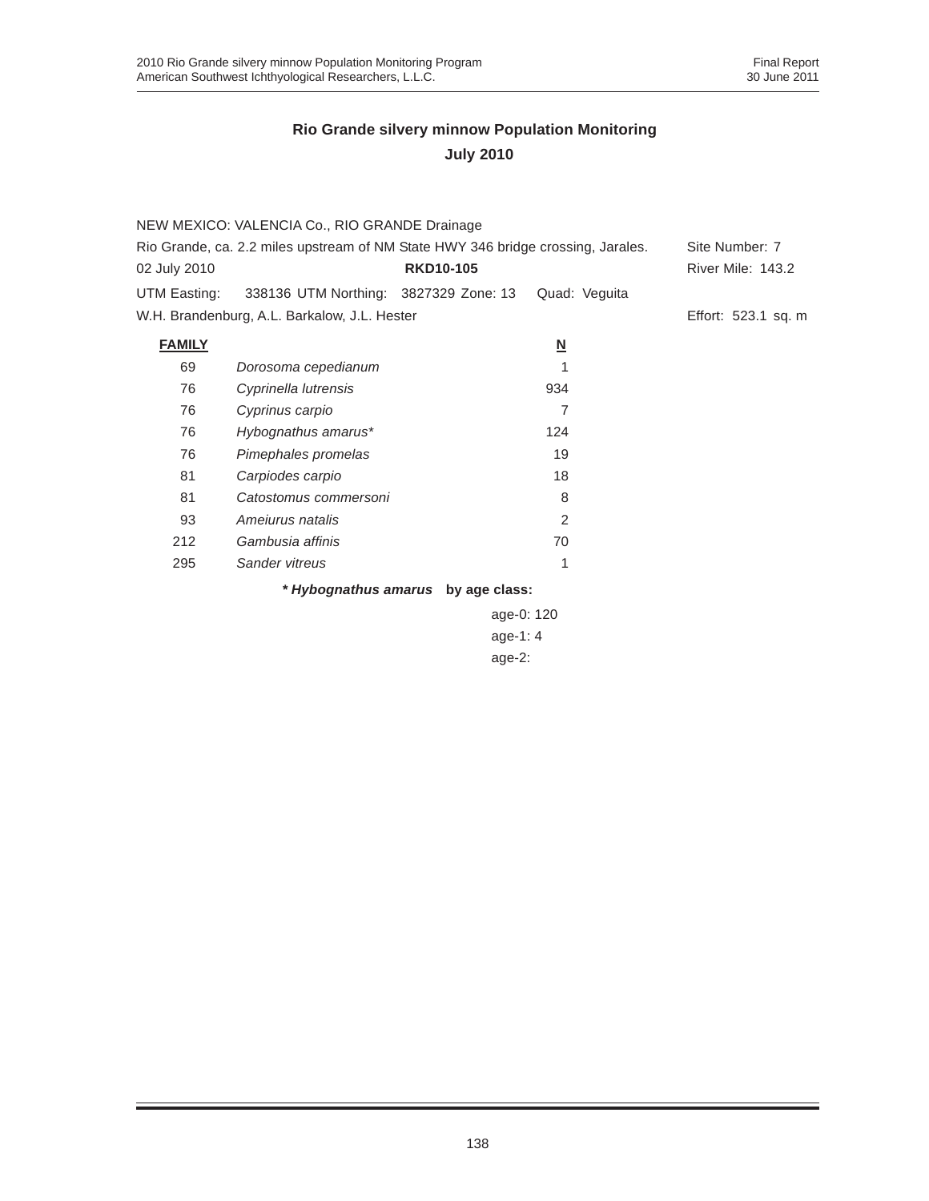## Rio Grande silvery minnow Population Monitoring
## July 2010

NEW MEXICO: VALENCIA Co., RIO GRANDE Drainage

Rio Grande, ca. 2.2 miles upstream of NM State HWY 346 bridge crossing, Jarales. Site Number: 7

02 July 2010 **RKD10-105** River Mile: 143.2

UTM Easting: 338136 UTM Northing: 3827329 Zone: 13 Quad: Veguita

W.H. Brandenburg, A.L. Barkalow, J.L. Hester Effort: 523.1 sq. m

| FAMILY | | N |
|---|---|---|
| 69 | *Dorosoma cepedianum* | 1 |
| 76 | *Cyprinella lutrensis* | 934 |
| 76 | *Cyprinus carpio* | 7 |
| 76 | *Hybognathus amarus** | 124 |
| 76 | *Pimephales promelas* | 19 |
| 81 | *Carpiodes carpio* | 18 |
| 81 | *Catostomus commersoni* | 8 |
| 93 | *Ameiurus natalis* | 2 |
| 212 | *Gambusia affinis* | 70 |
| 295 | *Sander vitreus* | 1 |

***Hybognathus amarus* by age class:**

age-0: 120

age-1: 4

age-2: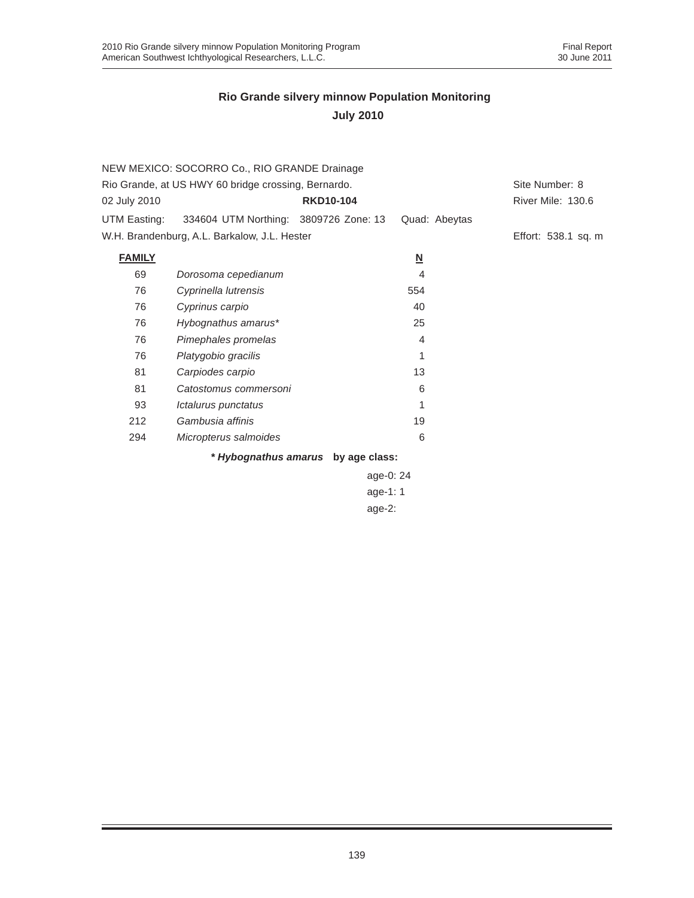## Rio Grande silvery minnow Population Monitoring

## July 2010

NEW MEXICO: SOCORRO Co., RIO GRANDE Drainage

Rio Grande, at US HWY 60 bridge crossing, Bernardo. Site Number: 8

02 July 2010 **RKD10-104** River Mile: 130.6

UTM Easting: 334604 UTM Northing: 3809726 Zone: 13 Quad: Abeytas

W.H. Brandenburg, A.L. Barkalow, J.L. Hester Effort: 538.1 sq. m

| FAMILY | | N |
|---|---|---|
| 69 | *Dorosoma cepedianum* | 4 |
| 76 | *Cyprinella lutrensis* | 554 |
| 76 | *Cyprinus carpio* | 40 |
| 76 | *Hybognathus amarus** | 25 |
| 76 | *Pimephales promelas* | 4 |
| 76 | *Platygobio gracilis* | 1 |
| 81 | *Carpiodes carpio* | 13 |
| 81 | *Catostomus commersoni* | 6 |
| 93 | *Ictalurus punctatus* | 1 |
| 212 | *Gambusia affinis* | 19 |
| 294 | *Micropterus salmoides* | 6 |

***Hybognathus amarus* by age class:**

age-0: 24
age-1: 1
age-2: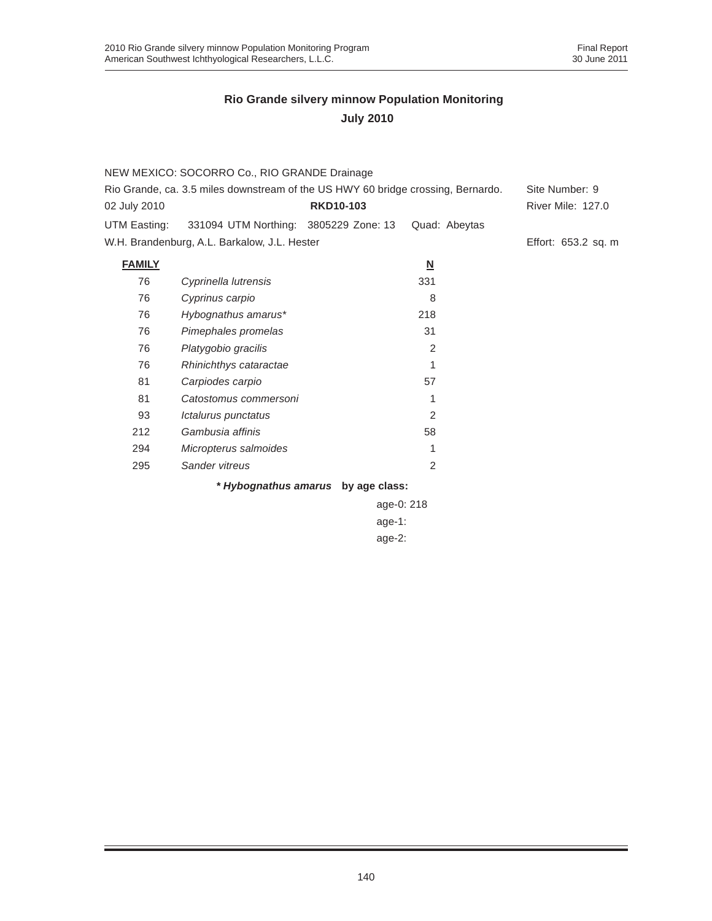## Rio Grande silvery minnow Population Monitoring
## July 2010

NEW MEXICO: SOCORRO Co., RIO GRANDE Drainage

Rio Grande, ca. 3.5 miles downstream of the US HWY 60 bridge crossing, Bernardo. Site Number: 9

02 July 2010 **RKD10-103** River Mile: 127.0

UTM Easting: 331094 UTM Northing: 3805229 Zone: 13 Quad: Abeytas

W.H. Brandenburg, A.L. Barkalow, J.L. Hester Effort: 653.2 sq. m

| **FAMILY** | | **N** |
|---|---|---|
| 76 | *Cyprinella lutrensis* | 331 |
| 76 | *Cyprinus carpio* | 8 |
| 76 | *Hybognathus amarus** | 218 |
| 76 | *Pimephales promelas* | 31 |
| 76 | *Platygobio gracilis* | 2 |
| 76 | *Rhinichthys cataractae* | 1 |
| 81 | *Carpiodes carpio* | 57 |
| 81 | *Catostomus commersoni* | 1 |
| 93 | *Ictalurus punctatus* | 2 |
| 212 | *Gambusia affinis* | 58 |
| 294 | *Micropterus salmoides* | 1 |
| 295 | *Sander vitreus* | 2 |

**\* *Hybognathus amarus* by age class:**

age-0: 218

age-1:

age-2: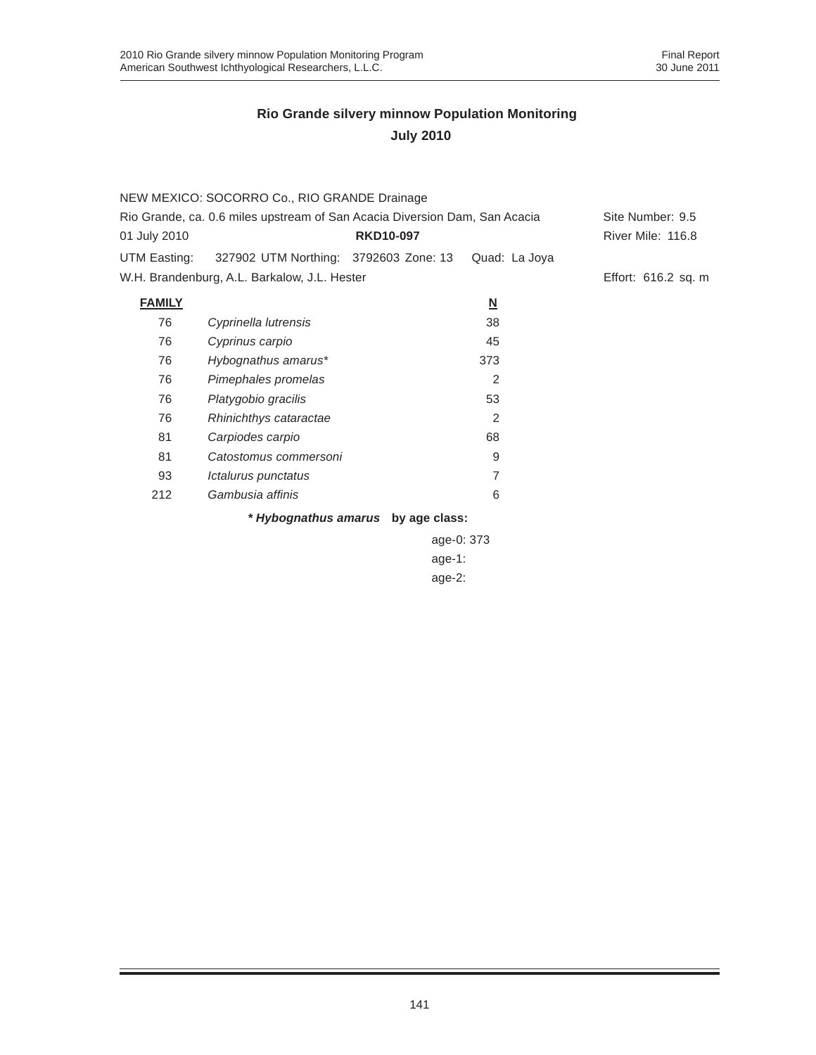## Rio Grande silvery minnow Population Monitoring
## July 2010

NEW MEXICO: SOCORRO Co., RIO GRANDE Drainage

Rio Grande, ca. 0.6 miles upstream of San Acacia Diversion Dam, San Acacia — Site Number: 9.5

01 July 2010 — **RKD10-097** — River Mile: 116.8

UTM Easting: 327902 UTM Northing: 3792603 Zone: 13 Quad: La Joya

W.H. Brandenburg, A.L. Barkalow, J.L. Hester — Effort: 616.2 sq. m

| **FAMILY** | | **N** |
|---|---|---|
| 76 | *Cyprinella lutrensis* | 38 |
| 76 | *Cyprinus carpio* | 45 |
| 76 | *Hybognathus amarus** | 373 |
| 76 | *Pimephales promelas* | 2 |
| 76 | *Platygobio gracilis* | 53 |
| 76 | *Rhinichthys cataractae* | 2 |
| 81 | *Carpiodes carpio* | 68 |
| 81 | *Catostomus commersoni* | 9 |
| 93 | *Ictalurus punctatus* | 7 |
| 212 | *Gambusia affinis* | 6 |

***Hybognathus amarus* by age class:**

age-0: 373
age-1:
age-2: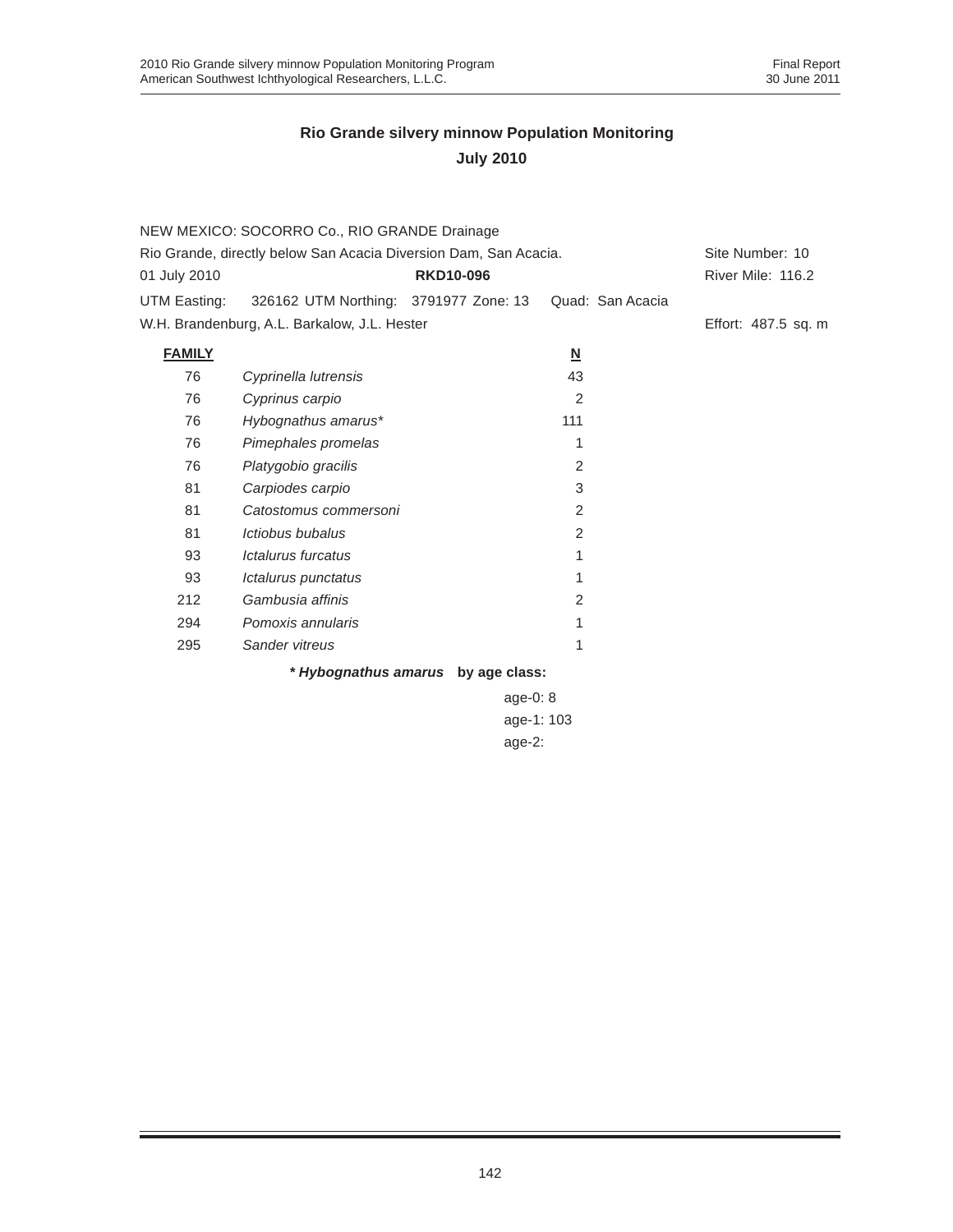## Rio Grande silvery minnow Population Monitoring
## July 2010

NEW MEXICO: SOCORRO Co., RIO GRANDE Drainage

Rio Grande, directly below San Acacia Diversion Dam, San Acacia. Site Number: 10

01 July 2010 **RKD10-096** River Mile: 116.2

UTM Easting: 326162 UTM Northing: 3791977 Zone: 13 Quad: San Acacia

W.H. Brandenburg, A.L. Barkalow, J.L. Hester Effort: 487.5 sq. m

| **FAMILY** | | **N** |
|---|---|---|
| 76 | *Cyprinella lutrensis* | 43 |
| 76 | *Cyprinus carpio* | 2 |
| 76 | *Hybognathus amarus** | 111 |
| 76 | *Pimephales promelas* | 1 |
| 76 | *Platygobio gracilis* | 2 |
| 81 | *Carpiodes carpio* | 3 |
| 81 | *Catostomus commersoni* | 2 |
| 81 | *Ictiobus bubalus* | 2 |
| 93 | *Ictalurus furcatus* | 1 |
| 93 | *Ictalurus punctatus* | 1 |
| 212 | *Gambusia affinis* | 2 |
| 294 | *Pomoxis annularis* | 1 |
| 295 | *Sander vitreus* | 1 |

**\* *Hybognathus amarus* by age class:**

age-0: 8
age-1: 103
age-2: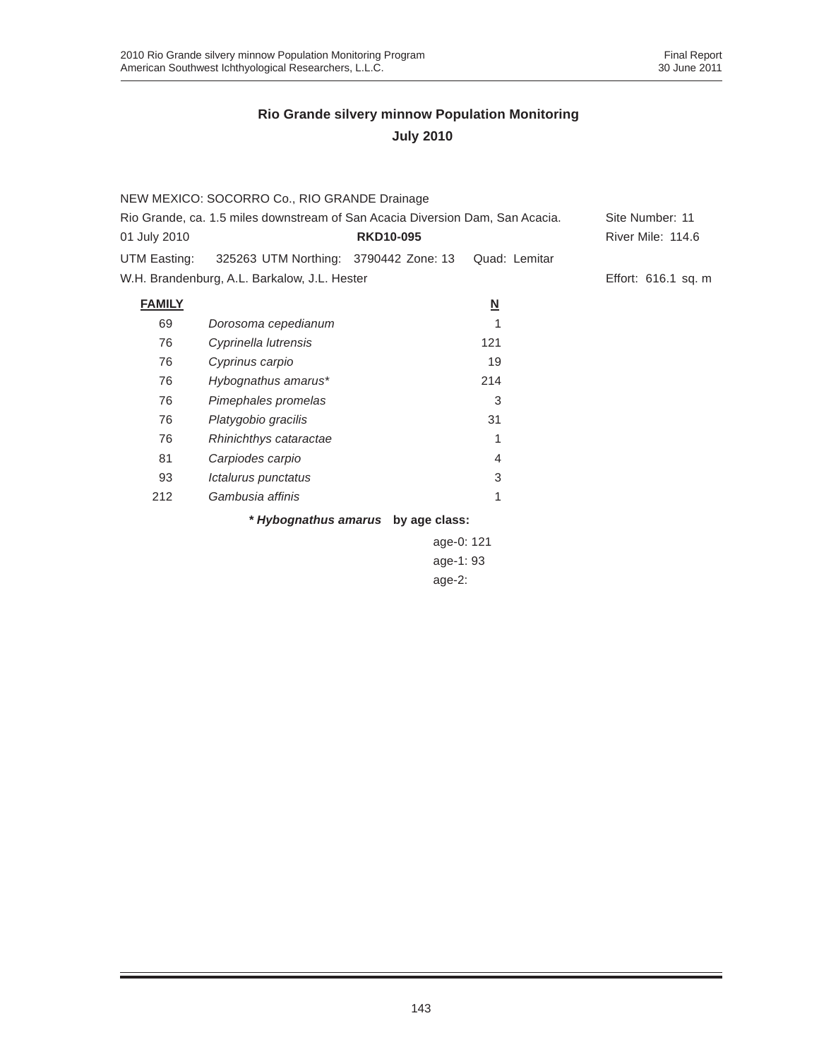## Rio Grande silvery minnow Population Monitoring
## July 2010

NEW MEXICO: SOCORRO Co., RIO GRANDE Drainage

Rio Grande, ca. 1.5 miles downstream of San Acacia Diversion Dam, San Acacia. Site Number: 11

01 July 2010 **RKD10-095** River Mile: 114.6

UTM Easting: 325263 UTM Northing: 3790442 Zone: 13 Quad: Lemitar

W.H. Brandenburg, A.L. Barkalow, J.L. Hester Effort: 616.1 sq. m

| FAMILY | | N |
|---|---|---|
| 69 | *Dorosoma cepedianum* | 1 |
| 76 | *Cyprinella lutrensis* | 121 |
| 76 | *Cyprinus carpio* | 19 |
| 76 | *Hybognathus amarus** | 214 |
| 76 | *Pimephales promelas* | 3 |
| 76 | *Platygobio gracilis* | 31 |
| 76 | *Rhinichthys cataractae* | 1 |
| 81 | *Carpiodes carpio* | 4 |
| 93 | *Ictalurus punctatus* | 3 |
| 212 | *Gambusia affinis* | 1 |

**\* *Hybognathus amarus* by age class:**

age-0: 121
age-1: 93
age-2: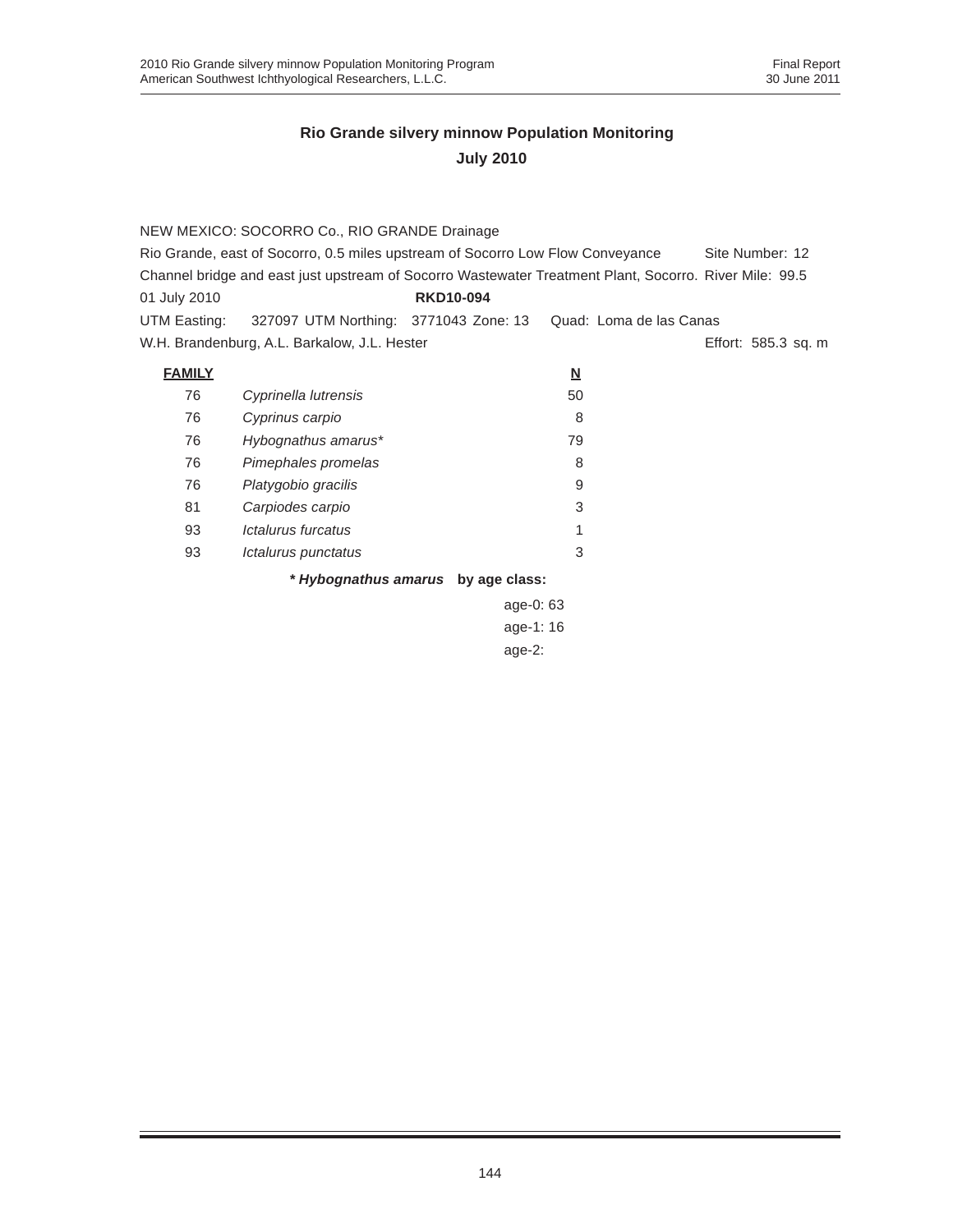## Rio Grande silvery minnow Population Monitoring
## July 2010

NEW MEXICO: SOCORRO Co., RIO GRANDE Drainage

Rio Grande, east of Socorro, 0.5 miles upstream of Socorro Low Flow Conveyance Channel bridge and east just upstream of Socorro Wastewater Treatment Plant, Socorro. Site Number: 12 River Mile: 99.5

01 July 2010 **RKD10-094**

UTM Easting: 327097 UTM Northing: 3771043 Zone: 13 Quad: Loma de las Canas

W.H. Brandenburg, A.L. Barkalow, J.L. Hester Effort: 585.3 sq. m

| FAMILY | | N |
|---|---|---|
| 76 | *Cyprinella lutrensis* | 50 |
| 76 | *Cyprinus carpio* | 8 |
| 76 | *Hybognathus amarus** | 79 |
| 76 | *Pimephales promelas* | 8 |
| 76 | *Platygobio gracilis* | 9 |
| 81 | *Carpiodes carpio* | 3 |
| 93 | *Ictalurus furcatus* | 1 |
| 93 | *Ictalurus punctatus* | 3 |

***Hybognathus amarus* by age class:**

age-0: 63
age-1: 16
age-2: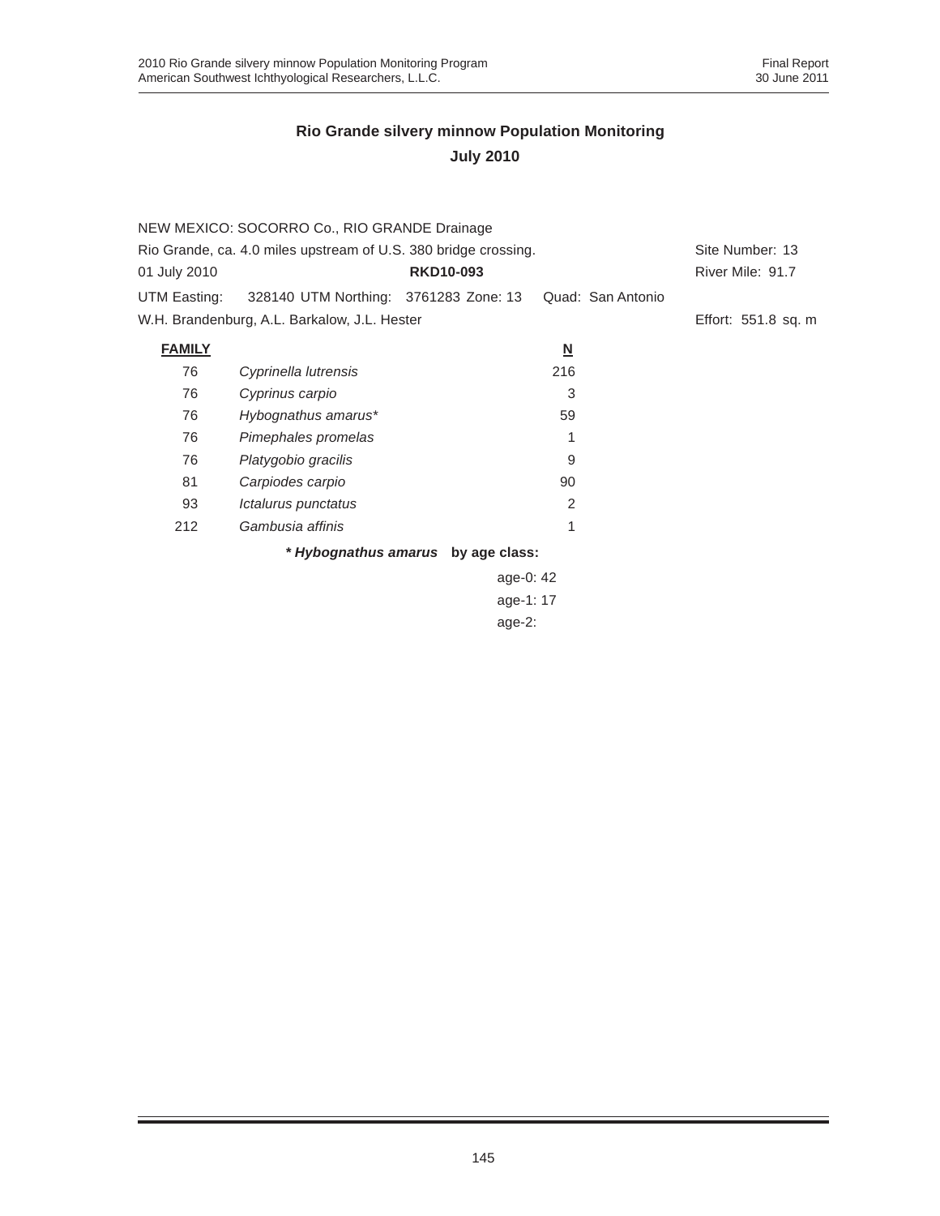## Rio Grande silvery minnow Population Monitoring

## July 2010

NEW MEXICO: SOCORRO Co., RIO GRANDE Drainage

Rio Grande, ca. 4.0 miles upstream of U.S. 380 bridge crossing. Site Number: 13

01 July 2010 **RKD10-093** River Mile: 91.7

UTM Easting: 328140 UTM Northing: 3761283 Zone: 13 Quad: San Antonio

W.H. Brandenburg, A.L. Barkalow, J.L. Hester Effort: 551.8 sq. m

| FAMILY | | N |
|---|---|---|
| 76 | *Cyprinella lutrensis* | 216 |
| 76 | *Cyprinus carpio* | 3 |
| 76 | *Hybognathus amarus** | 59 |
| 76 | *Pimephales promelas* | 1 |
| 76 | *Platygobio gracilis* | 9 |
| 81 | *Carpiodes carpio* | 90 |
| 93 | *Ictalurus punctatus* | 2 |
| 212 | *Gambusia affinis* | 1 |

***Hybognathus amarus* by age class:**

age-0: 42

age-1: 17

age-2: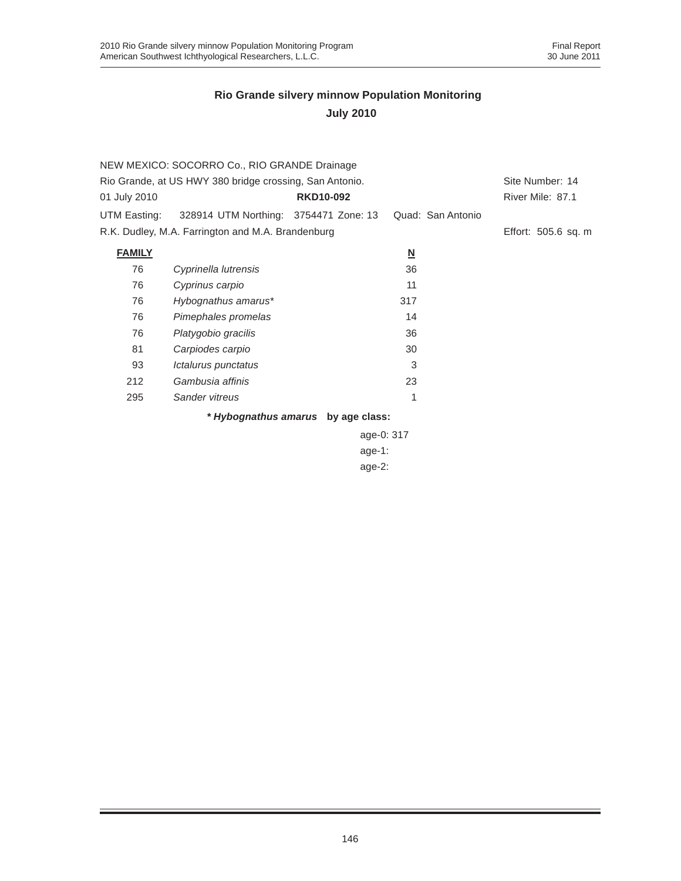## Rio Grande silvery minnow Population Monitoring
## July 2010

NEW MEXICO: SOCORRO Co., RIO GRANDE Drainage
Rio Grande, at US HWY 380 bridge crossing, San Antonio. Site Number: 14
01 July 2010 **RKD10-092** River Mile: 87.1
UTM Easting: 328914 UTM Northing: 3754471 Zone: 13 Quad: San Antonio
R.K. Dudley, M.A. Farrington and M.A. Brandenburg Effort: 505.6 sq. m

| FAMILY | | N |
|---|---|---|
| 76 | *Cyprinella lutrensis* | 36 |
| 76 | *Cyprinus carpio* | 11 |
| 76 | *Hybognathus amarus** | 317 |
| 76 | *Pimephales promelas* | 14 |
| 76 | *Platygobio gracilis* | 36 |
| 81 | *Carpiodes carpio* | 30 |
| 93 | *Ictalurus punctatus* | 3 |
| 212 | *Gambusia affinis* | 23 |
| 295 | *Sander vitreus* | 1 |

**\* *Hybognathus amarus* by age class:**

age-0: 317
age-1:
age-2: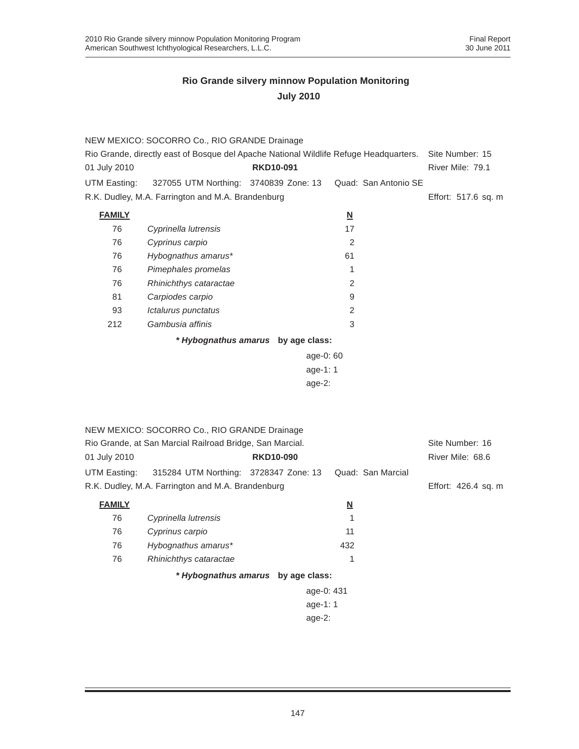## Rio Grande silvery minnow Population Monitoring
## July 2010

NEW MEXICO: SOCORRO Co., RIO GRANDE Drainage
Rio Grande, directly east of Bosque del Apache National Wildlife Refuge Headquarters. Site Number: 15
01 July 2010 **RKD10-091** River Mile: 79.1
UTM Easting: 327055 UTM Northing: 3740839 Zone: 13 Quad: San Antonio SE
R.K. Dudley, M.A. Farrington and M.A. Brandenburg Effort: 517.6 sq. m

| FAMILY | | N |
|---|---|---|
| 76 | *Cyprinella lutrensis* | 17 |
| 76 | *Cyprinus carpio* | 2 |
| 76 | *Hybognathus amarus** | 61 |
| 76 | *Pimephales promelas* | 1 |
| 76 | *Rhinichthys cataractae* | 2 |
| 81 | *Carpiodes carpio* | 9 |
| 93 | *Ictalurus punctatus* | 2 |
| 212 | *Gambusia affinis* | 3 |

***Hybognathus amarus* by age class:**

age-0: 60
age-1: 1
age-2:

NEW MEXICO: SOCORRO Co., RIO GRANDE Drainage
Rio Grande, at San Marcial Railroad Bridge, San Marcial. Site Number: 16
01 July 2010 **RKD10-090** River Mile: 68.6
UTM Easting: 315284 UTM Northing: 3728347 Zone: 13 Quad: San Marcial
R.K. Dudley, M.A. Farrington and M.A. Brandenburg Effort: 426.4 sq. m

| FAMILY | | N |
|---|---|---|
| 76 | *Cyprinella lutrensis* | 1 |
| 76 | *Cyprinus carpio* | 11 |
| 76 | *Hybognathus amarus** | 432 |
| 76 | *Rhinichthys cataractae* | 1 |

***Hybognathus amarus* by age class:**

age-0: 431
age-1: 1
age-2: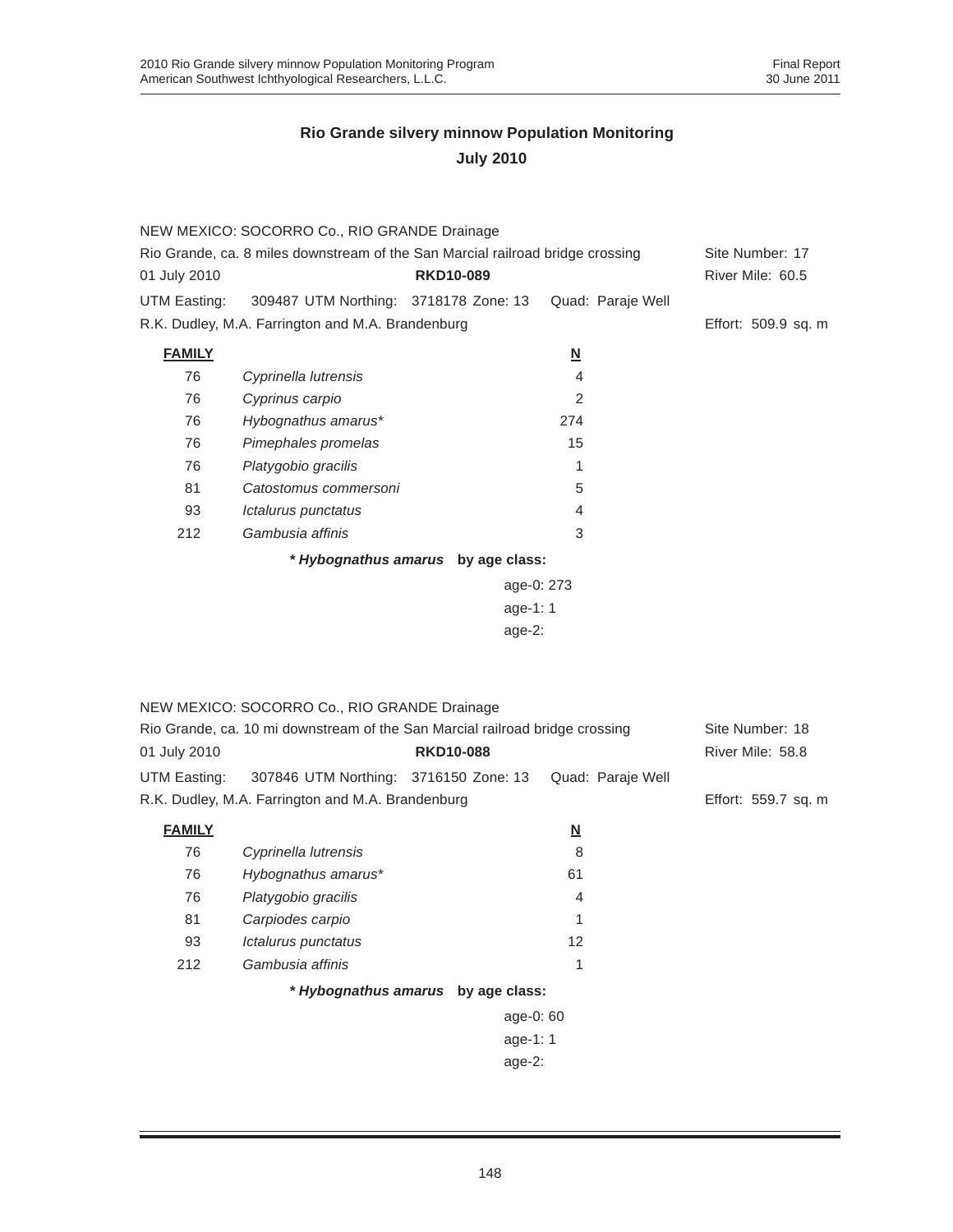## Rio Grande silvery minnow Population Monitoring

## July 2010

NEW MEXICO: SOCORRO Co., RIO GRANDE Drainage

Rio Grande, ca. 8 miles downstream of the San Marcial railroad bridge crossing — Site Number: 17

01 July 2010 — **RKD10-089** — River Mile: 60.5

UTM Easting: 309487 UTM Northing: 3718178 Zone: 13 Quad: Paraje Well

R.K. Dudley, M.A. Farrington and M.A. Brandenburg — Effort: 509.9 sq. m

| FAMILY | | N |
|---|---|---|
| 76 | *Cyprinella lutrensis* | 4 |
| 76 | *Cyprinus carpio* | 2 |
| 76 | *Hybognathus amarus** | 274 |
| 76 | *Pimephales promelas* | 15 |
| 76 | *Platygobio gracilis* | 1 |
| 81 | *Catostomus commersoni* | 5 |
| 93 | *Ictalurus punctatus* | 4 |
| 212 | *Gambusia affinis* | 3 |

***Hybognathus amarus* by age class:**

age-0: 273
age-1: 1
age-2:

NEW MEXICO: SOCORRO Co., RIO GRANDE Drainage

Rio Grande, ca. 10 mi downstream of the San Marcial railroad bridge crossing — Site Number: 18

01 July 2010 — **RKD10-088** — River Mile: 58.8

UTM Easting: 307846 UTM Northing: 3716150 Zone: 13 Quad: Paraje Well

R.K. Dudley, M.A. Farrington and M.A. Brandenburg — Effort: 559.7 sq. m

| FAMILY | | N |
|---|---|---|
| 76 | *Cyprinella lutrensis* | 8 |
| 76 | *Hybognathus amarus** | 61 |
| 76 | *Platygobio gracilis* | 4 |
| 81 | *Carpiodes carpio* | 1 |
| 93 | *Ictalurus punctatus* | 12 |
| 212 | *Gambusia affinis* | 1 |

***Hybognathus amarus* by age class:**

age-0: 60
age-1: 1
age-2: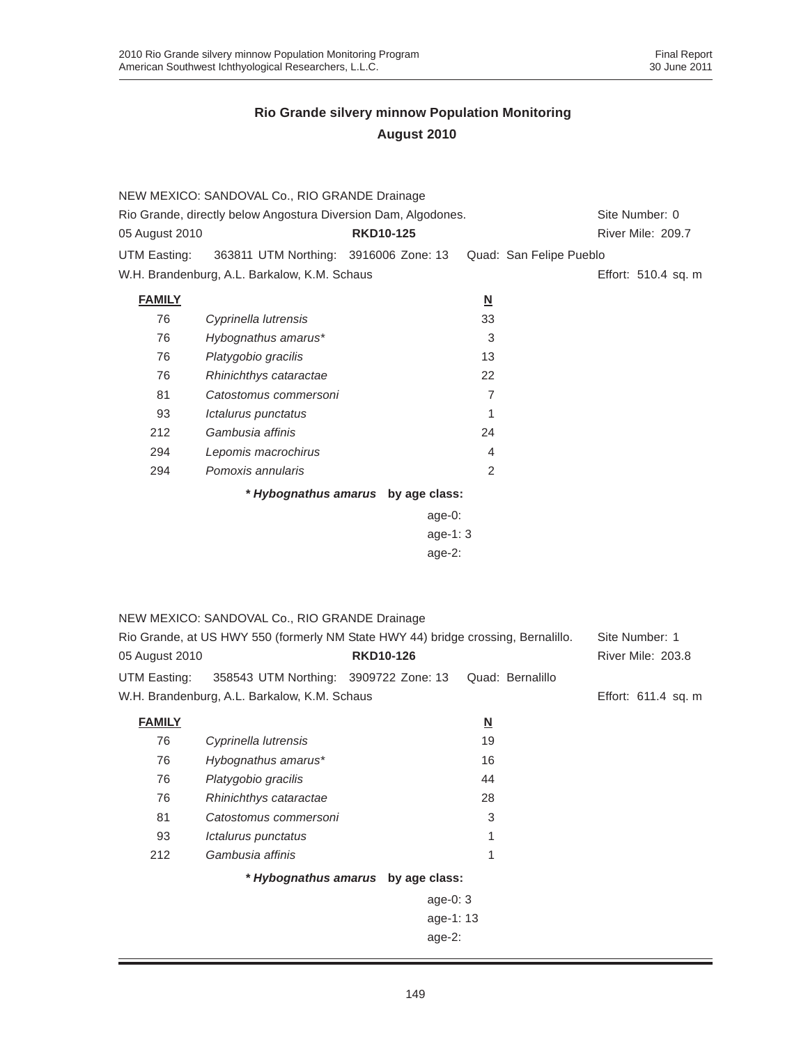# Rio Grande silvery minnow Population Monitoring
## August 2010

NEW MEXICO: SANDOVAL Co., RIO GRANDE Drainage
Rio Grande, directly below Angostura Diversion Dam, Algodones. Site Number: 0
05 August 2010 **RKD10-125** River Mile: 209.7
UTM Easting: 363811 UTM Northing: 3916006 Zone: 13 Quad: San Felipe Pueblo
W.H. Brandenburg, A.L. Barkalow, K.M. Schaus Effort: 510.4 sq. m

| FAMILY | | N |
|---|---|---|
| 76 | *Cyprinella lutrensis* | 33 |
| 76 | *Hybognathus amarus** | 3 |
| 76 | *Platygobio gracilis* | 13 |
| 76 | *Rhinichthys cataractae* | 22 |
| 81 | *Catostomus commersoni* | 7 |
| 93 | *Ictalurus punctatus* | 1 |
| 212 | *Gambusia affinis* | 24 |
| 294 | *Lepomis macrochirus* | 4 |
| 294 | *Pomoxis annularis* | 2 |

***Hybognathus amarus* by age class:**

age-0:
age-1: 3
age-2:

NEW MEXICO: SANDOVAL Co., RIO GRANDE Drainage
Rio Grande, at US HWY 550 (formerly NM State HWY 44) bridge crossing, Bernalillo. Site Number: 1
05 August 2010 **RKD10-126** River Mile: 203.8
UTM Easting: 358543 UTM Northing: 3909722 Zone: 13 Quad: Bernalillo
W.H. Brandenburg, A.L. Barkalow, K.M. Schaus Effort: 611.4 sq. m

| FAMILY | | N |
|---|---|---|
| 76 | *Cyprinella lutrensis* | 19 |
| 76 | *Hybognathus amarus** | 16 |
| 76 | *Platygobio gracilis* | 44 |
| 76 | *Rhinichthys cataractae* | 28 |
| 81 | *Catostomus commersoni* | 3 |
| 93 | *Ictalurus punctatus* | 1 |
| 212 | *Gambusia affinis* | 1 |

***Hybognathus amarus* by age class:**

age-0: 3
age-1: 13
age-2: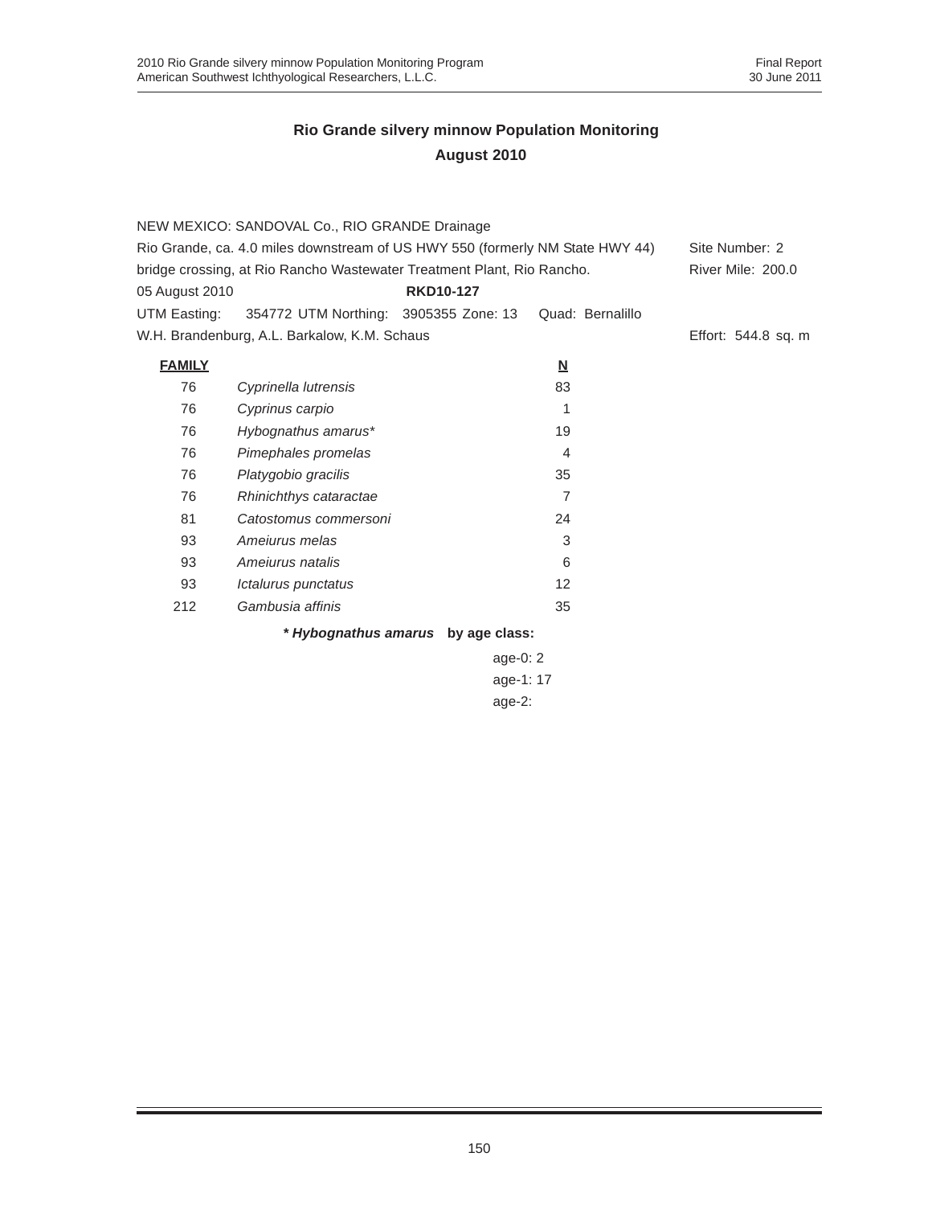## Rio Grande silvery minnow Population Monitoring
## August 2010

NEW MEXICO: SANDOVAL Co., RIO GRANDE Drainage

Rio Grande, ca. 4.0 miles downstream of US HWY 550 (formerly NM State HWY 44) bridge crossing, at Rio Rancho Wastewater Treatment Plant, Rio Rancho.

Site Number: 2
River Mile: 200.0

05 August 2010 **RKD10-127**

UTM Easting: 354772 UTM Northing: 3905355 Zone: 13 Quad: Bernalillo

W.H. Brandenburg, A.L. Barkalow, K.M. Schaus

Effort: 544.8 sq. m

| **FAMILY** | | **N** |
|---|---|---|
| 76 | *Cyprinella lutrensis* | 83 |
| 76 | *Cyprinus carpio* | 1 |
| 76 | *Hybognathus amarus** | 19 |
| 76 | *Pimephales promelas* | 4 |
| 76 | *Platygobio gracilis* | 35 |
| 76 | *Rhinichthys cataractae* | 7 |
| 81 | *Catostomus commersoni* | 24 |
| 93 | *Ameiurus melas* | 3 |
| 93 | *Ameiurus natalis* | 6 |
| 93 | *Ictalurus punctatus* | 12 |
| 212 | *Gambusia affinis* | 35 |

**\* *Hybognathus amarus* by age class:**

age-0: 2
age-1: 17
age-2: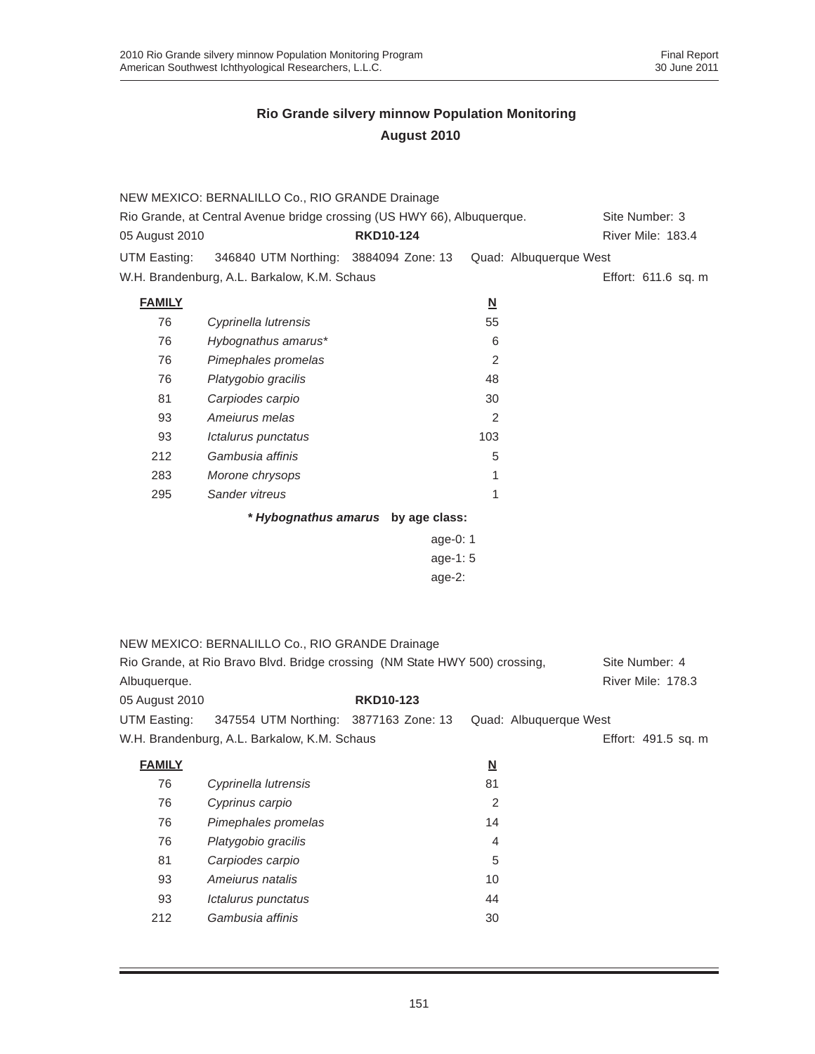# Rio Grande silvery minnow Population Monitoring
## August 2010

NEW MEXICO: BERNALILLO Co., RIO GRANDE Drainage
Rio Grande, at Central Avenue bridge crossing (US HWY 66), Albuquerque. Site Number: 3
05 August 2010 **RKD10-124** River Mile: 183.4
UTM Easting: 346840 UTM Northing: 3884094 Zone: 13 Quad: Albuquerque West
W.H. Brandenburg, A.L. Barkalow, K.M. Schaus Effort: 611.6 sq. m

| FAMILY | | N |
|---|---|---|
| 76 | *Cyprinella lutrensis* | 55 |
| 76 | *Hybognathus amarus** | 6 |
| 76 | *Pimephales promelas* | 2 |
| 76 | *Platygobio gracilis* | 48 |
| 81 | *Carpiodes carpio* | 30 |
| 93 | *Ameiurus melas* | 2 |
| 93 | *Ictalurus punctatus* | 103 |
| 212 | *Gambusia affinis* | 5 |
| 283 | *Morone chrysops* | 1 |
| 295 | *Sander vitreus* | 1 |

**\* *Hybognathus amarus* by age class:**

age-0: 1
age-1: 5
age-2:

NEW MEXICO: BERNALILLO Co., RIO GRANDE Drainage
Rio Grande, at Rio Bravo Blvd. Bridge crossing (NM State HWY 500) crossing, Albuquerque. Site Number: 4
River Mile: 178.3
05 August 2010 **RKD10-123**
UTM Easting: 347554 UTM Northing: 3877163 Zone: 13 Quad: Albuquerque West
W.H. Brandenburg, A.L. Barkalow, K.M. Schaus Effort: 491.5 sq. m

| FAMILY | | N |
|---|---|---|
| 76 | *Cyprinella lutrensis* | 81 |
| 76 | *Cyprinus carpio* | 2 |
| 76 | *Pimephales promelas* | 14 |
| 76 | *Platygobio gracilis* | 4 |
| 81 | *Carpiodes carpio* | 5 |
| 93 | *Ameiurus natalis* | 10 |
| 93 | *Ictalurus punctatus* | 44 |
| 212 | *Gambusia affinis* | 30 |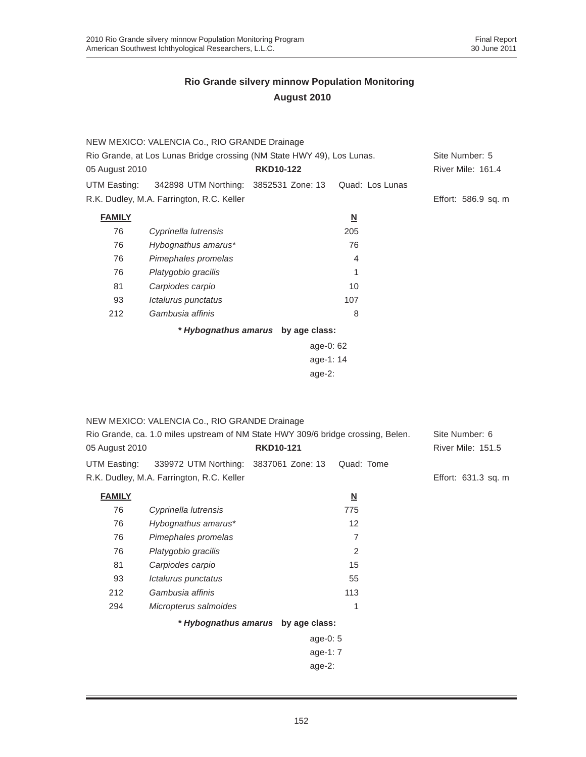## Rio Grande silvery minnow Population Monitoring
## August 2010

NEW MEXICO: VALENCIA Co., RIO GRANDE Drainage

Rio Grande, at Los Lunas Bridge crossing (NM State HWY 49), Los Lunas. Site Number: 5

05 August 2010 **RKD10-122** River Mile: 161.4

UTM Easting: 342898 UTM Northing: 3852531 Zone: 13 Quad: Los Lunas

R.K. Dudley, M.A. Farrington, R.C. Keller Effort: 586.9 sq. m

| **FAMILY** | | **N** |
|---|---|---|
| 76 | *Cyprinella lutrensis* | 205 |
| 76 | *Hybognathus amarus** | 76 |
| 76 | *Pimephales promelas* | 4 |
| 76 | *Platygobio gracilis* | 1 |
| 81 | *Carpiodes carpio* | 10 |
| 93 | *Ictalurus punctatus* | 107 |
| 212 | *Gambusia affinis* | 8 |

***Hybognathus amarus*** **by age class:**

age-0: 62
age-1: 14
age-2:

NEW MEXICO: VALENCIA Co., RIO GRANDE Drainage

Rio Grande, ca. 1.0 miles upstream of NM State HWY 309/6 bridge crossing, Belen. Site Number: 6

05 August 2010 **RKD10-121** River Mile: 151.5

UTM Easting: 339972 UTM Northing: 3837061 Zone: 13 Quad: Tome

R.K. Dudley, M.A. Farrington, R.C. Keller Effort: 631.3 sq. m

| **FAMILY** | | **N** |
|---|---|---|
| 76 | *Cyprinella lutrensis* | 775 |
| 76 | *Hybognathus amarus** | 12 |
| 76 | *Pimephales promelas* | 7 |
| 76 | *Platygobio gracilis* | 2 |
| 81 | *Carpiodes carpio* | 15 |
| 93 | *Ictalurus punctatus* | 55 |
| 212 | *Gambusia affinis* | 113 |
| 294 | *Micropterus salmoides* | 1 |

***Hybognathus amarus*** **by age class:**

age-0: 5
age-1: 7
age-2: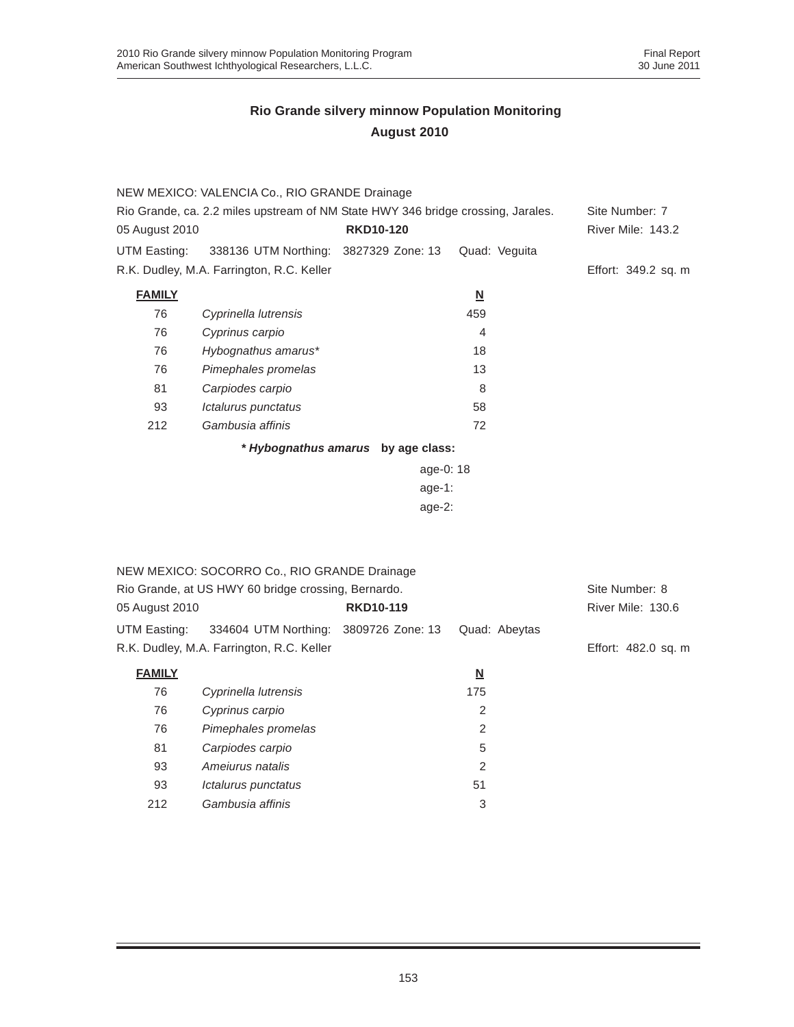## Rio Grande silvery minnow Population Monitoring
## August 2010

NEW MEXICO: VALENCIA Co., RIO GRANDE Drainage
Rio Grande, ca. 2.2 miles upstream of NM State HWY 346 bridge crossing, Jarales. Site Number: 7
05 August 2010 **RKD10-120** River Mile: 143.2
UTM Easting: 338136 UTM Northing: 3827329 Zone: 13 Quad: Veguita
R.K. Dudley, M.A. Farrington, R.C. Keller Effort: 349.2 sq. m

| FAMILY | | N |
|---|---|---|
| 76 | *Cyprinella lutrensis* | 459 |
| 76 | *Cyprinus carpio* | 4 |
| 76 | *Hybognathus amarus** | 18 |
| 76 | *Pimephales promelas* | 13 |
| 81 | *Carpiodes carpio* | 8 |
| 93 | *Ictalurus punctatus* | 58 |
| 212 | *Gambusia affinis* | 72 |

***Hybognathus amarus* by age class:**

age-0: 18
age-1:
age-2:

NEW MEXICO: SOCORRO Co., RIO GRANDE Drainage
Rio Grande, at US HWY 60 bridge crossing, Bernardo. Site Number: 8
05 August 2010 **RKD10-119** River Mile: 130.6
UTM Easting: 334604 UTM Northing: 3809726 Zone: 13 Quad: Abeytas
R.K. Dudley, M.A. Farrington, R.C. Keller Effort: 482.0 sq. m

| FAMILY | | N |
|---|---|---|
| 76 | *Cyprinella lutrensis* | 175 |
| 76 | *Cyprinus carpio* | 2 |
| 76 | *Pimephales promelas* | 2 |
| 81 | *Carpiodes carpio* | 5 |
| 93 | *Ameiurus natalis* | 2 |
| 93 | *Ictalurus punctatus* | 51 |
| 212 | *Gambusia affinis* | 3 |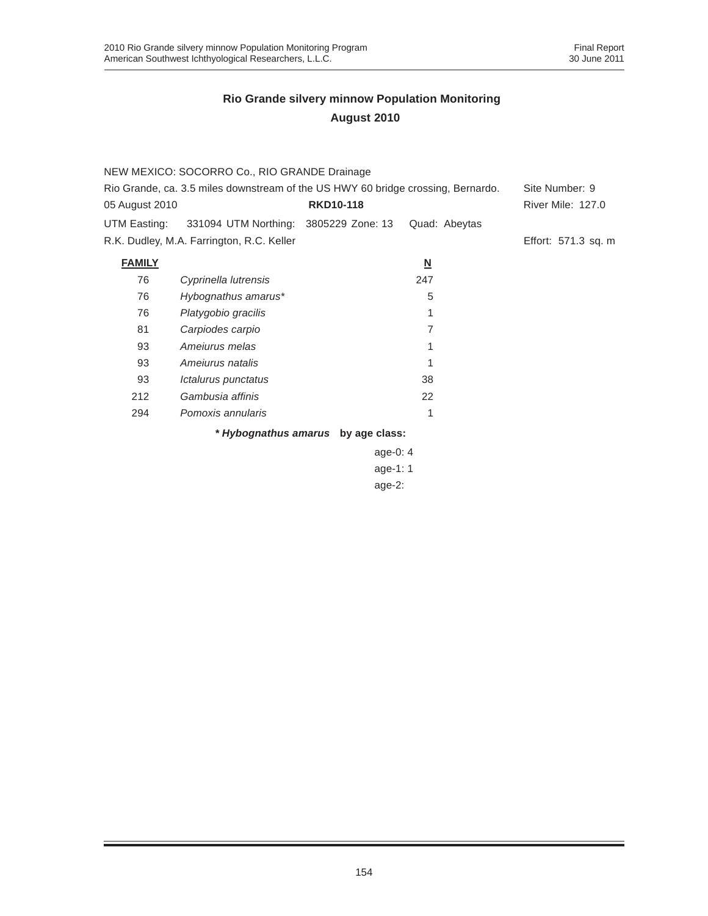## Rio Grande silvery minnow Population Monitoring
## August 2010

NEW MEXICO: SOCORRO Co., RIO GRANDE Drainage

Rio Grande, ca. 3.5 miles downstream of the US HWY 60 bridge crossing, Bernardo. Site Number: 9

05 August 2010 **RKD10-118** River Mile: 127.0

UTM Easting: 331094 UTM Northing: 3805229 Zone: 13 Quad: Abeytas

R.K. Dudley, M.A. Farrington, R.C. Keller Effort: 571.3 sq. m

| FAMILY | | N |
|---|---|---|
| 76 | *Cyprinella lutrensis* | 247 |
| 76 | *Hybognathus amarus** | 5 |
| 76 | *Platygobio gracilis* | 1 |
| 81 | *Carpiodes carpio* | 7 |
| 93 | *Ameiurus melas* | 1 |
| 93 | *Ameiurus natalis* | 1 |
| 93 | *Ictalurus punctatus* | 38 |
| 212 | *Gambusia affinis* | 22 |
| 294 | *Pomoxis annularis* | 1 |

**\* *Hybognathus amarus* by age class:**

age-0: 4
age-1: 1
age-2: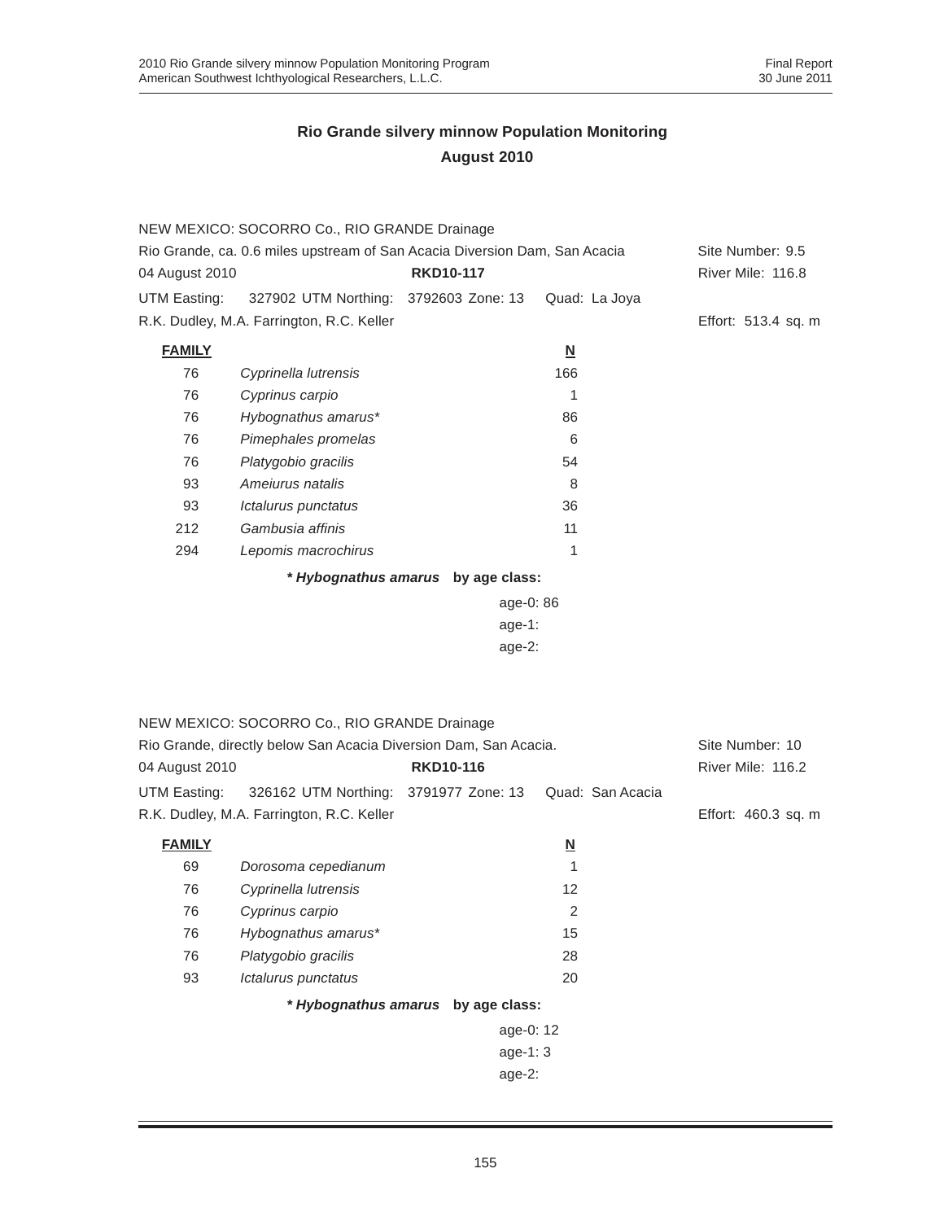# Rio Grande silvery minnow Population Monitoring
## August 2010

NEW MEXICO: SOCORRO Co., RIO GRANDE Drainage
Rio Grande, ca. 0.6 miles upstream of San Acacia Diversion Dam, San Acacia — Site Number: 9.5
04 August 2010 — **RKD10-117** — River Mile: 116.8
UTM Easting: 327902 UTM Northing: 3792603 Zone: 13 Quad: La Joya
R.K. Dudley, M.A. Farrington, R.C. Keller — Effort: 513.4 sq. m

| FAMILY | | N |
|---|---|---|
| 76 | *Cyprinella lutrensis* | 166 |
| 76 | *Cyprinus carpio* | 1 |
| 76 | *Hybognathus amarus** | 86 |
| 76 | *Pimephales promelas* | 6 |
| 76 | *Platygobio gracilis* | 54 |
| 93 | *Ameiurus natalis* | 8 |
| 93 | *Ictalurus punctatus* | 36 |
| 212 | *Gambusia affinis* | 11 |
| 294 | *Lepomis macrochirus* | 1 |

***Hybognathus amarus* by age class:**

age-0: 86
age-1:
age-2:

NEW MEXICO: SOCORRO Co., RIO GRANDE Drainage
Rio Grande, directly below San Acacia Diversion Dam, San Acacia. — Site Number: 10
04 August 2010 — **RKD10-116** — River Mile: 116.2
UTM Easting: 326162 UTM Northing: 3791977 Zone: 13 Quad: San Acacia
R.K. Dudley, M.A. Farrington, R.C. Keller — Effort: 460.3 sq. m

| FAMILY | | N |
|---|---|---|
| 69 | *Dorosoma cepedianum* | 1 |
| 76 | *Cyprinella lutrensis* | 12 |
| 76 | *Cyprinus carpio* | 2 |
| 76 | *Hybognathus amarus** | 15 |
| 76 | *Platygobio gracilis* | 28 |
| 93 | *Ictalurus punctatus* | 20 |

***Hybognathus amarus* by age class:**

age-0: 12
age-1: 3
age-2: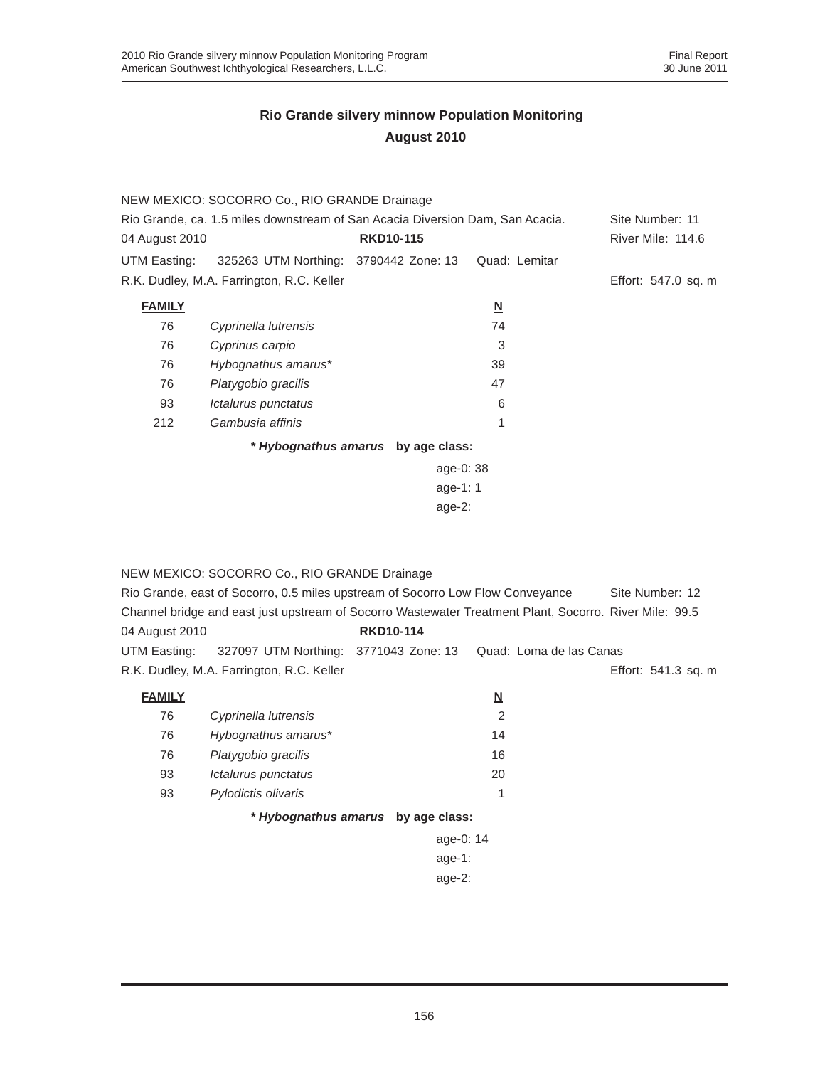# Rio Grande silvery minnow Population Monitoring
## August 2010

NEW MEXICO: SOCORRO Co., RIO GRANDE Drainage
Rio Grande, ca. 1.5 miles downstream of San Acacia Diversion Dam, San Acacia. Site Number: 11
04 August 2010 **RKD10-115** River Mile: 114.6
UTM Easting: 325263 UTM Northing: 3790442 Zone: 13 Quad: Lemitar
R.K. Dudley, M.A. Farrington, R.C. Keller Effort: 547.0 sq. m

| FAMILY | | N |
|---|---|---|
| 76 | *Cyprinella lutrensis* | 74 |
| 76 | *Cyprinus carpio* | 3 |
| 76 | *Hybognathus amarus** | 39 |
| 76 | *Platygobio gracilis* | 47 |
| 93 | *Ictalurus punctatus* | 6 |
| 212 | *Gambusia affinis* | 1 |

***Hybognathus amarus* by age class:**

age-0: 38
age-1: 1
age-2:

NEW MEXICO: SOCORRO Co., RIO GRANDE Drainage
Rio Grande, east of Socorro, 0.5 miles upstream of Socorro Low Flow Conveyance Channel bridge and east just upstream of Socorro Wastewater Treatment Plant, Socorro. Site Number: 12 River Mile: 99.5
04 August 2010 **RKD10-114**
UTM Easting: 327097 UTM Northing: 3771043 Zone: 13 Quad: Loma de las Canas
R.K. Dudley, M.A. Farrington, R.C. Keller Effort: 541.3 sq. m

| FAMILY | | N |
|---|---|---|
| 76 | *Cyprinella lutrensis* | 2 |
| 76 | *Hybognathus amarus** | 14 |
| 76 | *Platygobio gracilis* | 16 |
| 93 | *Ictalurus punctatus* | 20 |
| 93 | *Pylodictis olivaris* | 1 |

***Hybognathus amarus* by age class:**

age-0: 14
age-1:
age-2: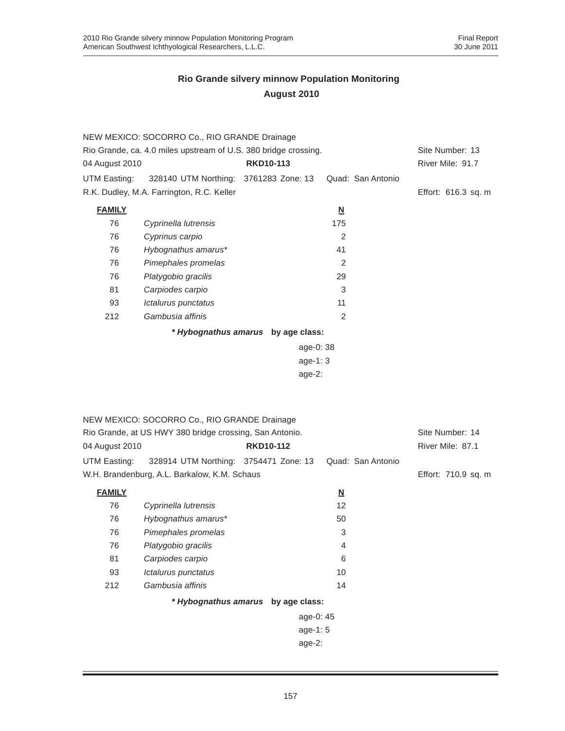## Rio Grande silvery minnow Population Monitoring
## August 2010

NEW MEXICO: SOCORRO Co., RIO GRANDE Drainage
Rio Grande, ca. 4.0 miles upstream of U.S. 380 bridge crossing. — Site Number: 13
04 August 2010 — **RKD10-113** — River Mile: 91.7
UTM Easting: 328140 UTM Northing: 3761283 Zone: 13 — Quad: San Antonio
R.K. Dudley, M.A. Farrington, R.C. Keller — Effort: 616.3 sq. m

| FAMILY | | N |
|---|---|---|
| 76 | *Cyprinella lutrensis* | 175 |
| 76 | *Cyprinus carpio* | 2 |
| 76 | *Hybognathus amarus** | 41 |
| 76 | *Pimephales promelas* | 2 |
| 76 | *Platygobio gracilis* | 29 |
| 81 | *Carpiodes carpio* | 3 |
| 93 | *Ictalurus punctatus* | 11 |
| 212 | *Gambusia affinis* | 2 |

***Hybognathus amarus* by age class:**

age-0: 38
age-1: 3
age-2:

NEW MEXICO: SOCORRO Co., RIO GRANDE Drainage
Rio Grande, at US HWY 380 bridge crossing, San Antonio. — Site Number: 14
04 August 2010 — **RKD10-112** — River Mile: 87.1
UTM Easting: 328914 UTM Northing: 3754471 Zone: 13 — Quad: San Antonio
W.H. Brandenburg, A.L. Barkalow, K.M. Schaus — Effort: 710.9 sq. m

| FAMILY | | N |
|---|---|---|
| 76 | *Cyprinella lutrensis* | 12 |
| 76 | *Hybognathus amarus** | 50 |
| 76 | *Pimephales promelas* | 3 |
| 76 | *Platygobio gracilis* | 4 |
| 81 | *Carpiodes carpio* | 6 |
| 93 | *Ictalurus punctatus* | 10 |
| 212 | *Gambusia affinis* | 14 |

***Hybognathus amarus* by age class:**

age-0: 45
age-1: 5
age-2: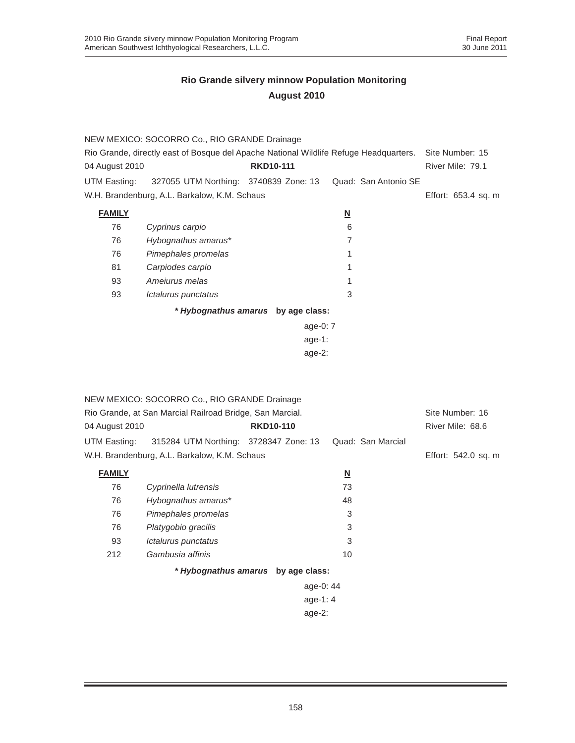## Rio Grande silvery minnow Population Monitoring
## August 2010

NEW MEXICO: SOCORRO Co., RIO GRANDE Drainage
Rio Grande, directly east of Bosque del Apache National Wildlife Refuge Headquarters. Site Number: 15
04 August 2010 **RKD10-111** River Mile: 79.1
UTM Easting: 327055 UTM Northing: 3740839 Zone: 13 Quad: San Antonio SE
W.H. Brandenburg, A.L. Barkalow, K.M. Schaus Effort: 653.4 sq. m

| FAMILY | | N |
|---|---|---|
| 76 | *Cyprinus carpio* | 6 |
| 76 | *Hybognathus amarus** | 7 |
| 76 | *Pimephales promelas* | 1 |
| 81 | *Carpiodes carpio* | 1 |
| 93 | *Ameiurus melas* | 1 |
| 93 | *Ictalurus punctatus* | 3 |

***Hybognathus amarus* by age class:**

age-0: 7
age-1:
age-2:

NEW MEXICO: SOCORRO Co., RIO GRANDE Drainage
Rio Grande, at San Marcial Railroad Bridge, San Marcial. Site Number: 16
04 August 2010 **RKD10-110** River Mile: 68.6
UTM Easting: 315284 UTM Northing: 3728347 Zone: 13 Quad: San Marcial
W.H. Brandenburg, A.L. Barkalow, K.M. Schaus Effort: 542.0 sq. m

| FAMILY | | N |
|---|---|---|
| 76 | *Cyprinella lutrensis* | 73 |
| 76 | *Hybognathus amarus** | 48 |
| 76 | *Pimephales promelas* | 3 |
| 76 | *Platygobio gracilis* | 3 |
| 93 | *Ictalurus punctatus* | 3 |
| 212 | *Gambusia affinis* | 10 |

***Hybognathus amarus* by age class:**

age-0: 44
age-1: 4
age-2: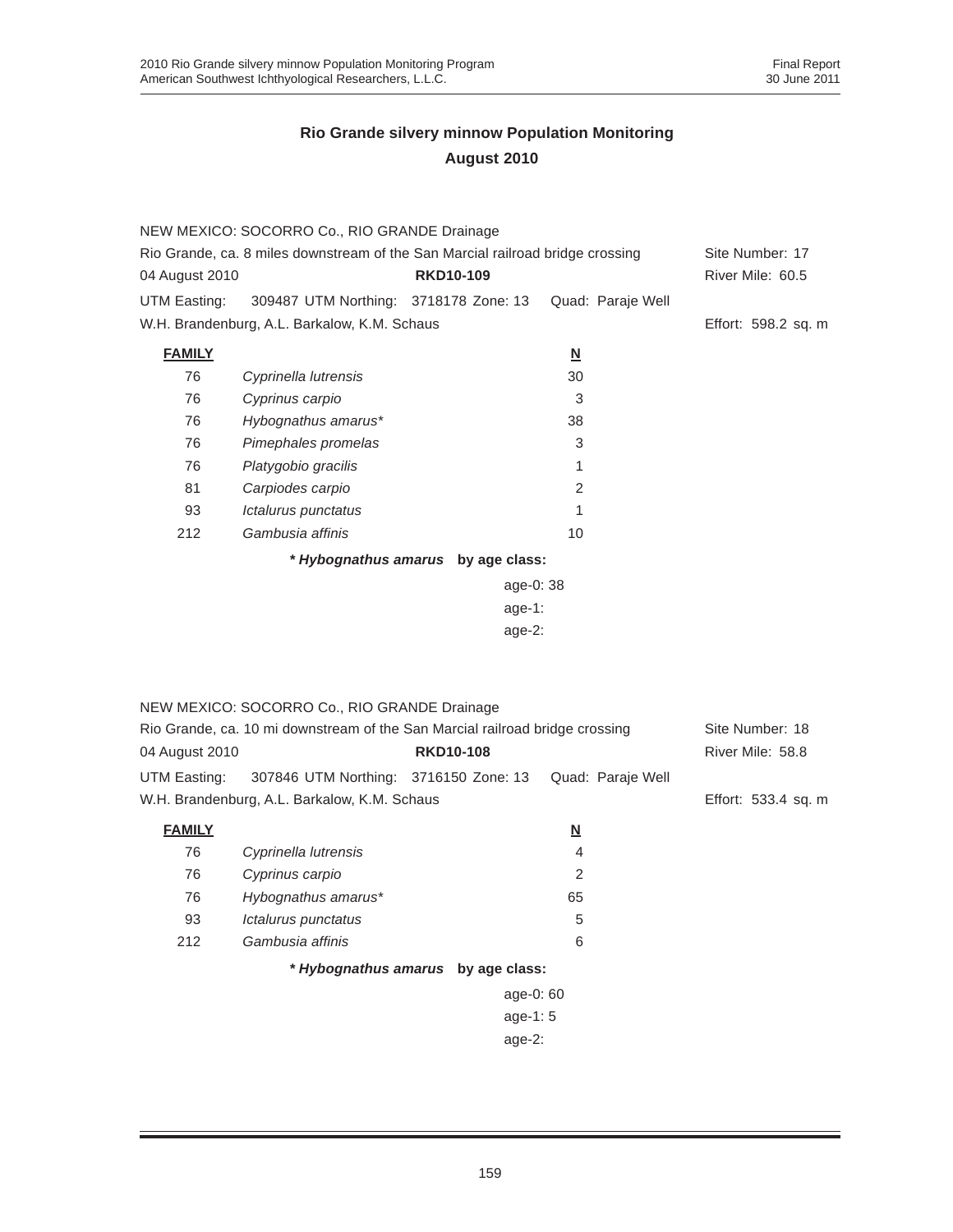## Rio Grande silvery minnow Population Monitoring
## August 2010

NEW MEXICO: SOCORRO Co., RIO GRANDE Drainage
Rio Grande, ca. 8 miles downstream of the San Marcial railroad bridge crossing — Site Number: 17
04 August 2010 — **RKD10-109** — River Mile: 60.5
UTM Easting: 309487 UTM Northing: 3718178 Zone: 13 Quad: Paraje Well
W.H. Brandenburg, A.L. Barkalow, K.M. Schaus — Effort: 598.2 sq. m

| FAMILY | | N |
|---|---|---|
| 76 | *Cyprinella lutrensis* | 30 |
| 76 | *Cyprinus carpio* | 3 |
| 76 | *Hybognathus amarus** | 38 |
| 76 | *Pimephales promelas* | 3 |
| 76 | *Platygobio gracilis* | 1 |
| 81 | *Carpiodes carpio* | 2 |
| 93 | *Ictalurus punctatus* | 1 |
| 212 | *Gambusia affinis* | 10 |

**\* *Hybognathus amarus* by age class:**

age-0: 38
age-1:
age-2:

NEW MEXICO: SOCORRO Co., RIO GRANDE Drainage
Rio Grande, ca. 10 mi downstream of the San Marcial railroad bridge crossing — Site Number: 18
04 August 2010 — **RKD10-108** — River Mile: 58.8
UTM Easting: 307846 UTM Northing: 3716150 Zone: 13 Quad: Paraje Well
W.H. Brandenburg, A.L. Barkalow, K.M. Schaus — Effort: 533.4 sq. m

| FAMILY | | N |
|---|---|---|
| 76 | *Cyprinella lutrensis* | 4 |
| 76 | *Cyprinus carpio* | 2 |
| 76 | *Hybognathus amarus** | 65 |
| 93 | *Ictalurus punctatus* | 5 |
| 212 | *Gambusia affinis* | 6 |

**\* *Hybognathus amarus* by age class:**

age-0: 60
age-1: 5
age-2: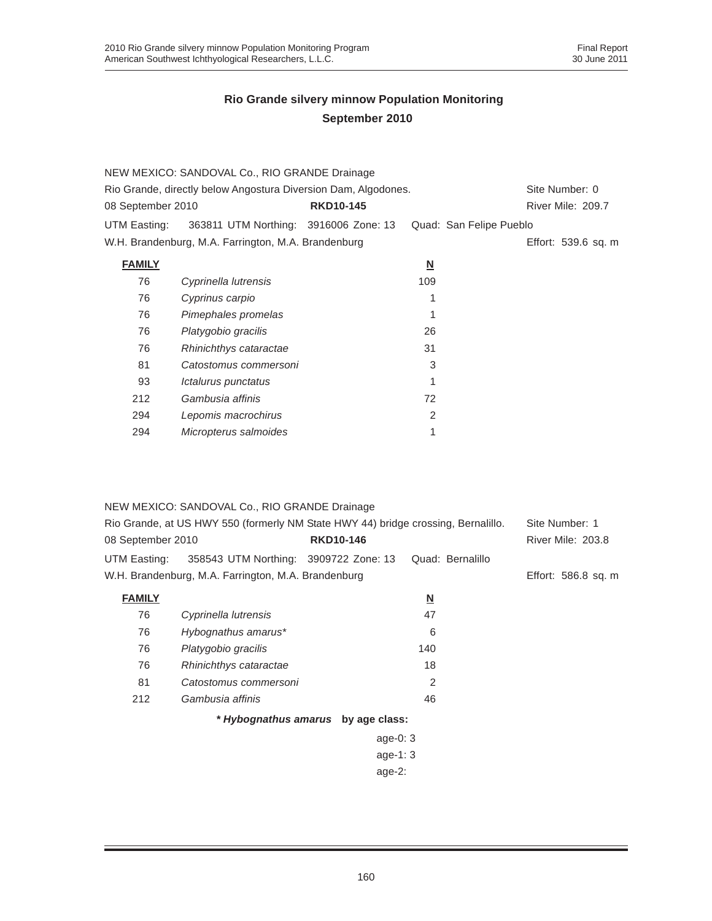## Rio Grande silvery minnow Population Monitoring
## September 2010

NEW MEXICO: SANDOVAL Co., RIO GRANDE Drainage

Rio Grande, directly below Angostura Diversion Dam, Algodones. Site Number: 0

08 September 2010 **RKD10-145** River Mile: 209.7

UTM Easting: 363811 UTM Northing: 3916006 Zone: 13 Quad: San Felipe Pueblo

W.H. Brandenburg, M.A. Farrington, M.A. Brandenburg Effort: 539.6 sq. m

| FAMILY | | N |
|---|---|---|
| 76 | *Cyprinella lutrensis* | 109 |
| 76 | *Cyprinus carpio* | 1 |
| 76 | *Pimephales promelas* | 1 |
| 76 | *Platygobio gracilis* | 26 |
| 76 | *Rhinichthys cataractae* | 31 |
| 81 | *Catostomus commersoni* | 3 |
| 93 | *Ictalurus punctatus* | 1 |
| 212 | *Gambusia affinis* | 72 |
| 294 | *Lepomis macrochirus* | 2 |
| 294 | *Micropterus salmoides* | 1 |

NEW MEXICO: SANDOVAL Co., RIO GRANDE Drainage

Rio Grande, at US HWY 550 (formerly NM State HWY 44) bridge crossing, Bernalillo. Site Number: 1

08 September 2010 **RKD10-146** River Mile: 203.8

UTM Easting: 358543 UTM Northing: 3909722 Zone: 13 Quad: Bernalillo

W.H. Brandenburg, M.A. Farrington, M.A. Brandenburg Effort: 586.8 sq. m

| FAMILY | | N |
|---|---|---|
| 76 | *Cyprinella lutrensis* | 47 |
| 76 | *Hybognathus amarus** | 6 |
| 76 | *Platygobio gracilis* | 140 |
| 76 | *Rhinichthys cataractae* | 18 |
| 81 | *Catostomus commersoni* | 2 |
| 212 | *Gambusia affinis* | 46 |

***Hybognathus amarus* by age class:**

age-0: 3
age-1: 3
age-2: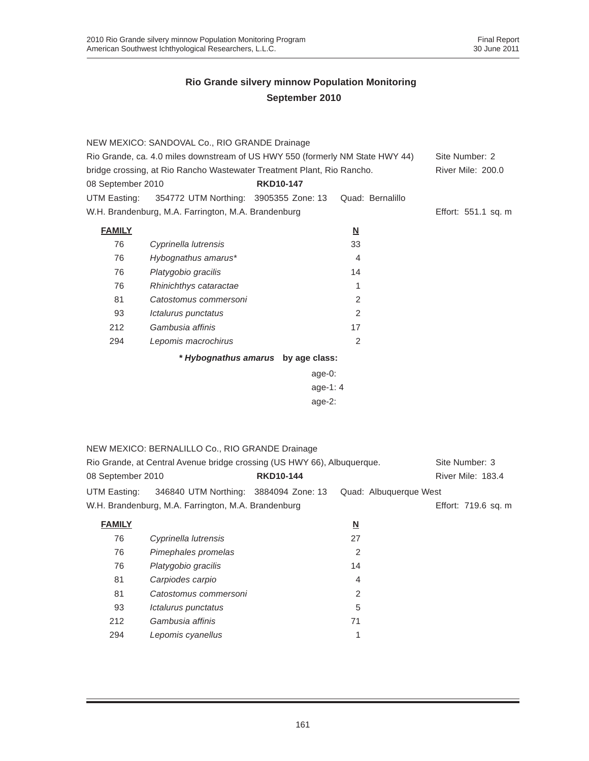# Rio Grande silvery minnow Population Monitoring
## September 2010

NEW MEXICO: SANDOVAL Co., RIO GRANDE Drainage

Rio Grande, ca. 4.0 miles downstream of US HWY 550 (formerly NM State HWY 44) bridge crossing, at Rio Rancho Wastewater Treatment Plant, Rio Rancho. Site Number: 2

River Mile: 200.0

08 September 2010 **RKD10-147**

UTM Easting: 354772 UTM Northing: 3905355 Zone: 13 Quad: Bernalillo

W.H. Brandenburg, M.A. Farrington, M.A. Brandenburg Effort: 551.1 sq. m

| FAMILY | | N |
|---|---|---|
| 76 | *Cyprinella lutrensis* | 33 |
| 76 | *Hybognathus amarus** | 4 |
| 76 | *Platygobio gracilis* | 14 |
| 76 | *Rhinichthys cataractae* | 1 |
| 81 | *Catostomus commersoni* | 2 |
| 93 | *Ictalurus punctatus* | 2 |
| 212 | *Gambusia affinis* | 17 |
| 294 | *Lepomis macrochirus* | 2 |

***Hybognathus amarus* by age class:**

age-0:
age-1: 4
age-2:

NEW MEXICO: BERNALILLO Co., RIO GRANDE Drainage

Rio Grande, at Central Avenue bridge crossing (US HWY 66), Albuquerque. Site Number: 3

08 September 2010 **RKD10-144** River Mile: 183.4

UTM Easting: 346840 UTM Northing: 3884094 Zone: 13 Quad: Albuquerque West

W.H. Brandenburg, M.A. Farrington, M.A. Brandenburg Effort: 719.6 sq. m

| FAMILY | | N |
|---|---|---|
| 76 | *Cyprinella lutrensis* | 27 |
| 76 | *Pimephales promelas* | 2 |
| 76 | *Platygobio gracilis* | 14 |
| 81 | *Carpiodes carpio* | 4 |
| 81 | *Catostomus commersoni* | 2 |
| 93 | *Ictalurus punctatus* | 5 |
| 212 | *Gambusia affinis* | 71 |
| 294 | *Lepomis cyanellus* | 1 |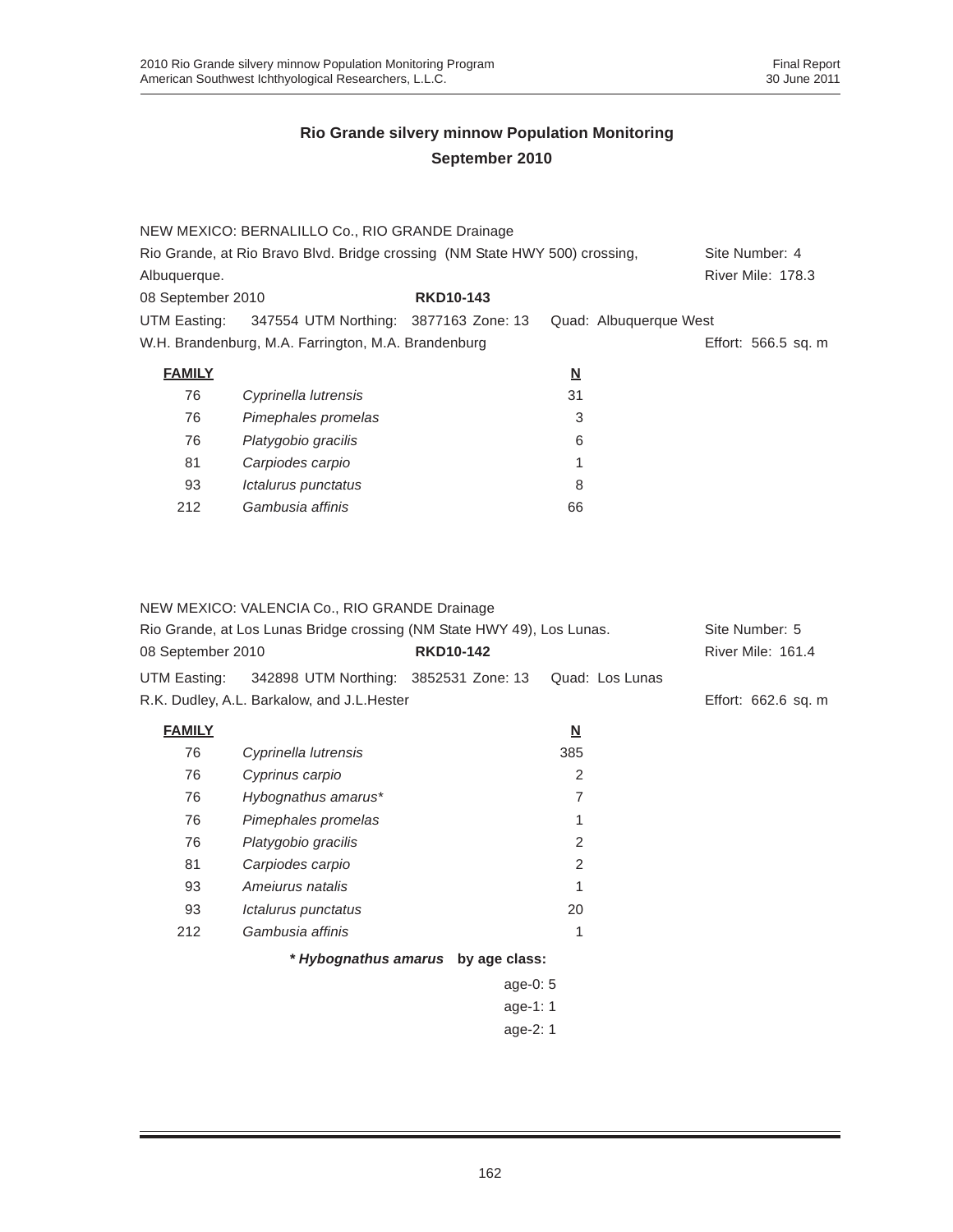## Rio Grande silvery minnow Population Monitoring
## September 2010

NEW MEXICO: BERNALILLO Co., RIO GRANDE Drainage
Rio Grande, at Rio Bravo Blvd. Bridge crossing (NM State HWY 500) crossing, Albuquerque. — Site Number: 4 — River Mile: 178.3
08 September 2010 — **RKD10-143**
UTM Easting: 347554 UTM Northing: 3877163 Zone: 13 Quad: Albuquerque West
W.H. Brandenburg, M.A. Farrington, M.A. Brandenburg — Effort: 566.5 sq. m

| FAMILY | | N |
|---|---|---|
| 76 | *Cyprinella lutrensis* | 31 |
| 76 | *Pimephales promelas* | 3 |
| 76 | *Platygobio gracilis* | 6 |
| 81 | *Carpiodes carpio* | 1 |
| 93 | *Ictalurus punctatus* | 8 |
| 212 | *Gambusia affinis* | 66 |

NEW MEXICO: VALENCIA Co., RIO GRANDE Drainage
Rio Grande, at Los Lunas Bridge crossing (NM State HWY 49), Los Lunas. — Site Number: 5 — River Mile: 161.4
08 September 2010 — **RKD10-142**
UTM Easting: 342898 UTM Northing: 3852531 Zone: 13 Quad: Los Lunas
R.K. Dudley, A.L. Barkalow, and J.L.Hester — Effort: 662.6 sq. m

| FAMILY | | N |
|---|---|---|
| 76 | *Cyprinella lutrensis* | 385 |
| 76 | *Cyprinus carpio* | 2 |
| 76 | *Hybognathus amarus** | 7 |
| 76 | *Pimephales promelas* | 1 |
| 76 | *Platygobio gracilis* | 2 |
| 81 | *Carpiodes carpio* | 2 |
| 93 | *Ameiurus natalis* | 1 |
| 93 | *Ictalurus punctatus* | 20 |
| 212 | *Gambusia affinis* | 1 |

***Hybognathus amarus*** **by age class:**

age-0: 5
age-1: 1
age-2: 1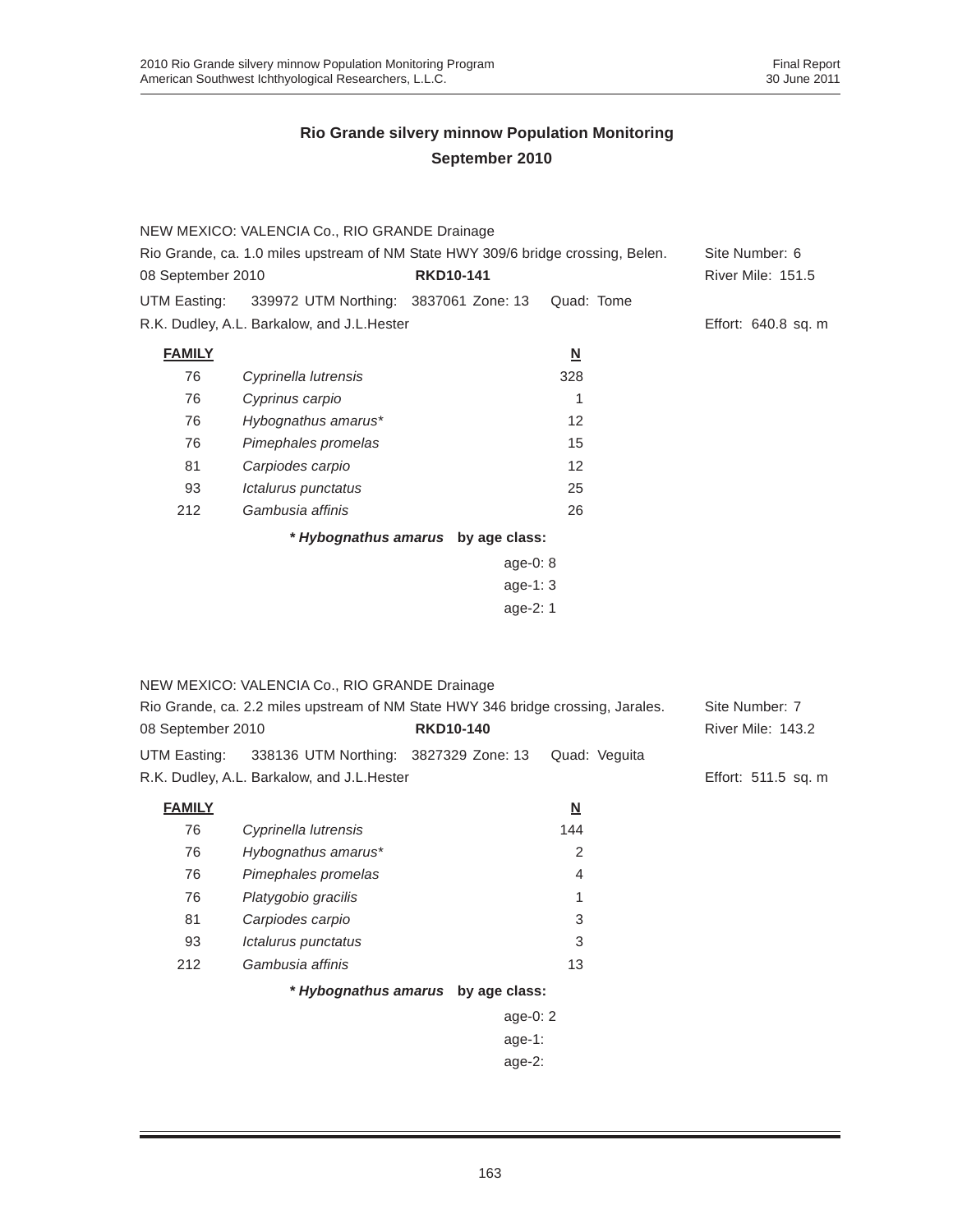## Rio Grande silvery minnow Population Monitoring
## September 2010

NEW MEXICO: VALENCIA Co., RIO GRANDE Drainage
Rio Grande, ca. 1.0 miles upstream of NM State HWY 309/6 bridge crossing, Belen. Site Number: 6
08 September 2010 **RKD10-141** River Mile: 151.5
UTM Easting: 339972 UTM Northing: 3837061 Zone: 13 Quad: Tome
R.K. Dudley, A.L. Barkalow, and J.L.Hester Effort: 640.8 sq. m

| **FAMILY** | | **N** |
|---|---|---|
| 76 | *Cyprinella lutrensis* | 328 |
| 76 | *Cyprinus carpio* | 1 |
| 76 | *Hybognathus amarus** | 12 |
| 76 | *Pimephales promelas* | 15 |
| 81 | *Carpiodes carpio* | 12 |
| 93 | *Ictalurus punctatus* | 25 |
| 212 | *Gambusia affinis* | 26 |

***Hybognathus amarus* by age class:**

age-0: 8
age-1: 3
age-2: 1

NEW MEXICO: VALENCIA Co., RIO GRANDE Drainage
Rio Grande, ca. 2.2 miles upstream of NM State HWY 346 bridge crossing, Jarales. Site Number: 7
08 September 2010 **RKD10-140** River Mile: 143.2
UTM Easting: 338136 UTM Northing: 3827329 Zone: 13 Quad: Veguita
R.K. Dudley, A.L. Barkalow, and J.L.Hester Effort: 511.5 sq. m

| **FAMILY** | | **N** |
|---|---|---|
| 76 | *Cyprinella lutrensis* | 144 |
| 76 | *Hybognathus amarus** | 2 |
| 76 | *Pimephales promelas* | 4 |
| 76 | *Platygobio gracilis* | 1 |
| 81 | *Carpiodes carpio* | 3 |
| 93 | *Ictalurus punctatus* | 3 |
| 212 | *Gambusia affinis* | 13 |

***Hybognathus amarus* by age class:**

age-0: 2
age-1:
age-2: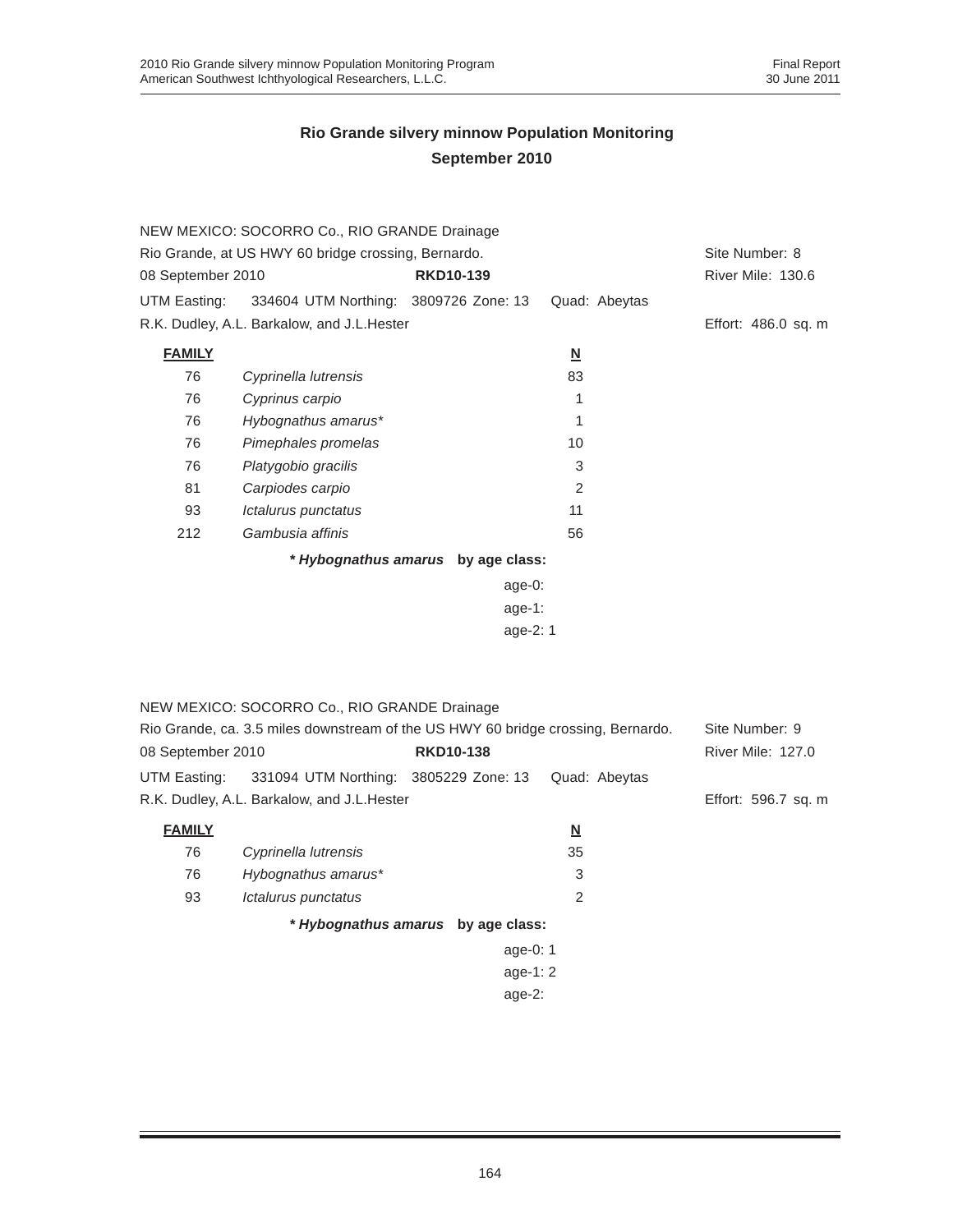## Rio Grande silvery minnow Population Monitoring
## September 2010

NEW MEXICO: SOCORRO Co., RIO GRANDE Drainage
Rio Grande, at US HWY 60 bridge crossing, Bernardo. Site Number: 8
08 September 2010 **RKD10-139** River Mile: 130.6
UTM Easting: 334604 UTM Northing: 3809726 Zone: 13 Quad: Abeytas
R.K. Dudley, A.L. Barkalow, and J.L.Hester Effort: 486.0 sq. m

| FAMILY | | N |
|---|---|---|
| 76 | *Cyprinella lutrensis* | 83 |
| 76 | *Cyprinus carpio* | 1 |
| 76 | *Hybognathus amarus** | 1 |
| 76 | *Pimephales promelas* | 10 |
| 76 | *Platygobio gracilis* | 3 |
| 81 | *Carpiodes carpio* | 2 |
| 93 | *Ictalurus punctatus* | 11 |
| 212 | *Gambusia affinis* | 56 |

***Hybognathus amarus* by age class:**

age-0:
age-1:
age-2: 1

NEW MEXICO: SOCORRO Co., RIO GRANDE Drainage
Rio Grande, ca. 3.5 miles downstream of the US HWY 60 bridge crossing, Bernardo. Site Number: 9
08 September 2010 **RKD10-138** River Mile: 127.0
UTM Easting: 331094 UTM Northing: 3805229 Zone: 13 Quad: Abeytas
R.K. Dudley, A.L. Barkalow, and J.L.Hester Effort: 596.7 sq. m

| FAMILY | | N |
|---|---|---|
| 76 | *Cyprinella lutrensis* | 35 |
| 76 | *Hybognathus amarus** | 3 |
| 93 | *Ictalurus punctatus* | 2 |

***Hybognathus amarus* by age class:**

age-0: 1
age-1: 2
age-2: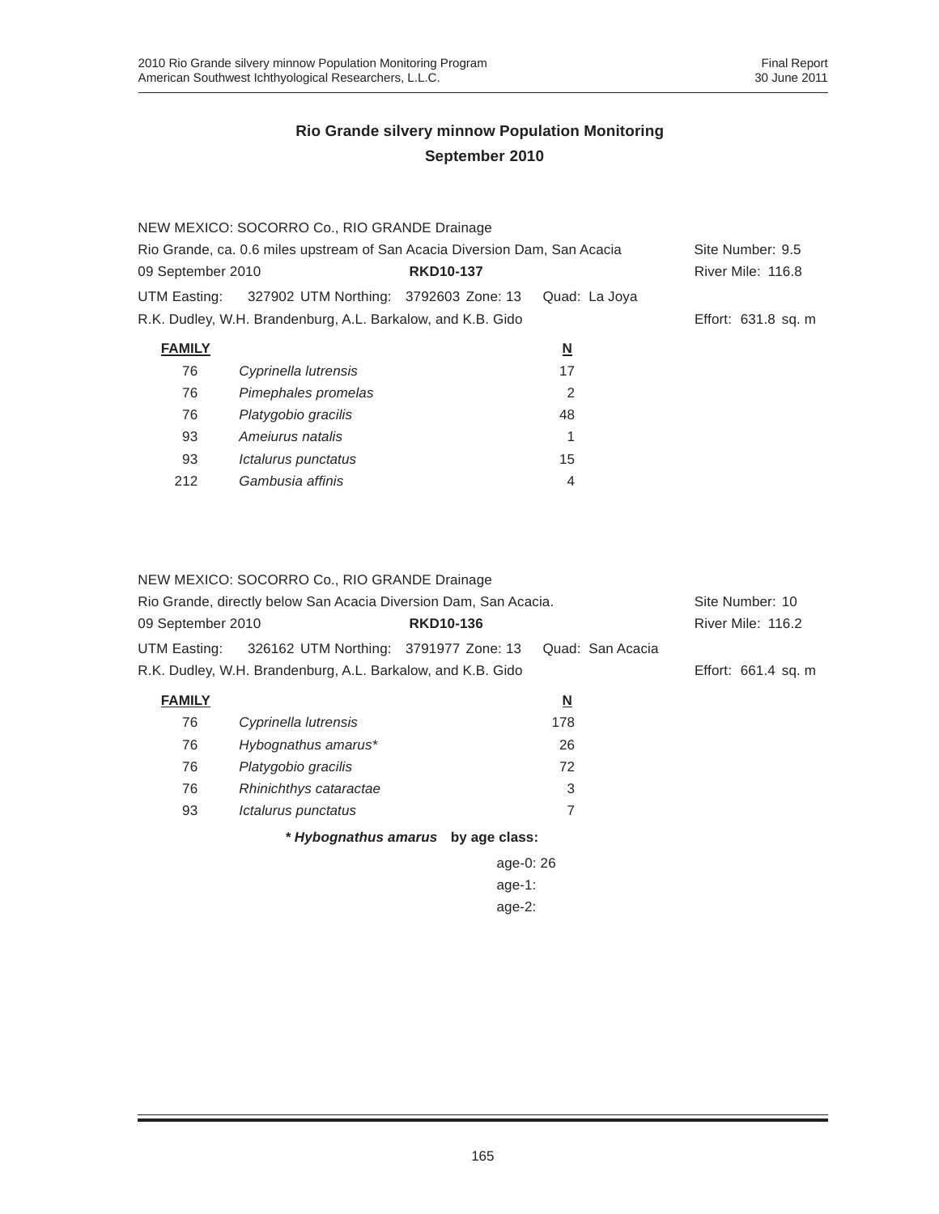## Rio Grande silvery minnow Population Monitoring
## September 2010

NEW MEXICO: SOCORRO Co., RIO GRANDE Drainage
Rio Grande, ca. 0.6 miles upstream of San Acacia Diversion Dam, San Acacia — Site Number: 9.5
09 September 2010 — **RKD10-137** — River Mile: 116.8
UTM Easting: 327902 UTM Northing: 3792603 Zone: 13 Quad: La Joya
R.K. Dudley, W.H. Brandenburg, A.L. Barkalow, and K.B. Gido — Effort: 631.8 sq. m

| FAMILY | | N |
|---|---|---|
| 76 | *Cyprinella lutrensis* | 17 |
| 76 | *Pimephales promelas* | 2 |
| 76 | *Platygobio gracilis* | 48 |
| 93 | *Ameiurus natalis* | 1 |
| 93 | *Ictalurus punctatus* | 15 |
| 212 | *Gambusia affinis* | 4 |

NEW MEXICO: SOCORRO Co., RIO GRANDE Drainage
Rio Grande, directly below San Acacia Diversion Dam, San Acacia. — Site Number: 10
09 September 2010 — **RKD10-136** — River Mile: 116.2
UTM Easting: 326162 UTM Northing: 3791977 Zone: 13 Quad: San Acacia
R.K. Dudley, W.H. Brandenburg, A.L. Barkalow, and K.B. Gido — Effort: 661.4 sq. m

| FAMILY | | N |
|---|---|---|
| 76 | *Cyprinella lutrensis* | 178 |
| 76 | *Hybognathus amarus** | 26 |
| 76 | *Platygobio gracilis* | 72 |
| 76 | *Rhinichthys cataractae* | 3 |
| 93 | *Ictalurus punctatus* | 7 |

***Hybognathus amarus* by age class:**

age-0: 26
age-1:
age-2: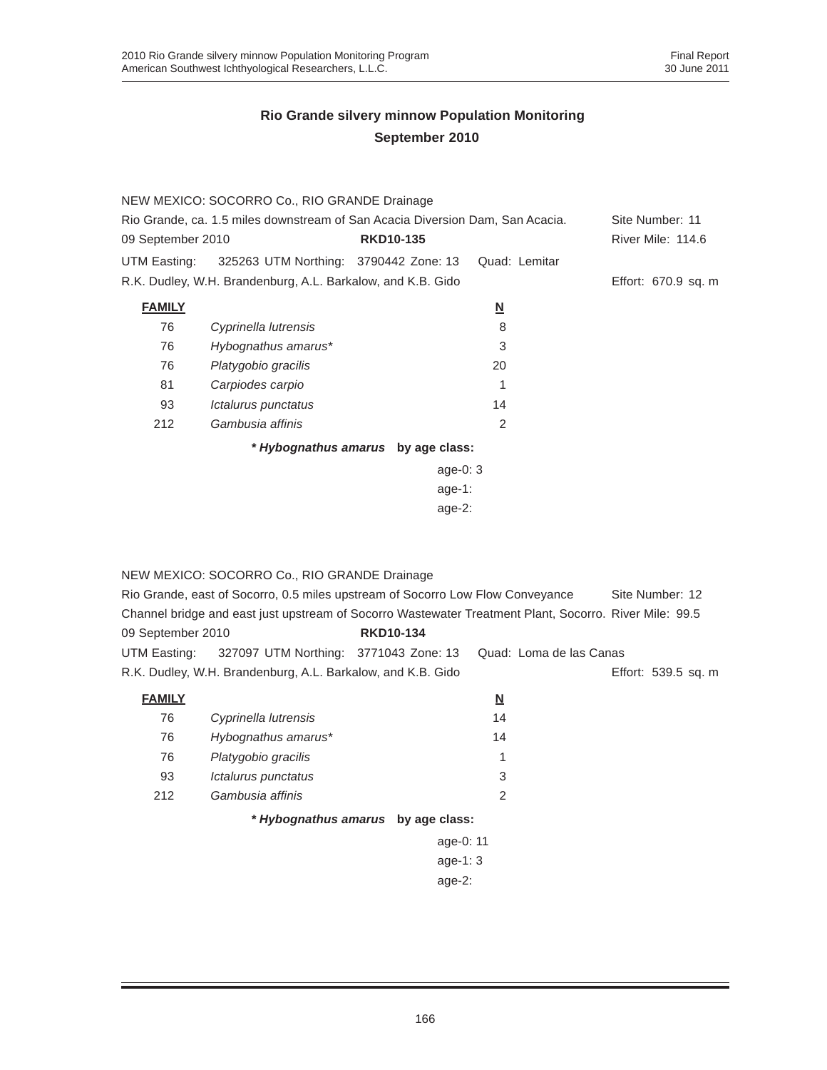## Rio Grande silvery minnow Population Monitoring
## September 2010

NEW MEXICO: SOCORRO Co., RIO GRANDE Drainage
Rio Grande, ca. 1.5 miles downstream of San Acacia Diversion Dam, San Acacia. Site Number: 11
09 September 2010 **RKD10-135** River Mile: 114.6
UTM Easting: 325263 UTM Northing: 3790442 Zone: 13 Quad: Lemitar
R.K. Dudley, W.H. Brandenburg, A.L. Barkalow, and K.B. Gido Effort: 670.9 sq. m

| FAMILY | | N |
|---|---|---|
| 76 | *Cyprinella lutrensis* | 8 |
| 76 | *Hybognathus amarus** | 3 |
| 76 | *Platygobio gracilis* | 20 |
| 81 | *Carpiodes carpio* | 1 |
| 93 | *Ictalurus punctatus* | 14 |
| 212 | *Gambusia affinis* | 2 |

***Hybognathus amarus* by age class:**

age-0: 3
age-1:
age-2:

NEW MEXICO: SOCORRO Co., RIO GRANDE Drainage
Rio Grande, east of Socorro, 0.5 miles upstream of Socorro Low Flow Conveyance Channel bridge and east just upstream of Socorro Wastewater Treatment Plant, Socorro. Site Number: 12 River Mile: 99.5
09 September 2010 **RKD10-134**
UTM Easting: 327097 UTM Northing: 3771043 Zone: 13 Quad: Loma de las Canas
R.K. Dudley, W.H. Brandenburg, A.L. Barkalow, and K.B. Gido Effort: 539.5 sq. m

| FAMILY | | N |
|---|---|---|
| 76 | *Cyprinella lutrensis* | 14 |
| 76 | *Hybognathus amarus** | 14 |
| 76 | *Platygobio gracilis* | 1 |
| 93 | *Ictalurus punctatus* | 3 |
| 212 | *Gambusia affinis* | 2 |

***Hybognathus amarus* by age class:**

age-0: 11
age-1: 3
age-2: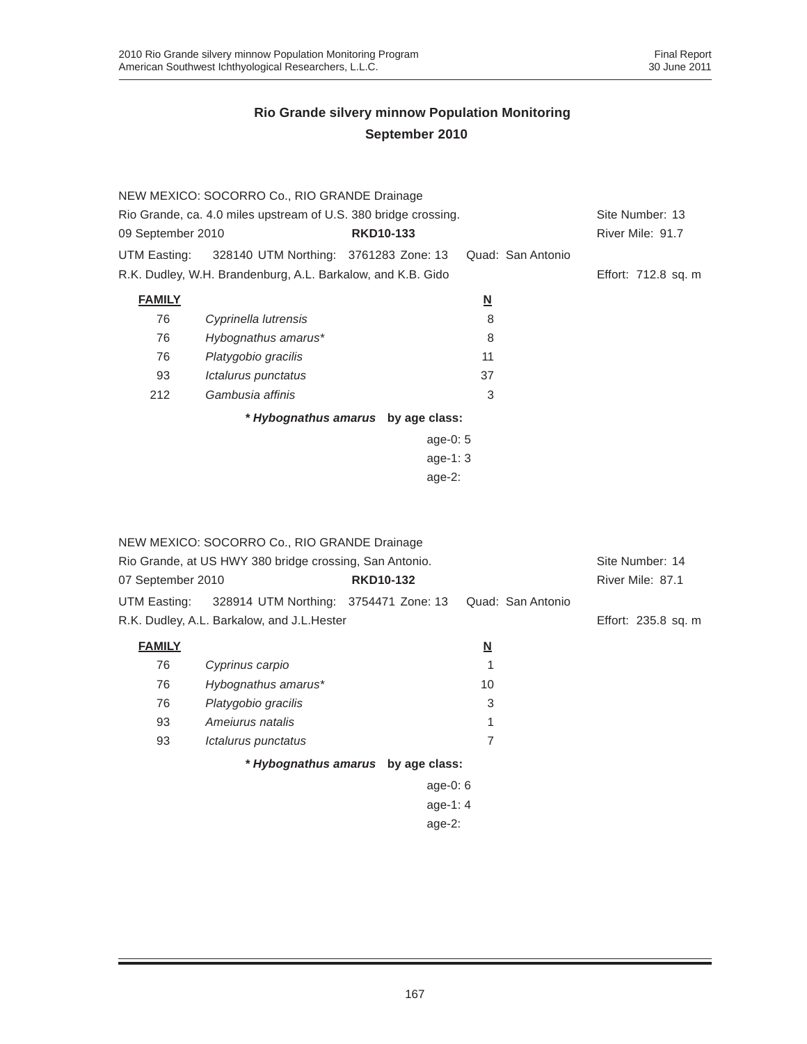## Rio Grande silvery minnow Population Monitoring
## September 2010

NEW MEXICO: SOCORRO Co., RIO GRANDE Drainage
Rio Grande, ca. 4.0 miles upstream of U.S. 380 bridge crossing. Site Number: 13
09 September 2010 **RKD10-133** River Mile: 91.7
UTM Easting: 328140 UTM Northing: 3761283 Zone: 13 Quad: San Antonio
R.K. Dudley, W.H. Brandenburg, A.L. Barkalow, and K.B. Gido Effort: 712.8 sq. m

| FAMILY | | N |
|---|---|---|
| 76 | *Cyprinella lutrensis* | 8 |
| 76 | *Hybognathus amarus** | 8 |
| 76 | *Platygobio gracilis* | 11 |
| 93 | *Ictalurus punctatus* | 37 |
| 212 | *Gambusia affinis* | 3 |

***Hybognathus amarus* by age class:**

age-0: 5
age-1: 3
age-2:

NEW MEXICO: SOCORRO Co., RIO GRANDE Drainage
Rio Grande, at US HWY 380 bridge crossing, San Antonio. Site Number: 14
07 September 2010 **RKD10-132** River Mile: 87.1
UTM Easting: 328914 UTM Northing: 3754471 Zone: 13 Quad: San Antonio
R.K. Dudley, A.L. Barkalow, and J.L.Hester Effort: 235.8 sq. m

| FAMILY | | N |
|---|---|---|
| 76 | *Cyprinus carpio* | 1 |
| 76 | *Hybognathus amarus** | 10 |
| 76 | *Platygobio gracilis* | 3 |
| 93 | *Ameiurus natalis* | 1 |
| 93 | *Ictalurus punctatus* | 7 |

***Hybognathus amarus* by age class:**

age-0: 6
age-1: 4
age-2: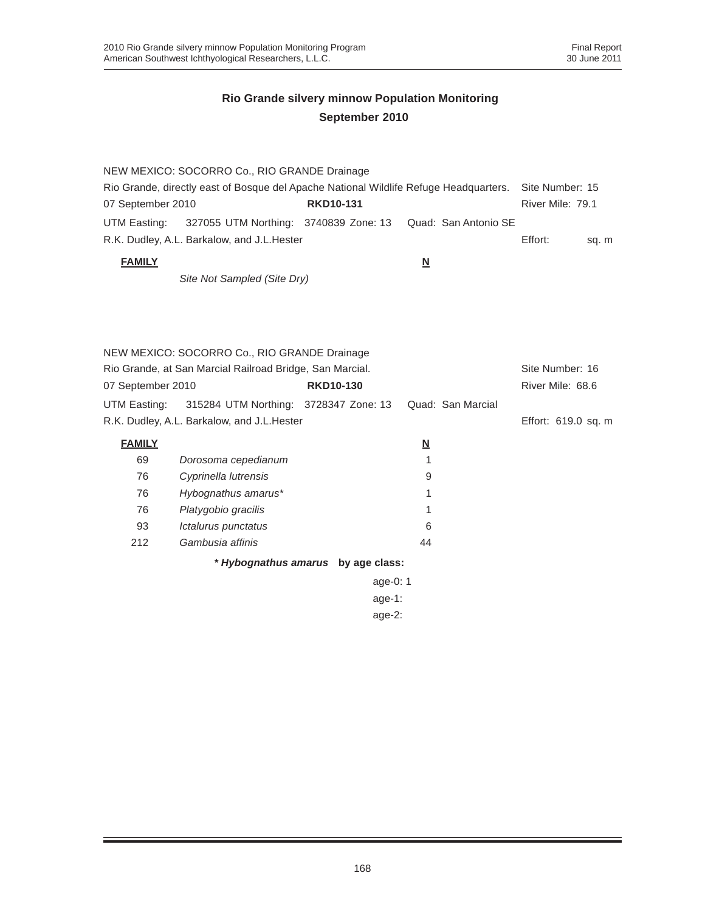## Rio Grande silvery minnow Population Monitoring
## September 2010

NEW MEXICO: SOCORRO Co., RIO GRANDE Drainage

Rio Grande, directly east of Bosque del Apache National Wildlife Refuge Headquarters. Site Number: 15

07 September 2010 **RKD10-131** River Mile: 79.1

UTM Easting: 327055 UTM Northing: 3740839 Zone: 13 Quad: San Antonio SE

R.K. Dudley, A.L. Barkalow, and J.L.Hester Effort: sq. m

| **FAMILY** | | **N** |
|---|---|---|
| | *Site Not Sampled (Site Dry)* | |

NEW MEXICO: SOCORRO Co., RIO GRANDE Drainage

Rio Grande, at San Marcial Railroad Bridge, San Marcial. Site Number: 16

07 September 2010 **RKD10-130** River Mile: 68.6

UTM Easting: 315284 UTM Northing: 3728347 Zone: 13 Quad: San Marcial

R.K. Dudley, A.L. Barkalow, and J.L.Hester Effort: 619.0 sq. m

| **FAMILY** | | **N** |
|---|---|---|
| 69 | *Dorosoma cepedianum* | 1 |
| 76 | *Cyprinella lutrensis* | 9 |
| 76 | *Hybognathus amarus** | 1 |
| 76 | *Platygobio gracilis* | 1 |
| 93 | *Ictalurus punctatus* | 6 |
| 212 | *Gambusia affinis* | 44 |

***Hybognathus amarus* by age class:**

age-0: 1

age-1:

age-2: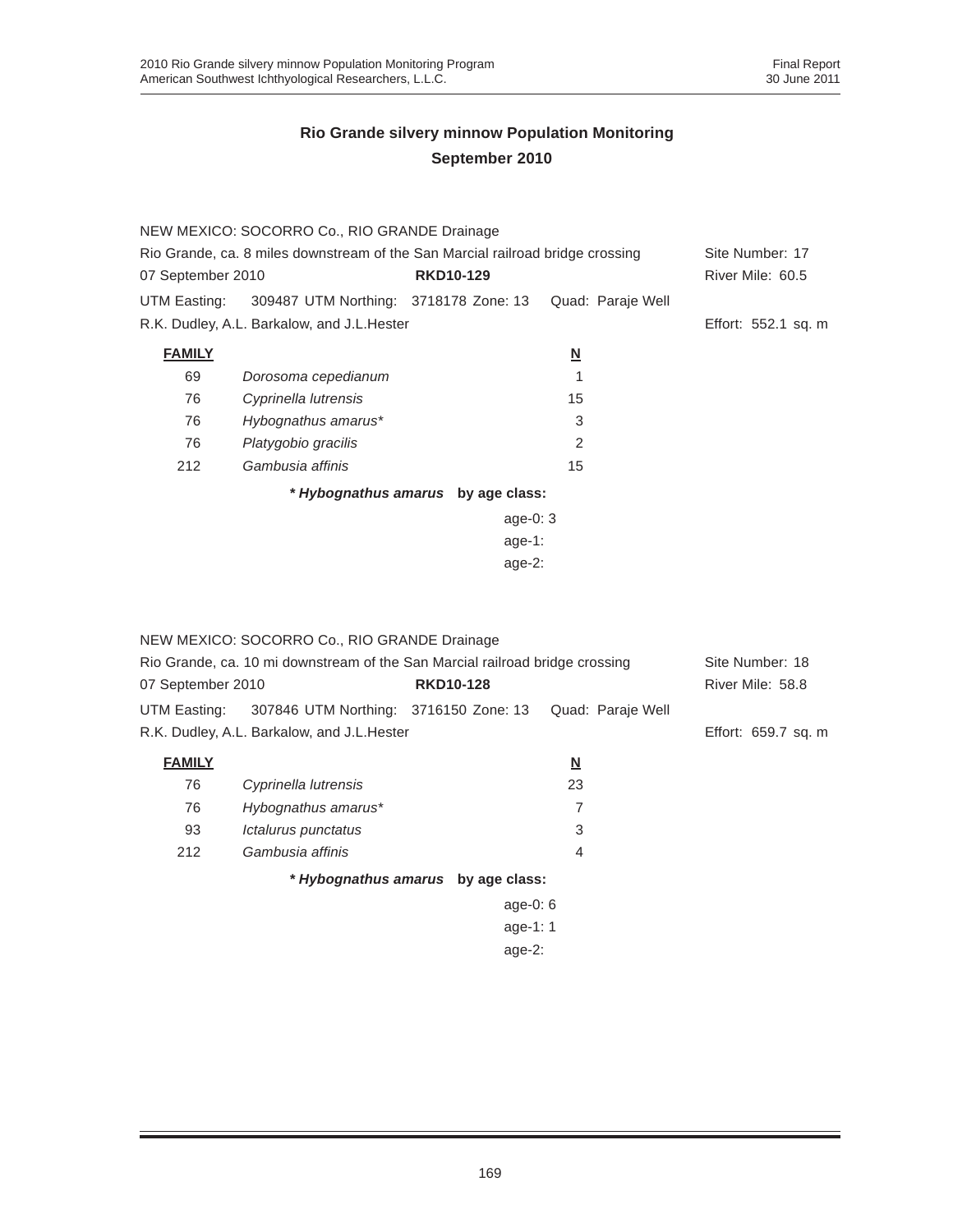## Rio Grande silvery minnow Population Monitoring
## September 2010

NEW MEXICO: SOCORRO Co., RIO GRANDE Drainage
Rio Grande, ca. 8 miles downstream of the San Marcial railroad bridge crossing — Site Number: 17
07 September 2010 — **RKD10-129** — River Mile: 60.5
UTM Easting: 309487 UTM Northing: 3718178 Zone: 13 Quad: Paraje Well
R.K. Dudley, A.L. Barkalow, and J.L.Hester — Effort: 552.1 sq. m

| FAMILY | | N |
|---|---|---|
| 69 | *Dorosoma cepedianum* | 1 |
| 76 | *Cyprinella lutrensis* | 15 |
| 76 | *Hybognathus amarus\** | 3 |
| 76 | *Platygobio gracilis* | 2 |
| 212 | *Gambusia affinis* | 15 |

***\* Hybognathus amarus*** **by age class:**

age-0: 3
age-1:
age-2:

NEW MEXICO: SOCORRO Co., RIO GRANDE Drainage
Rio Grande, ca. 10 mi downstream of the San Marcial railroad bridge crossing — Site Number: 18
07 September 2010 — **RKD10-128** — River Mile: 58.8
UTM Easting: 307846 UTM Northing: 3716150 Zone: 13 Quad: Paraje Well
R.K. Dudley, A.L. Barkalow, and J.L.Hester — Effort: 659.7 sq. m

| FAMILY | | N |
|---|---|---|
| 76 | *Cyprinella lutrensis* | 23 |
| 76 | *Hybognathus amarus\** | 7 |
| 93 | *Ictalurus punctatus* | 3 |
| 212 | *Gambusia affinis* | 4 |

***\* Hybognathus amarus*** **by age class:**

age-0: 6
age-1: 1
age-2: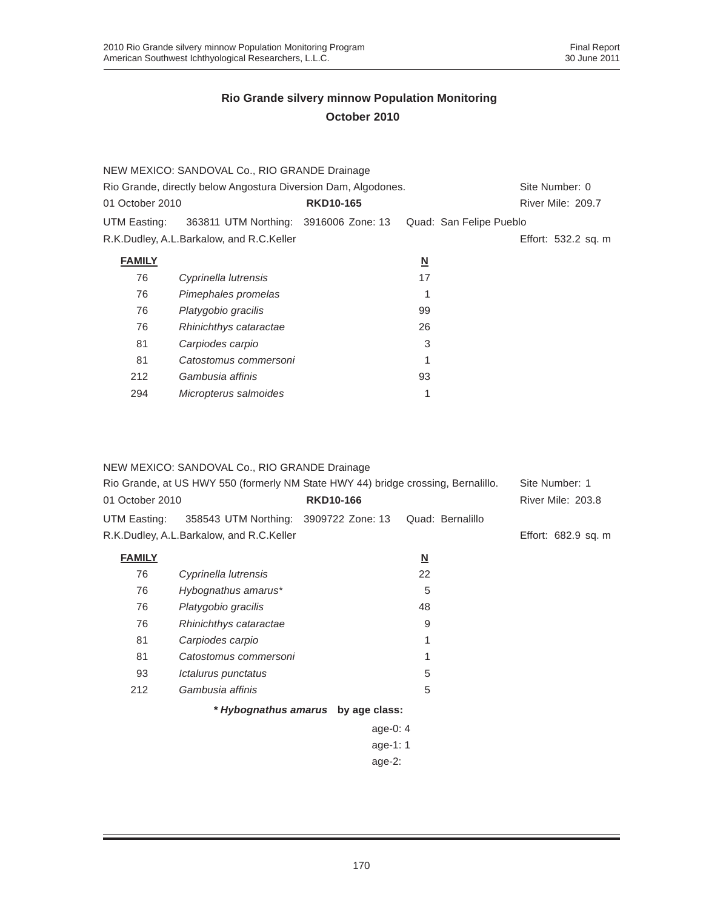## Rio Grande silvery minnow Population Monitoring
## October 2010

NEW MEXICO: SANDOVAL Co., RIO GRANDE Drainage
Rio Grande, directly below Angostura Diversion Dam, Algodones. Site Number: 0
01 October 2010 **RKD10-165** River Mile: 209.7
UTM Easting: 363811 UTM Northing: 3916006 Zone: 13 Quad: San Felipe Pueblo
R.K.Dudley, A.L.Barkalow, and R.C.Keller Effort: 532.2 sq. m

| **FAMILY** | | **N** |
|---|---|---|
| 76 | *Cyprinella lutrensis* | 17 |
| 76 | *Pimephales promelas* | 1 |
| 76 | *Platygobio gracilis* | 99 |
| 76 | *Rhinichthys cataractae* | 26 |
| 81 | *Carpiodes carpio* | 3 |
| 81 | *Catostomus commersoni* | 1 |
| 212 | *Gambusia affinis* | 93 |
| 294 | *Micropterus salmoides* | 1 |

NEW MEXICO: SANDOVAL Co., RIO GRANDE Drainage
Rio Grande, at US HWY 550 (formerly NM State HWY 44) bridge crossing, Bernalillo. Site Number: 1
01 October 2010 **RKD10-166** River Mile: 203.8
UTM Easting: 358543 UTM Northing: 3909722 Zone: 13 Quad: Bernalillo
R.K.Dudley, A.L.Barkalow, and R.C.Keller Effort: 682.9 sq. m

| **FAMILY** | | **N** |
|---|---|---|
| 76 | *Cyprinella lutrensis* | 22 |
| 76 | *Hybognathus amarus** | 5 |
| 76 | *Platygobio gracilis* | 48 |
| 76 | *Rhinichthys cataractae* | 9 |
| 81 | *Carpiodes carpio* | 1 |
| 81 | *Catostomus commersoni* | 1 |
| 93 | *Ictalurus punctatus* | 5 |
| 212 | *Gambusia affinis* | 5 |

***Hybognathus amarus* by age class:**

age-0: 4
age-1: 1
age-2: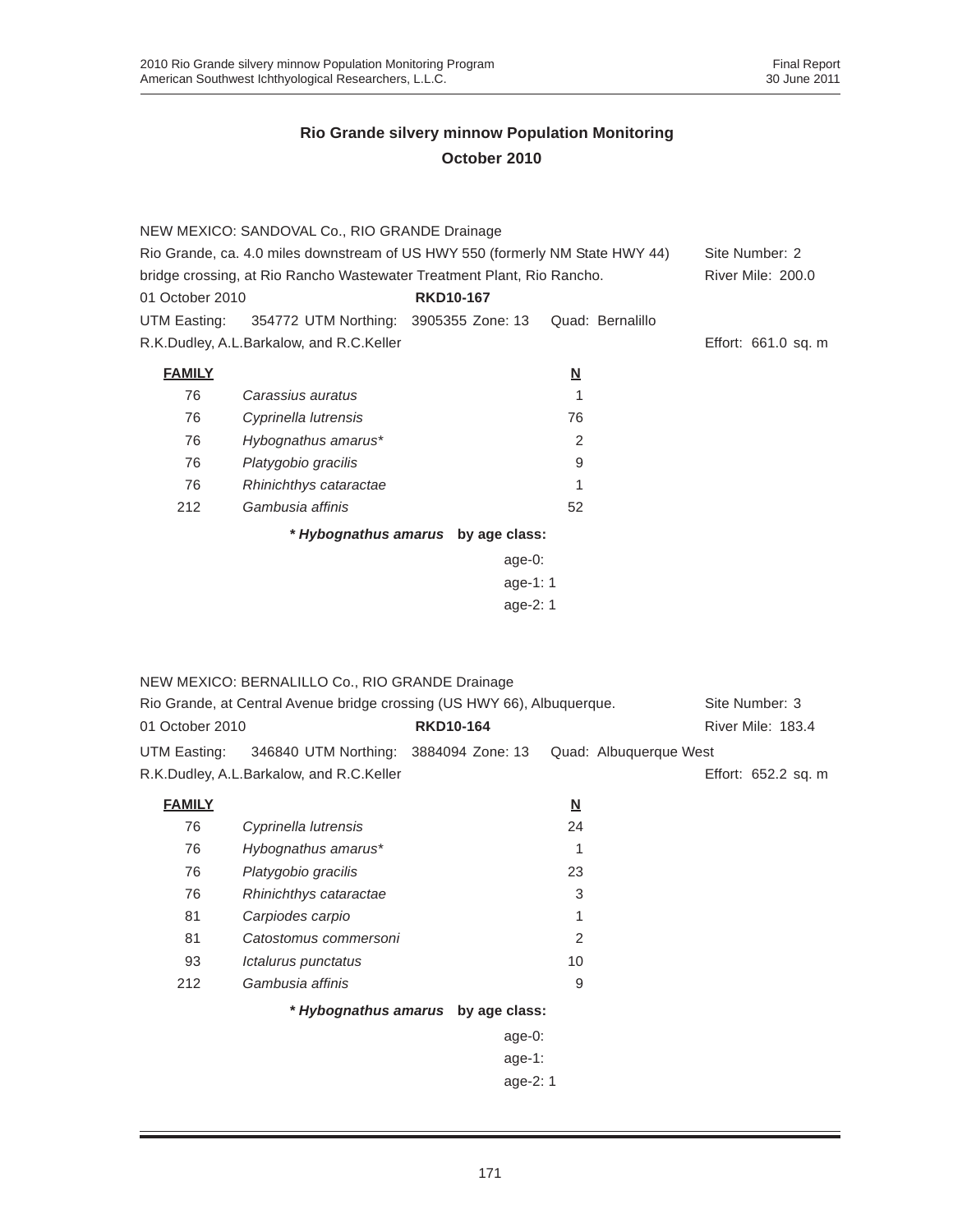# Rio Grande silvery minnow Population Monitoring
## October 2010

NEW MEXICO: SANDOVAL Co., RIO GRANDE Drainage
Rio Grande, ca. 4.0 miles downstream of US HWY 550 (formerly NM State HWY 44) bridge crossing, at Rio Rancho Wastewater Treatment Plant, Rio Rancho. — Site Number: 2 — River Mile: 200.0
01 October 2010 — **RKD10-167**
UTM Easting: 354772 UTM Northing: 3905355 Zone: 13 Quad: Bernalillo
R.K.Dudley, A.L.Barkalow, and R.C.Keller — Effort: 661.0 sq. m

| FAMILY | | N |
|---|---|---|
| 76 | *Carassius auratus* | 1 |
| 76 | *Cyprinella lutrensis* | 76 |
| 76 | *Hybognathus amarus** | 2 |
| 76 | *Platygobio gracilis* | 9 |
| 76 | *Rhinichthys cataractae* | 1 |
| 212 | *Gambusia affinis* | 52 |

**\* *Hybognathus amarus* by age class:**

age-0:
age-1: 1
age-2: 1

NEW MEXICO: BERNALILLO Co., RIO GRANDE Drainage
Rio Grande, at Central Avenue bridge crossing (US HWY 66), Albuquerque. — Site Number: 3 — River Mile: 183.4
01 October 2010 — **RKD10-164**
UTM Easting: 346840 UTM Northing: 3884094 Zone: 13 Quad: Albuquerque West
R.K.Dudley, A.L.Barkalow, and R.C.Keller — Effort: 652.2 sq. m

| FAMILY | | N |
|---|---|---|
| 76 | *Cyprinella lutrensis* | 24 |
| 76 | *Hybognathus amarus** | 1 |
| 76 | *Platygobio gracilis* | 23 |
| 76 | *Rhinichthys cataractae* | 3 |
| 81 | *Carpiodes carpio* | 1 |
| 81 | *Catostomus commersoni* | 2 |
| 93 | *Ictalurus punctatus* | 10 |
| 212 | *Gambusia affinis* | 9 |

**\* *Hybognathus amarus* by age class:**

age-0:
age-1:
age-2: 1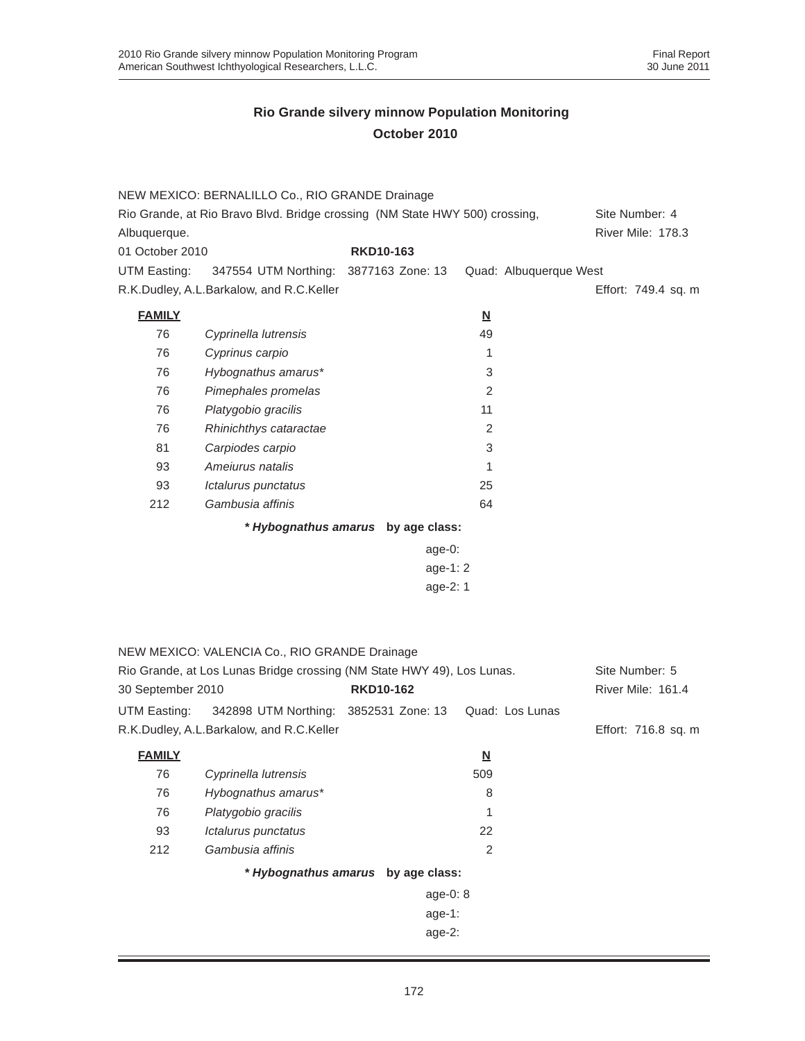## Rio Grande silvery minnow Population Monitoring
## October 2010

NEW MEXICO: BERNALILLO Co., RIO GRANDE Drainage
Rio Grande, at Rio Bravo Blvd. Bridge crossing (NM State HWY 500) crossing, Albuquerque. — Site Number: 4 — River Mile: 178.3
01 October 2010 — **RKD10-163**
UTM Easting: 347554 UTM Northing: 3877163 Zone: 13 Quad: Albuquerque West
R.K.Dudley, A.L.Barkalow, and R.C.Keller — Effort: 749.4 sq. m

| FAMILY | | N |
|---|---|---|
| 76 | *Cyprinella lutrensis* | 49 |
| 76 | *Cyprinus carpio* | 1 |
| 76 | *Hybognathus amarus** | 3 |
| 76 | *Pimephales promelas* | 2 |
| 76 | *Platygobio gracilis* | 11 |
| 76 | *Rhinichthys cataractae* | 2 |
| 81 | *Carpiodes carpio* | 3 |
| 93 | *Ameiurus natalis* | 1 |
| 93 | *Ictalurus punctatus* | 25 |
| 212 | *Gambusia affinis* | 64 |

**\* *Hybognathus amarus* by age class:**

age-0:
age-1: 2
age-2: 1

NEW MEXICO: VALENCIA Co., RIO GRANDE Drainage
Rio Grande, at Los Lunas Bridge crossing (NM State HWY 49), Los Lunas. — Site Number: 5
30 September 2010 — **RKD10-162** — River Mile: 161.4
UTM Easting: 342898 UTM Northing: 3852531 Zone: 13 Quad: Los Lunas
R.K.Dudley, A.L.Barkalow, and R.C.Keller — Effort: 716.8 sq. m

| FAMILY | | N |
|---|---|---|
| 76 | *Cyprinella lutrensis* | 509 |
| 76 | *Hybognathus amarus** | 8 |
| 76 | *Platygobio gracilis* | 1 |
| 93 | *Ictalurus punctatus* | 22 |
| 212 | *Gambusia affinis* | 2 |

**\* *Hybognathus amarus* by age class:**

age-0: 8
age-1:
age-2: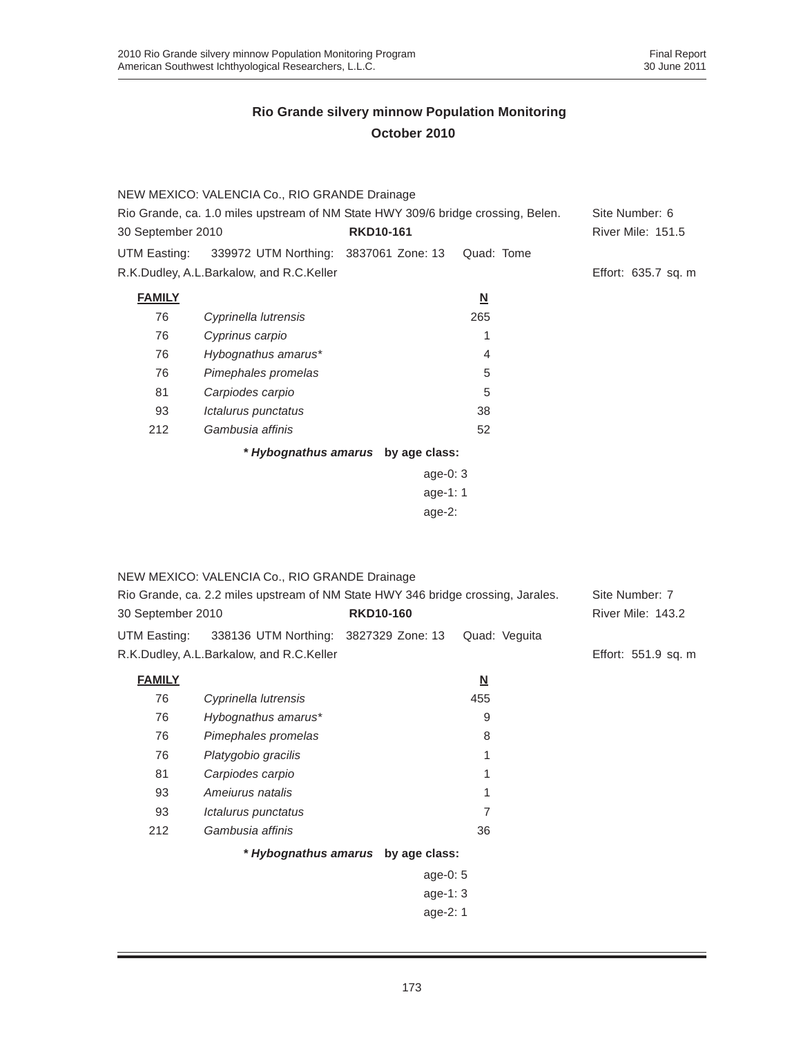# Rio Grande silvery minnow Population Monitoring
## October 2010

NEW MEXICO: VALENCIA Co., RIO GRANDE Drainage

Rio Grande, ca. 1.0 miles upstream of NM State HWY 309/6 bridge crossing, Belen. Site Number: 6

30 September 2010 **RKD10-161** River Mile: 151.5

UTM Easting: 339972 UTM Northing: 3837061 Zone: 13 Quad: Tome

R.K.Dudley, A.L.Barkalow, and R.C.Keller Effort: 635.7 sq. m

| **FAMILY** | | **N** |
|---|---|---|
| 76 | *Cyprinella lutrensis* | 265 |
| 76 | *Cyprinus carpio* | 1 |
| 76 | *Hybognathus amarus** | 4 |
| 76 | *Pimephales promelas* | 5 |
| 81 | *Carpiodes carpio* | 5 |
| 93 | *Ictalurus punctatus* | 38 |
| 212 | *Gambusia affinis* | 52 |

***Hybognathus amarus* by age class:**

age-0: 3
age-1: 1
age-2:

NEW MEXICO: VALENCIA Co., RIO GRANDE Drainage

Rio Grande, ca. 2.2 miles upstream of NM State HWY 346 bridge crossing, Jarales. Site Number: 7

30 September 2010 **RKD10-160** River Mile: 143.2

UTM Easting: 338136 UTM Northing: 3827329 Zone: 13 Quad: Veguita

R.K.Dudley, A.L.Barkalow, and R.C.Keller Effort: 551.9 sq. m

| **FAMILY** | | **N** |
|---|---|---|
| 76 | *Cyprinella lutrensis* | 455 |
| 76 | *Hybognathus amarus** | 9 |
| 76 | *Pimephales promelas* | 8 |
| 76 | *Platygobio gracilis* | 1 |
| 81 | *Carpiodes carpio* | 1 |
| 93 | *Ameiurus natalis* | 1 |
| 93 | *Ictalurus punctatus* | 7 |
| 212 | *Gambusia affinis* | 36 |

***Hybognathus amarus* by age class:**

age-0: 5
age-1: 3
age-2: 1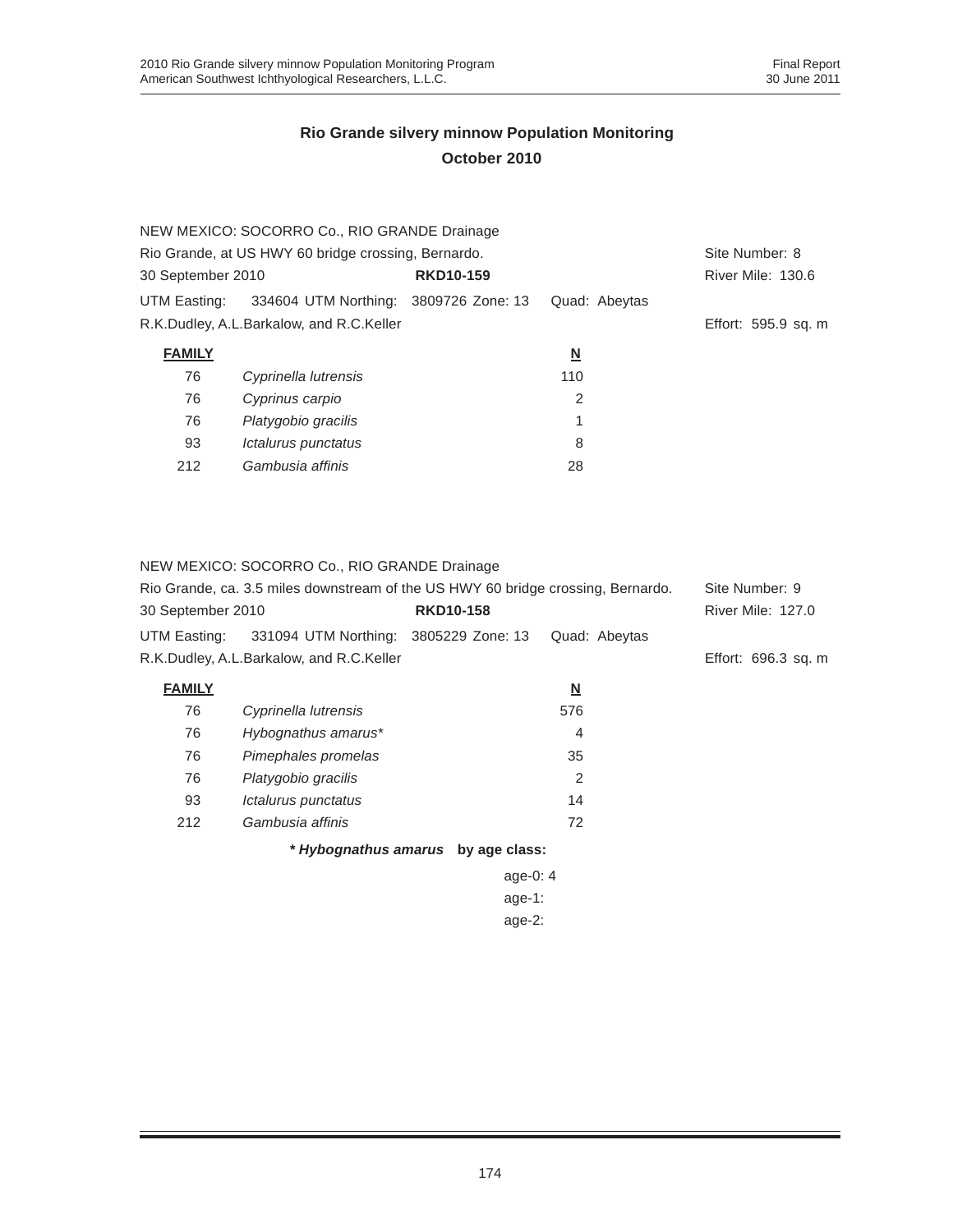## Rio Grande silvery minnow Population Monitoring
## October 2010

NEW MEXICO: SOCORRO Co., RIO GRANDE Drainage
Rio Grande, at US HWY 60 bridge crossing, Bernardo. Site Number: 8
30 September 2010 **RKD10-159** River Mile: 130.6
UTM Easting: 334604 UTM Northing: 3809726 Zone: 13 Quad: Abeytas
R.K.Dudley, A.L.Barkalow, and R.C.Keller Effort: 595.9 sq. m

| **FAMILY** | | **N** |
|---|---|---|
| 76 | *Cyprinella lutrensis* | 110 |
| 76 | *Cyprinus carpio* | 2 |
| 76 | *Platygobio gracilis* | 1 |
| 93 | *Ictalurus punctatus* | 8 |
| 212 | *Gambusia affinis* | 28 |

NEW MEXICO: SOCORRO Co., RIO GRANDE Drainage
Rio Grande, ca. 3.5 miles downstream of the US HWY 60 bridge crossing, Bernardo. Site Number: 9
30 September 2010 **RKD10-158** River Mile: 127.0
UTM Easting: 331094 UTM Northing: 3805229 Zone: 13 Quad: Abeytas
R.K.Dudley, A.L.Barkalow, and R.C.Keller Effort: 696.3 sq. m

| **FAMILY** | | **N** |
|---|---|---|
| 76 | *Cyprinella lutrensis* | 576 |
| 76 | *Hybognathus amarus** | 4 |
| 76 | *Pimephales promelas* | 35 |
| 76 | *Platygobio gracilis* | 2 |
| 93 | *Ictalurus punctatus* | 14 |
| 212 | *Gambusia affinis* | 72 |

***Hybognathus amarus* by age class:**

age-0: 4
age-1:
age-2: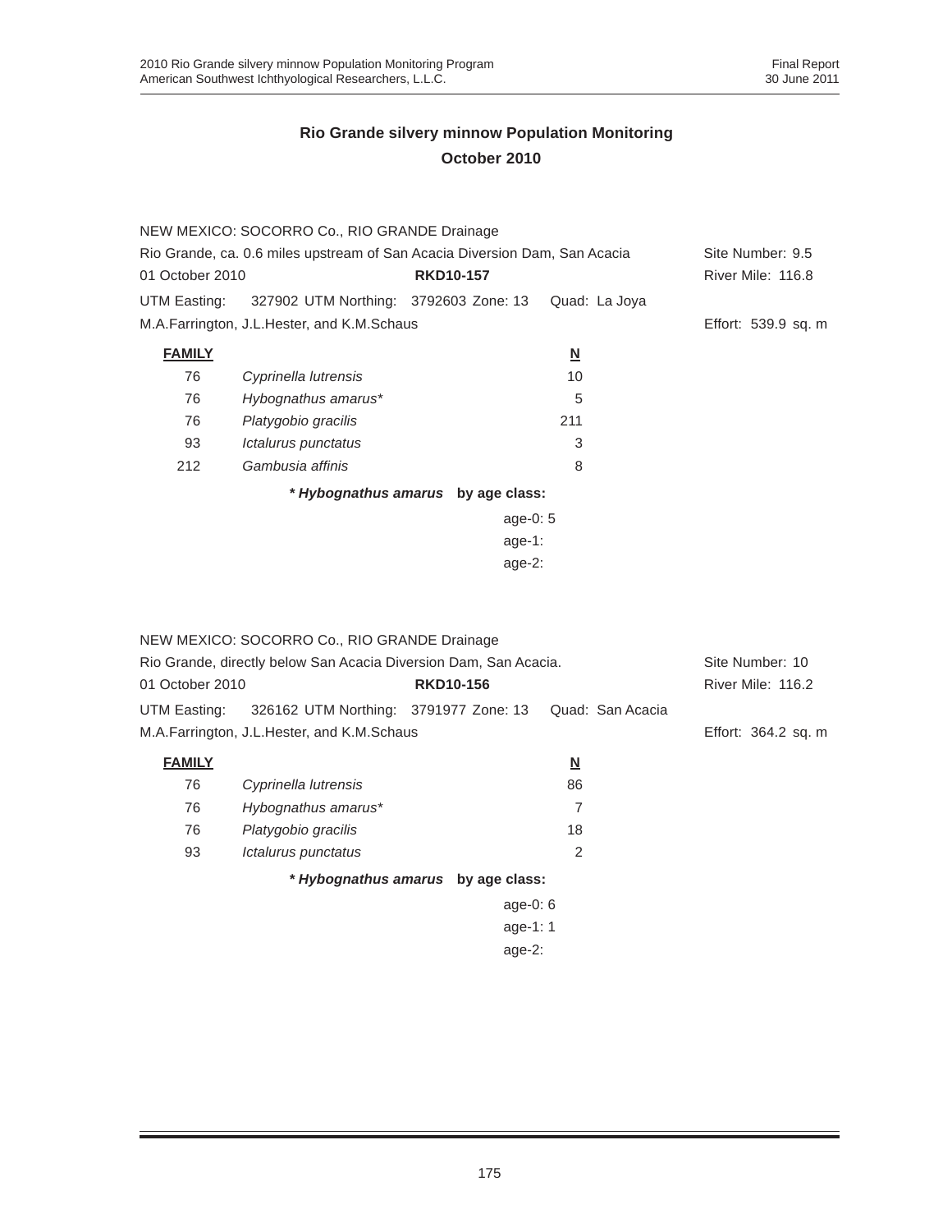# Rio Grande silvery minnow Population Monitoring
## October 2010

NEW MEXICO: SOCORRO Co., RIO GRANDE Drainage

Rio Grande, ca. 0.6 miles upstream of San Acacia Diversion Dam, San Acacia — Site Number: 9.5

01 October 2010 — **RKD10-157** — River Mile: 116.8

UTM Easting: 327902 UTM Northing: 3792603 Zone: 13 Quad: La Joya

M.A.Farrington, J.L.Hester, and K.M.Schaus — Effort: 539.9 sq. m

| FAMILY | | N |
|---|---|---|
| 76 | *Cyprinella lutrensis* | 10 |
| 76 | *Hybognathus amarus** | 5 |
| 76 | *Platygobio gracilis* | 211 |
| 93 | *Ictalurus punctatus* | 3 |
| 212 | *Gambusia affinis* | 8 |

***Hybognathus amarus* by age class:**

age-0: 5
age-1:
age-2:

NEW MEXICO: SOCORRO Co., RIO GRANDE Drainage

Rio Grande, directly below San Acacia Diversion Dam, San Acacia. — Site Number: 10

01 October 2010 — **RKD10-156** — River Mile: 116.2

UTM Easting: 326162 UTM Northing: 3791977 Zone: 13 Quad: San Acacia

M.A.Farrington, J.L.Hester, and K.M.Schaus — Effort: 364.2 sq. m

| FAMILY | | N |
|---|---|---|
| 76 | *Cyprinella lutrensis* | 86 |
| 76 | *Hybognathus amarus** | 7 |
| 76 | *Platygobio gracilis* | 18 |
| 93 | *Ictalurus punctatus* | 2 |

***Hybognathus amarus* by age class:**

age-0: 6
age-1: 1
age-2: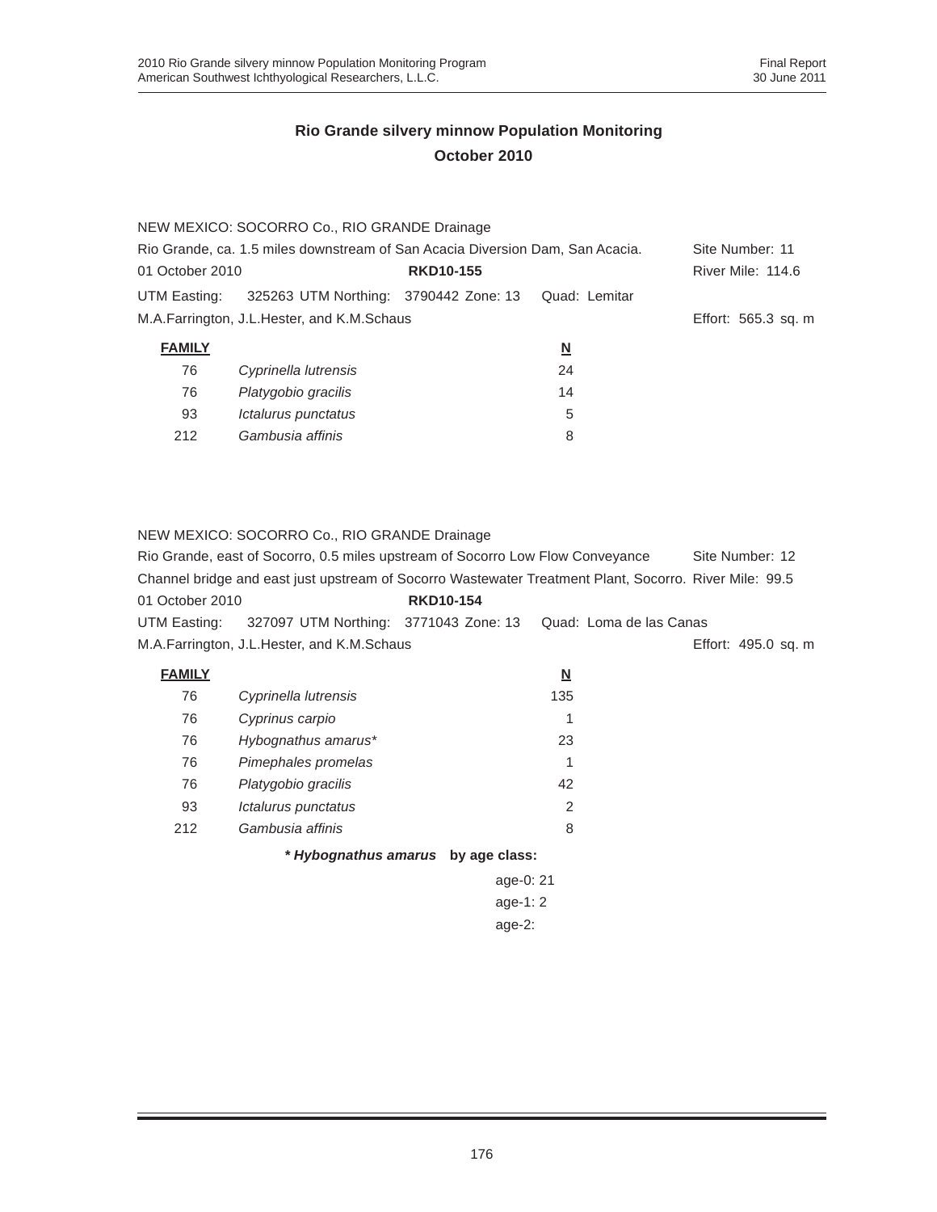## Rio Grande silvery minnow Population Monitoring
## October 2010

NEW MEXICO: SOCORRO Co., RIO GRANDE Drainage
Rio Grande, ca. 1.5 miles downstream of San Acacia Diversion Dam, San Acacia. Site Number: 11
01 October 2010 **RKD10-155** River Mile: 114.6
UTM Easting: 325263 UTM Northing: 3790442 Zone: 13 Quad: Lemitar
M.A.Farrington, J.L.Hester, and K.M.Schaus Effort: 565.3 sq. m

| **FAMILY** | | **N** |
|---|---|---|
| 76 | *Cyprinella lutrensis* | 24 |
| 76 | *Platygobio gracilis* | 14 |
| 93 | *Ictalurus punctatus* | 5 |
| 212 | *Gambusia affinis* | 8 |

NEW MEXICO: SOCORRO Co., RIO GRANDE Drainage
Rio Grande, east of Socorro, 0.5 miles upstream of Socorro Low Flow Conveyance Site Number: 12
Channel bridge and east just upstream of Socorro Wastewater Treatment Plant, Socorro. River Mile: 99.5
01 October 2010 **RKD10-154**
UTM Easting: 327097 UTM Northing: 3771043 Zone: 13 Quad: Loma de las Canas
M.A.Farrington, J.L.Hester, and K.M.Schaus Effort: 495.0 sq. m

| **FAMILY** | | **N** |
|---|---|---|
| 76 | *Cyprinella lutrensis* | 135 |
| 76 | *Cyprinus carpio* | 1 |
| 76 | *Hybognathus amarus** | 23 |
| 76 | *Pimephales promelas* | 1 |
| 76 | *Platygobio gracilis* | 42 |
| 93 | *Ictalurus punctatus* | 2 |
| 212 | *Gambusia affinis* | 8 |

***Hybognathus amarus* by age class:**

age-0: 21
age-1: 2
age-2: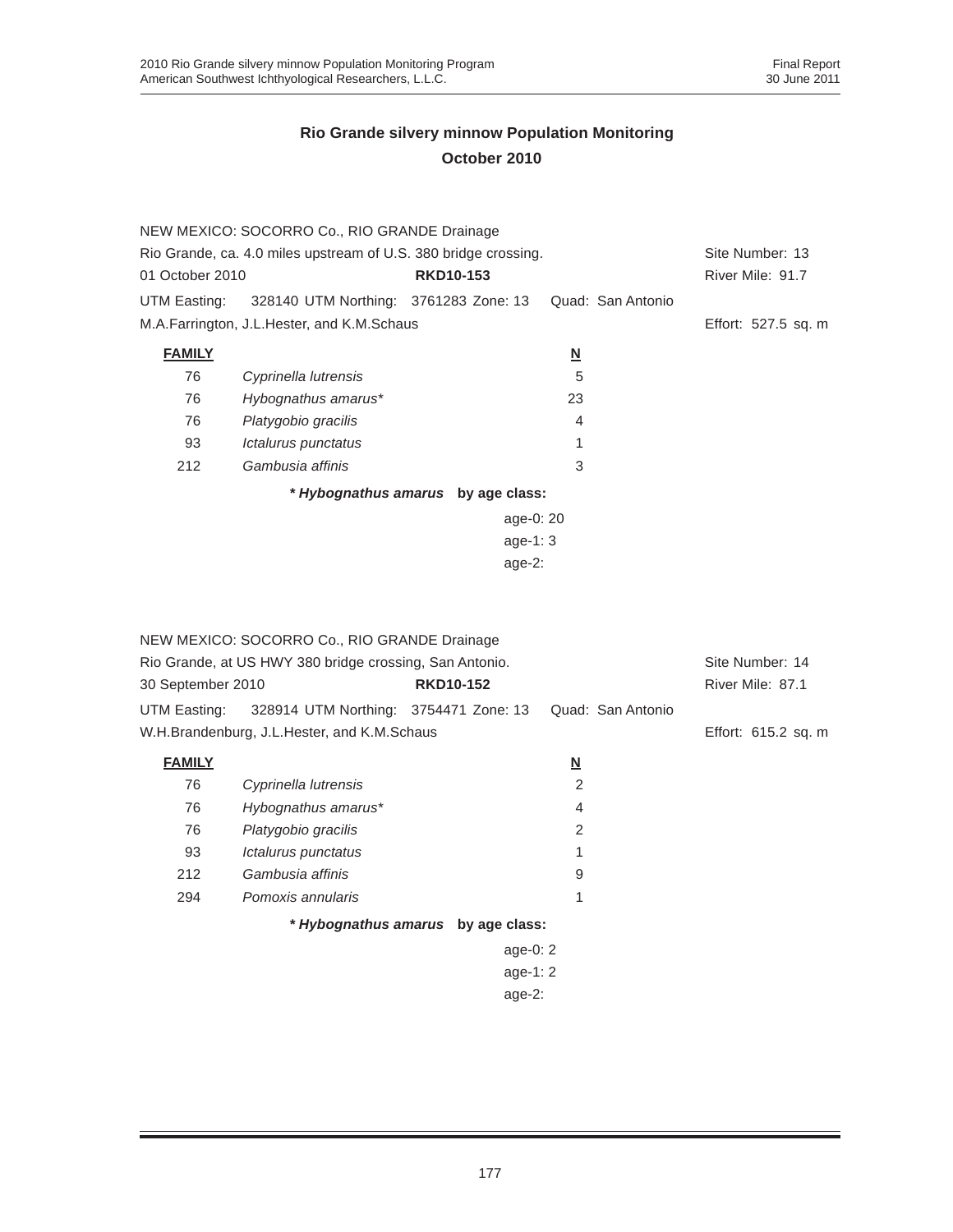## Rio Grande silvery minnow Population Monitoring
## October 2010

NEW MEXICO: SOCORRO Co., RIO GRANDE Drainage
Rio Grande, ca. 4.0 miles upstream of U.S. 380 bridge crossing. Site Number: 13
01 October 2010 **RKD10-153** River Mile: 91.7
UTM Easting: 328140 UTM Northing: 3761283 Zone: 13 Quad: San Antonio
M.A.Farrington, J.L.Hester, and K.M.Schaus Effort: 527.5 sq. m

| FAMILY | | N |
|---|---|---|
| 76 | *Cyprinella lutrensis* | 5 |
| 76 | *Hybognathus amarus** | 23 |
| 76 | *Platygobio gracilis* | 4 |
| 93 | *Ictalurus punctatus* | 1 |
| 212 | *Gambusia affinis* | 3 |

***Hybognathus amarus* by age class:**

age-0: 20
age-1: 3
age-2:

NEW MEXICO: SOCORRO Co., RIO GRANDE Drainage
Rio Grande, at US HWY 380 bridge crossing, San Antonio. Site Number: 14
30 September 2010 **RKD10-152** River Mile: 87.1
UTM Easting: 328914 UTM Northing: 3754471 Zone: 13 Quad: San Antonio
W.H.Brandenburg, J.L.Hester, and K.M.Schaus Effort: 615.2 sq. m

| FAMILY | | N |
|---|---|---|
| 76 | *Cyprinella lutrensis* | 2 |
| 76 | *Hybognathus amarus** | 4 |
| 76 | *Platygobio gracilis* | 2 |
| 93 | *Ictalurus punctatus* | 1 |
| 212 | *Gambusia affinis* | 9 |
| 294 | *Pomoxis annularis* | 1 |

***Hybognathus amarus* by age class:**

age-0: 2
age-1: 2
age-2: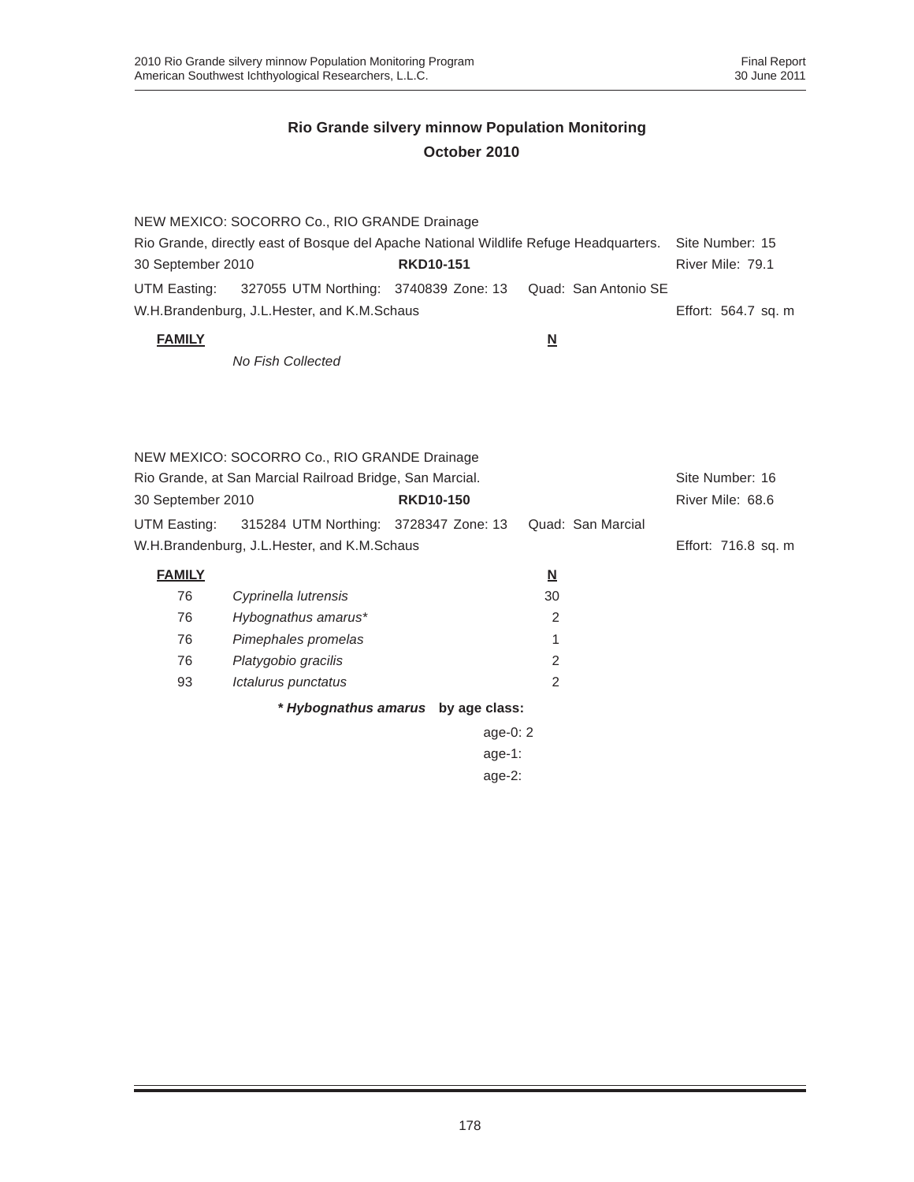## Rio Grande silvery minnow Population Monitoring
## October 2010

NEW MEXICO: SOCORRO Co., RIO GRANDE Drainage
Rio Grande, directly east of Bosque del Apache National Wildlife Refuge Headquarters. Site Number: 15
30 September 2010 **RKD10-151** River Mile: 79.1
UTM Easting: 327055 UTM Northing: 3740839 Zone: 13 Quad: San Antonio SE
W.H.Brandenburg, J.L.Hester, and K.M.Schaus Effort: 564.7 sq. m

| **FAMILY** | | **N** |
|---|---|---|
| | *No Fish Collected* | |

NEW MEXICO: SOCORRO Co., RIO GRANDE Drainage
Rio Grande, at San Marcial Railroad Bridge, San Marcial. Site Number: 16
30 September 2010 **RKD10-150** River Mile: 68.6
UTM Easting: 315284 UTM Northing: 3728347 Zone: 13 Quad: San Marcial
W.H.Brandenburg, J.L.Hester, and K.M.Schaus Effort: 716.8 sq. m

| **FAMILY** | | **N** |
|---|---|---|
| 76 | *Cyprinella lutrensis* | 30 |
| 76 | *Hybognathus amarus** | 2 |
| 76 | *Pimephales promelas* | 1 |
| 76 | *Platygobio gracilis* | 2 |
| 93 | *Ictalurus punctatus* | 2 |

***Hybognathus amarus* by age class:**

age-0: 2
age-1:
age-2: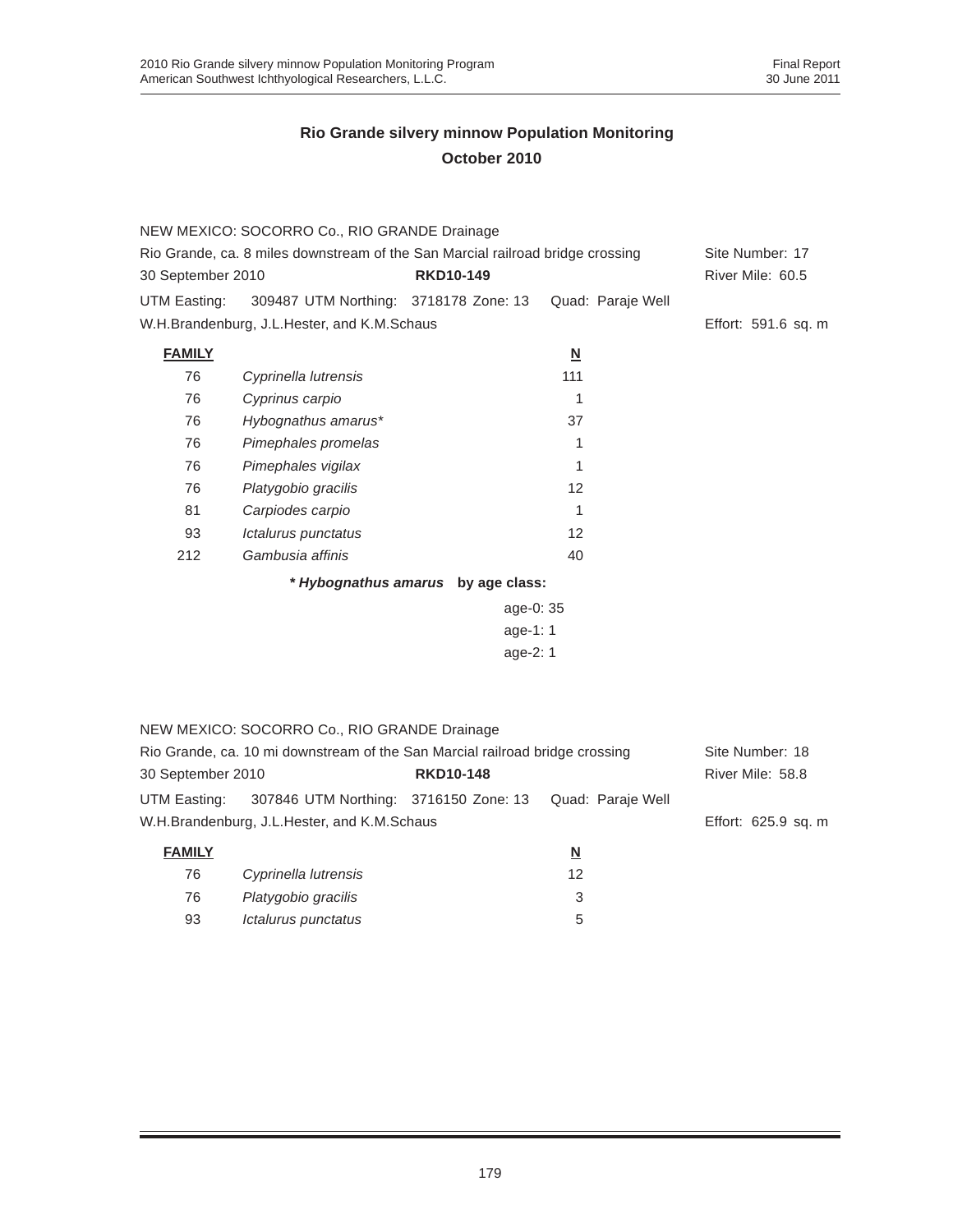## Rio Grande silvery minnow Population Monitoring
## October 2010

NEW MEXICO: SOCORRO Co., RIO GRANDE Drainage
Rio Grande, ca. 8 miles downstream of the San Marcial railroad bridge crossing — Site Number: 17
30 September 2010 — **RKD10-149** — River Mile: 60.5
UTM Easting: 309487 UTM Northing: 3718178 Zone: 13 Quad: Paraje Well
W.H.Brandenburg, J.L.Hester, and K.M.Schaus — Effort: 591.6 sq. m

| FAMILY | | N |
|---|---|---|
| 76 | *Cyprinella lutrensis* | 111 |
| 76 | *Cyprinus carpio* | 1 |
| 76 | *Hybognathus amarus** | 37 |
| 76 | *Pimephales promelas* | 1 |
| 76 | *Pimephales vigilax* | 1 |
| 76 | *Platygobio gracilis* | 12 |
| 81 | *Carpiodes carpio* | 1 |
| 93 | *Ictalurus punctatus* | 12 |
| 212 | *Gambusia affinis* | 40 |

***Hybognathus amarus* by age class:**

age-0: 35
age-1: 1
age-2: 1

NEW MEXICO: SOCORRO Co., RIO GRANDE Drainage
Rio Grande, ca. 10 mi downstream of the San Marcial railroad bridge crossing — Site Number: 18
30 September 2010 — **RKD10-148** — River Mile: 58.8
UTM Easting: 307846 UTM Northing: 3716150 Zone: 13 Quad: Paraje Well
W.H.Brandenburg, J.L.Hester, and K.M.Schaus — Effort: 625.9 sq. m

| FAMILY | | N |
|---|---|---|
| 76 | *Cyprinella lutrensis* | 12 |
| 76 | *Platygobio gracilis* | 3 |
| 93 | *Ictalurus punctatus* | 5 |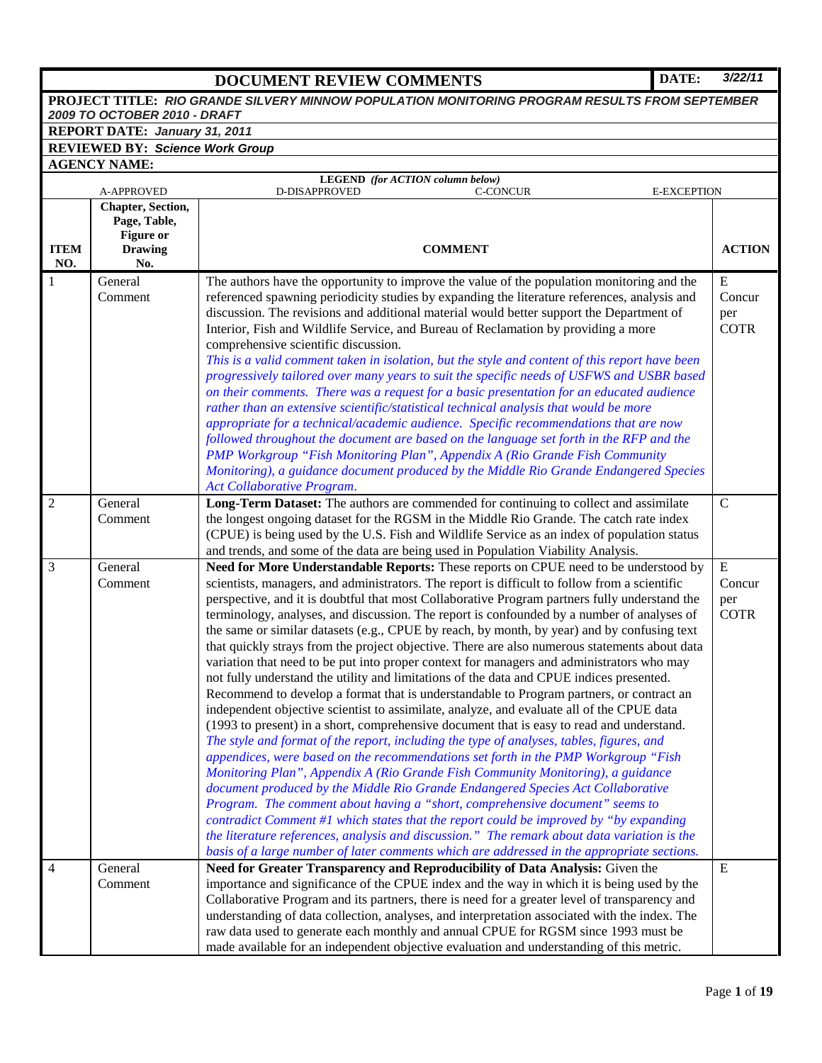| **DOCUMENT REVIEW COMMENTS** | | | **DATE:** *3/22/11* |
|---|---|---|---|
| **PROJECT TITLE:** ***RIO GRANDE SILVERY MINNOW POPULATION MONITORING PROGRAM RESULTS FROM SEPTEMBER 2009 TO OCTOBER 2010 - DRAFT*** | | | |
| **REPORT DATE:** ***January 31, 2011*** | | | |
| **REVIEWED BY:** ***Science Work Group*** | | | |
| **AGENCY NAME:** | | | |
| **LEGEND** *(for ACTION column below)* A-APPROVED D-DISAPPROVED C-CONCUR E-EXCEPTION | | | |

| ITEM NO. | Chapter, Section, Page, Table, Figure or Drawing No. | COMMENT | ACTION |
|---|---|---|---|
| 1 | General Comment | The authors have the opportunity to improve the value of the population monitoring and the referenced spawning periodicity studies by expanding the literature references, analysis and discussion. The revisions and additional material would better support the Department of Interior, Fish and Wildlife Service, and Bureau of Reclamation by providing a more comprehensive scientific discussion. *This is a valid comment taken in isolation, but the style and content of this report have been progressively tailored over many years to suit the specific needs of USFWS and USBR based on their comments. There was a request for a basic presentation for an educated audience rather than an extensive scientific/statistical technical analysis that would be more appropriate for a technical/academic audience. Specific recommendations that are now followed throughout the document are based on the language set forth in the RFP and the PMP Workgroup "Fish Monitoring Plan", Appendix A (Rio Grande Fish Community Monitoring), a guidance document produced by the Middle Rio Grande Endangered Species Act Collaborative Program.* | E Concur per COTR |
| 2 | General Comment | **Long-Term Dataset:** The authors are commended for continuing to collect and assimilate the longest ongoing dataset for the RGSM in the Middle Rio Grande. The catch rate index (CPUE) is being used by the U.S. Fish and Wildlife Service as an index of population status and trends, and some of the data are being used in Population Viability Analysis. | C |
| 3 | General Comment | **Need for More Understandable Reports:** These reports on CPUE need to be understood by scientists, managers, and administrators. The report is difficult to follow from a scientific perspective, and it is doubtful that most Collaborative Program partners fully understand the terminology, analyses, and discussion. The report is confounded by a number of analyses of the same or similar datasets (e.g., CPUE by reach, by month, by year) and by confusing text that quickly strays from the project objective. There are also numerous statements about data variation that need to be put into proper context for managers and administrators who may not fully understand the utility and limitations of the data and CPUE indices presented. Recommend to develop a format that is understandable to Program partners, or contract an independent objective scientist to assimilate, analyze, and evaluate all of the CPUE data (1993 to present) in a short, comprehensive document that is easy to read and understand. *The style and format of the report, including the type of analyses, tables, figures, and appendices, were based on the recommendations set forth in the PMP Workgroup "Fish Monitoring Plan", Appendix A (Rio Grande Fish Community Monitoring), a guidance document produced by the Middle Rio Grande Endangered Species Act Collaborative Program. The comment about having a "short, comprehensive document" seems to contradict Comment #1 which states that the report could be improved by "by expanding the literature references, analysis and discussion." The remark about data variation is the basis of a large number of later comments which are addressed in the appropriate sections.* | E Concur per COTR |
| 4 | General Comment | **Need for Greater Transparency and Reproducibility of Data Analysis:** Given the importance and significance of the CPUE index and the way in which it is being used by the Collaborative Program and its partners, there is need for a greater level of transparency and understanding of data collection, analyses, and interpretation associated with the index. The raw data used to generate each monthly and annual CPUE for RGSM since 1993 must be made available for an independent objective evaluation and understanding of this metric. | E |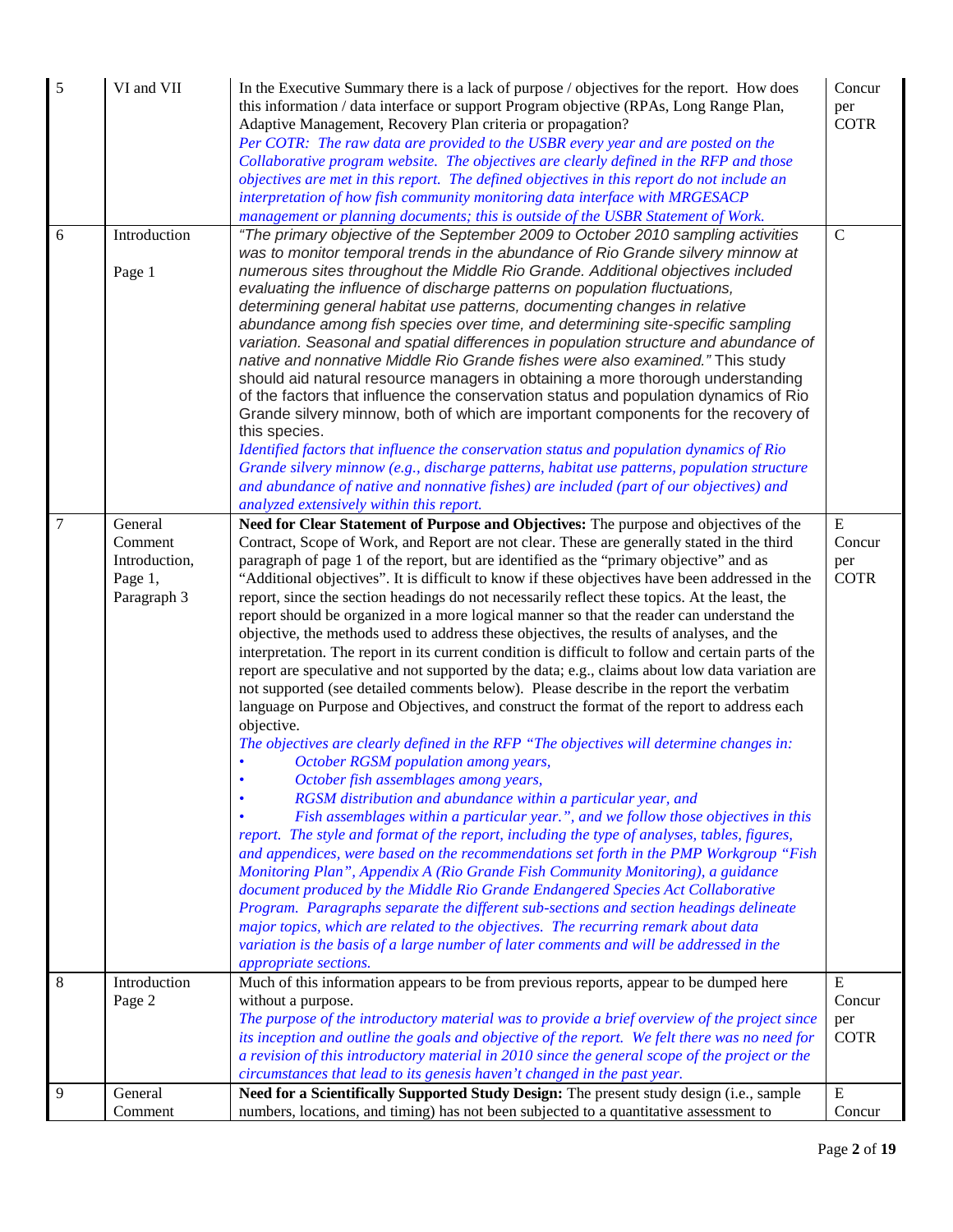| 5 | VI and VII | In the Executive Summary there is a lack of purpose / objectives for the report. How does this information / data interface or support Program objective (RPAs, Long Range Plan, Adaptive Management, Recovery Plan criteria or propagation?<br>*Per COTR: The raw data are provided to the USBR every year and are posted on the Collaborative program website. The objectives are clearly defined in the RFP and those objectives are met in this report. The defined objectives in this report do not include an interpretation of how fish community monitoring data interface with MRGESACP management or planning documents; this is outside of the USBR Statement of Work.* | Concur per COTR |
|---|---|---|---|
| 6 | Introduction<br><br>Page 1 | *"The primary objective of the September 2009 to October 2010 sampling activities was to monitor temporal trends in the abundance of Rio Grande silvery minnow at numerous sites throughout the Middle Rio Grande. Additional objectives included evaluating the influence of discharge patterns on population fluctuations, determining general habitat use patterns, documenting changes in relative abundance among fish species over time, and determining site-specific sampling variation. Seasonal and spatial differences in population structure and abundance of native and nonnative Middle Rio Grande fishes were also examined."* This study should aid natural resource managers in obtaining a more thorough understanding of the factors that influence the conservation status and population dynamics of Rio Grande silvery minnow, both of which are important components for the recovery of this species.<br>*Identified factors that influence the conservation status and population dynamics of Rio Grande silvery minnow (e.g., discharge patterns, habitat use patterns, population structure and abundance of native and nonnative fishes) are included (part of our objectives) and analyzed extensively within this report.* | C |
| 7 | General Comment Introduction, Page 1, Paragraph 3 | **Need for Clear Statement of Purpose and Objectives:** The purpose and objectives of the Contract, Scope of Work, and Report are not clear. These are generally stated in the third paragraph of page 1 of the report, but are identified as the "primary objective" and as "Additional objectives". It is difficult to know if these objectives have been addressed in the report, since the section headings do not necessarily reflect these topics. At the least, the report should be organized in a more logical manner so that the reader can understand the objective, the methods used to address these objectives, the results of analyses, and the interpretation. The report in its current condition is difficult to follow and certain parts of the report are speculative and not supported by the data; e.g., claims about low data variation are not supported (see detailed comments below). Please describe in the report the verbatim language on Purpose and Objectives, and construct the format of the report to address each objective.<br>*The objectives are clearly defined in the RFP "The objectives will determine changes in:*<br>• *October RGSM population among years,*<br>• *October fish assemblages among years,*<br>• *RGSM distribution and abundance within a particular year, and*<br>• *Fish assemblages within a particular year.", and we follow those objectives in this report. The style and format of the report, including the type of analyses, tables, figures, and appendices, were based on the recommendations set forth in the PMP Workgroup "Fish Monitoring Plan", Appendix A (Rio Grande Fish Community Monitoring), a guidance document produced by the Middle Rio Grande Endangered Species Act Collaborative Program. Paragraphs separate the different sub-sections and section headings delineate major topics, which are related to the objectives. The recurring remark about data variation is the basis of a large number of later comments and will be addressed in the appropriate sections.* | E Concur per COTR |
| 8 | Introduction Page 2 | Much of this information appears to be from previous reports, appear to be dumped here without a purpose.<br>*The purpose of the introductory material was to provide a brief overview of the project since its inception and outline the goals and objective of the report. We felt there was no need for a revision of this introductory material in 2010 since the general scope of the project or the circumstances that lead to its genesis haven't changed in the past year.* | E Concur per COTR |
| 9 | General Comment | **Need for a Scientifically Supported Study Design:** The present study design (i.e., sample numbers, locations, and timing) has not been subjected to a quantitative assessment to | E Concur |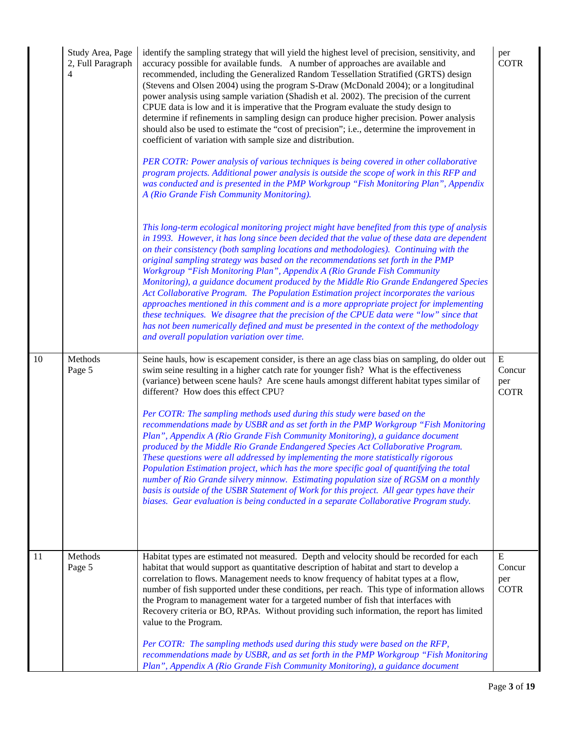|  | Study Area, Page 2, Full Paragraph 4 | identify the sampling strategy that will yield the highest level of precision, sensitivity, and accuracy possible for available funds. A number of approaches are available and recommended, including the Generalized Random Tessellation Stratified (GRTS) design (Stevens and Olsen 2004) using the program S-Draw (McDonald 2004); or a longitudinal power analysis using sample variation (Shadish et al. 2002). The precision of the current CPUE data is low and it is imperative that the Program evaluate the study design to determine if refinements in sampling design can produce higher precision. Power analysis should also be used to estimate the "cost of precision"; i.e., determine the improvement in coefficient of variation with sample size and distribution.<br><br>*PER COTR: Power analysis of various techniques is being covered in other collaborative program projects. Additional power analysis is outside the scope of work in this RFP and was conducted and is presented in the PMP Workgroup "Fish Monitoring Plan", Appendix A (Rio Grande Fish Community Monitoring).*<br><br>*This long-term ecological monitoring project might have benefited from this type of analysis in 1993. However, it has long since been decided that the value of these data are dependent on their consistency (both sampling locations and methodologies). Continuing with the original sampling strategy was based on the recommendations set forth in the PMP Workgroup "Fish Monitoring Plan", Appendix A (Rio Grande Fish Community Monitoring), a guidance document produced by the Middle Rio Grande Endangered Species Act Collaborative Program. The Population Estimation project incorporates the various approaches mentioned in this comment and is a more appropriate project for implementing these techniques. We disagree that the precision of the CPUE data were "low" since that has not been numerically defined and must be presented in the context of the methodology and overall population variation over time.* | per COTR |
| 10 | Methods Page 5 | Seine hauls, how is escapement consider, is there an age class bias on sampling, do older out swim seine resulting in a higher catch rate for younger fish? What is the effectiveness (variance) between scene hauls? Are scene hauls amongst different habitat types similar of different? How does this effect CPU?<br><br>*Per COTR: The sampling methods used during this study were based on the recommendations made by USBR and as set forth in the PMP Workgroup "Fish Monitoring Plan", Appendix A (Rio Grande Fish Community Monitoring), a guidance document produced by the Middle Rio Grande Endangered Species Act Collaborative Program. These questions were all addressed by implementing the more statistically rigorous Population Estimation project, which has the more specific goal of quantifying the total number of Rio Grande silvery minnow. Estimating population size of RGSM on a monthly basis is outside of the USBR Statement of Work for this project. All gear types have their biases. Gear evaluation is being conducted in a separate Collaborative Program study.* | E Concur per COTR |
| 11 | Methods Page 5 | Habitat types are estimated not measured. Depth and velocity should be recorded for each habitat that would support as quantitative description of habitat and start to develop a correlation to flows. Management needs to know frequency of habitat types at a flow, number of fish supported under these conditions, per reach. This type of information allows the Program to management water for a targeted number of fish that interfaces with Recovery criteria or BO, RPAs. Without providing such information, the report has limited value to the Program.<br><br>*Per COTR: The sampling methods used during this study were based on the RFP, recommendations made by USBR, and as set forth in the PMP Workgroup "Fish Monitoring Plan", Appendix A (Rio Grande Fish Community Monitoring), a guidance document* | E Concur per COTR |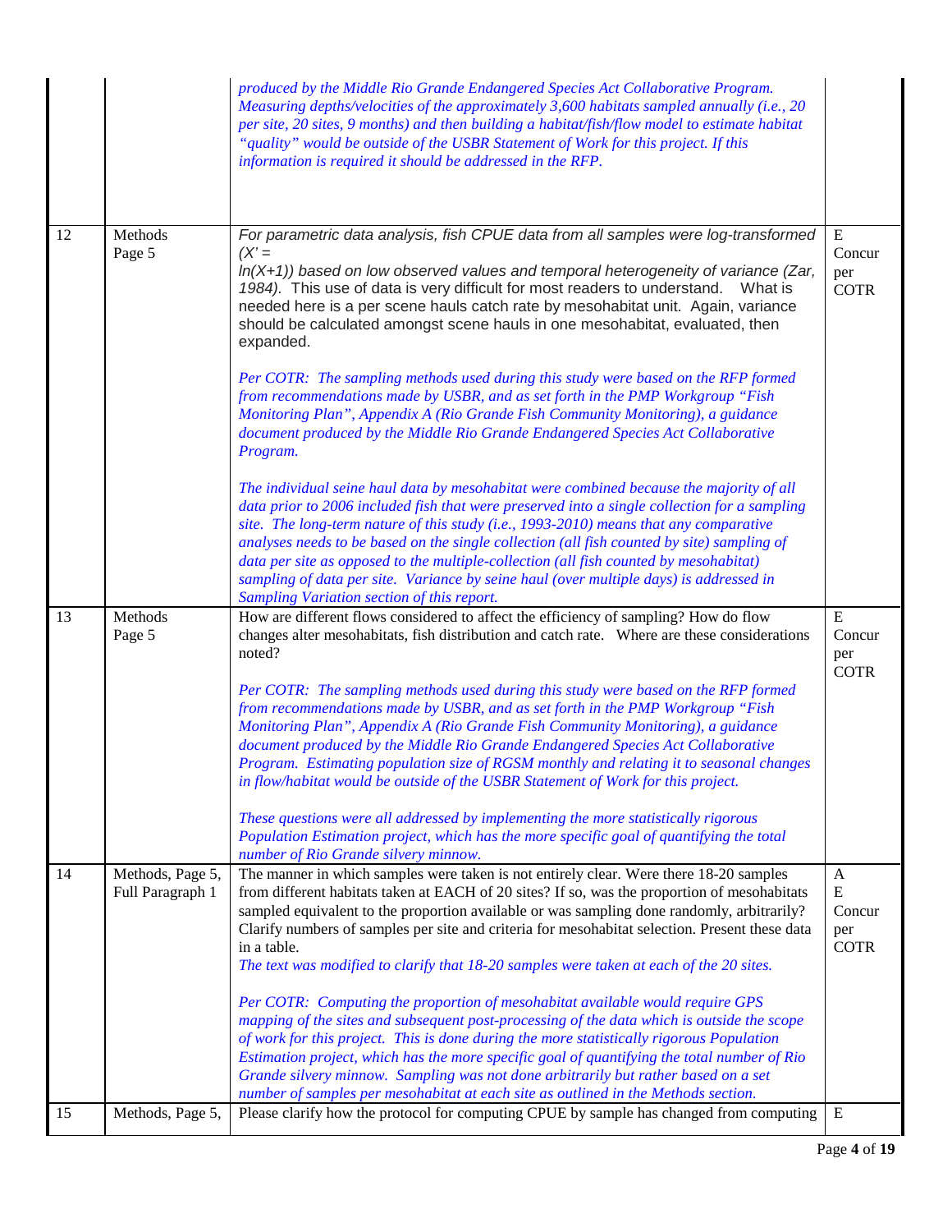| | | | |
|---|---|---|---|
| | | *produced by the Middle Rio Grande Endangered Species Act Collaborative Program. Measuring depths/velocities of the approximately 3,600 habitats sampled annually (i.e., 20 per site, 20 sites, 9 months) and then building a habitat/fish/flow model to estimate habitat "quality" would be outside of the USBR Statement of Work for this project. If this information is required it should be addressed in the RFP.* | |
| 12 | Methods Page 5 | *For parametric data analysis, fish CPUE data from all samples were log-transformed ($X' = \ln(X+1)$) based on low observed values and temporal heterogeneity of variance (Zar, 1984).* This use of data is very difficult for most readers to understand. What is needed here is a per scene hauls catch rate by mesohabitat unit. Again, variance should be calculated amongst scene hauls in one mesohabitat, evaluated, then expanded.<br><br>*Per COTR: The sampling methods used during this study were based on the RFP formed from recommendations made by USBR, and as set forth in the PMP Workgroup "Fish Monitoring Plan", Appendix A (Rio Grande Fish Community Monitoring), a guidance document produced by the Middle Rio Grande Endangered Species Act Collaborative Program.*<br><br>*The individual seine haul data by mesohabitat were combined because the majority of all data prior to 2006 included fish that were preserved into a single collection for a sampling site. The long-term nature of this study (i.e., 1993-2010) means that any comparative analyses needs to be based on the single collection (all fish counted by site) sampling of data per site as opposed to the multiple-collection (all fish counted by mesohabitat) sampling of data per site. Variance by seine haul (over multiple days) is addressed in Sampling Variation section of this report.* | E<br>Concur per COTR |
| 13 | Methods Page 5 | How are different flows considered to affect the efficiency of sampling? How do flow changes alter mesohabitats, fish distribution and catch rate. Where are these considerations noted?<br><br>*Per COTR: The sampling methods used during this study were based on the RFP formed from recommendations made by USBR, and as set forth in the PMP Workgroup "Fish Monitoring Plan", Appendix A (Rio Grande Fish Community Monitoring), a guidance document produced by the Middle Rio Grande Endangered Species Act Collaborative Program. Estimating population size of RGSM monthly and relating it to seasonal changes in flow/habitat would be outside of the USBR Statement of Work for this project.*<br><br>*These questions were all addressed by implementing the more statistically rigorous Population Estimation project, which has the more specific goal of quantifying the total number of Rio Grande silvery minnow.* | E<br>Concur per COTR |
| 14 | Methods, Page 5, Full Paragraph 1 | The manner in which samples were taken is not entirely clear. Were there 18-20 samples from different habitats taken at EACH of 20 sites? If so, was the proportion of mesohabitats sampled equivalent to the proportion available or was sampling done randomly, arbitrarily? Clarify numbers of samples per site and criteria for mesohabitat selection. Present these data in a table.<br>*The text was modified to clarify that 18-20 samples were taken at each of the 20 sites.*<br><br>*Per COTR: Computing the proportion of mesohabitat available would require GPS mapping of the sites and subsequent post-processing of the data which is outside the scope of work for this project. This is done during the more statistically rigorous Population Estimation project, which has the more specific goal of quantifying the total number of Rio Grande silvery minnow. Sampling was not done arbitrarily but rather based on a set number of samples per mesohabitat at each site as outlined in the Methods section.* | A<br>E<br>Concur per COTR |
| 15 | Methods, Page 5, | Please clarify how the protocol for computing CPUE by sample has changed from computing | E |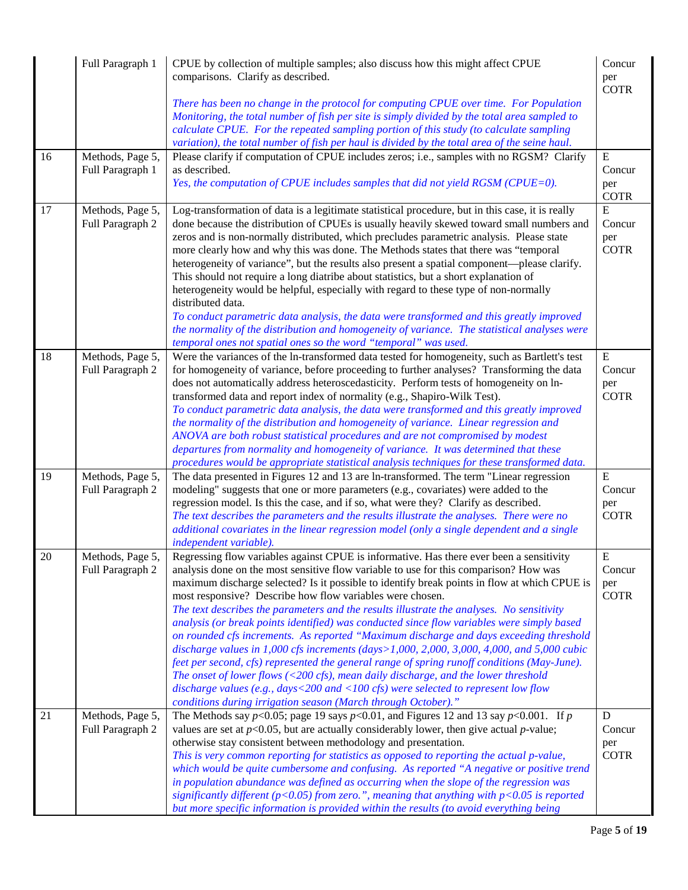|  | Full Paragraph 1 | CPUE by collection of multiple samples; also discuss how this might affect CPUE comparisons. Clarify as described.<br><br>*There has been no change in the protocol for computing CPUE over time. For Population Monitoring, the total number of fish per site is simply divided by the total area sampled to calculate CPUE. For the repeated sampling portion of this study (to calculate sampling variation), the total number of fish per haul is divided by the total area of the seine haul.* | Concur per COTR |
|---|---|---|---|
| 16 | Methods, Page 5, Full Paragraph 1 | Please clarify if computation of CPUE includes zeros; i.e., samples with no RGSM? Clarify as described.<br>*Yes, the computation of CPUE includes samples that did not yield RGSM (CPUE=0).* | E Concur per COTR |
| 17 | Methods, Page 5, Full Paragraph 2 | Log-transformation of data is a legitimate statistical procedure, but in this case, it is really done because the distribution of CPUEs is usually heavily skewed toward small numbers and zeros and is non-normally distributed, which precludes parametric analysis. Please state more clearly how and why this was done. The Methods states that there was "temporal heterogeneity of variance", but the results also present a spatial component—please clarify. This should not require a long diatribe about statistics, but a short explanation of heterogeneity would be helpful, especially with regard to these type of non-normally distributed data.<br>*To conduct parametric data analysis, the data were transformed and this greatly improved the normality of the distribution and homogeneity of variance. The statistical analyses were temporal ones not spatial ones so the word "temporal" was used.* | E Concur per COTR |
| 18 | Methods, Page 5, Full Paragraph 2 | Were the variances of the ln-transformed data tested for homogeneity, such as Bartlett's test for homogeneity of variance, before proceeding to further analyses? Transforming the data does not automatically address heteroscedasticity. Perform tests of homogeneity on ln-transformed data and report index of normality (e.g., Shapiro-Wilk Test).<br>*To conduct parametric data analysis, the data were transformed and this greatly improved the normality of the distribution and homogeneity of variance. Linear regression and ANOVA are both robust statistical procedures and are not compromised by modest departures from normality and homogeneity of variance. It was determined that these procedures would be appropriate statistical analysis techniques for these transformed data.* | E Concur per COTR |
| 19 | Methods, Page 5, Full Paragraph 2 | The data presented in Figures 12 and 13 are ln-transformed. The term "Linear regression modeling" suggests that one or more parameters (e.g., covariates) were added to the regression model. Is this the case, and if so, what were they? Clarify as described.<br>*The text describes the parameters and the results illustrate the analyses. There were no additional covariates in the linear regression model (only a single dependent and a single independent variable).* | E Concur per COTR |
| 20 | Methods, Page 5, Full Paragraph 2 | Regressing flow variables against CPUE is informative. Has there ever been a sensitivity analysis done on the most sensitive flow variable to use for this comparison? How was maximum discharge selected? Is it possible to identify break points in flow at which CPUE is most responsive? Describe how flow variables were chosen.<br>*The text describes the parameters and the results illustrate the analyses. No sensitivity analysis (or break points identified) was conducted since flow variables were simply based on rounded cfs increments. As reported "Maximum discharge and days exceeding threshold discharge values in 1,000 cfs increments (days>1,000, 2,000, 3,000, 4,000, and 5,000 cubic feet per second, cfs) represented the general range of spring runoff conditions (May-June). The onset of lower flows (<200 cfs), mean daily discharge, and the lower threshold discharge values (e.g., days<200 and <100 cfs) were selected to represent low flow conditions during irrigation season (March through October)."* | E Concur per COTR |
| 21 | Methods, Page 5, Full Paragraph 2 | The Methods say $p<0.05$; page 19 says $p<0.01$, and Figures 12 and 13 say $p<0.001$. If $p$ values are set at $p<0.05$, but are actually considerably lower, then give actual $p$-value; otherwise stay consistent between methodology and presentation.<br>*This is very common reporting for statistics as opposed to reporting the actual p-value, which would be quite cumbersome and confusing. As reported "A negative or positive trend in population abundance was defined as occurring when the slope of the regression was significantly different ($p<0.05$) from zero.", meaning that anything with $p<0.05$ is reported but more specific information is provided within the results (to avoid everything being* | D Concur per COTR |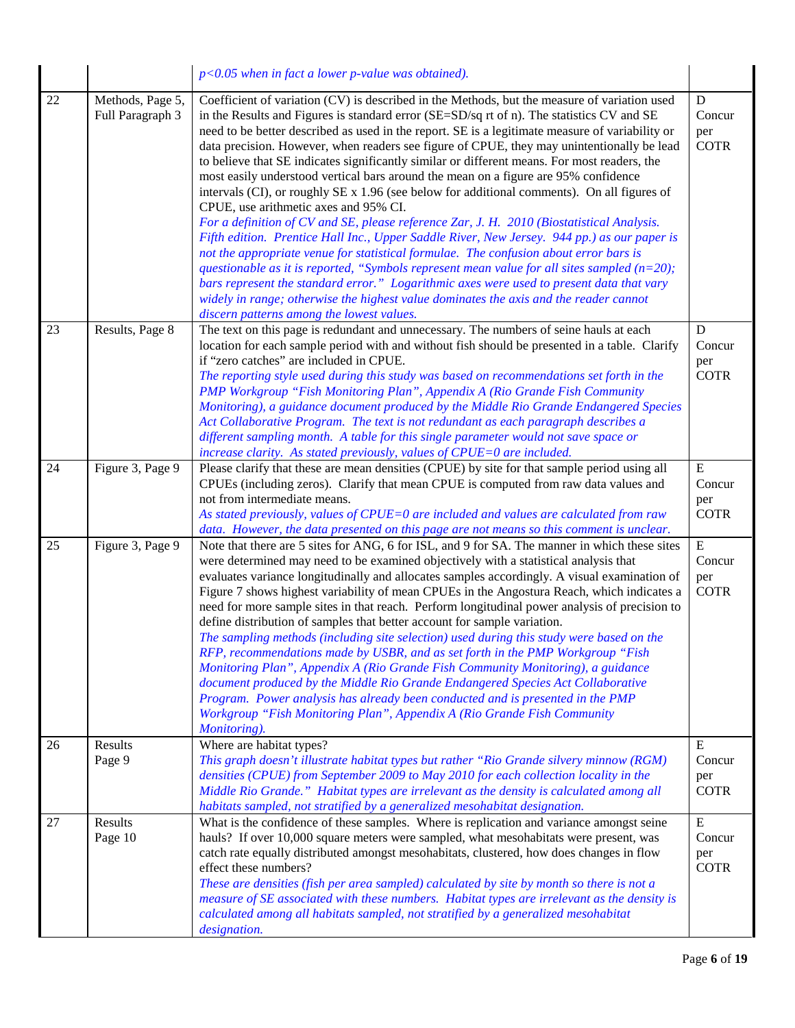| | | | |
|---|---|---|---|
| | | *p<0.05 when in fact a lower p-value was obtained).* | |
| 22 | Methods, Page 5, Full Paragraph 3 | Coefficient of variation (CV) is described in the Methods, but the measure of variation used in the Results and Figures is standard error (SE=SD/sq rt of n). The statistics CV and SE need to be better described as used in the report. SE is a legitimate measure of variability or data precision. However, when readers see figure of CPUE, they may unintentionally be lead to believe that SE indicates significantly similar or different means. For most readers, the most easily understood vertical bars around the mean on a figure are 95% confidence intervals (CI), or roughly SE x 1.96 (see below for additional comments). On all figures of CPUE, use arithmetic axes and 95% CI. *For a definition of CV and SE, please reference Zar, J. H. 2010 (Biostatistical Analysis. Fifth edition. Prentice Hall Inc., Upper Saddle River, New Jersey. 944 pp.) as our paper is not the appropriate venue for statistical formulae. The confusion about error bars is questionable as it is reported, "Symbols represent mean value for all sites sampled (n=20); bars represent the standard error." Logarithmic axes were used to present data that vary widely in range; otherwise the highest value dominates the axis and the reader cannot discern patterns among the lowest values.* | D Concur per COTR |
| 23 | Results, Page 8 | The text on this page is redundant and unnecessary. The numbers of seine hauls at each location for each sample period with and without fish should be presented in a table. Clarify if "zero catches" are included in CPUE. *The reporting style used during this study was based on recommendations set forth in the PMP Workgroup "Fish Monitoring Plan", Appendix A (Rio Grande Fish Community Monitoring), a guidance document produced by the Middle Rio Grande Endangered Species Act Collaborative Program. The text is not redundant as each paragraph describes a different sampling month. A table for this single parameter would not save space or increase clarity. As stated previously, values of CPUE=0 are included.* | D Concur per COTR |
| 24 | Figure 3, Page 9 | Please clarify that these are mean densities (CPUE) by site for that sample period using all CPUEs (including zeros). Clarify that mean CPUE is computed from raw data values and not from intermediate means. *As stated previously, values of CPUE=0 are included and values are calculated from raw data. However, the data presented on this page are not means so this comment is unclear.* | E Concur per COTR |
| 25 | Figure 3, Page 9 | Note that there are 5 sites for ANG, 6 for ISL, and 9 for SA. The manner in which these sites were determined may need to be examined objectively with a statistical analysis that evaluates variance longitudinally and allocates samples accordingly. A visual examination of Figure 7 shows highest variability of mean CPUEs in the Angostura Reach, which indicates a need for more sample sites in that reach. Perform longitudinal power analysis of precision to define distribution of samples that better account for sample variation. *The sampling methods (including site selection) used during this study were based on the RFP, recommendations made by USBR, and as set forth in the PMP Workgroup "Fish Monitoring Plan", Appendix A (Rio Grande Fish Community Monitoring), a guidance document produced by the Middle Rio Grande Endangered Species Act Collaborative Program. Power analysis has already been conducted and is presented in the PMP Workgroup "Fish Monitoring Plan", Appendix A (Rio Grande Fish Community Monitoring).* | E Concur per COTR |
| 26 | Results Page 9 | Where are habitat types? *This graph doesn't illustrate habitat types but rather "Rio Grande silvery minnow (RGM) densities (CPUE) from September 2009 to May 2010 for each collection locality in the Middle Rio Grande." Habitat types are irrelevant as the density is calculated among all habitats sampled, not stratified by a generalized mesohabitat designation.* | E Concur per COTR |
| 27 | Results Page 10 | What is the confidence of these samples. Where is replication and variance amongst seine hauls? If over 10,000 square meters were sampled, what mesohabitats were present, was catch rate equally distributed amongst mesohabitats, clustered, how does changes in flow effect these numbers? *These are densities (fish per area sampled) calculated by site by month so there is not a measure of SE associated with these numbers. Habitat types are irrelevant as the density is calculated among all habitats sampled, not stratified by a generalized mesohabitat designation.* | E Concur per COTR |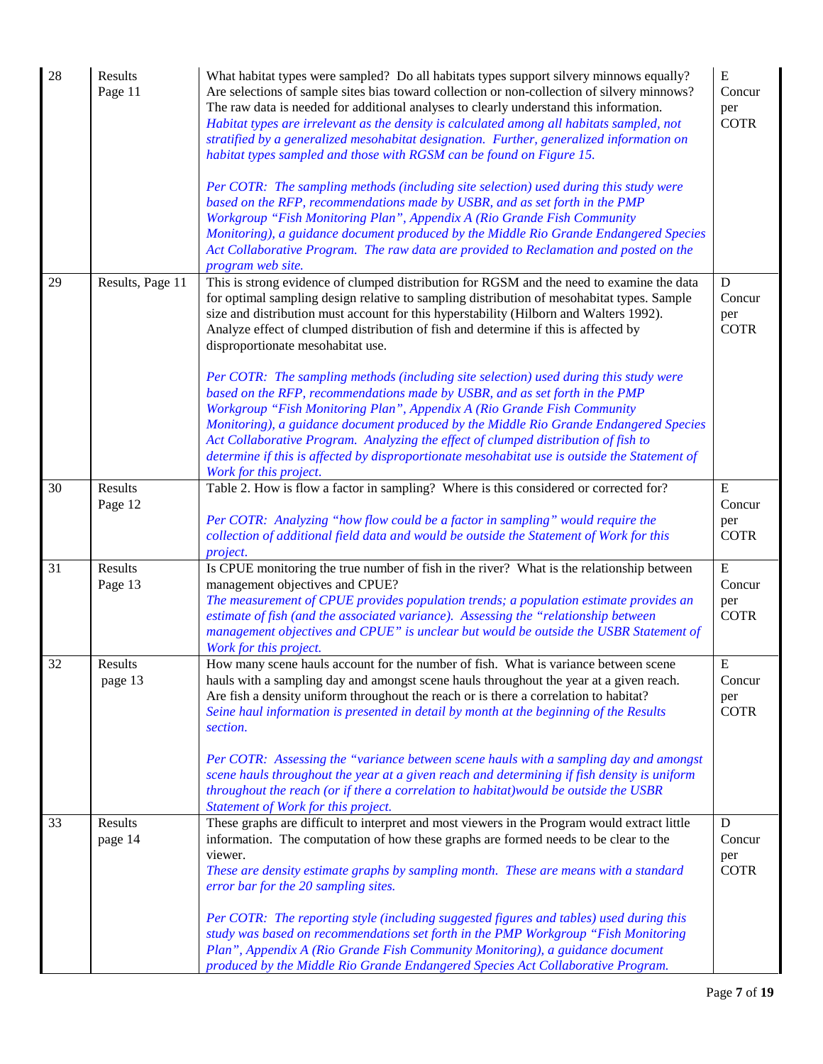| 28 | Results Page 11 | What habitat types were sampled? Do all habitats types support silvery minnows equally? Are selections of sample sites bias toward collection or non-collection of silvery minnows? The raw data is needed for additional analyses to clearly understand this information. *Habitat types are irrelevant as the density is calculated among all habitats sampled, not stratified by a generalized mesohabitat designation. Further, generalized information on habitat types sampled and those with RGSM can be found on Figure 15.*<br><br>*Per COTR: The sampling methods (including site selection) used during this study were based on the RFP, recommendations made by USBR, and as set forth in the PMP Workgroup "Fish Monitoring Plan", Appendix A (Rio Grande Fish Community Monitoring), a guidance document produced by the Middle Rio Grande Endangered Species Act Collaborative Program. The raw data are provided to Reclamation and posted on the program web site.* | E Concur per COTR |
|---|---|---|---|
| 29 | Results, Page 11 | This is strong evidence of clumped distribution for RGSM and the need to examine the data for optimal sampling design relative to sampling distribution of mesohabitat types. Sample size and distribution must account for this hyperstability (Hilborn and Walters 1992). Analyze effect of clumped distribution of fish and determine if this is affected by disproportionate mesohabitat use.<br><br>*Per COTR: The sampling methods (including site selection) used during this study were based on the RFP, recommendations made by USBR, and as set forth in the PMP Workgroup "Fish Monitoring Plan", Appendix A (Rio Grande Fish Community Monitoring), a guidance document produced by the Middle Rio Grande Endangered Species Act Collaborative Program. Analyzing the effect of clumped distribution of fish to determine if this is affected by disproportionate mesohabitat use is outside the Statement of Work for this project.* | D Concur per COTR |
| 30 | Results Page 12 | Table 2. How is flow a factor in sampling? Where is this considered or corrected for?<br><br>*Per COTR: Analyzing "how flow could be a factor in sampling" would require the collection of additional field data and would be outside the Statement of Work for this project.* | E Concur per COTR |
| 31 | Results Page 13 | Is CPUE monitoring the true number of fish in the river? What is the relationship between management objectives and CPUE?<br>*The measurement of CPUE provides population trends; a population estimate provides an estimate of fish (and the associated variance). Assessing the "relationship between management objectives and CPUE" is unclear but would be outside the USBR Statement of Work for this project.* | E Concur per COTR |
| 32 | Results page 13 | How many scene hauls account for the number of fish. What is variance between scene hauls with a sampling day and amongst scene hauls throughout the year at a given reach. Are fish a density uniform throughout the reach or is there a correlation to habitat?<br>*Seine haul information is presented in detail by month at the beginning of the Results section.*<br><br>*Per COTR: Assessing the "variance between scene hauls with a sampling day and amongst scene hauls throughout the year at a given reach and determining if fish density is uniform throughout the reach (or if there a correlation to habitat)would be outside the USBR Statement of Work for this project.* | E Concur per COTR |
| 33 | Results page 14 | These graphs are difficult to interpret and most viewers in the Program would extract little information. The computation of how these graphs are formed needs to be clear to the viewer.<br>*These are density estimate graphs by sampling month. These are means with a standard error bar for the 20 sampling sites.*<br><br>*Per COTR: The reporting style (including suggested figures and tables) used during this study was based on recommendations set forth in the PMP Workgroup "Fish Monitoring Plan", Appendix A (Rio Grande Fish Community Monitoring), a guidance document produced by the Middle Rio Grande Endangered Species Act Collaborative Program.* | D Concur per COTR |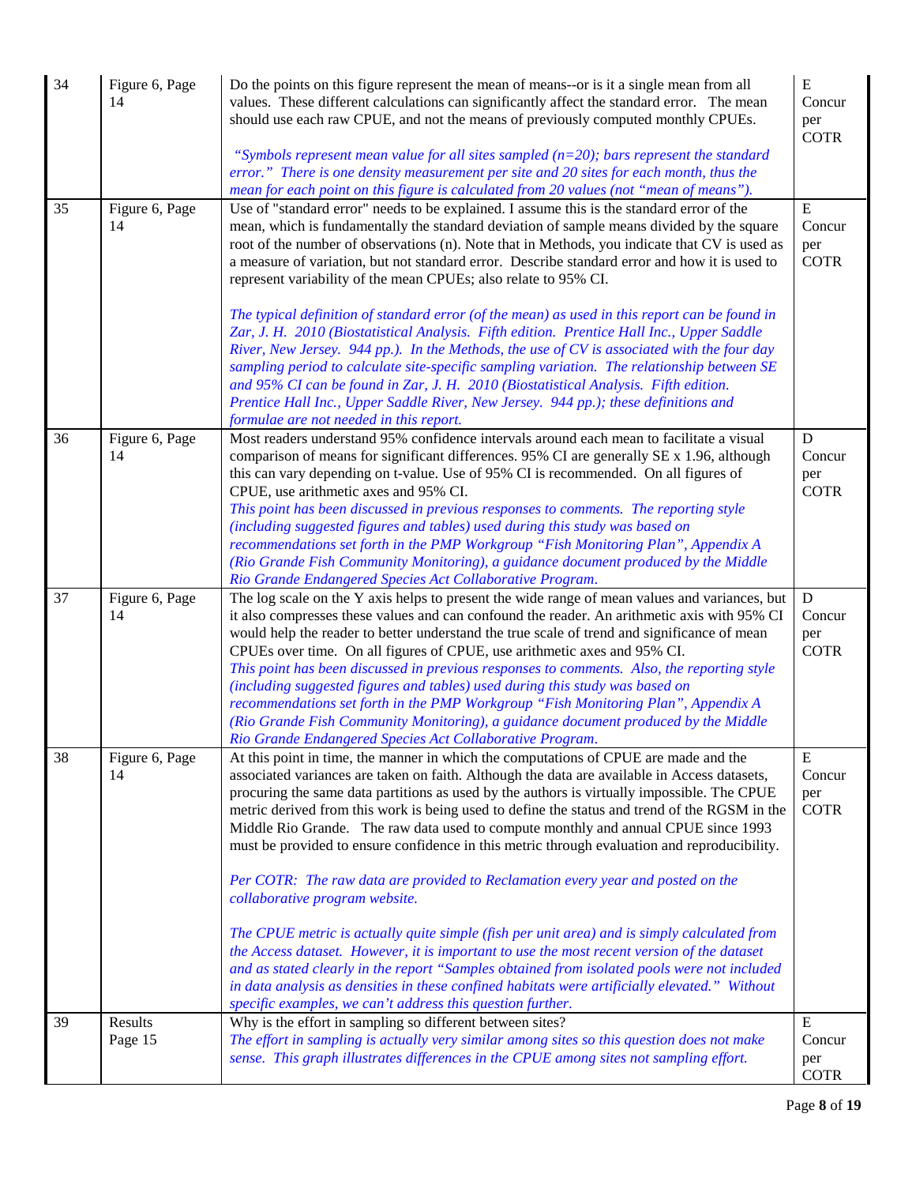| 34 | Figure 6, Page 14 | Do the points on this figure represent the mean of means--or is it a single mean from all values. These different calculations can significantly affect the standard error. The mean should use each raw CPUE, and not the means of previously computed monthly CPUEs.<br><br>*"Symbols represent mean value for all sites sampled (n=20); bars represent the standard error." There is one density measurement per site and 20 sites for each month, thus the mean for each point on this figure is calculated from 20 values (not "mean of means").* | E Concur per COTR |
|---|---|---|---|
| 35 | Figure 6, Page 14 | Use of "standard error" needs to be explained. I assume this is the standard error of the mean, which is fundamentally the standard deviation of sample means divided by the square root of the number of observations (n). Note that in Methods, you indicate that CV is used as a measure of variation, but not standard error. Describe standard error and how it is used to represent variability of the mean CPUEs; also relate to 95% CI.<br><br>*The typical definition of standard error (of the mean) as used in this report can be found in Zar, J. H. 2010 (Biostatistical Analysis. Fifth edition. Prentice Hall Inc., Upper Saddle River, New Jersey. 944 pp.). In the Methods, the use of CV is associated with the four day sampling period to calculate site-specific sampling variation. The relationship between SE and 95% CI can be found in Zar, J. H. 2010 (Biostatistical Analysis. Fifth edition. Prentice Hall Inc., Upper Saddle River, New Jersey. 944 pp.); these definitions and formulae are not needed in this report.* | E Concur per COTR |
| 36 | Figure 6, Page 14 | Most readers understand 95% confidence intervals around each mean to facilitate a visual comparison of means for significant differences. 95% CI are generally SE x 1.96, although this can vary depending on t-value. Use of 95% CI is recommended. On all figures of CPUE, use arithmetic axes and 95% CI.<br>*This point has been discussed in previous responses to comments. The reporting style (including suggested figures and tables) used during this study was based on recommendations set forth in the PMP Workgroup "Fish Monitoring Plan", Appendix A (Rio Grande Fish Community Monitoring), a guidance document produced by the Middle Rio Grande Endangered Species Act Collaborative Program.* | D Concur per COTR |
| 37 | Figure 6, Page 14 | The log scale on the Y axis helps to present the wide range of mean values and variances, but it also compresses these values and can confound the reader. An arithmetic axis with 95% CI would help the reader to better understand the true scale of trend and significance of mean CPUEs over time. On all figures of CPUE, use arithmetic axes and 95% CI.<br>*This point has been discussed in previous responses to comments. Also, the reporting style (including suggested figures and tables) used during this study was based on recommendations set forth in the PMP Workgroup "Fish Monitoring Plan", Appendix A (Rio Grande Fish Community Monitoring), a guidance document produced by the Middle Rio Grande Endangered Species Act Collaborative Program.* | D Concur per COTR |
| 38 | Figure 6, Page 14 | At this point in time, the manner in which the computations of CPUE are made and the associated variances are taken on faith. Although the data are available in Access datasets, procuring the same data partitions as used by the authors is virtually impossible. The CPUE metric derived from this work is being used to define the status and trend of the RGSM in the Middle Rio Grande. The raw data used to compute monthly and annual CPUE since 1993 must be provided to ensure confidence in this metric through evaluation and reproducibility.<br><br>*Per COTR: The raw data are provided to Reclamation every year and posted on the collaborative program website.*<br><br>*The CPUE metric is actually quite simple (fish per unit area) and is simply calculated from the Access dataset. However, it is important to use the most recent version of the dataset and as stated clearly in the report "Samples obtained from isolated pools were not included in data analysis as densities in these confined habitats were artificially elevated." Without specific examples, we can't address this question further.* | E Concur per COTR |
| 39 | Results Page 15 | Why is the effort in sampling so different between sites?<br>*The effort in sampling is actually very similar among sites so this question does not make sense. This graph illustrates differences in the CPUE among sites not sampling effort.* | E Concur per COTR |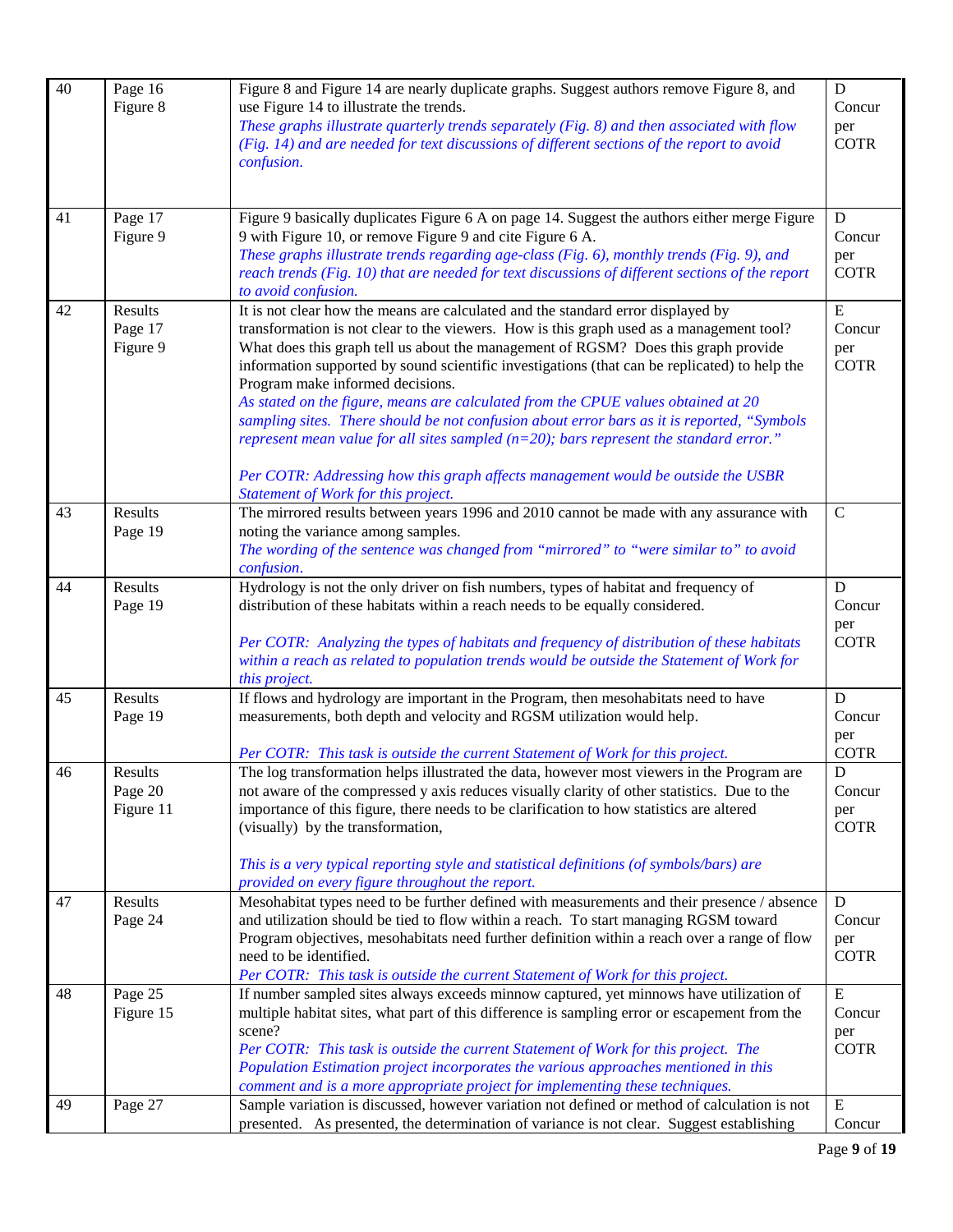| 40 | Page 16 Figure 8 | Figure 8 and Figure 14 are nearly duplicate graphs. Suggest authors remove Figure 8, and use Figure 14 to illustrate the trends. *These graphs illustrate quarterly trends separately (Fig. 8) and then associated with flow (Fig. 14) and are needed for text discussions of different sections of the report to avoid confusion.* | D Concur per COTR |
|---|---|---|---|
| 41 | Page 17 Figure 9 | Figure 9 basically duplicates Figure 6 A on page 14. Suggest the authors either merge Figure 9 with Figure 10, or remove Figure 9 and cite Figure 6 A. *These graphs illustrate trends regarding age-class (Fig. 6), monthly trends (Fig. 9), and reach trends (Fig. 10) that are needed for text discussions of different sections of the report to avoid confusion.* | D Concur per COTR |
| 42 | Results Page 17 Figure 9 | It is not clear how the means are calculated and the standard error displayed by transformation is not clear to the viewers. How is this graph used as a management tool? What does this graph tell us about the management of RGSM? Does this graph provide information supported by sound scientific investigations (that can be replicated) to help the Program make informed decisions. *As stated on the figure, means are calculated from the CPUE values obtained at 20 sampling sites. There should be not confusion about error bars as it is reported, "Symbols represent mean value for all sites sampled (n=20); bars represent the standard error."* *Per COTR: Addressing how this graph affects management would be outside the USBR Statement of Work for this project.* | E Concur per COTR |
| 43 | Results Page 19 | The mirrored results between years 1996 and 2010 cannot be made with any assurance with noting the variance among samples. *The wording of the sentence was changed from "mirrored" to "were similar to" to avoid confusion.* | C |
| 44 | Results Page 19 | Hydrology is not the only driver on fish numbers, types of habitat and frequency of distribution of these habitats within a reach needs to be equally considered. *Per COTR: Analyzing the types of habitats and frequency of distribution of these habitats within a reach as related to population trends would be outside the Statement of Work for this project.* | D Concur per COTR |
| 45 | Results Page 19 | If flows and hydrology are important in the Program, then mesohabitats need to have measurements, both depth and velocity and RGSM utilization would help. *Per COTR: This task is outside the current Statement of Work for this project.* | D Concur per COTR |
| 46 | Results Page 20 Figure 11 | The log transformation helps illustrated the data, however most viewers in the Program are not aware of the compressed y axis reduces visually clarity of other statistics. Due to the importance of this figure, there needs to be clarification to how statistics are altered (visually) by the transformation, *This is a very typical reporting style and statistical definitions (of symbols/bars) are provided on every figure throughout the report.* | D Concur per COTR |
| 47 | Results Page 24 | Mesohabitat types need to be further defined with measurements and their presence / absence and utilization should be tied to flow within a reach. To start managing RGSM toward Program objectives, mesohabitats need further definition within a reach over a range of flow need to be identified. *Per COTR: This task is outside the current Statement of Work for this project.* | D Concur per COTR |
| 48 | Page 25 Figure 15 | If number sampled sites always exceeds minnow captured, yet minnows have utilization of multiple habitat sites, what part of this difference is sampling error or escapement from the scene? *Per COTR: This task is outside the current Statement of Work for this project. The Population Estimation project incorporates the various approaches mentioned in this comment and is a more appropriate project for implementing these techniques.* | E Concur per COTR |
| 49 | Page 27 | Sample variation is discussed, however variation not defined or method of calculation is not presented. As presented, the determination of variance is not clear. Suggest establishing | E Concur |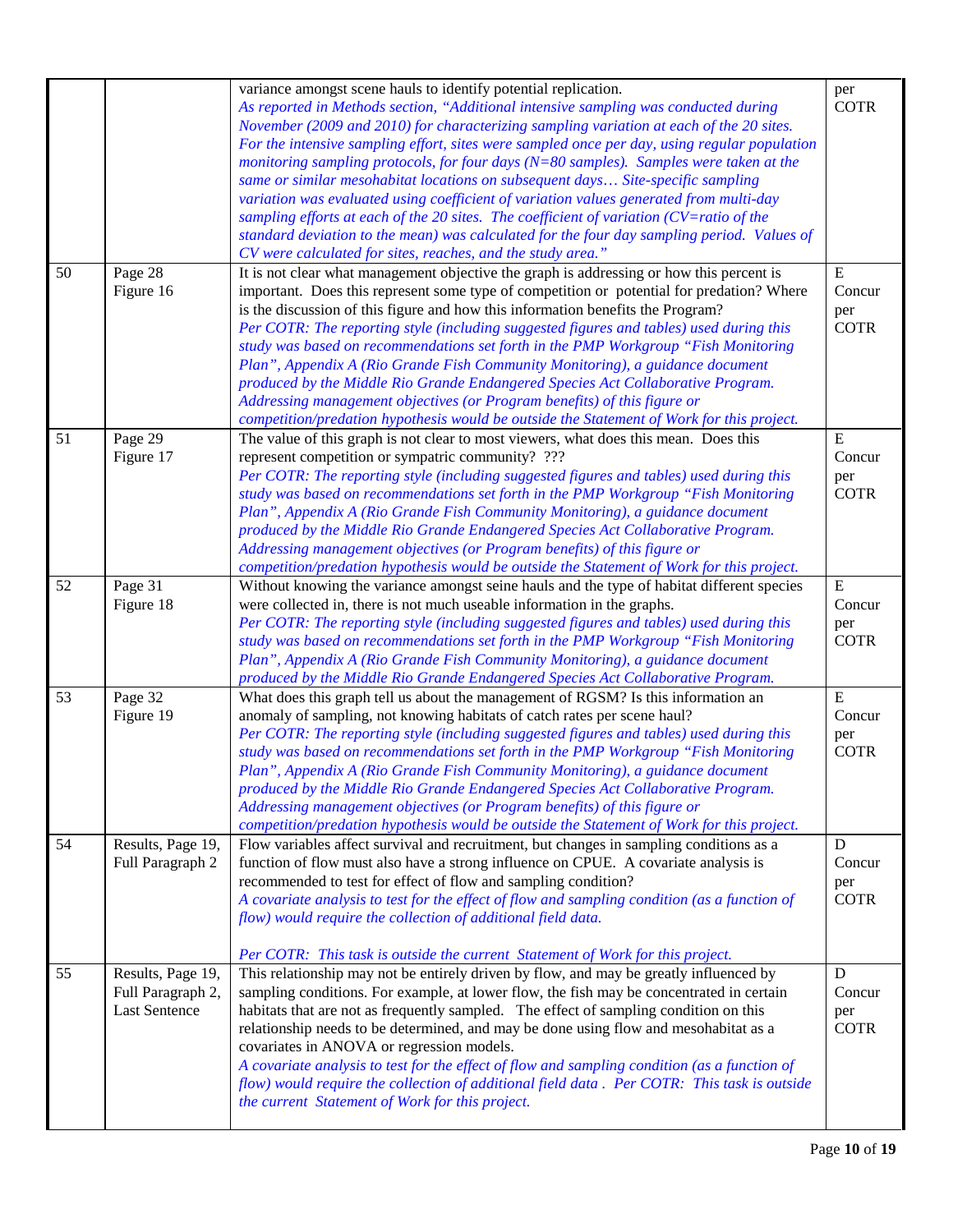|  |  | variance amongst scene hauls to identify potential replication.<br>*As reported in Methods section, "Additional intensive sampling was conducted during November (2009 and 2010) for characterizing sampling variation at each of the 20 sites. For the intensive sampling effort, sites were sampled once per day, using regular population monitoring sampling protocols, for four days (N=80 samples). Samples were taken at the same or similar mesohabitat locations on subsequent days… Site-specific sampling variation was evaluated using coefficient of variation values generated from multi-day sampling efforts at each of the 20 sites. The coefficient of variation (CV=ratio of the standard deviation to the mean) was calculated for the four day sampling period. Values of CV were calculated for sites, reaches, and the study area."* | per COTR |
|---|---|---|---|
| 50 | Page 28<br>Figure 16 | It is not clear what management objective the graph is addressing or how this percent is important. Does this represent some type of competition or potential for predation? Where is the discussion of this figure and how this information benefits the Program?<br>*Per COTR: The reporting style (including suggested figures and tables) used during this study was based on recommendations set forth in the PMP Workgroup "Fish Monitoring Plan", Appendix A (Rio Grande Fish Community Monitoring), a guidance document produced by the Middle Rio Grande Endangered Species Act Collaborative Program. Addressing management objectives (or Program benefits) of this figure or competition/predation hypothesis would be outside the Statement of Work for this project.* | E<br>Concur per COTR |
| 51 | Page 29<br>Figure 17 | The value of this graph is not clear to most viewers, what does this mean. Does this represent competition or sympatric community? ???<br>*Per COTR: The reporting style (including suggested figures and tables) used during this study was based on recommendations set forth in the PMP Workgroup "Fish Monitoring Plan", Appendix A (Rio Grande Fish Community Monitoring), a guidance document produced by the Middle Rio Grande Endangered Species Act Collaborative Program. Addressing management objectives (or Program benefits) of this figure or competition/predation hypothesis would be outside the Statement of Work for this project.* | E<br>Concur per COTR |
| 52 | Page 31<br>Figure 18 | Without knowing the variance amongst seine hauls and the type of habitat different species were collected in, there is not much useable information in the graphs.<br>*Per COTR: The reporting style (including suggested figures and tables) used during this study was based on recommendations set forth in the PMP Workgroup "Fish Monitoring Plan", Appendix A (Rio Grande Fish Community Monitoring), a guidance document produced by the Middle Rio Grande Endangered Species Act Collaborative Program.* | E<br>Concur per COTR |
| 53 | Page 32<br>Figure 19 | What does this graph tell us about the management of RGSM? Is this information an anomaly of sampling, not knowing habitats of catch rates per scene haul?<br>*Per COTR: The reporting style (including suggested figures and tables) used during this study was based on recommendations set forth in the PMP Workgroup "Fish Monitoring Plan", Appendix A (Rio Grande Fish Community Monitoring), a guidance document produced by the Middle Rio Grande Endangered Species Act Collaborative Program. Addressing management objectives (or Program benefits) of this figure or competition/predation hypothesis would be outside the Statement of Work for this project.* | E<br>Concur per COTR |
| 54 | Results, Page 19, Full Paragraph 2 | Flow variables affect survival and recruitment, but changes in sampling conditions as a function of flow must also have a strong influence on CPUE. A covariate analysis is recommended to test for effect of flow and sampling condition?<br>*A covariate analysis to test for the effect of flow and sampling condition (as a function of flow) would require the collection of additional field data.*<br><br>*Per COTR: This task is outside the current Statement of Work for this project.* | D<br>Concur per COTR |
| 55 | Results, Page 19, Full Paragraph 2, Last Sentence | This relationship may not be entirely driven by flow, and may be greatly influenced by sampling conditions. For example, at lower flow, the fish may be concentrated in certain habitats that are not as frequently sampled. The effect of sampling condition on this relationship needs to be determined, and may be done using flow and mesohabitat as a covariates in ANOVA or regression models.<br>*A covariate analysis to test for the effect of flow and sampling condition (as a function of flow) would require the collection of additional field data . Per COTR: This task is outside the current Statement of Work for this project.* | D<br>Concur per COTR |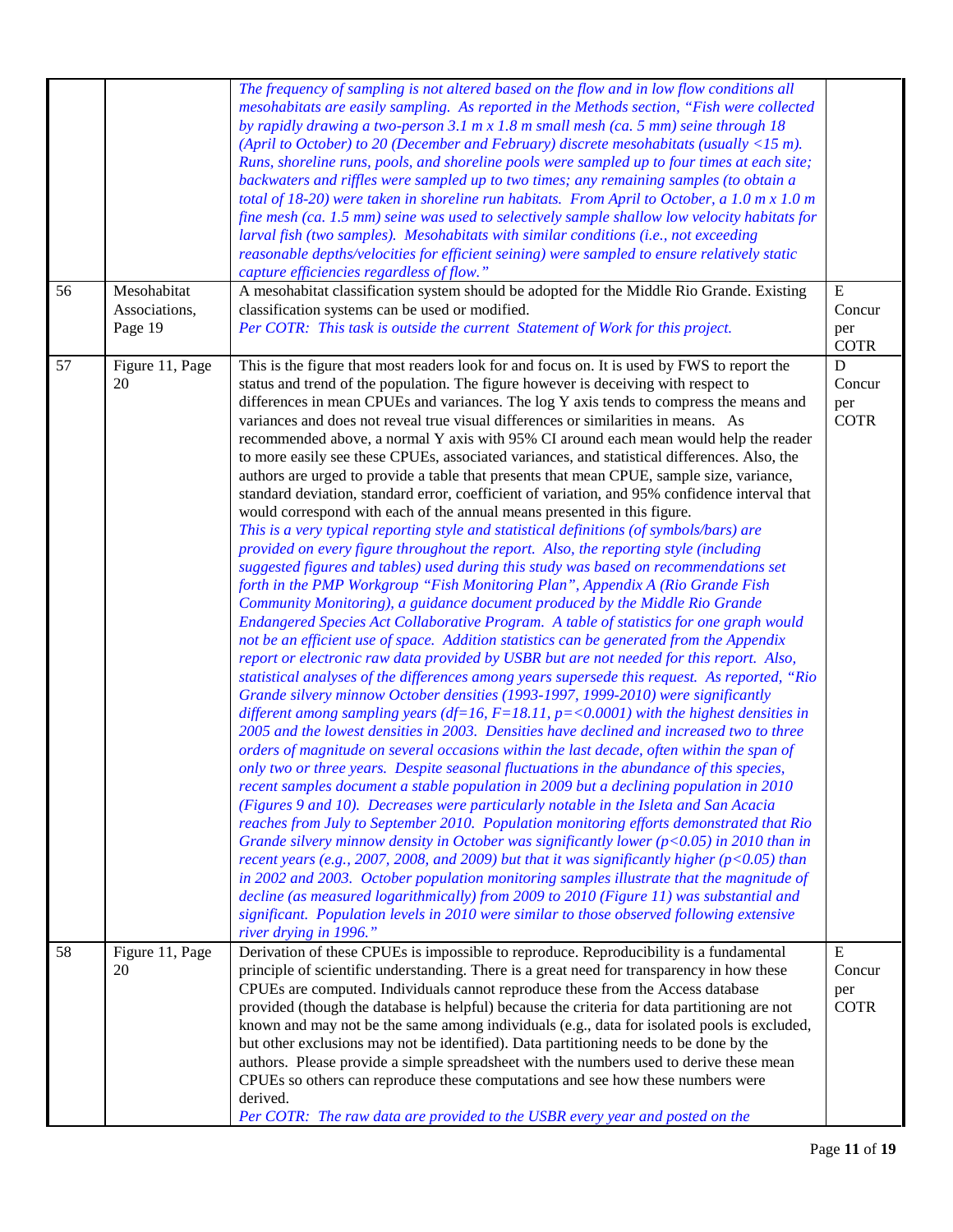| | | | |
|---|---|---|---|
| | | *The frequency of sampling is not altered based on the flow and in low flow conditions all mesohabitats are easily sampling. As reported in the Methods section, "Fish were collected by rapidly drawing a two-person 3.1 m x 1.8 m small mesh (ca. 5 mm) seine through 18 (April to October) to 20 (December and February) discrete mesohabitats (usually <15 m). Runs, shoreline runs, pools, and shoreline pools were sampled up to four times at each site; backwaters and riffles were sampled up to two times; any remaining samples (to obtain a total of 18-20) were taken in shoreline run habitats. From April to October, a 1.0 m x 1.0 m fine mesh (ca. 1.5 mm) seine was used to selectively sample shallow low velocity habitats for larval fish (two samples). Mesohabitats with similar conditions (i.e., not exceeding reasonable depths/velocities for efficient seining) were sampled to ensure relatively static capture efficiencies regardless of flow."* | |
| 56 | Mesohabitat Associations, Page 19 | A mesohabitat classification system should be adopted for the Middle Rio Grande. Existing classification systems can be used or modified. *Per COTR: This task is outside the current Statement of Work for this project.* | E Concur per COTR |
| 57 | Figure 11, Page 20 | This is the figure that most readers look for and focus on. It is used by FWS to report the status and trend of the population. The figure however is deceiving with respect to differences in mean CPUEs and variances. The log Y axis tends to compress the means and variances and does not reveal true visual differences or similarities in means. As recommended above, a normal Y axis with 95% CI around each mean would help the reader to more easily see these CPUEs, associated variances, and statistical differences. Also, the authors are urged to provide a table that presents that mean CPUE, sample size, variance, standard deviation, standard error, coefficient of variation, and 95% confidence interval that would correspond with each of the annual means presented in this figure. *This is a very typical reporting style and statistical definitions (of symbols/bars) are provided on every figure throughout the report. Also, the reporting style (including suggested figures and tables) used during this study was based on recommendations set forth in the PMP Workgroup "Fish Monitoring Plan", Appendix A (Rio Grande Fish Community Monitoring), a guidance document produced by the Middle Rio Grande Endangered Species Act Collaborative Program. A table of statistics for one graph would not be an efficient use of space. Addition statistics can be generated from the Appendix report or electronic raw data provided by USBR but are not needed for this report. Also, statistical analyses of the differences among years supersede this request. As reported, "Rio Grande silvery minnow October densities (1993-1997, 1999-2010) were significantly different among sampling years (df=16, F=18.11, p=<0.0001) with the highest densities in 2005 and the lowest densities in 2003. Densities have declined and increased two to three orders of magnitude on several occasions within the last decade, often within the span of only two or three years. Despite seasonal fluctuations in the abundance of this species, recent samples document a stable population in 2009 but a declining population in 2010 (Figures 9 and 10). Decreases were particularly notable in the Isleta and San Acacia reaches from July to September 2010. Population monitoring efforts demonstrated that Rio Grande silvery minnow density in October was significantly lower (p<0.05) in 2010 than in recent years (e.g., 2007, 2008, and 2009) but that it was significantly higher (p<0.05) than in 2002 and 2003. October population monitoring samples illustrate that the magnitude of decline (as measured logarithmically) from 2009 to 2010 (Figure 11) was substantial and significant. Population levels in 2010 were similar to those observed following extensive river drying in 1996."* | D Concur per COTR |
| 58 | Figure 11, Page 20 | Derivation of these CPUEs is impossible to reproduce. Reproducibility is a fundamental principle of scientific understanding. There is a great need for transparency in how these CPUEs are computed. Individuals cannot reproduce these from the Access database provided (though the database is helpful) because the criteria for data partitioning are not known and may not be the same among individuals (e.g., data for isolated pools is excluded, but other exclusions may not be identified). Data partitioning needs to be done by the authors. Please provide a simple spreadsheet with the numbers used to derive these mean CPUEs so others can reproduce these computations and see how these numbers were derived. *Per COTR: The raw data are provided to the USBR every year and posted on the* | E Concur per COTR |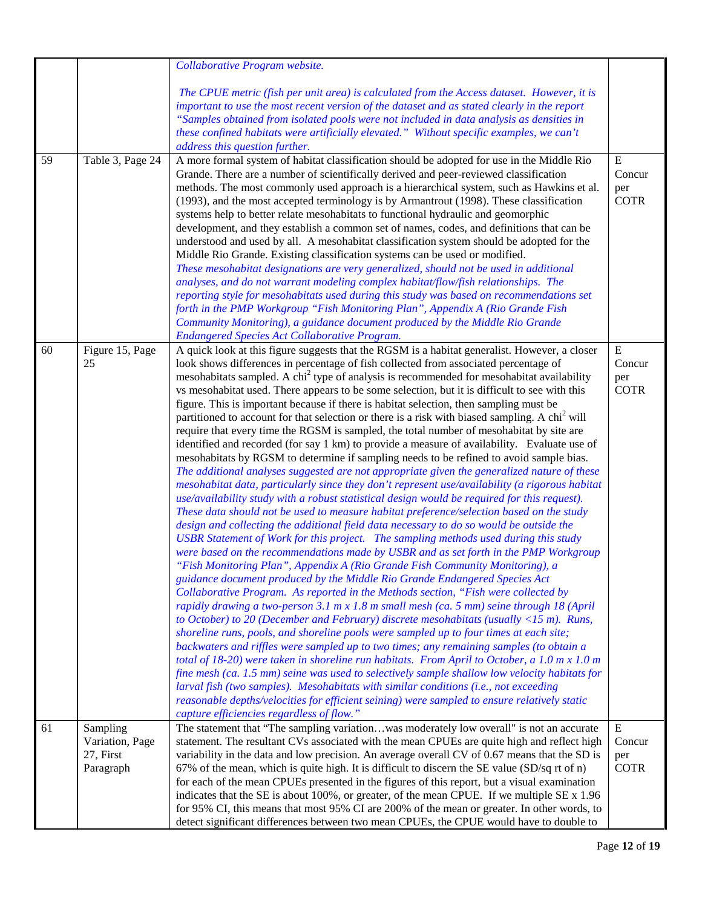| | | | |
|---|---|---|---|
| | | *Collaborative Program website.*<br><br>*The CPUE metric (fish per unit area) is calculated from the Access dataset. However, it is important to use the most recent version of the dataset and as stated clearly in the report "Samples obtained from isolated pools were not included in data analysis as densities in these confined habitats were artificially elevated." Without specific examples, we can't address this question further.* | |
| 59 | Table 3, Page 24 | A more formal system of habitat classification should be adopted for use in the Middle Rio Grande. There are a number of scientifically derived and peer-reviewed classification methods. The most commonly used approach is a hierarchical system, such as Hawkins et al. (1993), and the most accepted terminology is by Armantrout (1998). These classification systems help to better relate mesohabitats to functional hydraulic and geomorphic development, and they establish a common set of names, codes, and definitions that can be understood and used by all. A mesohabitat classification system should be adopted for the Middle Rio Grande. Existing classification systems can be used or modified.<br>*These mesohabitat designations are very generalized, should not be used in additional analyses, and do not warrant modeling complex habitat/flow/fish relationships. The reporting style for mesohabitats used during this study was based on recommendations set forth in the PMP Workgroup "Fish Monitoring Plan", Appendix A (Rio Grande Fish Community Monitoring), a guidance document produced by the Middle Rio Grande Endangered Species Act Collaborative Program.* | E Concur per COTR |
| 60 | Figure 15, Page 25 | A quick look at this figure suggests that the RGSM is a habitat generalist. However, a closer look shows differences in percentage of fish collected from associated percentage of mesohabitats sampled. A $chi^2$ type of analysis is recommended for mesohabitat availability vs mesohabitat used. There appears to be some selection, but it is difficult to see with this figure. This is important because if there is habitat selection, then sampling must be partitioned to account for that selection or there is a risk with biased sampling. A $chi^2$ will require that every time the RGSM is sampled, the total number of mesohabitat by site are identified and recorded (for say 1 km) to provide a measure of availability. Evaluate use of mesohabitats by RGSM to determine if sampling needs to be refined to avoid sample bias.<br>*The additional analyses suggested are not appropriate given the generalized nature of these mesohabitat data, particularly since they don't represent use/availability (a rigorous habitat use/availability study with a robust statistical design would be required for this request). These data should not be used to measure habitat preference/selection based on the study design and collecting the additional field data necessary to do so would be outside the USBR Statement of Work for this project. The sampling methods used during this study were based on the recommendations made by USBR and as set forth in the PMP Workgroup "Fish Monitoring Plan", Appendix A (Rio Grande Fish Community Monitoring), a guidance document produced by the Middle Rio Grande Endangered Species Act Collaborative Program. As reported in the Methods section, "Fish were collected by rapidly drawing a two-person 3.1 m x 1.8 m small mesh (ca. 5 mm) seine through 18 (April to October) to 20 (December and February) discrete mesohabitats (usually <15 m). Runs, shoreline runs, pools, and shoreline pools were sampled up to four times at each site; backwaters and riffles were sampled up to two times; any remaining samples (to obtain a total of 18-20) were taken in shoreline run habitats. From April to October, a 1.0 m x 1.0 m fine mesh (ca. 1.5 mm) seine was used to selectively sample shallow low velocity habitats for larval fish (two samples). Mesohabitats with similar conditions (i.e., not exceeding reasonable depths/velocities for efficient seining) were sampled to ensure relatively static capture efficiencies regardless of flow."* | E Concur per COTR |
| 61 | Sampling Variation, Page 27, First Paragraph | The statement that "The sampling variation…was moderately low overall" is not an accurate statement. The resultant CVs associated with the mean CPUEs are quite high and reflect high variability in the data and low precision. An average overall CV of 0.67 means that the SD is 67% of the mean, which is quite high. It is difficult to discern the SE value (SD/sq rt of n) for each of the mean CPUEs presented in the figures of this report, but a visual examination indicates that the SE is about 100%, or greater, of the mean CPUE. If we multiple SE x 1.96 for 95% CI, this means that most 95% CI are 200% of the mean or greater. In other words, to detect significant differences between two mean CPUEs, the CPUE would have to double to | E Concur per COTR |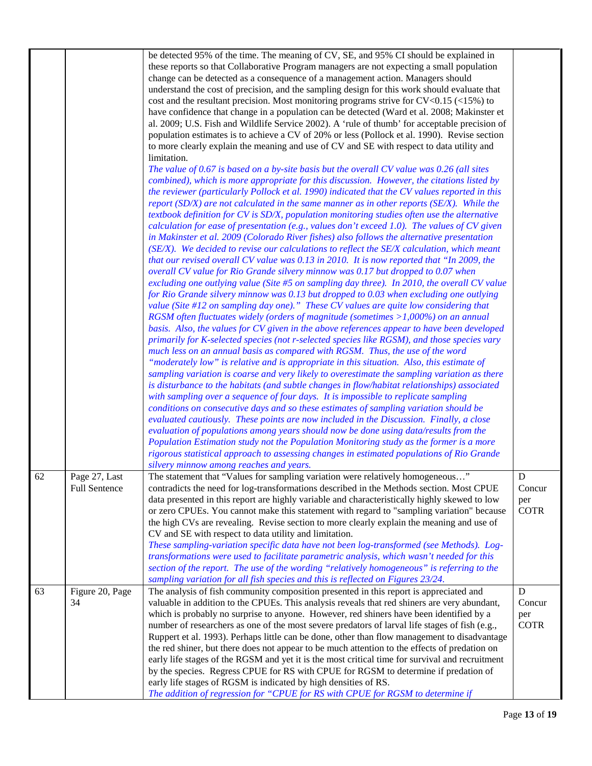| | | | |
|---|---|---|---|
| | | be detected 95% of the time. The meaning of CV, SE, and 95% CI should be explained in these reports so that Collaborative Program managers are not expecting a small population change can be detected as a consequence of a management action. Managers should understand the cost of precision, and the sampling design for this work should evaluate that cost and the resultant precision. Most monitoring programs strive for CV<0.15 (<15%) to have confidence that change in a population can be detected (Ward et al. 2008; Makinster et al. 2009; U.S. Fish and Wildlife Service 2002). A 'rule of thumb' for acceptable precision of population estimates is to achieve a CV of 20% or less (Pollock et al. 1990). Revise section to more clearly explain the meaning and use of CV and SE with respect to data utility and limitation.<br>*The value of 0.67 is based on a by-site basis but the overall CV value was 0.26 (all sites combined), which is more appropriate for this discussion. However, the citations listed by the reviewer (particularly Pollock et al. 1990) indicated that the CV values reported in this report (SD/X) are not calculated in the same manner as in other reports (SE/X). While the textbook definition for CV is SD/X, population monitoring studies often use the alternative calculation for ease of presentation (e.g., values don't exceed 1.0). The values of CV given in Makinster et al. 2009 (Colorado River fishes) also follows the alternative presentation (SE/X). We decided to revise our calculations to reflect the SE/X calculation, which meant that our revised overall CV value was 0.13 in 2010. It is now reported that "In 2009, the overall CV value for Rio Grande silvery minnow was 0.17 but dropped to 0.07 when excluding one outlying value (Site #5 on sampling day three). In 2010, the overall CV value for Rio Grande silvery minnow was 0.13 but dropped to 0.03 when excluding one outlying value (Site #12 on sampling day one)." These CV values are quite low considering that RGSM often fluctuates widely (orders of magnitude (sometimes >1,000%) on an annual basis. Also, the values for CV given in the above references appear to have been developed primarily for K-selected species (not r-selected species like RGSM), and those species vary much less on an annual basis as compared with RGSM. Thus, the use of the word "moderately low" is relative and is appropriate in this situation. Also, this estimate of sampling variation is coarse and very likely to overestimate the sampling variation as there is disturbance to the habitats (and subtle changes in flow/habitat relationships) associated with sampling over a sequence of four days. It is impossible to replicate sampling conditions on consecutive days and so these estimates of sampling variation should be evaluated cautiously. These points are now included in the Discussion. Finally, a close evaluation of populations among years should now be done using data/results from the Population Estimation study not the Population Monitoring study as the former is a more rigorous statistical approach to assessing changes in estimated populations of Rio Grande silvery minnow among reaches and years.* | |
| 62 | Page 27, Last Full Sentence | The statement that "Values for sampling variation were relatively homogeneous…" contradicts the need for log-transformations described in the Methods section. Most CPUE data presented in this report are highly variable and characteristically highly skewed to low or zero CPUEs. You cannot make this statement with regard to "sampling variation" because the high CVs are revealing. Revise section to more clearly explain the meaning and use of CV and SE with respect to data utility and limitation.<br>*These sampling-variation specific data have not been log-transformed (see Methods). Log-transformations were used to facilitate parametric analysis, which wasn't needed for this section of the report. The use of the wording "relatively homogeneous" is referring to the sampling variation for all fish species and this is reflected on Figures 23/24.* | D Concur per COTR |
| 63 | Figure 20, Page 34 | The analysis of fish community composition presented in this report is appreciated and valuable in addition to the CPUEs. This analysis reveals that red shiners are very abundant, which is probably no surprise to anyone. However, red shiners have been identified by a number of researchers as one of the most severe predators of larval life stages of fish (e.g., Ruppert et al. 1993). Perhaps little can be done, other than flow management to disadvantage the red shiner, but there does not appear to be much attention to the effects of predation on early life stages of the RGSM and yet it is the most critical time for survival and recruitment by the species. Regress CPUE for RS with CPUE for RGSM to determine if predation of early life stages of RGSM is indicated by high densities of RS.<br>*The addition of regression for "CPUE for RS with CPUE for RGSM to determine if* | D Concur per COTR |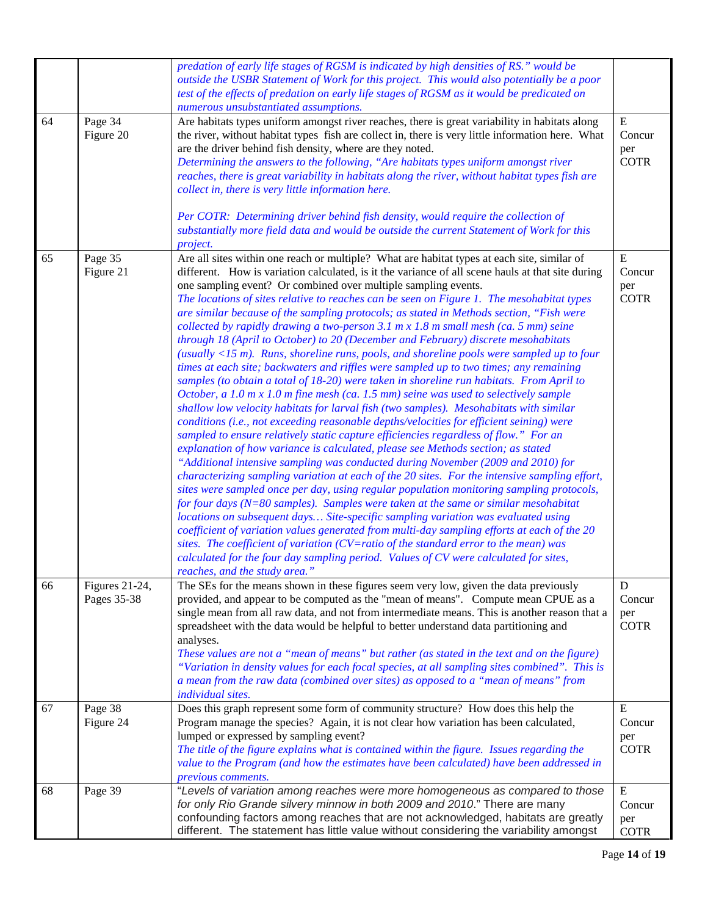| | | | |
|---|---|---|---|
| | | *predation of early life stages of RGSM is indicated by high densities of RS." would be outside the USBR Statement of Work for this project. This would also potentially be a poor test of the effects of predation on early life stages of RGSM as it would be predicated on numerous unsubstantiated assumptions.* | |
| 64 | Page 34<br>Figure 20 | Are habitats types uniform amongst river reaches, there is great variability in habitats along the river, without habitat types fish are collect in, there is very little information here. What are the driver behind fish density, where are they noted.<br>*Determining the answers to the following, "Are habitats types uniform amongst river reaches, there is great variability in habitats along the river, without habitat types fish are collect in, there is very little information here.*<br><br>*Per COTR: Determining driver behind fish density, would require the collection of substantially more field data and would be outside the current Statement of Work for this project.* | E<br>Concur per COTR |
| 65 | Page 35<br>Figure 21 | Are all sites within one reach or multiple? What are habitat types at each site, similar of different. How is variation calculated, is it the variance of all scene hauls at that site during one sampling event? Or combined over multiple sampling events.<br>*The locations of sites relative to reaches can be seen on Figure 1. The mesohabitat types are similar because of the sampling protocols; as stated in Methods section, "Fish were collected by rapidly drawing a two-person 3.1 m x 1.8 m small mesh (ca. 5 mm) seine through 18 (April to October) to 20 (December and February) discrete mesohabitats (usually <15 m). Runs, shoreline runs, pools, and shoreline pools were sampled up to four times at each site; backwaters and riffles were sampled up to two times; any remaining samples (to obtain a total of 18-20) were taken in shoreline run habitats. From April to October, a 1.0 m x 1.0 m fine mesh (ca. 1.5 mm) seine was used to selectively sample shallow low velocity habitats for larval fish (two samples). Mesohabitats with similar conditions (i.e., not exceeding reasonable depths/velocities for efficient seining) were sampled to ensure relatively static capture efficiencies regardless of flow." For an explanation of how variance is calculated, please see Methods section; as stated "Additional intensive sampling was conducted during November (2009 and 2010) for characterizing sampling variation at each of the 20 sites. For the intensive sampling effort, sites were sampled once per day, using regular population monitoring sampling protocols, for four days (N=80 samples). Samples were taken at the same or similar mesohabitat locations on subsequent days… Site-specific sampling variation was evaluated using coefficient of variation values generated from multi-day sampling efforts at each of the 20 sites. The coefficient of variation (CV=ratio of the standard error to the mean) was calculated for the four day sampling period. Values of CV were calculated for sites, reaches, and the study area."* | E<br>Concur per COTR |
| 66 | Figures 21-24, Pages 35-38 | The SEs for the means shown in these figures seem very low, given the data previously provided, and appear to be computed as the "mean of means". Compute mean CPUE as a single mean from all raw data, and not from intermediate means. This is another reason that a spreadsheet with the data would be helpful to better understand data partitioning and analyses.<br>*These values are not a "mean of means" but rather (as stated in the text and on the figure) "Variation in density values for each focal species, at all sampling sites combined". This is a mean from the raw data (combined over sites) as opposed to a "mean of means" from individual sites.* | D<br>Concur per COTR |
| 67 | Page 38<br>Figure 24 | Does this graph represent some form of community structure? How does this help the Program manage the species? Again, it is not clear how variation has been calculated, lumped or expressed by sampling event?<br>*The title of the figure explains what is contained within the figure. Issues regarding the value to the Program (and how the estimates have been calculated) have been addressed in previous comments.* | E<br>Concur per COTR |
| 68 | Page 39 | "*Levels of variation among reaches were more homogeneous as compared to those for only Rio Grande silvery minnow in both 2009 and 2010*." There are many confounding factors among reaches that are not acknowledged, habitats are greatly different. The statement has little value without considering the variability amongst | E<br>Concur per COTR |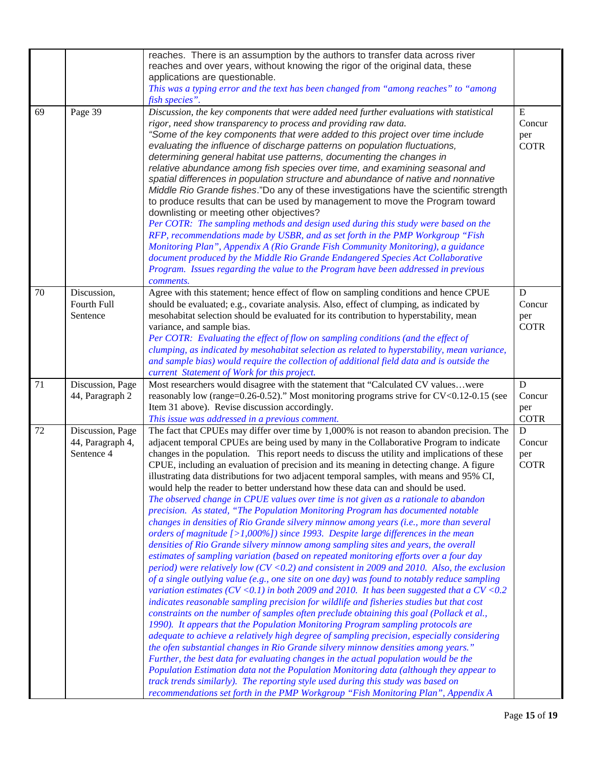| | | | |
|---|---|---|---|
| | | reaches. There is an assumption by the authors to transfer data across river reaches and over years, without knowing the rigor of the original data, these applications are questionable.<br>*This was a typing error and the text has been changed from "among reaches" to "among fish species".* | |
| 69 | Page 39 | *Discussion, the key components that were added need further evaluations with statistical rigor, need show transparency to process and providing raw data.*<br>"Some of the key components that were added to this project over time include evaluating the influence of discharge patterns on population fluctuations, determining general habitat use patterns, documenting the changes in relative abundance among fish species over time, and examining seasonal and spatial differences in population structure and abundance of native and nonnative Middle Rio Grande fishes."Do any of these investigations have the scientific strength to produce results that can be used by management to move the Program toward downlisting or meeting other objectives?<br>*Per COTR: The sampling methods and design used during this study were based on the RFP, recommendations made by USBR, and as set forth in the PMP Workgroup "Fish Monitoring Plan", Appendix A (Rio Grande Fish Community Monitoring), a guidance document produced by the Middle Rio Grande Endangered Species Act Collaborative Program. Issues regarding the value to the Program have been addressed in previous comments.* | E Concur per COTR |
| 70 | Discussion, Fourth Full Sentence | Agree with this statement; hence effect of flow on sampling conditions and hence CPUE should be evaluated; e.g., covariate analysis. Also, effect of clumping, as indicated by mesohabitat selection should be evaluated for its contribution to hyperstability, mean variance, and sample bias.<br>*Per COTR: Evaluating the effect of flow on sampling conditions (and the effect of clumping, as indicated by mesohabitat selection as related to hyperstability, mean variance, and sample bias) would require the collection of additional field data and is outside the current Statement of Work for this project.* | D Concur per COTR |
| 71 | Discussion, Page 44, Paragraph 2 | Most researchers would disagree with the statement that "Calculated CV values…were reasonably low (range=0.26-0.52)." Most monitoring programs strive for CV<0.12-0.15 (see Item 31 above). Revise discussion accordingly.<br>*This issue was addressed in a previous comment.* | D Concur per COTR |
| 72 | Discussion, Page 44, Paragraph 4, Sentence 4 | The fact that CPUEs may differ over time by 1,000% is not reason to abandon precision. The adjacent temporal CPUEs are being used by many in the Collaborative Program to indicate changes in the population. This report needs to discuss the utility and implications of these CPUE, including an evaluation of precision and its meaning in detecting change. A figure illustrating data distributions for two adjacent temporal samples, with means and 95% CI, would help the reader to better understand how these data can and should be used.<br>*The observed change in CPUE values over time is not given as a rationale to abandon precision. As stated, "The Population Monitoring Program has documented notable changes in densities of Rio Grande silvery minnow among years (i.e., more than several orders of magnitude [>1,000%]) since 1993. Despite large differences in the mean densities of Rio Grande silvery minnow among sampling sites and years, the overall estimates of sampling variation (based on repeated monitoring efforts over a four day period) were relatively low (CV <0.2) and consistent in 2009 and 2010. Also, the exclusion of a single outlying value (e.g., one site on one day) was found to notably reduce sampling variation estimates (CV <0.1) in both 2009 and 2010. It has been suggested that a CV <0.2 indicates reasonable sampling precision for wildlife and fisheries studies but that cost constraints on the number of samples often preclude obtaining this goal (Pollack et al., 1990). It appears that the Population Monitoring Program sampling protocols are adequate to achieve a relatively high degree of sampling precision, especially considering the ofen substantial changes in Rio Grande silvery minnow densities among years." Further, the best data for evaluating changes in the actual population would be the Population Estimation data not the Population Monitoring data (although they appear to track trends similarly). The reporting style used during this study was based on recommendations set forth in the PMP Workgroup "Fish Monitoring Plan", Appendix A* | D Concur per COTR |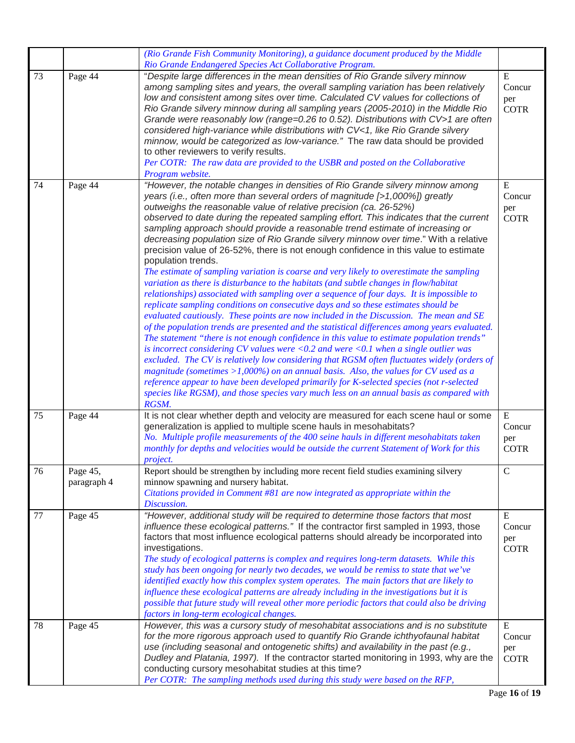| | | | |
|---|---|---|---|
| | | *(Rio Grande Fish Community Monitoring), a guidance document produced by the Middle Rio Grande Endangered Species Act Collaborative Program.* | |
| 73 | Page 44 | "*Despite large differences in the mean densities of Rio Grande silvery minnow among sampling sites and years, the overall sampling variation has been relatively low and consistent among sites over time. Calculated CV values for collections of Rio Grande silvery minnow during all sampling years (2005-2010) in the Middle Rio Grande were reasonably low (range=0.26 to 0.52). Distributions with CV>1 are often considered high-variance while distributions with CV<1, like Rio Grande silvery minnow, would be categorized as low-variance.*" The raw data should be provided to other reviewers to verify results.<br>*Per COTR: The raw data are provided to the USBR and posted on the Collaborative Program website.* | E Concur per COTR |
| 74 | Page 44 | "*However, the notable changes in densities of Rio Grande silvery minnow among years (i.e., often more than several orders of magnitude [>1,000%]) greatly outweighs the reasonable value of relative precision (ca. 26-52%) observed to date during the repeated sampling effort. This indicates that the current sampling approach should provide a reasonable trend estimate of increasing or decreasing population size of Rio Grande silvery minnow over time.*" With a relative precision value of 26-52%, there is not enough confidence in this value to estimate population trends.<br>*The estimate of sampling variation is coarse and very likely to overestimate the sampling variation as there is disturbance to the habitats (and subtle changes in flow/habitat relationships) associated with sampling over a sequence of four days. It is impossible to replicate sampling conditions on consecutive days and so these estimates should be evaluated cautiously. These points are now included in the Discussion. The mean and SE of the population trends are presented and the statistical differences among years evaluated. The statement "there is not enough confidence in this value to estimate population trends" is incorrect considering CV values were <0.2 and were <0.1 when a single outlier was excluded. The CV is relatively low considering that RGSM often fluctuates widely (orders of magnitude (sometimes >1,000%) on an annual basis. Also, the values for CV used as a reference appear to have been developed primarily for K-selected species (not r-selected species like RGSM), and those species vary much less on an annual basis as compared with RGSM.* | E Concur per COTR |
| 75 | Page 44 | It is not clear whether depth and velocity are measured for each scene haul or some generalization is applied to multiple scene hauls in mesohabitats?<br>*No. Multiple profile measurements of the 400 seine hauls in different mesohabitats taken monthly for depths and velocities would be outside the current Statement of Work for this project.* | E Concur per COTR |
| 76 | Page 45, paragraph 4 | Report should be strengthen by including more recent field studies examining silvery minnow spawning and nursery habitat.<br>*Citations provided in Comment #81 are now integrated as appropriate within the Discussion.* | C |
| 77 | Page 45 | "*However, additional study will be required to determine those factors that most influence these ecological patterns.*" If the contractor first sampled in 1993, those factors that most influence ecological patterns should already be incorporated into investigations.<br>*The study of ecological patterns is complex and requires long-term datasets. While this study has been ongoing for nearly two decades, we would be remiss to state that we've identified exactly how this complex system operates. The main factors that are likely to influence these ecological patterns are already including in the investigations but it is possible that future study will reveal other more periodic factors that could also be driving factors in long-term ecological changes.* | E Concur per COTR |
| 78 | Page 45 | *However, this was a cursory study of mesohabitat associations and is no substitute for the more rigorous approach used to quantify Rio Grande ichthyofaunal habitat use (including seasonal and ontogenetic shifts) and availability in the past (e.g., Dudley and Platania, 1997).* If the contractor started monitoring in 1993, why are the conducting cursory mesohabitat studies at this time?<br>*Per COTR: The sampling methods used during this study were based on the RFP,* | E Concur per COTR |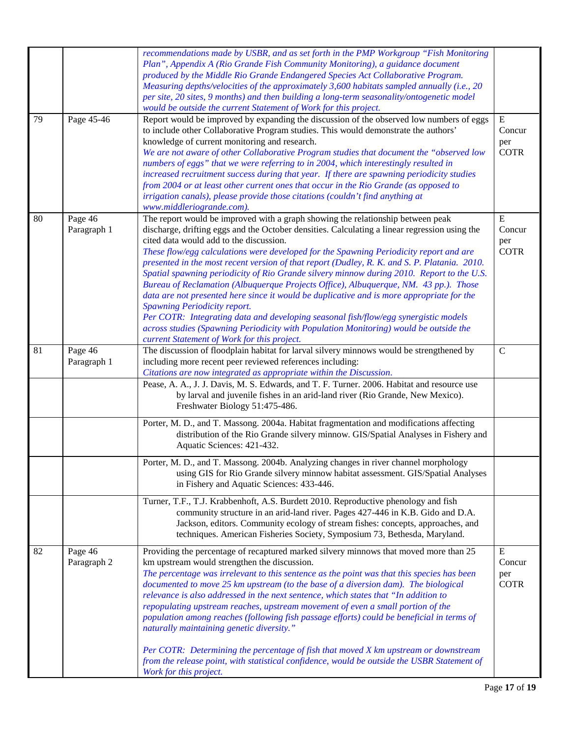| | | | |
|---|---|---|---|
| | | *recommendations made by USBR, and as set forth in the PMP Workgroup "Fish Monitoring Plan", Appendix A (Rio Grande Fish Community Monitoring), a guidance document produced by the Middle Rio Grande Endangered Species Act Collaborative Program. Measuring depths/velocities of the approximately 3,600 habitats sampled annually (i.e., 20 per site, 20 sites, 9 months) and then building a long-term seasonality/ontogenetic model would be outside the current Statement of Work for this project.* | |
| 79 | Page 45-46 | Report would be improved by expanding the discussion of the observed low numbers of eggs to include other Collaborative Program studies. This would demonstrate the authors' knowledge of current monitoring and research.<br>*We are not aware of other Collaborative Program studies that document the "observed low numbers of eggs" that we were referring to in 2004, which interestingly resulted in increased recruitment success during that year. If there are spawning periodicity studies from 2004 or at least other current ones that occur in the Rio Grande (as opposed to irrigation canals), please provide those citations (couldn't find anything at www.middleriogrande.com).* | E Concur per COTR |
| 80 | Page 46 Paragraph 1 | The report would be improved with a graph showing the relationship between peak discharge, drifting eggs and the October densities. Calculating a linear regression using the cited data would add to the discussion.<br>*These flow/egg calculations were developed for the Spawning Periodicity report and are presented in the most recent version of that report (Dudley, R. K. and S. P. Platania. 2010. Spatial spawning periodicity of Rio Grande silvery minnow during 2010. Report to the U.S. Bureau of Reclamation (Albuquerque Projects Office), Albuquerque, NM. 43 pp.). Those data are not presented here since it would be duplicative and is more appropriate for the Spawning Periodicity report.*<br>*Per COTR: Integrating data and developing seasonal fish/flow/egg synergistic models across studies (Spawning Periodicity with Population Monitoring) would be outside the current Statement of Work for this project.* | E Concur per COTR |
| 81 | Page 46 Paragraph 1 | The discussion of floodplain habitat for larval silvery minnows would be strengthened by including more recent peer reviewed references including:<br>*Citations are now integrated as appropriate within the Discussion.* | C |
| | | Pease, A. A., J. J. Davis, M. S. Edwards, and T. F. Turner. 2006. Habitat and resource use by larval and juvenile fishes in an arid-land river (Rio Grande, New Mexico). Freshwater Biology 51:475-486. | |
| | | Porter, M. D., and T. Massong. 2004a. Habitat fragmentation and modifications affecting distribution of the Rio Grande silvery minnow. GIS/Spatial Analyses in Fishery and Aquatic Sciences: 421-432. | |
| | | Porter, M. D., and T. Massong. 2004b. Analyzing changes in river channel morphology using GIS for Rio Grande silvery minnow habitat assessment. GIS/Spatial Analyses in Fishery and Aquatic Sciences: 433-446. | |
| | | Turner, T.F., T.J. Krabbenhoft, A.S. Burdett 2010. Reproductive phenology and fish community structure in an arid-land river. Pages 427-446 in K.B. Gido and D.A. Jackson, editors. Community ecology of stream fishes: concepts, approaches, and techniques. American Fisheries Society, Symposium 73, Bethesda, Maryland. | |
| 82 | Page 46 Paragraph 2 | Providing the percentage of recaptured marked silvery minnows that moved more than 25 km upstream would strengthen the discussion.<br>*The percentage was irrelevant to this sentence as the point was that this species has been documented to move 25 km upstream (to the base of a diversion dam). The biological relevance is also addressed in the next sentence, which states that "In addition to repopulating upstream reaches, upstream movement of even a small portion of the population among reaches (following fish passage efforts) could be beneficial in terms of naturally maintaining genetic diversity."*<br><br>*Per COTR: Determining the percentage of fish that moved X km upstream or downstream from the release point, with statistical confidence, would be outside the USBR Statement of Work for this project.* | E Concur per COTR |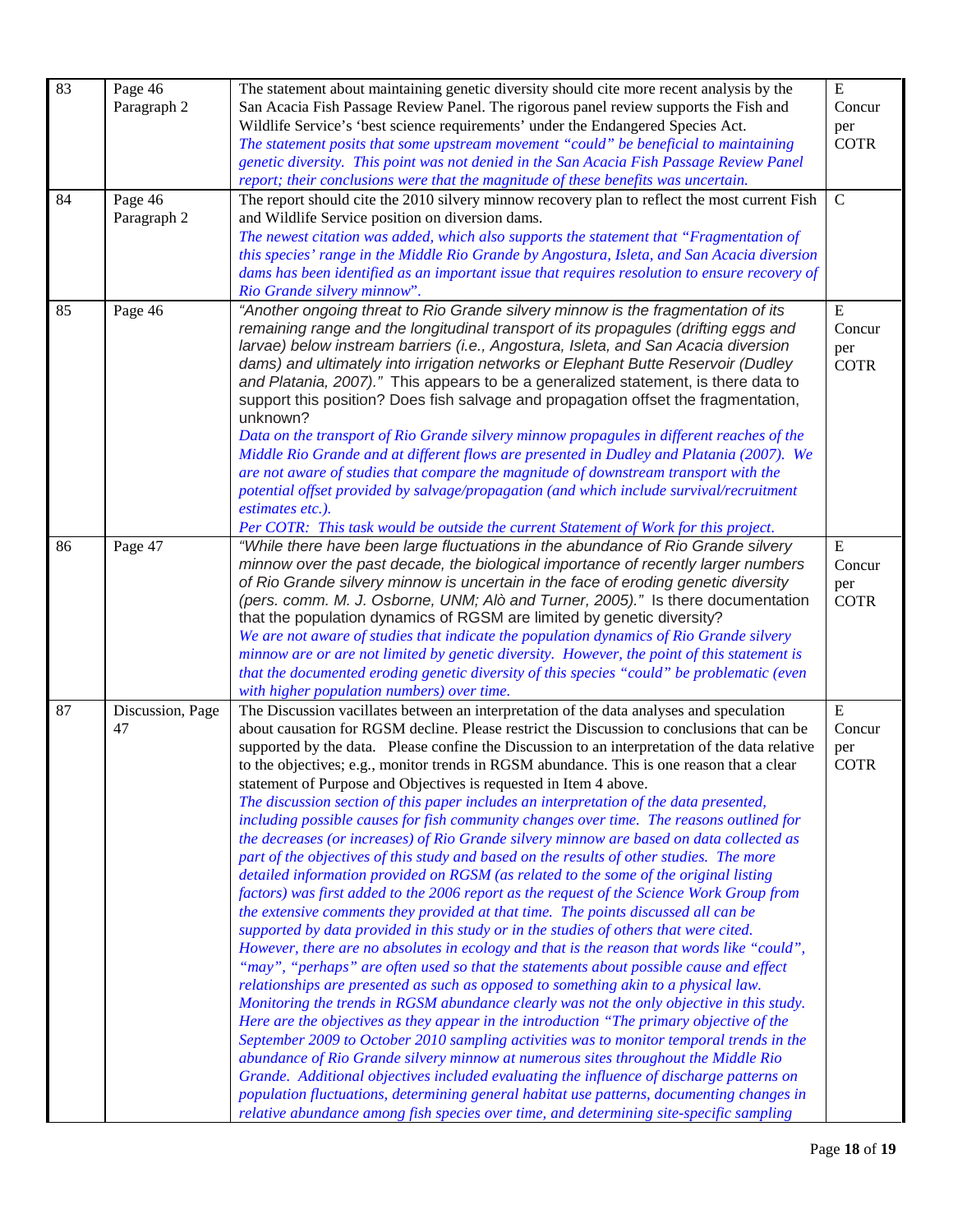| 83 | Page 46 Paragraph 2 | The statement about maintaining genetic diversity should cite more recent analysis by the San Acacia Fish Passage Review Panel. The rigorous panel review supports the Fish and Wildlife Service's 'best science requirements' under the Endangered Species Act. *The statement posits that some upstream movement "could" be beneficial to maintaining genetic diversity. This point was not denied in the San Acacia Fish Passage Review Panel report; their conclusions were that the magnitude of these benefits was uncertain.* | E Concur per COTR |
|---|---|---|---|
| 84 | Page 46 Paragraph 2 | The report should cite the 2010 silvery minnow recovery plan to reflect the most current Fish and Wildlife Service position on diversion dams. *The newest citation was added, which also supports the statement that "Fragmentation of this species' range in the Middle Rio Grande by Angostura, Isleta, and San Acacia diversion dams has been identified as an important issue that requires resolution to ensure recovery of Rio Grande silvery minnow".* | C |
| 85 | Page 46 | *"Another ongoing threat to Rio Grande silvery minnow is the fragmentation of its remaining range and the longitudinal transport of its propagules (drifting eggs and larvae) below instream barriers (i.e., Angostura, Isleta, and San Acacia diversion dams) and ultimately into irrigation networks or Elephant Butte Reservoir (Dudley and Platania, 2007)."* This appears to be a generalized statement, is there data to support this position? Does fish salvage and propagation offset the fragmentation, unknown? *Data on the transport of Rio Grande silvery minnow propagules in different reaches of the Middle Rio Grande and at different flows are presented in Dudley and Platania (2007). We are not aware of studies that compare the magnitude of downstream transport with the potential offset provided by salvage/propagation (and which include survival/recruitment estimates etc.). Per COTR: This task would be outside the current Statement of Work for this project.* | E Concur per COTR |
| 86 | Page 47 | *"While there have been large fluctuations in the abundance of Rio Grande silvery minnow over the past decade, the biological importance of recently larger numbers of Rio Grande silvery minnow is uncertain in the face of eroding genetic diversity (pers. comm. M. J. Osborne, UNM; Alò and Turner, 2005)."* Is there documentation that the population dynamics of RGSM are limited by genetic diversity? *We are not aware of studies that indicate the population dynamics of Rio Grande silvery minnow are or are not limited by genetic diversity. However, the point of this statement is that the documented eroding genetic diversity of this species "could" be problematic (even with higher population numbers) over time.* | E Concur per COTR |
| 87 | Discussion, Page 47 | The Discussion vacillates between an interpretation of the data analyses and speculation about causation for RGSM decline. Please restrict the Discussion to conclusions that can be supported by the data. Please confine the Discussion to an interpretation of the data relative to the objectives; e.g., monitor trends in RGSM abundance. This is one reason that a clear statement of Purpose and Objectives is requested in Item 4 above. *The discussion section of this paper includes an interpretation of the data presented, including possible causes for fish community changes over time. The reasons outlined for the decreases (or increases) of Rio Grande silvery minnow are based on data collected as part of the objectives of this study and based on the results of other studies. The more detailed information provided on RGSM (as related to the some of the original listing factors) was first added to the 2006 report as the request of the Science Work Group from the extensive comments they provided at that time. The points discussed all can be supported by data provided in this study or in the studies of others that were cited. However, there are no absolutes in ecology and that is the reason that words like "could", "may", "perhaps" are often used so that the statements about possible cause and effect relationships are presented as such as opposed to something akin to a physical law. Monitoring the trends in RGSM abundance clearly was not the only objective in this study. Here are the objectives as they appear in the introduction "The primary objective of the September 2009 to October 2010 sampling activities was to monitor temporal trends in the abundance of Rio Grande silvery minnow at numerous sites throughout the Middle Rio Grande. Additional objectives included evaluating the influence of discharge patterns on population fluctuations, determining general habitat use patterns, documenting changes in relative abundance among fish species over time, and determining site-specific sampling* | E Concur per COTR |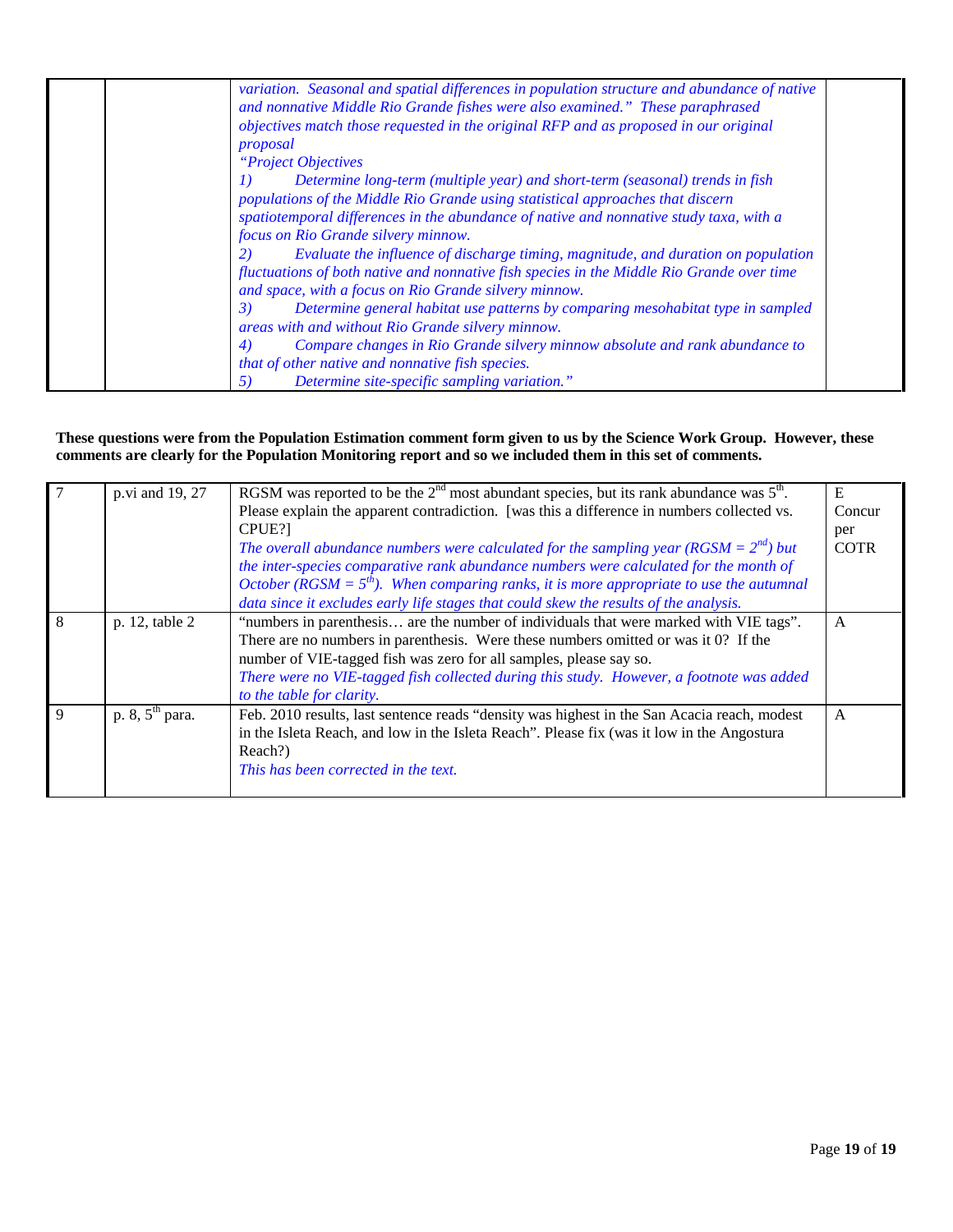| | | | |
|---|---|---|---|
| | | *variation. Seasonal and spatial differences in population structure and abundance of native and nonnative Middle Rio Grande fishes were also examined." These paraphrased objectives match those requested in the original RFP and as proposed in our original proposal*<br>*"Project Objectives*<br>*1) Determine long-term (multiple year) and short-term (seasonal) trends in fish populations of the Middle Rio Grande using statistical approaches that discern spatiotemporal differences in the abundance of native and nonnative study taxa, with a focus on Rio Grande silvery minnow.*<br>*2) Evaluate the influence of discharge timing, magnitude, and duration on population fluctuations of both native and nonnative fish species in the Middle Rio Grande over time and space, with a focus on Rio Grande silvery minnow.*<br>*3) Determine general habitat use patterns by comparing mesohabitat type in sampled areas with and without Rio Grande silvery minnow.*<br>*4) Compare changes in Rio Grande silvery minnow absolute and rank abundance to that of other native and nonnative fish species.*<br>*5) Determine site-specific sampling variation."* | |

**These questions were from the Population Estimation comment form given to us by the Science Work Group. However, these comments are clearly for the Population Monitoring report and so we included them in this set of comments.**

| | | | |
|---|---|---|---|
| 7 | p.vi and 19, 27 | RGSM was reported to be the 2nd most abundant species, but its rank abundance was 5th. Please explain the apparent contradiction. [was this a difference in numbers collected vs. CPUE?]<br>*The overall abundance numbers were calculated for the sampling year (RGSM = 2nd) but the inter-species comparative rank abundance numbers were calculated for the month of October (RGSM = 5th). When comparing ranks, it is more appropriate to use the autumnal data since it excludes early life stages that could skew the results of the analysis.* | E Concur per COTR |
| 8 | p. 12, table 2 | "numbers in parenthesis… are the number of individuals that were marked with VIE tags". There are no numbers in parenthesis. Were these numbers omitted or was it 0? If the number of VIE-tagged fish was zero for all samples, please say so.<br>*There were no VIE-tagged fish collected during this study. However, a footnote was added to the table for clarity.* | A |
| 9 | p. 8, 5th para. | Feb. 2010 results, last sentence reads "density was highest in the San Acacia reach, modest in the Isleta Reach, and low in the Isleta Reach". Please fix (was it low in the Angostura Reach?)<br>*This has been corrected in the text.* | A |